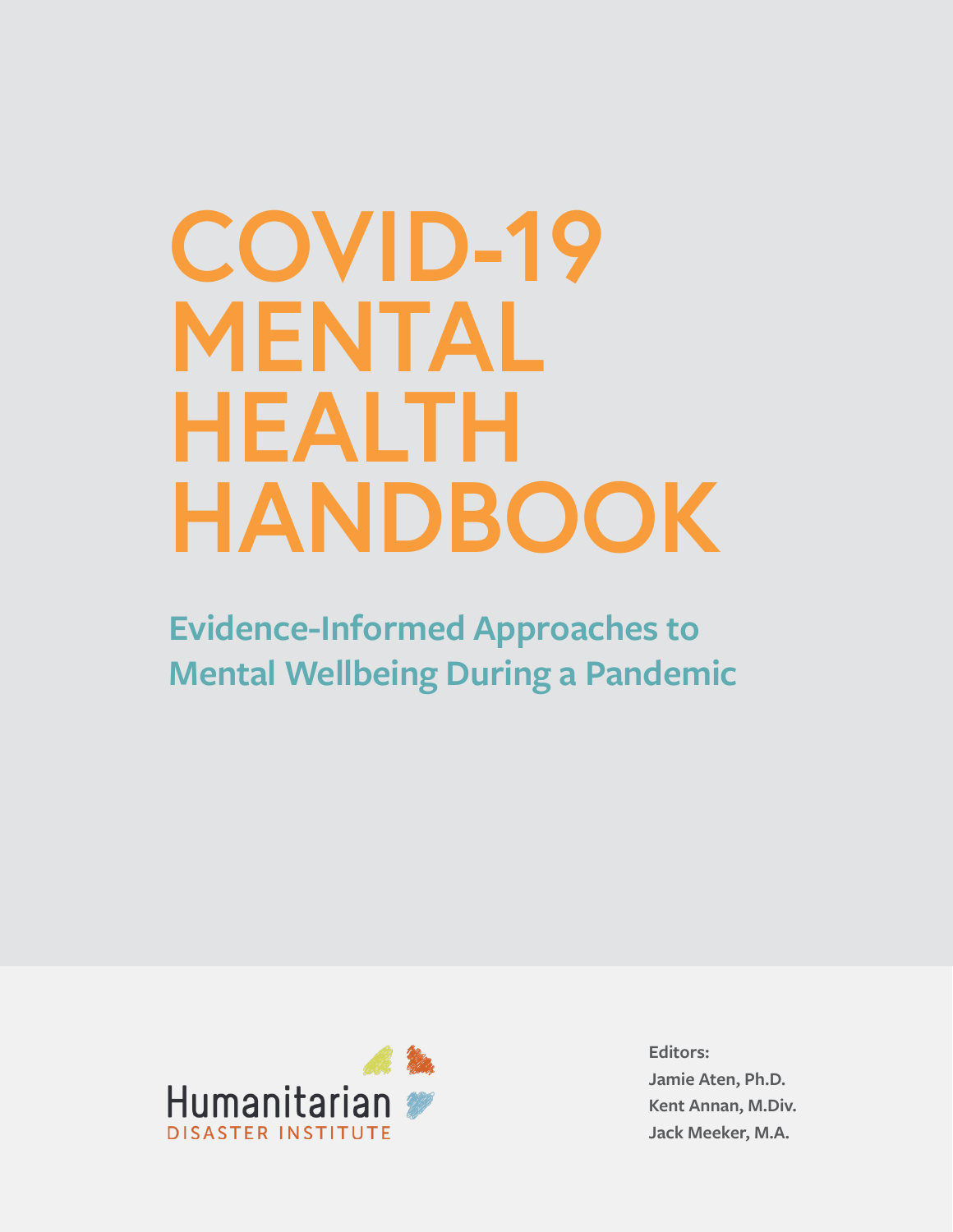# COVID-19 MENTAL HEALTH HANDBOOK

## Evidence-Informed Approaches to Mental Wellbeing During a Pandemic

Humanitarian
DISASTER INSTITUTE

**Editors:**
**Jamie Aten, Ph.D.**
**Kent Annan, M.Div.**
**Jack Meeker, M.A.**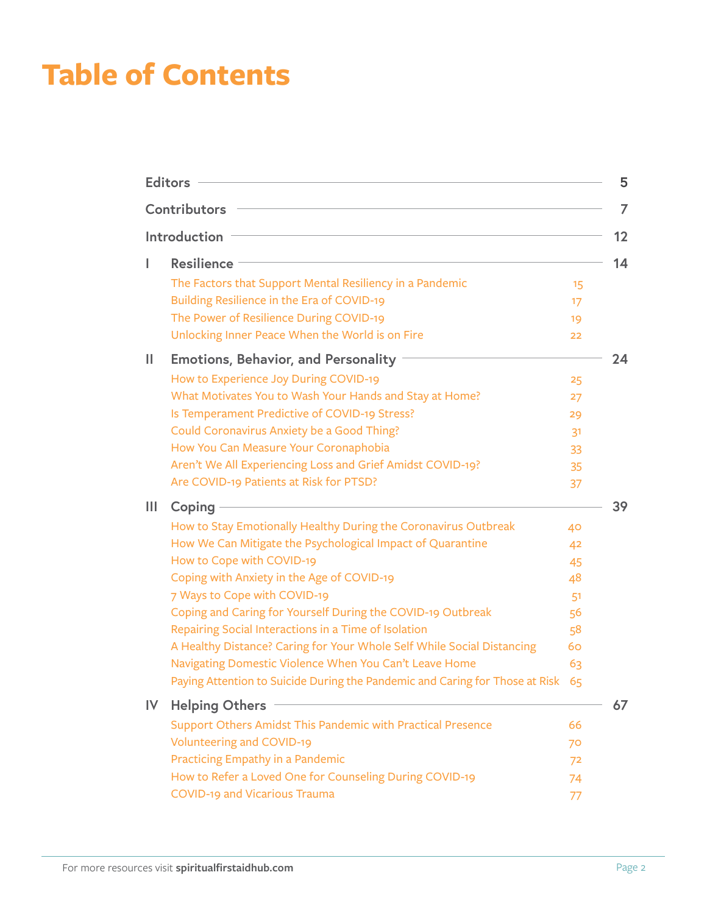# Table of Contents

| | | |
|---|---|---|
| | **Editors** | **5** |
| | **Contributors** | **7** |
| | **Introduction** | **12** |
| **I** | **Resilience** | **14** |
| | The Factors that Support Mental Resiliency in a Pandemic | 15 |
| | Building Resilience in the Era of COVID-19 | 17 |
| | The Power of Resilience During COVID-19 | 19 |
| | Unlocking Inner Peace When the World is on Fire | 22 |
| **II** | **Emotions, Behavior, and Personality** | **24** |
| | How to Experience Joy During COVID-19 | 25 |
| | What Motivates You to Wash Your Hands and Stay at Home? | 27 |
| | Is Temperament Predictive of COVID-19 Stress? | 29 |
| | Could Coronavirus Anxiety be a Good Thing? | 31 |
| | How You Can Measure Your Coronaphobia | 33 |
| | Aren't We All Experiencing Loss and Grief Amidst COVID-19? | 35 |
| | Are COVID-19 Patients at Risk for PTSD? | 37 |
| **III** | **Coping** | **39** |
| | How to Stay Emotionally Healthy During the Coronavirus Outbreak | 40 |
| | How We Can Mitigate the Psychological Impact of Quarantine | 42 |
| | How to Cope with COVID-19 | 45 |
| | Coping with Anxiety in the Age of COVID-19 | 48 |
| | 7 Ways to Cope with COVID-19 | 51 |
| | Coping and Caring for Yourself During the COVID-19 Outbreak | 56 |
| | Repairing Social Interactions in a Time of Isolation | 58 |
| | A Healthy Distance? Caring for Your Whole Self While Social Distancing | 60 |
| | Navigating Domestic Violence When You Can't Leave Home | 63 |
| | Paying Attention to Suicide During the Pandemic and Caring for Those at Risk | 65 |
| **IV** | **Helping Others** | **67** |
| | Support Others Amidst This Pandemic with Practical Presence | 66 |
| | Volunteering and COVID-19 | 70 |
| | Practicing Empathy in a Pandemic | 72 |
| | How to Refer a Loved One for Counseling During COVID-19 | 74 |
| | COVID-19 and Vicarious Trauma | 77 |

For more resources visit **spiritualfirstaidhub.com**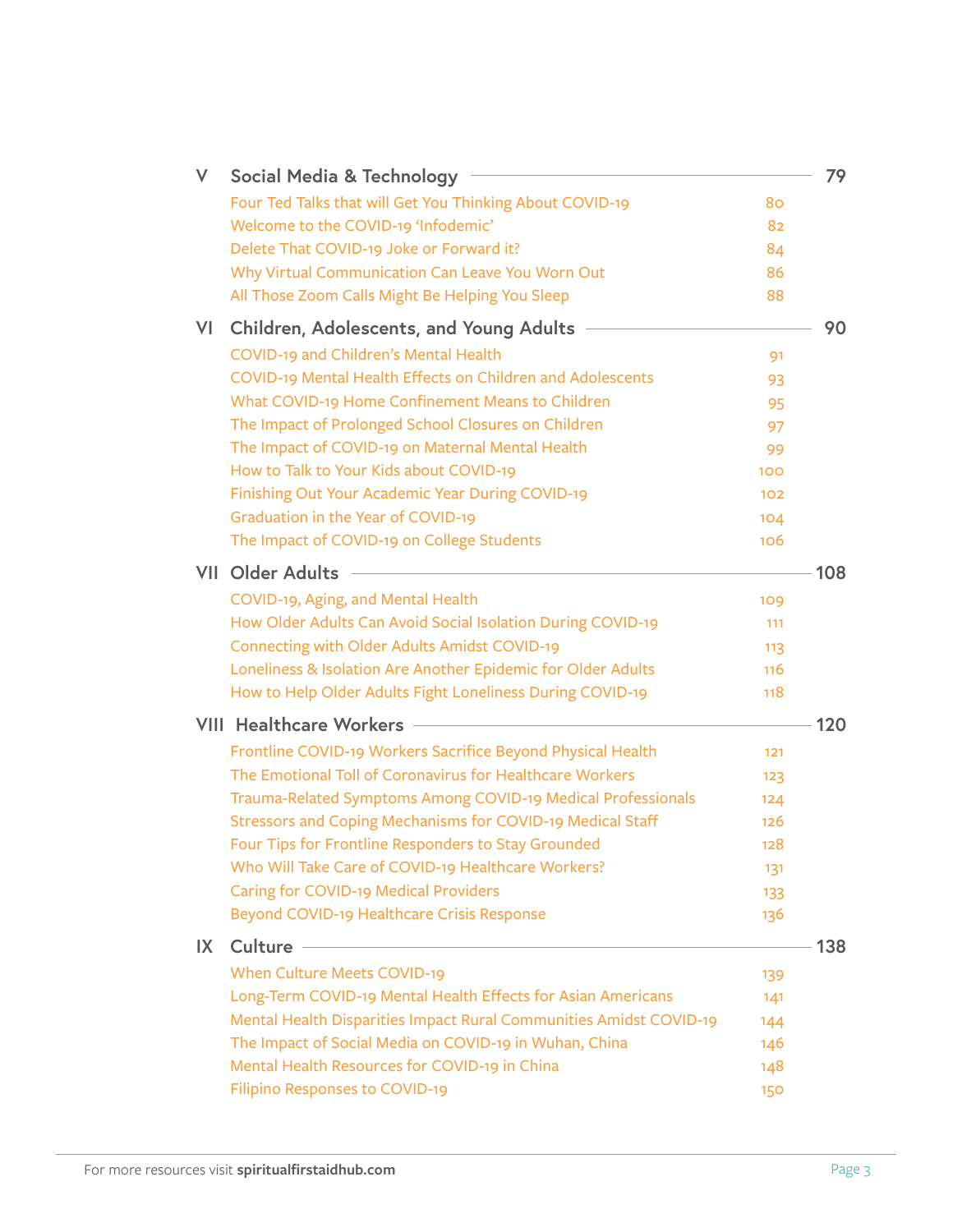## V Social Media & Technology — 79

- Four Ted Talks that will Get You Thinking About COVID-19 — 80
- Welcome to the COVID-19 'Infodemic' — 82
- Delete That COVID-19 Joke or Forward it? — 84
- Why Virtual Communication Can Leave You Worn Out — 86
- All Those Zoom Calls Might Be Helping You Sleep — 88

## VI Children, Adolescents, and Young Adults — 90

- COVID-19 and Children's Mental Health — 91
- COVID-19 Mental Health Effects on Children and Adolescents — 93
- What COVID-19 Home Confinement Means to Children — 95
- The Impact of Prolonged School Closures on Children — 97
- The Impact of COVID-19 on Maternal Mental Health — 99
- How to Talk to Your Kids about COVID-19 — 100
- Finishing Out Your Academic Year During COVID-19 — 102
- Graduation in the Year of COVID-19 — 104
- The Impact of COVID-19 on College Students — 106

## VII Older Adults — 108

- COVID-19, Aging, and Mental Health — 109
- How Older Adults Can Avoid Social Isolation During COVID-19 — 111
- Connecting with Older Adults Amidst COVID-19 — 113
- Loneliness & Isolation Are Another Epidemic for Older Adults — 116
- How to Help Older Adults Fight Loneliness During COVID-19 — 118

## VIII Healthcare Workers — 120

- Frontline COVID-19 Workers Sacrifice Beyond Physical Health — 121
- The Emotional Toll of Coronavirus for Healthcare Workers — 123
- Trauma-Related Symptoms Among COVID-19 Medical Professionals — 124
- Stressors and Coping Mechanisms for COVID-19 Medical Staff — 126
- Four Tips for Frontline Responders to Stay Grounded — 128
- Who Will Take Care of COVID-19 Healthcare Workers? — 131
- Caring for COVID-19 Medical Providers — 133
- Beyond COVID-19 Healthcare Crisis Response — 136

## IX Culture — 138

- When Culture Meets COVID-19 — 139
- Long-Term COVID-19 Mental Health Effects for Asian Americans — 141
- Mental Health Disparities Impact Rural Communities Amidst COVID-19 — 144
- The Impact of Social Media on COVID-19 in Wuhan, China — 146
- Mental Health Resources for COVID-19 in China — 148
- Filipino Responses to COVID-19 — 150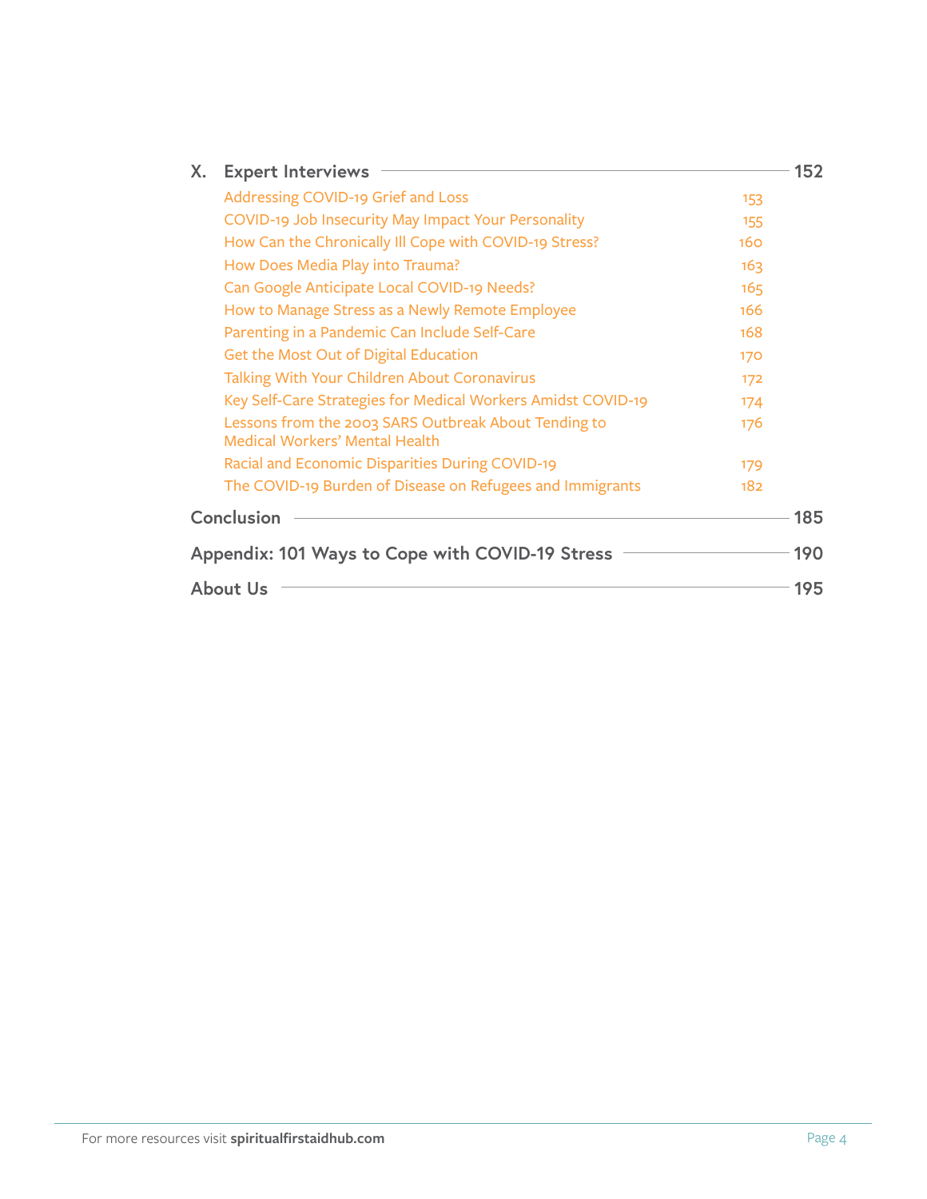**X. Expert Interviews** — 152

- Addressing COVID-19 Grief and Loss — 153
- COVID-19 Job Insecurity May Impact Your Personality — 155
- How Can the Chronically Ill Cope with COVID-19 Stress? — 160
- How Does Media Play into Trauma? — 163
- Can Google Anticipate Local COVID-19 Needs? — 165
- How to Manage Stress as a Newly Remote Employee — 166
- Parenting in a Pandemic Can Include Self-Care — 168
- Get the Most Out of Digital Education — 170
- Talking With Your Children About Coronavirus — 172
- Key Self-Care Strategies for Medical Workers Amidst COVID-19 — 174
- Lessons from the 2003 SARS Outbreak About Tending to Medical Workers' Mental Health — 176
- Racial and Economic Disparities During COVID-19 — 179
- The COVID-19 Burden of Disease on Refugees and Immigrants — 182

**Conclusion** — 185

**Appendix: 101 Ways to Cope with COVID-19 Stress** — 190

**About Us** — 195

For more resources visit **spiritualfirstaidhub.com**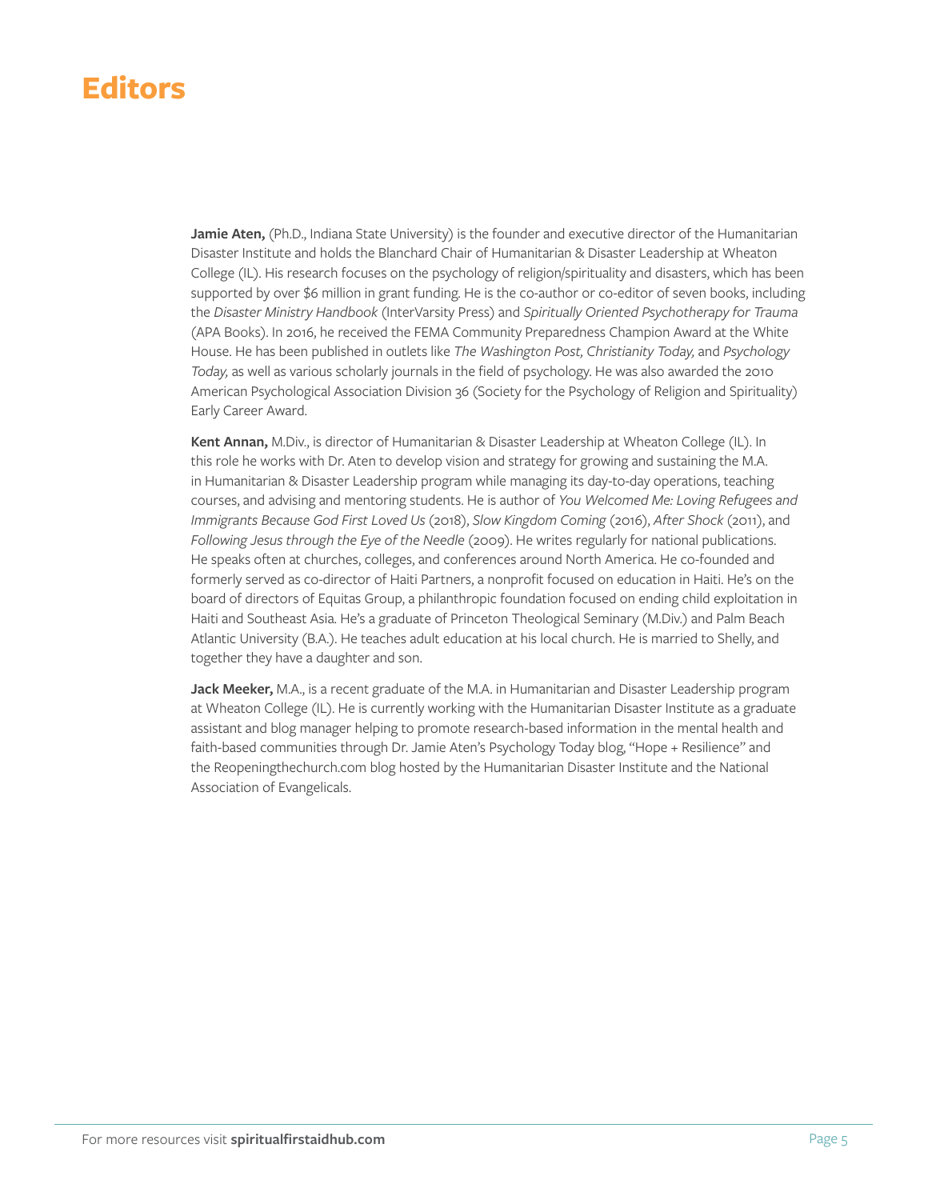# Editors

**Jamie Aten,** (Ph.D., Indiana State University) is the founder and executive director of the Humanitarian Disaster Institute and holds the Blanchard Chair of Humanitarian & Disaster Leadership at Wheaton College (IL). His research focuses on the psychology of religion/spirituality and disasters, which has been supported by over $6 million in grant funding. He is the co-author or co-editor of seven books, including the *Disaster Ministry Handbook* (InterVarsity Press) and *Spiritually Oriented Psychotherapy for Trauma* (APA Books). In 2016, he received the FEMA Community Preparedness Champion Award at the White House. He has been published in outlets like *The Washington Post, Christianity Today,* and *Psychology Today,* as well as various scholarly journals in the field of psychology. He was also awarded the 2010 American Psychological Association Division 36 (Society for the Psychology of Religion and Spirituality) Early Career Award.

**Kent Annan,** M.Div., is director of Humanitarian & Disaster Leadership at Wheaton College (IL). In this role he works with Dr. Aten to develop vision and strategy for growing and sustaining the M.A. in Humanitarian & Disaster Leadership program while managing its day-to-day operations, teaching courses, and advising and mentoring students. He is author of *You Welcomed Me: Loving Refugees and Immigrants Because God First Loved Us* (2018), *Slow Kingdom Coming* (2016), *After Shock* (2011), and *Following Jesus through the Eye of the Needle* (2009). He writes regularly for national publications. He speaks often at churches, colleges, and conferences around North America. He co-founded and formerly served as co-director of Haiti Partners, a nonprofit focused on education in Haiti. He's on the board of directors of Equitas Group, a philanthropic foundation focused on ending child exploitation in Haiti and Southeast Asia. He's a graduate of Princeton Theological Seminary (M.Div.) and Palm Beach Atlantic University (B.A.). He teaches adult education at his local church. He is married to Shelly, and together they have a daughter and son.

**Jack Meeker,** M.A., is a recent graduate of the M.A. in Humanitarian and Disaster Leadership program at Wheaton College (IL). He is currently working with the Humanitarian Disaster Institute as a graduate assistant and blog manager helping to promote research-based information in the mental health and faith-based communities through Dr. Jamie Aten's Psychology Today blog, "Hope + Resilience" and the Reopeningthechurch.com blog hosted by the Humanitarian Disaster Institute and the National Association of Evangelicals.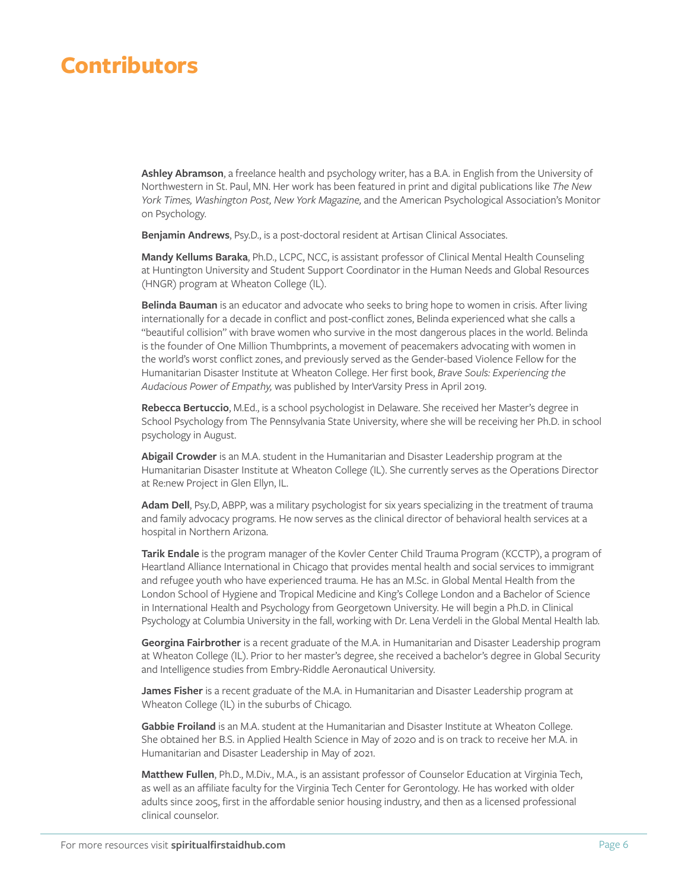# Contributors

**Ashley Abramson**, a freelance health and psychology writer, has a B.A. in English from the University of Northwestern in St. Paul, MN. Her work has been featured in print and digital publications like *The New York Times, Washington Post, New York Magazine,* and the American Psychological Association's Monitor on Psychology.

**Benjamin Andrews**, Psy.D., is a post-doctoral resident at Artisan Clinical Associates.

**Mandy Kellums Baraka**, Ph.D., LCPC, NCC, is assistant professor of Clinical Mental Health Counseling at Huntington University and Student Support Coordinator in the Human Needs and Global Resources (HNGR) program at Wheaton College (IL).

**Belinda Bauman** is an educator and advocate who seeks to bring hope to women in crisis. After living internationally for a decade in conflict and post-conflict zones, Belinda experienced what she calls a "beautiful collision" with brave women who survive in the most dangerous places in the world. Belinda is the founder of One Million Thumbprints, a movement of peacemakers advocating with women in the world's worst conflict zones, and previously served as the Gender-based Violence Fellow for the Humanitarian Disaster Institute at Wheaton College. Her first book, *Brave Souls: Experiencing the Audacious Power of Empathy,* was published by InterVarsity Press in April 2019.

**Rebecca Bertuccio**, M.Ed., is a school psychologist in Delaware. She received her Master's degree in School Psychology from The Pennsylvania State University, where she will be receiving her Ph.D. in school psychology in August.

**Abigail Crowder** is an M.A. student in the Humanitarian and Disaster Leadership program at the Humanitarian Disaster Institute at Wheaton College (IL). She currently serves as the Operations Director at Re:new Project in Glen Ellyn, IL.

**Adam Dell**, Psy.D, ABPP, was a military psychologist for six years specializing in the treatment of trauma and family advocacy programs. He now serves as the clinical director of behavioral health services at a hospital in Northern Arizona.

**Tarik Endale** is the program manager of the Kovler Center Child Trauma Program (KCCTP), a program of Heartland Alliance International in Chicago that provides mental health and social services to immigrant and refugee youth who have experienced trauma. He has an M.Sc. in Global Mental Health from the London School of Hygiene and Tropical Medicine and King's College London and a Bachelor of Science in International Health and Psychology from Georgetown University. He will begin a Ph.D. in Clinical Psychology at Columbia University in the fall, working with Dr. Lena Verdeli in the Global Mental Health lab.

**Georgina Fairbrother** is a recent graduate of the M.A. in Humanitarian and Disaster Leadership program at Wheaton College (IL). Prior to her master's degree, she received a bachelor's degree in Global Security and Intelligence studies from Embry-Riddle Aeronautical University.

**James Fisher** is a recent graduate of the M.A. in Humanitarian and Disaster Leadership program at Wheaton College (IL) in the suburbs of Chicago.

**Gabbie Froiland** is an M.A. student at the Humanitarian and Disaster Institute at Wheaton College. She obtained her B.S. in Applied Health Science in May of 2020 and is on track to receive her M.A. in Humanitarian and Disaster Leadership in May of 2021.

**Matthew Fullen**, Ph.D., M.Div., M.A., is an assistant professor of Counselor Education at Virginia Tech, as well as an affiliate faculty for the Virginia Tech Center for Gerontology. He has worked with older adults since 2005, first in the affordable senior housing industry, and then as a licensed professional clinical counselor.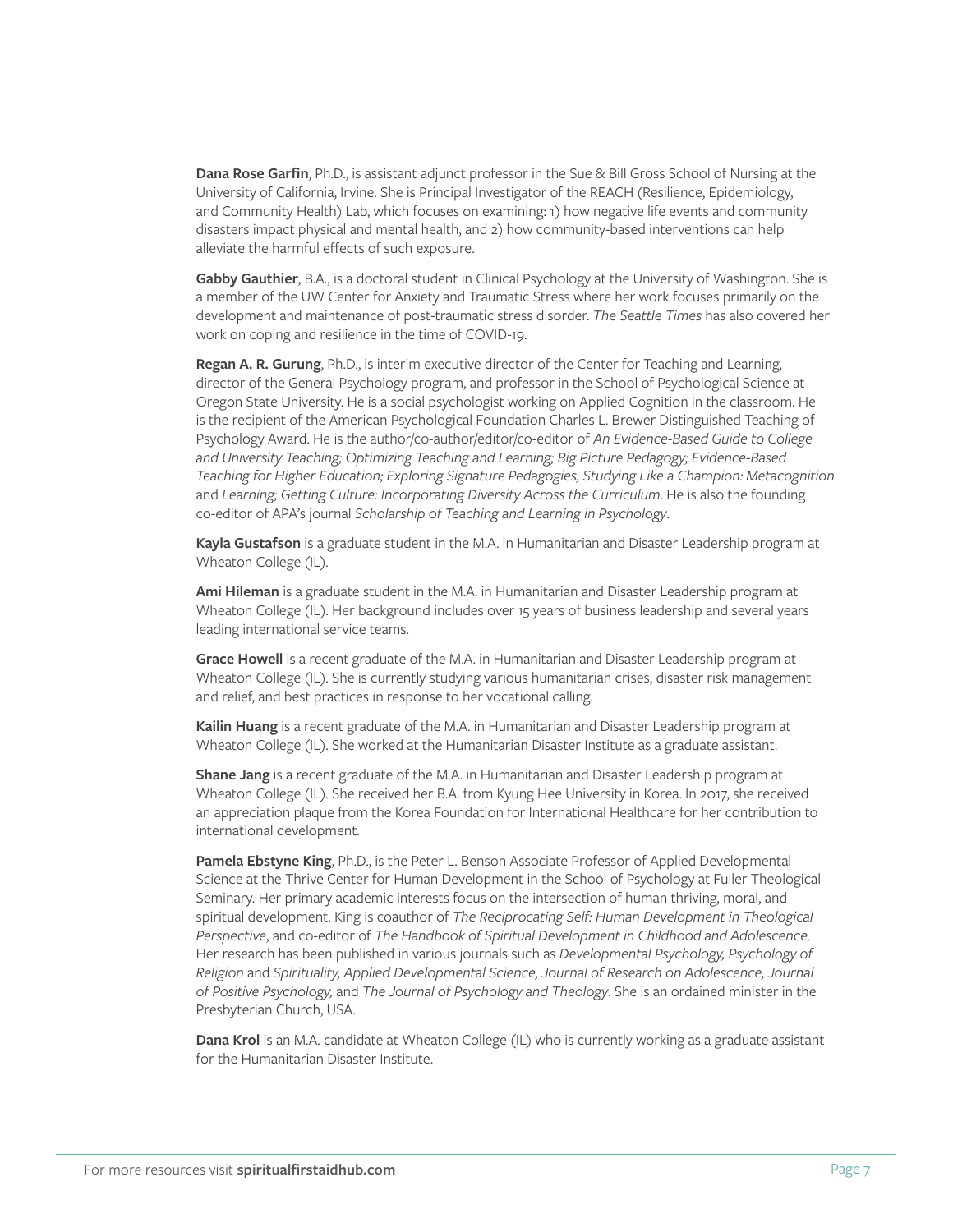**Dana Rose Garfin**, Ph.D., is assistant adjunct professor in the Sue & Bill Gross School of Nursing at the University of California, Irvine. She is Principal Investigator of the REACH (Resilience, Epidemiology, and Community Health) Lab, which focuses on examining: 1) how negative life events and community disasters impact physical and mental health, and 2) how community-based interventions can help alleviate the harmful effects of such exposure.

**Gabby Gauthier**, B.A., is a doctoral student in Clinical Psychology at the University of Washington. She is a member of the UW Center for Anxiety and Traumatic Stress where her work focuses primarily on the development and maintenance of post-traumatic stress disorder. *The Seattle Times* has also covered her work on coping and resilience in the time of COVID-19.

**Regan A. R. Gurung**, Ph.D., is interim executive director of the Center for Teaching and Learning, director of the General Psychology program, and professor in the School of Psychological Science at Oregon State University. He is a social psychologist working on Applied Cognition in the classroom. He is the recipient of the American Psychological Foundation Charles L. Brewer Distinguished Teaching of Psychology Award. He is the author/co-author/editor/co-editor of *An Evidence-Based Guide to College and University Teaching; Optimizing Teaching and Learning; Big Picture Pedagogy; Evidence-Based Teaching for Higher Education; Exploring Signature Pedagogies, Studying Like a Champion: Metacognition* and *Learning; Getting Culture: Incorporating Diversity Across the Curriculum*. He is also the founding co-editor of APA's journal *Scholarship of Teaching and Learning in Psychology*.

**Kayla Gustafson** is a graduate student in the M.A. in Humanitarian and Disaster Leadership program at Wheaton College (IL).

**Ami Hileman** is a graduate student in the M.A. in Humanitarian and Disaster Leadership program at Wheaton College (IL). Her background includes over 15 years of business leadership and several years leading international service teams.

**Grace Howell** is a recent graduate of the M.A. in Humanitarian and Disaster Leadership program at Wheaton College (IL). She is currently studying various humanitarian crises, disaster risk management and relief, and best practices in response to her vocational calling.

**Kailin Huang** is a recent graduate of the M.A. in Humanitarian and Disaster Leadership program at Wheaton College (IL). She worked at the Humanitarian Disaster Institute as a graduate assistant.

**Shane Jang** is a recent graduate of the M.A. in Humanitarian and Disaster Leadership program at Wheaton College (IL). She received her B.A. from Kyung Hee University in Korea. In 2017, she received an appreciation plaque from the Korea Foundation for International Healthcare for her contribution to international development.

**Pamela Ebstyne King**, Ph.D., is the Peter L. Benson Associate Professor of Applied Developmental Science at the Thrive Center for Human Development in the School of Psychology at Fuller Theological Seminary. Her primary academic interests focus on the intersection of human thriving, moral, and spiritual development. King is coauthor of *The Reciprocating Self: Human Development in Theological Perspective*, and co-editor of *The Handbook of Spiritual Development in Childhood and Adolescence*. Her research has been published in various journals such as *Developmental Psychology, Psychology of Religion* and *Spirituality, Applied Developmental Science, Journal of Research on Adolescence, Journal of Positive Psychology,* and *The Journal of Psychology and Theology*. She is an ordained minister in the Presbyterian Church, USA.

**Dana Krol** is an M.A. candidate at Wheaton College (IL) who is currently working as a graduate assistant for the Humanitarian Disaster Institute.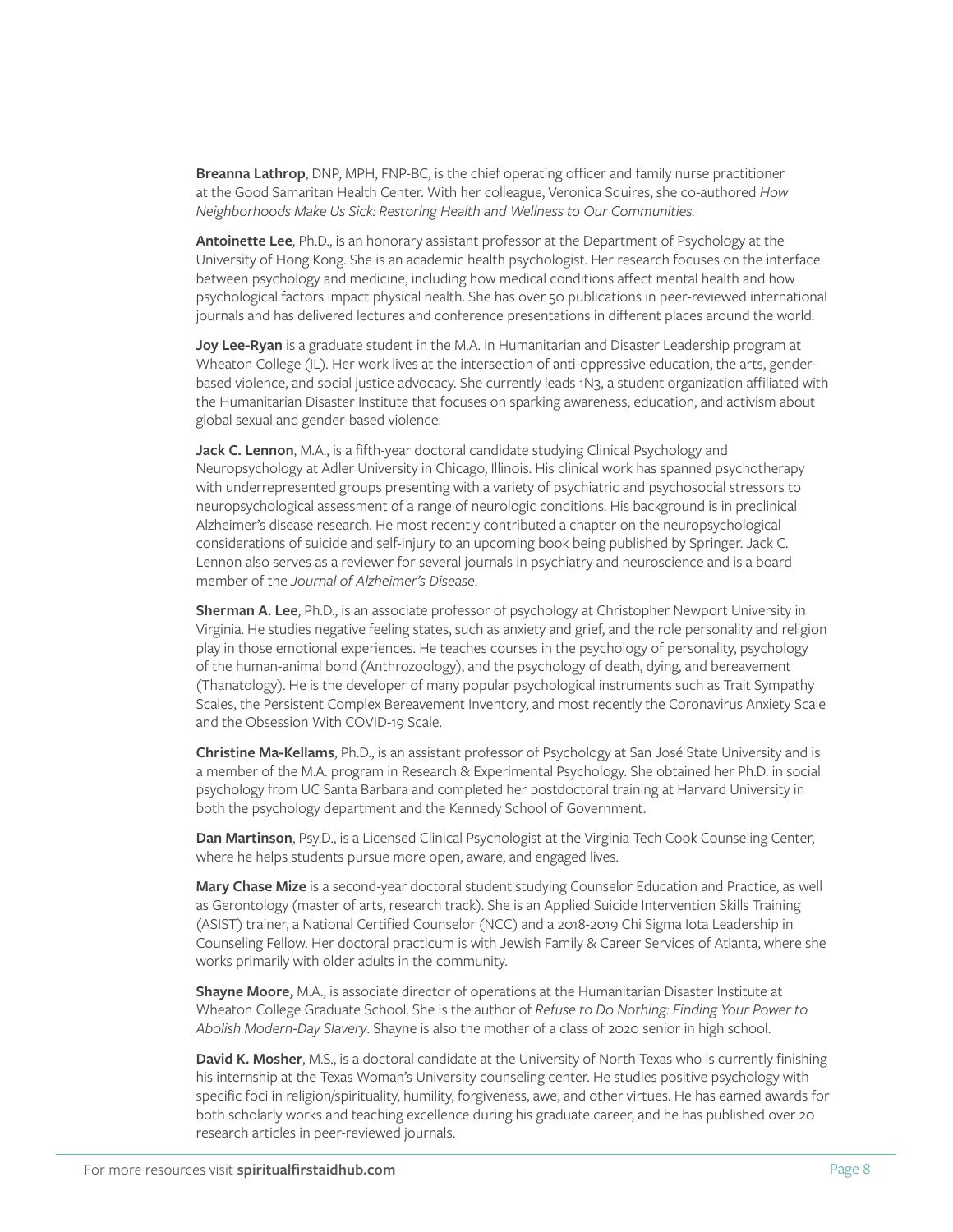**Breanna Lathrop**, DNP, MPH, FNP-BC, is the chief operating officer and family nurse practitioner at the Good Samaritan Health Center. With her colleague, Veronica Squires, she co-authored *How Neighborhoods Make Us Sick: Restoring Health and Wellness to Our Communities.*

**Antoinette Lee**, Ph.D., is an honorary assistant professor at the Department of Psychology at the University of Hong Kong. She is an academic health psychologist. Her research focuses on the interface between psychology and medicine, including how medical conditions affect mental health and how psychological factors impact physical health. She has over 50 publications in peer-reviewed international journals and has delivered lectures and conference presentations in different places around the world.

**Joy Lee-Ryan** is a graduate student in the M.A. in Humanitarian and Disaster Leadership program at Wheaton College (IL). Her work lives at the intersection of anti-oppressive education, the arts, gender-based violence, and social justice advocacy. She currently leads 1N3, a student organization affiliated with the Humanitarian Disaster Institute that focuses on sparking awareness, education, and activism about global sexual and gender-based violence.

**Jack C. Lennon**, M.A., is a fifth-year doctoral candidate studying Clinical Psychology and Neuropsychology at Adler University in Chicago, Illinois. His clinical work has spanned psychotherapy with underrepresented groups presenting with a variety of psychiatric and psychosocial stressors to neuropsychological assessment of a range of neurologic conditions. His background is in preclinical Alzheimer's disease research. He most recently contributed a chapter on the neuropsychological considerations of suicide and self-injury to an upcoming book being published by Springer. Jack C. Lennon also serves as a reviewer for several journals in psychiatry and neuroscience and is a board member of the *Journal of Alzheimer's Disease*.

**Sherman A. Lee**, Ph.D., is an associate professor of psychology at Christopher Newport University in Virginia. He studies negative feeling states, such as anxiety and grief, and the role personality and religion play in those emotional experiences. He teaches courses in the psychology of personality, psychology of the human-animal bond (Anthrozoology), and the psychology of death, dying, and bereavement (Thanatology). He is the developer of many popular psychological instruments such as Trait Sympathy Scales, the Persistent Complex Bereavement Inventory, and most recently the Coronavirus Anxiety Scale and the Obsession With COVID-19 Scale.

**Christine Ma-Kellams**, Ph.D., is an assistant professor of Psychology at San José State University and is a member of the M.A. program in Research & Experimental Psychology. She obtained her Ph.D. in social psychology from UC Santa Barbara and completed her postdoctoral training at Harvard University in both the psychology department and the Kennedy School of Government.

**Dan Martinson**, Psy.D., is a Licensed Clinical Psychologist at the Virginia Tech Cook Counseling Center, where he helps students pursue more open, aware, and engaged lives.

**Mary Chase Mize** is a second-year doctoral student studying Counselor Education and Practice, as well as Gerontology (master of arts, research track). She is an Applied Suicide Intervention Skills Training (ASIST) trainer, a National Certified Counselor (NCC) and a 2018-2019 Chi Sigma Iota Leadership in Counseling Fellow. Her doctoral practicum is with Jewish Family & Career Services of Atlanta, where she works primarily with older adults in the community.

**Shayne Moore,** M.A., is associate director of operations at the Humanitarian Disaster Institute at Wheaton College Graduate School. She is the author of *Refuse to Do Nothing: Finding Your Power to Abolish Modern-Day Slavery*. Shayne is also the mother of a class of 2020 senior in high school.

**David K. Mosher**, M.S., is a doctoral candidate at the University of North Texas who is currently finishing his internship at the Texas Woman's University counseling center. He studies positive psychology with specific foci in religion/spirituality, humility, forgiveness, awe, and other virtues. He has earned awards for both scholarly works and teaching excellence during his graduate career, and he has published over 20 research articles in peer-reviewed journals.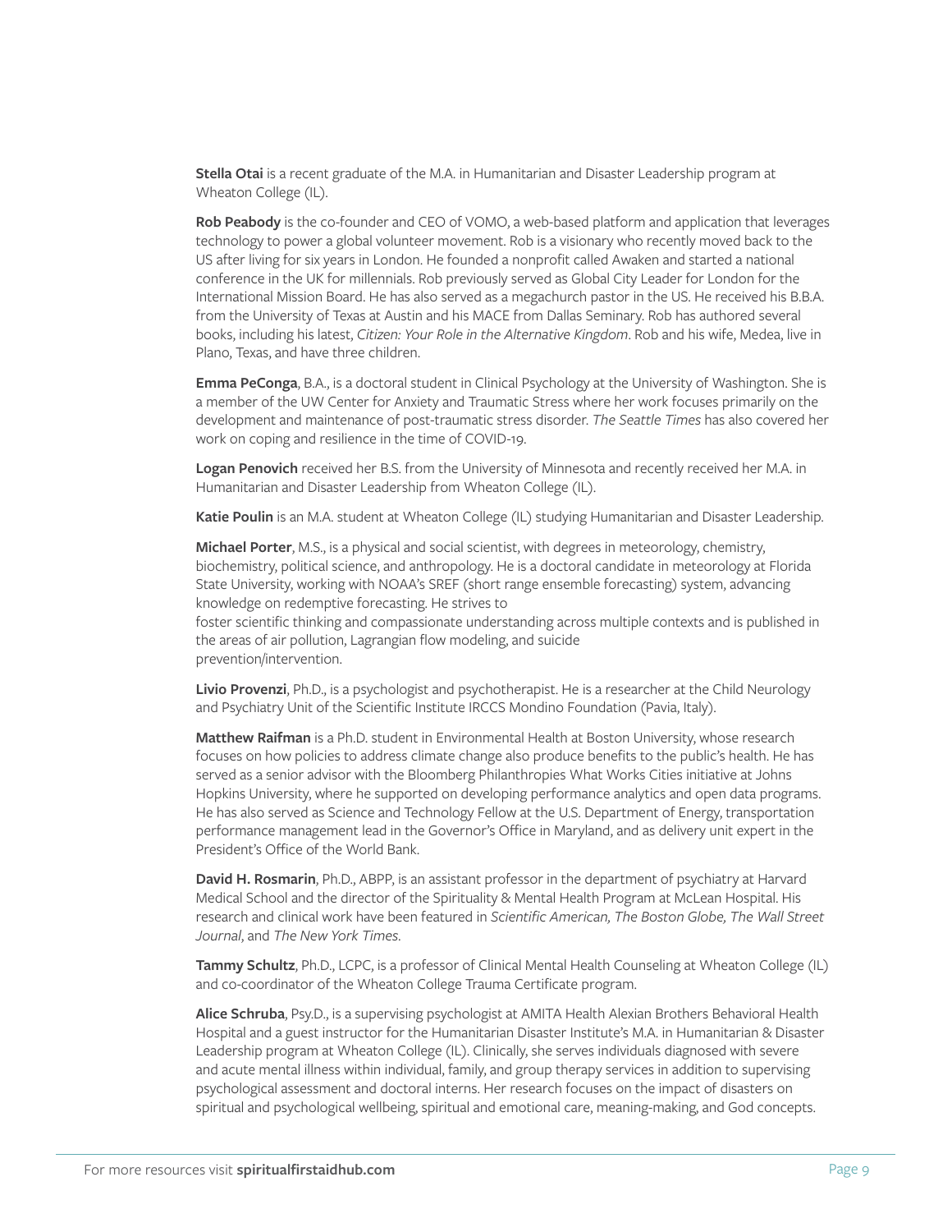**Stella Otai** is a recent graduate of the M.A. in Humanitarian and Disaster Leadership program at Wheaton College (IL).

**Rob Peabody** is the co-founder and CEO of VOMO, a web-based platform and application that leverages technology to power a global volunteer movement. Rob is a visionary who recently moved back to the US after living for six years in London. He founded a nonprofit called Awaken and started a national conference in the UK for millennials. Rob previously served as Global City Leader for London for the International Mission Board. He has also served as a megachurch pastor in the US. He received his B.B.A. from the University of Texas at Austin and his MACE from Dallas Seminary. Rob has authored several books, including his latest, *Citizen: Your Role in the Alternative Kingdom*. Rob and his wife, Medea, live in Plano, Texas, and have three children.

**Emma PeConga**, B.A., is a doctoral student in Clinical Psychology at the University of Washington. She is a member of the UW Center for Anxiety and Traumatic Stress where her work focuses primarily on the development and maintenance of post-traumatic stress disorder. *The Seattle Times* has also covered her work on coping and resilience in the time of COVID-19.

**Logan Penovich** received her B.S. from the University of Minnesota and recently received her M.A. in Humanitarian and Disaster Leadership from Wheaton College (IL).

**Katie Poulin** is an M.A. student at Wheaton College (IL) studying Humanitarian and Disaster Leadership.

**Michael Porter**, M.S., is a physical and social scientist, with degrees in meteorology, chemistry, biochemistry, political science, and anthropology. He is a doctoral candidate in meteorology at Florida State University, working with NOAA's SREF (short range ensemble forecasting) system, advancing knowledge on redemptive forecasting. He strives to foster scientific thinking and compassionate understanding across multiple contexts and is published in the areas of air pollution, Lagrangian flow modeling, and suicide prevention/intervention.

**Livio Provenzi**, Ph.D., is a psychologist and psychotherapist. He is a researcher at the Child Neurology and Psychiatry Unit of the Scientific Institute IRCCS Mondino Foundation (Pavia, Italy).

**Matthew Raifman** is a Ph.D. student in Environmental Health at Boston University, whose research focuses on how policies to address climate change also produce benefits to the public's health. He has served as a senior advisor with the Bloomberg Philanthropies What Works Cities initiative at Johns Hopkins University, where he supported on developing performance analytics and open data programs. He has also served as Science and Technology Fellow at the U.S. Department of Energy, transportation performance management lead in the Governor's Office in Maryland, and as delivery unit expert in the President's Office of the World Bank.

**David H. Rosmarin**, Ph.D., ABPP, is an assistant professor in the department of psychiatry at Harvard Medical School and the director of the Spirituality & Mental Health Program at McLean Hospital. His research and clinical work have been featured in *Scientific American, The Boston Globe, The Wall Street Journal*, and *The New York Times*.

**Tammy Schultz**, Ph.D., LCPC, is a professor of Clinical Mental Health Counseling at Wheaton College (IL) and co-coordinator of the Wheaton College Trauma Certificate program.

**Alice Schruba**, Psy.D., is a supervising psychologist at AMITA Health Alexian Brothers Behavioral Health Hospital and a guest instructor for the Humanitarian Disaster Institute's M.A. in Humanitarian & Disaster Leadership program at Wheaton College (IL). Clinically, she serves individuals diagnosed with severe and acute mental illness within individual, family, and group therapy services in addition to supervising psychological assessment and doctoral interns. Her research focuses on the impact of disasters on spiritual and psychological wellbeing, spiritual and emotional care, meaning-making, and God concepts.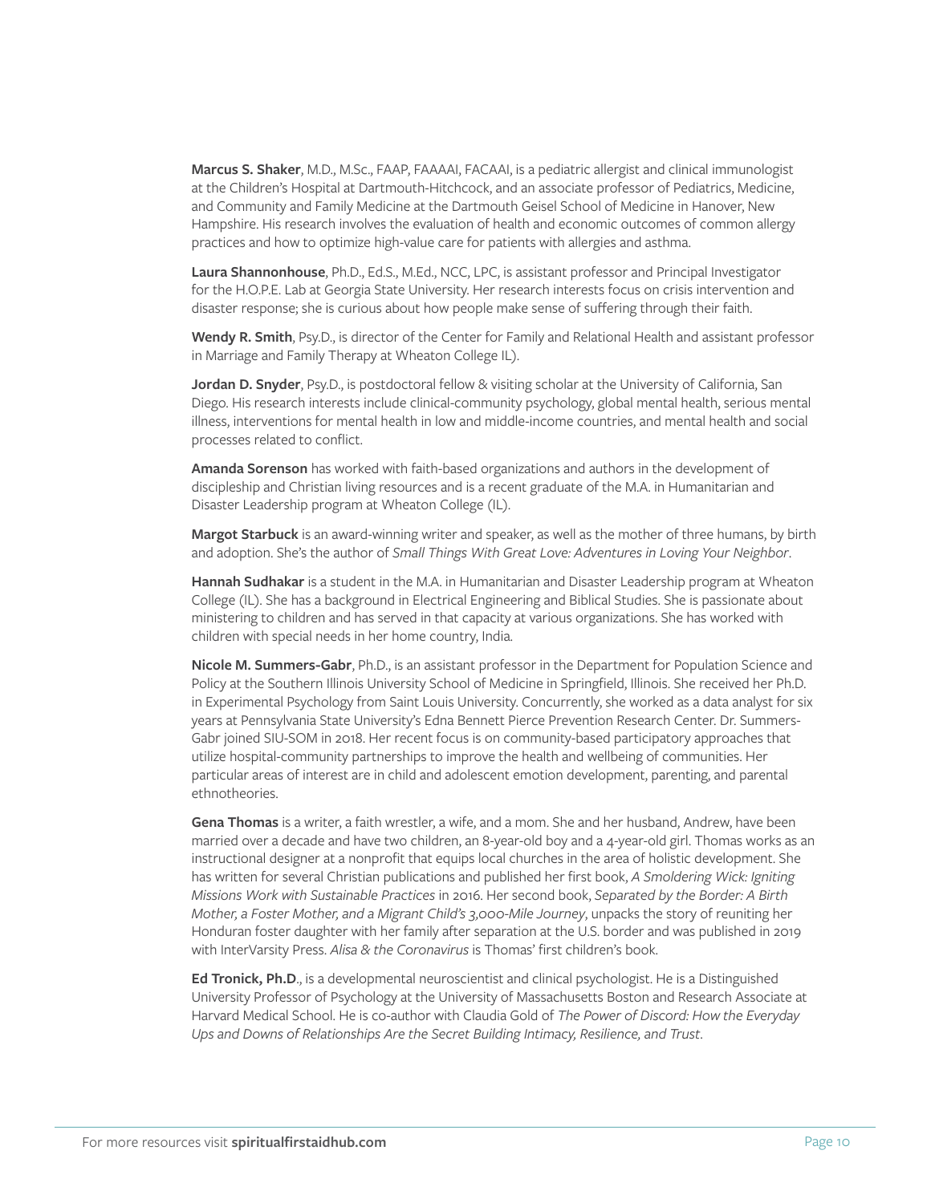**Marcus S. Shaker**, M.D., M.Sc., FAAP, FAAAAI, FACAAI, is a pediatric allergist and clinical immunologist at the Children's Hospital at Dartmouth-Hitchcock, and an associate professor of Pediatrics, Medicine, and Community and Family Medicine at the Dartmouth Geisel School of Medicine in Hanover, New Hampshire. His research involves the evaluation of health and economic outcomes of common allergy practices and how to optimize high-value care for patients with allergies and asthma.

**Laura Shannonhouse**, Ph.D., Ed.S., M.Ed., NCC, LPC, is assistant professor and Principal Investigator for the H.O.P.E. Lab at Georgia State University. Her research interests focus on crisis intervention and disaster response; she is curious about how people make sense of suffering through their faith.

**Wendy R. Smith**, Psy.D., is director of the Center for Family and Relational Health and assistant professor in Marriage and Family Therapy at Wheaton College IL).

**Jordan D. Snyder**, Psy.D., is postdoctoral fellow & visiting scholar at the University of California, San Diego. His research interests include clinical-community psychology, global mental health, serious mental illness, interventions for mental health in low and middle-income countries, and mental health and social processes related to conflict.

**Amanda Sorenson** has worked with faith-based organizations and authors in the development of discipleship and Christian living resources and is a recent graduate of the M.A. in Humanitarian and Disaster Leadership program at Wheaton College (IL).

**Margot Starbuck** is an award-winning writer and speaker, as well as the mother of three humans, by birth and adoption. She's the author of *Small Things With Great Love: Adventures in Loving Your Neighbor*.

**Hannah Sudhakar** is a student in the M.A. in Humanitarian and Disaster Leadership program at Wheaton College (IL). She has a background in Electrical Engineering and Biblical Studies. She is passionate about ministering to children and has served in that capacity at various organizations. She has worked with children with special needs in her home country, India.

**Nicole M. Summers-Gabr**, Ph.D., is an assistant professor in the Department for Population Science and Policy at the Southern Illinois University School of Medicine in Springfield, Illinois. She received her Ph.D. in Experimental Psychology from Saint Louis University. Concurrently, she worked as a data analyst for six years at Pennsylvania State University's Edna Bennett Pierce Prevention Research Center. Dr. Summers-Gabr joined SIU-SOM in 2018. Her recent focus is on community-based participatory approaches that utilize hospital-community partnerships to improve the health and wellbeing of communities. Her particular areas of interest are in child and adolescent emotion development, parenting, and parental ethnotheories.

**Gena Thomas** is a writer, a faith wrestler, a wife, and a mom. She and her husband, Andrew, have been married over a decade and have two children, an 8-year-old boy and a 4-year-old girl. Thomas works as an instructional designer at a nonprofit that equips local churches in the area of holistic development. She has written for several Christian publications and published her first book, *A Smoldering Wick: Igniting Missions Work with Sustainable Practices* in 2016. Her second book, *Separated by the Border: A Birth Mother, a Foster Mother, and a Migrant Child's 3,000-Mile Journey*, unpacks the story of reuniting her Honduran foster daughter with her family after separation at the U.S. border and was published in 2019 with InterVarsity Press. *Alisa & the Coronavirus* is Thomas' first children's book.

**Ed Tronick, Ph.D**., is a developmental neuroscientist and clinical psychologist. He is a Distinguished University Professor of Psychology at the University of Massachusetts Boston and Research Associate at Harvard Medical School. He is co-author with Claudia Gold of *The Power of Discord: How the Everyday Ups and Downs of Relationships Are the Secret Building Intimacy, Resilience, and Trust*.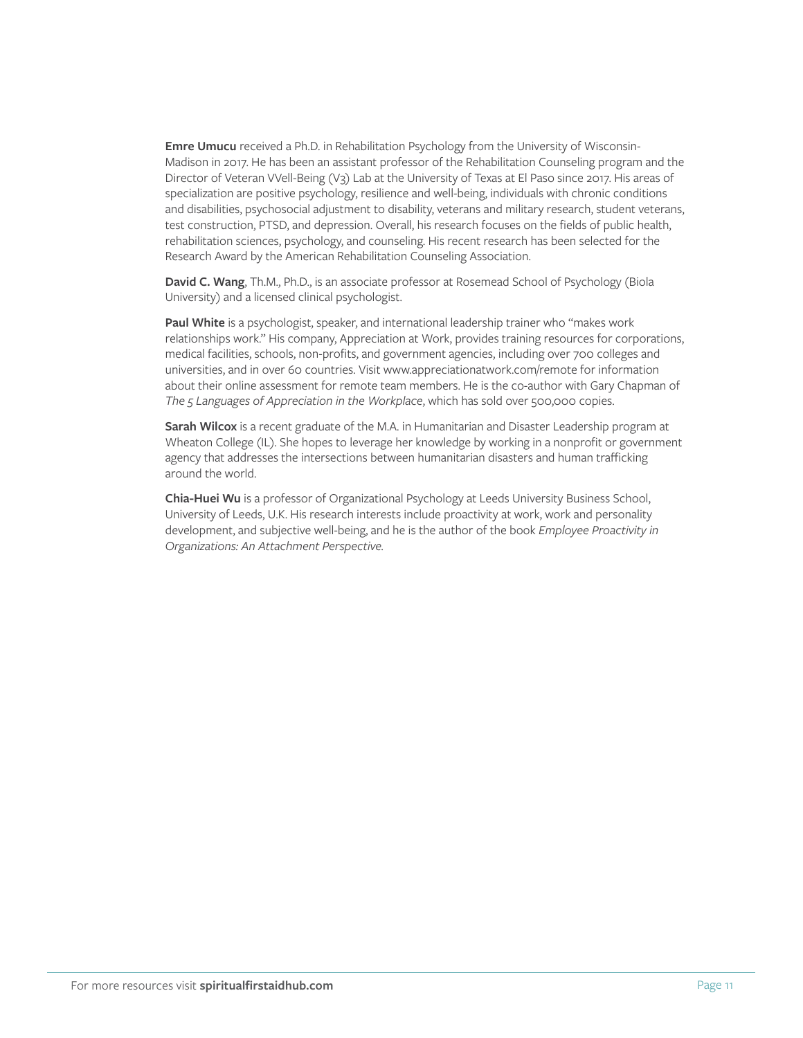**Emre Umucu** received a Ph.D. in Rehabilitation Psychology from the University of Wisconsin-Madison in 2017. He has been an assistant professor of the Rehabilitation Counseling program and the Director of Veteran VVell-Being (V3) Lab at the University of Texas at El Paso since 2017. His areas of specialization are positive psychology, resilience and well-being, individuals with chronic conditions and disabilities, psychosocial adjustment to disability, veterans and military research, student veterans, test construction, PTSD, and depression. Overall, his research focuses on the fields of public health, rehabilitation sciences, psychology, and counseling. His recent research has been selected for the Research Award by the American Rehabilitation Counseling Association.

**David C. Wang**, Th.M., Ph.D., is an associate professor at Rosemead School of Psychology (Biola University) and a licensed clinical psychologist.

**Paul White** is a psychologist, speaker, and international leadership trainer who "makes work relationships work." His company, Appreciation at Work, provides training resources for corporations, medical facilities, schools, non-profits, and government agencies, including over 700 colleges and universities, and in over 60 countries. Visit www.appreciationatwork.com/remote for information about their online assessment for remote team members. He is the co-author with Gary Chapman of *The 5 Languages of Appreciation in the Workplace*, which has sold over 500,000 copies.

**Sarah Wilcox** is a recent graduate of the M.A. in Humanitarian and Disaster Leadership program at Wheaton College (IL). She hopes to leverage her knowledge by working in a nonprofit or government agency that addresses the intersections between humanitarian disasters and human trafficking around the world.

**Chia-Huei Wu** is a professor of Organizational Psychology at Leeds University Business School, University of Leeds, U.K. His research interests include proactivity at work, work and personality development, and subjective well-being, and he is the author of the book *Employee Proactivity in Organizations: An Attachment Perspective*.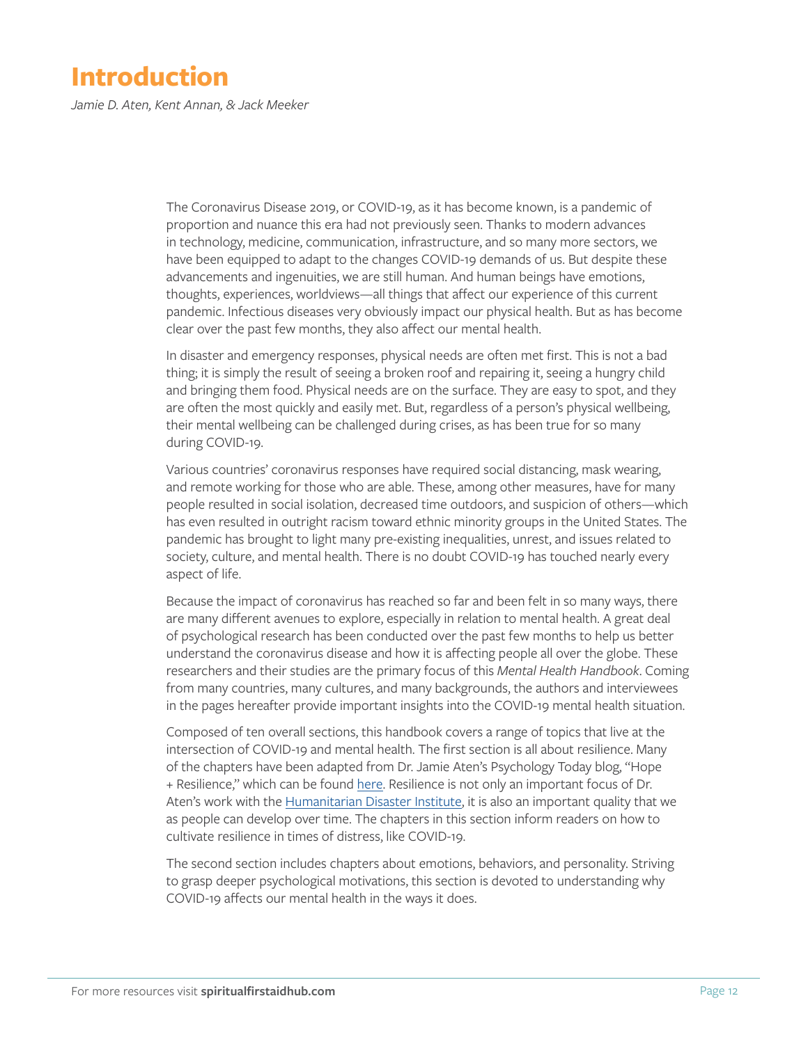# Introduction

*Jamie D. Aten, Kent Annan, & Jack Meeker*

The Coronavirus Disease 2019, or COVID-19, as it has become known, is a pandemic of proportion and nuance this era had not previously seen. Thanks to modern advances in technology, medicine, communication, infrastructure, and so many more sectors, we have been equipped to adapt to the changes COVID-19 demands of us. But despite these advancements and ingenuities, we are still human. And human beings have emotions, thoughts, experiences, worldviews—all things that affect our experience of this current pandemic. Infectious diseases very obviously impact our physical health. But as has become clear over the past few months, they also affect our mental health.

In disaster and emergency responses, physical needs are often met first. This is not a bad thing; it is simply the result of seeing a broken roof and repairing it, seeing a hungry child and bringing them food. Physical needs are on the surface. They are easy to spot, and they are often the most quickly and easily met. But, regardless of a person's physical wellbeing, their mental wellbeing can be challenged during crises, as has been true for so many during COVID-19.

Various countries' coronavirus responses have required social distancing, mask wearing, and remote working for those who are able. These, among other measures, have for many people resulted in social isolation, decreased time outdoors, and suspicion of others—which has even resulted in outright racism toward ethnic minority groups in the United States. The pandemic has brought to light many pre-existing inequalities, unrest, and issues related to society, culture, and mental health. There is no doubt COVID-19 has touched nearly every aspect of life.

Because the impact of coronavirus has reached so far and been felt in so many ways, there are many different avenues to explore, especially in relation to mental health. A great deal of psychological research has been conducted over the past few months to help us better understand the coronavirus disease and how it is affecting people all over the globe. These researchers and their studies are the primary focus of this *Mental Health Handbook*. Coming from many countries, many cultures, and many backgrounds, the authors and interviewees in the pages hereafter provide important insights into the COVID-19 mental health situation.

Composed of ten overall sections, this handbook covers a range of topics that live at the intersection of COVID-19 and mental health. The first section is all about resilience. Many of the chapters have been adapted from Dr. Jamie Aten's Psychology Today blog, "Hope + Resilience," which can be found here. Resilience is not only an important focus of Dr. Aten's work with the Humanitarian Disaster Institute, it is also an important quality that we as people can develop over time. The chapters in this section inform readers on how to cultivate resilience in times of distress, like COVID-19.

The second section includes chapters about emotions, behaviors, and personality. Striving to grasp deeper psychological motivations, this section is devoted to understanding why COVID-19 affects our mental health in the ways it does.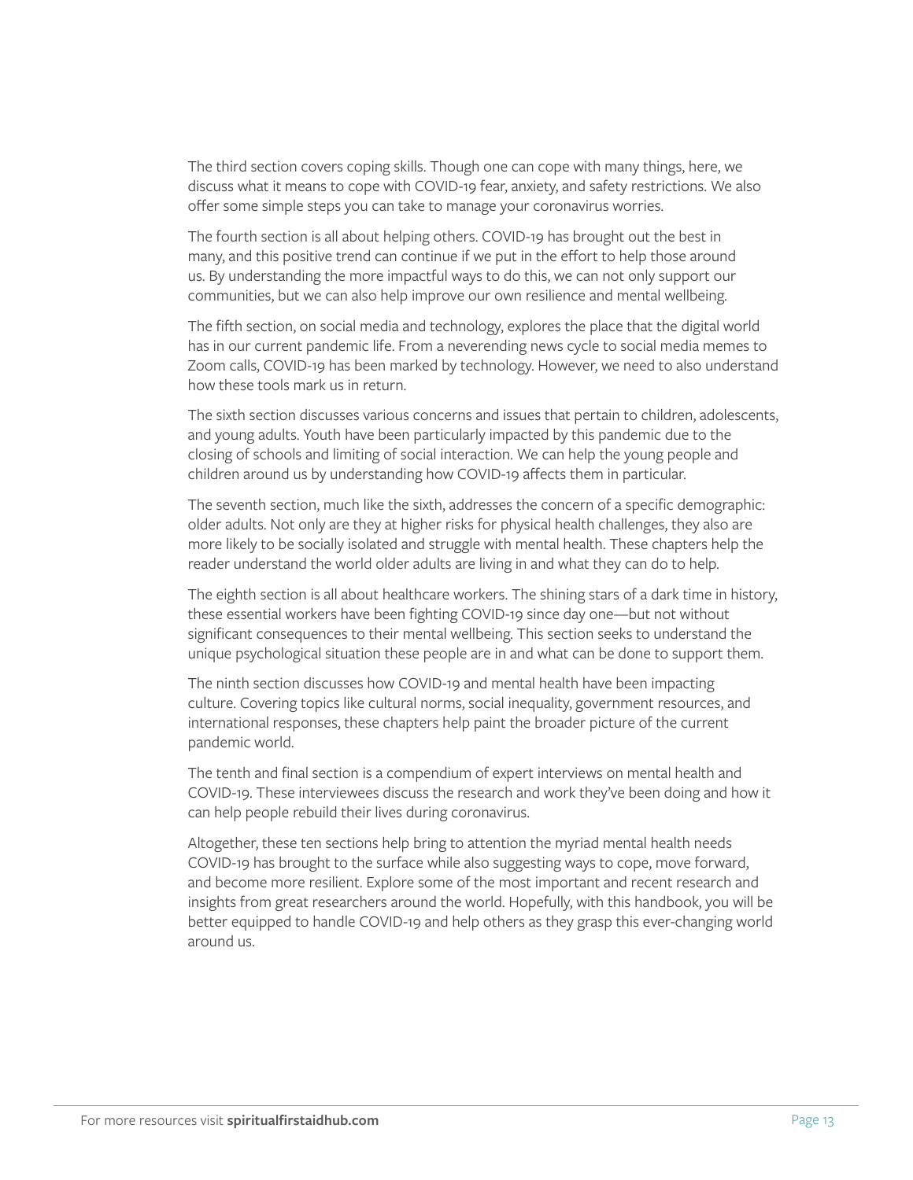The third section covers coping skills. Though one can cope with many things, here, we discuss what it means to cope with COVID-19 fear, anxiety, and safety restrictions. We also offer some simple steps you can take to manage your coronavirus worries.

The fourth section is all about helping others. COVID-19 has brought out the best in many, and this positive trend can continue if we put in the effort to help those around us. By understanding the more impactful ways to do this, we can not only support our communities, but we can also help improve our own resilience and mental wellbeing.

The fifth section, on social media and technology, explores the place that the digital world has in our current pandemic life. From a neverending news cycle to social media memes to Zoom calls, COVID-19 has been marked by technology. However, we need to also understand how these tools mark us in return.

The sixth section discusses various concerns and issues that pertain to children, adolescents, and young adults. Youth have been particularly impacted by this pandemic due to the closing of schools and limiting of social interaction. We can help the young people and children around us by understanding how COVID-19 affects them in particular.

The seventh section, much like the sixth, addresses the concern of a specific demographic: older adults. Not only are they at higher risks for physical health challenges, they also are more likely to be socially isolated and struggle with mental health. These chapters help the reader understand the world older adults are living in and what they can do to help.

The eighth section is all about healthcare workers. The shining stars of a dark time in history, these essential workers have been fighting COVID-19 since day one—but not without significant consequences to their mental wellbeing. This section seeks to understand the unique psychological situation these people are in and what can be done to support them.

The ninth section discusses how COVID-19 and mental health have been impacting culture. Covering topics like cultural norms, social inequality, government resources, and international responses, these chapters help paint the broader picture of the current pandemic world.

The tenth and final section is a compendium of expert interviews on mental health and COVID-19. These interviewees discuss the research and work they've been doing and how it can help people rebuild their lives during coronavirus.

Altogether, these ten sections help bring to attention the myriad mental health needs COVID-19 has brought to the surface while also suggesting ways to cope, move forward, and become more resilient. Explore some of the most important and recent research and insights from great researchers around the world. Hopefully, with this handbook, you will be better equipped to handle COVID-19 and help others as they grasp this ever-changing world around us.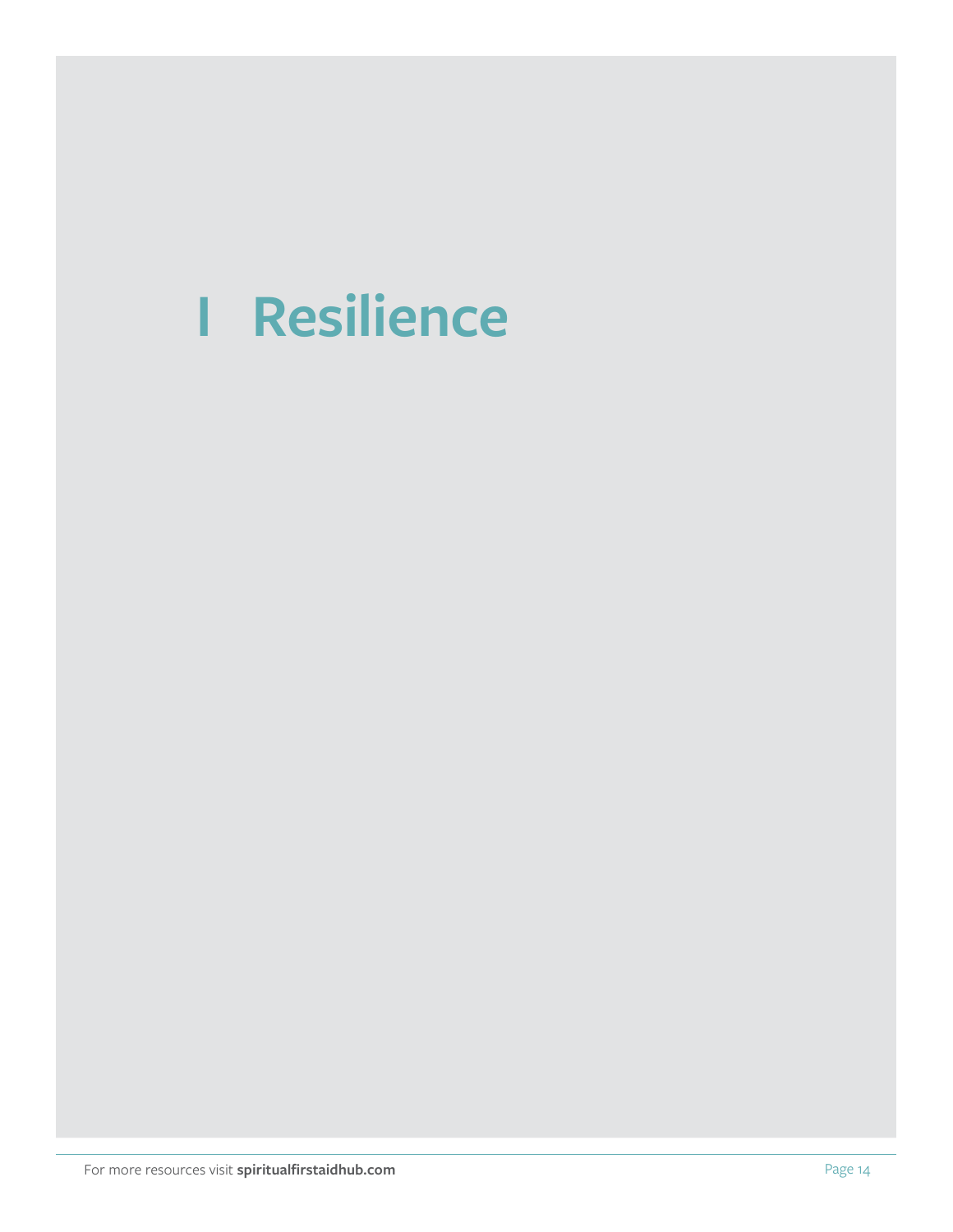# I Resilience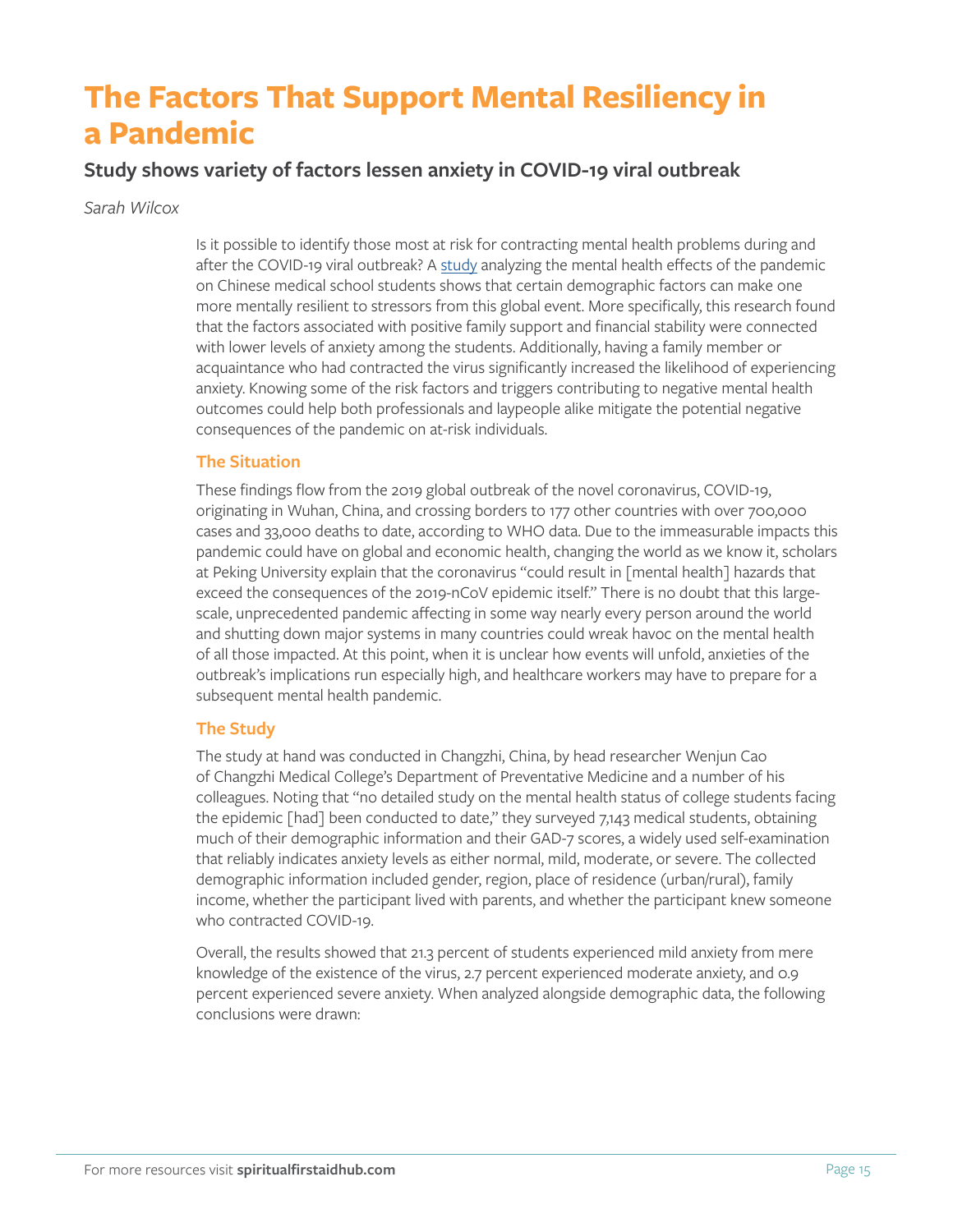# The Factors That Support Mental Resiliency in a Pandemic

## Study shows variety of factors lessen anxiety in COVID-19 viral outbreak

*Sarah Wilcox*

Is it possible to identify those most at risk for contracting mental health problems during and after the COVID-19 viral outbreak? A study analyzing the mental health effects of the pandemic on Chinese medical school students shows that certain demographic factors can make one more mentally resilient to stressors from this global event. More specifically, this research found that the factors associated with positive family support and financial stability were connected with lower levels of anxiety among the students. Additionally, having a family member or acquaintance who had contracted the virus significantly increased the likelihood of experiencing anxiety. Knowing some of the risk factors and triggers contributing to negative mental health outcomes could help both professionals and laypeople alike mitigate the potential negative consequences of the pandemic on at-risk individuals.

### The Situation

These findings flow from the 2019 global outbreak of the novel coronavirus, COVID-19, originating in Wuhan, China, and crossing borders to 177 other countries with over 700,000 cases and 33,000 deaths to date, according to WHO data. Due to the immeasurable impacts this pandemic could have on global and economic health, changing the world as we know it, scholars at Peking University explain that the coronavirus "could result in [mental health] hazards that exceed the consequences of the 2019-nCoV epidemic itself." There is no doubt that this large-scale, unprecedented pandemic affecting in some way nearly every person around the world and shutting down major systems in many countries could wreak havoc on the mental health of all those impacted. At this point, when it is unclear how events will unfold, anxieties of the outbreak's implications run especially high, and healthcare workers may have to prepare for a subsequent mental health pandemic.

### The Study

The study at hand was conducted in Changzhi, China, by head researcher Wenjun Cao of Changzhi Medical College's Department of Preventative Medicine and a number of his colleagues. Noting that "no detailed study on the mental health status of college students facing the epidemic [had] been conducted to date," they surveyed 7,143 medical students, obtaining much of their demographic information and their GAD-7 scores, a widely used self-examination that reliably indicates anxiety levels as either normal, mild, moderate, or severe. The collected demographic information included gender, region, place of residence (urban/rural), family income, whether the participant lived with parents, and whether the participant knew someone who contracted COVID-19.

Overall, the results showed that 21.3 percent of students experienced mild anxiety from mere knowledge of the existence of the virus, 2.7 percent experienced moderate anxiety, and 0.9 percent experienced severe anxiety. When analyzed alongside demographic data, the following conclusions were drawn: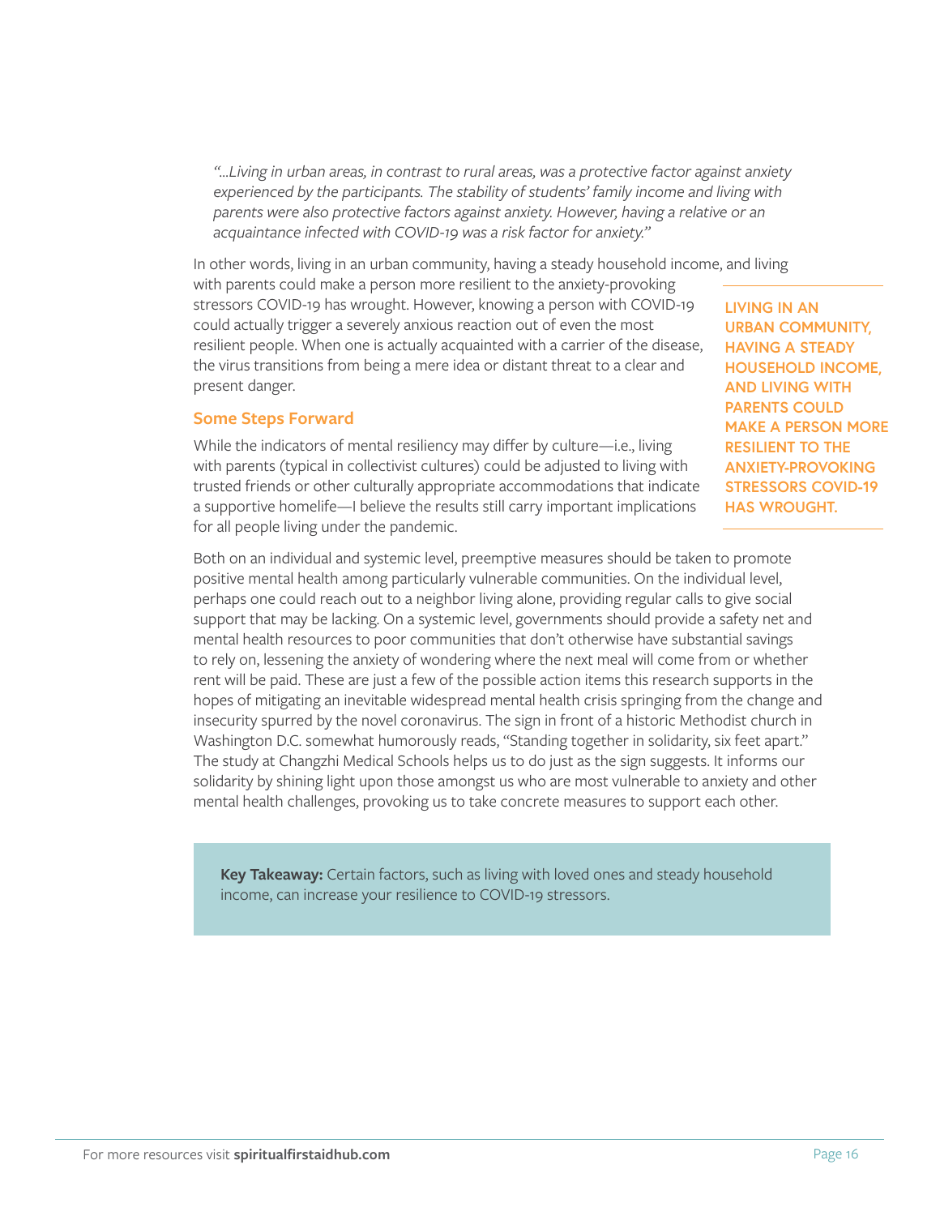*"...Living in urban areas, in contrast to rural areas, was a protective factor against anxiety experienced by the participants. The stability of students' family income and living with parents were also protective factors against anxiety. However, having a relative or an acquaintance infected with COVID-19 was a risk factor for anxiety."*

In other words, living in an urban community, having a steady household income, and living with parents could make a person more resilient to the anxiety-provoking stressors COVID-19 has wrought. However, knowing a person with COVID-19 could actually trigger a severely anxious reaction out of even the most resilient people. When one is actually acquainted with a carrier of the disease, the virus transitions from being a mere idea or distant threat to a clear and present danger.

**LIVING IN AN URBAN COMMUNITY, HAVING A STEADY HOUSEHOLD INCOME, AND LIVING WITH PARENTS COULD MAKE A PERSON MORE RESILIENT TO THE ANXIETY-PROVOKING STRESSORS COVID-19 HAS WROUGHT.**

### Some Steps Forward

While the indicators of mental resiliency may differ by culture—i.e., living with parents (typical in collectivist cultures) could be adjusted to living with trusted friends or other culturally appropriate accommodations that indicate a supportive homelife—I believe the results still carry important implications for all people living under the pandemic.

Both on an individual and systemic level, preemptive measures should be taken to promote positive mental health among particularly vulnerable communities. On the individual level, perhaps one could reach out to a neighbor living alone, providing regular calls to give social support that may be lacking. On a systemic level, governments should provide a safety net and mental health resources to poor communities that don't otherwise have substantial savings to rely on, lessening the anxiety of wondering where the next meal will come from or whether rent will be paid. These are just a few of the possible action items this research supports in the hopes of mitigating an inevitable widespread mental health crisis springing from the change and insecurity spurred by the novel coronavirus. The sign in front of a historic Methodist church in Washington D.C. somewhat humorously reads, "Standing together in solidarity, six feet apart." The study at Changzhi Medical Schools helps us to do just as the sign suggests. It informs our solidarity by shining light upon those amongst us who are most vulnerable to anxiety and other mental health challenges, provoking us to take concrete measures to support each other.

**Key Takeaway:** Certain factors, such as living with loved ones and steady household income, can increase your resilience to COVID-19 stressors.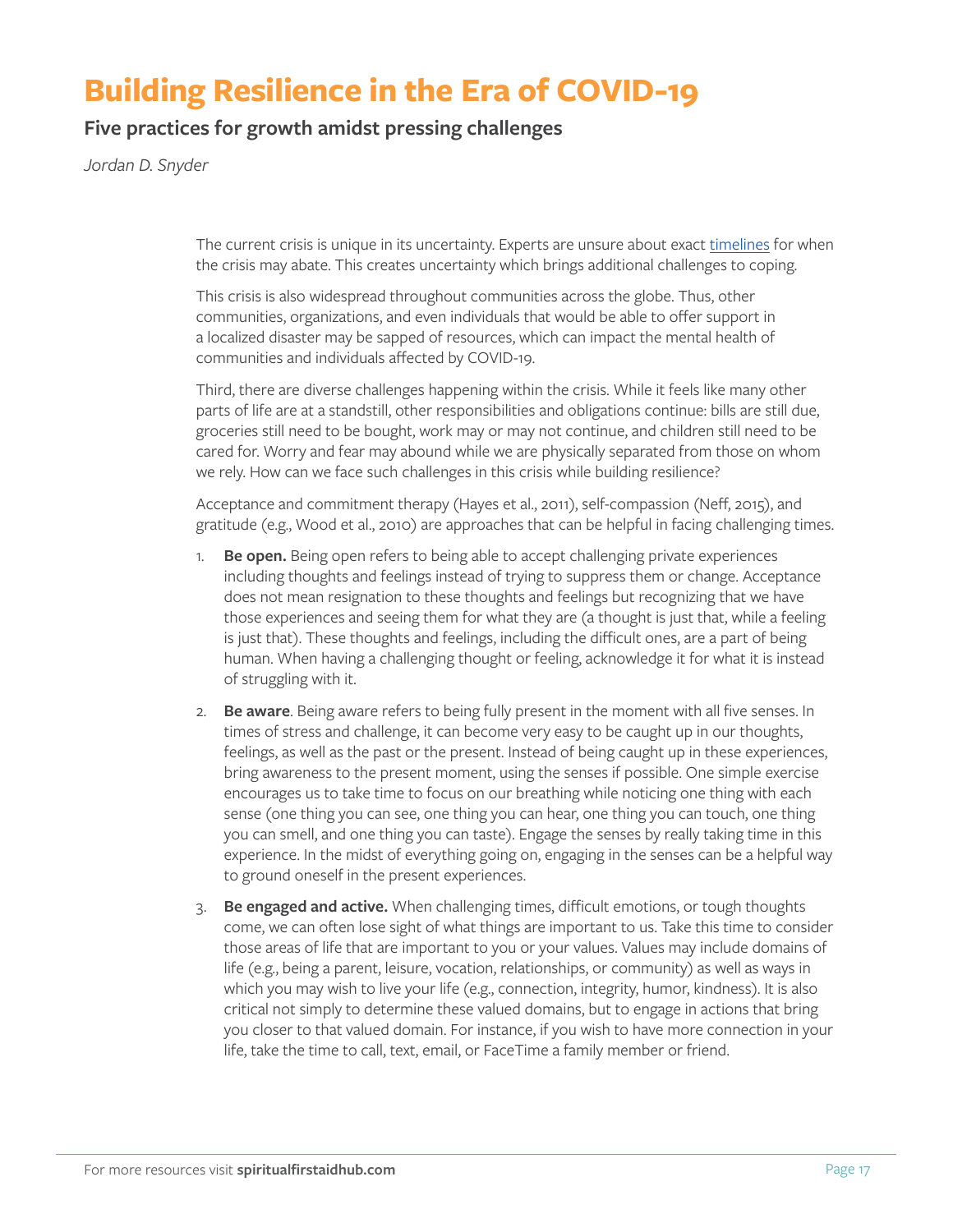# Building Resilience in the Era of COVID-19

## Five practices for growth amidst pressing challenges

*Jordan D. Snyder*

The current crisis is unique in its uncertainty. Experts are unsure about exact timelines for when the crisis may abate. This creates uncertainty which brings additional challenges to coping.

This crisis is also widespread throughout communities across the globe. Thus, other communities, organizations, and even individuals that would be able to offer support in a localized disaster may be sapped of resources, which can impact the mental health of communities and individuals affected by COVID-19.

Third, there are diverse challenges happening within the crisis. While it feels like many other parts of life are at a standstill, other responsibilities and obligations continue: bills are still due, groceries still need to be bought, work may or may not continue, and children still need to be cared for. Worry and fear may abound while we are physically separated from those on whom we rely. How can we face such challenges in this crisis while building resilience?

Acceptance and commitment therapy (Hayes et al., 2011), self-compassion (Neff, 2015), and gratitude (e.g., Wood et al., 2010) are approaches that can be helpful in facing challenging times.

1. **Be open.** Being open refers to being able to accept challenging private experiences including thoughts and feelings instead of trying to suppress them or change. Acceptance does not mean resignation to these thoughts and feelings but recognizing that we have those experiences and seeing them for what they are (a thought is just that, while a feeling is just that). These thoughts and feelings, including the difficult ones, are a part of being human. When having a challenging thought or feeling, acknowledge it for what it is instead of struggling with it.
2. **Be aware**. Being aware refers to being fully present in the moment with all five senses. In times of stress and challenge, it can become very easy to be caught up in our thoughts, feelings, as well as the past or the present. Instead of being caught up in these experiences, bring awareness to the present moment, using the senses if possible. One simple exercise encourages us to take time to focus on our breathing while noticing one thing with each sense (one thing you can see, one thing you can hear, one thing you can touch, one thing you can smell, and one thing you can taste). Engage the senses by really taking time in this experience. In the midst of everything going on, engaging in the senses can be a helpful way to ground oneself in the present experiences.
3. **Be engaged and active.** When challenging times, difficult emotions, or tough thoughts come, we can often lose sight of what things are important to us. Take this time to consider those areas of life that are important to you or your values. Values may include domains of life (e.g., being a parent, leisure, vocation, relationships, or community) as well as ways in which you may wish to live your life (e.g., connection, integrity, humor, kindness). It is also critical not simply to determine these valued domains, but to engage in actions that bring you closer to that valued domain. For instance, if you wish to have more connection in your life, take the time to call, text, email, or FaceTime a family member or friend.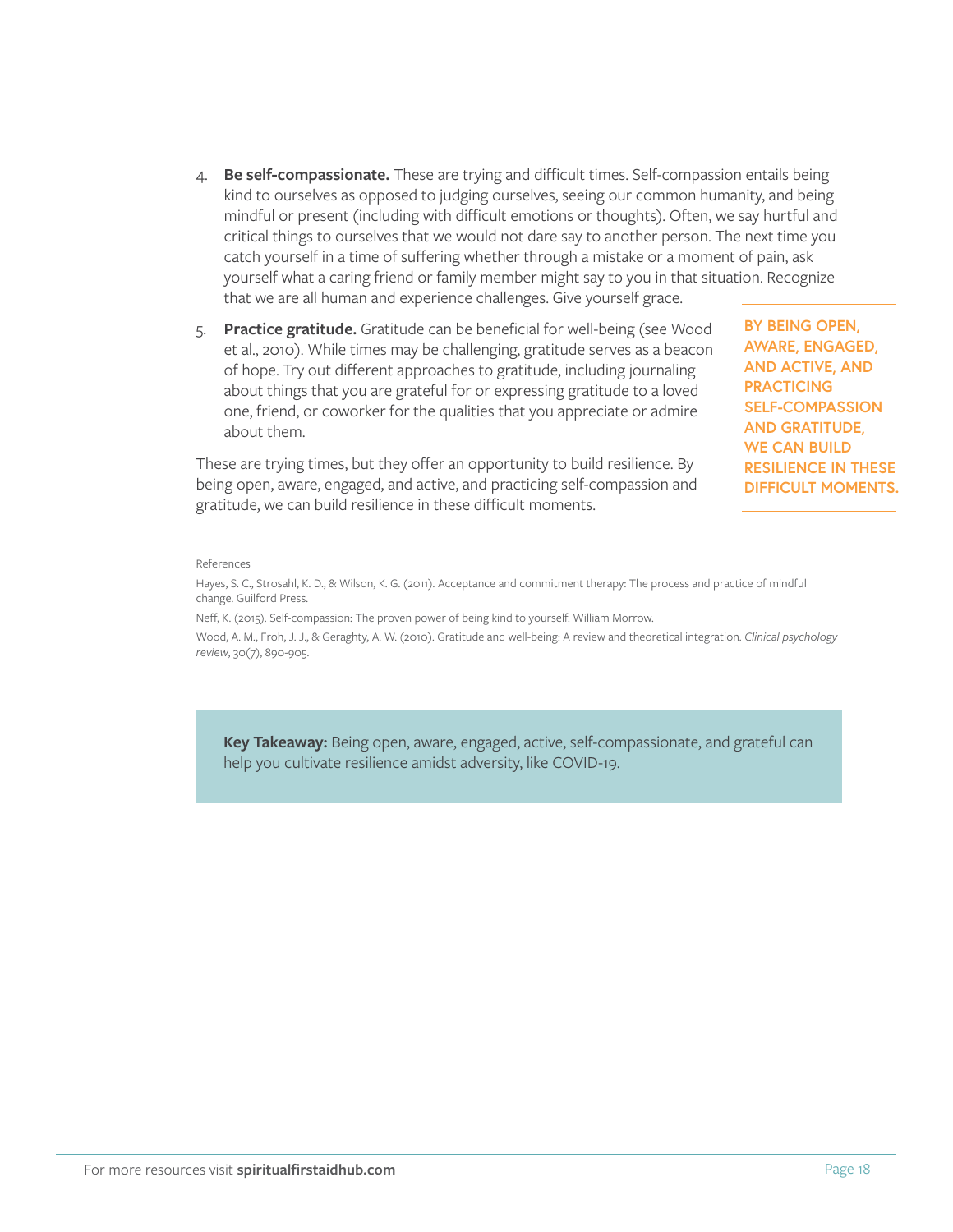4. **Be self-compassionate.** These are trying and difficult times. Self-compassion entails being kind to ourselves as opposed to judging ourselves, seeing our common humanity, and being mindful or present (including with difficult emotions or thoughts). Often, we say hurtful and critical things to ourselves that we would not dare say to another person. The next time you catch yourself in a time of suffering whether through a mistake or a moment of pain, ask yourself what a caring friend or family member might say to you in that situation. Recognize that we are all human and experience challenges. Give yourself grace.

5. **Practice gratitude.** Gratitude can be beneficial for well-being (see Wood et al., 2010). While times may be challenging, gratitude serves as a beacon of hope. Try out different approaches to gratitude, including journaling about things that you are grateful for or expressing gratitude to a loved one, friend, or coworker for the qualities that you appreciate or admire about them.

These are trying times, but they offer an opportunity to build resilience. By being open, aware, engaged, and active, and practicing self-compassion and gratitude, we can build resilience in these difficult moments.

**BY BEING OPEN, AWARE, ENGAGED, AND ACTIVE, AND PRACTICING SELF-COMPASSION AND GRATITUDE, WE CAN BUILD RESILIENCE IN THESE DIFFICULT MOMENTS.**

References

Hayes, S. C., Strosahl, K. D., & Wilson, K. G. (2011). Acceptance and commitment therapy: The process and practice of mindful change. Guilford Press.

Neff, K. (2015). Self-compassion: The proven power of being kind to yourself. William Morrow.

Wood, A. M., Froh, J. J., & Geraghty, A. W. (2010). Gratitude and well-being: A review and theoretical integration. *Clinical psychology review*, 30(7), 890-905.

**Key Takeaway:** Being open, aware, engaged, active, self-compassionate, and grateful can help you cultivate resilience amidst adversity, like COVID-19.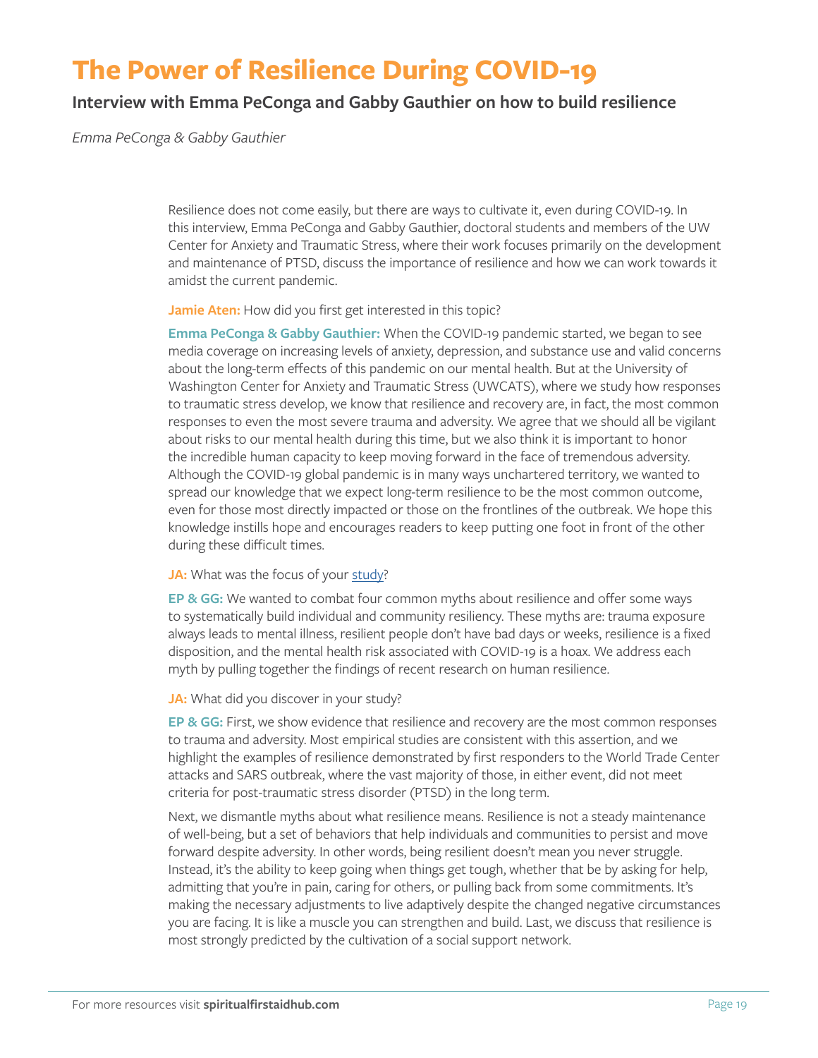# The Power of Resilience During COVID-19

## Interview with Emma PeConga and Gabby Gauthier on how to build resilience

*Emma PeConga & Gabby Gauthier*

Resilience does not come easily, but there are ways to cultivate it, even during COVID-19. In this interview, Emma PeConga and Gabby Gauthier, doctoral students and members of the UW Center for Anxiety and Traumatic Stress, where their work focuses primarily on the development and maintenance of PTSD, discuss the importance of resilience and how we can work towards it amidst the current pandemic.

**Jamie Aten:** How did you first get interested in this topic?

**Emma PeConga & Gabby Gauthier:** When the COVID-19 pandemic started, we began to see media coverage on increasing levels of anxiety, depression, and substance use and valid concerns about the long-term effects of this pandemic on our mental health. But at the University of Washington Center for Anxiety and Traumatic Stress (UWCATS), where we study how responses to traumatic stress develop, we know that resilience and recovery are, in fact, the most common responses to even the most severe trauma and adversity. We agree that we should all be vigilant about risks to our mental health during this time, but we also think it is important to honor the incredible human capacity to keep moving forward in the face of tremendous adversity. Although the COVID-19 global pandemic is in many ways unchartered territory, we wanted to spread our knowledge that we expect long-term resilience to be the most common outcome, even for those most directly impacted or those on the frontlines of the outbreak. We hope this knowledge instills hope and encourages readers to keep putting one foot in front of the other during these difficult times.

**JA:** What was the focus of your study?

**EP & GG:** We wanted to combat four common myths about resilience and offer some ways to systematically build individual and community resiliency. These myths are: trauma exposure always leads to mental illness, resilient people don't have bad days or weeks, resilience is a fixed disposition, and the mental health risk associated with COVID-19 is a hoax. We address each myth by pulling together the findings of recent research on human resilience.

**JA:** What did you discover in your study?

**EP & GG:** First, we show evidence that resilience and recovery are the most common responses to trauma and adversity. Most empirical studies are consistent with this assertion, and we highlight the examples of resilience demonstrated by first responders to the World Trade Center attacks and SARS outbreak, where the vast majority of those, in either event, did not meet criteria for post-traumatic stress disorder (PTSD) in the long term.

Next, we dismantle myths about what resilience means. Resilience is not a steady maintenance of well-being, but a set of behaviors that help individuals and communities to persist and move forward despite adversity. In other words, being resilient doesn't mean you never struggle. Instead, it's the ability to keep going when things get tough, whether that be by asking for help, admitting that you're in pain, caring for others, or pulling back from some commitments. It's making the necessary adjustments to live adaptively despite the changed negative circumstances you are facing. It is like a muscle you can strengthen and build. Last, we discuss that resilience is most strongly predicted by the cultivation of a social support network.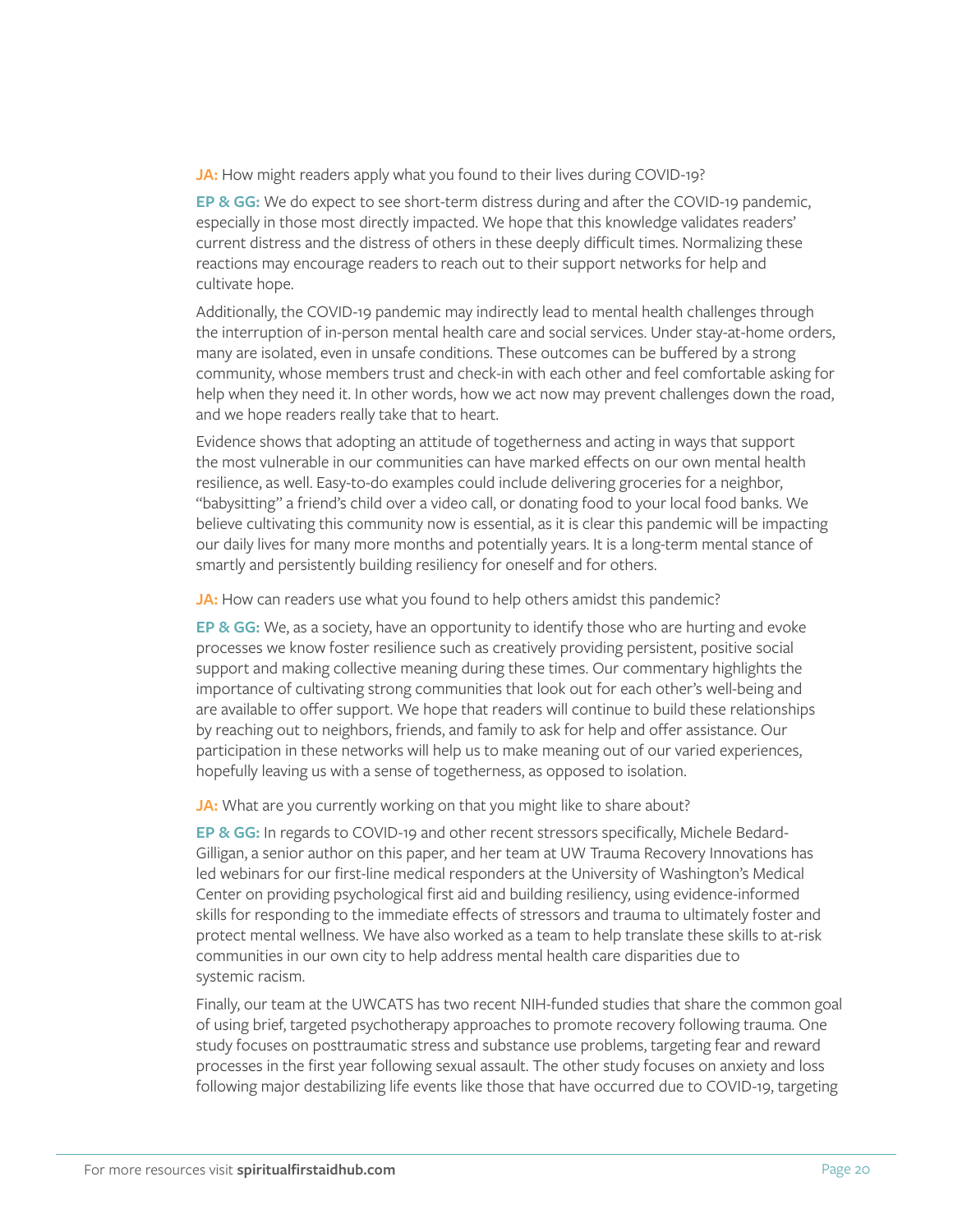**JA:** How might readers apply what you found to their lives during COVID-19?

**EP & GG:** We do expect to see short-term distress during and after the COVID-19 pandemic, especially in those most directly impacted. We hope that this knowledge validates readers' current distress and the distress of others in these deeply difficult times. Normalizing these reactions may encourage readers to reach out to their support networks for help and cultivate hope.

Additionally, the COVID-19 pandemic may indirectly lead to mental health challenges through the interruption of in-person mental health care and social services. Under stay-at-home orders, many are isolated, even in unsafe conditions. These outcomes can be buffered by a strong community, whose members trust and check-in with each other and feel comfortable asking for help when they need it. In other words, how we act now may prevent challenges down the road, and we hope readers really take that to heart.

Evidence shows that adopting an attitude of togetherness and acting in ways that support the most vulnerable in our communities can have marked effects on our own mental health resilience, as well. Easy-to-do examples could include delivering groceries for a neighbor, "babysitting" a friend's child over a video call, or donating food to your local food banks. We believe cultivating this community now is essential, as it is clear this pandemic will be impacting our daily lives for many more months and potentially years. It is a long-term mental stance of smartly and persistently building resiliency for oneself and for others.

**JA:** How can readers use what you found to help others amidst this pandemic?

**EP & GG:** We, as a society, have an opportunity to identify those who are hurting and evoke processes we know foster resilience such as creatively providing persistent, positive social support and making collective meaning during these times. Our commentary highlights the importance of cultivating strong communities that look out for each other's well-being and are available to offer support. We hope that readers will continue to build these relationships by reaching out to neighbors, friends, and family to ask for help and offer assistance. Our participation in these networks will help us to make meaning out of our varied experiences, hopefully leaving us with a sense of togetherness, as opposed to isolation.

**JA:** What are you currently working on that you might like to share about?

**EP & GG:** In regards to COVID-19 and other recent stressors specifically, Michele Bedard-Gilligan, a senior author on this paper, and her team at UW Trauma Recovery Innovations has led webinars for our first-line medical responders at the University of Washington's Medical Center on providing psychological first aid and building resiliency, using evidence-informed skills for responding to the immediate effects of stressors and trauma to ultimately foster and protect mental wellness. We have also worked as a team to help translate these skills to at-risk communities in our own city to help address mental health care disparities due to systemic racism.

Finally, our team at the UWCATS has two recent NIH-funded studies that share the common goal of using brief, targeted psychotherapy approaches to promote recovery following trauma. One study focuses on posttraumatic stress and substance use problems, targeting fear and reward processes in the first year following sexual assault. The other study focuses on anxiety and loss following major destabilizing life events like those that have occurred due to COVID-19, targeting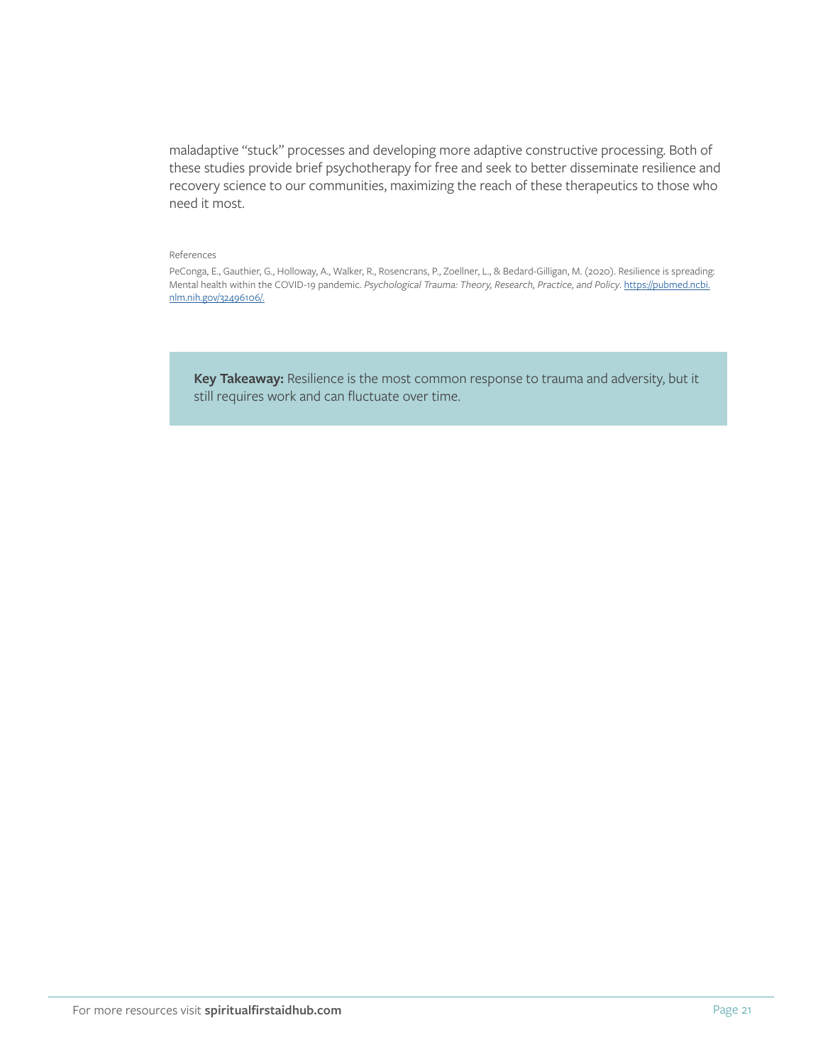maladaptive "stuck" processes and developing more adaptive constructive processing. Both of these studies provide brief psychotherapy for free and seek to better disseminate resilience and recovery science to our communities, maximizing the reach of these therapeutics to those who need it most.

References

PeConga, E., Gauthier, G., Holloway, A., Walker, R., Rosencrans, P., Zoellner, L., & Bedard-Gilligan, M. (2020). Resilience is spreading: Mental health within the COVID-19 pandemic. *Psychological Trauma: Theory, Research, Practice, and Policy*. [https://pubmed.ncbi.nlm.nih.gov/32496106/.](https://pubmed.ncbi.nlm.nih.gov/32496106/)

> **Key Takeaway:** Resilience is the most common response to trauma and adversity, but it still requires work and can fluctuate over time.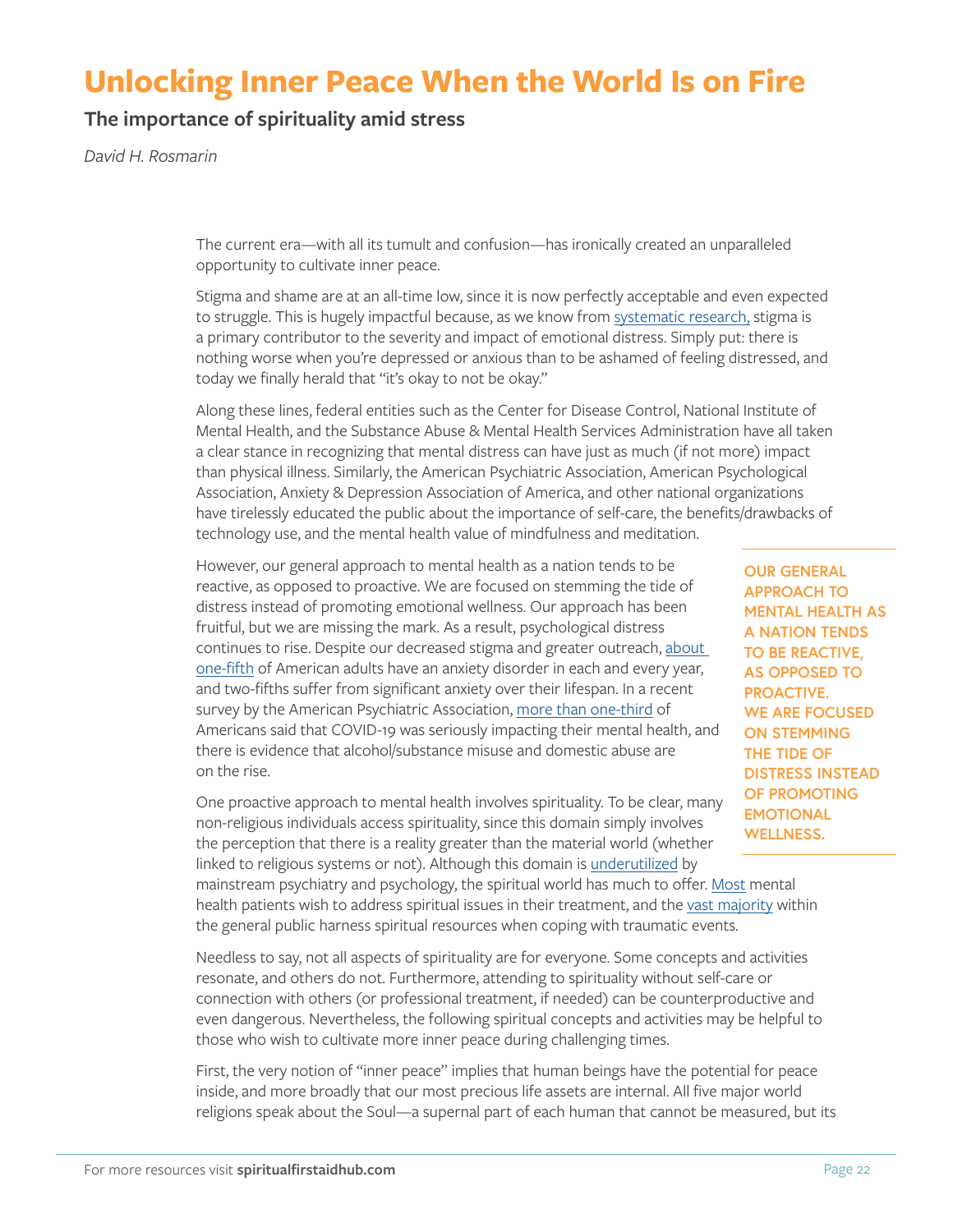# Unlocking Inner Peace When the World Is on Fire

## The importance of spirituality amid stress

*David H. Rosmarin*

The current era—with all its tumult and confusion—has ironically created an unparalleled opportunity to cultivate inner peace.

Stigma and shame are at an all-time low, since it is now perfectly acceptable and even expected to struggle. This is hugely impactful because, as we know from systematic research, stigma is a primary contributor to the severity and impact of emotional distress. Simply put: there is nothing worse when you're depressed or anxious than to be ashamed of feeling distressed, and today we finally herald that "it's okay to not be okay."

Along these lines, federal entities such as the Center for Disease Control, National Institute of Mental Health, and the Substance Abuse & Mental Health Services Administration have all taken a clear stance in recognizing that mental distress can have just as much (if not more) impact than physical illness. Similarly, the American Psychiatric Association, American Psychological Association, Anxiety & Depression Association of America, and other national organizations have tirelessly educated the public about the importance of self-care, the benefits/drawbacks of technology use, and the mental health value of mindfulness and meditation.

However, our general approach to mental health as a nation tends to be reactive, as opposed to proactive. We are focused on stemming the tide of distress instead of promoting emotional wellness. Our approach has been fruitful, but we are missing the mark. As a result, psychological distress continues to rise. Despite our decreased stigma and greater outreach, about one-fifth of American adults have an anxiety disorder in each and every year, and two-fifths suffer from significant anxiety over their lifespan. In a recent survey by the American Psychiatric Association, more than one-third of Americans said that COVID-19 was seriously impacting their mental health, and there is evidence that alcohol/substance misuse and domestic abuse are on the rise.

**OUR GENERAL APPROACH TO MENTAL HEALTH AS A NATION TENDS TO BE REACTIVE, AS OPPOSED TO PROACTIVE. WE ARE FOCUSED ON STEMMING THE TIDE OF DISTRESS INSTEAD OF PROMOTING EMOTIONAL WELLNESS.**

One proactive approach to mental health involves spirituality. To be clear, many non-religious individuals access spirituality, since this domain simply involves the perception that there is a reality greater than the material world (whether linked to religious systems or not). Although this domain is underutilized by mainstream psychiatry and psychology, the spiritual world has much to offer. Most mental health patients wish to address spiritual issues in their treatment, and the vast majority within the general public harness spiritual resources when coping with traumatic events.

Needless to say, not all aspects of spirituality are for everyone. Some concepts and activities resonate, and others do not. Furthermore, attending to spirituality without self-care or connection with others (or professional treatment, if needed) can be counterproductive and even dangerous. Nevertheless, the following spiritual concepts and activities may be helpful to those who wish to cultivate more inner peace during challenging times.

First, the very notion of "inner peace" implies that human beings have the potential for peace inside, and more broadly that our most precious life assets are internal. All five major world religions speak about the Soul—a supernal part of each human that cannot be measured, but its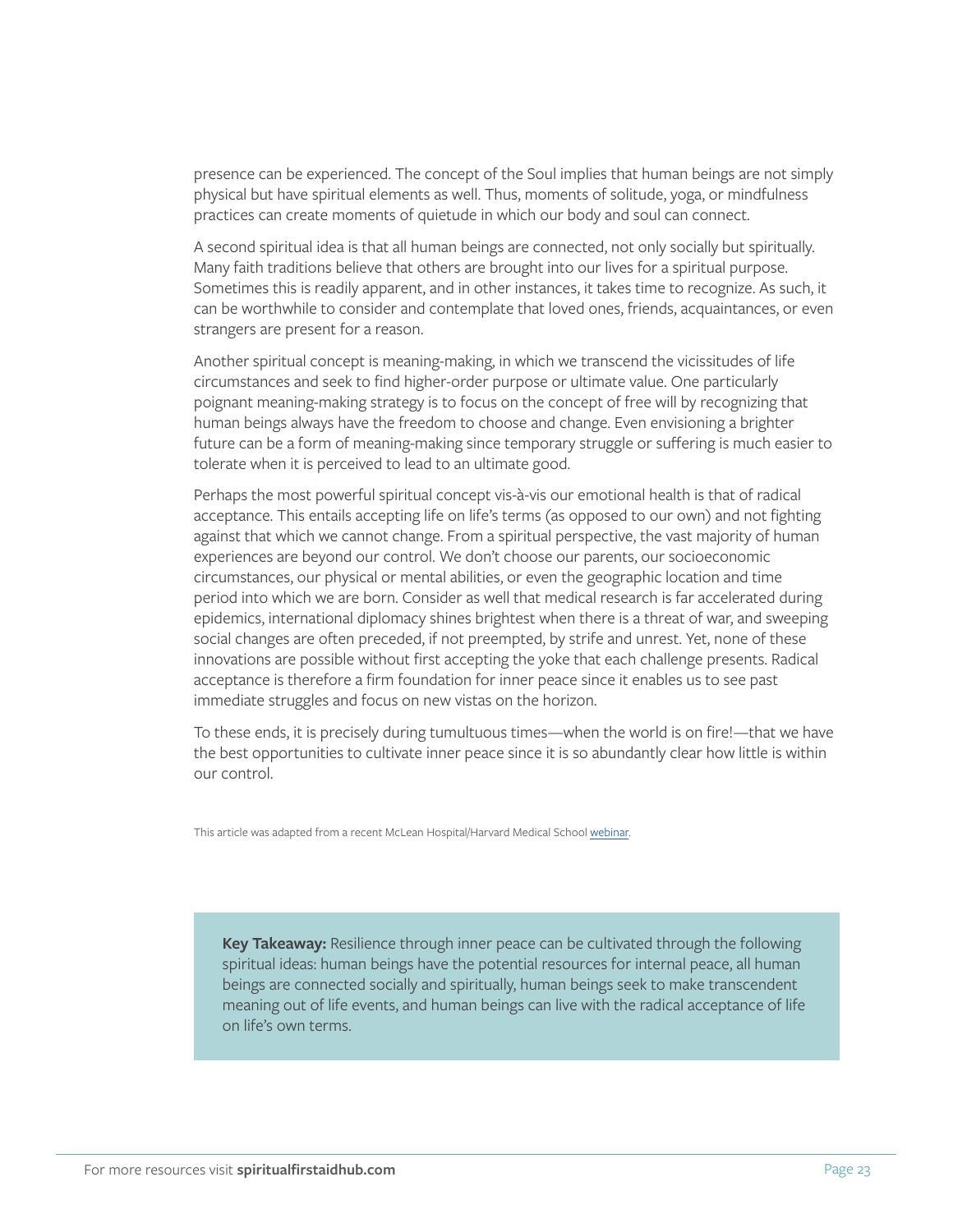presence can be experienced. The concept of the Soul implies that human beings are not simply physical but have spiritual elements as well. Thus, moments of solitude, yoga, or mindfulness practices can create moments of quietude in which our body and soul can connect.

A second spiritual idea is that all human beings are connected, not only socially but spiritually. Many faith traditions believe that others are brought into our lives for a spiritual purpose. Sometimes this is readily apparent, and in other instances, it takes time to recognize. As such, it can be worthwhile to consider and contemplate that loved ones, friends, acquaintances, or even strangers are present for a reason.

Another spiritual concept is meaning-making, in which we transcend the vicissitudes of life circumstances and seek to find higher-order purpose or ultimate value. One particularly poignant meaning-making strategy is to focus on the concept of free will by recognizing that human beings always have the freedom to choose and change. Even envisioning a brighter future can be a form of meaning-making since temporary struggle or suffering is much easier to tolerate when it is perceived to lead to an ultimate good.

Perhaps the most powerful spiritual concept vis-à-vis our emotional health is that of radical acceptance. This entails accepting life on life's terms (as opposed to our own) and not fighting against that which we cannot change. From a spiritual perspective, the vast majority of human experiences are beyond our control. We don't choose our parents, our socioeconomic circumstances, our physical or mental abilities, or even the geographic location and time period into which we are born. Consider as well that medical research is far accelerated during epidemics, international diplomacy shines brightest when there is a threat of war, and sweeping social changes are often preceded, if not preempted, by strife and unrest. Yet, none of these innovations are possible without first accepting the yoke that each challenge presents. Radical acceptance is therefore a firm foundation for inner peace since it enables us to see past immediate struggles and focus on new vistas on the horizon.

To these ends, it is precisely during tumultuous times—when the world is on fire!—that we have the best opportunities to cultivate inner peace since it is so abundantly clear how little is within our control.

This article was adapted from a recent McLean Hospital/Harvard Medical School webinar.

**Key Takeaway:** Resilience through inner peace can be cultivated through the following spiritual ideas: human beings have the potential resources for internal peace, all human beings are connected socially and spiritually, human beings seek to make transcendent meaning out of life events, and human beings can live with the radical acceptance of life on life's own terms.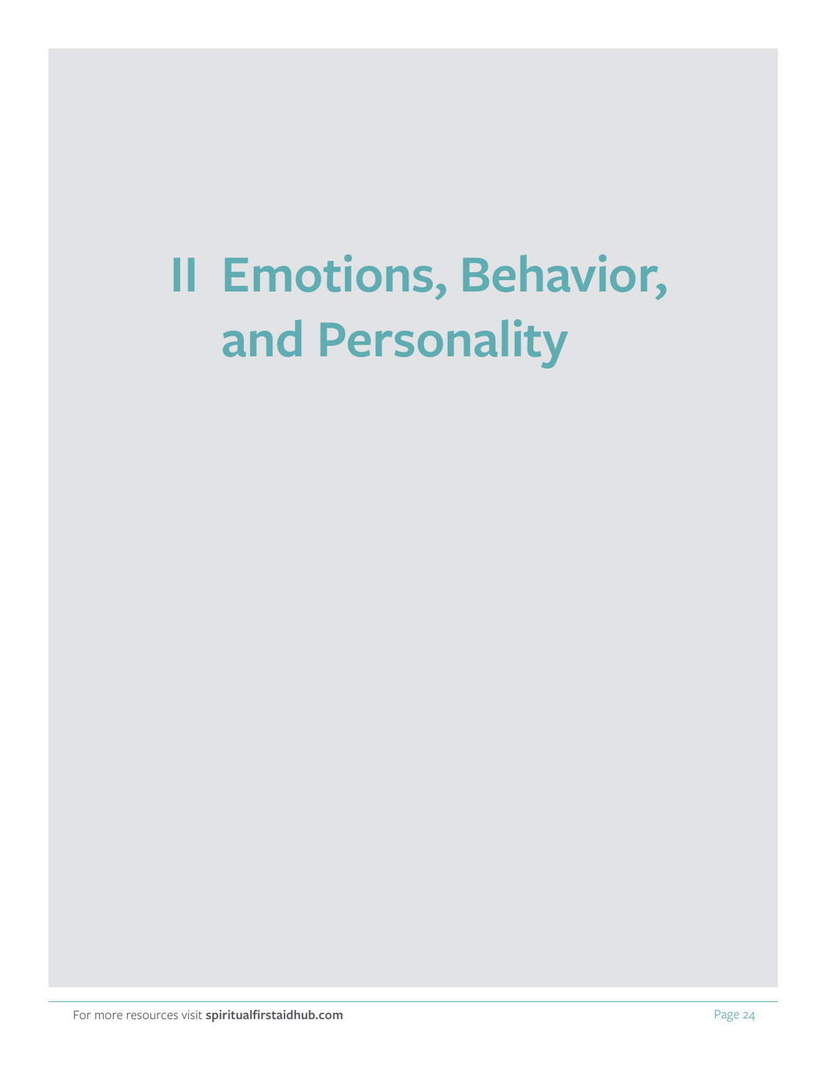# II Emotions, Behavior, and Personality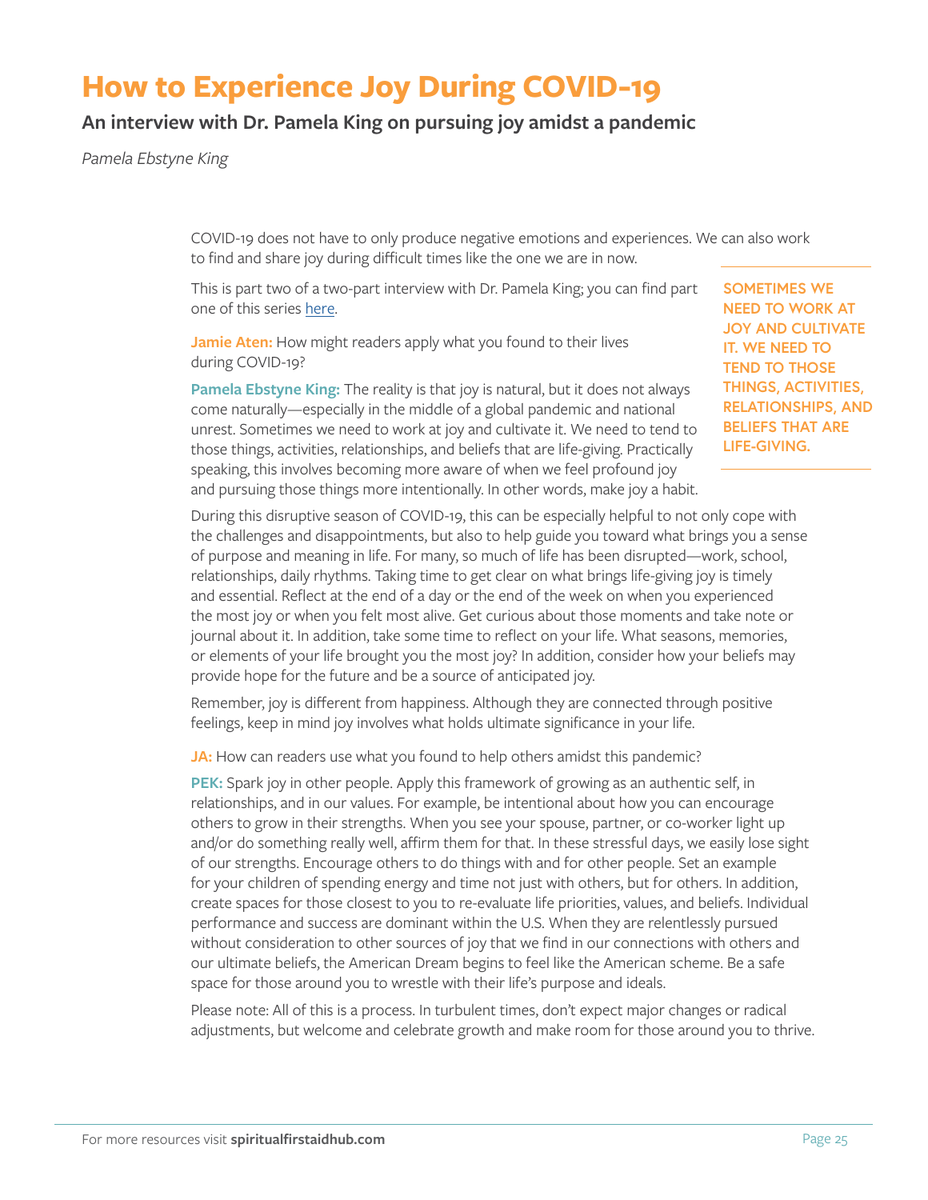# How to Experience Joy During COVID-19

## An interview with Dr. Pamela King on pursuing joy amidst a pandemic

*Pamela Ebstyne King*

COVID-19 does not have to only produce negative emotions and experiences. We can also work to find and share joy during difficult times like the one we are in now.

This is part two of a two-part interview with Dr. Pamela King; you can find part one of this series here.

**Jamie Aten:** How might readers apply what you found to their lives during COVID-19?

**Pamela Ebstyne King:** The reality is that joy is natural, but it does not always come naturally—especially in the middle of a global pandemic and national unrest. Sometimes we need to work at joy and cultivate it. We need to tend to those things, activities, relationships, and beliefs that are life-giving. Practically speaking, this involves becoming more aware of when we feel profound joy and pursuing those things more intentionally. In other words, make joy a habit.

**SOMETIMES WE NEED TO WORK AT JOY AND CULTIVATE IT. WE NEED TO TEND TO THOSE THINGS, ACTIVITIES, RELATIONSHIPS, AND BELIEFS THAT ARE LIFE-GIVING.**

During this disruptive season of COVID-19, this can be especially helpful to not only cope with the challenges and disappointments, but also to help guide you toward what brings you a sense of purpose and meaning in life. For many, so much of life has been disrupted—work, school, relationships, daily rhythms. Taking time to get clear on what brings life-giving joy is timely and essential. Reflect at the end of a day or the end of the week on when you experienced the most joy or when you felt most alive. Get curious about those moments and take note or journal about it. In addition, take some time to reflect on your life. What seasons, memories, or elements of your life brought you the most joy? In addition, consider how your beliefs may provide hope for the future and be a source of anticipated joy.

Remember, joy is different from happiness. Although they are connected through positive feelings, keep in mind joy involves what holds ultimate significance in your life.

**JA:** How can readers use what you found to help others amidst this pandemic?

**PEK:** Spark joy in other people. Apply this framework of growing as an authentic self, in relationships, and in our values. For example, be intentional about how you can encourage others to grow in their strengths. When you see your spouse, partner, or co-worker light up and/or do something really well, affirm them for that. In these stressful days, we easily lose sight of our strengths. Encourage others to do things with and for other people. Set an example for your children of spending energy and time not just with others, but for others. In addition, create spaces for those closest to you to re-evaluate life priorities, values, and beliefs. Individual performance and success are dominant within the U.S. When they are relentlessly pursued without consideration to other sources of joy that we find in our connections with others and our ultimate beliefs, the American Dream begins to feel like the American scheme. Be a safe space for those around you to wrestle with their life's purpose and ideals.

Please note: All of this is a process. In turbulent times, don't expect major changes or radical adjustments, but welcome and celebrate growth and make room for those around you to thrive.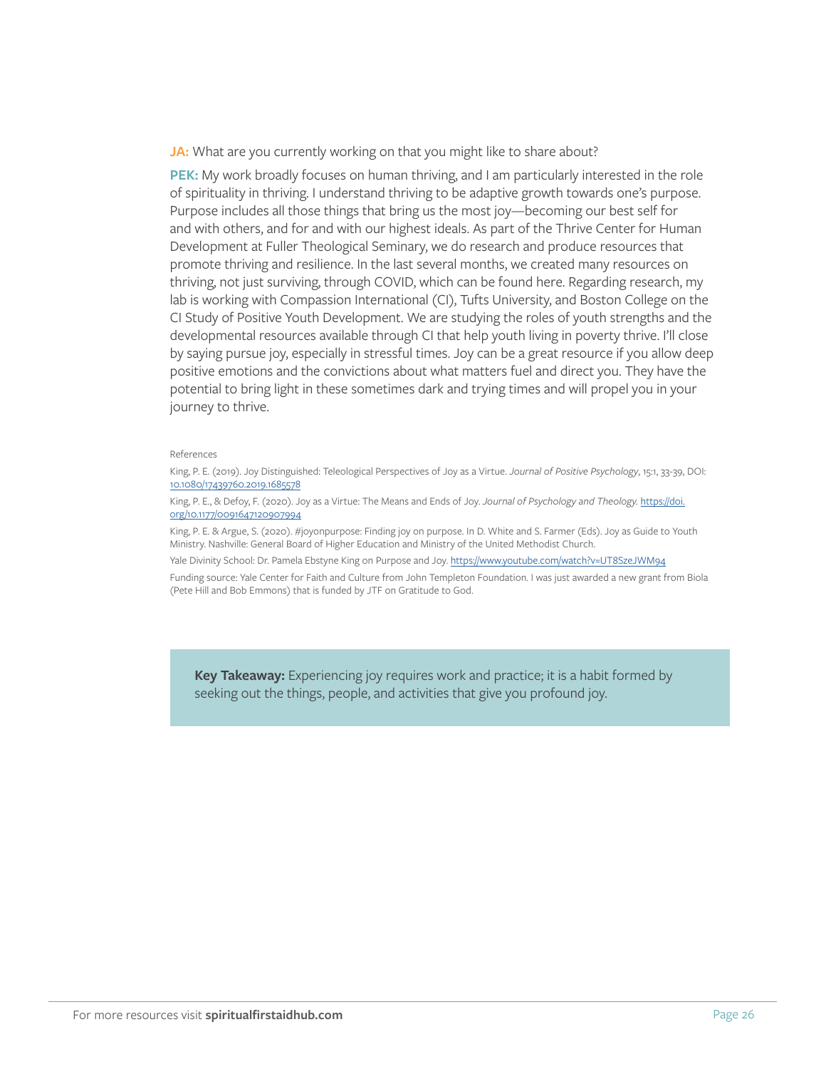**JA:** What are you currently working on that you might like to share about?

**PEK:** My work broadly focuses on human thriving, and I am particularly interested in the role of spirituality in thriving. I understand thriving to be adaptive growth towards one's purpose. Purpose includes all those things that bring us the most joy—becoming our best self for and with others, and for and with our highest ideals. As part of the Thrive Center for Human Development at Fuller Theological Seminary, we do research and produce resources that promote thriving and resilience. In the last several months, we created many resources on thriving, not just surviving, through COVID, which can be found here. Regarding research, my lab is working with Compassion International (CI), Tufts University, and Boston College on the CI Study of Positive Youth Development. We are studying the roles of youth strengths and the developmental resources available through CI that help youth living in poverty thrive. I'll close by saying pursue joy, especially in stressful times. Joy can be a great resource if you allow deep positive emotions and the convictions about what matters fuel and direct you. They have the potential to bring light in these sometimes dark and trying times and will propel you in your journey to thrive.

References

King, P. E. (2019). Joy Distinguished: Teleological Perspectives of Joy as a Virtue. *Journal of Positive Psychology*, 15:1, 33-39, DOI: 10.1080/17439760.2019.1685578

King, P. E., & Defoy, F. (2020). Joy as a Virtue: The Means and Ends of Joy. *Journal of Psychology and Theology*. https://doi.org/10.1177/0091647120907994

King, P. E. & Argue, S. (2020). #joyonpurpose: Finding joy on purpose. In D. White and S. Farmer (Eds). Joy as Guide to Youth Ministry. Nashville: General Board of Higher Education and Ministry of the United Methodist Church.

Yale Divinity School: Dr. Pamela Ebstyne King on Purpose and Joy. https://www.youtube.com/watch?v=UT8SzeJWM94

Funding source: Yale Center for Faith and Culture from John Templeton Foundation. I was just awarded a new grant from Biola (Pete Hill and Bob Emmons) that is funded by JTF on Gratitude to God.

**Key Takeaway:** Experiencing joy requires work and practice; it is a habit formed by seeking out the things, people, and activities that give you profound joy.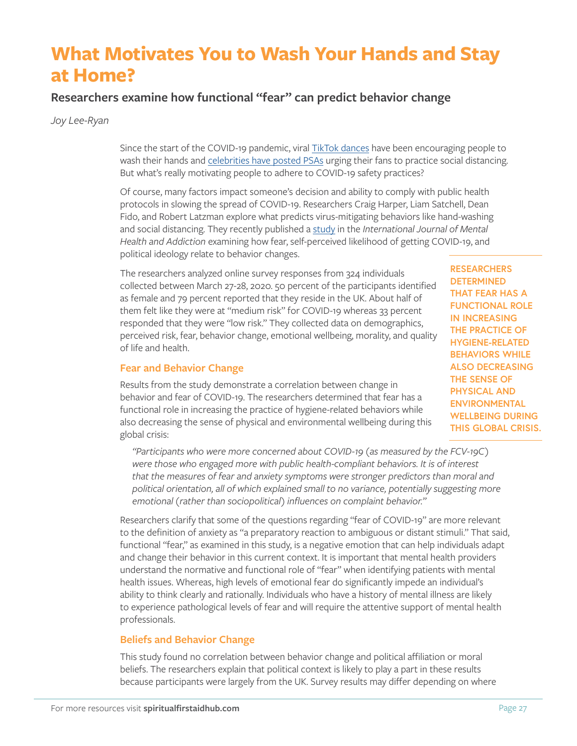# What Motivates You to Wash Your Hands and Stay at Home?

## Researchers examine how functional "fear" can predict behavior change

*Joy Lee-Ryan*

Since the start of the COVID-19 pandemic, viral TikTok dances have been encouraging people to wash their hands and celebrities have posted PSAs urging their fans to practice social distancing. But what's really motivating people to adhere to COVID-19 safety practices?

Of course, many factors impact someone's decision and ability to comply with public health protocols in slowing the spread of COVID-19. Researchers Craig Harper, Liam Satchell, Dean Fido, and Robert Latzman explore what predicts virus-mitigating behaviors like hand-washing and social distancing. They recently published a study in the *International Journal of Mental Health and Addiction* examining how fear, self-perceived likelihood of getting COVID-19, and political ideology relate to behavior changes.

The researchers analyzed online survey responses from 324 individuals collected between March 27-28, 2020. 50 percent of the participants identified as female and 79 percent reported that they reside in the UK. About half of them felt like they were at "medium risk" for COVID-19 whereas 33 percent responded that they were "low risk." They collected data on demographics, perceived risk, fear, behavior change, emotional wellbeing, morality, and quality of life and health.

**RESEARCHERS DETERMINED THAT FEAR HAS A FUNCTIONAL ROLE IN INCREASING THE PRACTICE OF HYGIENE-RELATED BEHAVIORS WHILE ALSO DECREASING THE SENSE OF PHYSICAL AND ENVIRONMENTAL WELLBEING DURING THIS GLOBAL CRISIS.**

### Fear and Behavior Change

Results from the study demonstrate a correlation between change in behavior and fear of COVID-19. The researchers determined that fear has a functional role in increasing the practice of hygiene-related behaviors while also decreasing the sense of physical and environmental wellbeing during this global crisis:

> *"Participants who were more concerned about COVID-19 (as measured by the FCV-19C) were those who engaged more with public health-compliant behaviors. It is of interest that the measures of fear and anxiety symptoms were stronger predictors than moral and political orientation, all of which explained small to no variance, potentially suggesting more emotional (rather than sociopolitical) influences on complaint behavior."*

Researchers clarify that some of the questions regarding "fear of COVID-19" are more relevant to the definition of anxiety as "a preparatory reaction to ambiguous or distant stimuli." That said, functional "fear," as examined in this study, is a negative emotion that can help individuals adapt and change their behavior in this current context. It is important that mental health providers understand the normative and functional role of "fear" when identifying patients with mental health issues. Whereas, high levels of emotional fear do significantly impede an individual's ability to think clearly and rationally. Individuals who have a history of mental illness are likely to experience pathological levels of fear and will require the attentive support of mental health professionals.

### Beliefs and Behavior Change

This study found no correlation between behavior change and political affiliation or moral beliefs. The researchers explain that political context is likely to play a part in these results because participants were largely from the UK. Survey results may differ depending on where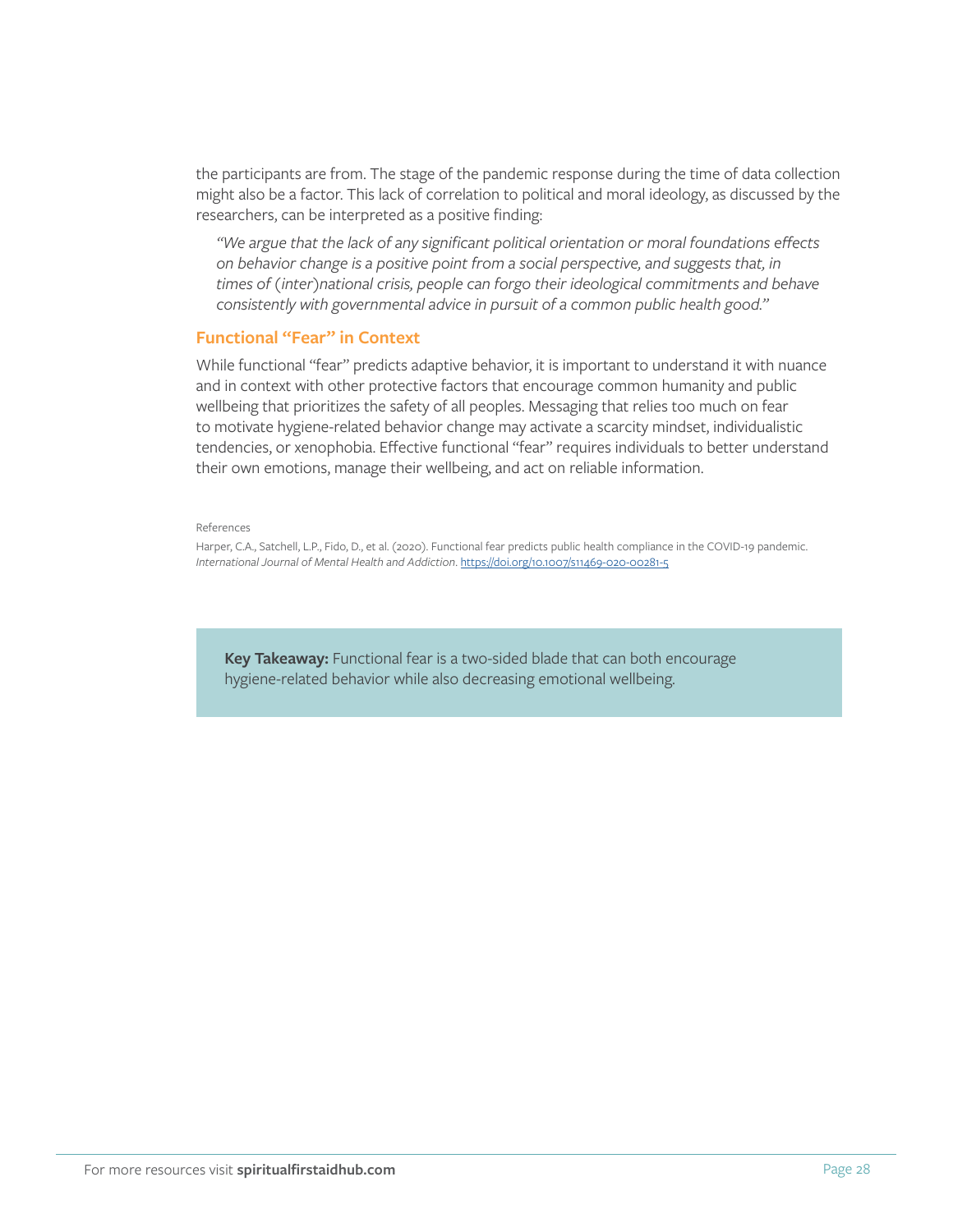the participants are from. The stage of the pandemic response during the time of data collection might also be a factor. This lack of correlation to political and moral ideology, as discussed by the researchers, can be interpreted as a positive finding:

> *"We argue that the lack of any significant political orientation or moral foundations effects on behavior change is a positive point from a social perspective, and suggests that, in times of (inter)national crisis, people can forgo their ideological commitments and behave consistently with governmental advice in pursuit of a common public health good."*

### Functional "Fear" in Context

While functional "fear" predicts adaptive behavior, it is important to understand it with nuance and in context with other protective factors that encourage common humanity and public wellbeing that prioritizes the safety of all peoples. Messaging that relies too much on fear to motivate hygiene-related behavior change may activate a scarcity mindset, individualistic tendencies, or xenophobia. Effective functional "fear" requires individuals to better understand their own emotions, manage their wellbeing, and act on reliable information.

References

Harper, C.A., Satchell, L.P., Fido, D., et al. (2020). Functional fear predicts public health compliance in the COVID-19 pandemic. *International Journal of Mental Health and Addiction*. https://doi.org/10.1007/s11469-020-00281-5

**Key Takeaway:** Functional fear is a two-sided blade that can both encourage hygiene-related behavior while also decreasing emotional wellbeing.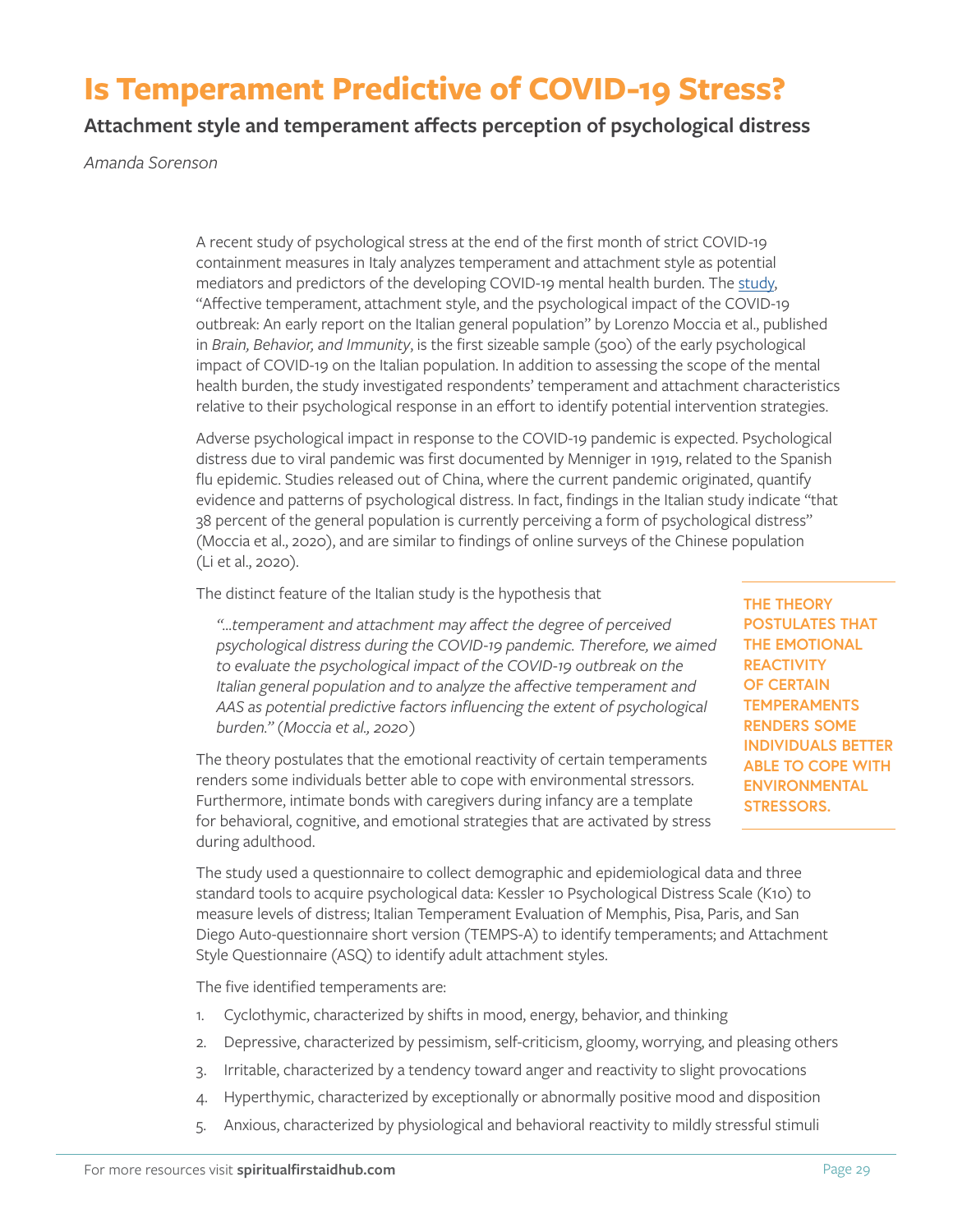# Is Temperament Predictive of COVID-19 Stress?

## Attachment style and temperament affects perception of psychological distress

*Amanda Sorenson*

A recent study of psychological stress at the end of the first month of strict COVID-19 containment measures in Italy analyzes temperament and attachment style as potential mediators and predictors of the developing COVID-19 mental health burden. The study, "Affective temperament, attachment style, and the psychological impact of the COVID-19 outbreak: An early report on the Italian general population" by Lorenzo Moccia et al., published in *Brain, Behavior, and Immunity*, is the first sizeable sample (500) of the early psychological impact of COVID-19 on the Italian population. In addition to assessing the scope of the mental health burden, the study investigated respondents' temperament and attachment characteristics relative to their psychological response in an effort to identify potential intervention strategies.

Adverse psychological impact in response to the COVID-19 pandemic is expected. Psychological distress due to viral pandemic was first documented by Menniger in 1919, related to the Spanish flu epidemic. Studies released out of China, where the current pandemic originated, quantify evidence and patterns of psychological distress. In fact, findings in the Italian study indicate "that 38 percent of the general population is currently perceiving a form of psychological distress" (Moccia et al., 2020), and are similar to findings of online surveys of the Chinese population (Li et al., 2020).

The distinct feature of the Italian study is the hypothesis that

> *"...temperament and attachment may affect the degree of perceived psychological distress during the COVID-19 pandemic. Therefore, we aimed to evaluate the psychological impact of the COVID-19 outbreak on the Italian general population and to analyze the affective temperament and AAS as potential predictive factors influencing the extent of psychological burden." (Moccia et al., 2020)*

The theory postulates that the emotional reactivity of certain temperaments renders some individuals better able to cope with environmental stressors. Furthermore, intimate bonds with caregivers during infancy are a template for behavioral, cognitive, and emotional strategies that are activated by stress during adulthood.

**THE THEORY POSTULATES THAT THE EMOTIONAL REACTIVITY OF CERTAIN TEMPERAMENTS RENDERS SOME INDIVIDUALS BETTER ABLE TO COPE WITH ENVIRONMENTAL STRESSORS.**

The study used a questionnaire to collect demographic and epidemiological data and three standard tools to acquire psychological data: Kessler 10 Psychological Distress Scale (K10) to measure levels of distress; Italian Temperament Evaluation of Memphis, Pisa, Paris, and San Diego Auto-questionnaire short version (TEMPS-A) to identify temperaments; and Attachment Style Questionnaire (ASQ) to identify adult attachment styles.

The five identified temperaments are:

1. Cyclothymic, characterized by shifts in mood, energy, behavior, and thinking
2. Depressive, characterized by pessimism, self-criticism, gloomy, worrying, and pleasing others
3. Irritable, characterized by a tendency toward anger and reactivity to slight provocations
4. Hyperthymic, characterized by exceptionally or abnormally positive mood and disposition
5. Anxious, characterized by physiological and behavioral reactivity to mildly stressful stimuli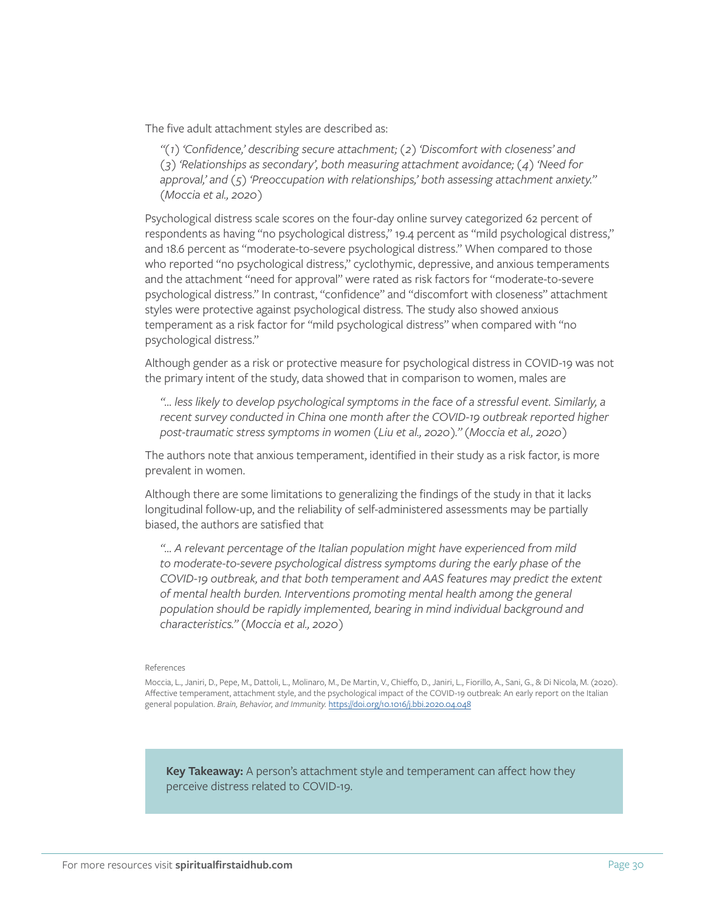The five adult attachment styles are described as:

> *"(1) 'Confidence,' describing secure attachment; (2) 'Discomfort with closeness' and (3) 'Relationships as secondary', both measuring attachment avoidance; (4) 'Need for approval,' and (5) 'Preoccupation with relationships,' both assessing attachment anxiety." (Moccia et al., 2020)*

Psychological distress scale scores on the four-day online survey categorized 62 percent of respondents as having "no psychological distress," 19.4 percent as "mild psychological distress," and 18.6 percent as "moderate-to-severe psychological distress." When compared to those who reported "no psychological distress," cyclothymic, depressive, and anxious temperaments and the attachment "need for approval" were rated as risk factors for "moderate-to-severe psychological distress." In contrast, "confidence" and "discomfort with closeness" attachment styles were protective against psychological distress. The study also showed anxious temperament as a risk factor for "mild psychological distress" when compared with "no psychological distress."

Although gender as a risk or protective measure for psychological distress in COVID-19 was not the primary intent of the study, data showed that in comparison to women, males are

> *"... less likely to develop psychological symptoms in the face of a stressful event. Similarly, a recent survey conducted in China one month after the COVID-19 outbreak reported higher post-traumatic stress symptoms in women (Liu et al., 2020)." (Moccia et al., 2020)*

The authors note that anxious temperament, identified in their study as a risk factor, is more prevalent in women.

Although there are some limitations to generalizing the findings of the study in that it lacks longitudinal follow-up, and the reliability of self-administered assessments may be partially biased, the authors are satisfied that

> *"... A relevant percentage of the Italian population might have experienced from mild to moderate-to-severe psychological distress symptoms during the early phase of the COVID-19 outbreak, and that both temperament and AAS features may predict the extent of mental health burden. Interventions promoting mental health among the general population should be rapidly implemented, bearing in mind individual background and characteristics." (Moccia et al., 2020)*

References

Moccia, L., Janiri, D., Pepe, M., Dattoli, L., Molinaro, M., De Martin, V., Chieffo, D., Janiri, L., Fiorillo, A., Sani, G., & Di Nicola, M. (2020). Affective temperament, attachment style, and the psychological impact of the COVID-19 outbreak: An early report on the Italian general population. *Brain, Behavior, and Immunity.* https://doi.org/10.1016/j.bbi.2020.04.048

**Key Takeaway:** A person's attachment style and temperament can affect how they perceive distress related to COVID-19.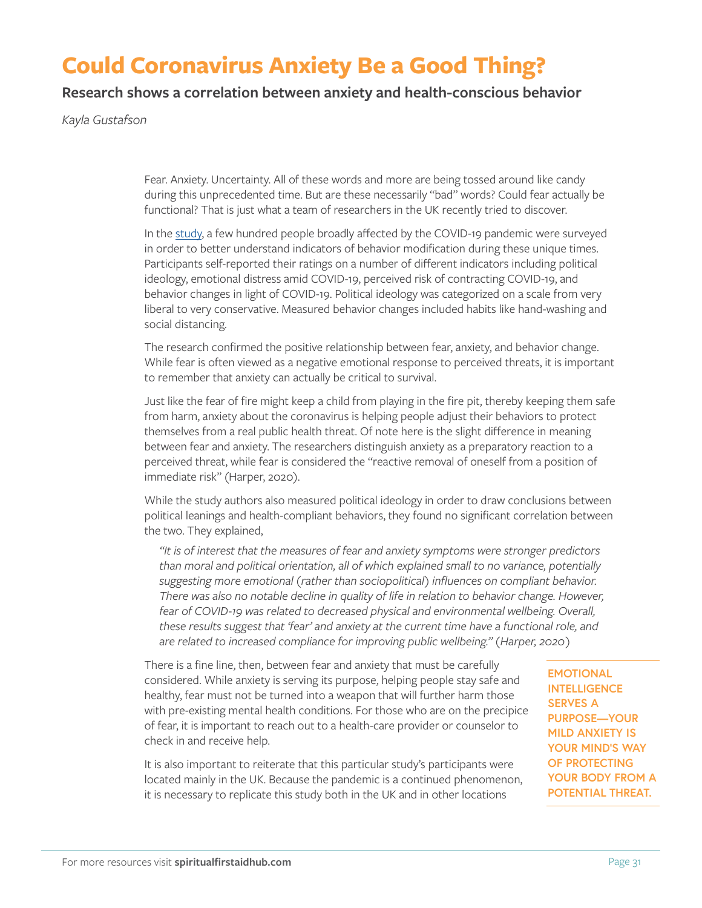# Could Coronavirus Anxiety Be a Good Thing?

## Research shows a correlation between anxiety and health-conscious behavior

*Kayla Gustafson*

Fear. Anxiety. Uncertainty. All of these words and more are being tossed around like candy during this unprecedented time. But are these necessarily "bad" words? Could fear actually be functional? That is just what a team of researchers in the UK recently tried to discover.

In the study, a few hundred people broadly affected by the COVID-19 pandemic were surveyed in order to better understand indicators of behavior modification during these unique times. Participants self-reported their ratings on a number of different indicators including political ideology, emotional distress amid COVID-19, perceived risk of contracting COVID-19, and behavior changes in light of COVID-19. Political ideology was categorized on a scale from very liberal to very conservative. Measured behavior changes included habits like hand-washing and social distancing.

The research confirmed the positive relationship between fear, anxiety, and behavior change. While fear is often viewed as a negative emotional response to perceived threats, it is important to remember that anxiety can actually be critical to survival.

Just like the fear of fire might keep a child from playing in the fire pit, thereby keeping them safe from harm, anxiety about the coronavirus is helping people adjust their behaviors to protect themselves from a real public health threat. Of note here is the slight difference in meaning between fear and anxiety. The researchers distinguish anxiety as a preparatory reaction to a perceived threat, while fear is considered the "reactive removal of oneself from a position of immediate risk" (Harper, 2020).

While the study authors also measured political ideology in order to draw conclusions between political leanings and health-compliant behaviors, they found no significant correlation between the two. They explained,

> *"It is of interest that the measures of fear and anxiety symptoms were stronger predictors than moral and political orientation, all of which explained small to no variance, potentially suggesting more emotional (rather than sociopolitical) influences on compliant behavior. There was also no notable decline in quality of life in relation to behavior change. However, fear of COVID-19 was related to decreased physical and environmental wellbeing. Overall, these results suggest that 'fear' and anxiety at the current time have a functional role, and are related to increased compliance for improving public wellbeing."* (Harper, 2020)

There is a fine line, then, between fear and anxiety that must be carefully considered. While anxiety is serving its purpose, helping people stay safe and healthy, fear must not be turned into a weapon that will further harm those with pre-existing mental health conditions. For those who are on the precipice of fear, it is important to reach out to a health-care provider or counselor to check in and receive help.

**EMOTIONAL INTELLIGENCE SERVES A PURPOSE—YOUR MILD ANXIETY IS YOUR MIND'S WAY OF PROTECTING YOUR BODY FROM A POTENTIAL THREAT.**

It is also important to reiterate that this particular study's participants were located mainly in the UK. Because the pandemic is a continued phenomenon, it is necessary to replicate this study both in the UK and in other locations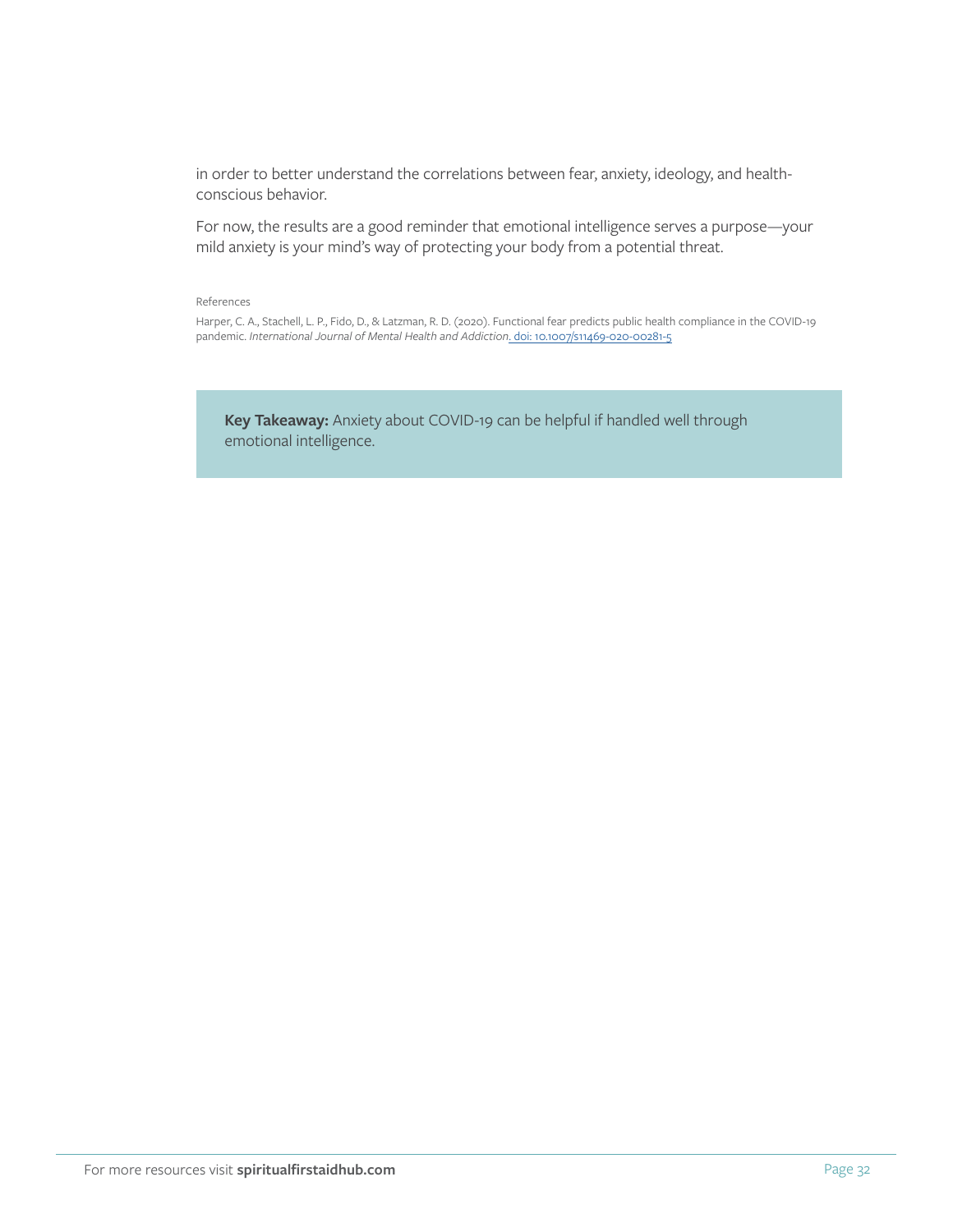in order to better understand the correlations between fear, anxiety, ideology, and health-conscious behavior.

For now, the results are a good reminder that emotional intelligence serves a purpose—your mild anxiety is your mind's way of protecting your body from a potential threat.

References

Harper, C. A., Stachell, L. P., Fido, D., & Latzman, R. D. (2020). Functional fear predicts public health compliance in the COVID-19 pandemic. *International Journal of Mental Health and Addiction*. doi: 10.1007/s11469-020-00281-5

**Key Takeaway:** Anxiety about COVID-19 can be helpful if handled well through emotional intelligence.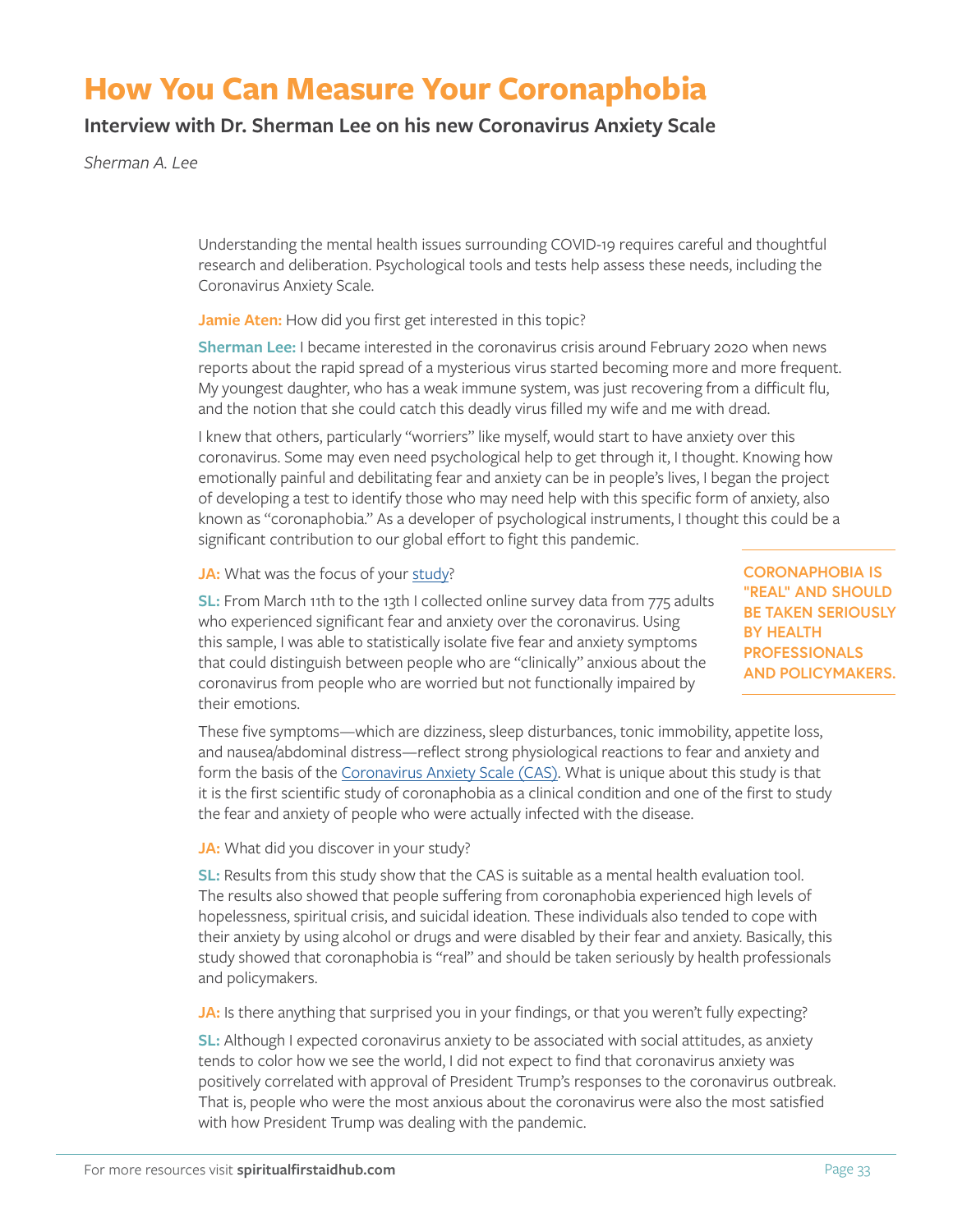# How You Can Measure Your Coronaphobia

## Interview with Dr. Sherman Lee on his new Coronavirus Anxiety Scale

*Sherman A. Lee*

Understanding the mental health issues surrounding COVID-19 requires careful and thoughtful research and deliberation. Psychological tools and tests help assess these needs, including the Coronavirus Anxiety Scale.

**Jamie Aten:** How did you first get interested in this topic?

**Sherman Lee:** I became interested in the coronavirus crisis around February 2020 when news reports about the rapid spread of a mysterious virus started becoming more and more frequent. My youngest daughter, who has a weak immune system, was just recovering from a difficult flu, and the notion that she could catch this deadly virus filled my wife and me with dread.

I knew that others, particularly "worriers" like myself, would start to have anxiety over this coronavirus. Some may even need psychological help to get through it, I thought. Knowing how emotionally painful and debilitating fear and anxiety can be in people's lives, I began the project of developing a test to identify those who may need help with this specific form of anxiety, also known as "coronaphobia." As a developer of psychological instruments, I thought this could be a significant contribution to our global effort to fight this pandemic.

**JA:** What was the focus of your study?

**SL:** From March 11th to the 13th I collected online survey data from 775 adults who experienced significant fear and anxiety over the coronavirus. Using this sample, I was able to statistically isolate five fear and anxiety symptoms that could distinguish between people who are "clinically" anxious about the coronavirus from people who are worried but not functionally impaired by their emotions.

**CORONAPHOBIA IS "REAL" AND SHOULD BE TAKEN SERIOUSLY BY HEALTH PROFESSIONALS AND POLICYMAKERS.**

These five symptoms—which are dizziness, sleep disturbances, tonic immobility, appetite loss, and nausea/abdominal distress—reflect strong physiological reactions to fear and anxiety and form the basis of the Coronavirus Anxiety Scale (CAS). What is unique about this study is that it is the first scientific study of coronaphobia as a clinical condition and one of the first to study the fear and anxiety of people who were actually infected with the disease.

**JA:** What did you discover in your study?

**SL:** Results from this study show that the CAS is suitable as a mental health evaluation tool. The results also showed that people suffering from coronaphobia experienced high levels of hopelessness, spiritual crisis, and suicidal ideation. These individuals also tended to cope with their anxiety by using alcohol or drugs and were disabled by their fear and anxiety. Basically, this study showed that coronaphobia is "real" and should be taken seriously by health professionals and policymakers.

**JA:** Is there anything that surprised you in your findings, or that you weren't fully expecting?

**SL:** Although I expected coronavirus anxiety to be associated with social attitudes, as anxiety tends to color how we see the world, I did not expect to find that coronavirus anxiety was positively correlated with approval of President Trump's responses to the coronavirus outbreak. That is, people who were the most anxious about the coronavirus were also the most satisfied with how President Trump was dealing with the pandemic.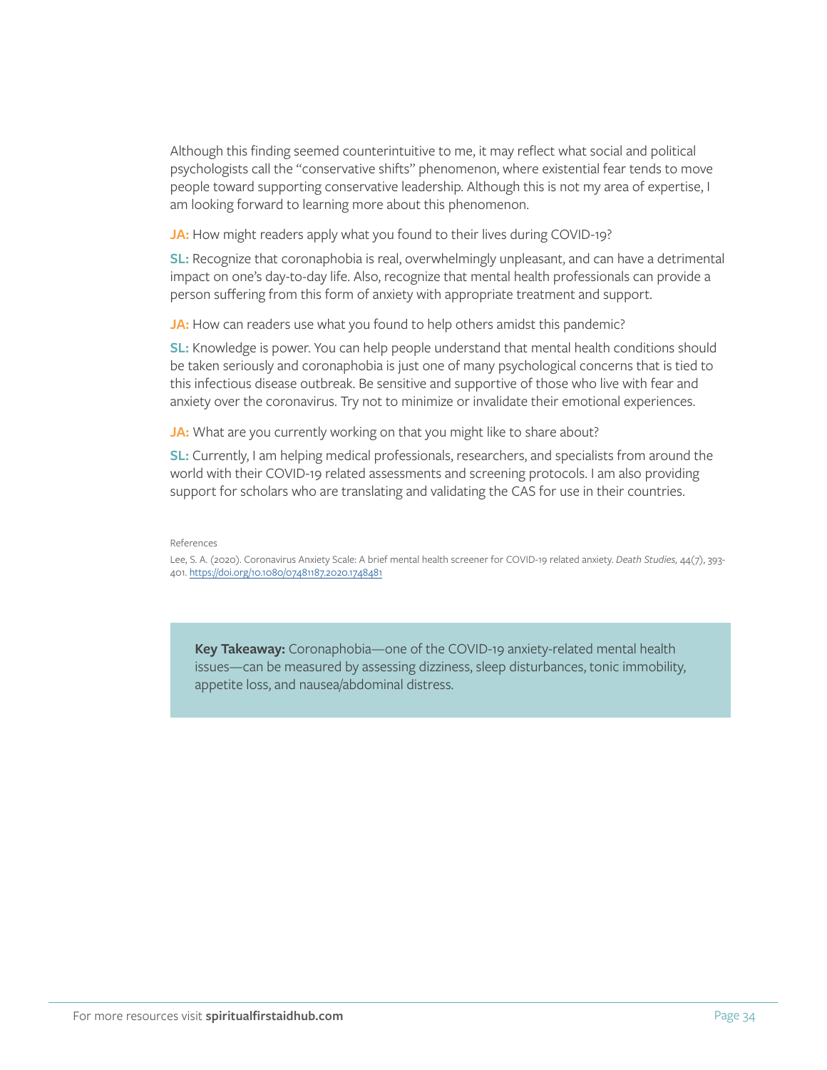Although this finding seemed counterintuitive to me, it may reflect what social and political psychologists call the "conservative shifts" phenomenon, where existential fear tends to move people toward supporting conservative leadership. Although this is not my area of expertise, I am looking forward to learning more about this phenomenon.

**JA:** How might readers apply what you found to their lives during COVID-19?

**SL:** Recognize that coronaphobia is real, overwhelmingly unpleasant, and can have a detrimental impact on one's day-to-day life. Also, recognize that mental health professionals can provide a person suffering from this form of anxiety with appropriate treatment and support.

**JA:** How can readers use what you found to help others amidst this pandemic?

**SL:** Knowledge is power. You can help people understand that mental health conditions should be taken seriously and coronaphobia is just one of many psychological concerns that is tied to this infectious disease outbreak. Be sensitive and supportive of those who live with fear and anxiety over the coronavirus. Try not to minimize or invalidate their emotional experiences.

**JA:** What are you currently working on that you might like to share about?

**SL:** Currently, I am helping medical professionals, researchers, and specialists from around the world with their COVID-19 related assessments and screening protocols. I am also providing support for scholars who are translating and validating the CAS for use in their countries.

References

Lee, S. A. (2020). Coronavirus Anxiety Scale: A brief mental health screener for COVID-19 related anxiety. *Death Studies*, 44(7), 393-401. https://doi.org/10.1080/07481187.2020.1748481

> **Key Takeaway:** Coronaphobia—one of the COVID-19 anxiety-related mental health issues—can be measured by assessing dizziness, sleep disturbances, tonic immobility, appetite loss, and nausea/abdominal distress.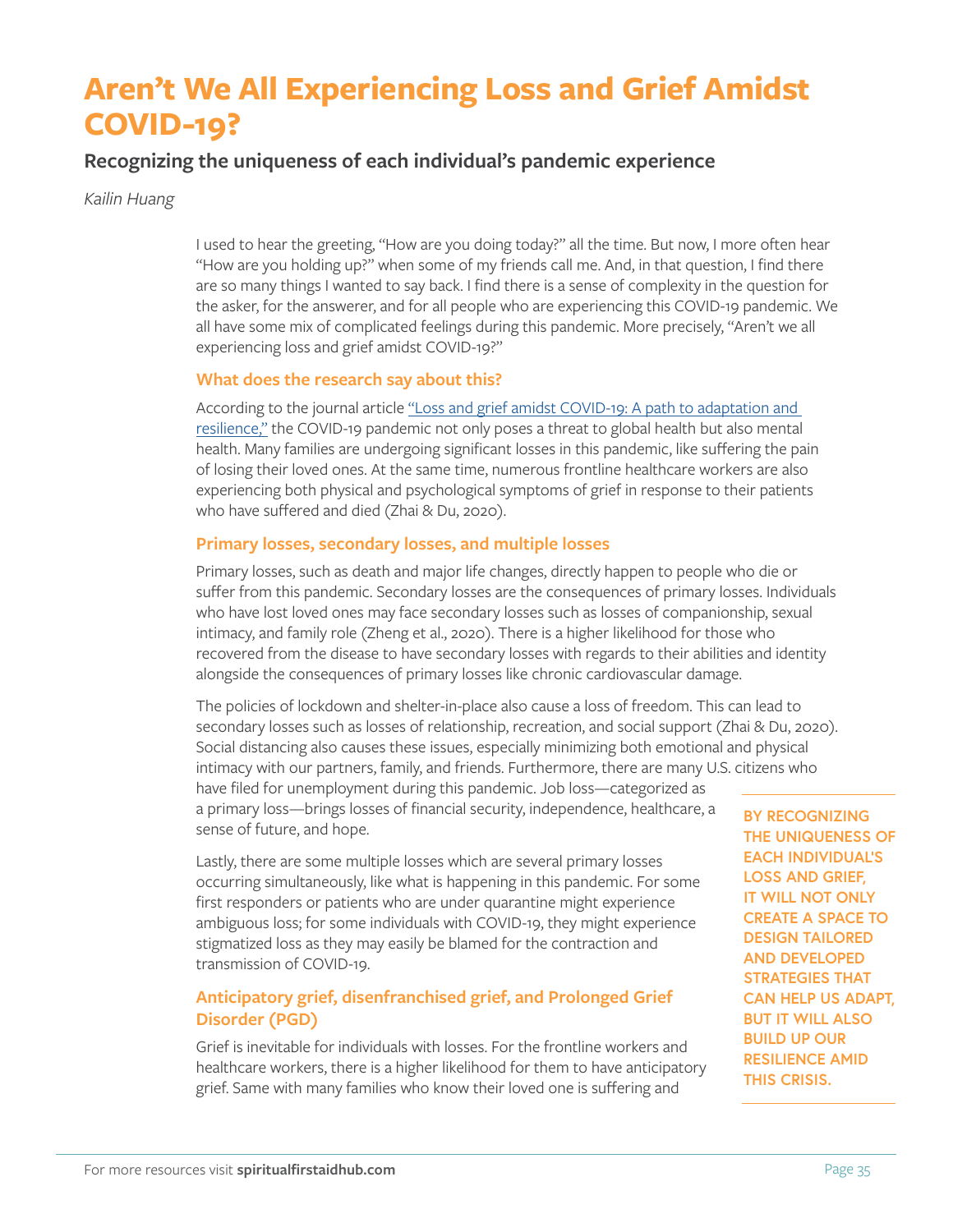# Aren't We All Experiencing Loss and Grief Amidst COVID-19?

## Recognizing the uniqueness of each individual's pandemic experience

*Kailin Huang*

I used to hear the greeting, "How are you doing today?" all the time. But now, I more often hear "How are you holding up?" when some of my friends call me. And, in that question, I find there are so many things I wanted to say back. I find there is a sense of complexity in the question for the asker, for the answerer, and for all people who are experiencing this COVID-19 pandemic. We all have some mix of complicated feelings during this pandemic. More precisely, "Aren't we all experiencing loss and grief amidst COVID-19?"

### What does the research say about this?

According to the journal article "Loss and grief amidst COVID-19: A path to adaptation and resilience," the COVID-19 pandemic not only poses a threat to global health but also mental health. Many families are undergoing significant losses in this pandemic, like suffering the pain of losing their loved ones. At the same time, numerous frontline healthcare workers are also experiencing both physical and psychological symptoms of grief in response to their patients who have suffered and died (Zhai & Du, 2020).

### Primary losses, secondary losses, and multiple losses

Primary losses, such as death and major life changes, directly happen to people who die or suffer from this pandemic. Secondary losses are the consequences of primary losses. Individuals who have lost loved ones may face secondary losses such as losses of companionship, sexual intimacy, and family role (Zheng et al., 2020). There is a higher likelihood for those who recovered from the disease to have secondary losses with regards to their abilities and identity alongside the consequences of primary losses like chronic cardiovascular damage.

The policies of lockdown and shelter-in-place also cause a loss of freedom. This can lead to secondary losses such as losses of relationship, recreation, and social support (Zhai & Du, 2020). Social distancing also causes these issues, especially minimizing both emotional and physical intimacy with our partners, family, and friends. Furthermore, there are many U.S. citizens who have filed for unemployment during this pandemic. Job loss—categorized as a primary loss—brings losses of financial security, independence, healthcare, a sense of future, and hope.

Lastly, there are some multiple losses which are several primary losses occurring simultaneously, like what is happening in this pandemic. For some first responders or patients who are under quarantine might experience ambiguous loss; for some individuals with COVID-19, they might experience stigmatized loss as they may easily be blamed for the contraction and transmission of COVID-19.

**BY RECOGNIZING THE UNIQUENESS OF EACH INDIVIDUAL'S LOSS AND GRIEF, IT WILL NOT ONLY CREATE A SPACE TO DESIGN TAILORED AND DEVELOPED STRATEGIES THAT CAN HELP US ADAPT, BUT IT WILL ALSO BUILD UP OUR RESILIENCE AMID THIS CRISIS.**

### Anticipatory grief, disenfranchised grief, and Prolonged Grief Disorder (PGD)

Grief is inevitable for individuals with losses. For the frontline workers and healthcare workers, there is a higher likelihood for them to have anticipatory grief. Same with many families who know their loved one is suffering and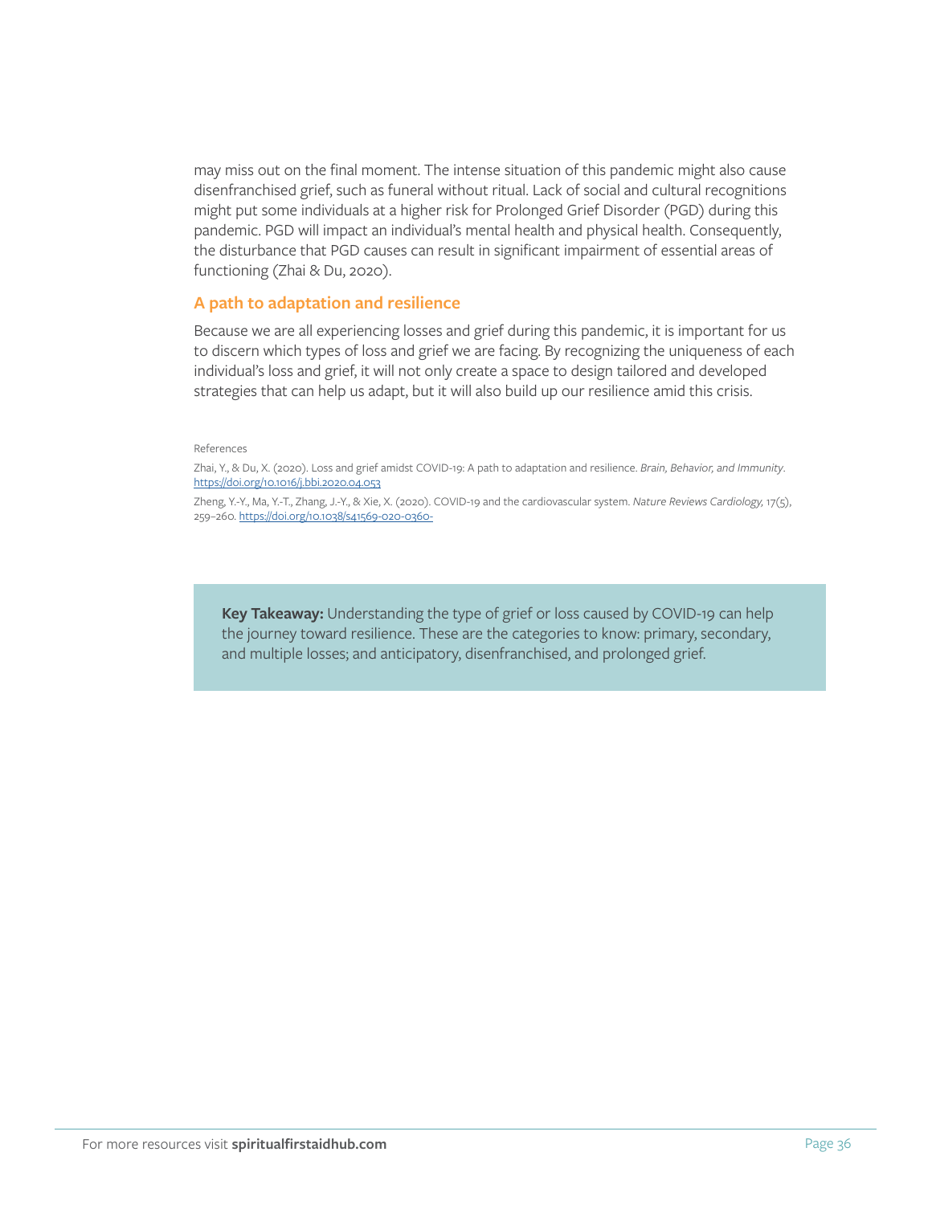may miss out on the final moment. The intense situation of this pandemic might also cause disenfranchised grief, such as funeral without ritual. Lack of social and cultural recognitions might put some individuals at a higher risk for Prolonged Grief Disorder (PGD) during this pandemic. PGD will impact an individual's mental health and physical health. Consequently, the disturbance that PGD causes can result in significant impairment of essential areas of functioning (Zhai & Du, 2020).

## A path to adaptation and resilience

Because we are all experiencing losses and grief during this pandemic, it is important for us to discern which types of loss and grief we are facing. By recognizing the uniqueness of each individual's loss and grief, it will not only create a space to design tailored and developed strategies that can help us adapt, but it will also build up our resilience amid this crisis.

References

Zhai, Y., & Du, X. (2020). Loss and grief amidst COVID-19: A path to adaptation and resilience. *Brain, Behavior, and Immunity*. https://doi.org/10.1016/j.bbi.2020.04.053

Zheng, Y.-Y., Ma, Y.-T., Zhang, J.-Y., & Xie, X. (2020). COVID-19 and the cardiovascular system. *Nature Reviews Cardiology*, 17(5), 259–260. https://doi.org/10.1038/s41569-020-0360-

**Key Takeaway:** Understanding the type of grief or loss caused by COVID-19 can help the journey toward resilience. These are the categories to know: primary, secondary, and multiple losses; and anticipatory, disenfranchised, and prolonged grief.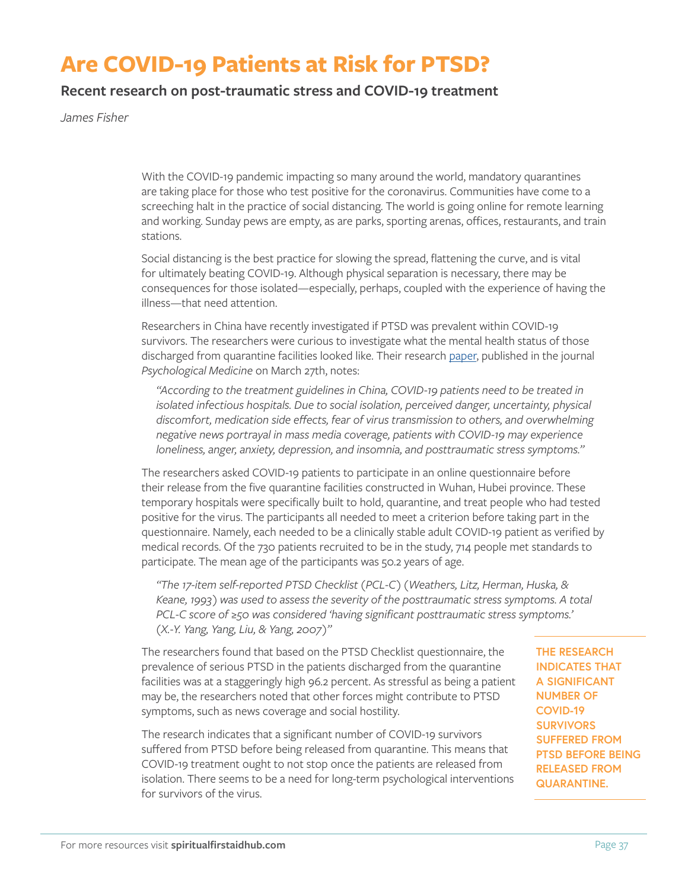# Are COVID-19 Patients at Risk for PTSD?

## Recent research on post-traumatic stress and COVID-19 treatment

*James Fisher*

With the COVID-19 pandemic impacting so many around the world, mandatory quarantines are taking place for those who test positive for the coronavirus. Communities have come to a screeching halt in the practice of social distancing. The world is going online for remote learning and working. Sunday pews are empty, as are parks, sporting arenas, offices, restaurants, and train stations.

Social distancing is the best practice for slowing the spread, flattening the curve, and is vital for ultimately beating COVID-19. Although physical separation is necessary, there may be consequences for those isolated—especially, perhaps, coupled with the experience of having the illness—that need attention.

Researchers in China have recently investigated if PTSD was prevalent within COVID-19 survivors. The researchers were curious to investigate what the mental health status of those discharged from quarantine facilities looked like. Their research paper, published in the journal *Psychological Medicine* on March 27th, notes:

> *"According to the treatment guidelines in China, COVID-19 patients need to be treated in isolated infectious hospitals. Due to social isolation, perceived danger, uncertainty, physical discomfort, medication side effects, fear of virus transmission to others, and overwhelming negative news portrayal in mass media coverage, patients with COVID-19 may experience loneliness, anger, anxiety, depression, and insomnia, and posttraumatic stress symptoms."*

The researchers asked COVID-19 patients to participate in an online questionnaire before their release from the five quarantine facilities constructed in Wuhan, Hubei province. These temporary hospitals were specifically built to hold, quarantine, and treat people who had tested positive for the virus. The participants all needed to meet a criterion before taking part in the questionnaire. Namely, each needed to be a clinically stable adult COVID-19 patient as verified by medical records. Of the 730 patients recruited to be in the study, 714 people met standards to participate. The mean age of the participants was 50.2 years of age.

> *"The 17-item self-reported PTSD Checklist (PCL-C) (Weathers, Litz, Herman, Huska, & Keane, 1993) was used to assess the severity of the posttraumatic stress symptoms. A total PCL-C score of ≥50 was considered 'having significant posttraumatic stress symptoms.' (X.-Y. Yang, Yang, Liu, & Yang, 2007)"*

The researchers found that based on the PTSD Checklist questionnaire, the prevalence of serious PTSD in the patients discharged from the quarantine facilities was at a staggeringly high 96.2 percent. As stressful as being a patient may be, the researchers noted that other forces might contribute to PTSD symptoms, such as news coverage and social hostility.

The research indicates that a significant number of COVID-19 survivors suffered from PTSD before being released from quarantine. This means that COVID-19 treatment ought to not stop once the patients are released from isolation. There seems to be a need for long-term psychological interventions for survivors of the virus.

> **THE RESEARCH INDICATES THAT A SIGNIFICANT NUMBER OF COVID-19 SURVIVORS SUFFERED FROM PTSD BEFORE BEING RELEASED FROM QUARANTINE.**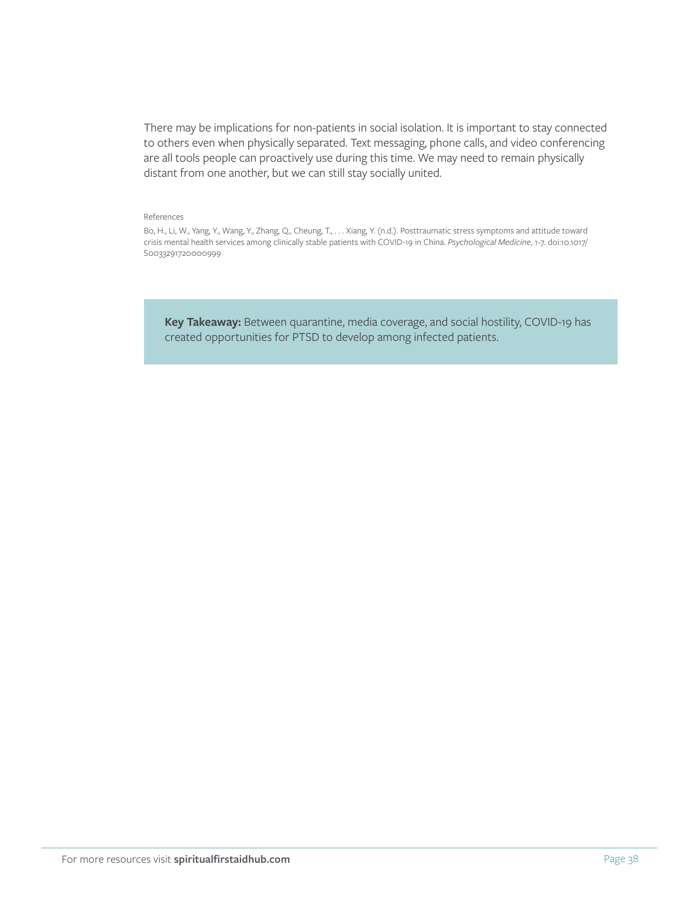There may be implications for non-patients in social isolation. It is important to stay connected to others even when physically separated. Text messaging, phone calls, and video conferencing are all tools people can proactively use during this time. We may need to remain physically distant from one another, but we can still stay socially united.

References

Bo, H., Li, W., Yang, Y., Wang, Y., Zhang, Q., Cheung, T., . . . Xiang, Y. (n.d.). Posttraumatic stress symptoms and attitude toward crisis mental health services among clinically stable patients with COVID-19 in China. *Psychological Medicine*, 1-7. doi:10.1017/S0033291720000999

**Key Takeaway:** Between quarantine, media coverage, and social hostility, COVID-19 has created opportunities for PTSD to develop among infected patients.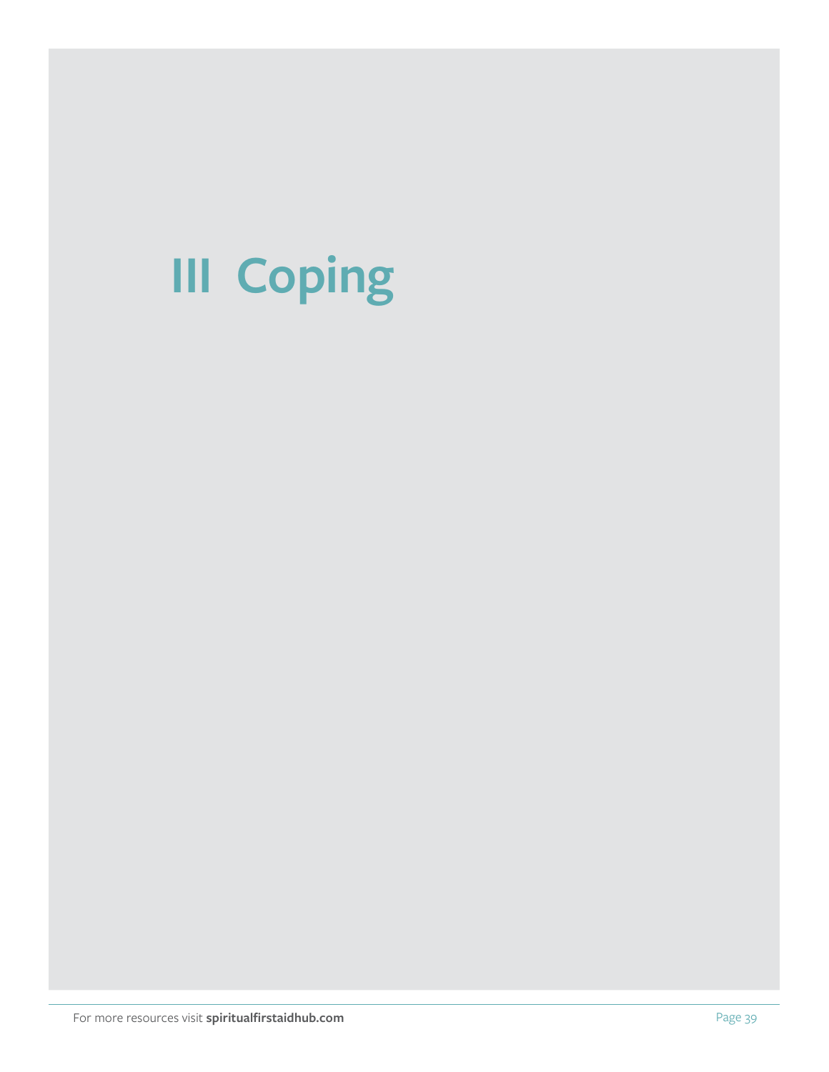# III Coping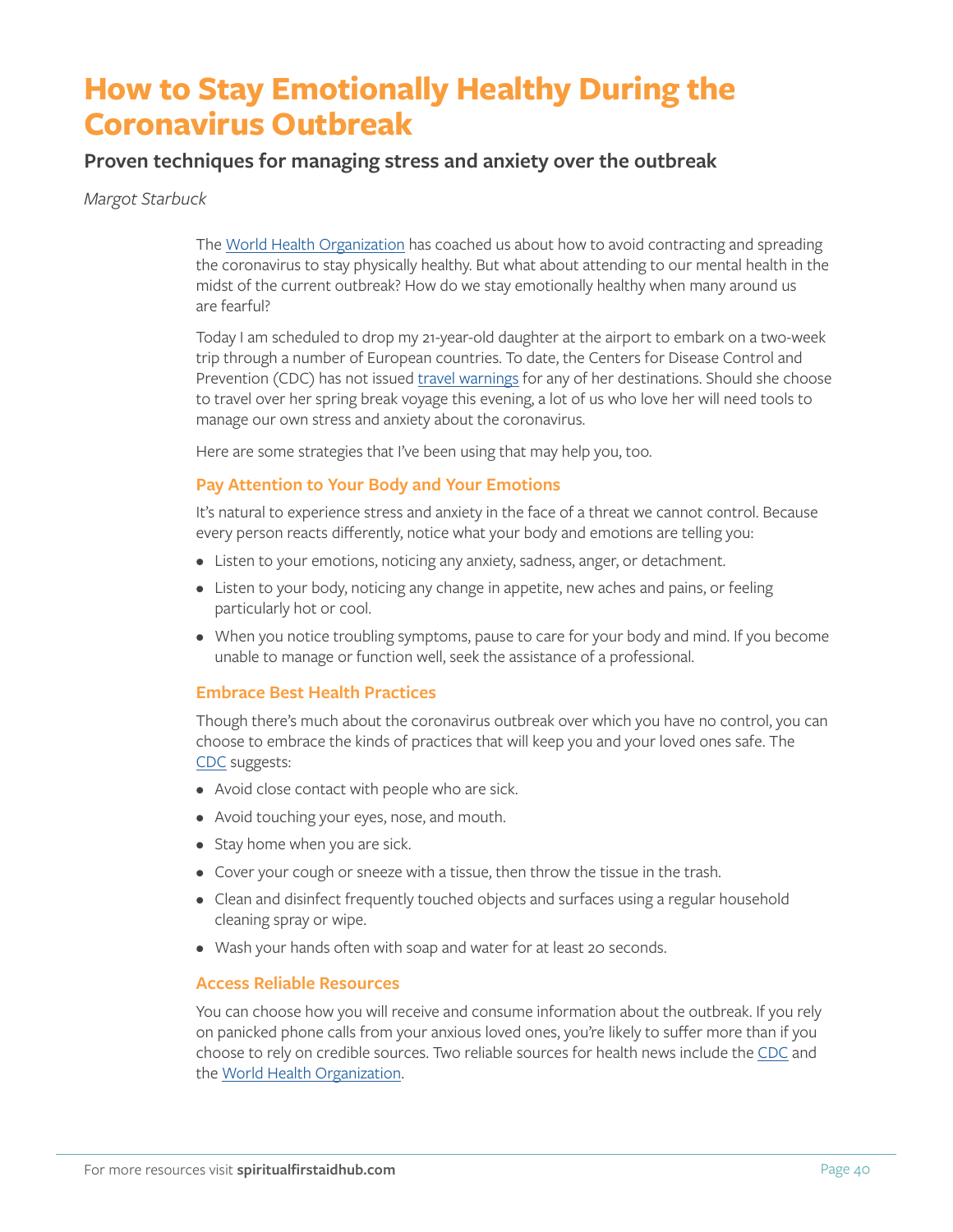# How to Stay Emotionally Healthy During the Coronavirus Outbreak

## Proven techniques for managing stress and anxiety over the outbreak

*Margot Starbuck*

The World Health Organization has coached us about how to avoid contracting and spreading the coronavirus to stay physically healthy. But what about attending to our mental health in the midst of the current outbreak? How do we stay emotionally healthy when many around us are fearful?

Today I am scheduled to drop my 21-year-old daughter at the airport to embark on a two-week trip through a number of European countries. To date, the Centers for Disease Control and Prevention (CDC) has not issued travel warnings for any of her destinations. Should she choose to travel over her spring break voyage this evening, a lot of us who love her will need tools to manage our own stress and anxiety about the coronavirus.

Here are some strategies that I've been using that may help you, too.

### Pay Attention to Your Body and Your Emotions

It's natural to experience stress and anxiety in the face of a threat we cannot control. Because every person reacts differently, notice what your body and emotions are telling you:

- Listen to your emotions, noticing any anxiety, sadness, anger, or detachment.
- Listen to your body, noticing any change in appetite, new aches and pains, or feeling particularly hot or cool.
- When you notice troubling symptoms, pause to care for your body and mind. If you become unable to manage or function well, seek the assistance of a professional.

### Embrace Best Health Practices

Though there's much about the coronavirus outbreak over which you have no control, you can choose to embrace the kinds of practices that will keep you and your loved ones safe. The CDC suggests:

- Avoid close contact with people who are sick.
- Avoid touching your eyes, nose, and mouth.
- Stay home when you are sick.
- Cover your cough or sneeze with a tissue, then throw the tissue in the trash.
- Clean and disinfect frequently touched objects and surfaces using a regular household cleaning spray or wipe.
- Wash your hands often with soap and water for at least 20 seconds.

### Access Reliable Resources

You can choose how you will receive and consume information about the outbreak. If you rely on panicked phone calls from your anxious loved ones, you're likely to suffer more than if you choose to rely on credible sources. Two reliable sources for health news include the CDC and the World Health Organization.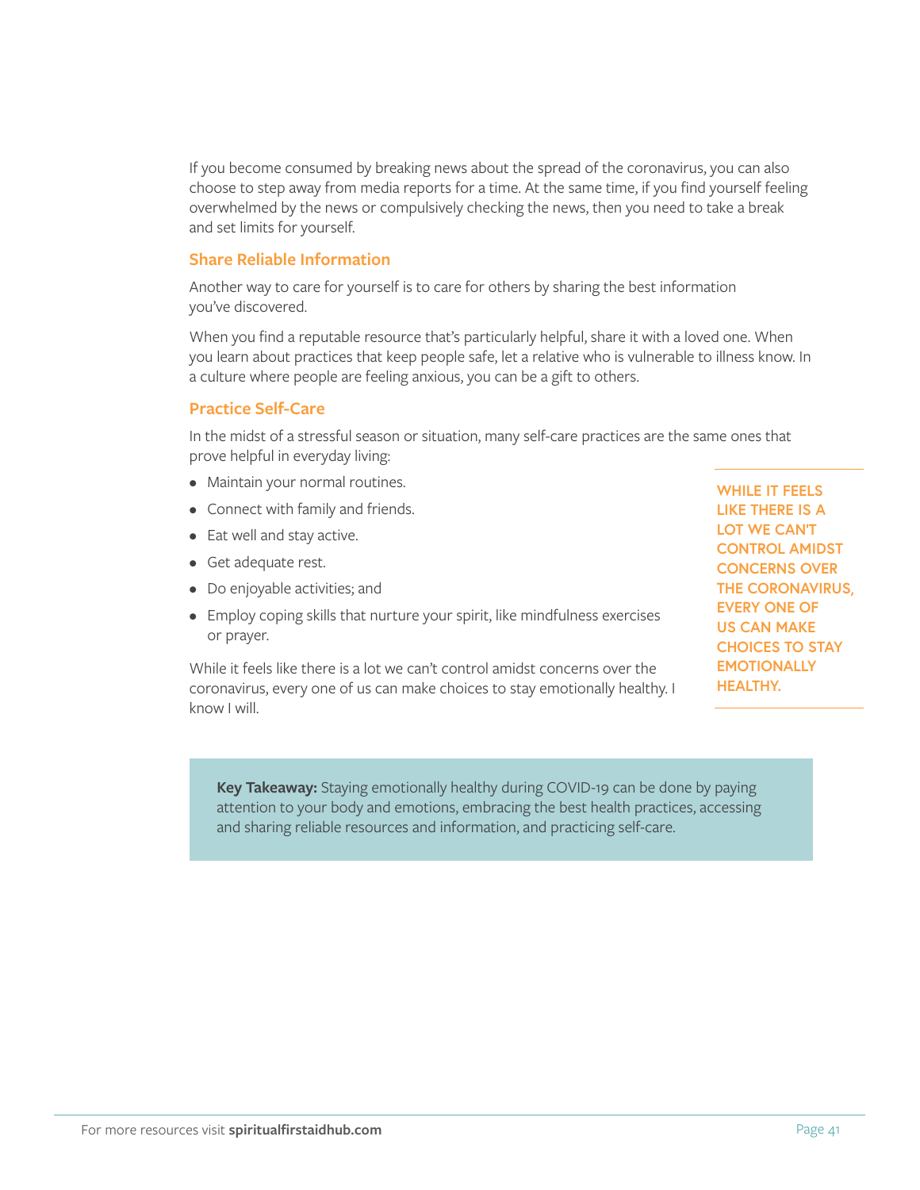If you become consumed by breaking news about the spread of the coronavirus, you can also choose to step away from media reports for a time. At the same time, if you find yourself feeling overwhelmed by the news or compulsively checking the news, then you need to take a break and set limits for yourself.

### Share Reliable Information

Another way to care for yourself is to care for others by sharing the best information you've discovered.

When you find a reputable resource that's particularly helpful, share it with a loved one. When you learn about practices that keep people safe, let a relative who is vulnerable to illness know. In a culture where people are feeling anxious, you can be a gift to others.

### Practice Self-Care

In the midst of a stressful season or situation, many self-care practices are the same ones that prove helpful in everyday living:

- Maintain your normal routines.
- Connect with family and friends.
- Eat well and stay active.
- Get adequate rest.
- Do enjoyable activities; and
- Employ coping skills that nurture your spirit, like mindfulness exercises or prayer.

While it feels like there is a lot we can't control amidst concerns over the coronavirus, every one of us can make choices to stay emotionally healthy. I know I will.

> WHILE IT FEELS LIKE THERE IS A LOT WE CAN'T CONTROL AMIDST CONCERNS OVER THE CORONAVIRUS, EVERY ONE OF US CAN MAKE CHOICES TO STAY EMOTIONALLY HEALTHY.

**Key Takeaway:** Staying emotionally healthy during COVID-19 can be done by paying attention to your body and emotions, embracing the best health practices, accessing and sharing reliable resources and information, and practicing self-care.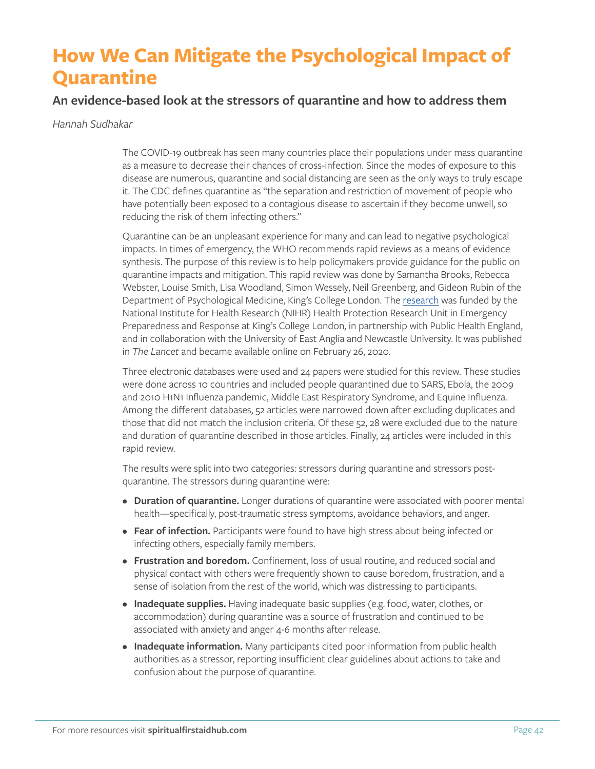# How We Can Mitigate the Psychological Impact of Quarantine

## An evidence-based look at the stressors of quarantine and how to address them

*Hannah Sudhakar*

The COVID-19 outbreak has seen many countries place their populations under mass quarantine as a measure to decrease their chances of cross-infection. Since the modes of exposure to this disease are numerous, quarantine and social distancing are seen as the only ways to truly escape it. The CDC defines quarantine as "the separation and restriction of movement of people who have potentially been exposed to a contagious disease to ascertain if they become unwell, so reducing the risk of them infecting others."

Quarantine can be an unpleasant experience for many and can lead to negative psychological impacts. In times of emergency, the WHO recommends rapid reviews as a means of evidence synthesis. The purpose of this review is to help policymakers provide guidance for the public on quarantine impacts and mitigation. This rapid review was done by Samantha Brooks, Rebecca Webster, Louise Smith, Lisa Woodland, Simon Wessely, Neil Greenberg, and Gideon Rubin of the Department of Psychological Medicine, King's College London. The research was funded by the National Institute for Health Research (NIHR) Health Protection Research Unit in Emergency Preparedness and Response at King's College London, in partnership with Public Health England, and in collaboration with the University of East Anglia and Newcastle University. It was published in *The Lancet* and became available online on February 26, 2020.

Three electronic databases were used and 24 papers were studied for this review. These studies were done across 10 countries and included people quarantined due to SARS, Ebola, the 2009 and 2010 H1N1 Influenza pandemic, Middle East Respiratory Syndrome, and Equine Influenza. Among the different databases, 52 articles were narrowed down after excluding duplicates and those that did not match the inclusion criteria. Of these 52, 28 were excluded due to the nature and duration of quarantine described in those articles. Finally, 24 articles were included in this rapid review.

The results were split into two categories: stressors during quarantine and stressors post-quarantine. The stressors during quarantine were:

- **Duration of quarantine.** Longer durations of quarantine were associated with poorer mental health—specifically, post-traumatic stress symptoms, avoidance behaviors, and anger.
- **Fear of infection.** Participants were found to have high stress about being infected or infecting others, especially family members.
- **Frustration and boredom.** Confinement, loss of usual routine, and reduced social and physical contact with others were frequently shown to cause boredom, frustration, and a sense of isolation from the rest of the world, which was distressing to participants.
- **Inadequate supplies.** Having inadequate basic supplies (e.g. food, water, clothes, or accommodation) during quarantine was a source of frustration and continued to be associated with anxiety and anger 4-6 months after release.
- **Inadequate information.** Many participants cited poor information from public health authorities as a stressor, reporting insufficient clear guidelines about actions to take and confusion about the purpose of quarantine.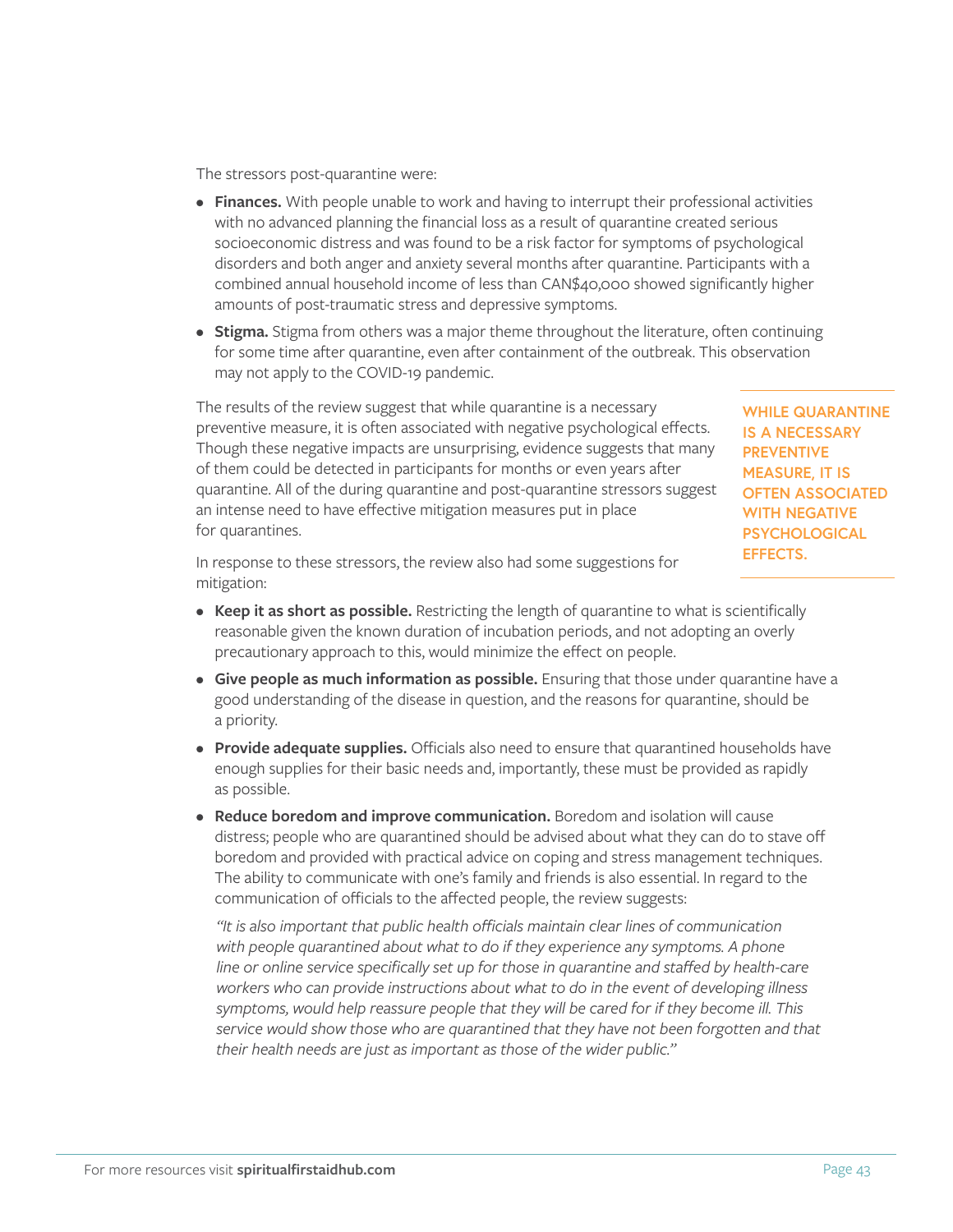The stressors post-quarantine were:

- **Finances.** With people unable to work and having to interrupt their professional activities with no advanced planning the financial loss as a result of quarantine created serious socioeconomic distress and was found to be a risk factor for symptoms of psychological disorders and both anger and anxiety several months after quarantine. Participants with a combined annual household income of less than CAN$40,000 showed significantly higher amounts of post-traumatic stress and depressive symptoms.
- **Stigma.** Stigma from others was a major theme throughout the literature, often continuing for some time after quarantine, even after containment of the outbreak. This observation may not apply to the COVID-19 pandemic.

The results of the review suggest that while quarantine is a necessary preventive measure, it is often associated with negative psychological effects. Though these negative impacts are unsurprising, evidence suggests that many of them could be detected in participants for months or even years after quarantine. All of the during quarantine and post-quarantine stressors suggest an intense need to have effective mitigation measures put in place for quarantines.

**WHILE QUARANTINE IS A NECESSARY PREVENTIVE MEASURE, IT IS OFTEN ASSOCIATED WITH NEGATIVE PSYCHOLOGICAL EFFECTS.**

In response to these stressors, the review also had some suggestions for mitigation:

- **Keep it as short as possible.** Restricting the length of quarantine to what is scientifically reasonable given the known duration of incubation periods, and not adopting an overly precautionary approach to this, would minimize the effect on people.
- **Give people as much information as possible.** Ensuring that those under quarantine have a good understanding of the disease in question, and the reasons for quarantine, should be a priority.
- **Provide adequate supplies.** Officials also need to ensure that quarantined households have enough supplies for their basic needs and, importantly, these must be provided as rapidly as possible.
- **Reduce boredom and improve communication.** Boredom and isolation will cause distress; people who are quarantined should be advised about what they can do to stave off boredom and provided with practical advice on coping and stress management techniques. The ability to communicate with one's family and friends is also essential. In regard to the communication of officials to the affected people, the review suggests:

  *"It is also important that public health officials maintain clear lines of communication with people quarantined about what to do if they experience any symptoms. A phone line or online service specifically set up for those in quarantine and staffed by health-care workers who can provide instructions about what to do in the event of developing illness symptoms, would help reassure people that they will be cared for if they become ill. This service would show those who are quarantined that they have not been forgotten and that their health needs are just as important as those of the wider public."*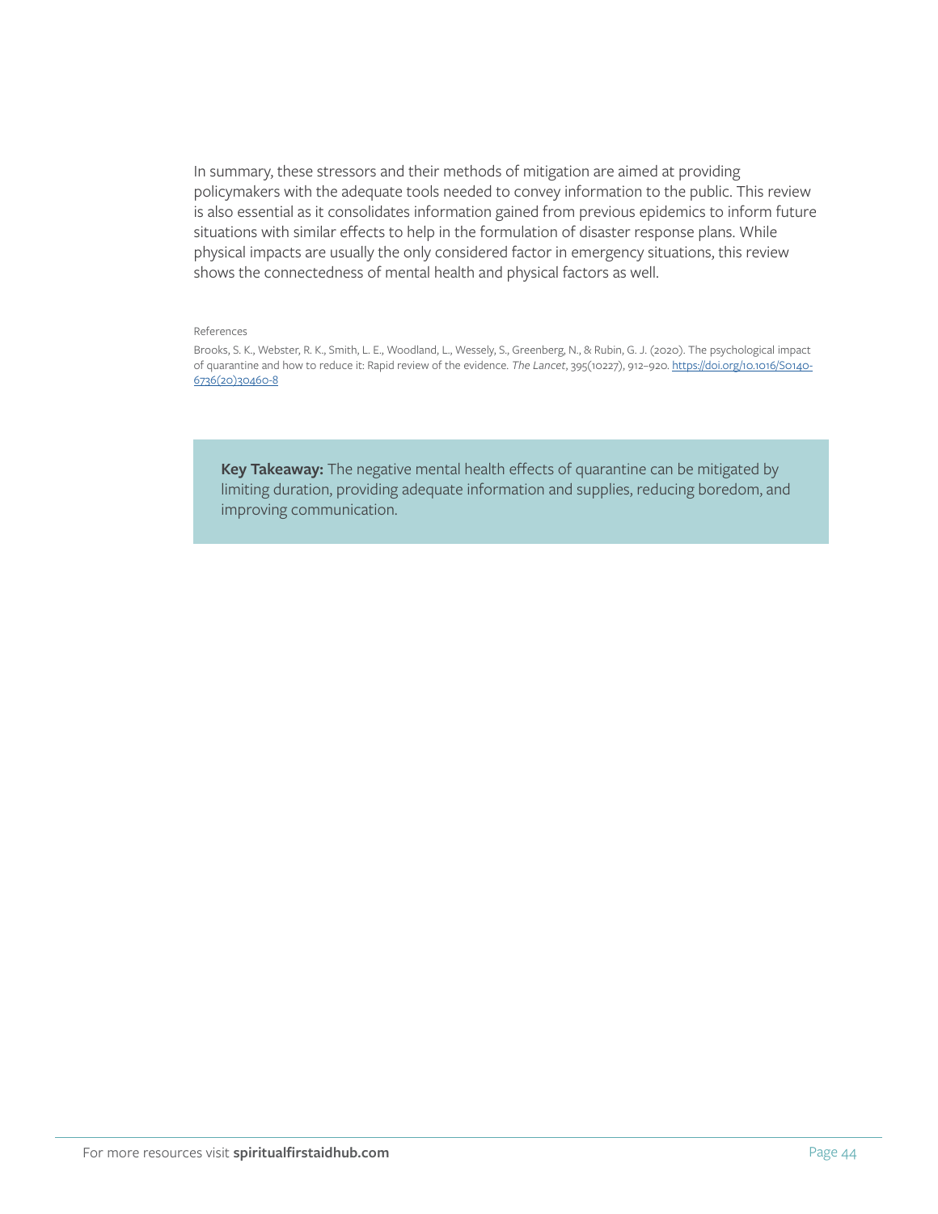In summary, these stressors and their methods of mitigation are aimed at providing policymakers with the adequate tools needed to convey information to the public. This review is also essential as it consolidates information gained from previous epidemics to inform future situations with similar effects to help in the formulation of disaster response plans. While physical impacts are usually the only considered factor in emergency situations, this review shows the connectedness of mental health and physical factors as well.

References

Brooks, S. K., Webster, R. K., Smith, L. E., Woodland, L., Wessely, S., Greenberg, N., & Rubin, G. J. (2020). The psychological impact of quarantine and how to reduce it: Rapid review of the evidence. *The Lancet*, 395(10227), 912–920. https://doi.org/10.1016/S0140-6736(20)30460-8

> **Key Takeaway:** The negative mental health effects of quarantine can be mitigated by limiting duration, providing adequate information and supplies, reducing boredom, and improving communication.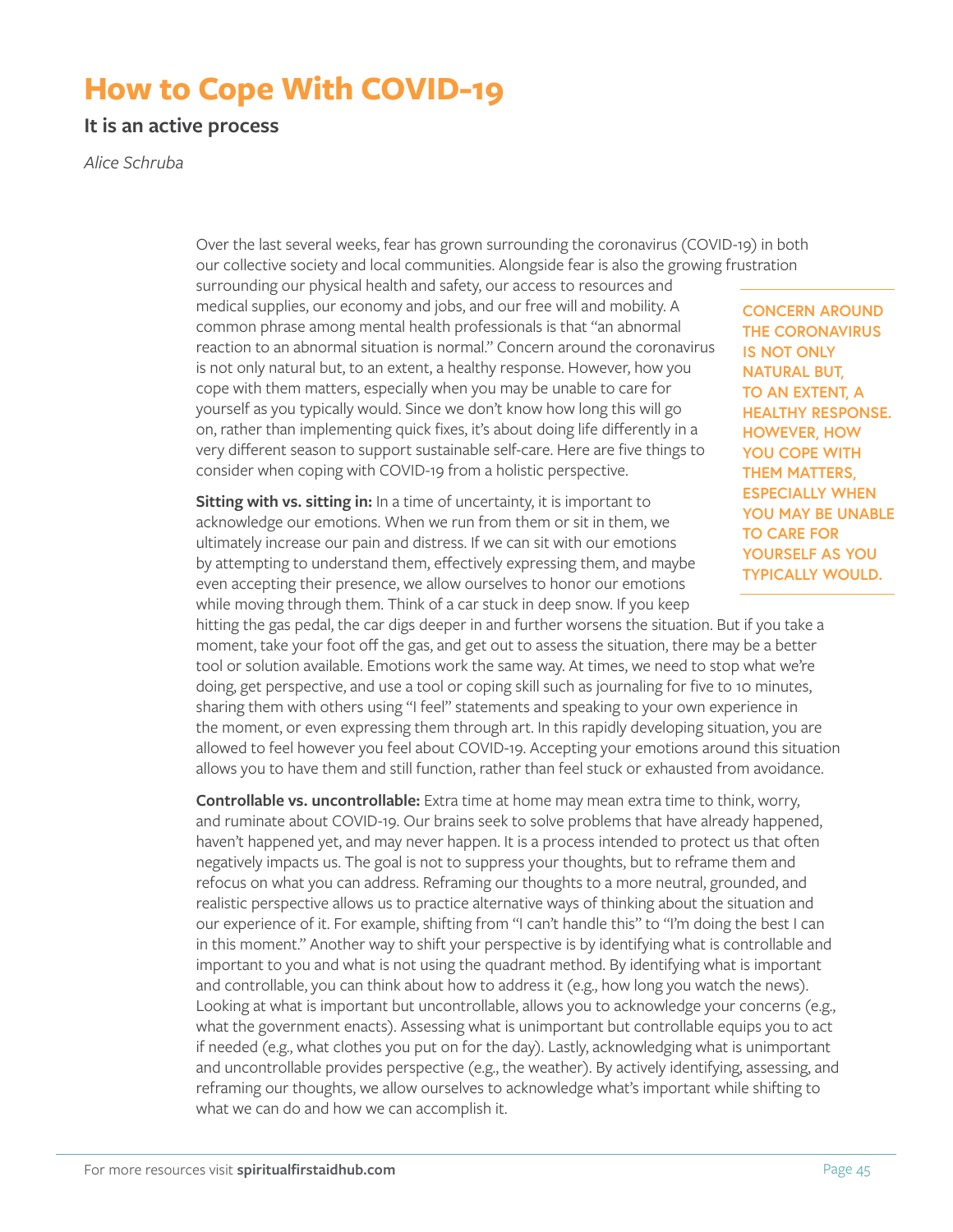# How to Cope With COVID-19

## It is an active process

*Alice Schruba*

Over the last several weeks, fear has grown surrounding the coronavirus (COVID-19) in both our collective society and local communities. Alongside fear is also the growing frustration surrounding our physical health and safety, our access to resources and medical supplies, our economy and jobs, and our free will and mobility. A common phrase among mental health professionals is that "an abnormal reaction to an abnormal situation is normal." Concern around the coronavirus is not only natural but, to an extent, a healthy response. However, how you cope with them matters, especially when you may be unable to care for yourself as you typically would. Since we don't know how long this will go on, rather than implementing quick fixes, it's about doing life differently in a very different season to support sustainable self-care. Here are five things to consider when coping with COVID-19 from a holistic perspective.

> **CONCERN AROUND THE CORONAVIRUS IS NOT ONLY NATURAL BUT, TO AN EXTENT, A HEALTHY RESPONSE. HOWEVER, HOW YOU COPE WITH THEM MATTERS, ESPECIALLY WHEN YOU MAY BE UNABLE TO CARE FOR YOURSELF AS YOU TYPICALLY WOULD.**

**Sitting with vs. sitting in:** In a time of uncertainty, it is important to acknowledge our emotions. When we run from them or sit in them, we ultimately increase our pain and distress. If we can sit with our emotions by attempting to understand them, effectively expressing them, and maybe even accepting their presence, we allow ourselves to honor our emotions while moving through them. Think of a car stuck in deep snow. If you keep hitting the gas pedal, the car digs deeper in and further worsens the situation. But if you take a moment, take your foot off the gas, and get out to assess the situation, there may be a better tool or solution available. Emotions work the same way. At times, we need to stop what we're doing, get perspective, and use a tool or coping skill such as journaling for five to 10 minutes, sharing them with others using "I feel" statements and speaking to your own experience in the moment, or even expressing them through art. In this rapidly developing situation, you are allowed to feel however you feel about COVID-19. Accepting your emotions around this situation allows you to have them and still function, rather than feel stuck or exhausted from avoidance.

**Controllable vs. uncontrollable:** Extra time at home may mean extra time to think, worry, and ruminate about COVID-19. Our brains seek to solve problems that have already happened, haven't happened yet, and may never happen. It is a process intended to protect us that often negatively impacts us. The goal is not to suppress your thoughts, but to reframe them and refocus on what you can address. Reframing our thoughts to a more neutral, grounded, and realistic perspective allows us to practice alternative ways of thinking about the situation and our experience of it. For example, shifting from "I can't handle this" to "I'm doing the best I can in this moment." Another way to shift your perspective is by identifying what is controllable and important to you and what is not using the quadrant method. By identifying what is important and controllable, you can think about how to address it (e.g., how long you watch the news). Looking at what is important but uncontrollable, allows you to acknowledge your concerns (e.g., what the government enacts). Assessing what is unimportant but controllable equips you to act if needed (e.g., what clothes you put on for the day). Lastly, acknowledging what is unimportant and uncontrollable provides perspective (e.g., the weather). By actively identifying, assessing, and reframing our thoughts, we allow ourselves to acknowledge what's important while shifting to what we can do and how we can accomplish it.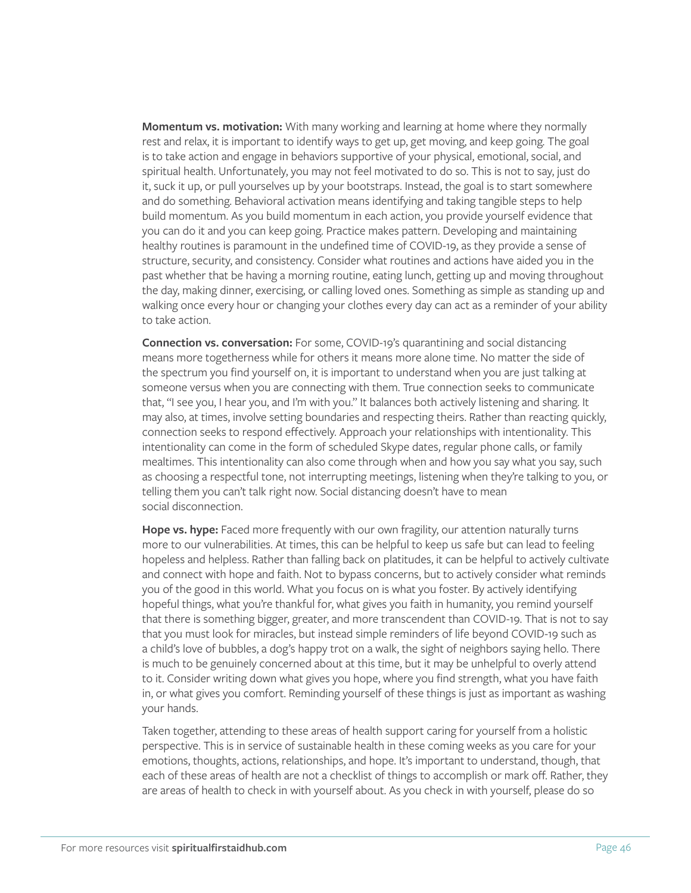**Momentum vs. motivation:** With many working and learning at home where they normally rest and relax, it is important to identify ways to get up, get moving, and keep going. The goal is to take action and engage in behaviors supportive of your physical, emotional, social, and spiritual health. Unfortunately, you may not feel motivated to do so. This is not to say, just do it, suck it up, or pull yourselves up by your bootstraps. Instead, the goal is to start somewhere and do something. Behavioral activation means identifying and taking tangible steps to help build momentum. As you build momentum in each action, you provide yourself evidence that you can do it and you can keep going. Practice makes pattern. Developing and maintaining healthy routines is paramount in the undefined time of COVID-19, as they provide a sense of structure, security, and consistency. Consider what routines and actions have aided you in the past whether that be having a morning routine, eating lunch, getting up and moving throughout the day, making dinner, exercising, or calling loved ones. Something as simple as standing up and walking once every hour or changing your clothes every day can act as a reminder of your ability to take action.

**Connection vs. conversation:** For some, COVID-19's quarantining and social distancing means more togetherness while for others it means more alone time. No matter the side of the spectrum you find yourself on, it is important to understand when you are just talking at someone versus when you are connecting with them. True connection seeks to communicate that, "I see you, I hear you, and I'm with you." It balances both actively listening and sharing. It may also, at times, involve setting boundaries and respecting theirs. Rather than reacting quickly, connection seeks to respond effectively. Approach your relationships with intentionality. This intentionality can come in the form of scheduled Skype dates, regular phone calls, or family mealtimes. This intentionality can also come through when and how you say what you say, such as choosing a respectful tone, not interrupting meetings, listening when they're talking to you, or telling them you can't talk right now. Social distancing doesn't have to mean social disconnection.

**Hope vs. hype:** Faced more frequently with our own fragility, our attention naturally turns more to our vulnerabilities. At times, this can be helpful to keep us safe but can lead to feeling hopeless and helpless. Rather than falling back on platitudes, it can be helpful to actively cultivate and connect with hope and faith. Not to bypass concerns, but to actively consider what reminds you of the good in this world. What you focus on is what you foster. By actively identifying hopeful things, what you're thankful for, what gives you faith in humanity, you remind yourself that there is something bigger, greater, and more transcendent than COVID-19. That is not to say that you must look for miracles, but instead simple reminders of life beyond COVID-19 such as a child's love of bubbles, a dog's happy trot on a walk, the sight of neighbors saying hello. There is much to be genuinely concerned about at this time, but it may be unhelpful to overly attend to it. Consider writing down what gives you hope, where you find strength, what you have faith in, or what gives you comfort. Reminding yourself of these things is just as important as washing your hands.

Taken together, attending to these areas of health support caring for yourself from a holistic perspective. This is in service of sustainable health in these coming weeks as you care for your emotions, thoughts, actions, relationships, and hope. It's important to understand, though, that each of these areas of health are not a checklist of things to accomplish or mark off. Rather, they are areas of health to check in with yourself about. As you check in with yourself, please do so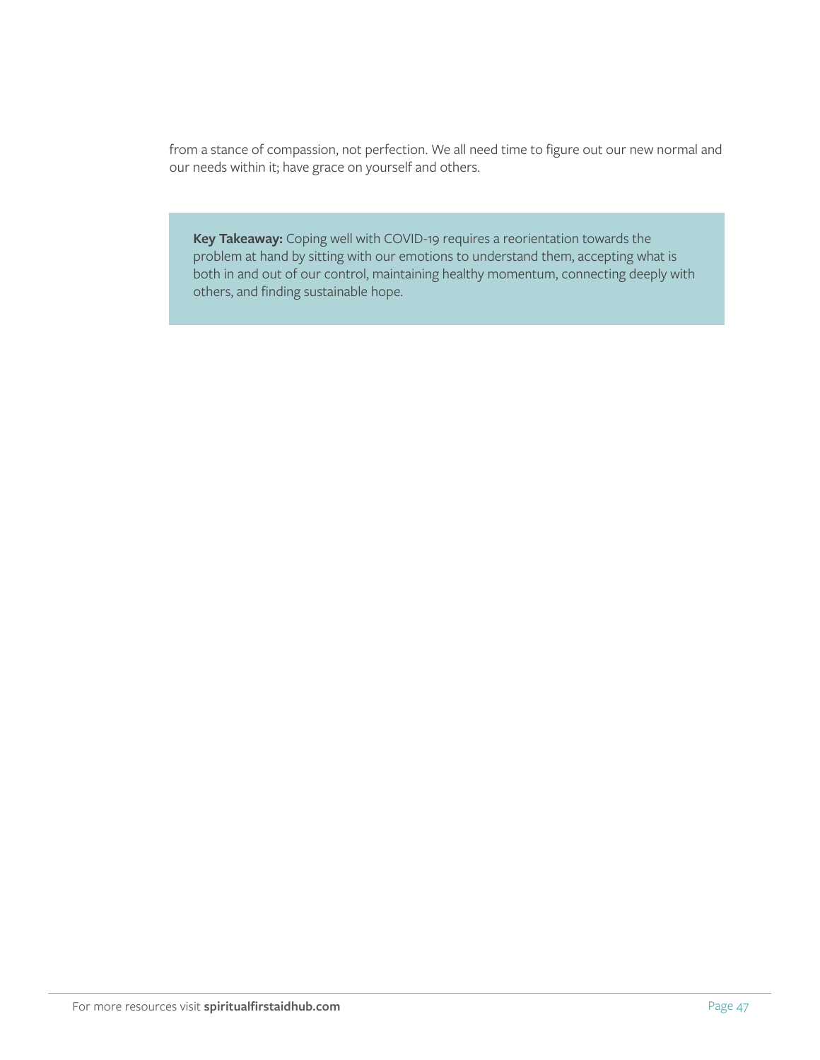from a stance of compassion, not perfection. We all need time to figure out our new normal and our needs within it; have grace on yourself and others.

> **Key Takeaway:** Coping well with COVID-19 requires a reorientation towards the problem at hand by sitting with our emotions to understand them, accepting what is both in and out of our control, maintaining healthy momentum, connecting deeply with others, and finding sustainable hope.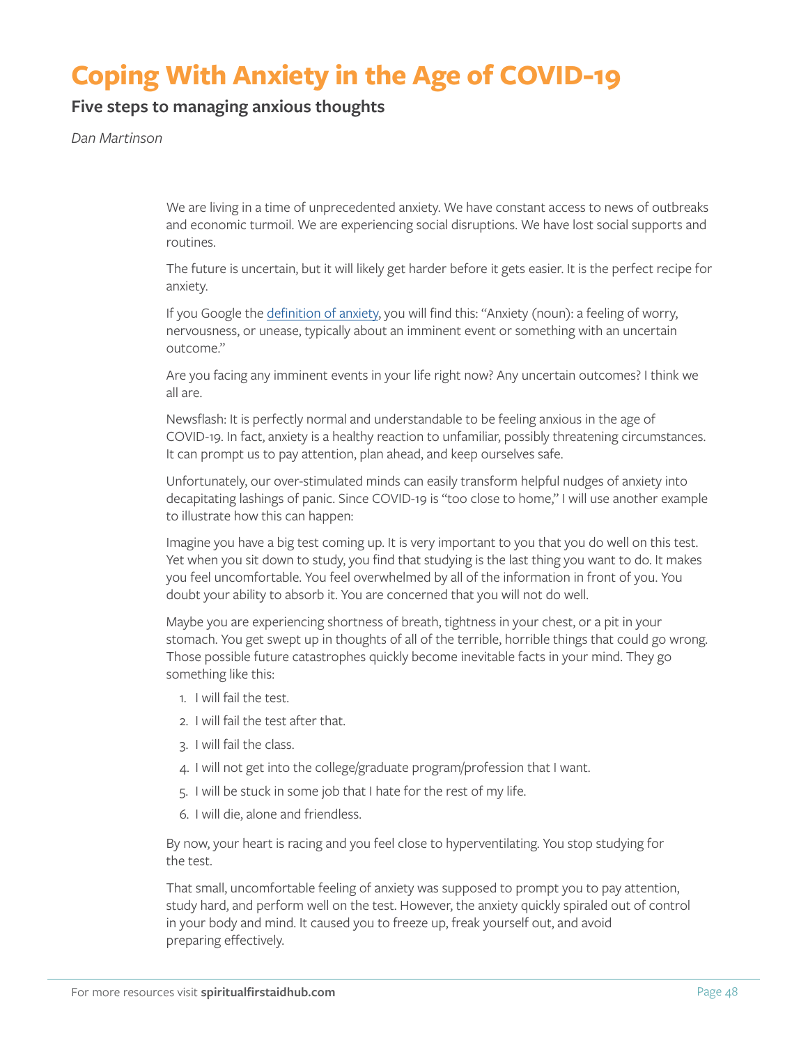# Coping With Anxiety in the Age of COVID-19

## Five steps to managing anxious thoughts

*Dan Martinson*

We are living in a time of unprecedented anxiety. We have constant access to news of outbreaks and economic turmoil. We are experiencing social disruptions. We have lost social supports and routines.

The future is uncertain, but it will likely get harder before it gets easier. It is the perfect recipe for anxiety.

If you Google the definition of anxiety, you will find this: "Anxiety (noun): a feeling of worry, nervousness, or unease, typically about an imminent event or something with an uncertain outcome."

Are you facing any imminent events in your life right now? Any uncertain outcomes? I think we all are.

Newsflash: It is perfectly normal and understandable to be feeling anxious in the age of COVID-19. In fact, anxiety is a healthy reaction to unfamiliar, possibly threatening circumstances. It can prompt us to pay attention, plan ahead, and keep ourselves safe.

Unfortunately, our over-stimulated minds can easily transform helpful nudges of anxiety into decapitating lashings of panic. Since COVID-19 is "too close to home," I will use another example to illustrate how this can happen:

Imagine you have a big test coming up. It is very important to you that you do well on this test. Yet when you sit down to study, you find that studying is the last thing you want to do. It makes you feel uncomfortable. You feel overwhelmed by all of the information in front of you. You doubt your ability to absorb it. You are concerned that you will not do well.

Maybe you are experiencing shortness of breath, tightness in your chest, or a pit in your stomach. You get swept up in thoughts of all of the terrible, horrible things that could go wrong. Those possible future catastrophes quickly become inevitable facts in your mind. They go something like this:

1. I will fail the test.
2. I will fail the test after that.
3. I will fail the class.
4. I will not get into the college/graduate program/profession that I want.
5. I will be stuck in some job that I hate for the rest of my life.
6. I will die, alone and friendless.

By now, your heart is racing and you feel close to hyperventilating. You stop studying for the test.

That small, uncomfortable feeling of anxiety was supposed to prompt you to pay attention, study hard, and perform well on the test. However, the anxiety quickly spiraled out of control in your body and mind. It caused you to freeze up, freak yourself out, and avoid preparing effectively.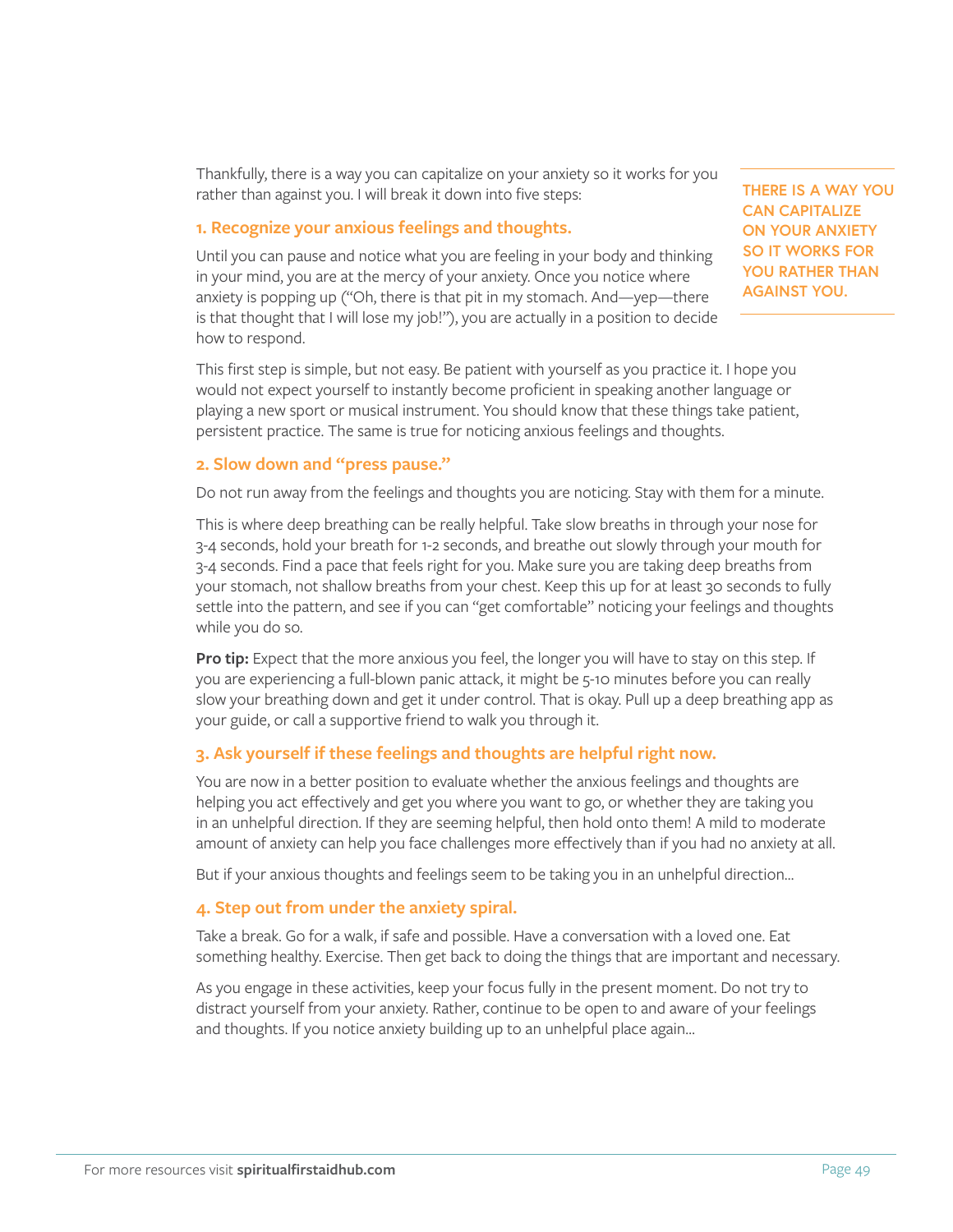Thankfully, there is a way you can capitalize on your anxiety so it works for you rather than against you. I will break it down into five steps:

> **THERE IS A WAY YOU CAN CAPITALIZE ON YOUR ANXIETY SO IT WORKS FOR YOU RATHER THAN AGAINST YOU.**

### 1. Recognize your anxious feelings and thoughts.

Until you can pause and notice what you are feeling in your body and thinking in your mind, you are at the mercy of your anxiety. Once you notice where anxiety is popping up ("Oh, there is that pit in my stomach. And—yep—there is that thought that I will lose my job!"), you are actually in a position to decide how to respond.

This first step is simple, but not easy. Be patient with yourself as you practice it. I hope you would not expect yourself to instantly become proficient in speaking another language or playing a new sport or musical instrument. You should know that these things take patient, persistent practice. The same is true for noticing anxious feelings and thoughts.

### 2. Slow down and "press pause."

Do not run away from the feelings and thoughts you are noticing. Stay with them for a minute.

This is where deep breathing can be really helpful. Take slow breaths in through your nose for 3-4 seconds, hold your breath for 1-2 seconds, and breathe out slowly through your mouth for 3-4 seconds. Find a pace that feels right for you. Make sure you are taking deep breaths from your stomach, not shallow breaths from your chest. Keep this up for at least 30 seconds to fully settle into the pattern, and see if you can "get comfortable" noticing your feelings and thoughts while you do so.

**Pro tip:** Expect that the more anxious you feel, the longer you will have to stay on this step. If you are experiencing a full-blown panic attack, it might be 5-10 minutes before you can really slow your breathing down and get it under control. That is okay. Pull up a deep breathing app as your guide, or call a supportive friend to walk you through it.

### 3. Ask yourself if these feelings and thoughts are helpful right now.

You are now in a better position to evaluate whether the anxious feelings and thoughts are helping you act effectively and get you where you want to go, or whether they are taking you in an unhelpful direction. If they are seeming helpful, then hold onto them! A mild to moderate amount of anxiety can help you face challenges more effectively than if you had no anxiety at all.

But if your anxious thoughts and feelings seem to be taking you in an unhelpful direction...

### 4. Step out from under the anxiety spiral.

Take a break. Go for a walk, if safe and possible. Have a conversation with a loved one. Eat something healthy. Exercise. Then get back to doing the things that are important and necessary.

As you engage in these activities, keep your focus fully in the present moment. Do not try to distract yourself from your anxiety. Rather, continue to be open to and aware of your feelings and thoughts. If you notice anxiety building up to an unhelpful place again...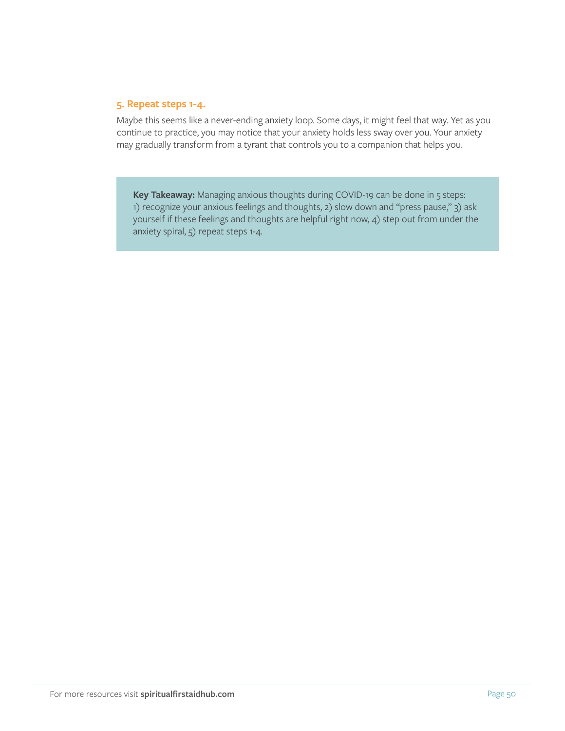### 5. Repeat steps 1-4.

Maybe this seems like a never-ending anxiety loop. Some days, it might feel that way. Yet as you continue to practice, you may notice that your anxiety holds less sway over you. Your anxiety may gradually transform from a tyrant that controls you to a companion that helps you.

**Key Takeaway:** Managing anxious thoughts during COVID-19 can be done in 5 steps: 1) recognize your anxious feelings and thoughts, 2) slow down and "press pause," 3) ask yourself if these feelings and thoughts are helpful right now, 4) step out from under the anxiety spiral, 5) repeat steps 1-4.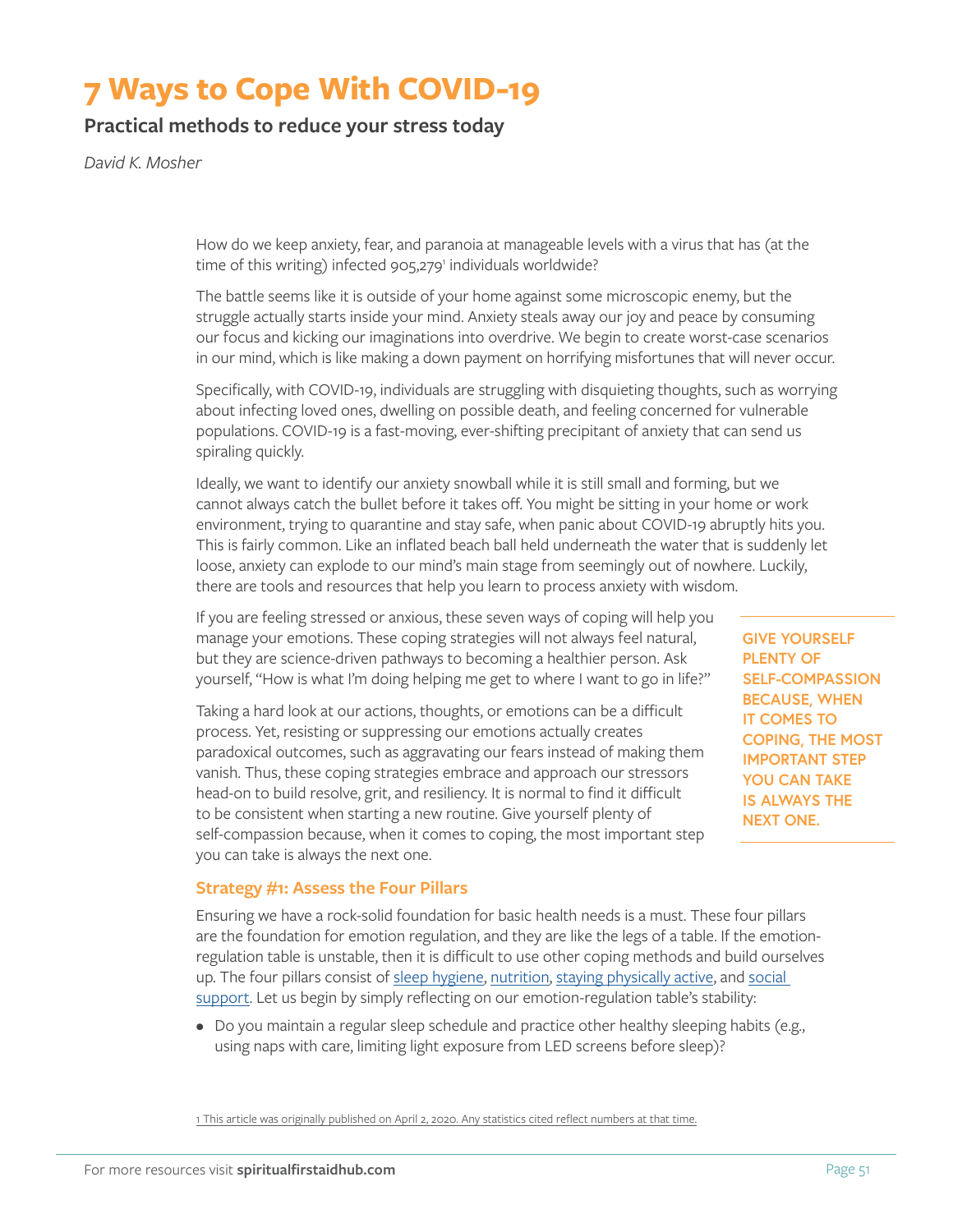# 7 Ways to Cope With COVID-19

## Practical methods to reduce your stress today

*David K. Mosher*

How do we keep anxiety, fear, and paranoia at manageable levels with a virus that has (at the time of this writing) infected 905,279[1] individuals worldwide?

The battle seems like it is outside of your home against some microscopic enemy, but the struggle actually starts inside your mind. Anxiety steals away our joy and peace by consuming our focus and kicking our imaginations into overdrive. We begin to create worst-case scenarios in our mind, which is like making a down payment on horrifying misfortunes that will never occur.

Specifically, with COVID-19, individuals are struggling with disquieting thoughts, such as worrying about infecting loved ones, dwelling on possible death, and feeling concerned for vulnerable populations. COVID-19 is a fast-moving, ever-shifting precipitant of anxiety that can send us spiraling quickly.

Ideally, we want to identify our anxiety snowball while it is still small and forming, but we cannot always catch the bullet before it takes off. You might be sitting in your home or work environment, trying to quarantine and stay safe, when panic about COVID-19 abruptly hits you. This is fairly common. Like an inflated beach ball held underneath the water that is suddenly let loose, anxiety can explode to our mind's main stage from seemingly out of nowhere. Luckily, there are tools and resources that help you learn to process anxiety with wisdom.

If you are feeling stressed or anxious, these seven ways of coping will help you manage your emotions. These coping strategies will not always feel natural, but they are science-driven pathways to becoming a healthier person. Ask yourself, "How is what I'm doing helping me get to where I want to go in life?"

Taking a hard look at our actions, thoughts, or emotions can be a difficult process. Yet, resisting or suppressing our emotions actually creates paradoxical outcomes, such as aggravating our fears instead of making them vanish. Thus, these coping strategies embrace and approach our stressors head-on to build resolve, grit, and resiliency. It is normal to find it difficult to be consistent when starting a new routine. Give yourself plenty of self-compassion because, when it comes to coping, the most important step you can take is always the next one.

**GIVE YOURSELF PLENTY OF SELF-COMPASSION BECAUSE, WHEN IT COMES TO COPING, THE MOST IMPORTANT STEP YOU CAN TAKE IS ALWAYS THE NEXT ONE.**

### Strategy #1: Assess the Four Pillars

Ensuring we have a rock-solid foundation for basic health needs is a must. These four pillars are the foundation for emotion regulation, and they are like the legs of a table. If the emotion-regulation table is unstable, then it is difficult to use other coping methods and build ourselves up. The four pillars consist of sleep hygiene, nutrition, staying physically active, and social support. Let us begin by simply reflecting on our emotion-regulation table's stability:

- Do you maintain a regular sleep schedule and practice other healthy sleeping habits (e.g., using naps with care, limiting light exposure from LED screens before sleep)?

[1] This article was originally published on April 2, 2020. Any statistics cited reflect numbers at that time.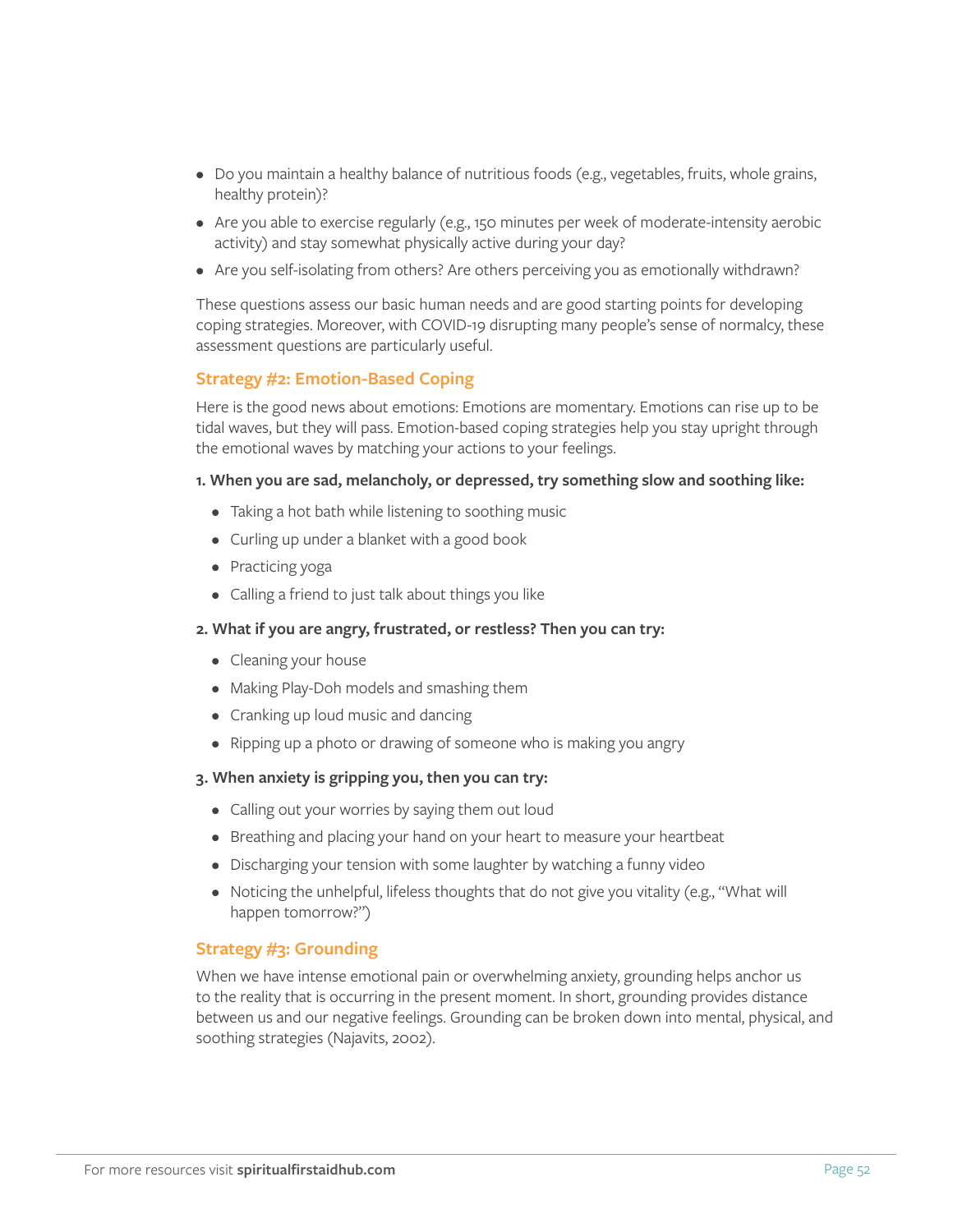- Do you maintain a healthy balance of nutritious foods (e.g., vegetables, fruits, whole grains, healthy protein)?
- Are you able to exercise regularly (e.g., 150 minutes per week of moderate-intensity aerobic activity) and stay somewhat physically active during your day?
- Are you self-isolating from others? Are others perceiving you as emotionally withdrawn?

These questions assess our basic human needs and are good starting points for developing coping strategies. Moreover, with COVID-19 disrupting many people's sense of normalcy, these assessment questions are particularly useful.

### Strategy #2: Emotion-Based Coping

Here is the good news about emotions: Emotions are momentary. Emotions can rise up to be tidal waves, but they will pass. Emotion-based coping strategies help you stay upright through the emotional waves by matching your actions to your feelings.

**1. When you are sad, melancholy, or depressed, try something slow and soothing like:**

- Taking a hot bath while listening to soothing music
- Curling up under a blanket with a good book
- Practicing yoga
- Calling a friend to just talk about things you like

**2. What if you are angry, frustrated, or restless? Then you can try:**

- Cleaning your house
- Making Play-Doh models and smashing them
- Cranking up loud music and dancing
- Ripping up a photo or drawing of someone who is making you angry

**3. When anxiety is gripping you, then you can try:**

- Calling out your worries by saying them out loud
- Breathing and placing your hand on your heart to measure your heartbeat
- Discharging your tension with some laughter by watching a funny video
- Noticing the unhelpful, lifeless thoughts that do not give you vitality (e.g., "What will happen tomorrow?")

### Strategy #3: Grounding

When we have intense emotional pain or overwhelming anxiety, grounding helps anchor us to the reality that is occurring in the present moment. In short, grounding provides distance between us and our negative feelings. Grounding can be broken down into mental, physical, and soothing strategies (Najavits, 2002).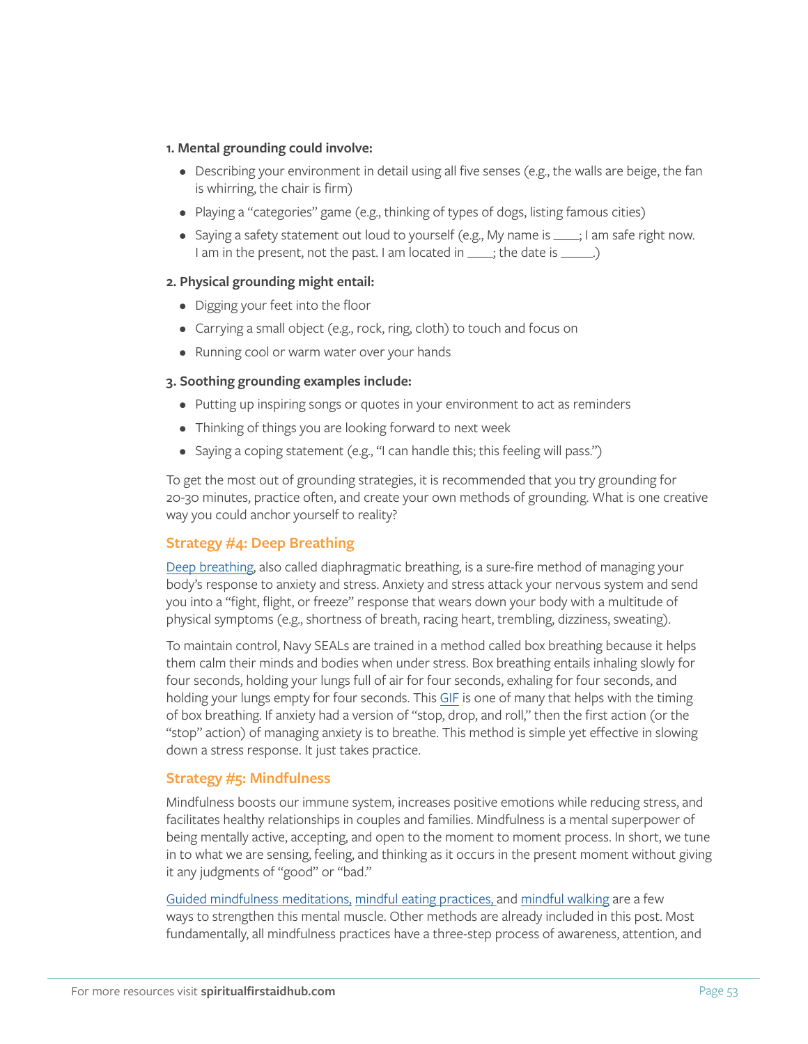**1. Mental grounding could involve:**

- Describing your environment in detail using all five senses (e.g., the walls are beige, the fan is whirring, the chair is firm)
- Playing a "categories" game (e.g., thinking of types of dogs, listing famous cities)
- Saying a safety statement out loud to yourself (e.g., My name is ____; I am safe right now. I am in the present, not the past. I am located in ____; the date is _____.)

**2. Physical grounding might entail:**

- Digging your feet into the floor
- Carrying a small object (e.g., rock, ring, cloth) to touch and focus on
- Running cool or warm water over your hands

**3. Soothing grounding examples include:**

- Putting up inspiring songs or quotes in your environment to act as reminders
- Thinking of things you are looking forward to next week
- Saying a coping statement (e.g., "I can handle this; this feeling will pass.")

To get the most out of grounding strategies, it is recommended that you try grounding for 20-30 minutes, practice often, and create your own methods of grounding. What is one creative way you could anchor yourself to reality?

## Strategy #4: Deep Breathing

Deep breathing, also called diaphragmatic breathing, is a sure-fire method of managing your body's response to anxiety and stress. Anxiety and stress attack your nervous system and send you into a "fight, flight, or freeze" response that wears down your body with a multitude of physical symptoms (e.g., shortness of breath, racing heart, trembling, dizziness, sweating).

To maintain control, Navy SEALs are trained in a method called box breathing because it helps them calm their minds and bodies when under stress. Box breathing entails inhaling slowly for four seconds, holding your lungs full of air for four seconds, exhaling for four seconds, and holding your lungs empty for four seconds. This GIF is one of many that helps with the timing of box breathing. If anxiety had a version of "stop, drop, and roll," then the first action (or the "stop" action) of managing anxiety is to breathe. This method is simple yet effective in slowing down a stress response. It just takes practice.

## Strategy #5: Mindfulness

Mindfulness boosts our immune system, increases positive emotions while reducing stress, and facilitates healthy relationships in couples and families. Mindfulness is a mental superpower of being mentally active, accepting, and open to the moment to moment process. In short, we tune in to what we are sensing, feeling, and thinking as it occurs in the present moment without giving it any judgments of "good" or "bad."

Guided mindfulness meditations, mindful eating practices, and mindful walking are a few ways to strengthen this mental muscle. Other methods are already included in this post. Most fundamentally, all mindfulness practices have a three-step process of awareness, attention, and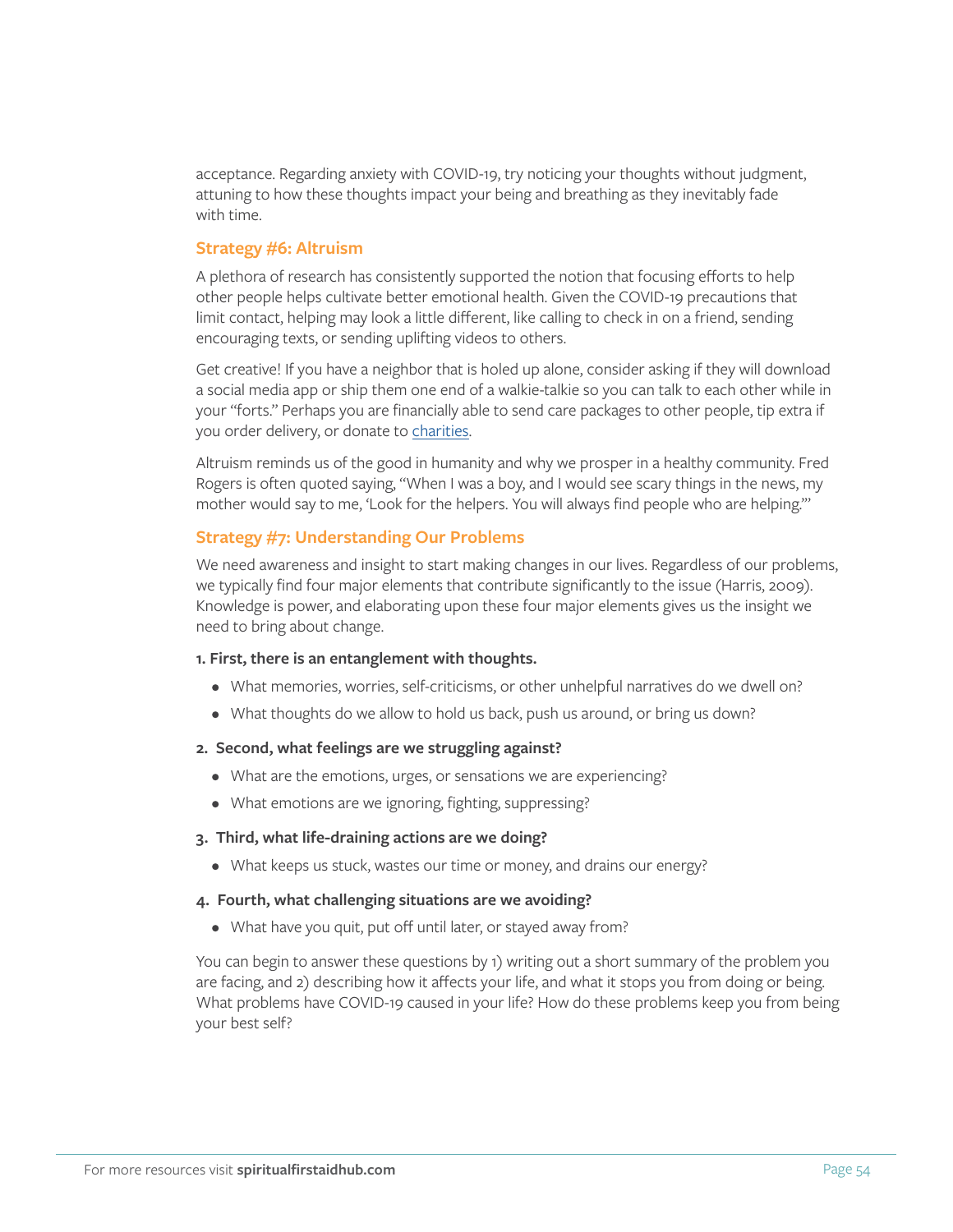acceptance. Regarding anxiety with COVID-19, try noticing your thoughts without judgment, attuning to how these thoughts impact your being and breathing as they inevitably fade with time.

### Strategy #6: Altruism

A plethora of research has consistently supported the notion that focusing efforts to help other people helps cultivate better emotional health. Given the COVID-19 precautions that limit contact, helping may look a little different, like calling to check in on a friend, sending encouraging texts, or sending uplifting videos to others.

Get creative! If you have a neighbor that is holed up alone, consider asking if they will download a social media app or ship them one end of a walkie-talkie so you can talk to each other while in your "forts." Perhaps you are financially able to send care packages to other people, tip extra if you order delivery, or donate to charities.

Altruism reminds us of the good in humanity and why we prosper in a healthy community. Fred Rogers is often quoted saying, "When I was a boy, and I would see scary things in the news, my mother would say to me, 'Look for the helpers. You will always find people who are helping.'"

### Strategy #7: Understanding Our Problems

We need awareness and insight to start making changes in our lives. Regardless of our problems, we typically find four major elements that contribute significantly to the issue (Harris, 2009). Knowledge is power, and elaborating upon these four major elements gives us the insight we need to bring about change.

**1. First, there is an entanglement with thoughts.**

- What memories, worries, self-criticisms, or other unhelpful narratives do we dwell on?
- What thoughts do we allow to hold us back, push us around, or bring us down?

**2. Second, what feelings are we struggling against?**

- What are the emotions, urges, or sensations we are experiencing?
- What emotions are we ignoring, fighting, suppressing?

**3. Third, what life-draining actions are we doing?**

- What keeps us stuck, wastes our time or money, and drains our energy?

**4. Fourth, what challenging situations are we avoiding?**

- What have you quit, put off until later, or stayed away from?

You can begin to answer these questions by 1) writing out a short summary of the problem you are facing, and 2) describing how it affects your life, and what it stops you from doing or being. What problems have COVID-19 caused in your life? How do these problems keep you from being your best self?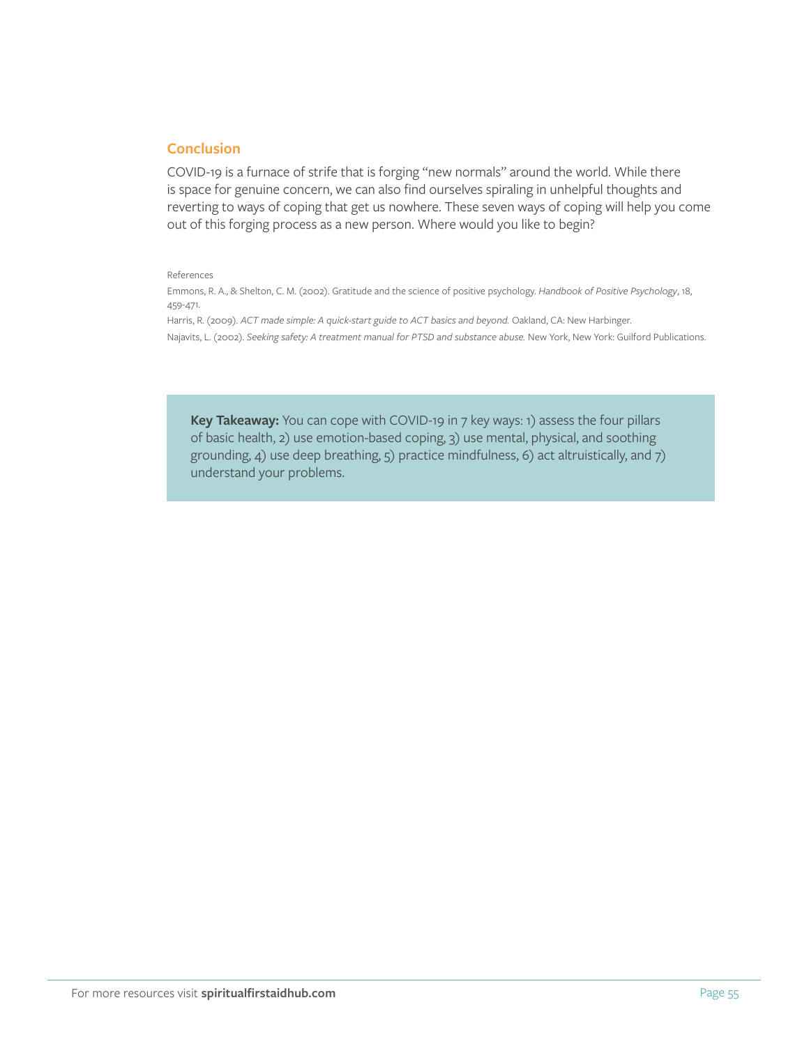## Conclusion

COVID-19 is a furnace of strife that is forging "new normals" around the world. While there is space for genuine concern, we can also find ourselves spiraling in unhelpful thoughts and reverting to ways of coping that get us nowhere. These seven ways of coping will help you come out of this forging process as a new person. Where would you like to begin?

References

Emmons, R. A., & Shelton, C. M. (2002). Gratitude and the science of positive psychology. *Handbook of Positive Psychology*, 18, 459-471.

Harris, R. (2009). *ACT made simple: A quick-start guide to ACT basics and beyond.* Oakland, CA: New Harbinger.

Najavits, L. (2002). *Seeking safety: A treatment manual for PTSD and substance abuse.* New York, New York: Guilford Publications.

> **Key Takeaway:** You can cope with COVID-19 in 7 key ways: 1) assess the four pillars of basic health, 2) use emotion-based coping, 3) use mental, physical, and soothing grounding, 4) use deep breathing, 5) practice mindfulness, 6) act altruistically, and 7) understand your problems.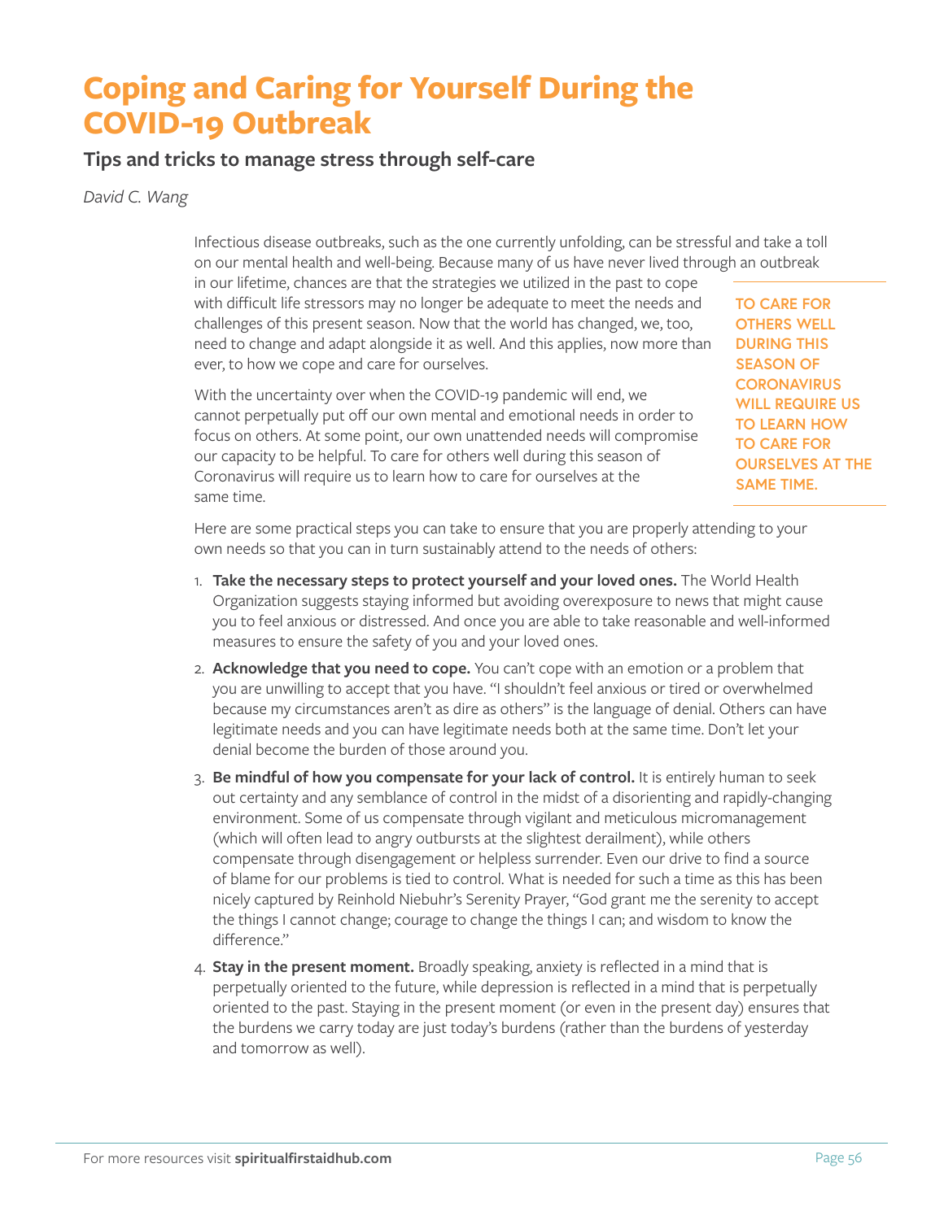# Coping and Caring for Yourself During the COVID-19 Outbreak

## Tips and tricks to manage stress through self-care

*David C. Wang*

Infectious disease outbreaks, such as the one currently unfolding, can be stressful and take a toll on our mental health and well-being. Because many of us have never lived through an outbreak in our lifetime, chances are that the strategies we utilized in the past to cope with difficult life stressors may no longer be adequate to meet the needs and challenges of this present season. Now that the world has changed, we, too, need to change and adapt alongside it as well. And this applies, now more than ever, to how we cope and care for ourselves.

With the uncertainty over when the COVID-19 pandemic will end, we cannot perpetually put off our own mental and emotional needs in order to focus on others. At some point, our own unattended needs will compromise our capacity to be helpful. To care for others well during this season of Coronavirus will require us to learn how to care for ourselves at the same time.

> **TO CARE FOR OTHERS WELL DURING THIS SEASON OF CORONAVIRUS WILL REQUIRE US TO LEARN HOW TO CARE FOR OURSELVES AT THE SAME TIME.**

Here are some practical steps you can take to ensure that you are properly attending to your own needs so that you can in turn sustainably attend to the needs of others:

1. **Take the necessary steps to protect yourself and your loved ones.** The World Health Organization suggests staying informed but avoiding overexposure to news that might cause you to feel anxious or distressed. And once you are able to take reasonable and well-informed measures to ensure the safety of you and your loved ones.
2. **Acknowledge that you need to cope.** You can't cope with an emotion or a problem that you are unwilling to accept that you have. "I shouldn't feel anxious or tired or overwhelmed because my circumstances aren't as dire as others" is the language of denial. Others can have legitimate needs and you can have legitimate needs both at the same time. Don't let your denial become the burden of those around you.
3. **Be mindful of how you compensate for your lack of control.** It is entirely human to seek out certainty and any semblance of control in the midst of a disorienting and rapidly-changing environment. Some of us compensate through vigilant and meticulous micromanagement (which will often lead to angry outbursts at the slightest derailment), while others compensate through disengagement or helpless surrender. Even our drive to find a source of blame for our problems is tied to control. What is needed for such a time as this has been nicely captured by Reinhold Niebuhr's Serenity Prayer, "God grant me the serenity to accept the things I cannot change; courage to change the things I can; and wisdom to know the difference."
4. **Stay in the present moment.** Broadly speaking, anxiety is reflected in a mind that is perpetually oriented to the future, while depression is reflected in a mind that is perpetually oriented to the past. Staying in the present moment (or even in the present day) ensures that the burdens we carry today are just today's burdens (rather than the burdens of yesterday and tomorrow as well).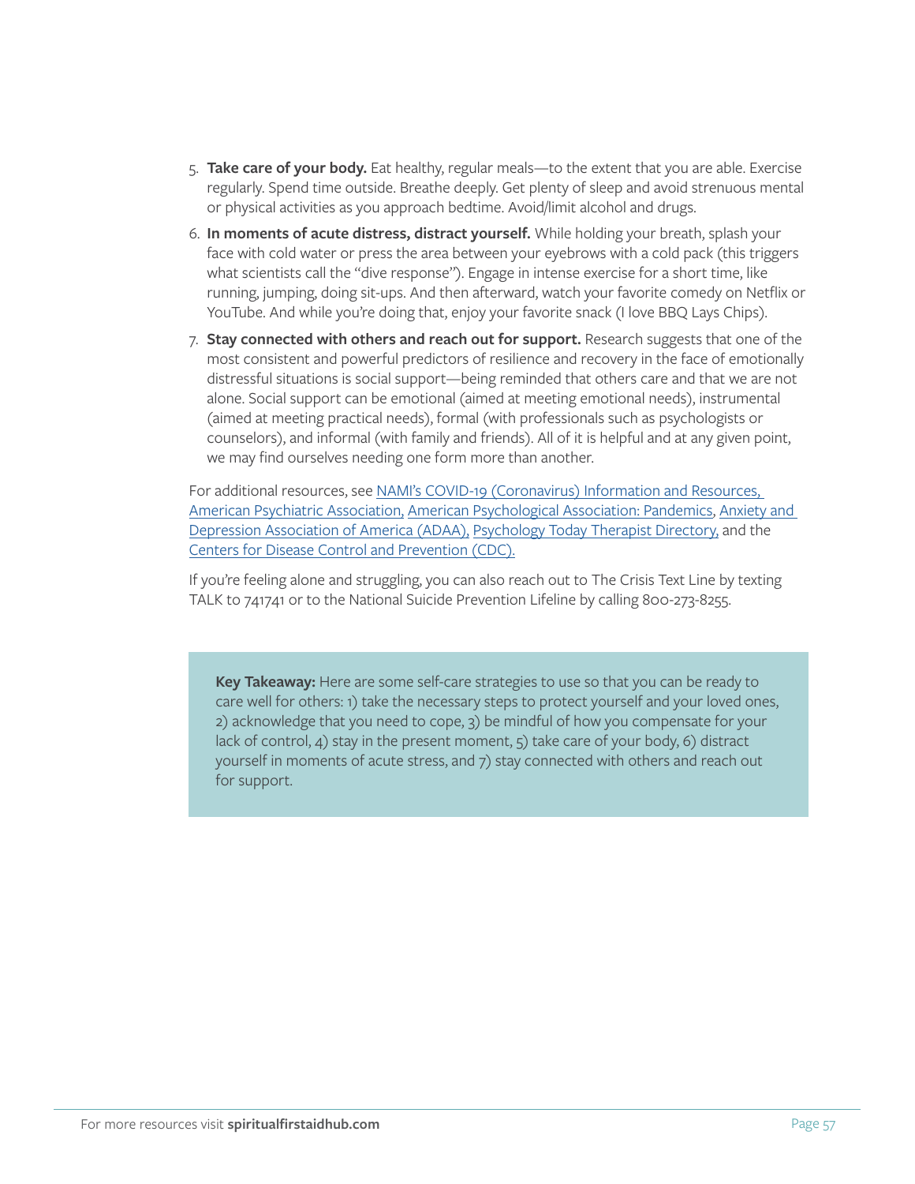5. **Take care of your body.** Eat healthy, regular meals—to the extent that you are able. Exercise regularly. Spend time outside. Breathe deeply. Get plenty of sleep and avoid strenuous mental or physical activities as you approach bedtime. Avoid/limit alcohol and drugs.
6. **In moments of acute distress, distract yourself.** While holding your breath, splash your face with cold water or press the area between your eyebrows with a cold pack (this triggers what scientists call the "dive response"). Engage in intense exercise for a short time, like running, jumping, doing sit-ups. And then afterward, watch your favorite comedy on Netflix or YouTube. And while you're doing that, enjoy your favorite snack (I love BBQ Lays Chips).
7. **Stay connected with others and reach out for support.** Research suggests that one of the most consistent and powerful predictors of resilience and recovery in the face of emotionally distressful situations is social support—being reminded that others care and that we are not alone. Social support can be emotional (aimed at meeting emotional needs), instrumental (aimed at meeting practical needs), formal (with professionals such as psychologists or counselors), and informal (with family and friends). All of it is helpful and at any given point, we may find ourselves needing one form more than another.

For additional resources, see NAMI's COVID-19 (Coronavirus) Information and Resources, American Psychiatric Association, American Psychological Association: Pandemics, Anxiety and Depression Association of America (ADAA), Psychology Today Therapist Directory, and the Centers for Disease Control and Prevention (CDC).

If you're feeling alone and struggling, you can also reach out to The Crisis Text Line by texting TALK to 741741 or to the National Suicide Prevention Lifeline by calling 800-273-8255.

**Key Takeaway:** Here are some self-care strategies to use so that you can be ready to care well for others: 1) take the necessary steps to protect yourself and your loved ones, 2) acknowledge that you need to cope, 3) be mindful of how you compensate for your lack of control, 4) stay in the present moment, 5) take care of your body, 6) distract yourself in moments of acute stress, and 7) stay connected with others and reach out for support.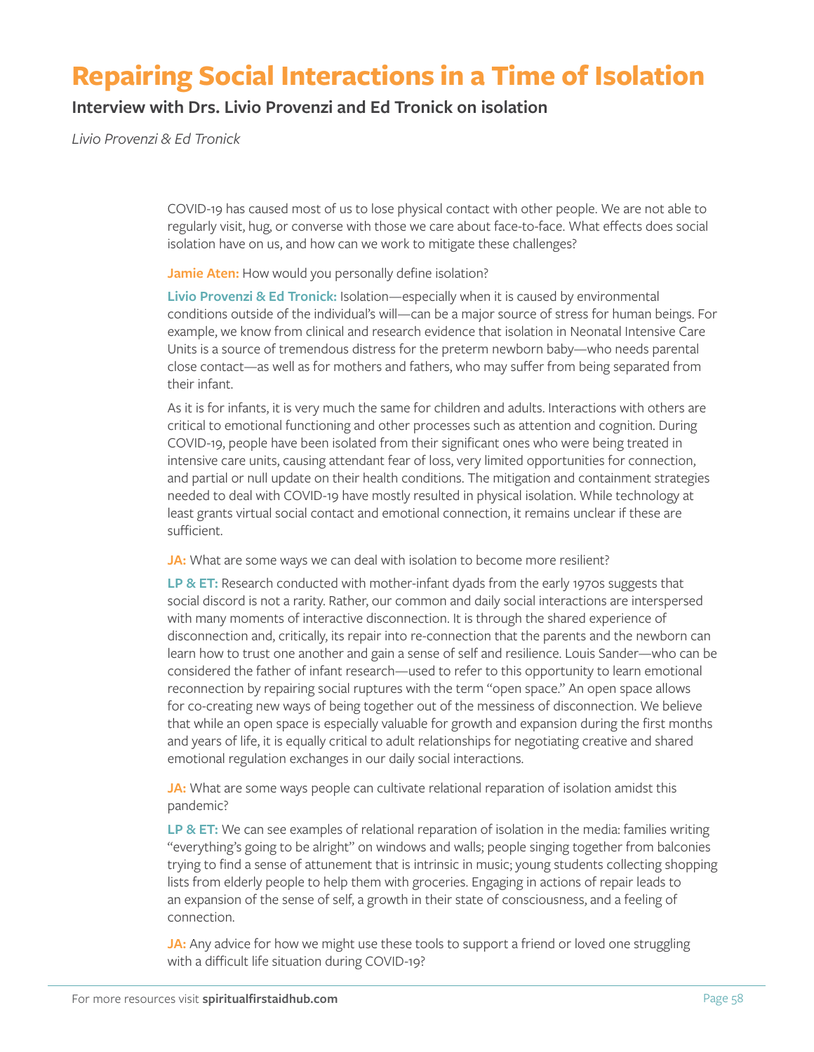# Repairing Social Interactions in a Time of Isolation

## Interview with Drs. Livio Provenzi and Ed Tronick on isolation

*Livio Provenzi & Ed Tronick*

COVID-19 has caused most of us to lose physical contact with other people. We are not able to regularly visit, hug, or converse with those we care about face-to-face. What effects does social isolation have on us, and how can we work to mitigate these challenges?

**Jamie Aten:** How would you personally define isolation?

**Livio Provenzi & Ed Tronick:** Isolation—especially when it is caused by environmental conditions outside of the individual's will—can be a major source of stress for human beings. For example, we know from clinical and research evidence that isolation in Neonatal Intensive Care Units is a source of tremendous distress for the preterm newborn baby—who needs parental close contact—as well as for mothers and fathers, who may suffer from being separated from their infant.

As it is for infants, it is very much the same for children and adults. Interactions with others are critical to emotional functioning and other processes such as attention and cognition. During COVID-19, people have been isolated from their significant ones who were being treated in intensive care units, causing attendant fear of loss, very limited opportunities for connection, and partial or null update on their health conditions. The mitigation and containment strategies needed to deal with COVID-19 have mostly resulted in physical isolation. While technology at least grants virtual social contact and emotional connection, it remains unclear if these are sufficient.

**JA:** What are some ways we can deal with isolation to become more resilient?

**LP & ET:** Research conducted with mother-infant dyads from the early 1970s suggests that social discord is not a rarity. Rather, our common and daily social interactions are interspersed with many moments of interactive disconnection. It is through the shared experience of disconnection and, critically, its repair into re-connection that the parents and the newborn can learn how to trust one another and gain a sense of self and resilience. Louis Sander—who can be considered the father of infant research—used to refer to this opportunity to learn emotional reconnection by repairing social ruptures with the term "open space." An open space allows for co-creating new ways of being together out of the messiness of disconnection. We believe that while an open space is especially valuable for growth and expansion during the first months and years of life, it is equally critical to adult relationships for negotiating creative and shared emotional regulation exchanges in our daily social interactions.

**JA:** What are some ways people can cultivate relational reparation of isolation amidst this pandemic?

**LP & ET:** We can see examples of relational reparation of isolation in the media: families writing "everything's going to be alright" on windows and walls; people singing together from balconies trying to find a sense of attunement that is intrinsic in music; young students collecting shopping lists from elderly people to help them with groceries. Engaging in actions of repair leads to an expansion of the sense of self, a growth in their state of consciousness, and a feeling of connection.

**JA:** Any advice for how we might use these tools to support a friend or loved one struggling with a difficult life situation during COVID-19?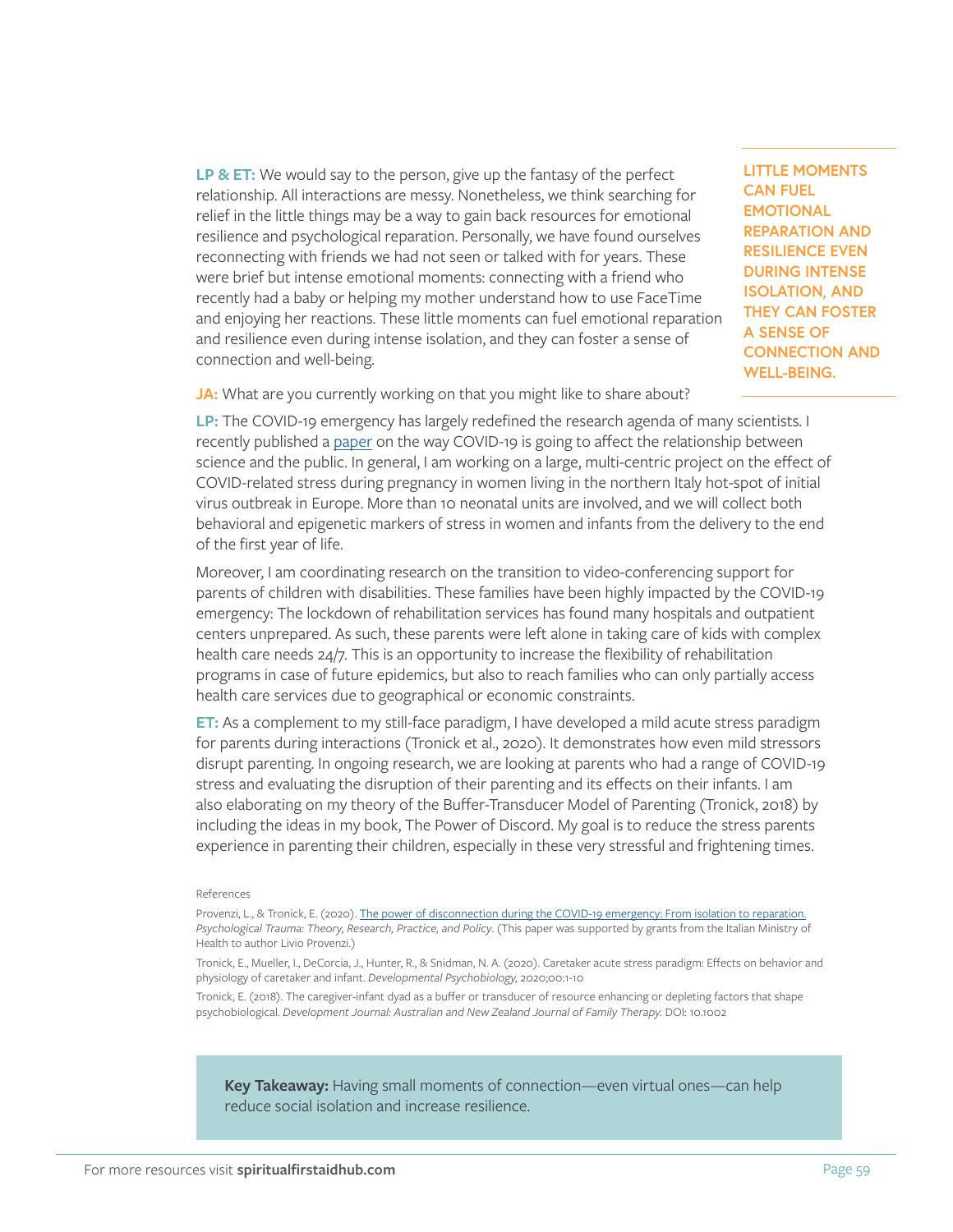**LP & ET:** We would say to the person, give up the fantasy of the perfect relationship. All interactions are messy. Nonetheless, we think searching for relief in the little things may be a way to gain back resources for emotional resilience and psychological reparation. Personally, we have found ourselves reconnecting with friends we had not seen or talked with for years. These were brief but intense emotional moments: connecting with a friend who recently had a baby or helping my mother understand how to use FaceTime and enjoying her reactions. These little moments can fuel emotional reparation and resilience even during intense isolation, and they can foster a sense of connection and well-being.

**LITTLE MOMENTS CAN FUEL EMOTIONAL REPARATION AND RESILIENCE EVEN DURING INTENSE ISOLATION, AND THEY CAN FOSTER A SENSE OF CONNECTION AND WELL-BEING.**

**JA:** What are you currently working on that you might like to share about?

**LP:** The COVID-19 emergency has largely redefined the research agenda of many scientists. I recently published a paper on the way COVID-19 is going to affect the relationship between science and the public. In general, I am working on a large, multi-centric project on the effect of COVID-related stress during pregnancy in women living in the northern Italy hot-spot of initial virus outbreak in Europe. More than 10 neonatal units are involved, and we will collect both behavioral and epigenetic markers of stress in women and infants from the delivery to the end of the first year of life.

Moreover, I am coordinating research on the transition to video-conferencing support for parents of children with disabilities. These families have been highly impacted by the COVID-19 emergency: The lockdown of rehabilitation services has found many hospitals and outpatient centers unprepared. As such, these parents were left alone in taking care of kids with complex health care needs 24/7. This is an opportunity to increase the flexibility of rehabilitation programs in case of future epidemics, but also to reach families who can only partially access health care services due to geographical or economic constraints.

**ET:** As a complement to my still-face paradigm, I have developed a mild acute stress paradigm for parents during interactions (Tronick et al., 2020). It demonstrates how even mild stressors disrupt parenting. In ongoing research, we are looking at parents who had a range of COVID-19 stress and evaluating the disruption of their parenting and its effects on their infants. I am also elaborating on my theory of the Buffer-Transducer Model of Parenting (Tronick, 2018) by including the ideas in my book, The Power of Discord. My goal is to reduce the stress parents experience in parenting their children, especially in these very stressful and frightening times.

References

Provenzi, L., & Tronick, E. (2020). The power of disconnection during the COVID-19 emergency: From isolation to reparation. *Psychological Trauma: Theory, Research, Practice, and Policy*. (This paper was supported by grants from the Italian Ministry of Health to author Livio Provenzi.)

Tronick, E., Mueller, I., DeCorcia, J., Hunter, R., & Snidman, N. A. (2020). Caretaker acute stress paradigm: Effects on behavior and physiology of caretaker and infant. *Developmental Psychobiology*, 2020;00:1-10

Tronick, E. (2018). The caregiver-infant dyad as a buffer or transducer of resource enhancing or depleting factors that shape psychobiological. *Development Journal: Australian and New Zealand Journal of Family Therapy.* DOI: 10.1002

**Key Takeaway:** Having small moments of connection—even virtual ones—can help reduce social isolation and increase resilience.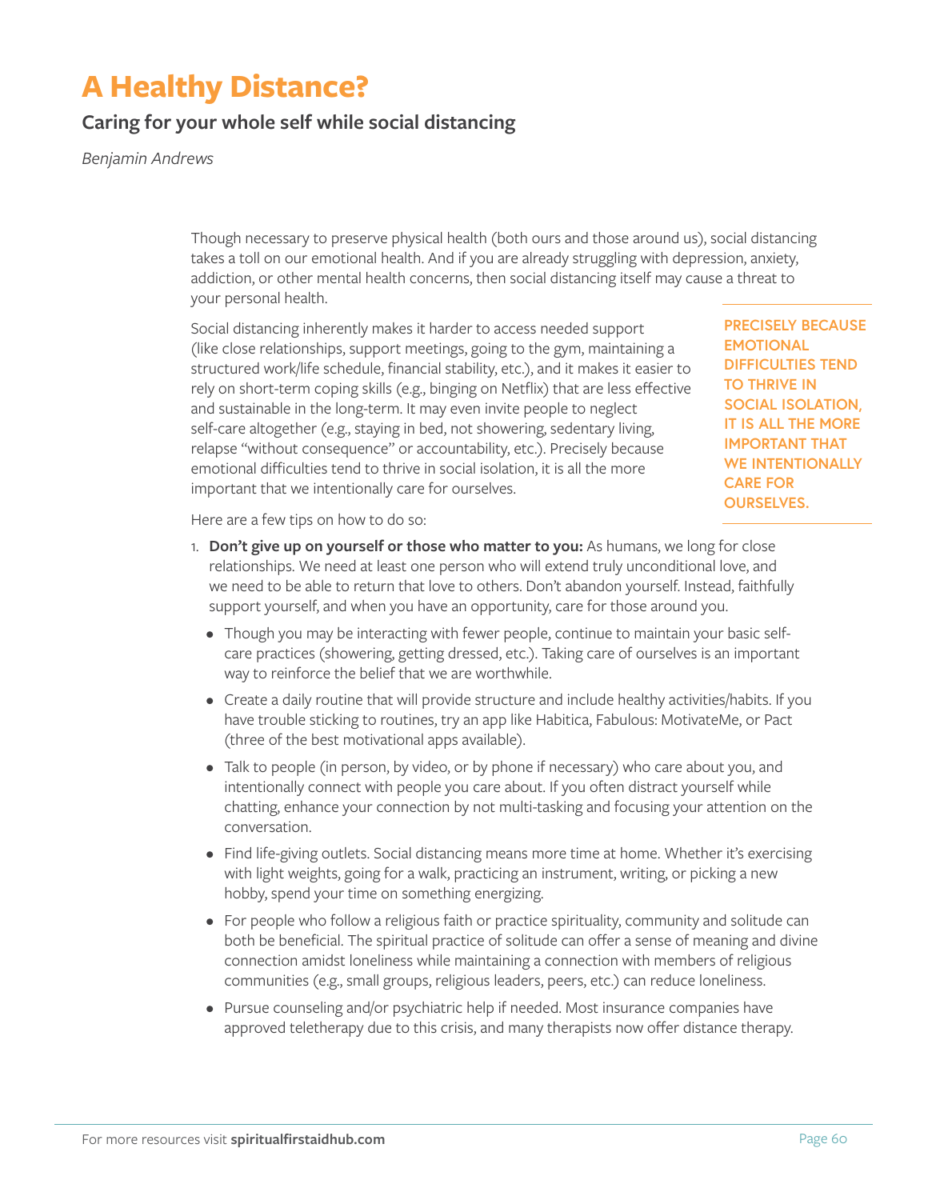# A Healthy Distance?

## Caring for your whole self while social distancing

*Benjamin Andrews*

Though necessary to preserve physical health (both ours and those around us), social distancing takes a toll on our emotional health. And if you are already struggling with depression, anxiety, addiction, or other mental health concerns, then social distancing itself may cause a threat to your personal health.

Social distancing inherently makes it harder to access needed support (like close relationships, support meetings, going to the gym, maintaining a structured work/life schedule, financial stability, etc.), and it makes it easier to rely on short-term coping skills (e.g., binging on Netflix) that are less effective and sustainable in the long-term. It may even invite people to neglect self-care altogether (e.g., staying in bed, not showering, sedentary living, relapse "without consequence" or accountability, etc.). Precisely because emotional difficulties tend to thrive in social isolation, it is all the more important that we intentionally care for ourselves.

**PRECISELY BECAUSE EMOTIONAL DIFFICULTIES TEND TO THRIVE IN SOCIAL ISOLATION, IT IS ALL THE MORE IMPORTANT THAT WE INTENTIONALLY CARE FOR OURSELVES.**

Here are a few tips on how to do so:

1. **Don't give up on yourself or those who matter to you:** As humans, we long for close relationships. We need at least one person who will extend truly unconditional love, and we need to be able to return that love to others. Don't abandon yourself. Instead, faithfully support yourself, and when you have an opportunity, care for those around you.
   - Though you may be interacting with fewer people, continue to maintain your basic self-care practices (showering, getting dressed, etc.). Taking care of ourselves is an important way to reinforce the belief that we are worthwhile.
   - Create a daily routine that will provide structure and include healthy activities/habits. If you have trouble sticking to routines, try an app like Habitica, Fabulous: MotivateMe, or Pact (three of the best motivational apps available).
   - Talk to people (in person, by video, or by phone if necessary) who care about you, and intentionally connect with people you care about. If you often distract yourself while chatting, enhance your connection by not multi-tasking and focusing your attention on the conversation.
   - Find life-giving outlets. Social distancing means more time at home. Whether it's exercising with light weights, going for a walk, practicing an instrument, writing, or picking a new hobby, spend your time on something energizing.
   - For people who follow a religious faith or practice spirituality, community and solitude can both be beneficial. The spiritual practice of solitude can offer a sense of meaning and divine connection amidst loneliness while maintaining a connection with members of religious communities (e.g., small groups, religious leaders, peers, etc.) can reduce loneliness.
   - Pursue counseling and/or psychiatric help if needed. Most insurance companies have approved teletherapy due to this crisis, and many therapists now offer distance therapy.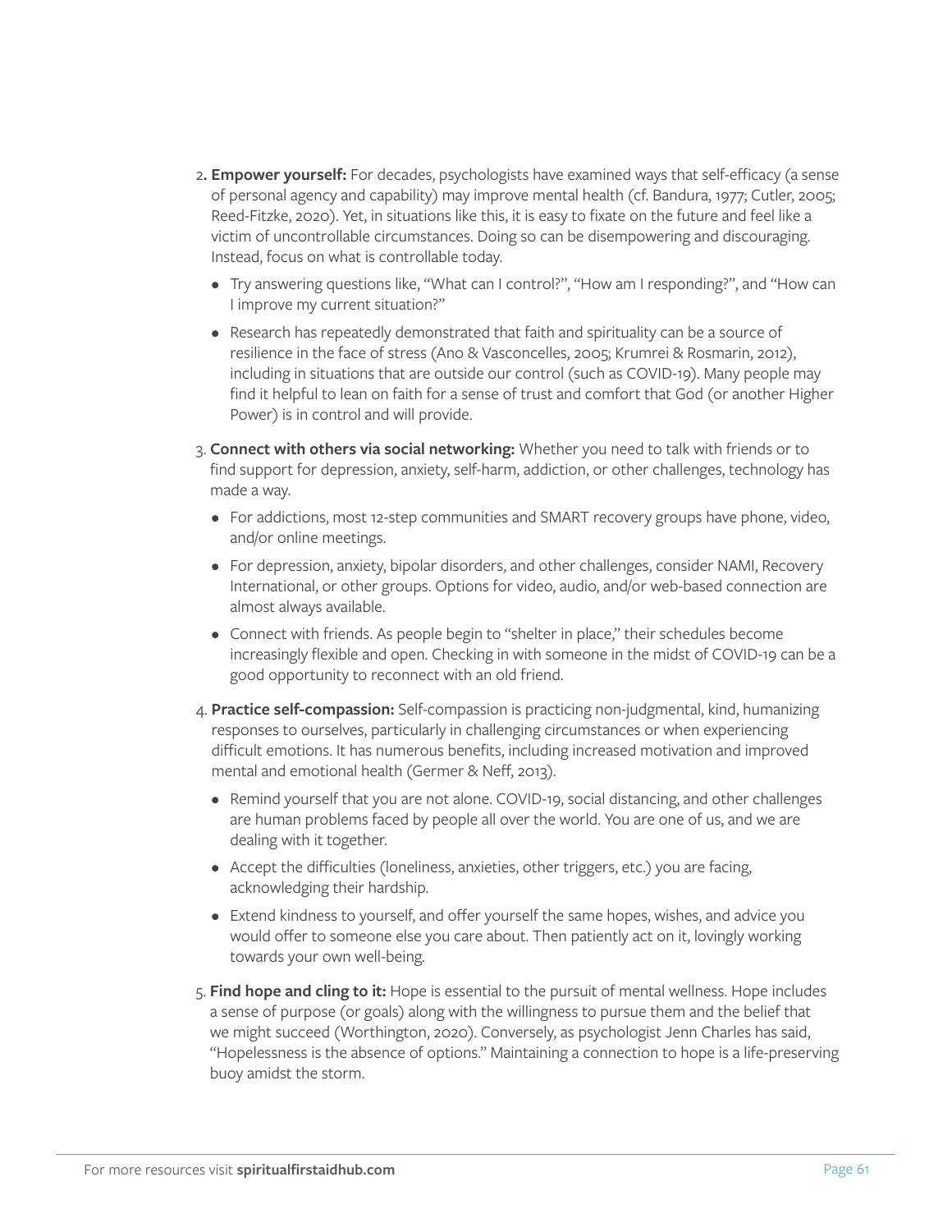2. **Empower yourself:** For decades, psychologists have examined ways that self-efficacy (a sense of personal agency and capability) may improve mental health (cf. Bandura, 1977; Cutler, 2005; Reed-Fitzke, 2020). Yet, in situations like this, it is easy to fixate on the future and feel like a victim of uncontrollable circumstances. Doing so can be disempowering and discouraging. Instead, focus on what is controllable today.
   - Try answering questions like, "What can I control?", "How am I responding?", and "How can I improve my current situation?"
   - Research has repeatedly demonstrated that faith and spirituality can be a source of resilience in the face of stress (Ano & Vasconcelles, 2005; Krumrei & Rosmarin, 2012), including in situations that are outside our control (such as COVID-19). Many people may find it helpful to lean on faith for a sense of trust and comfort that God (or another Higher Power) is in control and will provide.
3. **Connect with others via social networking:** Whether you need to talk with friends or to find support for depression, anxiety, self-harm, addiction, or other challenges, technology has made a way.
   - For addictions, most 12-step communities and SMART recovery groups have phone, video, and/or online meetings.
   - For depression, anxiety, bipolar disorders, and other challenges, consider NAMI, Recovery International, or other groups. Options for video, audio, and/or web-based connection are almost always available.
   - Connect with friends. As people begin to "shelter in place," their schedules become increasingly flexible and open. Checking in with someone in the midst of COVID-19 can be a good opportunity to reconnect with an old friend.
4. **Practice self-compassion:** Self-compassion is practicing non-judgmental, kind, humanizing responses to ourselves, particularly in challenging circumstances or when experiencing difficult emotions. It has numerous benefits, including increased motivation and improved mental and emotional health (Germer & Neff, 2013).
   - Remind yourself that you are not alone. COVID-19, social distancing, and other challenges are human problems faced by people all over the world. You are one of us, and we are dealing with it together.
   - Accept the difficulties (loneliness, anxieties, other triggers, etc.) you are facing, acknowledging their hardship.
   - Extend kindness to yourself, and offer yourself the same hopes, wishes, and advice you would offer to someone else you care about. Then patiently act on it, lovingly working towards your own well-being.
5. **Find hope and cling to it:** Hope is essential to the pursuit of mental wellness. Hope includes a sense of purpose (or goals) along with the willingness to pursue them and the belief that we might succeed (Worthington, 2020). Conversely, as psychologist Jenn Charles has said, "Hopelessness is the absence of options." Maintaining a connection to hope is a life-preserving buoy amidst the storm.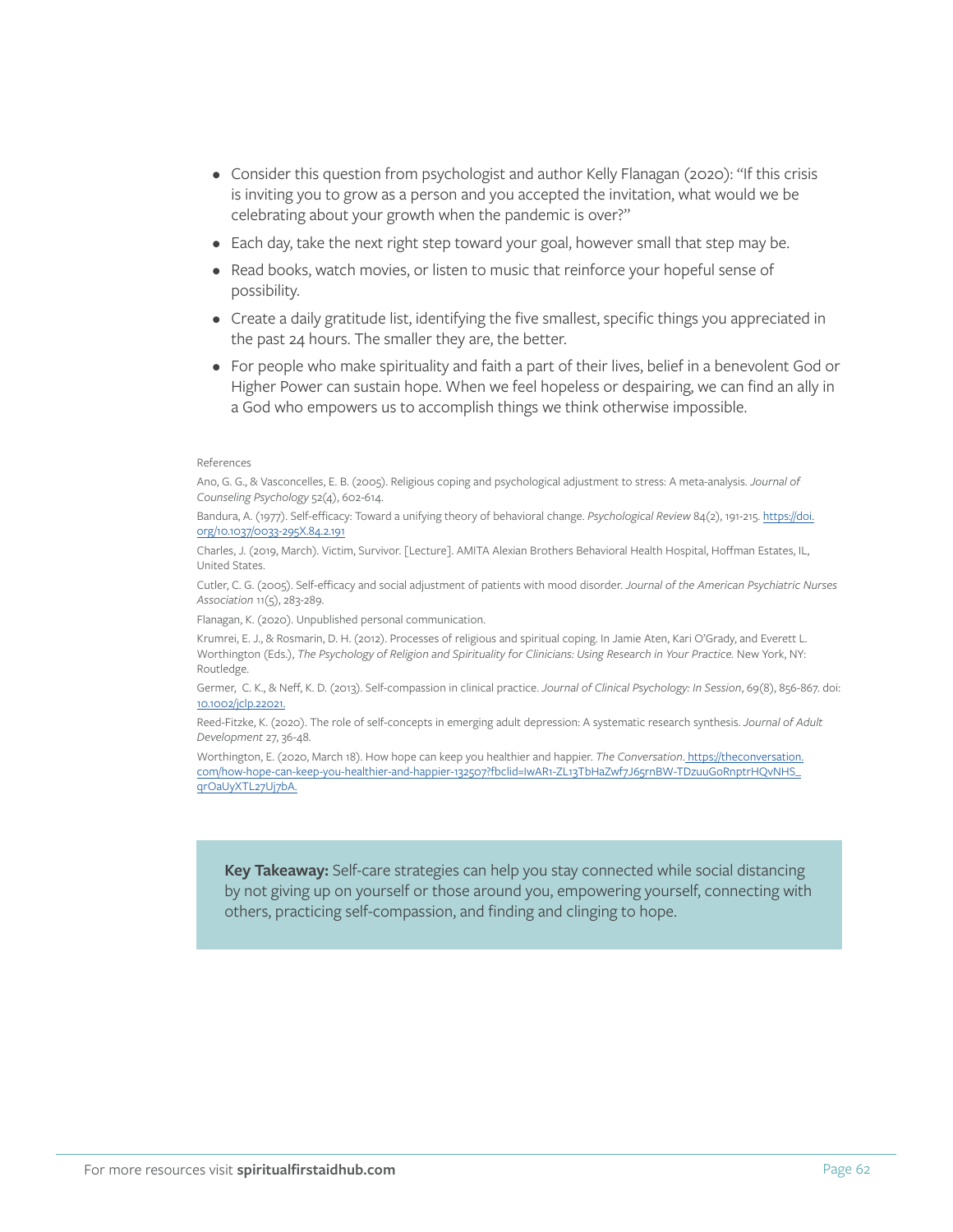- Consider this question from psychologist and author Kelly Flanagan (2020): "If this crisis is inviting you to grow as a person and you accepted the invitation, what would we be celebrating about your growth when the pandemic is over?"
- Each day, take the next right step toward your goal, however small that step may be.
- Read books, watch movies, or listen to music that reinforce your hopeful sense of possibility.
- Create a daily gratitude list, identifying the five smallest, specific things you appreciated in the past 24 hours. The smaller they are, the better.
- For people who make spirituality and faith a part of their lives, belief in a benevolent God or Higher Power can sustain hope. When we feel hopeless or despairing, we can find an ally in a God who empowers us to accomplish things we think otherwise impossible.

References

Ano, G. G., & Vasconcelles, E. B. (2005). Religious coping and psychological adjustment to stress: A meta-analysis. *Journal of Counseling Psychology* 52(4), 602-614.

Bandura, A. (1977). Self-efficacy: Toward a unifying theory of behavioral change. *Psychological Review* 84(2), 191-215. https://doi.org/10.1037/0033-295X.84.2.191

Charles, J. (2019, March). Victim, Survivor. [Lecture]. AMITA Alexian Brothers Behavioral Health Hospital, Hoffman Estates, IL, United States.

Cutler, C. G. (2005). Self-efficacy and social adjustment of patients with mood disorder. *Journal of the American Psychiatric Nurses Association* 11(5), 283-289.

Flanagan, K. (2020). Unpublished personal communication.

Krumrei, E. J., & Rosmarin, D. H. (2012). Processes of religious and spiritual coping. In Jamie Aten, Kari O'Grady, and Everett L. Worthington (Eds.), *The Psychology of Religion and Spirituality for Clinicians: Using Research in Your Practice.* New York, NY: Routledge.

Germer, C. K., & Neff, K. D. (2013). Self-compassion in clinical practice. *Journal of Clinical Psychology: In Session*, 69(8), 856-867. doi: 10.1002/jclp.22021.

Reed-Fitzke, K. (2020). The role of self-concepts in emerging adult depression: A systematic research synthesis. *Journal of Adult Development* 27, 36-48.

Worthington, E. (2020, March 18). How hope can keep you healthier and happier. *The Conversation.* https://theconversation.com/how-hope-can-keep-you-healthier-and-happier-132507?fbclid=IwAR1-ZL13TbHaZwf7J65rnBW-TDzuuGoRnptrHQvNHS_qrOaUyXTL27Uj7bA.

**Key Takeaway:** Self-care strategies can help you stay connected while social distancing by not giving up on yourself or those around you, empowering yourself, connecting with others, practicing self-compassion, and finding and clinging to hope.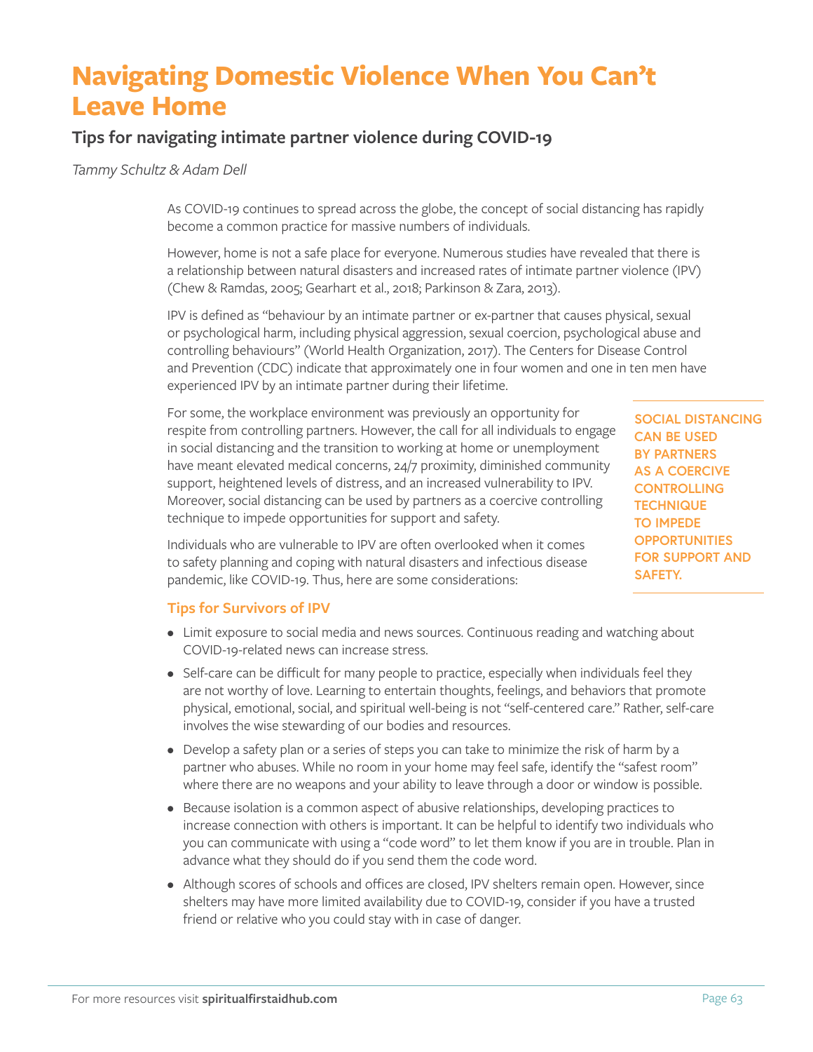# Navigating Domestic Violence When You Can't Leave Home

## Tips for navigating intimate partner violence during COVID-19

*Tammy Schultz & Adam Dell*

As COVID-19 continues to spread across the globe, the concept of social distancing has rapidly become a common practice for massive numbers of individuals.

However, home is not a safe place for everyone. Numerous studies have revealed that there is a relationship between natural disasters and increased rates of intimate partner violence (IPV) (Chew & Ramdas, 2005; Gearhart et al., 2018; Parkinson & Zara, 2013).

IPV is defined as "behaviour by an intimate partner or ex-partner that causes physical, sexual or psychological harm, including physical aggression, sexual coercion, psychological abuse and controlling behaviours" (World Health Organization, 2017). The Centers for Disease Control and Prevention (CDC) indicate that approximately one in four women and one in ten men have experienced IPV by an intimate partner during their lifetime.

For some, the workplace environment was previously an opportunity for respite from controlling partners. However, the call for all individuals to engage in social distancing and the transition to working at home or unemployment have meant elevated medical concerns, 24/7 proximity, diminished community support, heightened levels of distress, and an increased vulnerability to IPV. Moreover, social distancing can be used by partners as a coercive controlling technique to impede opportunities for support and safety.

**SOCIAL DISTANCING CAN BE USED BY PARTNERS AS A COERCIVE CONTROLLING TECHNIQUE TO IMPEDE OPPORTUNITIES FOR SUPPORT AND SAFETY.**

Individuals who are vulnerable to IPV are often overlooked when it comes to safety planning and coping with natural disasters and infectious disease pandemic, like COVID-19. Thus, here are some considerations:

### Tips for Survivors of IPV

- Limit exposure to social media and news sources. Continuous reading and watching about COVID-19-related news can increase stress.
- Self-care can be difficult for many people to practice, especially when individuals feel they are not worthy of love. Learning to entertain thoughts, feelings, and behaviors that promote physical, emotional, social, and spiritual well-being is not "self-centered care." Rather, self-care involves the wise stewarding of our bodies and resources.
- Develop a safety plan or a series of steps you can take to minimize the risk of harm by a partner who abuses. While no room in your home may feel safe, identify the "safest room" where there are no weapons and your ability to leave through a door or window is possible.
- Because isolation is a common aspect of abusive relationships, developing practices to increase connection with others is important. It can be helpful to identify two individuals who you can communicate with using a "code word" to let them know if you are in trouble. Plan in advance what they should do if you send them the code word.
- Although scores of schools and offices are closed, IPV shelters remain open. However, since shelters may have more limited availability due to COVID-19, consider if you have a trusted friend or relative who you could stay with in case of danger.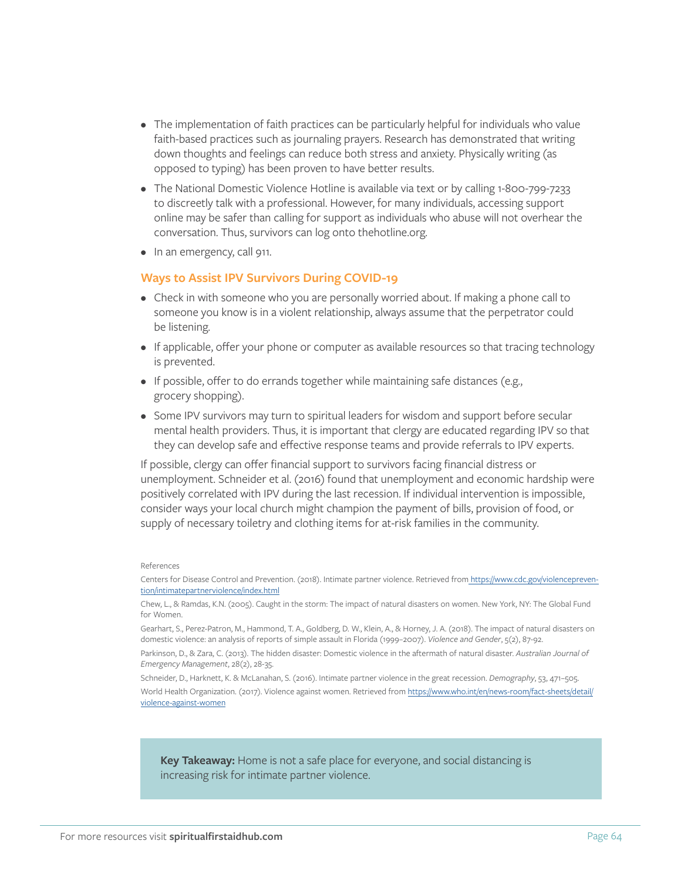- The implementation of faith practices can be particularly helpful for individuals who value faith-based practices such as journaling prayers. Research has demonstrated that writing down thoughts and feelings can reduce both stress and anxiety. Physically writing (as opposed to typing) has been proven to have better results.
- The National Domestic Violence Hotline is available via text or by calling 1-800-799-7233 to discreetly talk with a professional. However, for many individuals, accessing support online may be safer than calling for support as individuals who abuse will not overhear the conversation. Thus, survivors can log onto thehotline.org.
- In an emergency, call 911.

### Ways to Assist IPV Survivors During COVID-19

- Check in with someone who you are personally worried about. If making a phone call to someone you know is in a violent relationship, always assume that the perpetrator could be listening.
- If applicable, offer your phone or computer as available resources so that tracing technology is prevented.
- If possible, offer to do errands together while maintaining safe distances (e.g., grocery shopping).
- Some IPV survivors may turn to spiritual leaders for wisdom and support before secular mental health providers. Thus, it is important that clergy are educated regarding IPV so that they can develop safe and effective response teams and provide referrals to IPV experts.

If possible, clergy can offer financial support to survivors facing financial distress or unemployment. Schneider et al. (2016) found that unemployment and economic hardship were positively correlated with IPV during the last recession. If individual intervention is impossible, consider ways your local church might champion the payment of bills, provision of food, or supply of necessary toiletry and clothing items for at-risk families in the community.

References

Centers for Disease Control and Prevention. (2018). Intimate partner violence. Retrieved from https://www.cdc.gov/violenceprevention/intimatepartnerviolence/index.html

Chew, L., & Ramdas, K.N. (2005). Caught in the storm: The impact of natural disasters on women. New York, NY: The Global Fund for Women.

Gearhart, S., Perez-Patron, M., Hammond, T. A., Goldberg, D. W., Klein, A., & Horney, J. A. (2018). The impact of natural disasters on domestic violence: an analysis of reports of simple assault in Florida (1999–2007). *Violence and Gender*, 5(2), 87-92.

Parkinson, D., & Zara, C. (2013). The hidden disaster: Domestic violence in the aftermath of natural disaster. *Australian Journal of Emergency Management*, 28(2), 28-35.

Schneider, D., Harknett, K. & McLanahan, S. (2016). Intimate partner violence in the great recession. *Demography*, 53, 471–505.

World Health Organization. (2017). Violence against women. Retrieved from https://www.who.int/en/news-room/fact-sheets/detail/violence-against-women

**Key Takeaway:** Home is not a safe place for everyone, and social distancing is increasing risk for intimate partner violence.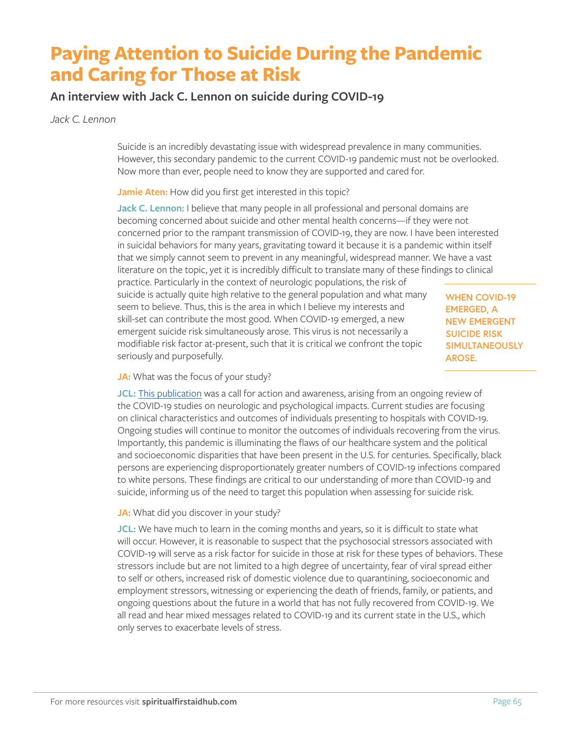# Paying Attention to Suicide During the Pandemic and Caring for Those at Risk

## An interview with Jack C. Lennon on suicide during COVID-19

*Jack C. Lennon*

Suicide is an incredibly devastating issue with widespread prevalence in many communities. However, this secondary pandemic to the current COVID-19 pandemic must not be overlooked. Now more than ever, people need to know they are supported and cared for.

**Jamie Aten:** How did you first get interested in this topic?

**Jack C. Lennon:** I believe that many people in all professional and personal domains are becoming concerned about suicide and other mental health concerns—if they were not concerned prior to the rampant transmission of COVID-19, they are now. I have been interested in suicidal behaviors for many years, gravitating toward it because it is a pandemic within itself that we simply cannot seem to prevent in any meaningful, widespread manner. We have a vast literature on the topic, yet it is incredibly difficult to translate many of these findings to clinical practice. Particularly in the context of neurologic populations, the risk of suicide is actually quite high relative to the general population and what many seem to believe. Thus, this is the area in which I believe my interests and skill-set can contribute the most good. When COVID-19 emerged, a new emergent suicide risk simultaneously arose. This virus is not necessarily a modifiable risk factor at-present, such that it is critical we confront the topic seriously and purposefully.

**WHEN COVID-19 EMERGED, A NEW EMERGENT SUICIDE RISK SIMULTANEOUSLY AROSE.**

**JA:** What was the focus of your study?

**JCL:** This publication was a call for action and awareness, arising from an ongoing review of the COVID-19 studies on neurologic and psychological impacts. Current studies are focusing on clinical characteristics and outcomes of individuals presenting to hospitals with COVID-19. Ongoing studies will continue to monitor the outcomes of individuals recovering from the virus. Importantly, this pandemic is illuminating the flaws of our healthcare system and the political and socioeconomic disparities that have been present in the U.S. for centuries. Specifically, black persons are experiencing disproportionately greater numbers of COVID-19 infections compared to white persons. These findings are critical to our understanding of more than COVID-19 and suicide, informing us of the need to target this population when assessing for suicide risk.

**JA:** What did you discover in your study?

**JCL:** We have much to learn in the coming months and years, so it is difficult to state what will occur. However, it is reasonable to suspect that the psychosocial stressors associated with COVID-19 will serve as a risk factor for suicide in those at risk for these types of behaviors. These stressors include but are not limited to a high degree of uncertainty, fear of viral spread either to self or others, increased risk of domestic violence due to quarantining, socioeconomic and employment stressors, witnessing or experiencing the death of friends, family, or patients, and ongoing questions about the future in a world that has not fully recovered from COVID-19. We all read and hear mixed messages related to COVID-19 and its current state in the U.S., which only serves to exacerbate levels of stress.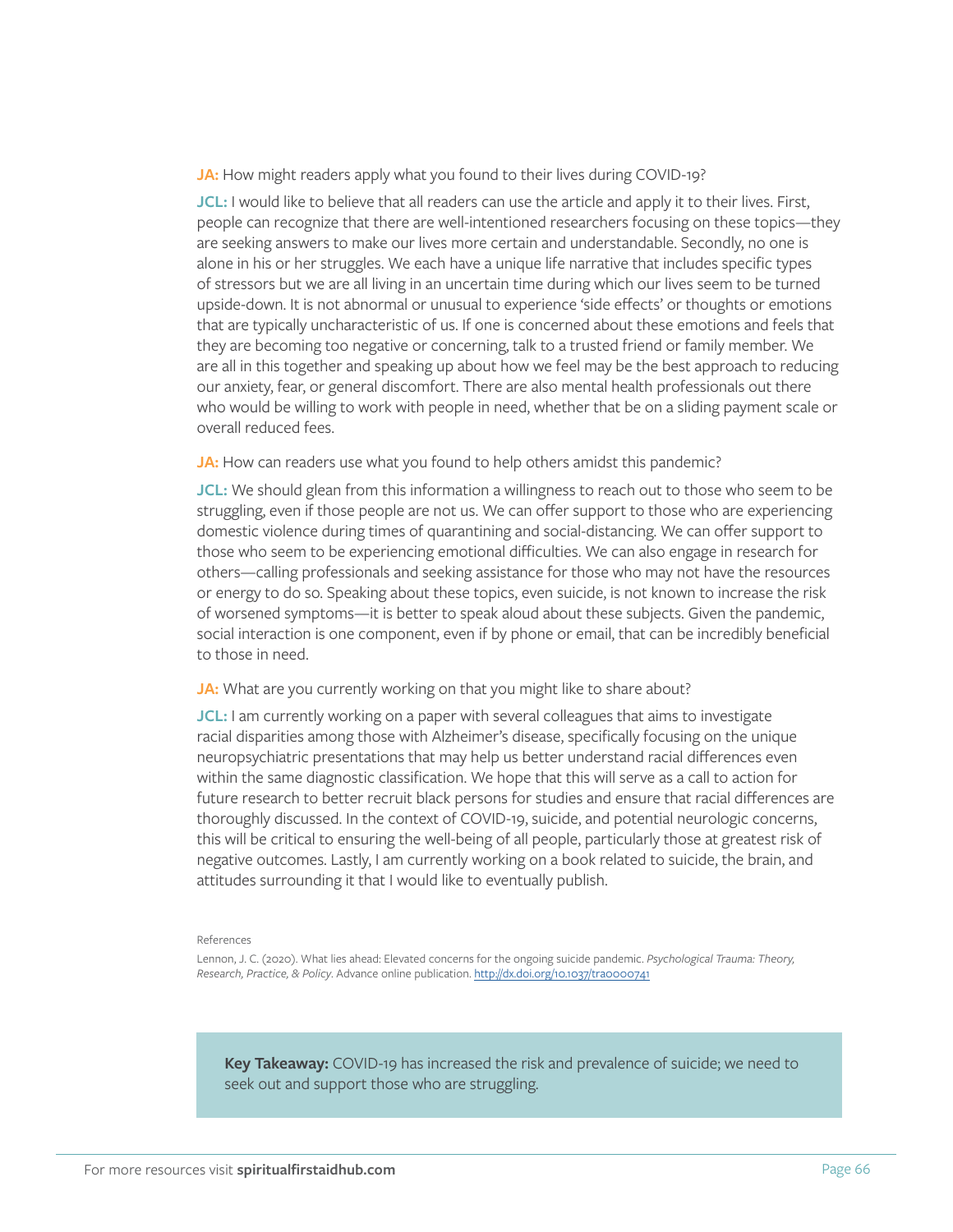**JA:** How might readers apply what you found to their lives during COVID-19?

**JCL:** I would like to believe that all readers can use the article and apply it to their lives. First, people can recognize that there are well-intentioned researchers focusing on these topics—they are seeking answers to make our lives more certain and understandable. Secondly, no one is alone in his or her struggles. We each have a unique life narrative that includes specific types of stressors but we are all living in an uncertain time during which our lives seem to be turned upside-down. It is not abnormal or unusual to experience 'side effects' or thoughts or emotions that are typically uncharacteristic of us. If one is concerned about these emotions and feels that they are becoming too negative or concerning, talk to a trusted friend or family member. We are all in this together and speaking up about how we feel may be the best approach to reducing our anxiety, fear, or general discomfort. There are also mental health professionals out there who would be willing to work with people in need, whether that be on a sliding payment scale or overall reduced fees.

**JA:** How can readers use what you found to help others amidst this pandemic?

**JCL:** We should glean from this information a willingness to reach out to those who seem to be struggling, even if those people are not us. We can offer support to those who are experiencing domestic violence during times of quarantining and social-distancing. We can offer support to those who seem to be experiencing emotional difficulties. We can also engage in research for others—calling professionals and seeking assistance for those who may not have the resources or energy to do so. Speaking about these topics, even suicide, is not known to increase the risk of worsened symptoms—it is better to speak aloud about these subjects. Given the pandemic, social interaction is one component, even if by phone or email, that can be incredibly beneficial to those in need.

**JA:** What are you currently working on that you might like to share about?

**JCL:** I am currently working on a paper with several colleagues that aims to investigate racial disparities among those with Alzheimer's disease, specifically focusing on the unique neuropsychiatric presentations that may help us better understand racial differences even within the same diagnostic classification. We hope that this will serve as a call to action for future research to better recruit black persons for studies and ensure that racial differences are thoroughly discussed. In the context of COVID-19, suicide, and potential neurologic concerns, this will be critical to ensuring the well-being of all people, particularly those at greatest risk of negative outcomes. Lastly, I am currently working on a book related to suicide, the brain, and attitudes surrounding it that I would like to eventually publish.

References

Lennon, J. C. (2020). What lies ahead: Elevated concerns for the ongoing suicide pandemic. *Psychological Trauma: Theory, Research, Practice, & Policy*. Advance online publication. http://dx.doi.org/10.1037/tra0000741

**Key Takeaway:** COVID-19 has increased the risk and prevalence of suicide; we need to seek out and support those who are struggling.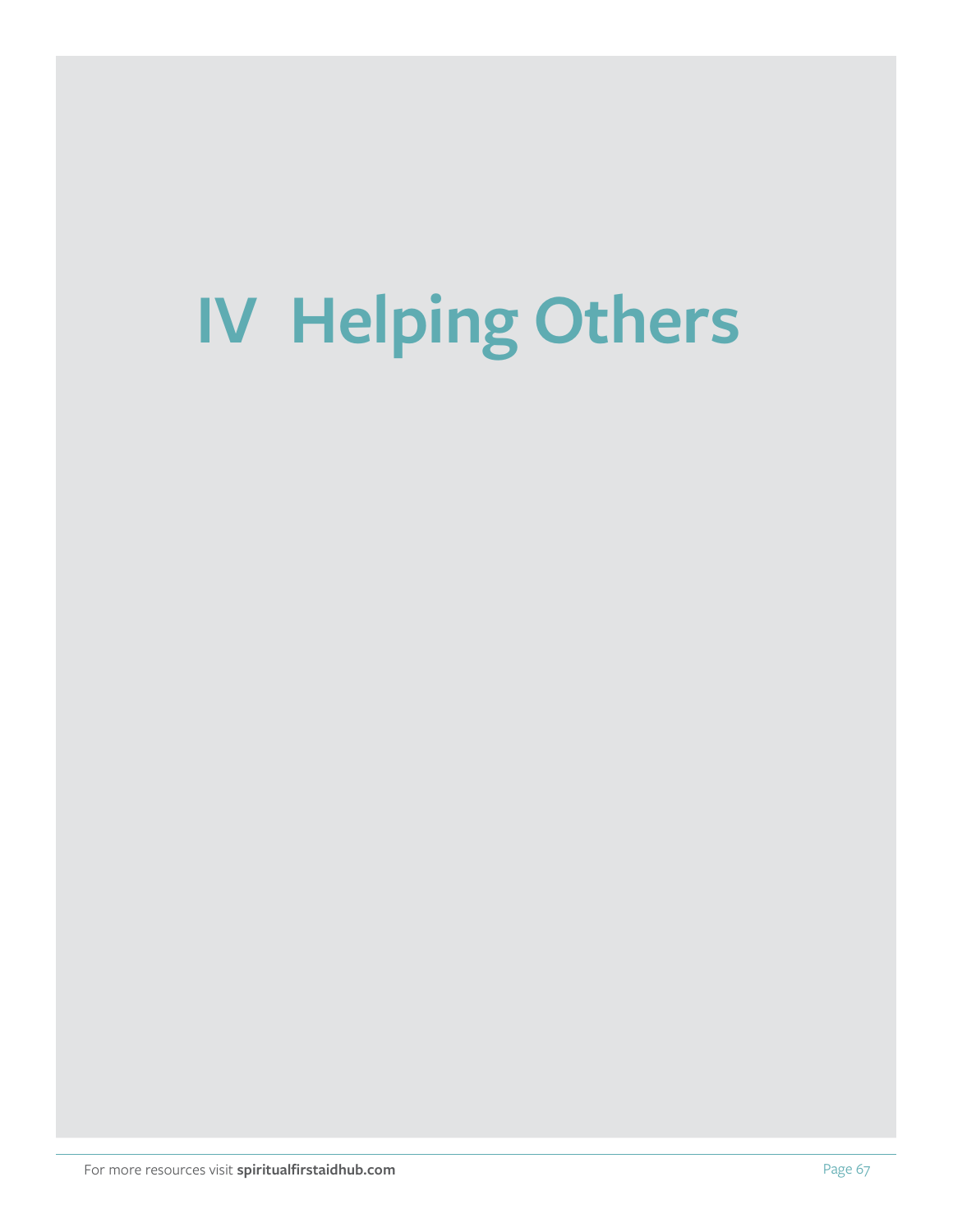# IV Helping Others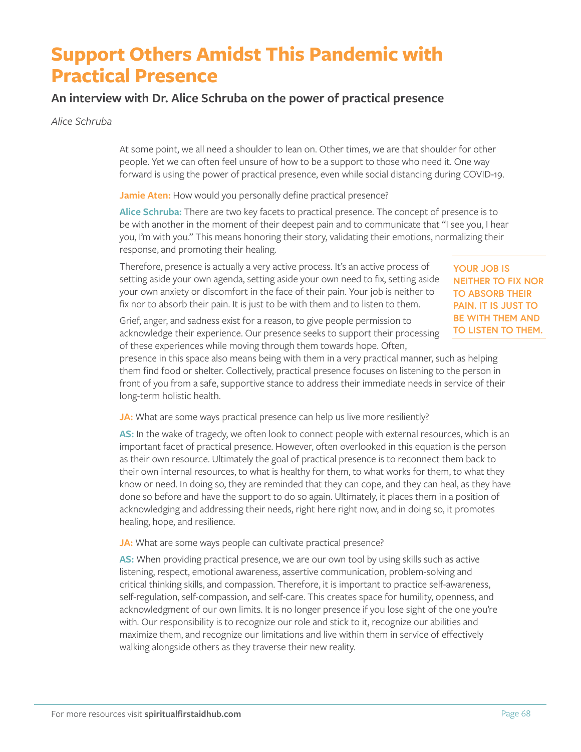# Support Others Amidst This Pandemic with Practical Presence

## An interview with Dr. Alice Schruba on the power of practical presence

*Alice Schruba*

At some point, we all need a shoulder to lean on. Other times, we are that shoulder for other people. Yet we can often feel unsure of how to be a support to those who need it. One way forward is using the power of practical presence, even while social distancing during COVID-19.

**Jamie Aten:** How would you personally define practical presence?

**Alice Schruba:** There are two key facets to practical presence. The concept of presence is to be with another in the moment of their deepest pain and to communicate that "I see you, I hear you, I'm with you." This means honoring their story, validating their emotions, normalizing their response, and promoting their healing.

Therefore, presence is actually a very active process. It's an active process of setting aside your own agenda, setting aside your own need to fix, setting aside your own anxiety or discomfort in the face of their pain. Your job is neither to fix nor to absorb their pain. It is just to be with them and to listen to them.

**YOUR JOB IS NEITHER TO FIX NOR TO ABSORB THEIR PAIN. IT IS JUST TO BE WITH THEM AND TO LISTEN TO THEM.**

Grief, anger, and sadness exist for a reason, to give people permission to acknowledge their experience. Our presence seeks to support their processing of these experiences while moving through them towards hope. Often, presence in this space also means being with them in a very practical manner, such as helping them find food or shelter. Collectively, practical presence focuses on listening to the person in front of you from a safe, supportive stance to address their immediate needs in service of their long-term holistic health.

**JA:** What are some ways practical presence can help us live more resiliently?

**AS:** In the wake of tragedy, we often look to connect people with external resources, which is an important facet of practical presence. However, often overlooked in this equation is the person as their own resource. Ultimately the goal of practical presence is to reconnect them back to their own internal resources, to what is healthy for them, to what works for them, to what they know or need. In doing so, they are reminded that they can cope, and they can heal, as they have done so before and have the support to do so again. Ultimately, it places them in a position of acknowledging and addressing their needs, right here right now, and in doing so, it promotes healing, hope, and resilience.

**JA:** What are some ways people can cultivate practical presence?

**AS:** When providing practical presence, we are our own tool by using skills such as active listening, respect, emotional awareness, assertive communication, problem-solving and critical thinking skills, and compassion. Therefore, it is important to practice self-awareness, self-regulation, self-compassion, and self-care. This creates space for humility, openness, and acknowledgment of our own limits. It is no longer presence if you lose sight of the one you're with. Our responsibility is to recognize our role and stick to it, recognize our abilities and maximize them, and recognize our limitations and live within them in service of effectively walking alongside others as they traverse their new reality.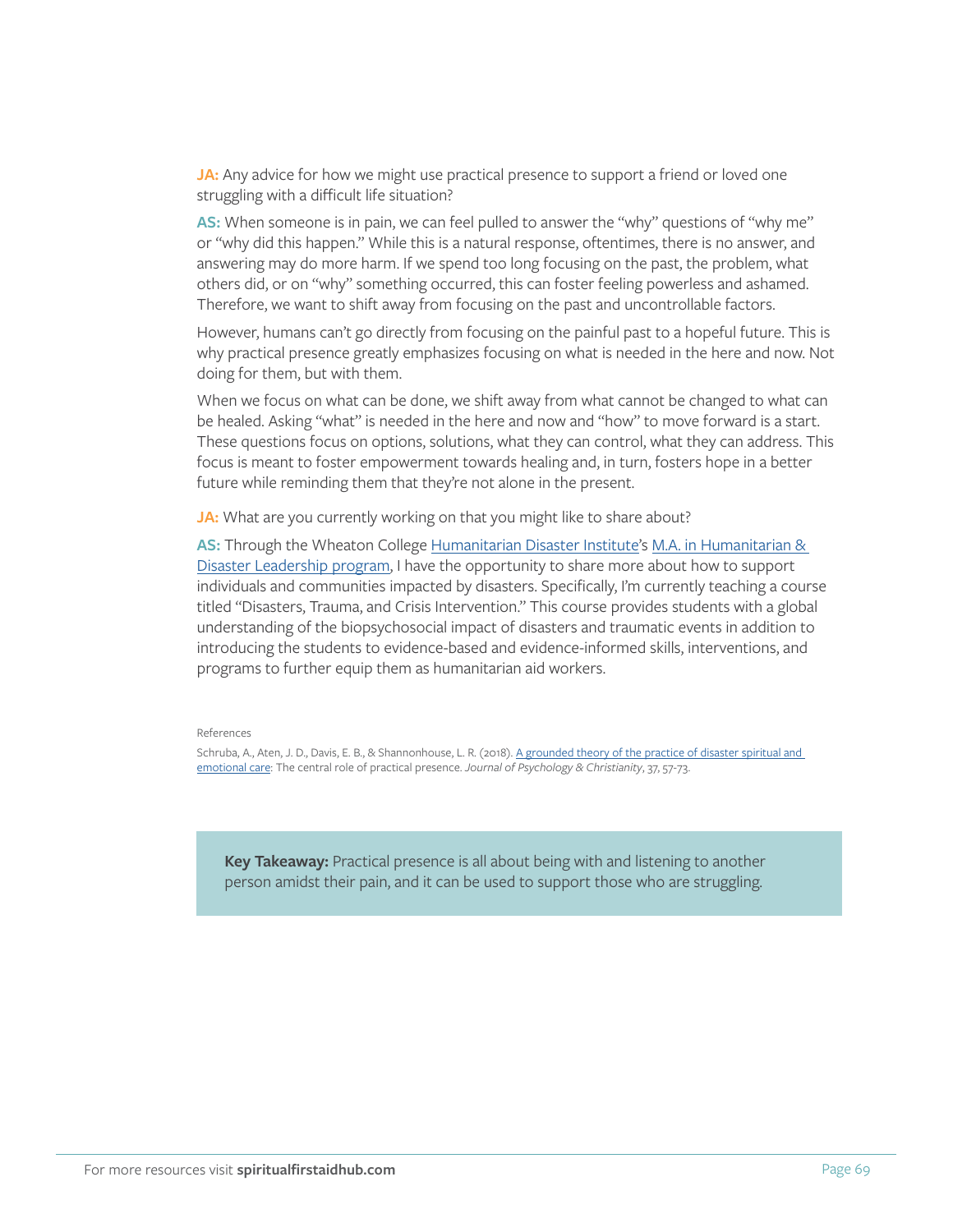**JA:** Any advice for how we might use practical presence to support a friend or loved one struggling with a difficult life situation?

**AS:** When someone is in pain, we can feel pulled to answer the "why" questions of "why me" or "why did this happen." While this is a natural response, oftentimes, there is no answer, and answering may do more harm. If we spend too long focusing on the past, the problem, what others did, or on "why" something occurred, this can foster feeling powerless and ashamed. Therefore, we want to shift away from focusing on the past and uncontrollable factors.

However, humans can't go directly from focusing on the painful past to a hopeful future. This is why practical presence greatly emphasizes focusing on what is needed in the here and now. Not doing for them, but with them.

When we focus on what can be done, we shift away from what cannot be changed to what can be healed. Asking "what" is needed in the here and now and "how" to move forward is a start. These questions focus on options, solutions, what they can control, what they can address. This focus is meant to foster empowerment towards healing and, in turn, fosters hope in a better future while reminding them that they're not alone in the present.

**JA:** What are you currently working on that you might like to share about?

**AS:** Through the Wheaton College [Humanitarian Disaster Institute]'s [M.A. in Humanitarian & Disaster Leadership program], I have the opportunity to share more about how to support individuals and communities impacted by disasters. Specifically, I'm currently teaching a course titled "Disasters, Trauma, and Crisis Intervention." This course provides students with a global understanding of the biopsychosocial impact of disasters and traumatic events in addition to introducing the students to evidence-based and evidence-informed skills, interventions, and programs to further equip them as humanitarian aid workers.

References

Schruba, A., Aten, J. D., Davis, E. B., & Shannonhouse, L. R. (2018). A grounded theory of the practice of disaster spiritual and emotional care: The central role of practical presence. *Journal of Psychology & Christianity*, 37, 57-73.

**Key Takeaway:** Practical presence is all about being with and listening to another person amidst their pain, and it can be used to support those who are struggling.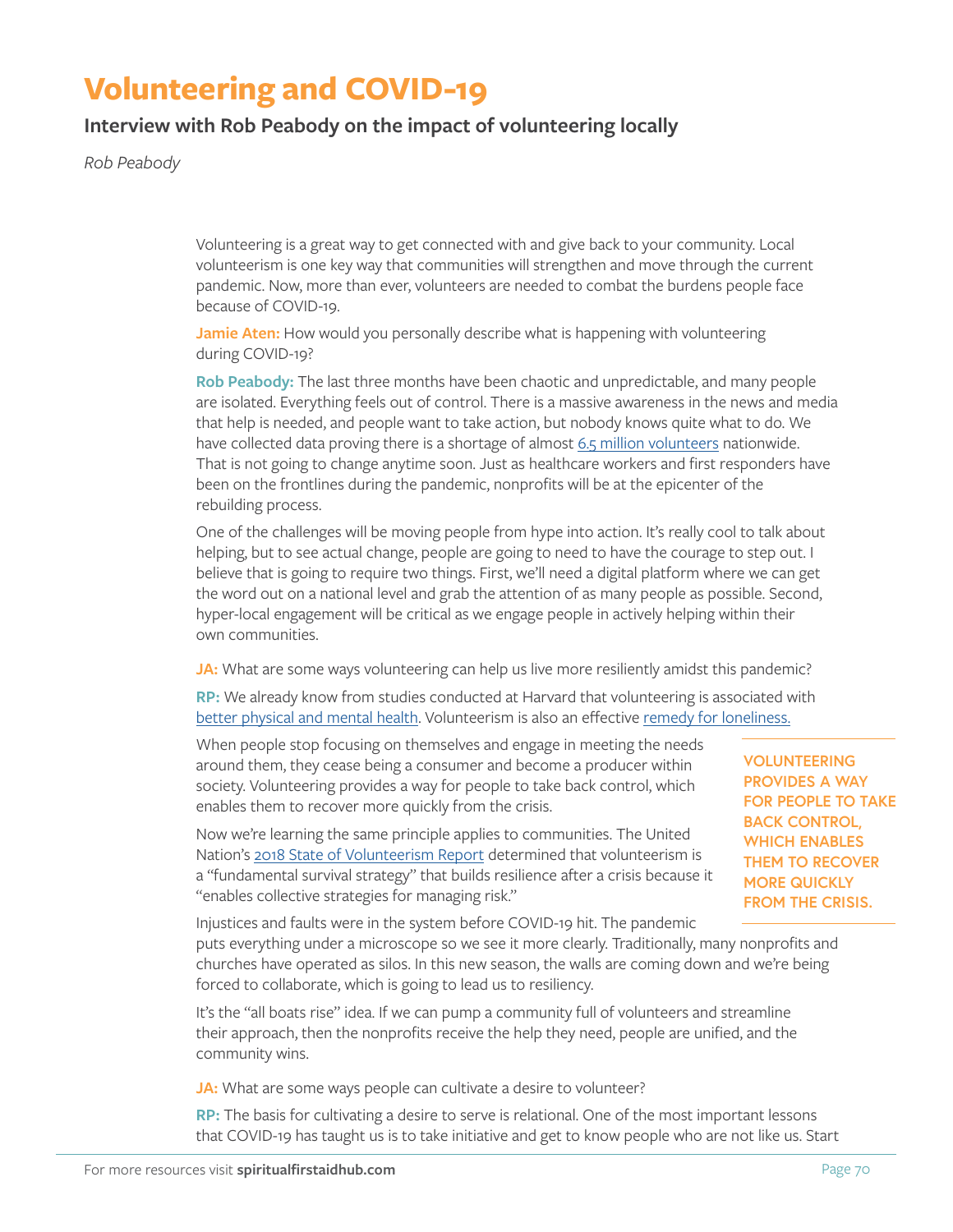# Volunteering and COVID-19

## Interview with Rob Peabody on the impact of volunteering locally

*Rob Peabody*

Volunteering is a great way to get connected with and give back to your community. Local volunteerism is one key way that communities will strengthen and move through the current pandemic. Now, more than ever, volunteers are needed to combat the burdens people face because of COVID-19.

**Jamie Aten:** How would you personally describe what is happening with volunteering during COVID-19?

**Rob Peabody:** The last three months have been chaotic and unpredictable, and many people are isolated. Everything feels out of control. There is a massive awareness in the news and media that help is needed, and people want to take action, but nobody knows quite what to do. We have collected data proving there is a shortage of almost 6.5 million volunteers nationwide. That is not going to change anytime soon. Just as healthcare workers and first responders have been on the frontlines during the pandemic, nonprofits will be at the epicenter of the rebuilding process.

One of the challenges will be moving people from hype into action. It's really cool to talk about helping, but to see actual change, people are going to need to have the courage to step out. I believe that is going to require two things. First, we'll need a digital platform where we can get the word out on a national level and grab the attention of as many people as possible. Second, hyper-local engagement will be critical as we engage people in actively helping within their own communities.

**JA:** What are some ways volunteering can help us live more resiliently amidst this pandemic?

**RP:** We already know from studies conducted at Harvard that volunteering is associated with better physical and mental health. Volunteerism is also an effective remedy for loneliness.

When people stop focusing on themselves and engage in meeting the needs around them, they cease being a consumer and become a producer within society. Volunteering provides a way for people to take back control, which enables them to recover more quickly from the crisis.

> **VOLUNTEERING PROVIDES A WAY FOR PEOPLE TO TAKE BACK CONTROL, WHICH ENABLES THEM TO RECOVER MORE QUICKLY FROM THE CRISIS.**

Now we're learning the same principle applies to communities. The United Nation's 2018 State of Volunteerism Report determined that volunteerism is a "fundamental survival strategy" that builds resilience after a crisis because it "enables collective strategies for managing risk."

Injustices and faults were in the system before COVID-19 hit. The pandemic puts everything under a microscope so we see it more clearly. Traditionally, many nonprofits and churches have operated as silos. In this new season, the walls are coming down and we're being forced to collaborate, which is going to lead us to resiliency.

It's the "all boats rise" idea. If we can pump a community full of volunteers and streamline their approach, then the nonprofits receive the help they need, people are unified, and the community wins.

**JA:** What are some ways people can cultivate a desire to volunteer?

**RP:** The basis for cultivating a desire to serve is relational. One of the most important lessons that COVID-19 has taught us is to take initiative and get to know people who are not like us. Start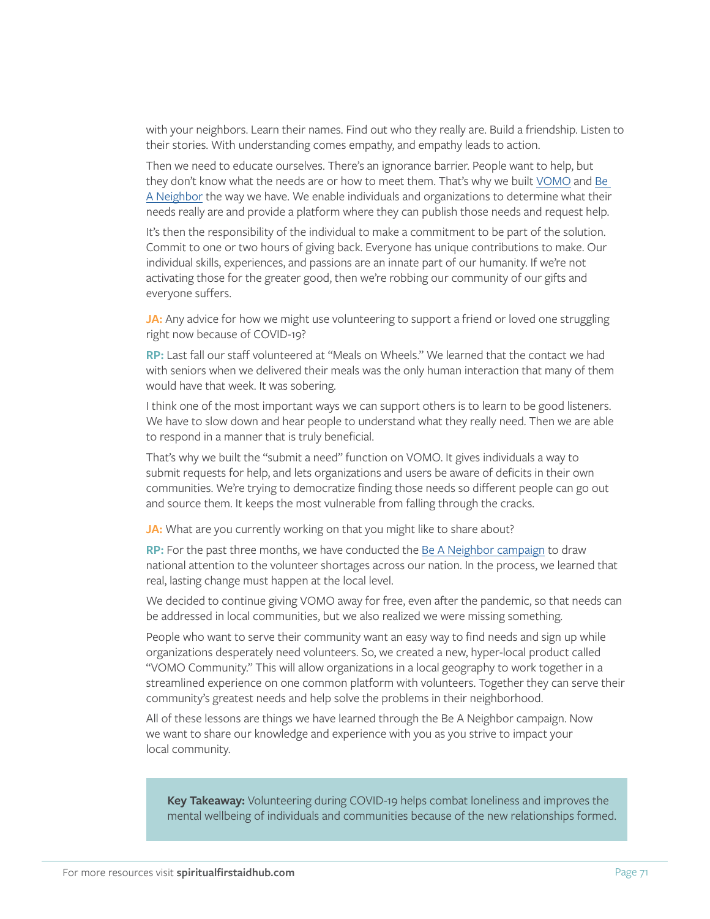with your neighbors. Learn their names. Find out who they really are. Build a friendship. Listen to their stories. With understanding comes empathy, and empathy leads to action.

Then we need to educate ourselves. There's an ignorance barrier. People want to help, but they don't know what the needs are or how to meet them. That's why we built VOMO and Be A Neighbor the way we have. We enable individuals and organizations to determine what their needs really are and provide a platform where they can publish those needs and request help.

It's then the responsibility of the individual to make a commitment to be part of the solution. Commit to one or two hours of giving back. Everyone has unique contributions to make. Our individual skills, experiences, and passions are an innate part of our humanity. If we're not activating those for the greater good, then we're robbing our community of our gifts and everyone suffers.

**JA:** Any advice for how we might use volunteering to support a friend or loved one struggling right now because of COVID-19?

**RP:** Last fall our staff volunteered at "Meals on Wheels." We learned that the contact we had with seniors when we delivered their meals was the only human interaction that many of them would have that week. It was sobering.

I think one of the most important ways we can support others is to learn to be good listeners. We have to slow down and hear people to understand what they really need. Then we are able to respond in a manner that is truly beneficial.

That's why we built the "submit a need" function on VOMO. It gives individuals a way to submit requests for help, and lets organizations and users be aware of deficits in their own communities. We're trying to democratize finding those needs so different people can go out and source them. It keeps the most vulnerable from falling through the cracks.

**JA:** What are you currently working on that you might like to share about?

**RP:** For the past three months, we have conducted the Be A Neighbor campaign to draw national attention to the volunteer shortages across our nation. In the process, we learned that real, lasting change must happen at the local level.

We decided to continue giving VOMO away for free, even after the pandemic, so that needs can be addressed in local communities, but we also realized we were missing something.

People who want to serve their community want an easy way to find needs and sign up while organizations desperately need volunteers. So, we created a new, hyper-local product called "VOMO Community." This will allow organizations in a local geography to work together in a streamlined experience on one common platform with volunteers. Together they can serve their community's greatest needs and help solve the problems in their neighborhood.

All of these lessons are things we have learned through the Be A Neighbor campaign. Now we want to share our knowledge and experience with you as you strive to impact your local community.

> **Key Takeaway:** Volunteering during COVID-19 helps combat loneliness and improves the mental wellbeing of individuals and communities because of the new relationships formed.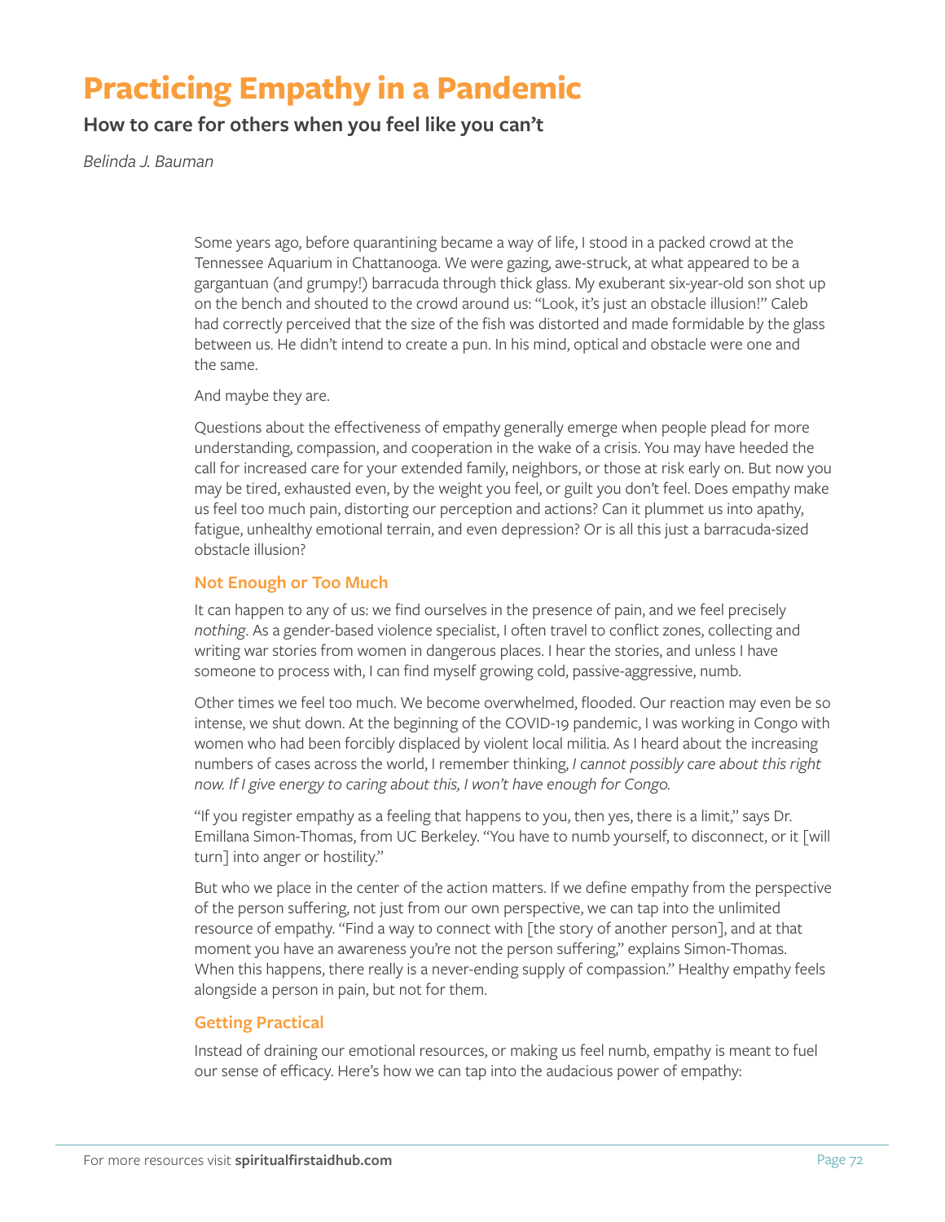# Practicing Empathy in a Pandemic

## How to care for others when you feel like you can't

*Belinda J. Bauman*

Some years ago, before quarantining became a way of life, I stood in a packed crowd at the Tennessee Aquarium in Chattanooga. We were gazing, awe-struck, at what appeared to be a gargantuan (and grumpy!) barracuda through thick glass. My exuberant six-year-old son shot up on the bench and shouted to the crowd around us: "Look, it's just an obstacle illusion!" Caleb had correctly perceived that the size of the fish was distorted and made formidable by the glass between us. He didn't intend to create a pun. In his mind, optical and obstacle were one and the same.

And maybe they are.

Questions about the effectiveness of empathy generally emerge when people plead for more understanding, compassion, and cooperation in the wake of a crisis. You may have heeded the call for increased care for your extended family, neighbors, or those at risk early on. But now you may be tired, exhausted even, by the weight you feel, or guilt you don't feel. Does empathy make us feel too much pain, distorting our perception and actions? Can it plummet us into apathy, fatigue, unhealthy emotional terrain, and even depression? Or is all this just a barracuda-sized obstacle illusion?

### Not Enough or Too Much

It can happen to any of us: we find ourselves in the presence of pain, and we feel precisely *nothing*. As a gender-based violence specialist, I often travel to conflict zones, collecting and writing war stories from women in dangerous places. I hear the stories, and unless I have someone to process with, I can find myself growing cold, passive-aggressive, numb.

Other times we feel too much. We become overwhelmed, flooded. Our reaction may even be so intense, we shut down. At the beginning of the COVID-19 pandemic, I was working in Congo with women who had been forcibly displaced by violent local militia. As I heard about the increasing numbers of cases across the world, I remember thinking, *I cannot possibly care about this right now. If I give energy to caring about this, I won't have enough for Congo.*

"If you register empathy as a feeling that happens to you, then yes, there is a limit," says Dr. Emillana Simon-Thomas, from UC Berkeley. "You have to numb yourself, to disconnect, or it [will turn] into anger or hostility."

But who we place in the center of the action matters. If we define empathy from the perspective of the person suffering, not just from our own perspective, we can tap into the unlimited resource of empathy. "Find a way to connect with [the story of another person], and at that moment you have an awareness you're not the person suffering," explains Simon-Thomas. When this happens, there really is a never-ending supply of compassion." Healthy empathy feels alongside a person in pain, but not for them.

### Getting Practical

Instead of draining our emotional resources, or making us feel numb, empathy is meant to fuel our sense of efficacy. Here's how we can tap into the audacious power of empathy: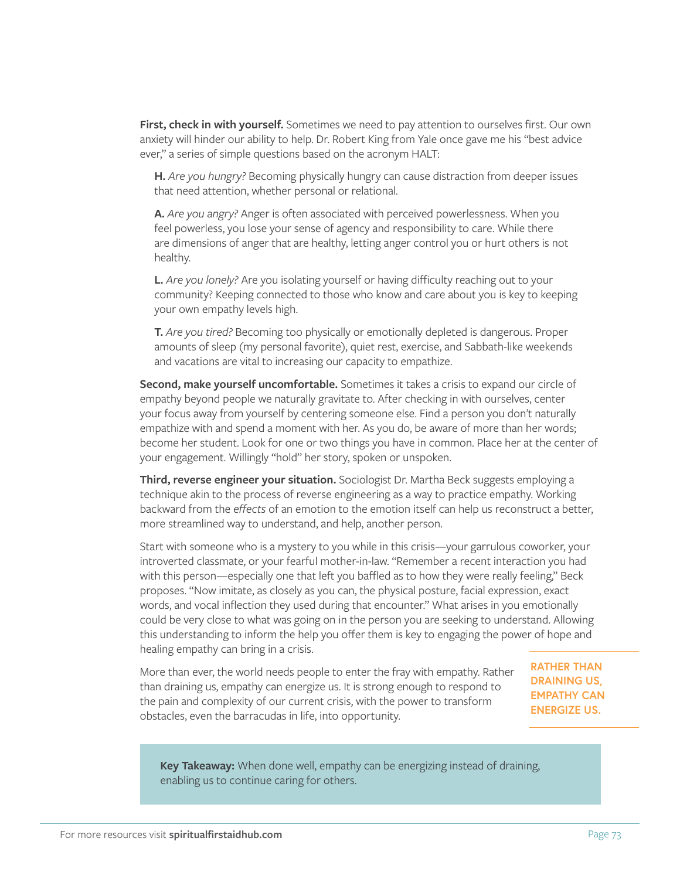**First, check in with yourself.** Sometimes we need to pay attention to ourselves first. Our own anxiety will hinder our ability to help. Dr. Robert King from Yale once gave me his "best advice ever," a series of simple questions based on the acronym HALT:

**H.** *Are you hungry?* Becoming physically hungry can cause distraction from deeper issues that need attention, whether personal or relational.

**A.** *Are you angry?* Anger is often associated with perceived powerlessness. When you feel powerless, you lose your sense of agency and responsibility to care. While there are dimensions of anger that are healthy, letting anger control you or hurt others is not healthy.

**L.** *Are you lonely?* Are you isolating yourself or having difficulty reaching out to your community? Keeping connected to those who know and care about you is key to keeping your own empathy levels high.

**T.** *Are you tired?* Becoming too physically or emotionally depleted is dangerous. Proper amounts of sleep (my personal favorite), quiet rest, exercise, and Sabbath-like weekends and vacations are vital to increasing our capacity to empathize.

**Second, make yourself uncomfortable.** Sometimes it takes a crisis to expand our circle of empathy beyond people we naturally gravitate to. After checking in with ourselves, center your focus away from yourself by centering someone else. Find a person you don't naturally empathize with and spend a moment with her. As you do, be aware of more than her words; become her student. Look for one or two things you have in common. Place her at the center of your engagement. Willingly "hold" her story, spoken or unspoken.

**Third, reverse engineer your situation.** Sociologist Dr. Martha Beck suggests employing a technique akin to the process of reverse engineering as a way to practice empathy. Working backward from the *effects* of an emotion to the emotion itself can help us reconstruct a better, more streamlined way to understand, and help, another person.

Start with someone who is a mystery to you while in this crisis—your garrulous coworker, your introverted classmate, or your fearful mother-in-law. "Remember a recent interaction you had with this person—especially one that left you baffled as to how they were really feeling," Beck proposes. "Now imitate, as closely as you can, the physical posture, facial expression, exact words, and vocal inflection they used during that encounter." What arises in you emotionally could be very close to what was going on in the person you are seeking to understand. Allowing this understanding to inform the help you offer them is key to engaging the power of hope and healing empathy can bring in a crisis.

More than ever, the world needs people to enter the fray with empathy. Rather than draining us, empathy can energize us. It is strong enough to respond to the pain and complexity of our current crisis, with the power to transform obstacles, even the barracudas in life, into opportunity.

**RATHER THAN DRAINING US, EMPATHY CAN ENERGIZE US.**

**Key Takeaway:** When done well, empathy can be energizing instead of draining, enabling us to continue caring for others.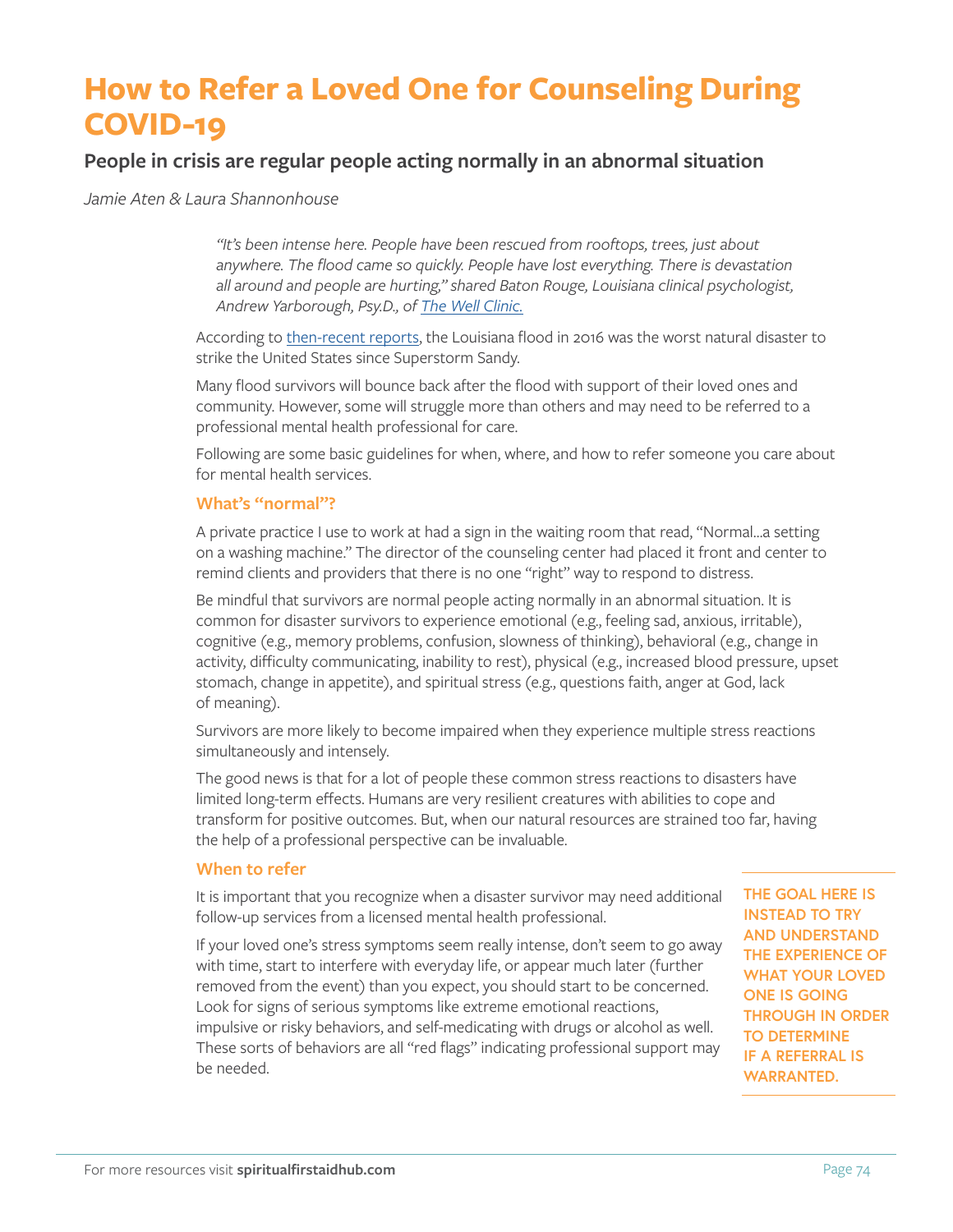# How to Refer a Loved One for Counseling During COVID-19

## People in crisis are regular people acting normally in an abnormal situation

*Jamie Aten & Laura Shannonhouse*

> *"It's been intense here. People have been rescued from rooftops, trees, just about anywhere. The flood came so quickly. People have lost everything. There is devastation all around and people are hurting," shared Baton Rouge, Louisiana clinical psychologist, Andrew Yarborough, Psy.D., of The Well Clinic.*

According to then-recent reports, the Louisiana flood in 2016 was the worst natural disaster to strike the United States since Superstorm Sandy.

Many flood survivors will bounce back after the flood with support of their loved ones and community. However, some will struggle more than others and may need to be referred to a professional mental health professional for care.

Following are some basic guidelines for when, where, and how to refer someone you care about for mental health services.

### What's "normal"?

A private practice I use to work at had a sign in the waiting room that read, "Normal…a setting on a washing machine." The director of the counseling center had placed it front and center to remind clients and providers that there is no one "right" way to respond to distress.

Be mindful that survivors are normal people acting normally in an abnormal situation. It is common for disaster survivors to experience emotional (e.g., feeling sad, anxious, irritable), cognitive (e.g., memory problems, confusion, slowness of thinking), behavioral (e.g., change in activity, difficulty communicating, inability to rest), physical (e.g., increased blood pressure, upset stomach, change in appetite), and spiritual stress (e.g., questions faith, anger at God, lack of meaning).

Survivors are more likely to become impaired when they experience multiple stress reactions simultaneously and intensely.

The good news is that for a lot of people these common stress reactions to disasters have limited long-term effects. Humans are very resilient creatures with abilities to cope and transform for positive outcomes. But, when our natural resources are strained too far, having the help of a professional perspective can be invaluable.

### When to refer

It is important that you recognize when a disaster survivor may need additional follow-up services from a licensed mental health professional.

If your loved one's stress symptoms seem really intense, don't seem to go away with time, start to interfere with everyday life, or appear much later (further removed from the event) than you expect, you should start to be concerned. Look for signs of serious symptoms like extreme emotional reactions, impulsive or risky behaviors, and self-medicating with drugs or alcohol as well. These sorts of behaviors are all "red flags" indicating professional support may be needed.

> **THE GOAL HERE IS INSTEAD TO TRY AND UNDERSTAND THE EXPERIENCE OF WHAT YOUR LOVED ONE IS GOING THROUGH IN ORDER TO DETERMINE IF A REFERRAL IS WARRANTED.**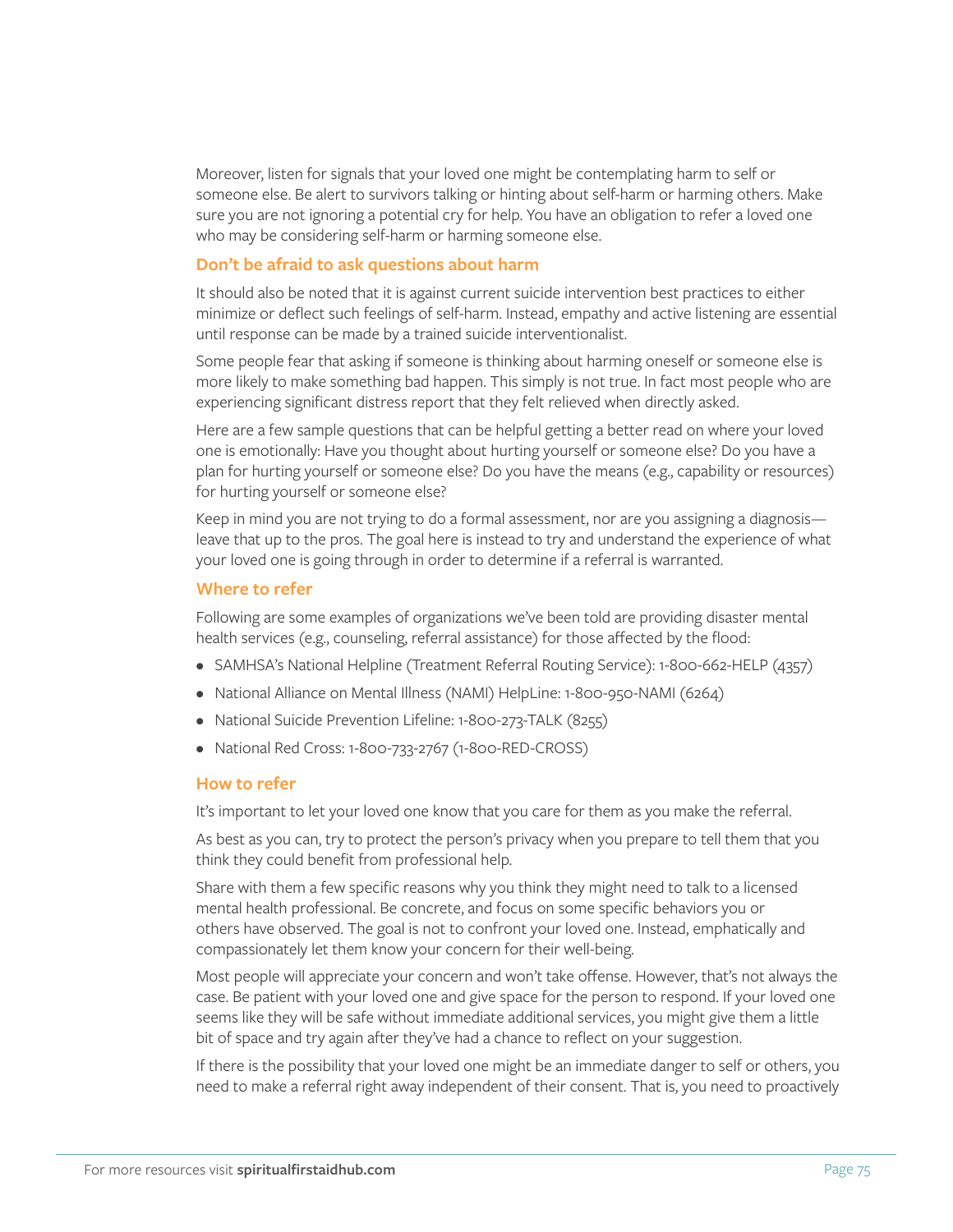Moreover, listen for signals that your loved one might be contemplating harm to self or someone else. Be alert to survivors talking or hinting about self-harm or harming others. Make sure you are not ignoring a potential cry for help. You have an obligation to refer a loved one who may be considering self-harm or harming someone else.

### Don't be afraid to ask questions about harm

It should also be noted that it is against current suicide intervention best practices to either minimize or deflect such feelings of self-harm. Instead, empathy and active listening are essential until response can be made by a trained suicide interventionalist.

Some people fear that asking if someone is thinking about harming oneself or someone else is more likely to make something bad happen. This simply is not true. In fact most people who are experiencing significant distress report that they felt relieved when directly asked.

Here are a few sample questions that can be helpful getting a better read on where your loved one is emotionally: Have you thought about hurting yourself or someone else? Do you have a plan for hurting yourself or someone else? Do you have the means (e.g., capability or resources) for hurting yourself or someone else?

Keep in mind you are not trying to do a formal assessment, nor are you assigning a diagnosis—leave that up to the pros. The goal here is instead to try and understand the experience of what your loved one is going through in order to determine if a referral is warranted.

### Where to refer

Following are some examples of organizations we've been told are providing disaster mental health services (e.g., counseling, referral assistance) for those affected by the flood:

- SAMHSA's National Helpline (Treatment Referral Routing Service): 1-800-662-HELP (4357)
- National Alliance on Mental Illness (NAMI) HelpLine: 1-800-950-NAMI (6264)
- National Suicide Prevention Lifeline: 1-800-273-TALK (8255)
- National Red Cross: 1-800-733-2767 (1-800-RED-CROSS)

### How to refer

It's important to let your loved one know that you care for them as you make the referral.

As best as you can, try to protect the person's privacy when you prepare to tell them that you think they could benefit from professional help.

Share with them a few specific reasons why you think they might need to talk to a licensed mental health professional. Be concrete, and focus on some specific behaviors you or others have observed. The goal is not to confront your loved one. Instead, emphatically and compassionately let them know your concern for their well-being.

Most people will appreciate your concern and won't take offense. However, that's not always the case. Be patient with your loved one and give space for the person to respond. If your loved one seems like they will be safe without immediate additional services, you might give them a little bit of space and try again after they've had a chance to reflect on your suggestion.

If there is the possibility that your loved one might be an immediate danger to self or others, you need to make a referral right away independent of their consent. That is, you need to proactively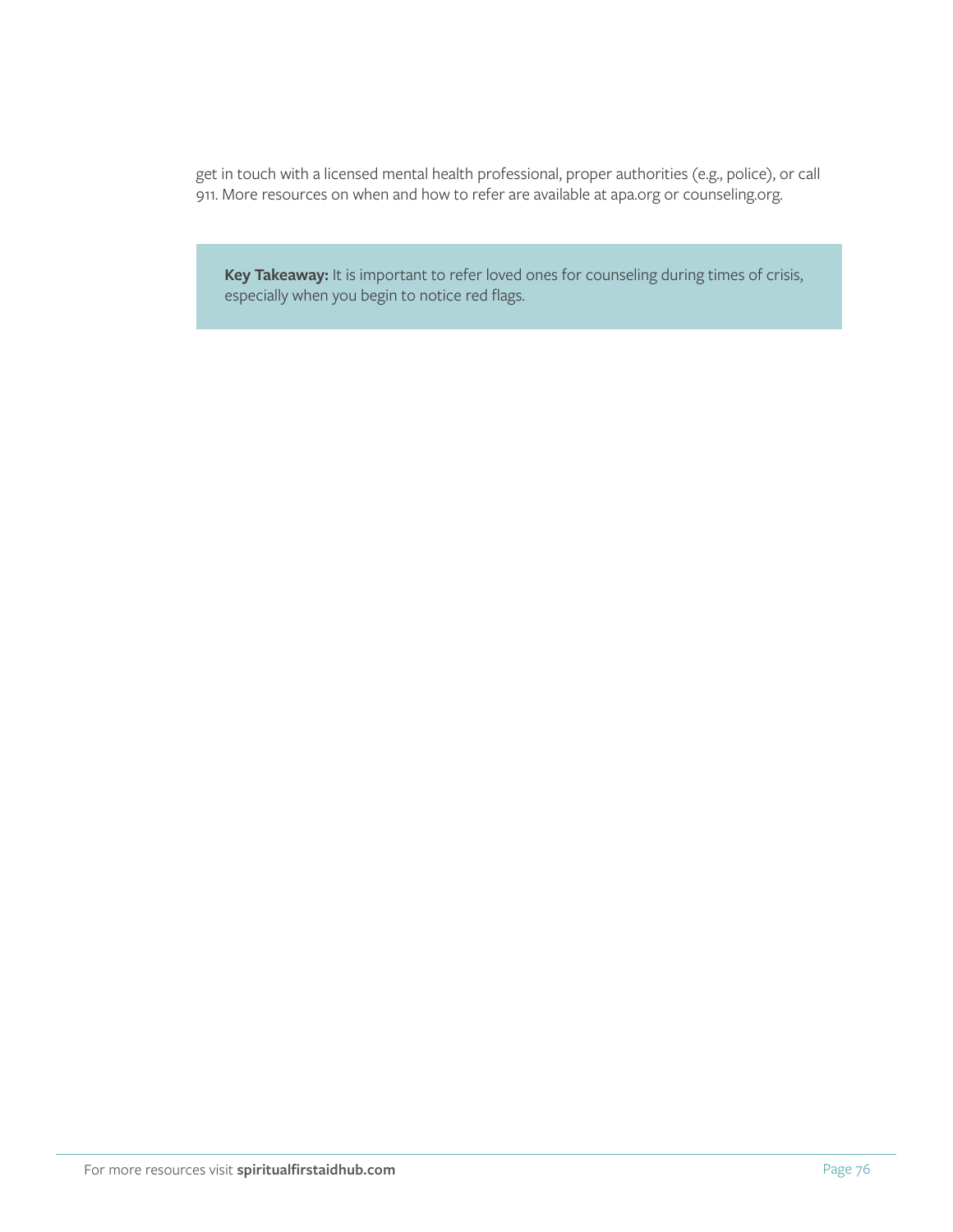get in touch with a licensed mental health professional, proper authorities (e.g., police), or call 911. More resources on when and how to refer are available at apa.org or counseling.org.

> **Key Takeaway:** It is important to refer loved ones for counseling during times of crisis, especially when you begin to notice red flags.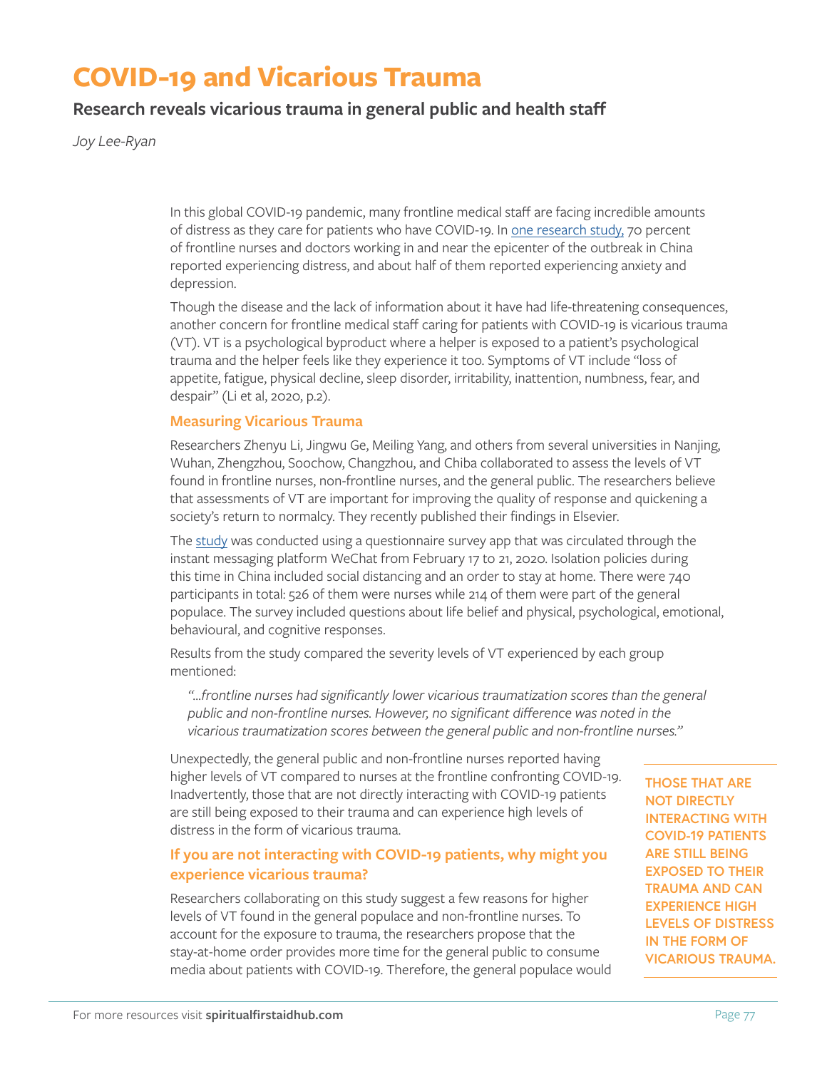# COVID-19 and Vicarious Trauma

## Research reveals vicarious trauma in general public and health staff

*Joy Lee-Ryan*

In this global COVID-19 pandemic, many frontline medical staff are facing incredible amounts of distress as they care for patients who have COVID-19. In one research study, 70 percent of frontline nurses and doctors working in and near the epicenter of the outbreak in China reported experiencing distress, and about half of them reported experiencing anxiety and depression.

Though the disease and the lack of information about it have had life-threatening consequences, another concern for frontline medical staff caring for patients with COVID-19 is vicarious trauma (VT). VT is a psychological byproduct where a helper is exposed to a patient's psychological trauma and the helper feels like they experience it too. Symptoms of VT include "loss of appetite, fatigue, physical decline, sleep disorder, irritability, inattention, numbness, fear, and despair" (Li et al, 2020, p.2).

### Measuring Vicarious Trauma

Researchers Zhenyu Li, Jingwu Ge, Meiling Yang, and others from several universities in Nanjing, Wuhan, Zhengzhou, Soochow, Changzhou, and Chiba collaborated to assess the levels of VT found in frontline nurses, non-frontline nurses, and the general public. The researchers believe that assessments of VT are important for improving the quality of response and quickening a society's return to normalcy. They recently published their findings in Elsevier.

The study was conducted using a questionnaire survey app that was circulated through the instant messaging platform WeChat from February 17 to 21, 2020. Isolation policies during this time in China included social distancing and an order to stay at home. There were 740 participants in total: 526 of them were nurses while 214 of them were part of the general populace. The survey included questions about life belief and physical, psychological, emotional, behavioural, and cognitive responses.

Results from the study compared the severity levels of VT experienced by each group mentioned:

> *"...frontline nurses had significantly lower vicarious traumatization scores than the general public and non-frontline nurses. However, no significant difference was noted in the vicarious traumatization scores between the general public and non-frontline nurses."*

Unexpectedly, the general public and non-frontline nurses reported having higher levels of VT compared to nurses at the frontline confronting COVID-19. Inadvertently, those that are not directly interacting with COVID-19 patients are still being exposed to their trauma and can experience high levels of distress in the form of vicarious trauma.

**THOSE THAT ARE NOT DIRECTLY INTERACTING WITH COVID-19 PATIENTS ARE STILL BEING EXPOSED TO THEIR TRAUMA AND CAN EXPERIENCE HIGH LEVELS OF DISTRESS IN THE FORM OF VICARIOUS TRAUMA.**

### If you are not interacting with COVID-19 patients, why might you experience vicarious trauma?

Researchers collaborating on this study suggest a few reasons for higher levels of VT found in the general populace and non-frontline nurses. To account for the exposure to trauma, the researchers propose that the stay-at-home order provides more time for the general public to consume media about patients with COVID-19. Therefore, the general populace would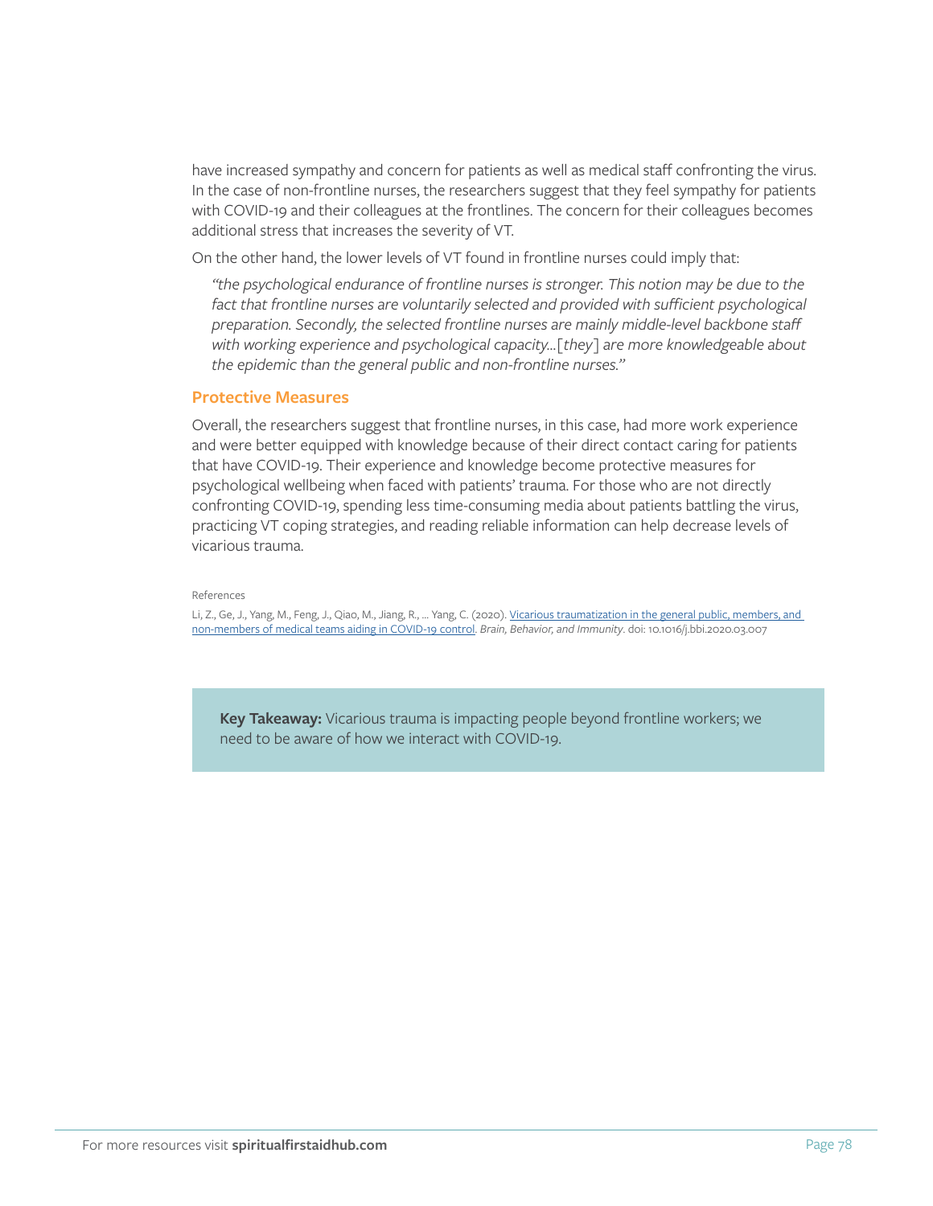have increased sympathy and concern for patients as well as medical staff confronting the virus. In the case of non-frontline nurses, the researchers suggest that they feel sympathy for patients with COVID-19 and their colleagues at the frontlines. The concern for their colleagues becomes additional stress that increases the severity of VT.

On the other hand, the lower levels of VT found in frontline nurses could imply that:

> *"the psychological endurance of frontline nurses is stronger. This notion may be due to the fact that frontline nurses are voluntarily selected and provided with sufficient psychological preparation. Secondly, the selected frontline nurses are mainly middle-level backbone staff with working experience and psychological capacity...[they] are more knowledgeable about the epidemic than the general public and non-frontline nurses."*

## Protective Measures

Overall, the researchers suggest that frontline nurses, in this case, had more work experience and were better equipped with knowledge because of their direct contact caring for patients that have COVID-19. Their experience and knowledge become protective measures for psychological wellbeing when faced with patients' trauma. For those who are not directly confronting COVID-19, spending less time-consuming media about patients battling the virus, practicing VT coping strategies, and reading reliable information can help decrease levels of vicarious trauma.

References

Li, Z., Ge, J., Yang, M., Feng, J., Qiao, M., Jiang, R., ... Yang, C. (2020). Vicarious traumatization in the general public, members, and non-members of medical teams aiding in COVID-19 control. *Brain, Behavior, and Immunity*. doi: 10.1016/j.bbi.2020.03.007

**Key Takeaway:** Vicarious trauma is impacting people beyond frontline workers; we need to be aware of how we interact with COVID-19.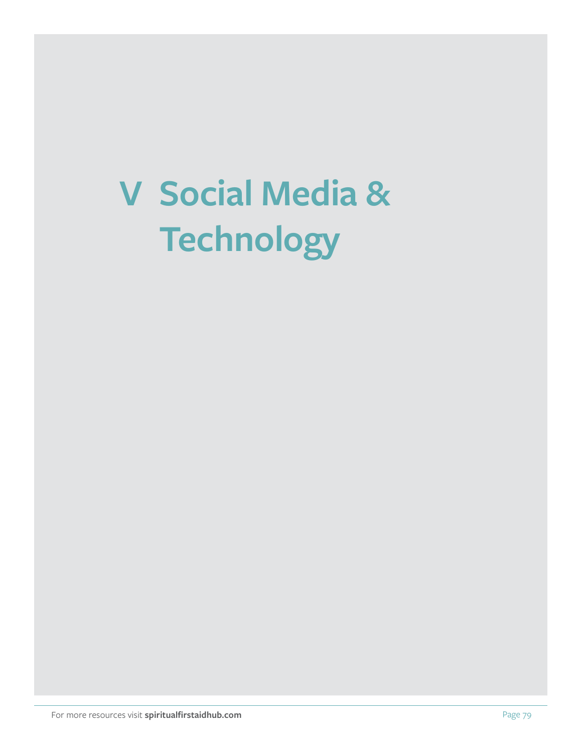# V Social Media & Technology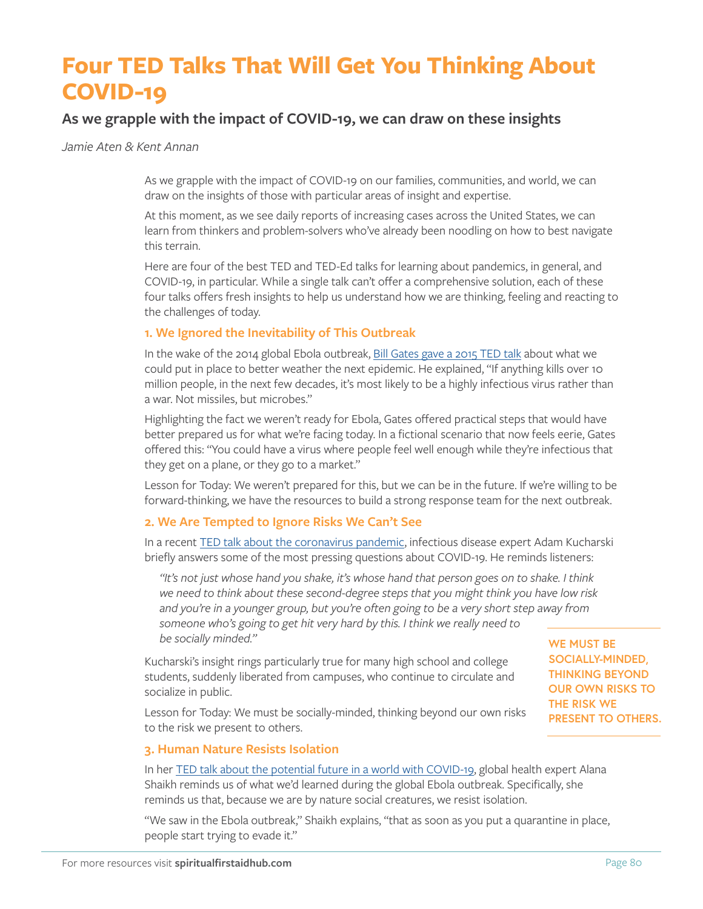# Four TED Talks That Will Get You Thinking About COVID-19

## As we grapple with the impact of COVID-19, we can draw on these insights

*Jamie Aten & Kent Annan*

As we grapple with the impact of COVID-19 on our families, communities, and world, we can draw on the insights of those with particular areas of insight and expertise.

At this moment, as we see daily reports of increasing cases across the United States, we can learn from thinkers and problem-solvers who've already been noodling on how to best navigate this terrain.

Here are four of the best TED and TED-Ed talks for learning about pandemics, in general, and COVID-19, in particular. While a single talk can't offer a comprehensive solution, each of these four talks offers fresh insights to help us understand how we are thinking, feeling and reacting to the challenges of today.

### 1. We Ignored the Inevitability of This Outbreak

In the wake of the 2014 global Ebola outbreak, Bill Gates gave a 2015 TED talk about what we could put in place to better weather the next epidemic. He explained, "If anything kills over 10 million people, in the next few decades, it's most likely to be a highly infectious virus rather than a war. Not missiles, but microbes."

Highlighting the fact we weren't ready for Ebola, Gates offered practical steps that would have better prepared us for what we're facing today. In a fictional scenario that now feels eerie, Gates offered this: "You could have a virus where people feel well enough while they're infectious that they get on a plane, or they go to a market."

Lesson for Today: We weren't prepared for this, but we can be in the future. If we're willing to be forward-thinking, we have the resources to build a strong response team for the next outbreak.

### 2. We Are Tempted to Ignore Risks We Can't See

In a recent TED talk about the coronavirus pandemic, infectious disease expert Adam Kucharski briefly answers some of the most pressing questions about COVID-19. He reminds listeners:

> *"It's not just whose hand you shake, it's whose hand that person goes on to shake. I think we need to think about these second-degree steps that you might think you have low risk and you're in a younger group, but you're often going to be a very short step away from someone who's going to get hit very hard by this. I think we really need to be socially minded."*

Kucharski's insight rings particularly true for many high school and college students, suddenly liberated from campuses, who continue to circulate and socialize in public.

Lesson for Today: We must be socially-minded, thinking beyond our own risks to the risk we present to others.

**WE MUST BE SOCIALLY-MINDED, THINKING BEYOND OUR OWN RISKS TO THE RISK WE PRESENT TO OTHERS.**

### 3. Human Nature Resists Isolation

In her TED talk about the potential future in a world with COVID-19, global health expert Alana Shaikh reminds us of what we'd learned during the global Ebola outbreak. Specifically, she reminds us that, because we are by nature social creatures, we resist isolation.

"We saw in the Ebola outbreak," Shaikh explains, "that as soon as you put a quarantine in place, people start trying to evade it."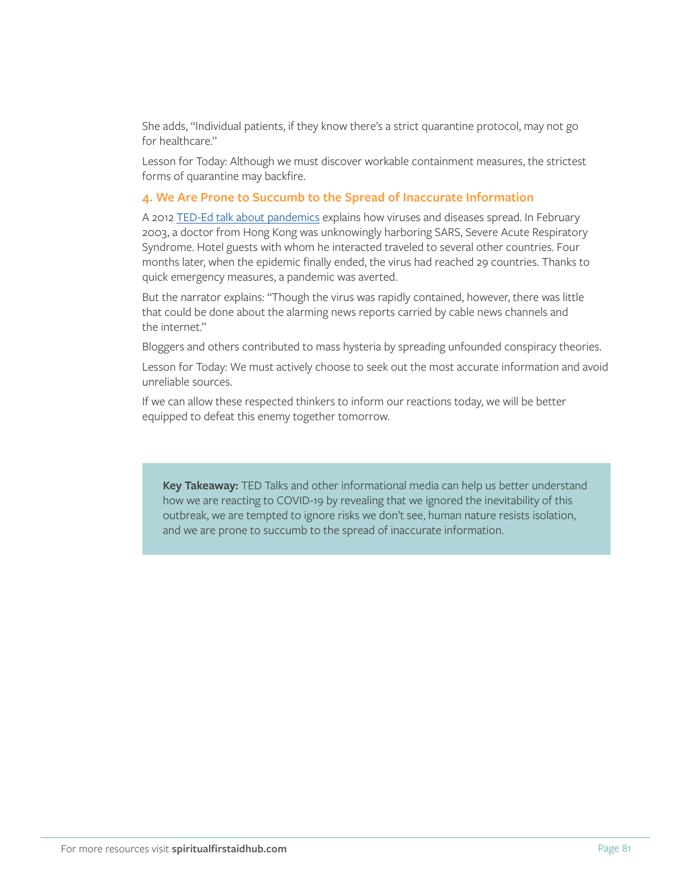She adds, "Individual patients, if they know there's a strict quarantine protocol, may not go for healthcare."

Lesson for Today: Although we must discover workable containment measures, the strictest forms of quarantine may backfire.

### 4. We Are Prone to Succumb to the Spread of Inaccurate Information

A 2012 TED-Ed talk about pandemics explains how viruses and diseases spread. In February 2003, a doctor from Hong Kong was unknowingly harboring SARS, Severe Acute Respiratory Syndrome. Hotel guests with whom he interacted traveled to several other countries. Four months later, when the epidemic finally ended, the virus had reached 29 countries. Thanks to quick emergency measures, a pandemic was averted.

But the narrator explains: "Though the virus was rapidly contained, however, there was little that could be done about the alarming news reports carried by cable news channels and the internet."

Bloggers and others contributed to mass hysteria by spreading unfounded conspiracy theories.

Lesson for Today: We must actively choose to seek out the most accurate information and avoid unreliable sources.

If we can allow these respected thinkers to inform our reactions today, we will be better equipped to defeat this enemy together tomorrow.

> **Key Takeaway:** TED Talks and other informational media can help us better understand how we are reacting to COVID-19 by revealing that we ignored the inevitability of this outbreak, we are tempted to ignore risks we don't see, human nature resists isolation, and we are prone to succumb to the spread of inaccurate information.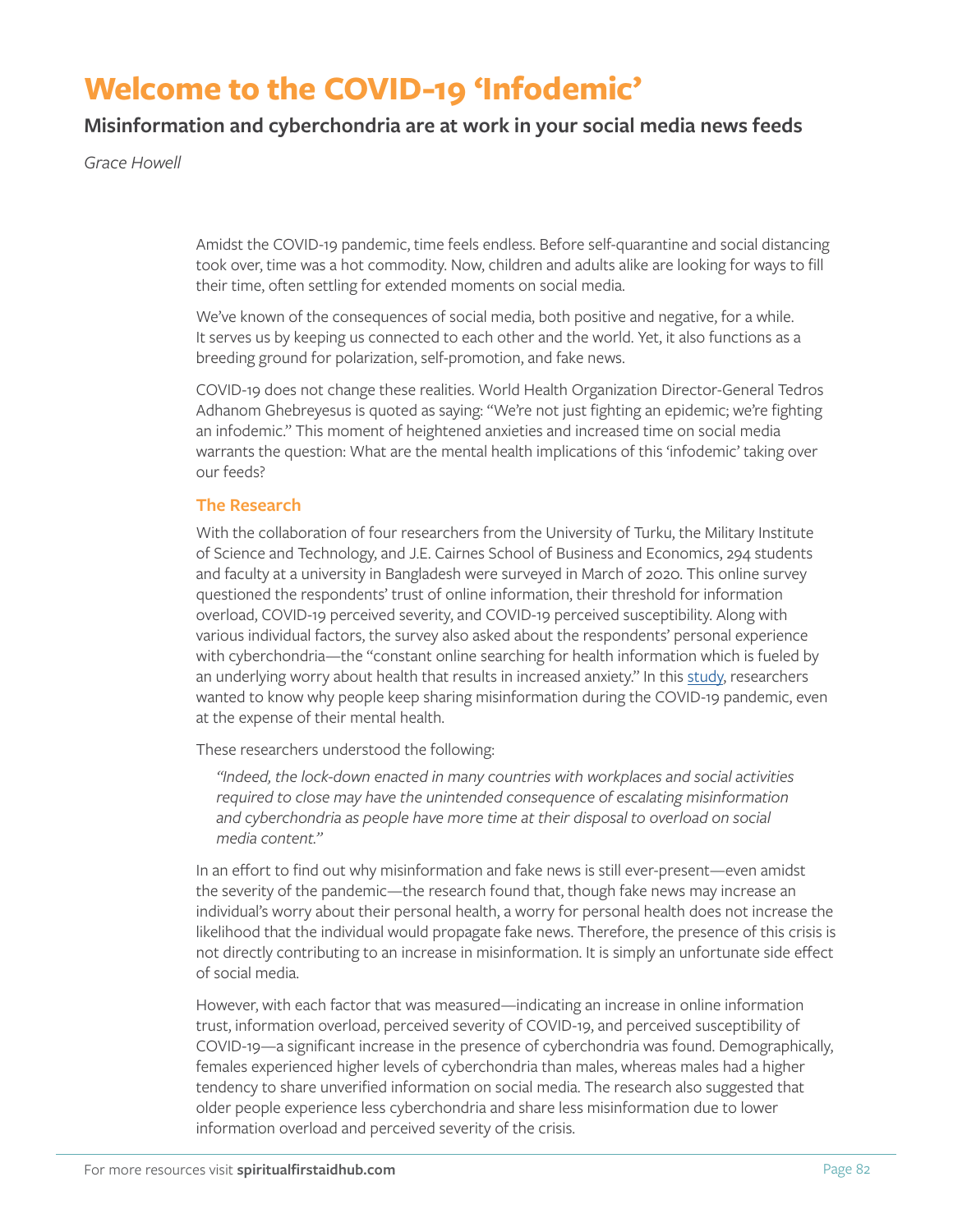# Welcome to the COVID-19 'Infodemic'

## Misinformation and cyberchondria are at work in your social media news feeds

*Grace Howell*

Amidst the COVID-19 pandemic, time feels endless. Before self-quarantine and social distancing took over, time was a hot commodity. Now, children and adults alike are looking for ways to fill their time, often settling for extended moments on social media.

We've known of the consequences of social media, both positive and negative, for a while. It serves us by keeping us connected to each other and the world. Yet, it also functions as a breeding ground for polarization, self-promotion, and fake news.

COVID-19 does not change these realities. World Health Organization Director-General Tedros Adhanom Ghebreyesus is quoted as saying: "We're not just fighting an epidemic; we're fighting an infodemic." This moment of heightened anxieties and increased time on social media warrants the question: What are the mental health implications of this 'infodemic' taking over our feeds?

### The Research

With the collaboration of four researchers from the University of Turku, the Military Institute of Science and Technology, and J.E. Cairnes School of Business and Economics, 294 students and faculty at a university in Bangladesh were surveyed in March of 2020. This online survey questioned the respondents' trust of online information, their threshold for information overload, COVID-19 perceived severity, and COVID-19 perceived susceptibility. Along with various individual factors, the survey also asked about the respondents' personal experience with cyberchondria—the "constant online searching for health information which is fueled by an underlying worry about health that results in increased anxiety." In this study, researchers wanted to know why people keep sharing misinformation during the COVID-19 pandemic, even at the expense of their mental health.

These researchers understood the following:

> *"Indeed, the lock-down enacted in many countries with workplaces and social activities required to close may have the unintended consequence of escalating misinformation and cyberchondria as people have more time at their disposal to overload on social media content."*

In an effort to find out why misinformation and fake news is still ever-present—even amidst the severity of the pandemic—the research found that, though fake news may increase an individual's worry about their personal health, a worry for personal health does not increase the likelihood that the individual would propagate fake news. Therefore, the presence of this crisis is not directly contributing to an increase in misinformation. It is simply an unfortunate side effect of social media.

However, with each factor that was measured—indicating an increase in online information trust, information overload, perceived severity of COVID-19, and perceived susceptibility of COVID-19—a significant increase in the presence of cyberchondria was found. Demographically, females experienced higher levels of cyberchondria than males, whereas males had a higher tendency to share unverified information on social media. The research also suggested that older people experience less cyberchondria and share less misinformation due to lower information overload and perceived severity of the crisis.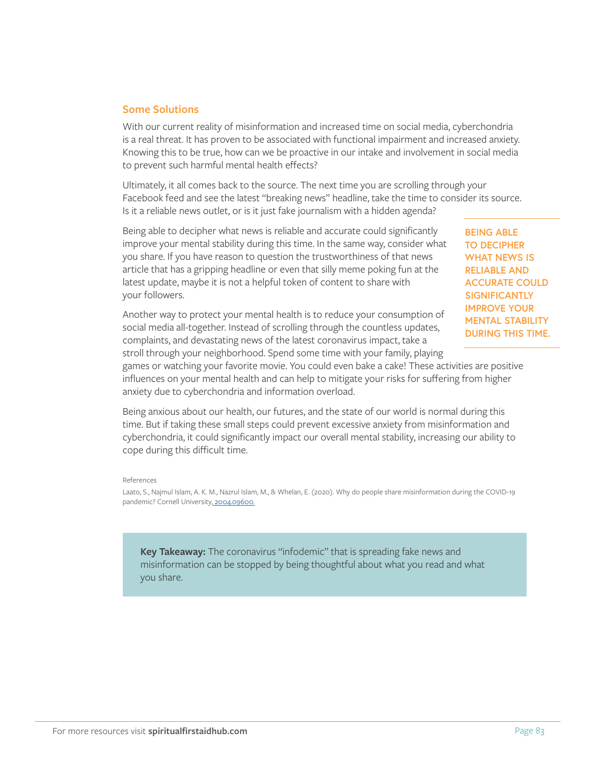## Some Solutions

With our current reality of misinformation and increased time on social media, cyberchondria is a real threat. It has proven to be associated with functional impairment and increased anxiety. Knowing this to be true, how can we be proactive in our intake and involvement in social media to prevent such harmful mental health effects?

Ultimately, it all comes back to the source. The next time you are scrolling through your Facebook feed and see the latest "breaking news" headline, take the time to consider its source. Is it a reliable news outlet, or is it just fake journalism with a hidden agenda?

Being able to decipher what news is reliable and accurate could significantly improve your mental stability during this time. In the same way, consider what you share. If you have reason to question the trustworthiness of that news article that has a gripping headline or even that silly meme poking fun at the latest update, maybe it is not a helpful token of content to share with your followers.

**BEING ABLE TO DECIPHER WHAT NEWS IS RELIABLE AND ACCURATE COULD SIGNIFICANTLY IMPROVE YOUR MENTAL STABILITY DURING THIS TIME.**

Another way to protect your mental health is to reduce your consumption of social media all-together. Instead of scrolling through the countless updates, complaints, and devastating news of the latest coronavirus impact, take a stroll through your neighborhood. Spend some time with your family, playing games or watching your favorite movie. You could even bake a cake! These activities are positive influences on your mental health and can help to mitigate your risks for suffering from higher anxiety due to cyberchondria and information overload.

Being anxious about our health, our futures, and the state of our world is normal during this time. But if taking these small steps could prevent excessive anxiety from misinformation and cyberchondria, it could significantly impact our overall mental stability, increasing our ability to cope during this difficult time.

References

Laato, S., Najmul Islam, A. K. M., Nazrul Islam, M., & Whelan, E. (2020). Why do people share misinformation during the COVID-19 pandemic? Cornell University, 2004.09600.

**Key Takeaway:** The coronavirus "infodemic" that is spreading fake news and misinformation can be stopped by being thoughtful about what you read and what you share.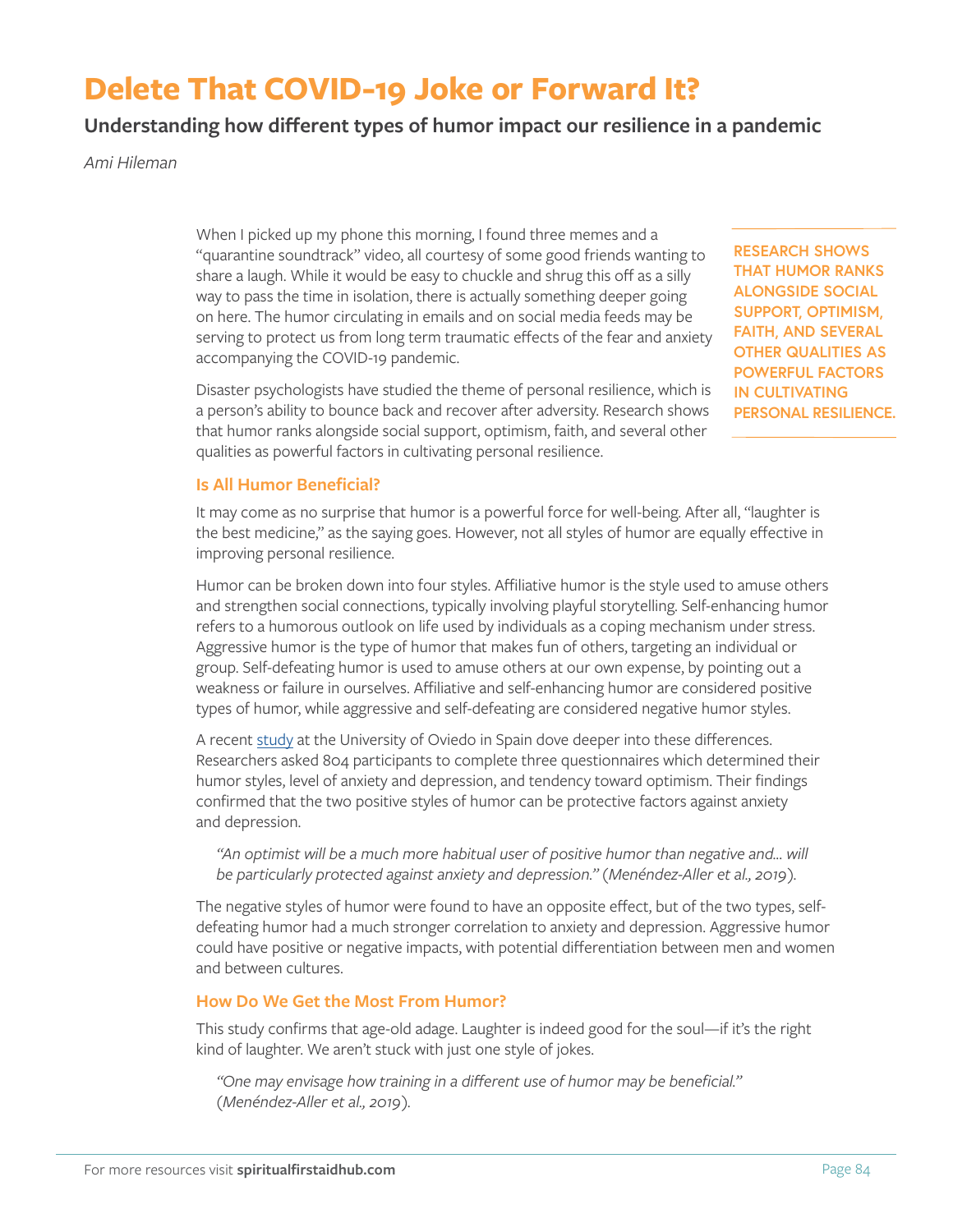# Delete That COVID-19 Joke or Forward It?

## Understanding how different types of humor impact our resilience in a pandemic

*Ami Hileman*

When I picked up my phone this morning, I found three memes and a "quarantine soundtrack" video, all courtesy of some good friends wanting to share a laugh. While it would be easy to chuckle and shrug this off as a silly way to pass the time in isolation, there is actually something deeper going on here. The humor circulating in emails and on social media feeds may be serving to protect us from long term traumatic effects of the fear and anxiety accompanying the COVID-19 pandemic.

Disaster psychologists have studied the theme of personal resilience, which is a person's ability to bounce back and recover after adversity. Research shows that humor ranks alongside social support, optimism, faith, and several other qualities as powerful factors in cultivating personal resilience.

**RESEARCH SHOWS THAT HUMOR RANKS ALONGSIDE SOCIAL SUPPORT, OPTIMISM, FAITH, AND SEVERAL OTHER QUALITIES AS POWERFUL FACTORS IN CULTIVATING PERSONAL RESILIENCE.**

### Is All Humor Beneficial?

It may come as no surprise that humor is a powerful force for well-being. After all, "laughter is the best medicine," as the saying goes. However, not all styles of humor are equally effective in improving personal resilience.

Humor can be broken down into four styles. Affiliative humor is the style used to amuse others and strengthen social connections, typically involving playful storytelling. Self-enhancing humor refers to a humorous outlook on life used by individuals as a coping mechanism under stress. Aggressive humor is the type of humor that makes fun of others, targeting an individual or group. Self-defeating humor is used to amuse others at our own expense, by pointing out a weakness or failure in ourselves. Affiliative and self-enhancing humor are considered positive types of humor, while aggressive and self-defeating are considered negative humor styles.

A recent study at the University of Oviedo in Spain dove deeper into these differences. Researchers asked 804 participants to complete three questionnaires which determined their humor styles, level of anxiety and depression, and tendency toward optimism. Their findings confirmed that the two positive styles of humor can be protective factors against anxiety and depression.

> *"An optimist will be a much more habitual user of positive humor than negative and… will be particularly protected against anxiety and depression."* (*Menéndez-Aller et al., 2019*).

The negative styles of humor were found to have an opposite effect, but of the two types, self-defeating humor had a much stronger correlation to anxiety and depression. Aggressive humor could have positive or negative impacts, with potential differentiation between men and women and between cultures.

### How Do We Get the Most From Humor?

This study confirms that age-old adage. Laughter is indeed good for the soul—if it's the right kind of laughter. We aren't stuck with just one style of jokes.

> *"One may envisage how training in a different use of humor may be beneficial."* (*Menéndez-Aller et al., 2019*).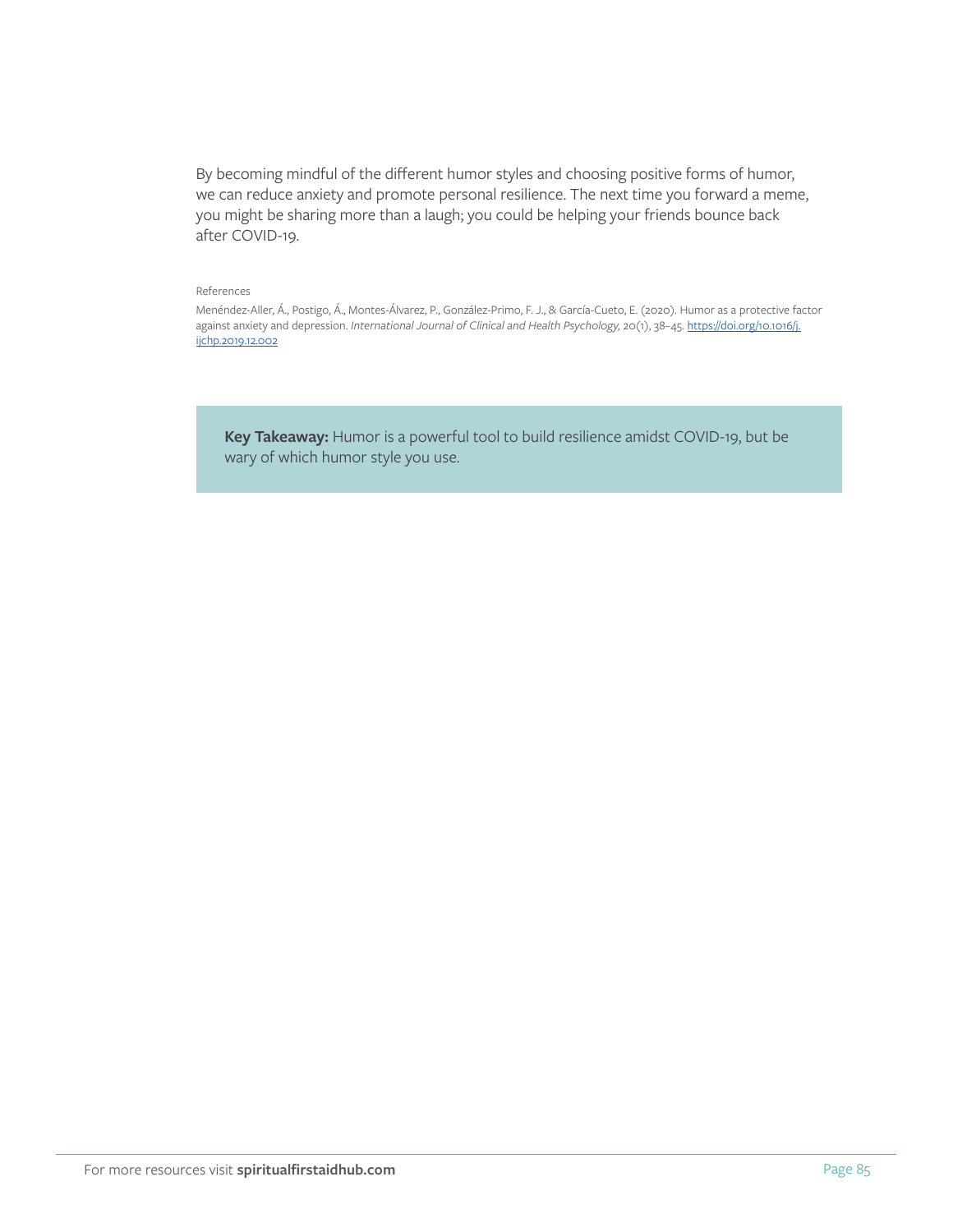By becoming mindful of the different humor styles and choosing positive forms of humor, we can reduce anxiety and promote personal resilience. The next time you forward a meme, you might be sharing more than a laugh; you could be helping your friends bounce back after COVID-19.

References

Menéndez-Aller, Á., Postigo, Á., Montes-Álvarez, P., González-Primo, F. J., & García-Cueto, E. (2020). Humor as a protective factor against anxiety and depression. *International Journal of Clinical and Health Psychology,* 20(1), 38–45. https://doi.org/10.1016/j.ijchp.2019.12.002

**Key Takeaway:** Humor is a powerful tool to build resilience amidst COVID-19, but be wary of which humor style you use.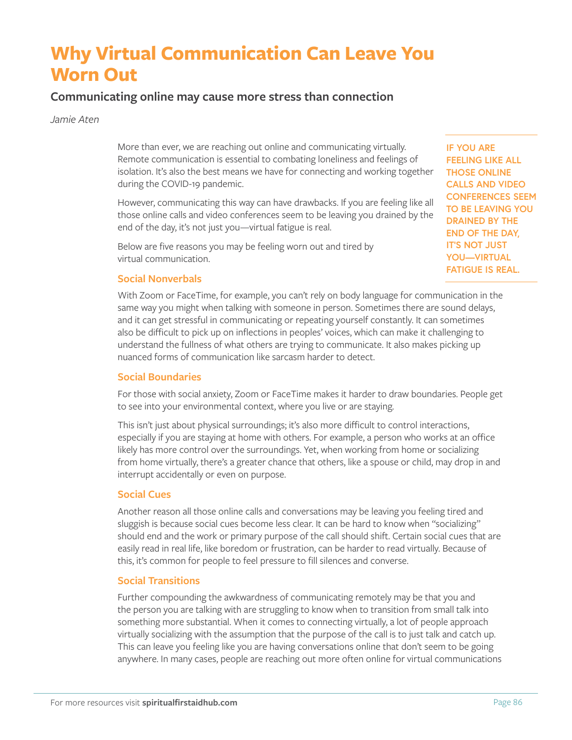# Why Virtual Communication Can Leave You Worn Out

## Communicating online may cause more stress than connection

*Jamie Aten*

More than ever, we are reaching out online and communicating virtually. Remote communication is essential to combating loneliness and feelings of isolation. It's also the best means we have for connecting and working together during the COVID-19 pandemic.

However, communicating this way can have drawbacks. If you are feeling like all those online calls and video conferences seem to be leaving you drained by the end of the day, it's not just you—virtual fatigue is real.

**IF YOU ARE FEELING LIKE ALL THOSE ONLINE CALLS AND VIDEO CONFERENCES SEEM TO BE LEAVING YOU DRAINED BY THE END OF THE DAY, IT'S NOT JUST YOU—VIRTUAL FATIGUE IS REAL.**

Below are five reasons you may be feeling worn out and tired by virtual communication.

### Social Nonverbals

With Zoom or FaceTime, for example, you can't rely on body language for communication in the same way you might when talking with someone in person. Sometimes there are sound delays, and it can get stressful in communicating or repeating yourself constantly. It can sometimes also be difficult to pick up on inflections in peoples' voices, which can make it challenging to understand the fullness of what others are trying to communicate. It also makes picking up nuanced forms of communication like sarcasm harder to detect.

### Social Boundaries

For those with social anxiety, Zoom or FaceTime makes it harder to draw boundaries. People get to see into your environmental context, where you live or are staying.

This isn't just about physical surroundings; it's also more difficult to control interactions, especially if you are staying at home with others. For example, a person who works at an office likely has more control over the surroundings. Yet, when working from home or socializing from home virtually, there's a greater chance that others, like a spouse or child, may drop in and interrupt accidentally or even on purpose.

### Social Cues

Another reason all those online calls and conversations may be leaving you feeling tired and sluggish is because social cues become less clear. It can be hard to know when "socializing" should end and the work or primary purpose of the call should shift. Certain social cues that are easily read in real life, like boredom or frustration, can be harder to read virtually. Because of this, it's common for people to feel pressure to fill silences and converse.

### Social Transitions

Further compounding the awkwardness of communicating remotely may be that you and the person you are talking with are struggling to know when to transition from small talk into something more substantial. When it comes to connecting virtually, a lot of people approach virtually socializing with the assumption that the purpose of the call is to just talk and catch up. This can leave you feeling like you are having conversations online that don't seem to be going anywhere. In many cases, people are reaching out more often online for virtual communications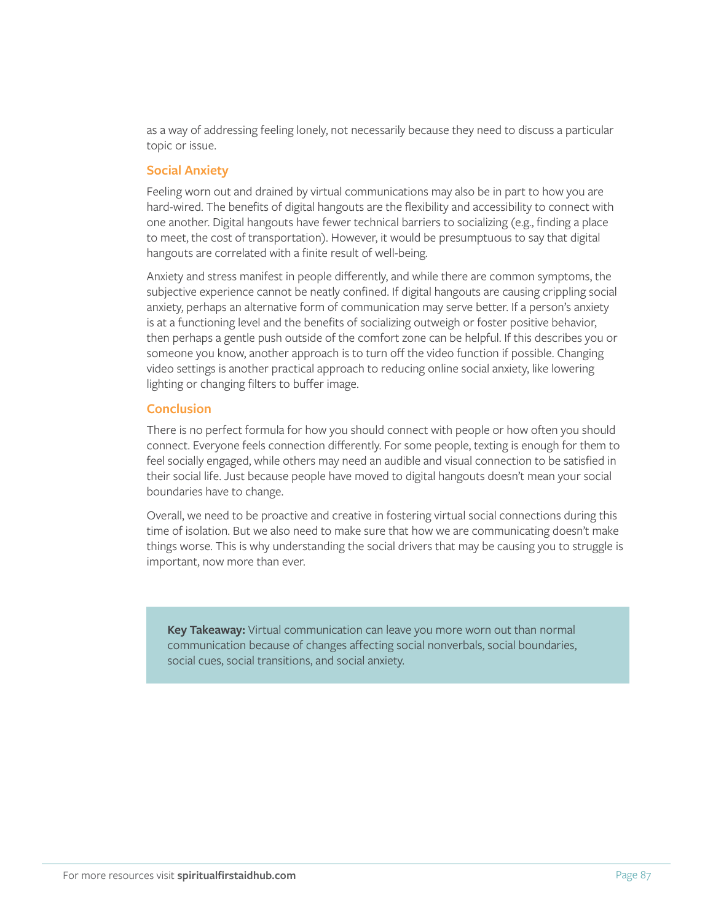as a way of addressing feeling lonely, not necessarily because they need to discuss a particular topic or issue.

### Social Anxiety

Feeling worn out and drained by virtual communications may also be in part to how you are hard-wired. The benefits of digital hangouts are the flexibility and accessibility to connect with one another. Digital hangouts have fewer technical barriers to socializing (e.g., finding a place to meet, the cost of transportation). However, it would be presumptuous to say that digital hangouts are correlated with a finite result of well-being.

Anxiety and stress manifest in people differently, and while there are common symptoms, the subjective experience cannot be neatly confined. If digital hangouts are causing crippling social anxiety, perhaps an alternative form of communication may serve better. If a person's anxiety is at a functioning level and the benefits of socializing outweigh or foster positive behavior, then perhaps a gentle push outside of the comfort zone can be helpful. If this describes you or someone you know, another approach is to turn off the video function if possible. Changing video settings is another practical approach to reducing online social anxiety, like lowering lighting or changing filters to buffer image.

### Conclusion

There is no perfect formula for how you should connect with people or how often you should connect. Everyone feels connection differently. For some people, texting is enough for them to feel socially engaged, while others may need an audible and visual connection to be satisfied in their social life. Just because people have moved to digital hangouts doesn't mean your social boundaries have to change.

Overall, we need to be proactive and creative in fostering virtual social connections during this time of isolation. But we also need to make sure that how we are communicating doesn't make things worse. This is why understanding the social drivers that may be causing you to struggle is important, now more than ever.

> **Key Takeaway:** Virtual communication can leave you more worn out than normal communication because of changes affecting social nonverbals, social boundaries, social cues, social transitions, and social anxiety.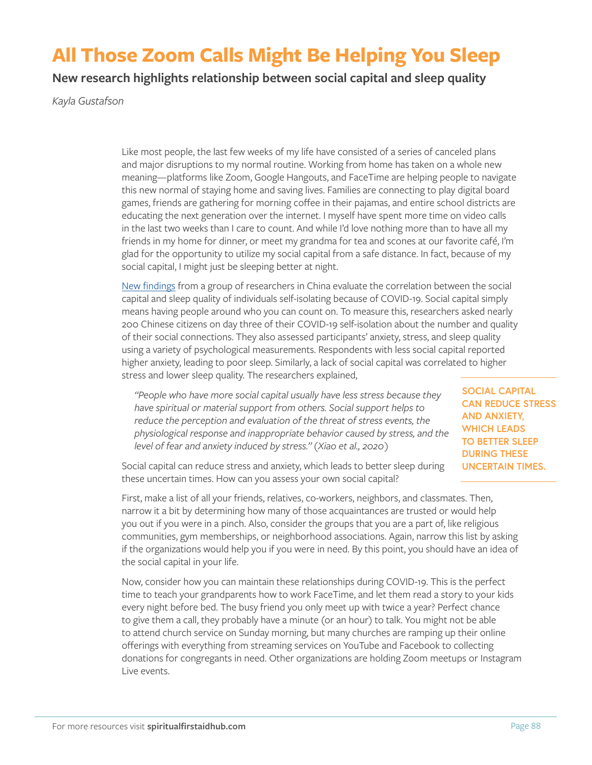# All Those Zoom Calls Might Be Helping You Sleep

## New research highlights relationship between social capital and sleep quality

*Kayla Gustafson*

Like most people, the last few weeks of my life have consisted of a series of canceled plans and major disruptions to my normal routine. Working from home has taken on a whole new meaning—platforms like Zoom, Google Hangouts, and FaceTime are helping people to navigate this new normal of staying home and saving lives. Families are connecting to play digital board games, friends are gathering for morning coffee in their pajamas, and entire school districts are educating the next generation over the internet. I myself have spent more time on video calls in the last two weeks than I care to count. And while I'd love nothing more than to have all my friends in my home for dinner, or meet my grandma for tea and scones at our favorite café, I'm glad for the opportunity to utilize my social capital from a safe distance. In fact, because of my social capital, I might just be sleeping better at night.

New findings from a group of researchers in China evaluate the correlation between the social capital and sleep quality of individuals self-isolating because of COVID-19. Social capital simply means having people around who you can count on. To measure this, researchers asked nearly 200 Chinese citizens on day three of their COVID-19 self-isolation about the number and quality of their social connections. They also assessed participants' anxiety, stress, and sleep quality using a variety of psychological measurements. Respondents with less social capital reported higher anxiety, leading to poor sleep. Similarly, a lack of social capital was correlated to higher stress and lower sleep quality. The researchers explained,

> *"People who have more social capital usually have less stress because they have spiritual or material support from others. Social support helps to reduce the perception and evaluation of the threat of stress events, the physiological response and inappropriate behavior caused by stress, and the level of fear and anxiety induced by stress."* (*Xiao et al., 2020*)

**SOCIAL CAPITAL CAN REDUCE STRESS AND ANXIETY, WHICH LEADS TO BETTER SLEEP DURING THESE UNCERTAIN TIMES.**

Social capital can reduce stress and anxiety, which leads to better sleep during these uncertain times. How can you assess your own social capital?

First, make a list of all your friends, relatives, co-workers, neighbors, and classmates. Then, narrow it a bit by determining how many of those acquaintances are trusted or would help you out if you were in a pinch. Also, consider the groups that you are a part of, like religious communities, gym memberships, or neighborhood associations. Again, narrow this list by asking if the organizations would help you if you were in need. By this point, you should have an idea of the social capital in your life.

Now, consider how you can maintain these relationships during COVID-19. This is the perfect time to teach your grandparents how to work FaceTime, and let them read a story to your kids every night before bed. The busy friend you only meet up with twice a year? Perfect chance to give them a call, they probably have a minute (or an hour) to talk. You might not be able to attend church service on Sunday morning, but many churches are ramping up their online offerings with everything from streaming services on YouTube and Facebook to collecting donations for congregants in need. Other organizations are holding Zoom meetups or Instagram Live events.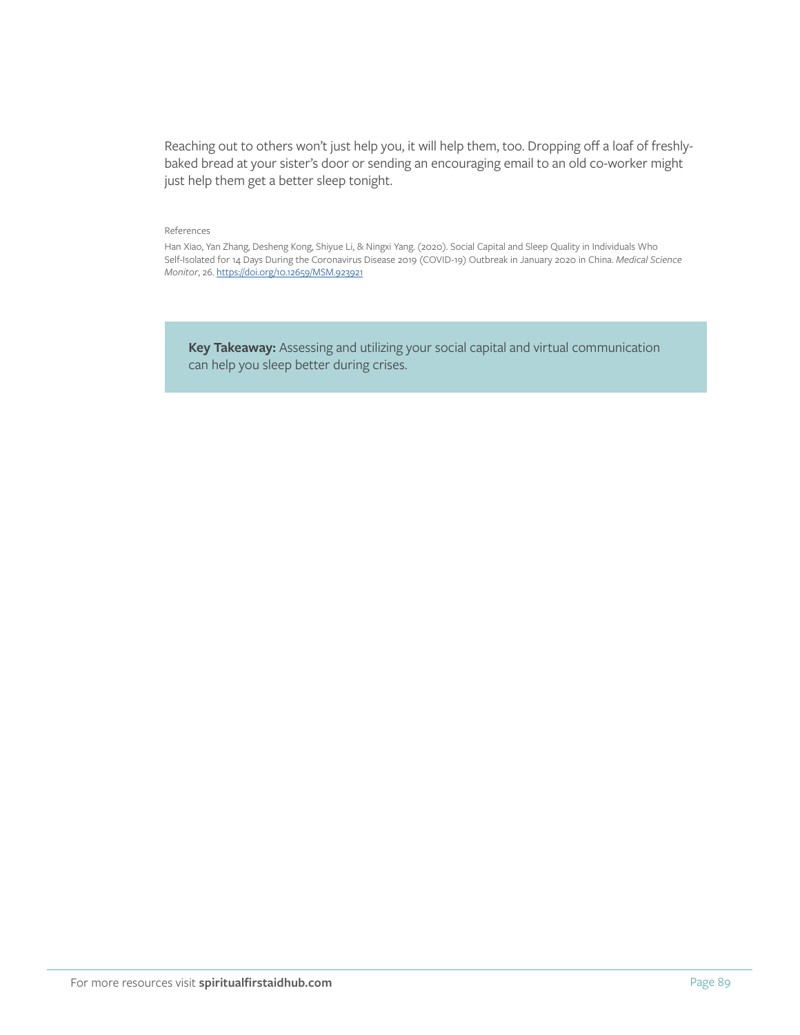Reaching out to others won't just help you, it will help them, too. Dropping off a loaf of freshly-baked bread at your sister's door or sending an encouraging email to an old co-worker might just help them get a better sleep tonight.

References

Han Xiao, Yan Zhang, Desheng Kong, Shiyue Li, & Ningxi Yang. (2020). Social Capital and Sleep Quality in Individuals Who Self-Isolated for 14 Days During the Coronavirus Disease 2019 (COVID-19) Outbreak in January 2020 in China. *Medical Science Monitor*, 26. https://doi.org/10.12659/MSM.923921

**Key Takeaway:** Assessing and utilizing your social capital and virtual communication can help you sleep better during crises.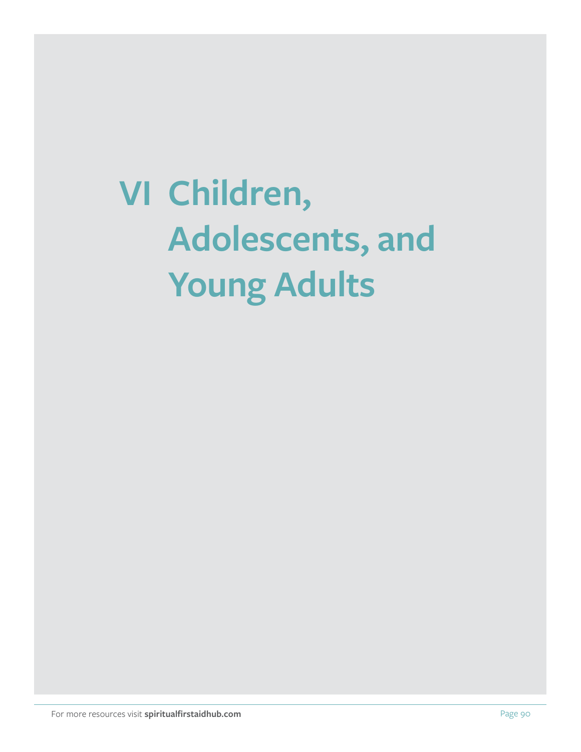# VI Children, Adolescents, and Young Adults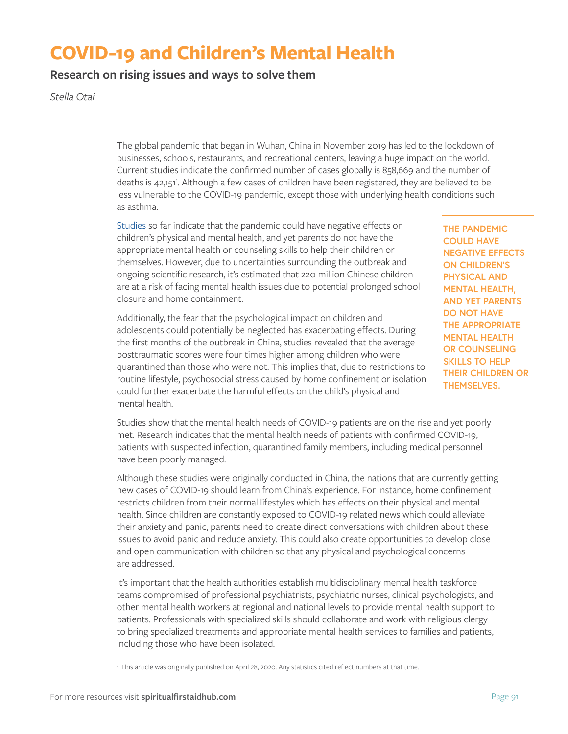# COVID-19 and Children's Mental Health

## Research on rising issues and ways to solve them

*Stella Otai*

The global pandemic that began in Wuhan, China in November 2019 has led to the lockdown of businesses, schools, restaurants, and recreational centers, leaving a huge impact on the world. Current studies indicate the confirmed number of cases globally is 858,669 and the number of deaths is 42,151[1]. Although a few cases of children have been registered, they are believed to be less vulnerable to the COVID-19 pandemic, except those with underlying health conditions such as asthma.

Studies so far indicate that the pandemic could have negative effects on children's physical and mental health, and yet parents do not have the appropriate mental health or counseling skills to help their children or themselves. However, due to uncertainties surrounding the outbreak and ongoing scientific research, it's estimated that 220 million Chinese children are at a risk of facing mental health issues due to potential prolonged school closure and home containment.

**THE PANDEMIC COULD HAVE NEGATIVE EFFECTS ON CHILDREN'S PHYSICAL AND MENTAL HEALTH, AND YET PARENTS DO NOT HAVE THE APPROPRIATE MENTAL HEALTH OR COUNSELING SKILLS TO HELP THEIR CHILDREN OR THEMSELVES.**

Additionally, the fear that the psychological impact on children and adolescents could potentially be neglected has exacerbating effects. During the first months of the outbreak in China, studies revealed that the average posttraumatic scores were four times higher among children who were quarantined than those who were not. This implies that, due to restrictions to routine lifestyle, psychosocial stress caused by home confinement or isolation could further exacerbate the harmful effects on the child's physical and mental health.

Studies show that the mental health needs of COVID-19 patients are on the rise and yet poorly met. Research indicates that the mental health needs of patients with confirmed COVID-19, patients with suspected infection, quarantined family members, including medical personnel have been poorly managed.

Although these studies were originally conducted in China, the nations that are currently getting new cases of COVID-19 should learn from China's experience. For instance, home confinement restricts children from their normal lifestyles which has effects on their physical and mental health. Since children are constantly exposed to COVID-19 related news which could alleviate their anxiety and panic, parents need to create direct conversations with children about these issues to avoid panic and reduce anxiety. This could also create opportunities to develop close and open communication with children so that any physical and psychological concerns are addressed.

It's important that the health authorities establish multidisciplinary mental health taskforce teams compromised of professional psychiatrists, psychiatric nurses, clinical psychologists, and other mental health workers at regional and national levels to provide mental health support to patients. Professionals with specialized skills should collaborate and work with religious clergy to bring specialized treatments and appropriate mental health services to families and patients, including those who have been isolated.

1 This article was originally published on April 28, 2020. Any statistics cited reflect numbers at that time.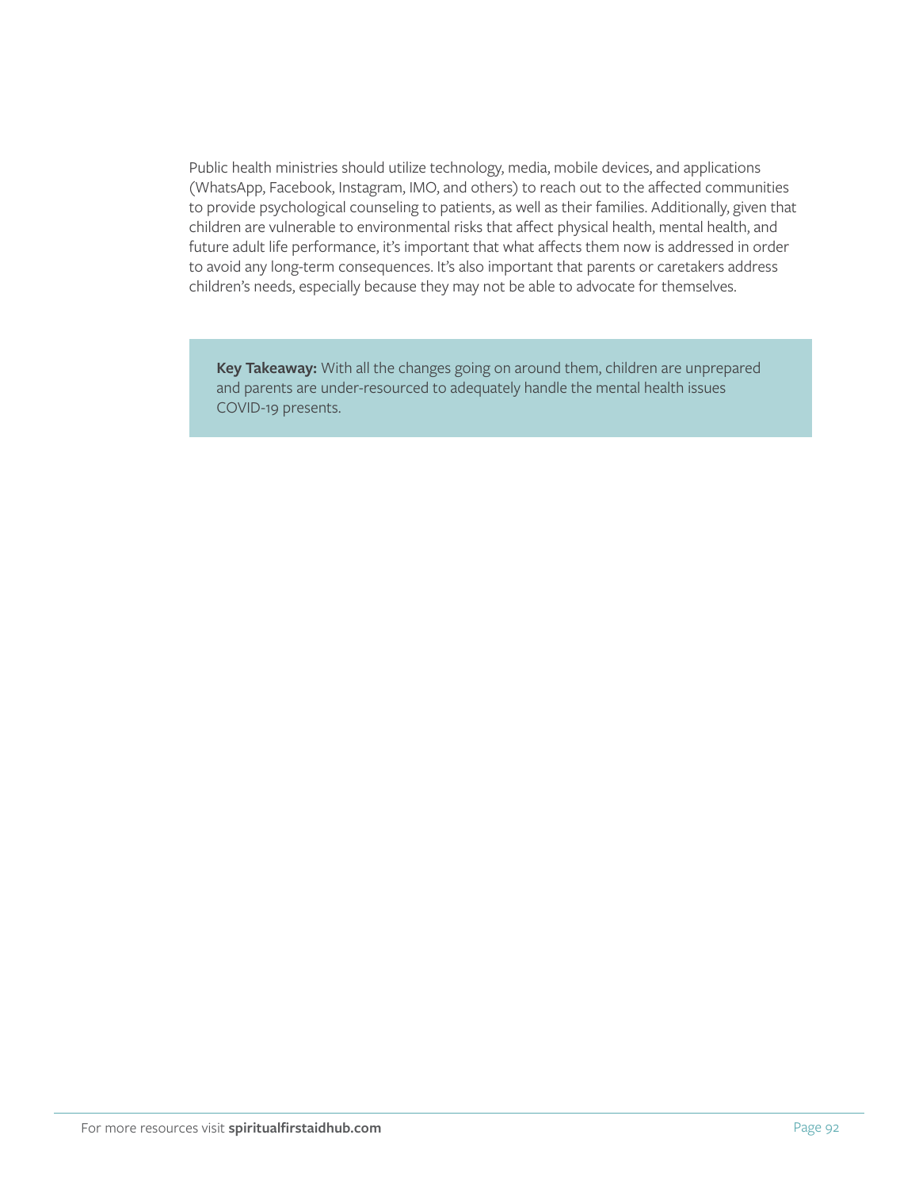Public health ministries should utilize technology, media, mobile devices, and applications (WhatsApp, Facebook, Instagram, IMO, and others) to reach out to the affected communities to provide psychological counseling to patients, as well as their families. Additionally, given that children are vulnerable to environmental risks that affect physical health, mental health, and future adult life performance, it's important that what affects them now is addressed in order to avoid any long-term consequences. It's also important that parents or caretakers address children's needs, especially because they may not be able to advocate for themselves.

> **Key Takeaway:** With all the changes going on around them, children are unprepared and parents are under-resourced to adequately handle the mental health issues COVID-19 presents.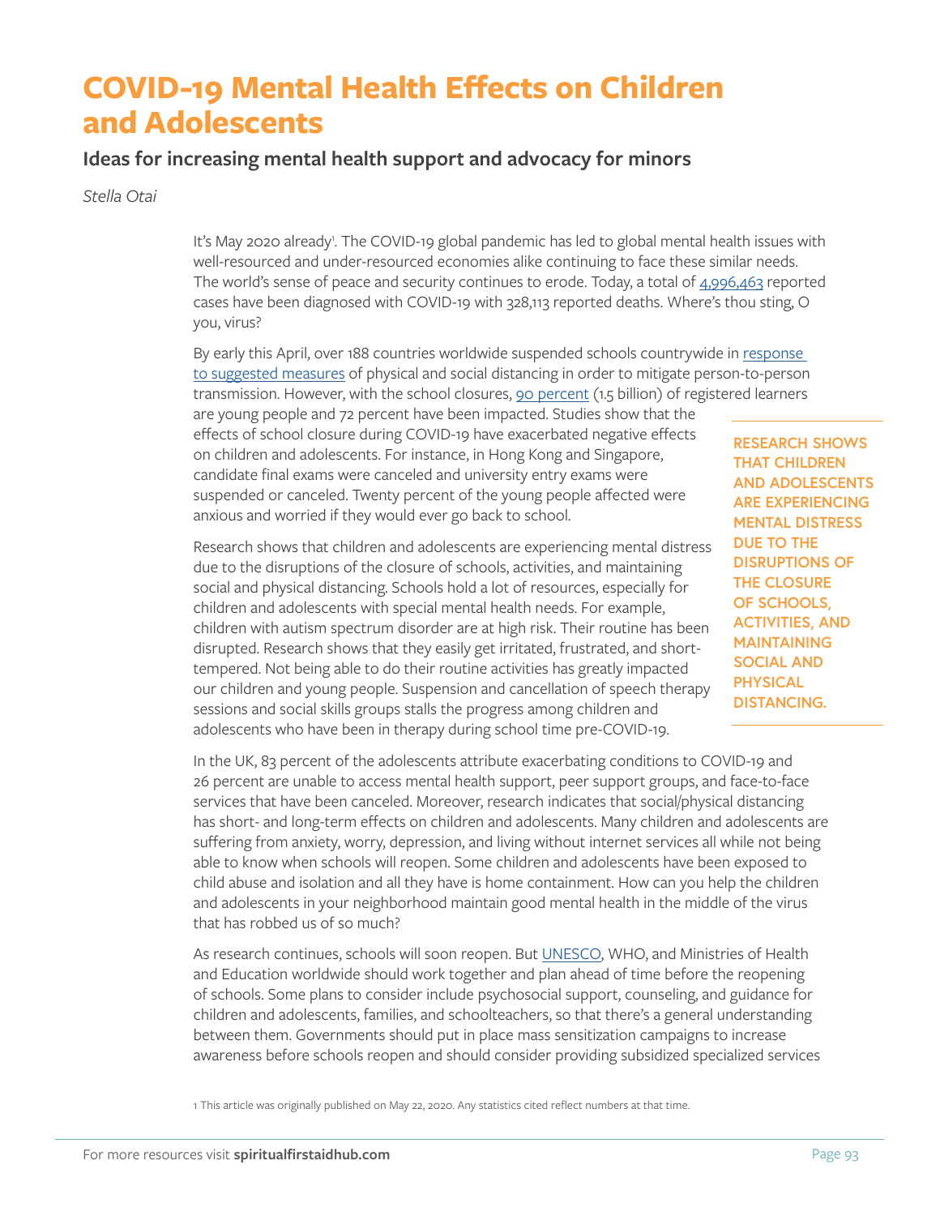# COVID-19 Mental Health Effects on Children and Adolescents

## Ideas for increasing mental health support and advocacy for minors

*Stella Otai*

It's May 2020 already[1]. The COVID-19 global pandemic has led to global mental health issues with well-resourced and under-resourced economies alike continuing to face these similar needs. The world's sense of peace and security continues to erode. Today, a total of 4,996,463 reported cases have been diagnosed with COVID-19 with 328,113 reported deaths. Where's thou sting, O you, virus?

By early this April, over 188 countries worldwide suspended schools countrywide in response to suggested measures of physical and social distancing in order to mitigate person-to-person transmission. However, with the school closures, 90 percent (1.5 billion) of registered learners are young people and 72 percent have been impacted. Studies show that the effects of school closure during COVID-19 have exacerbated negative effects on children and adolescents. For instance, in Hong Kong and Singapore, candidate final exams were canceled and university entry exams were suspended or canceled. Twenty percent of the young people affected were anxious and worried if they would ever go back to school.

**RESEARCH SHOWS THAT CHILDREN AND ADOLESCENTS ARE EXPERIENCING MENTAL DISTRESS DUE TO THE DISRUPTIONS OF THE CLOSURE OF SCHOOLS, ACTIVITIES, AND MAINTAINING SOCIAL AND PHYSICAL DISTANCING.**

Research shows that children and adolescents are experiencing mental distress due to the disruptions of the closure of schools, activities, and maintaining social and physical distancing. Schools hold a lot of resources, especially for children and adolescents with special mental health needs. For example, children with autism spectrum disorder are at high risk. Their routine has been disrupted. Research shows that they easily get irritated, frustrated, and short-tempered. Not being able to do their routine activities has greatly impacted our children and young people. Suspension and cancellation of speech therapy sessions and social skills groups stalls the progress among children and adolescents who have been in therapy during school time pre-COVID-19.

In the UK, 83 percent of the adolescents attribute exacerbating conditions to COVID-19 and 26 percent are unable to access mental health support, peer support groups, and face-to-face services that have been canceled. Moreover, research indicates that social/physical distancing has short- and long-term effects on children and adolescents. Many children and adolescents are suffering from anxiety, worry, depression, and living without internet services all while not being able to know when schools will reopen. Some children and adolescents have been exposed to child abuse and isolation and all they have is home containment. How can you help the children and adolescents in your neighborhood maintain good mental health in the middle of the virus that has robbed us of so much?

As research continues, schools will soon reopen. But UNESCO, WHO, and Ministries of Health and Education worldwide should work together and plan ahead of time before the reopening of schools. Some plans to consider include psychosocial support, counseling, and guidance for children and adolescents, families, and schoolteachers, so that there's a general understanding between them. Governments should put in place mass sensitization campaigns to increase awareness before schools reopen and should consider providing subsidized specialized services

1 This article was originally published on May 22, 2020. Any statistics cited reflect numbers at that time.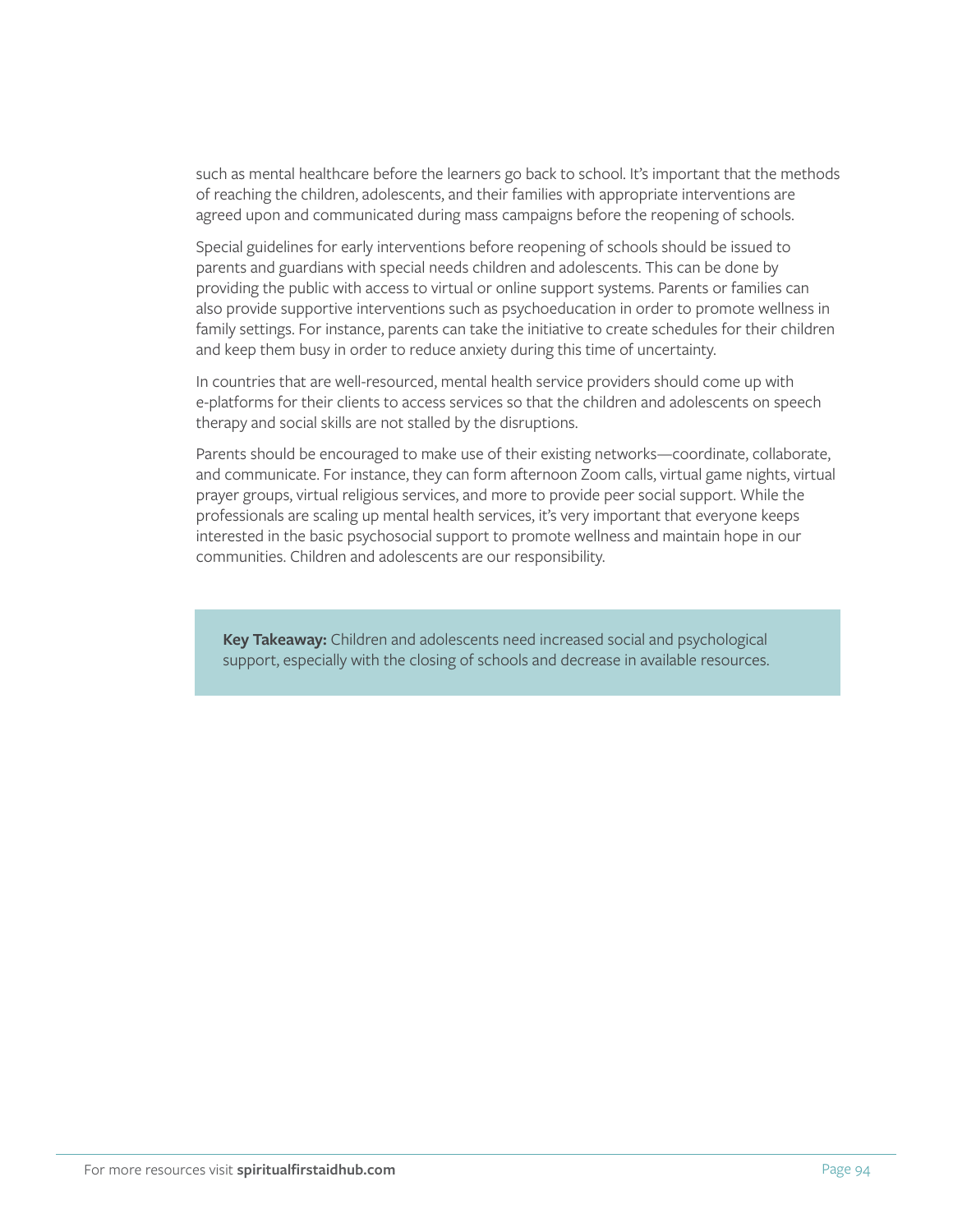such as mental healthcare before the learners go back to school. It's important that the methods of reaching the children, adolescents, and their families with appropriate interventions are agreed upon and communicated during mass campaigns before the reopening of schools.

Special guidelines for early interventions before reopening of schools should be issued to parents and guardians with special needs children and adolescents. This can be done by providing the public with access to virtual or online support systems. Parents or families can also provide supportive interventions such as psychoeducation in order to promote wellness in family settings. For instance, parents can take the initiative to create schedules for their children and keep them busy in order to reduce anxiety during this time of uncertainty.

In countries that are well-resourced, mental health service providers should come up with e-platforms for their clients to access services so that the children and adolescents on speech therapy and social skills are not stalled by the disruptions.

Parents should be encouraged to make use of their existing networks—coordinate, collaborate, and communicate. For instance, they can form afternoon Zoom calls, virtual game nights, virtual prayer groups, virtual religious services, and more to provide peer social support. While the professionals are scaling up mental health services, it's very important that everyone keeps interested in the basic psychosocial support to promote wellness and maintain hope in our communities. Children and adolescents are our responsibility.

> **Key Takeaway:** Children and adolescents need increased social and psychological support, especially with the closing of schools and decrease in available resources.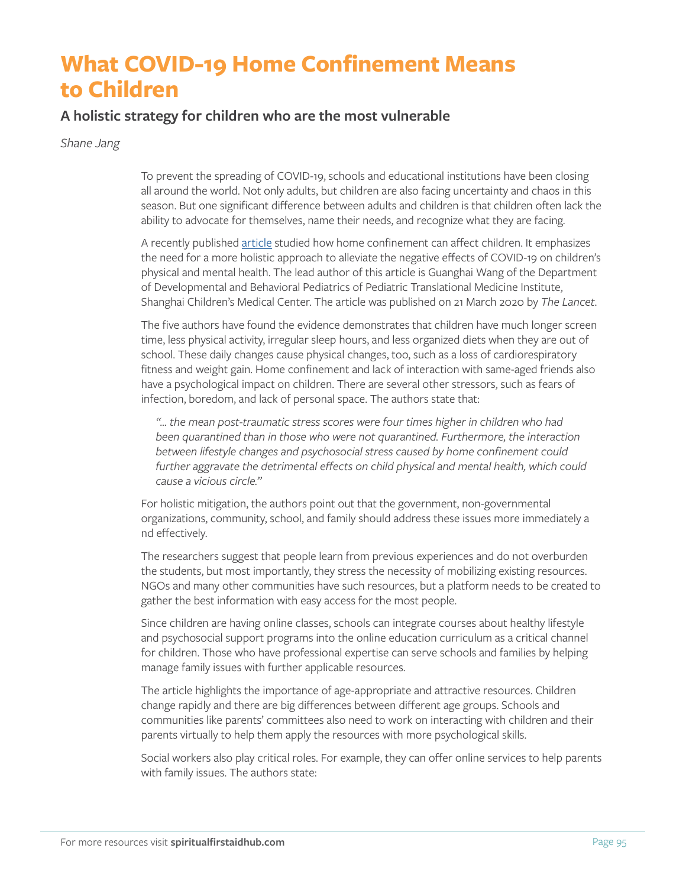# What COVID-19 Home Confinement Means to Children

## A holistic strategy for children who are the most vulnerable

*Shane Jang*

To prevent the spreading of COVID-19, schools and educational institutions have been closing all around the world. Not only adults, but children are also facing uncertainty and chaos in this season. But one significant difference between adults and children is that children often lack the ability to advocate for themselves, name their needs, and recognize what they are facing.

A recently published article studied how home confinement can affect children. It emphasizes the need for a more holistic approach to alleviate the negative effects of COVID-19 on children's physical and mental health. The lead author of this article is Guanghai Wang of the Department of Developmental and Behavioral Pediatrics of Pediatric Translational Medicine Institute, Shanghai Children's Medical Center. The article was published on 21 March 2020 by *The Lancet*.

The five authors have found the evidence demonstrates that children have much longer screen time, less physical activity, irregular sleep hours, and less organized diets when they are out of school. These daily changes cause physical changes, too, such as a loss of cardiorespiratory fitness and weight gain. Home confinement and lack of interaction with same-aged friends also have a psychological impact on children. There are several other stressors, such as fears of infection, boredom, and lack of personal space. The authors state that:

> *"... the mean post-traumatic stress scores were four times higher in children who had been quarantined than in those who were not quarantined. Furthermore, the interaction between lifestyle changes and psychosocial stress caused by home confinement could further aggravate the detrimental effects on child physical and mental health, which could cause a vicious circle."*

For holistic mitigation, the authors point out that the government, non-governmental organizations, community, school, and family should address these issues more immediately a nd effectively.

The researchers suggest that people learn from previous experiences and do not overburden the students, but most importantly, they stress the necessity of mobilizing existing resources. NGOs and many other communities have such resources, but a platform needs to be created to gather the best information with easy access for the most people.

Since children are having online classes, schools can integrate courses about healthy lifestyle and psychosocial support programs into the online education curriculum as a critical channel for children. Those who have professional expertise can serve schools and families by helping manage family issues with further applicable resources.

The article highlights the importance of age-appropriate and attractive resources. Children change rapidly and there are big differences between different age groups. Schools and communities like parents' committees also need to work on interacting with children and their parents virtually to help them apply the resources with more psychological skills.

Social workers also play critical roles. For example, they can offer online services to help parents with family issues. The authors state: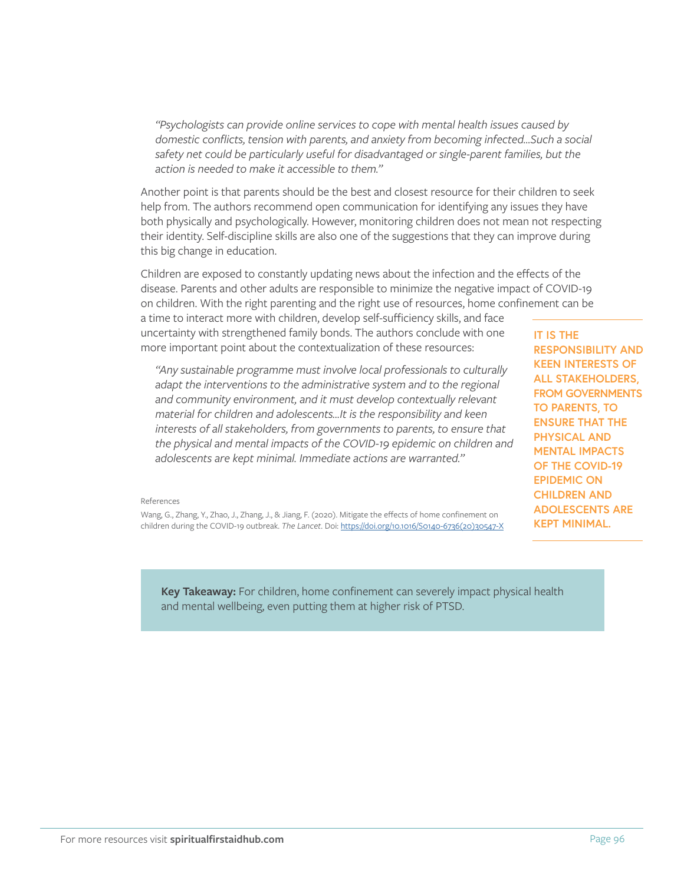> *"Psychologists can provide online services to cope with mental health issues caused by domestic conflicts, tension with parents, and anxiety from becoming infected...Such a social safety net could be particularly useful for disadvantaged or single-parent families, but the action is needed to make it accessible to them."*

Another point is that parents should be the best and closest resource for their children to seek help from. The authors recommend open communication for identifying any issues they have both physically and psychologically. However, monitoring children does not mean not respecting their identity. Self-discipline skills are also one of the suggestions that they can improve during this big change in education.

Children are exposed to constantly updating news about the infection and the effects of the disease. Parents and other adults are responsible to minimize the negative impact of COVID-19 on children. With the right parenting and the right use of resources, home confinement can be a time to interact more with children, develop self-sufficiency skills, and face uncertainty with strengthened family bonds. The authors conclude with one more important point about the contextualization of these resources:

> *"Any sustainable programme must involve local professionals to culturally adapt the interventions to the administrative system and to the regional and community environment, and it must develop contextually relevant material for children and adolescents...It is the responsibility and keen interests of all stakeholders, from governments to parents, to ensure that the physical and mental impacts of the COVID-19 epidemic on children and adolescents are kept minimal. Immediate actions are warranted."*

**IT IS THE RESPONSIBILITY AND KEEN INTERESTS OF ALL STAKEHOLDERS, FROM GOVERNMENTS TO PARENTS, TO ENSURE THAT THE PHYSICAL AND MENTAL IMPACTS OF THE COVID-19 EPIDEMIC ON CHILDREN AND ADOLESCENTS ARE KEPT MINIMAL.**

References

Wang, G., Zhang, Y., Zhao, J., Zhang, J., & Jiang, F. (2020). Mitigate the effects of home confinement on children during the COVID-19 outbreak. *The Lancet*. Doi: https://doi.org/10.1016/S0140-6736(20)30547-X

**Key Takeaway:** For children, home confinement can severely impact physical health and mental wellbeing, even putting them at higher risk of PTSD.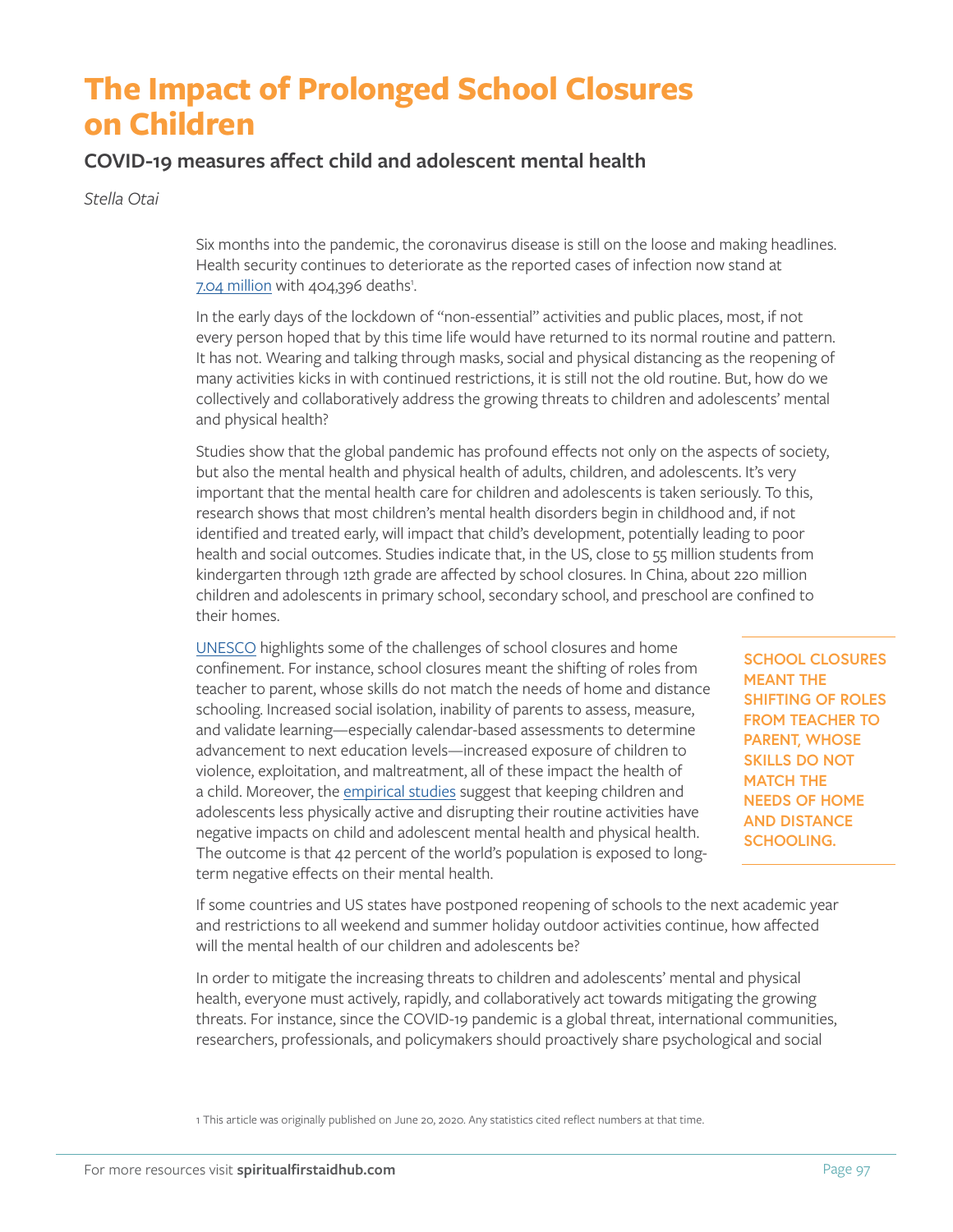# The Impact of Prolonged School Closures on Children

## COVID-19 measures affect child and adolescent mental health

*Stella Otai*

Six months into the pandemic, the coronavirus disease is still on the loose and making headlines. Health security continues to deteriorate as the reported cases of infection now stand at 7.04 million with 404,396 deaths[1].

In the early days of the lockdown of "non-essential" activities and public places, most, if not every person hoped that by this time life would have returned to its normal routine and pattern. It has not. Wearing and talking through masks, social and physical distancing as the reopening of many activities kicks in with continued restrictions, it is still not the old routine. But, how do we collectively and collaboratively address the growing threats to children and adolescents' mental and physical health?

Studies show that the global pandemic has profound effects not only on the aspects of society, but also the mental health and physical health of adults, children, and adolescents. It's very important that the mental health care for children and adolescents is taken seriously. To this, research shows that most children's mental health disorders begin in childhood and, if not identified and treated early, will impact that child's development, potentially leading to poor health and social outcomes. Studies indicate that, in the US, close to 55 million students from kindergarten through 12th grade are affected by school closures. In China, about 220 million children and adolescents in primary school, secondary school, and preschool are confined to their homes.

UNESCO highlights some of the challenges of school closures and home confinement. For instance, school closures meant the shifting of roles from teacher to parent, whose skills do not match the needs of home and distance schooling. Increased social isolation, inability of parents to assess, measure, and validate learning—especially calendar-based assessments to determine advancement to next education levels—increased exposure of children to violence, exploitation, and maltreatment, all of these impact the health of a child. Moreover, the empirical studies suggest that keeping children and adolescents less physically active and disrupting their routine activities have negative impacts on child and adolescent mental health and physical health. The outcome is that 42 percent of the world's population is exposed to long-term negative effects on their mental health.

**SCHOOL CLOSURES MEANT THE SHIFTING OF ROLES FROM TEACHER TO PARENT, WHOSE SKILLS DO NOT MATCH THE NEEDS OF HOME AND DISTANCE SCHOOLING.**

If some countries and US states have postponed reopening of schools to the next academic year and restrictions to all weekend and summer holiday outdoor activities continue, how affected will the mental health of our children and adolescents be?

In order to mitigate the increasing threats to children and adolescents' mental and physical health, everyone must actively, rapidly, and collaboratively act towards mitigating the growing threats. For instance, since the COVID-19 pandemic is a global threat, international communities, researchers, professionals, and policymakers should proactively share psychological and social

[1] This article was originally published on June 20, 2020. Any statistics cited reflect numbers at that time.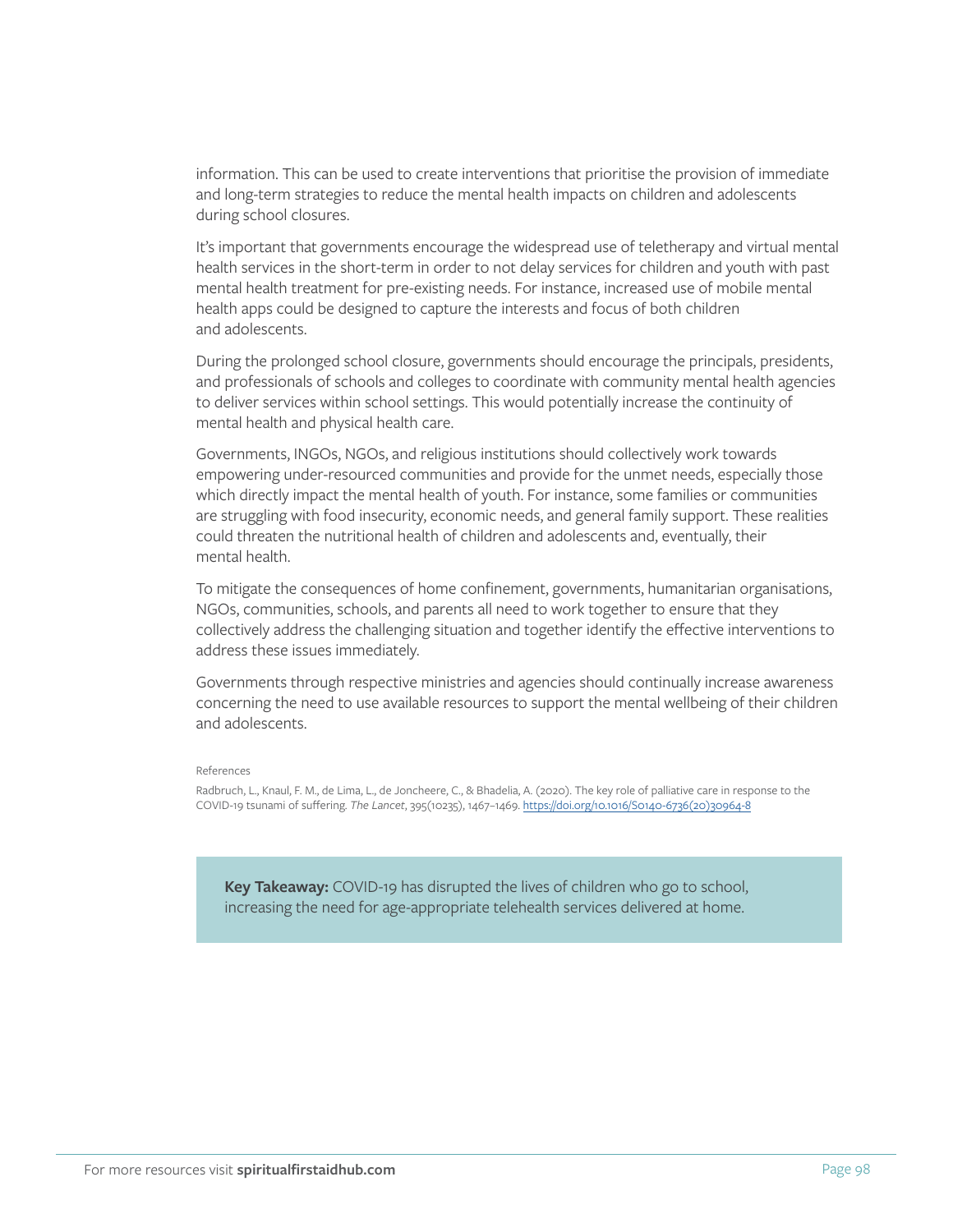information. This can be used to create interventions that prioritise the provision of immediate and long-term strategies to reduce the mental health impacts on children and adolescents during school closures.

It's important that governments encourage the widespread use of teletherapy and virtual mental health services in the short-term in order to not delay services for children and youth with past mental health treatment for pre-existing needs. For instance, increased use of mobile mental health apps could be designed to capture the interests and focus of both children and adolescents.

During the prolonged school closure, governments should encourage the principals, presidents, and professionals of schools and colleges to coordinate with community mental health agencies to deliver services within school settings. This would potentially increase the continuity of mental health and physical health care.

Governments, INGOs, NGOs, and religious institutions should collectively work towards empowering under-resourced communities and provide for the unmet needs, especially those which directly impact the mental health of youth. For instance, some families or communities are struggling with food insecurity, economic needs, and general family support. These realities could threaten the nutritional health of children and adolescents and, eventually, their mental health.

To mitigate the consequences of home confinement, governments, humanitarian organisations, NGOs, communities, schools, and parents all need to work together to ensure that they collectively address the challenging situation and together identify the effective interventions to address these issues immediately.

Governments through respective ministries and agencies should continually increase awareness concerning the need to use available resources to support the mental wellbeing of their children and adolescents.

References

Radbruch, L., Knaul, F. M., de Lima, L., de Joncheere, C., & Bhadelia, A. (2020). The key role of palliative care in response to the COVID-19 tsunami of suffering. *The Lancet*, 395(10235), 1467–1469. https://doi.org/10.1016/S0140-6736(20)30964-8

**Key Takeaway:** COVID-19 has disrupted the lives of children who go to school, increasing the need for age-appropriate telehealth services delivered at home.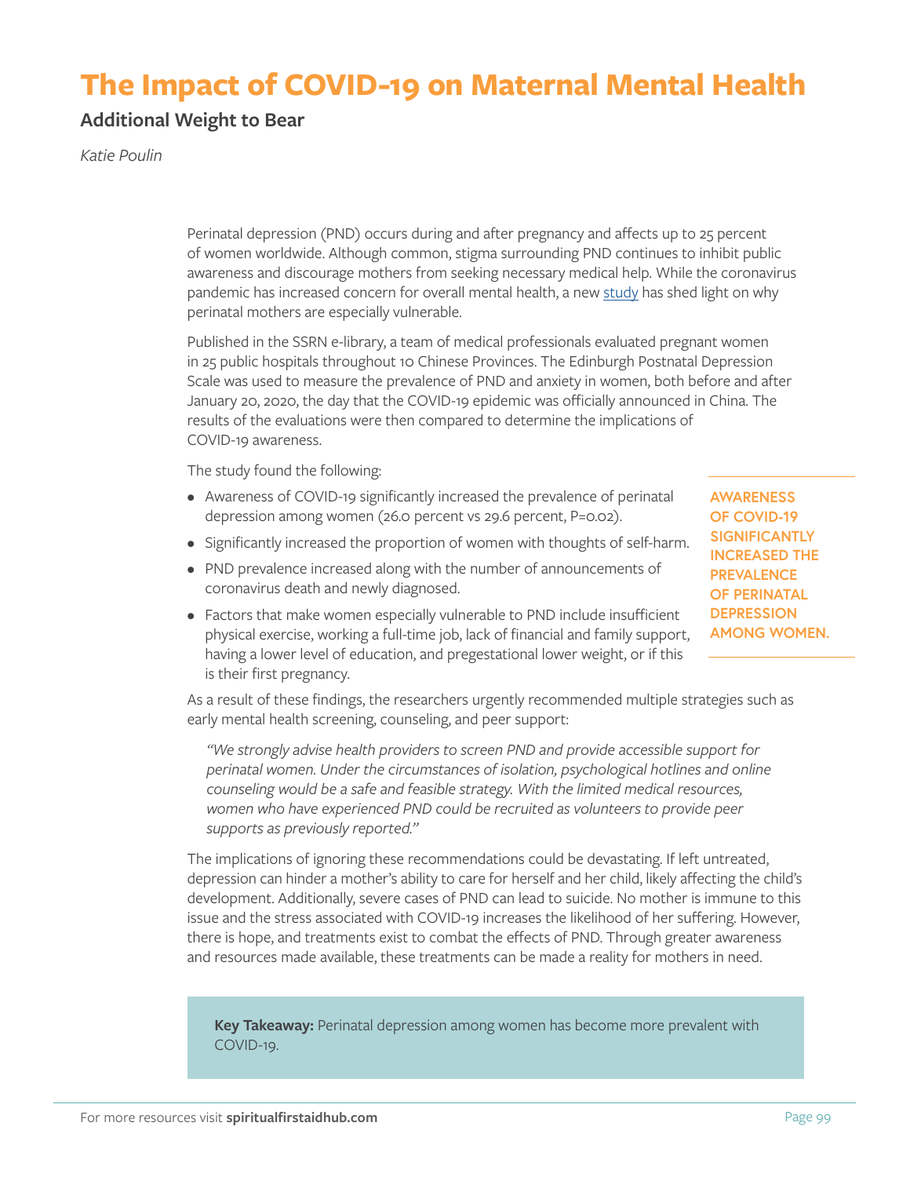# The Impact of COVID-19 on Maternal Mental Health

## Additional Weight to Bear

*Katie Poulin*

Perinatal depression (PND) occurs during and after pregnancy and affects up to 25 percent of women worldwide. Although common, stigma surrounding PND continues to inhibit public awareness and discourage mothers from seeking necessary medical help. While the coronavirus pandemic has increased concern for overall mental health, a new study has shed light on why perinatal mothers are especially vulnerable.

Published in the SSRN e-library, a team of medical professionals evaluated pregnant women in 25 public hospitals throughout 10 Chinese Provinces. The Edinburgh Postnatal Depression Scale was used to measure the prevalence of PND and anxiety in women, both before and after January 20, 2020, the day that the COVID-19 epidemic was officially announced in China. The results of the evaluations were then compared to determine the implications of COVID-19 awareness.

The study found the following:

- Awareness of COVID-19 significantly increased the prevalence of perinatal depression among women (26.0 percent vs 29.6 percent, $P=0.02$).
- Significantly increased the proportion of women with thoughts of self-harm.
- PND prevalence increased along with the number of announcements of coronavirus death and newly diagnosed.
- Factors that make women especially vulnerable to PND include insufficient physical exercise, working a full-time job, lack of financial and family support, having a lower level of education, and pregestational lower weight, or if this is their first pregnancy.

**AWARENESS OF COVID-19 SIGNIFICANTLY INCREASED THE PREVALENCE OF PERINATAL DEPRESSION AMONG WOMEN.**

As a result of these findings, the researchers urgently recommended multiple strategies such as early mental health screening, counseling, and peer support:

> *"We strongly advise health providers to screen PND and provide accessible support for perinatal women. Under the circumstances of isolation, psychological hotlines and online counseling would be a safe and feasible strategy. With the limited medical resources, women who have experienced PND could be recruited as volunteers to provide peer supports as previously reported."*

The implications of ignoring these recommendations could be devastating. If left untreated, depression can hinder a mother's ability to care for herself and her child, likely affecting the child's development. Additionally, severe cases of PND can lead to suicide. No mother is immune to this issue and the stress associated with COVID-19 increases the likelihood of her suffering. However, there is hope, and treatments exist to combat the effects of PND. Through greater awareness and resources made available, these treatments can be made a reality for mothers in need.

**Key Takeaway:** Perinatal depression among women has become more prevalent with COVID-19.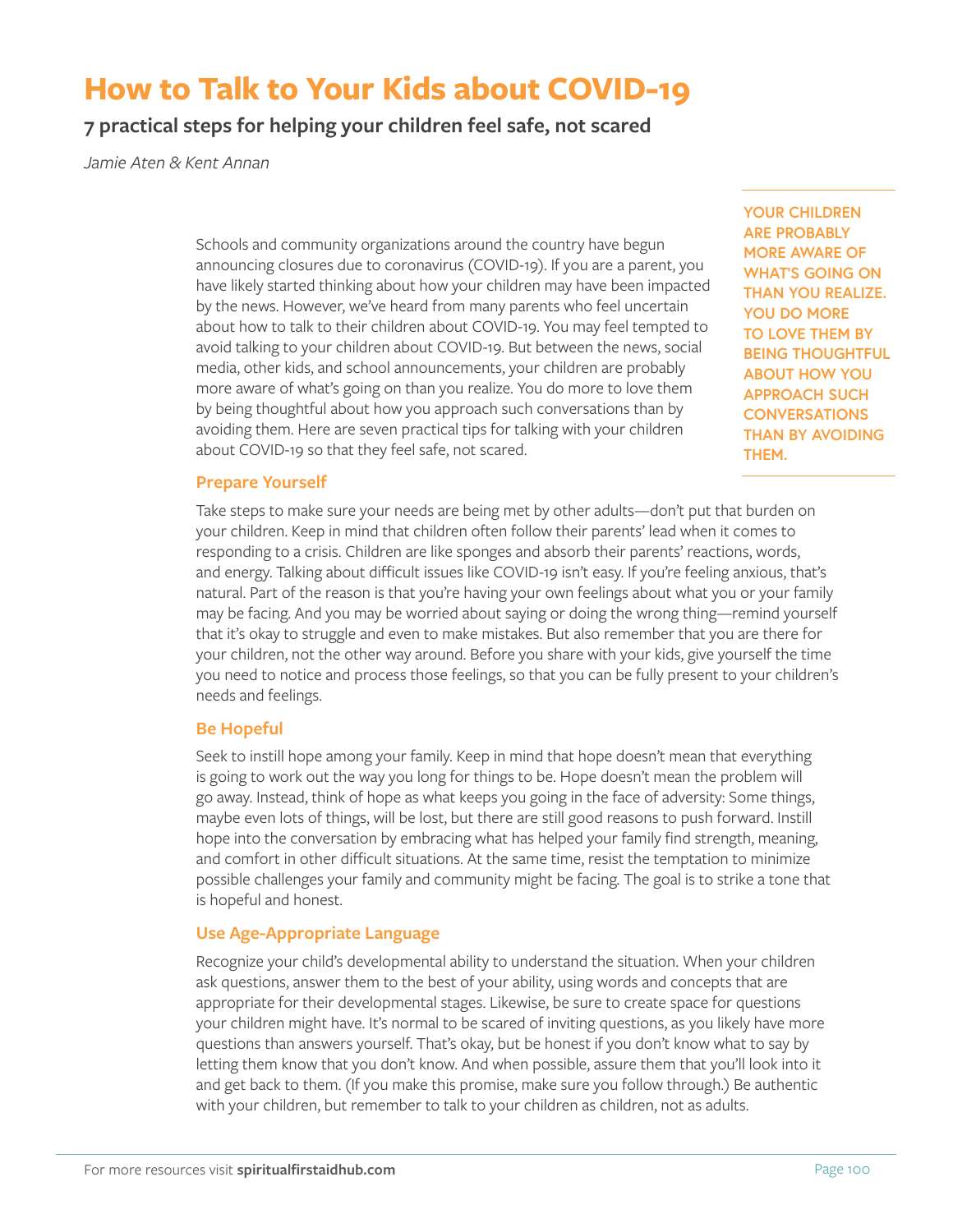# How to Talk to Your Kids about COVID-19

## 7 practical steps for helping your children feel safe, not scared

*Jamie Aten & Kent Annan*

Schools and community organizations around the country have begun announcing closures due to coronavirus (COVID-19). If you are a parent, you have likely started thinking about how your children may have been impacted by the news. However, we've heard from many parents who feel uncertain about how to talk to their children about COVID-19. You may feel tempted to avoid talking to your children about COVID-19. But between the news, social media, other kids, and school announcements, your children are probably more aware of what's going on than you realize. You do more to love them by being thoughtful about how you approach such conversations than by avoiding them. Here are seven practical tips for talking with your children about COVID-19 so that they feel safe, not scared.

**YOUR CHILDREN ARE PROBABLY MORE AWARE OF WHAT'S GOING ON THAN YOU REALIZE. YOU DO MORE TO LOVE THEM BY BEING THOUGHTFUL ABOUT HOW YOU APPROACH SUCH CONVERSATIONS THAN BY AVOIDING THEM.**

### Prepare Yourself

Take steps to make sure your needs are being met by other adults—don't put that burden on your children. Keep in mind that children often follow their parents' lead when it comes to responding to a crisis. Children are like sponges and absorb their parents' reactions, words, and energy. Talking about difficult issues like COVID-19 isn't easy. If you're feeling anxious, that's natural. Part of the reason is that you're having your own feelings about what you or your family may be facing. And you may be worried about saying or doing the wrong thing—remind yourself that it's okay to struggle and even to make mistakes. But also remember that you are there for your children, not the other way around. Before you share with your kids, give yourself the time you need to notice and process those feelings, so that you can be fully present to your children's needs and feelings.

### Be Hopeful

Seek to instill hope among your family. Keep in mind that hope doesn't mean that everything is going to work out the way you long for things to be. Hope doesn't mean the problem will go away. Instead, think of hope as what keeps you going in the face of adversity: Some things, maybe even lots of things, will be lost, but there are still good reasons to push forward. Instill hope into the conversation by embracing what has helped your family find strength, meaning, and comfort in other difficult situations. At the same time, resist the temptation to minimize possible challenges your family and community might be facing. The goal is to strike a tone that is hopeful and honest.

### Use Age-Appropriate Language

Recognize your child's developmental ability to understand the situation. When your children ask questions, answer them to the best of your ability, using words and concepts that are appropriate for their developmental stages. Likewise, be sure to create space for questions your children might have. It's normal to be scared of inviting questions, as you likely have more questions than answers yourself. That's okay, but be honest if you don't know what to say by letting them know that you don't know. And when possible, assure them that you'll look into it and get back to them. (If you make this promise, make sure you follow through.) Be authentic with your children, but remember to talk to your children as children, not as adults.

For more resources visit **spiritualfirstaidhub.com**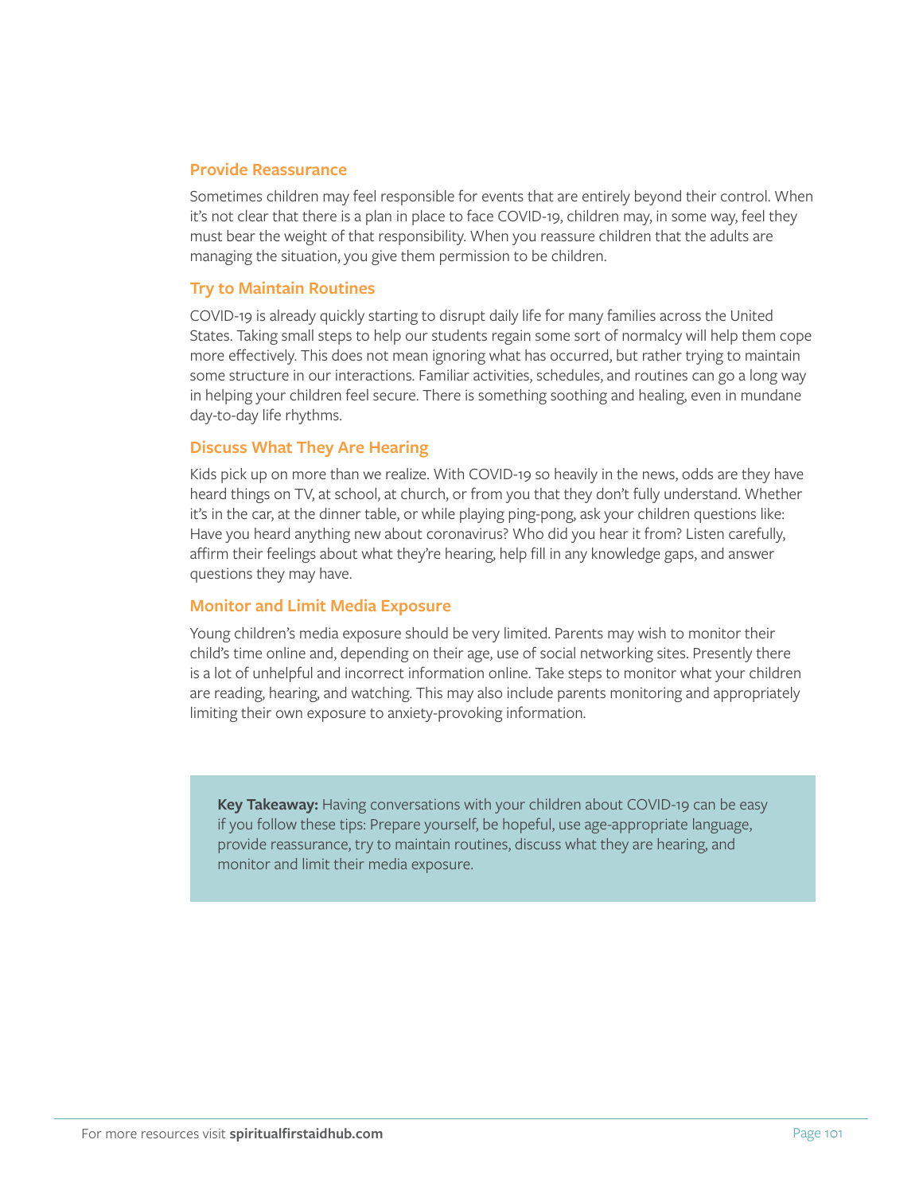### Provide Reassurance

Sometimes children may feel responsible for events that are entirely beyond their control. When it's not clear that there is a plan in place to face COVID-19, children may, in some way, feel they must bear the weight of that responsibility. When you reassure children that the adults are managing the situation, you give them permission to be children.

### Try to Maintain Routines

COVID-19 is already quickly starting to disrupt daily life for many families across the United States. Taking small steps to help our students regain some sort of normalcy will help them cope more effectively. This does not mean ignoring what has occurred, but rather trying to maintain some structure in our interactions. Familiar activities, schedules, and routines can go a long way in helping your children feel secure. There is something soothing and healing, even in mundane day-to-day life rhythms.

### Discuss What They Are Hearing

Kids pick up on more than we realize. With COVID-19 so heavily in the news, odds are they have heard things on TV, at school, at church, or from you that they don't fully understand. Whether it's in the car, at the dinner table, or while playing ping-pong, ask your children questions like: Have you heard anything new about coronavirus? Who did you hear it from? Listen carefully, affirm their feelings about what they're hearing, help fill in any knowledge gaps, and answer questions they may have.

### Monitor and Limit Media Exposure

Young children's media exposure should be very limited. Parents may wish to monitor their child's time online and, depending on their age, use of social networking sites. Presently there is a lot of unhelpful and incorrect information online. Take steps to monitor what your children are reading, hearing, and watching. This may also include parents monitoring and appropriately limiting their own exposure to anxiety-provoking information.

> **Key Takeaway:** Having conversations with your children about COVID-19 can be easy if you follow these tips: Prepare yourself, be hopeful, use age-appropriate language, provide reassurance, try to maintain routines, discuss what they are hearing, and monitor and limit their media exposure.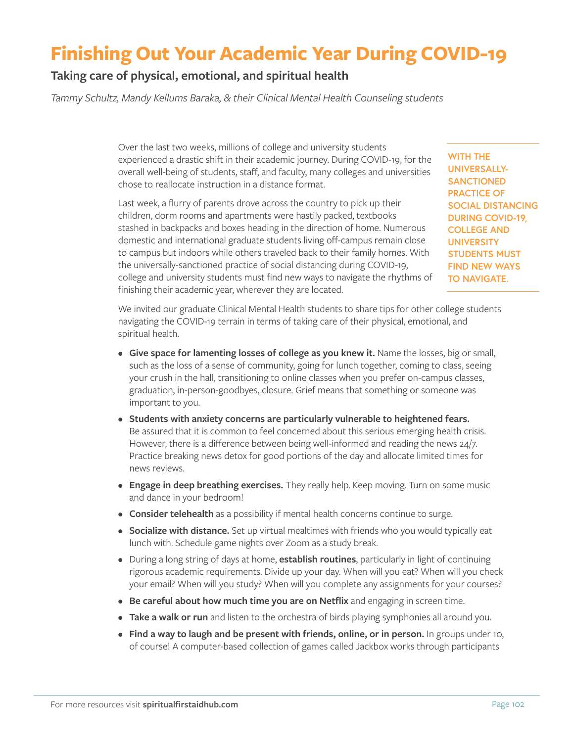# Finishing Out Your Academic Year During COVID-19

## Taking care of physical, emotional, and spiritual health

*Tammy Schultz, Mandy Kellums Baraka, & their Clinical Mental Health Counseling students*

Over the last two weeks, millions of college and university students experienced a drastic shift in their academic journey. During COVID-19, for the overall well-being of students, staff, and faculty, many colleges and universities chose to reallocate instruction in a distance format.

Last week, a flurry of parents drove across the country to pick up their children, dorm rooms and apartments were hastily packed, textbooks stashed in backpacks and boxes heading in the direction of home. Numerous domestic and international graduate students living off-campus remain close to campus but indoors while others traveled back to their family homes. With the universally-sanctioned practice of social distancing during COVID-19, college and university students must find new ways to navigate the rhythms of finishing their academic year, wherever they are located.

**WITH THE UNIVERSALLY-SANCTIONED PRACTICE OF SOCIAL DISTANCING DURING COVID-19, COLLEGE AND UNIVERSITY STUDENTS MUST FIND NEW WAYS TO NAVIGATE.**

We invited our graduate Clinical Mental Health students to share tips for other college students navigating the COVID-19 terrain in terms of taking care of their physical, emotional, and spiritual health.

- **Give space for lamenting losses of college as you knew it.** Name the losses, big or small, such as the loss of a sense of community, going for lunch together, coming to class, seeing your crush in the hall, transitioning to online classes when you prefer on-campus classes, graduation, in-person-goodbyes, closure. Grief means that something or someone was important to you.
- **Students with anxiety concerns are particularly vulnerable to heightened fears.** Be assured that it is common to feel concerned about this serious emerging health crisis. However, there is a difference between being well-informed and reading the news 24/7. Practice breaking news detox for good portions of the day and allocate limited times for news reviews.
- **Engage in deep breathing exercises.** They really help. Keep moving. Turn on some music and dance in your bedroom!
- **Consider telehealth** as a possibility if mental health concerns continue to surge.
- **Socialize with distance.** Set up virtual mealtimes with friends who you would typically eat lunch with. Schedule game nights over Zoom as a study break.
- During a long string of days at home, **establish routines**, particularly in light of continuing rigorous academic requirements. Divide up your day. When will you eat? When will you check your email? When will you study? When will you complete any assignments for your courses?
- **Be careful about how much time you are on Netflix** and engaging in screen time.
- **Take a walk or run** and listen to the orchestra of birds playing symphonies all around you.
- **Find a way to laugh and be present with friends, online, or in person.** In groups under 10, of course! A computer-based collection of games called Jackbox works through participants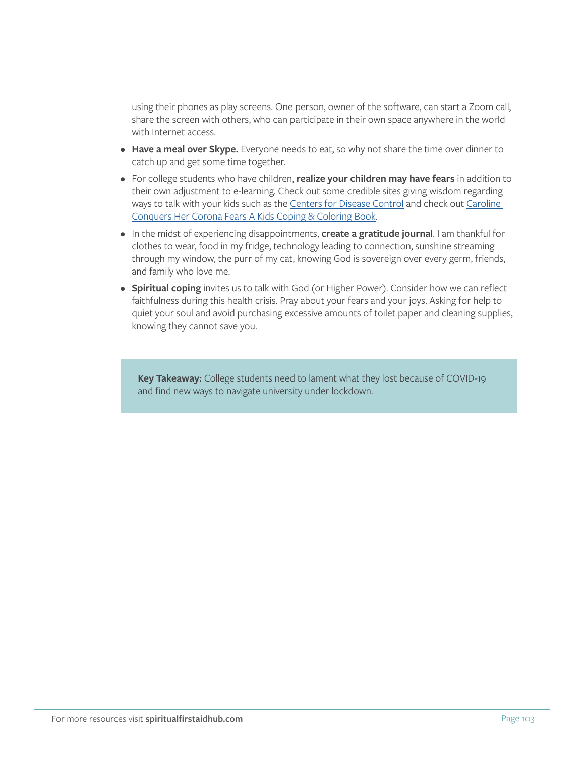using their phones as play screens. One person, owner of the software, can start a Zoom call, share the screen with others, who can participate in their own space anywhere in the world with Internet access.

- **Have a meal over Skype.** Everyone needs to eat, so why not share the time over dinner to catch up and get some time together.
- For college students who have children, **realize your children may have fears** in addition to their own adjustment to e-learning. Check out some credible sites giving wisdom regarding ways to talk with your kids such as the Centers for Disease Control and check out Caroline Conquers Her Corona Fears A Kids Coping & Coloring Book.
- In the midst of experiencing disappointments, **create a gratitude journal**. I am thankful for clothes to wear, food in my fridge, technology leading to connection, sunshine streaming through my window, the purr of my cat, knowing God is sovereign over every germ, friends, and family who love me.
- **Spiritual coping** invites us to talk with God (or Higher Power). Consider how we can reflect faithfulness during this health crisis. Pray about your fears and your joys. Asking for help to quiet your soul and avoid purchasing excessive amounts of toilet paper and cleaning supplies, knowing they cannot save you.

**Key Takeaway:** College students need to lament what they lost because of COVID-19 and find new ways to navigate university under lockdown.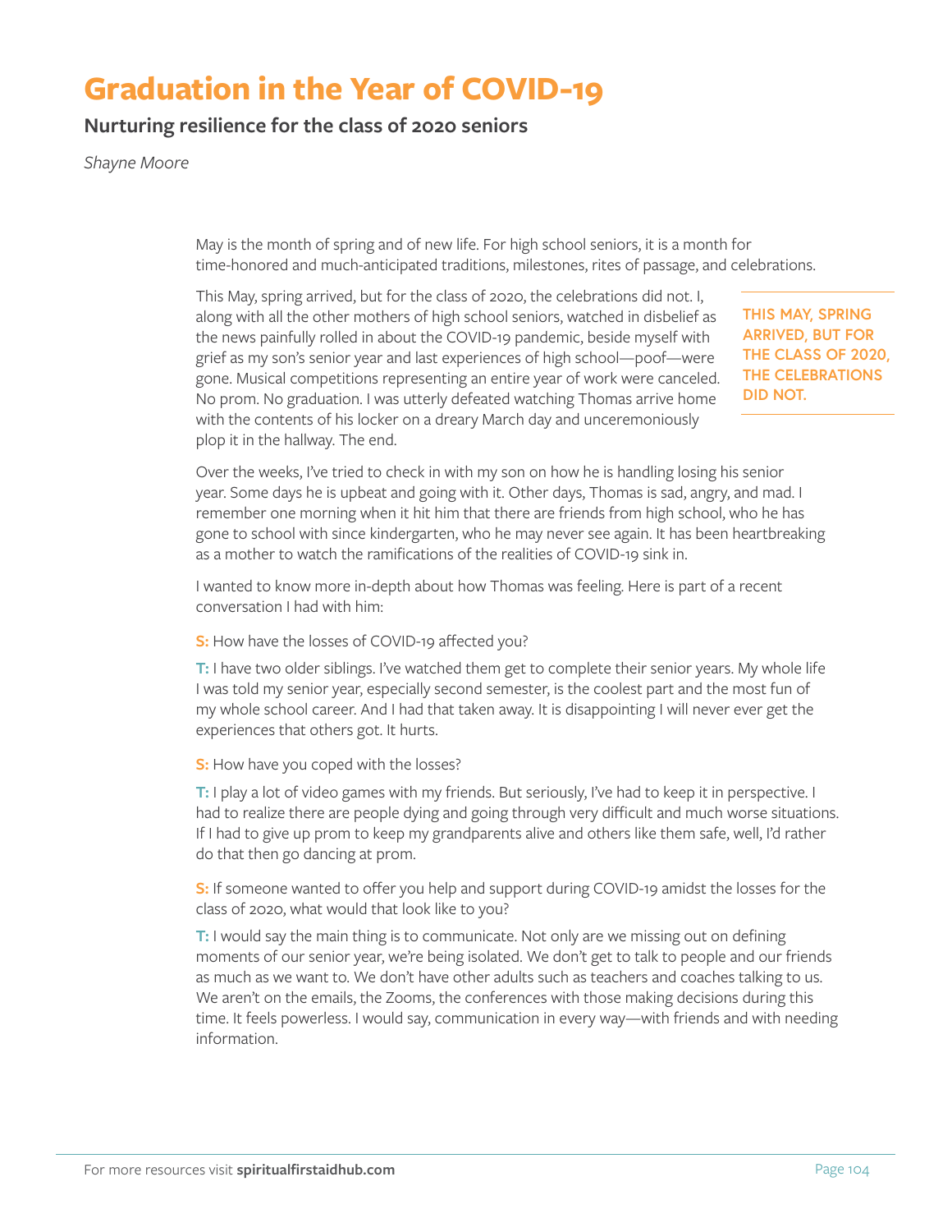# Graduation in the Year of COVID-19

## Nurturing resilience for the class of 2020 seniors

*Shayne Moore*

May is the month of spring and of new life. For high school seniors, it is a month for time-honored and much-anticipated traditions, milestones, rites of passage, and celebrations.

This May, spring arrived, but for the class of 2020, the celebrations did not. I, along with all the other mothers of high school seniors, watched in disbelief as the news painfully rolled in about the COVID-19 pandemic, beside myself with grief as my son's senior year and last experiences of high school—poof—were gone. Musical competitions representing an entire year of work were canceled. No prom. No graduation. I was utterly defeated watching Thomas arrive home with the contents of his locker on a dreary March day and unceremoniously plop it in the hallway. The end.

**THIS MAY, SPRING ARRIVED, BUT FOR THE CLASS OF 2020, THE CELEBRATIONS DID NOT.**

Over the weeks, I've tried to check in with my son on how he is handling losing his senior year. Some days he is upbeat and going with it. Other days, Thomas is sad, angry, and mad. I remember one morning when it hit him that there are friends from high school, who he has gone to school with since kindergarten, who he may never see again. It has been heartbreaking as a mother to watch the ramifications of the realities of COVID-19 sink in.

I wanted to know more in-depth about how Thomas was feeling. Here is part of a recent conversation I had with him:

**S:** How have the losses of COVID-19 affected you?

**T:** I have two older siblings. I've watched them get to complete their senior years. My whole life I was told my senior year, especially second semester, is the coolest part and the most fun of my whole school career. And I had that taken away. It is disappointing I will never ever get the experiences that others got. It hurts.

**S:** How have you coped with the losses?

**T:** I play a lot of video games with my friends. But seriously, I've had to keep it in perspective. I had to realize there are people dying and going through very difficult and much worse situations. If I had to give up prom to keep my grandparents alive and others like them safe, well, I'd rather do that then go dancing at prom.

**S:** If someone wanted to offer you help and support during COVID-19 amidst the losses for the class of 2020, what would that look like to you?

**T:** I would say the main thing is to communicate. Not only are we missing out on defining moments of our senior year, we're being isolated. We don't get to talk to people and our friends as much as we want to. We don't have other adults such as teachers and coaches talking to us. We aren't on the emails, the Zooms, the conferences with those making decisions during this time. It feels powerless. I would say, communication in every way—with friends and with needing information.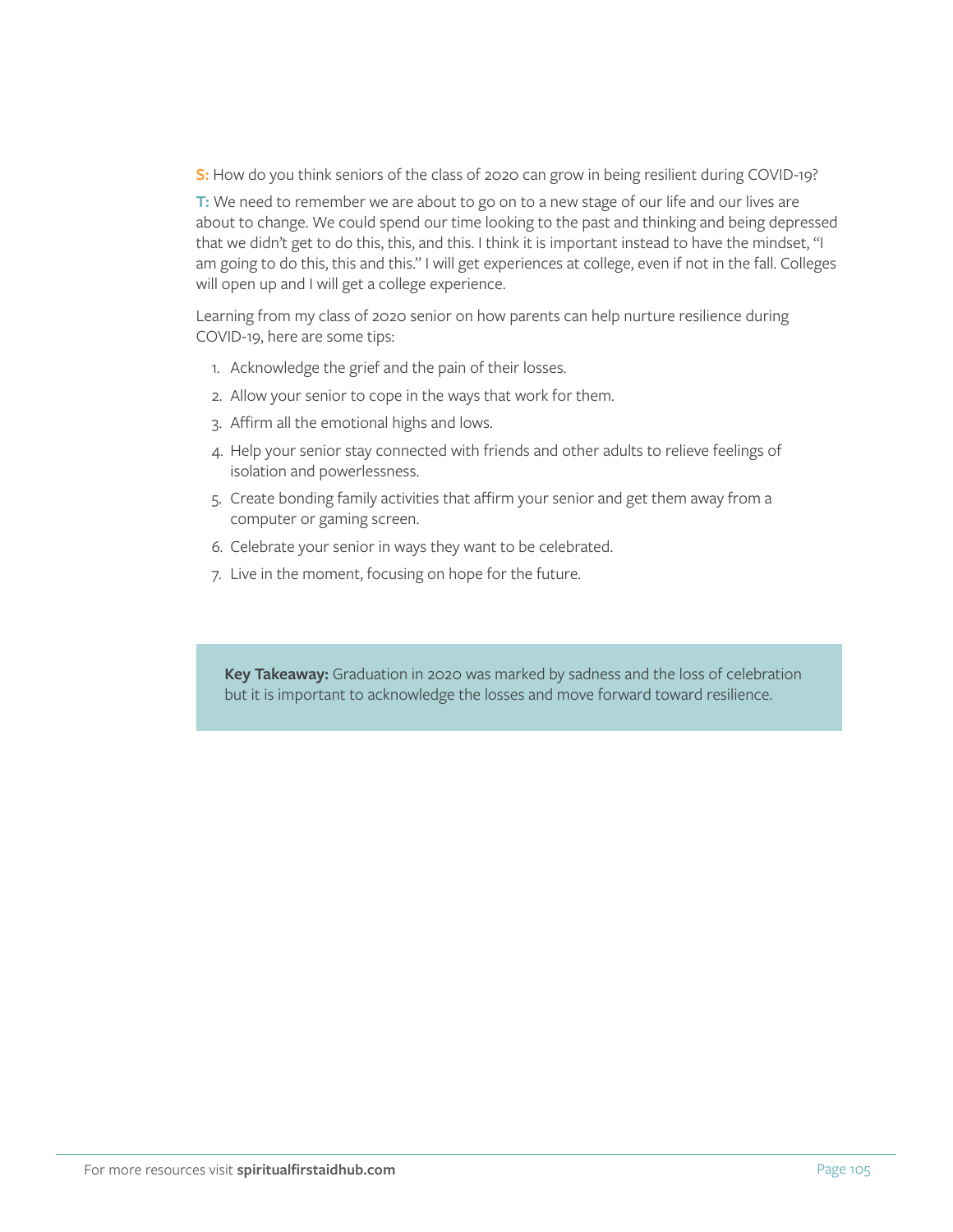**S:** How do you think seniors of the class of 2020 can grow in being resilient during COVID-19?

**T:** We need to remember we are about to go on to a new stage of our life and our lives are about to change. We could spend our time looking to the past and thinking and being depressed that we didn't get to do this, this, and this. I think it is important instead to have the mindset, "I am going to do this, this and this." I will get experiences at college, even if not in the fall. Colleges will open up and I will get a college experience.

Learning from my class of 2020 senior on how parents can help nurture resilience during COVID-19, here are some tips:

1. Acknowledge the grief and the pain of their losses.
2. Allow your senior to cope in the ways that work for them.
3. Affirm all the emotional highs and lows.
4. Help your senior stay connected with friends and other adults to relieve feelings of isolation and powerlessness.
5. Create bonding family activities that affirm your senior and get them away from a computer or gaming screen.
6. Celebrate your senior in ways they want to be celebrated.
7. Live in the moment, focusing on hope for the future.

> **Key Takeaway:** Graduation in 2020 was marked by sadness and the loss of celebration but it is important to acknowledge the losses and move forward toward resilience.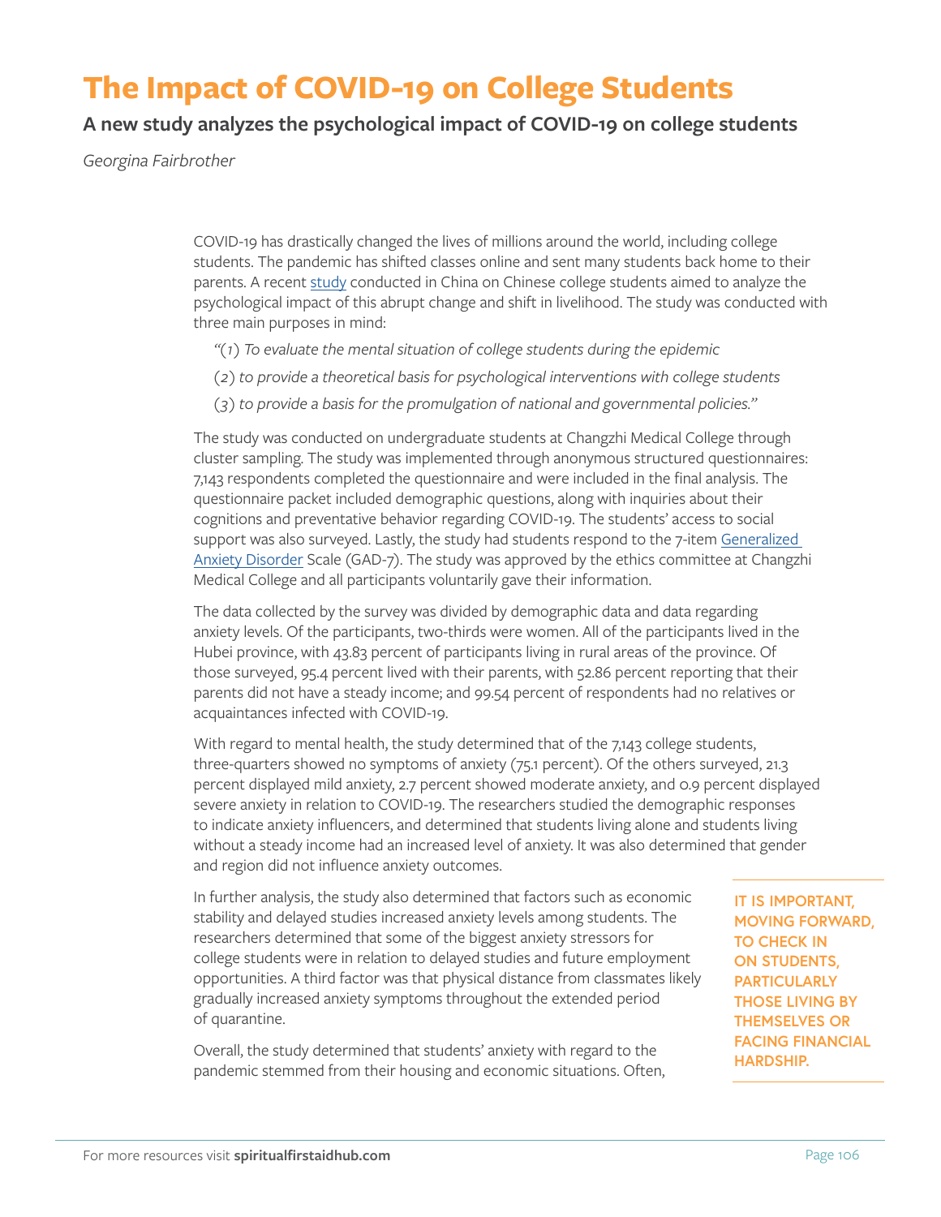# The Impact of COVID-19 on College Students

## A new study analyzes the psychological impact of COVID-19 on college students

*Georgina Fairbrother*

COVID-19 has drastically changed the lives of millions around the world, including college students. The pandemic has shifted classes online and sent many students back home to their parents. A recent study conducted in China on Chinese college students aimed to analyze the psychological impact of this abrupt change and shift in livelihood. The study was conducted with three main purposes in mind:

*"(1) To evaluate the mental situation of college students during the epidemic*

*(2) to provide a theoretical basis for psychological interventions with college students*

*(3) to provide a basis for the promulgation of national and governmental policies."*

The study was conducted on undergraduate students at Changzhi Medical College through cluster sampling. The study was implemented through anonymous structured questionnaires: 7,143 respondents completed the questionnaire and were included in the final analysis. The questionnaire packet included demographic questions, along with inquiries about their cognitions and preventative behavior regarding COVID-19. The students' access to social support was also surveyed. Lastly, the study had students respond to the 7-item Generalized Anxiety Disorder Scale (GAD-7). The study was approved by the ethics committee at Changzhi Medical College and all participants voluntarily gave their information.

The data collected by the survey was divided by demographic data and data regarding anxiety levels. Of the participants, two-thirds were women. All of the participants lived in the Hubei province, with 43.83 percent of participants living in rural areas of the province. Of those surveyed, 95.4 percent lived with their parents, with 52.86 percent reporting that their parents did not have a steady income; and 99.54 percent of respondents had no relatives or acquaintances infected with COVID-19.

With regard to mental health, the study determined that of the 7,143 college students, three-quarters showed no symptoms of anxiety (75.1 percent). Of the others surveyed, 21.3 percent displayed mild anxiety, 2.7 percent showed moderate anxiety, and 0.9 percent displayed severe anxiety in relation to COVID-19. The researchers studied the demographic responses to indicate anxiety influencers, and determined that students living alone and students living without a steady income had an increased level of anxiety. It was also determined that gender and region did not influence anxiety outcomes.

In further analysis, the study also determined that factors such as economic stability and delayed studies increased anxiety levels among students. The researchers determined that some of the biggest anxiety stressors for college students were in relation to delayed studies and future employment opportunities. A third factor was that physical distance from classmates likely gradually increased anxiety symptoms throughout the extended period of quarantine.

**IT IS IMPORTANT, MOVING FORWARD, TO CHECK IN ON STUDENTS, PARTICULARLY THOSE LIVING BY THEMSELVES OR FACING FINANCIAL HARDSHIP.**

Overall, the study determined that students' anxiety with regard to the pandemic stemmed from their housing and economic situations. Often,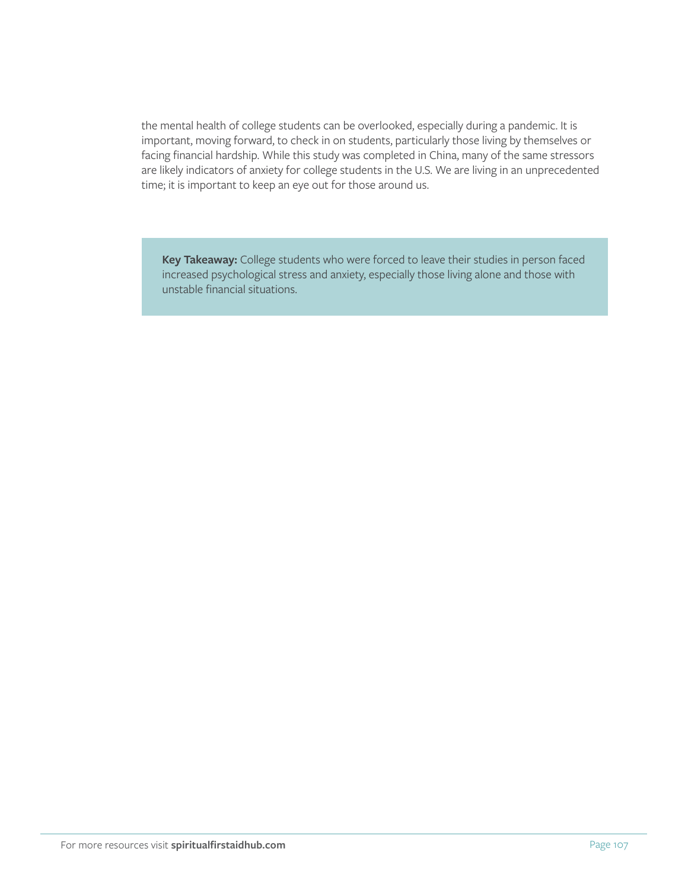the mental health of college students can be overlooked, especially during a pandemic. It is important, moving forward, to check in on students, particularly those living by themselves or facing financial hardship. While this study was completed in China, many of the same stressors are likely indicators of anxiety for college students in the U.S. We are living in an unprecedented time; it is important to keep an eye out for those around us.

**Key Takeaway:** College students who were forced to leave their studies in person faced increased psychological stress and anxiety, especially those living alone and those with unstable financial situations.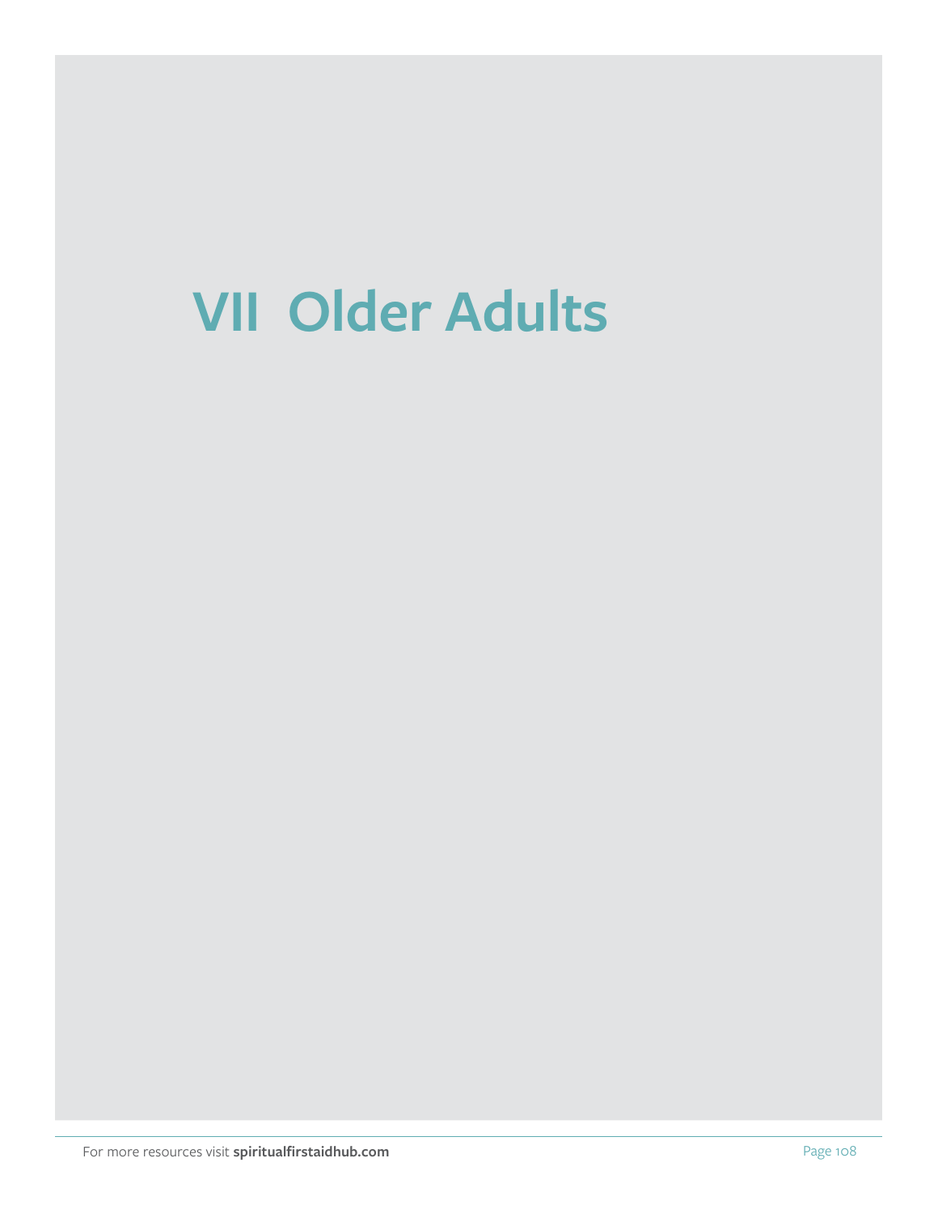# VII Older Adults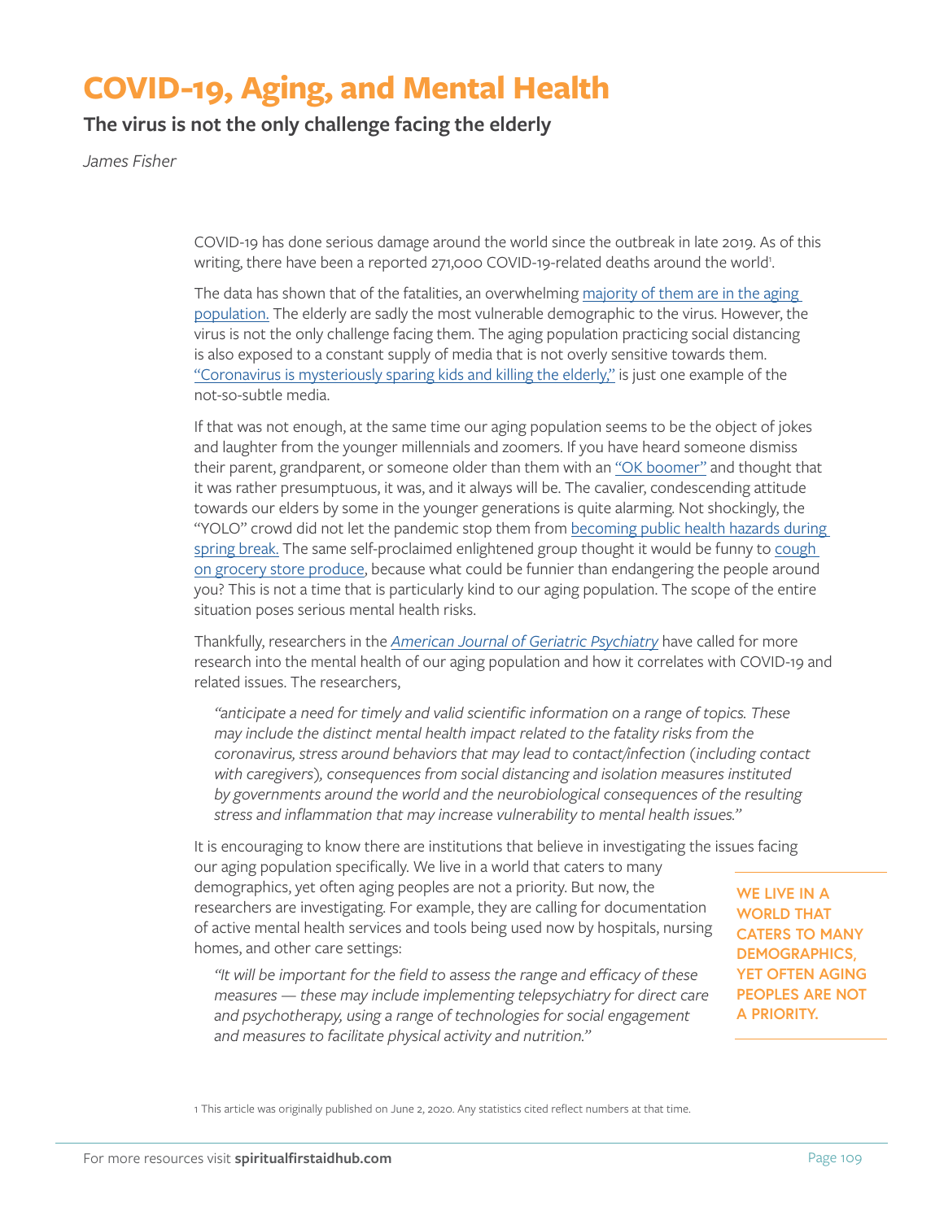# COVID-19, Aging, and Mental Health

## The virus is not the only challenge facing the elderly

*James Fisher*

COVID-19 has done serious damage around the world since the outbreak in late 2019. As of this writing, there have been a reported 271,000 COVID-19-related deaths around the world[1].

The data has shown that of the fatalities, an overwhelming majority of them are in the aging population. The elderly are sadly the most vulnerable demographic to the virus. However, the virus is not the only challenge facing them. The aging population practicing social distancing is also exposed to a constant supply of media that is not overly sensitive towards them. "Coronavirus is mysteriously sparing kids and killing the elderly," is just one example of the not-so-subtle media.

If that was not enough, at the same time our aging population seems to be the object of jokes and laughter from the younger millennials and zoomers. If you have heard someone dismiss their parent, grandparent, or someone older than them with an "OK boomer" and thought that it was rather presumptuous, it was, and it always will be. The cavalier, condescending attitude towards our elders by some in the younger generations is quite alarming. Not shockingly, the "YOLO" crowd did not let the pandemic stop them from becoming public health hazards during spring break. The same self-proclaimed enlightened group thought it would be funny to cough on grocery store produce, because what could be funnier than endangering the people around you? This is not a time that is particularly kind to our aging population. The scope of the entire situation poses serious mental health risks.

Thankfully, researchers in the *American Journal of Geriatric Psychiatry* have called for more research into the mental health of our aging population and how it correlates with COVID-19 and related issues. The researchers,

> *"anticipate a need for timely and valid scientific information on a range of topics. These may include the distinct mental health impact related to the fatality risks from the coronavirus, stress around behaviors that may lead to contact/infection (including contact with caregivers), consequences from social distancing and isolation measures instituted by governments around the world and the neurobiological consequences of the resulting stress and inflammation that may increase vulnerability to mental health issues."*

It is encouraging to know there are institutions that believe in investigating the issues facing our aging population specifically. We live in a world that caters to many demographics, yet often aging peoples are not a priority. But now, the researchers are investigating. For example, they are calling for documentation of active mental health services and tools being used now by hospitals, nursing homes, and other care settings:

**WE LIVE IN A WORLD THAT CATERS TO MANY DEMOGRAPHICS, YET OFTEN AGING PEOPLES ARE NOT A PRIORITY.**

> *"It will be important for the field to assess the range and efficacy of these measures — these may include implementing telepsychiatry for direct care and psychotherapy, using a range of technologies for social engagement and measures to facilitate physical activity and nutrition."*

[1] This article was originally published on June 2, 2020. Any statistics cited reflect numbers at that time.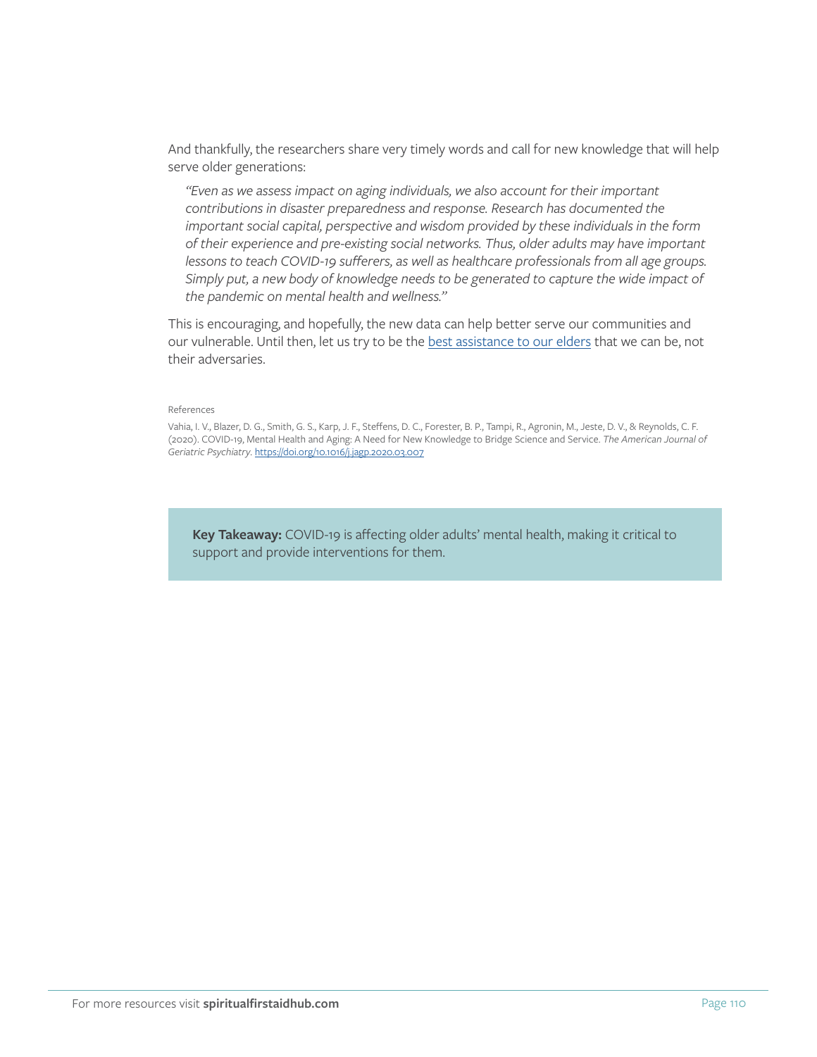And thankfully, the researchers share very timely words and call for new knowledge that will help serve older generations:

> *"Even as we assess impact on aging individuals, we also account for their important contributions in disaster preparedness and response. Research has documented the important social capital, perspective and wisdom provided by these individuals in the form of their experience and pre-existing social networks. Thus, older adults may have important lessons to teach COVID-19 sufferers, as well as healthcare professionals from all age groups. Simply put, a new body of knowledge needs to be generated to capture the wide impact of the pandemic on mental health and wellness."*

This is encouraging, and hopefully, the new data can help better serve our communities and our vulnerable. Until then, let us try to be the best assistance to our elders that we can be, not their adversaries.

References

Vahia, I. V., Blazer, D. G., Smith, G. S., Karp, J. F., Steffens, D. C., Forester, B. P., Tampi, R., Agronin, M., Jeste, D. V., & Reynolds, C. F. (2020). COVID-19, Mental Health and Aging: A Need for New Knowledge to Bridge Science and Service. *The American Journal of Geriatric Psychiatry*. https://doi.org/10.1016/j.jagp.2020.03.007

**Key Takeaway:** COVID-19 is affecting older adults' mental health, making it critical to support and provide interventions for them.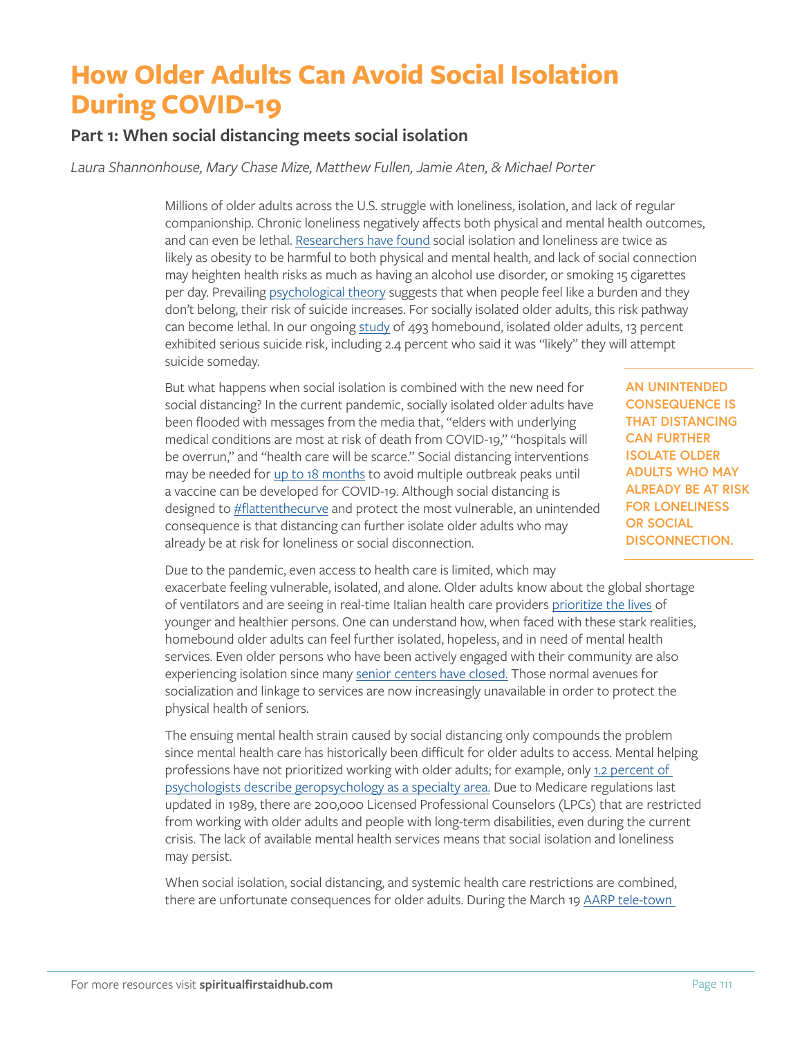# How Older Adults Can Avoid Social Isolation During COVID-19

## Part 1: When social distancing meets social isolation

*Laura Shannonhouse, Mary Chase Mize, Matthew Fullen, Jamie Aten, & Michael Porter*

Millions of older adults across the U.S. struggle with loneliness, isolation, and lack of regular companionship. Chronic loneliness negatively affects both physical and mental health outcomes, and can even be lethal. Researchers have found social isolation and loneliness are twice as likely as obesity to be harmful to both physical and mental health, and lack of social connection may heighten health risks as much as having an alcohol use disorder, or smoking 15 cigarettes per day. Prevailing psychological theory suggests that when people feel like a burden and they don't belong, their risk of suicide increases. For socially isolated older adults, this risk pathway can become lethal. In our ongoing study of 493 homebound, isolated older adults, 13 percent exhibited serious suicide risk, including 2.4 percent who said it was "likely" they will attempt suicide someday.

But what happens when social isolation is combined with the new need for social distancing? In the current pandemic, socially isolated older adults have been flooded with messages from the media that, "elders with underlying medical conditions are most at risk of death from COVID-19," "hospitals will be overrun," and "health care will be scarce." Social distancing interventions may be needed for up to 18 months to avoid multiple outbreak peaks until a vaccine can be developed for COVID-19. Although social distancing is designed to #flattenthecurve and protect the most vulnerable, an unintended consequence is that distancing can further isolate older adults who may already be at risk for loneliness or social disconnection.

**AN UNINTENDED CONSEQUENCE IS THAT DISTANCING CAN FURTHER ISOLATE OLDER ADULTS WHO MAY ALREADY BE AT RISK FOR LONELINESS OR SOCIAL DISCONNECTION.**

Due to the pandemic, even access to health care is limited, which may exacerbate feeling vulnerable, isolated, and alone. Older adults know about the global shortage of ventilators and are seeing in real-time Italian health care providers prioritize the lives of younger and healthier persons. One can understand how, when faced with these stark realities, homebound older adults can feel further isolated, hopeless, and in need of mental health services. Even older persons who have been actively engaged with their community are also experiencing isolation since many senior centers have closed. Those normal avenues for socialization and linkage to services are now increasingly unavailable in order to protect the physical health of seniors.

The ensuing mental health strain caused by social distancing only compounds the problem since mental health care has historically been difficult for older adults to access. Mental helping professions have not prioritized working with older adults; for example, only 1.2 percent of psychologists describe geropsychology as a specialty area. Due to Medicare regulations last updated in 1989, there are 200,000 Licensed Professional Counselors (LPCs) that are restricted from working with older adults and people with long-term disabilities, even during the current crisis. The lack of available mental health services means that social isolation and loneliness may persist.

When social isolation, social distancing, and systemic health care restrictions are combined, there are unfortunate consequences for older adults. During the March 19 AARP tele-town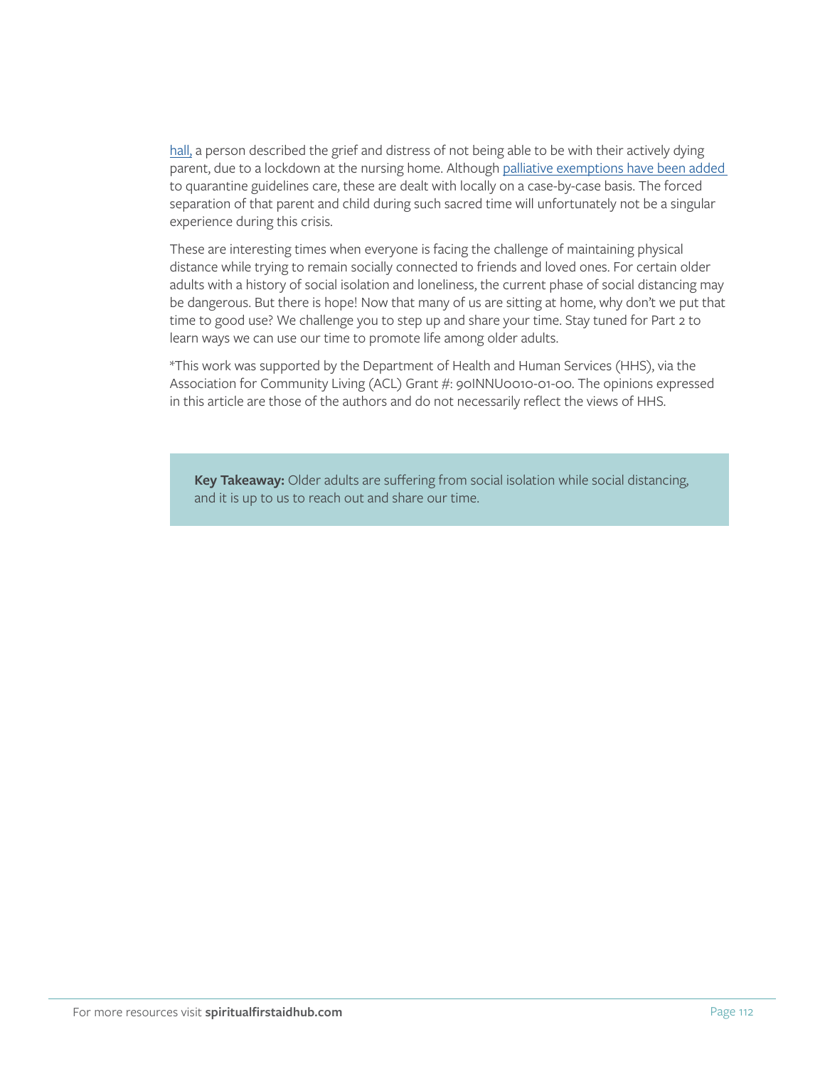hall, a person described the grief and distress of not being able to be with their actively dying parent, due to a lockdown at the nursing home. Although palliative exemptions have been added to quarantine guidelines care, these are dealt with locally on a case-by-case basis. The forced separation of that parent and child during such sacred time will unfortunately not be a singular experience during this crisis.

These are interesting times when everyone is facing the challenge of maintaining physical distance while trying to remain socially connected to friends and loved ones. For certain older adults with a history of social isolation and loneliness, the current phase of social distancing may be dangerous. But there is hope! Now that many of us are sitting at home, why don't we put that time to good use? We challenge you to step up and share your time. Stay tuned for Part 2 to learn ways we can use our time to promote life among older adults.

*This work was supported by the Department of Health and Human Services (HHS), via the Association for Community Living (ACL) Grant #: 90INNU0010-01-00. The opinions expressed in this article are those of the authors and do not necessarily reflect the views of HHS.

**Key Takeaway:** Older adults are suffering from social isolation while social distancing, and it is up to us to reach out and share our time.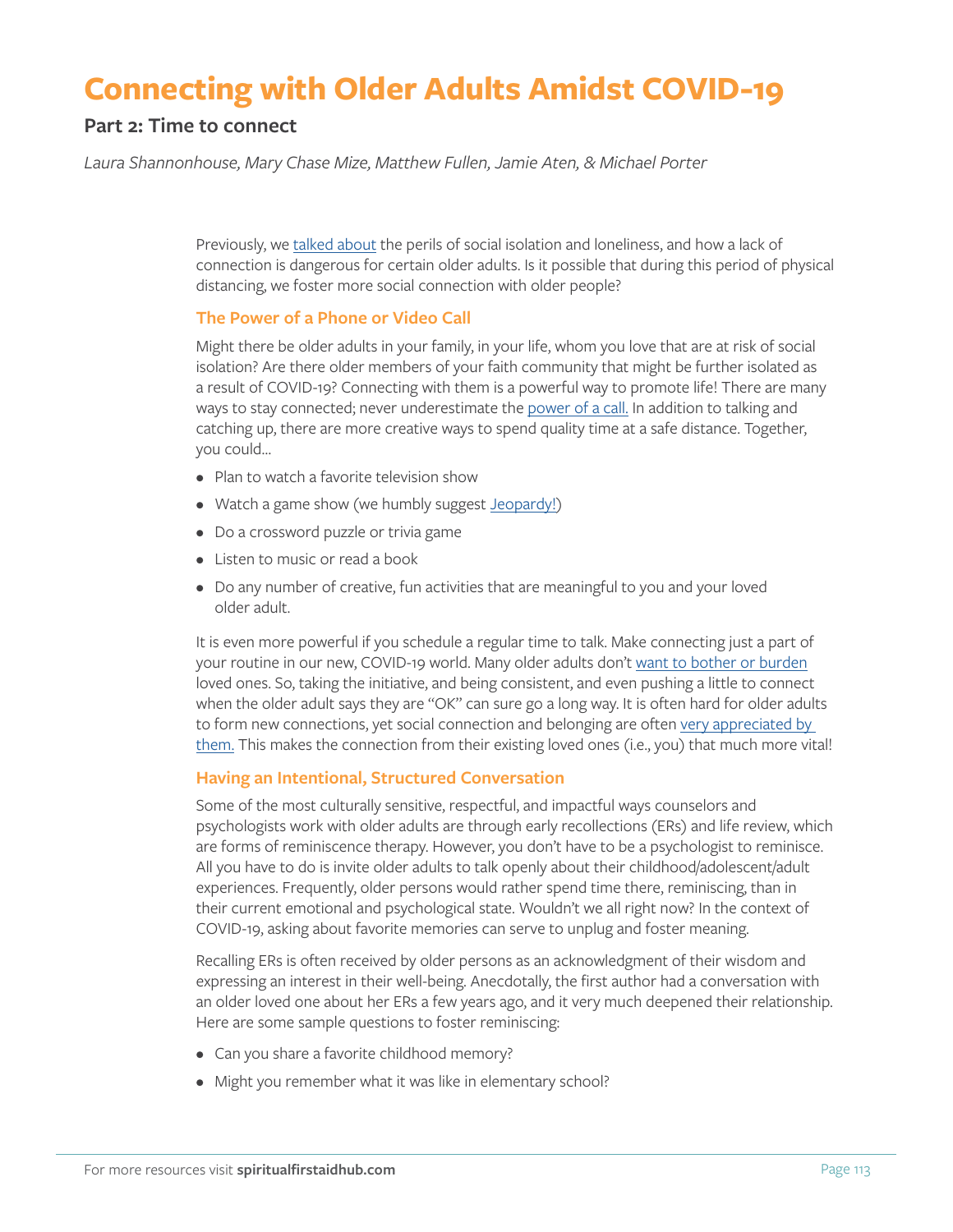# Connecting with Older Adults Amidst COVID-19

## Part 2: Time to connect

*Laura Shannonhouse, Mary Chase Mize, Matthew Fullen, Jamie Aten, & Michael Porter*

Previously, we talked about the perils of social isolation and loneliness, and how a lack of connection is dangerous for certain older adults. Is it possible that during this period of physical distancing, we foster more social connection with older people?

### The Power of a Phone or Video Call

Might there be older adults in your family, in your life, whom you love that are at risk of social isolation? Are there older members of your faith community that might be further isolated as a result of COVID-19? Connecting with them is a powerful way to promote life! There are many ways to stay connected; never underestimate the power of a call. In addition to talking and catching up, there are more creative ways to spend quality time at a safe distance. Together, you could...

- Plan to watch a favorite television show
- Watch a game show (we humbly suggest Jeopardy!)
- Do a crossword puzzle or trivia game
- Listen to music or read a book
- Do any number of creative, fun activities that are meaningful to you and your loved older adult.

It is even more powerful if you schedule a regular time to talk. Make connecting just a part of your routine in our new, COVID-19 world. Many older adults don't want to bother or burden loved ones. So, taking the initiative, and being consistent, and even pushing a little to connect when the older adult says they are "OK" can sure go a long way. It is often hard for older adults to form new connections, yet social connection and belonging are often very appreciated by them. This makes the connection from their existing loved ones (i.e., you) that much more vital!

### Having an Intentional, Structured Conversation

Some of the most culturally sensitive, respectful, and impactful ways counselors and psychologists work with older adults are through early recollections (ERs) and life review, which are forms of reminiscence therapy. However, you don't have to be a psychologist to reminisce. All you have to do is invite older adults to talk openly about their childhood/adolescent/adult experiences. Frequently, older persons would rather spend time there, reminiscing, than in their current emotional and psychological state. Wouldn't we all right now? In the context of COVID-19, asking about favorite memories can serve to unplug and foster meaning.

Recalling ERs is often received by older persons as an acknowledgment of their wisdom and expressing an interest in their well-being. Anecdotally, the first author had a conversation with an older loved one about her ERs a few years ago, and it very much deepened their relationship. Here are some sample questions to foster reminiscing:

- Can you share a favorite childhood memory?
- Might you remember what it was like in elementary school?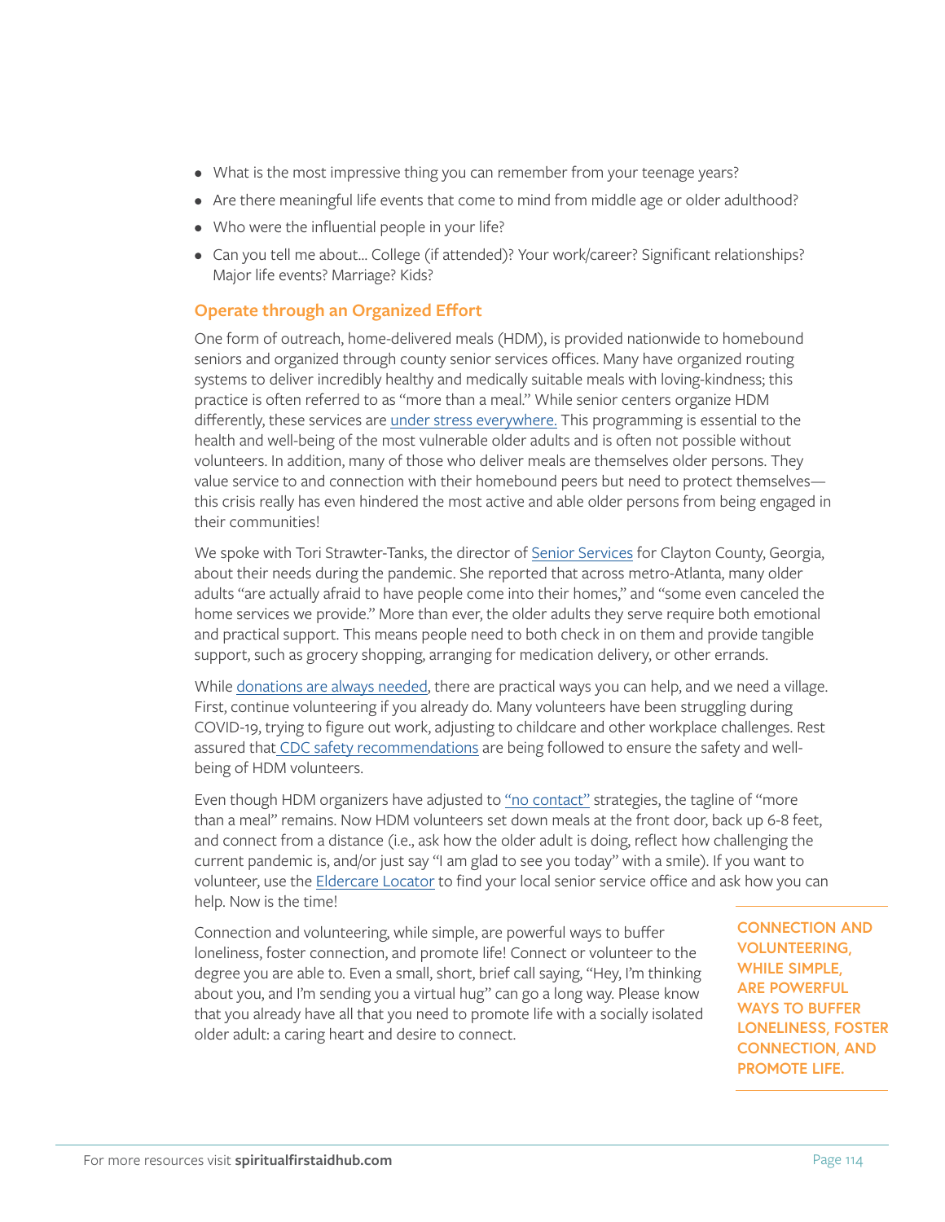- What is the most impressive thing you can remember from your teenage years?
- Are there meaningful life events that come to mind from middle age or older adulthood?
- Who were the influential people in your life?
- Can you tell me about… College (if attended)? Your work/career? Significant relationships? Major life events? Marriage? Kids?

### Operate through an Organized Effort

One form of outreach, home-delivered meals (HDM), is provided nationwide to homebound seniors and organized through county senior services offices. Many have organized routing systems to deliver incredibly healthy and medically suitable meals with loving-kindness; this practice is often referred to as "more than a meal." While senior centers organize HDM differently, these services are under stress everywhere. This programming is essential to the health and well-being of the most vulnerable older adults and is often not possible without volunteers. In addition, many of those who deliver meals are themselves older persons. They value service to and connection with their homebound peers but need to protect themselves—this crisis really has even hindered the most active and able older persons from being engaged in their communities!

We spoke with Tori Strawter-Tanks, the director of Senior Services for Clayton County, Georgia, about their needs during the pandemic. She reported that across metro-Atlanta, many older adults "are actually afraid to have people come into their homes," and "some even canceled the home services we provide." More than ever, the older adults they serve require both emotional and practical support. This means people need to both check in on them and provide tangible support, such as grocery shopping, arranging for medication delivery, or other errands.

While donations are always needed, there are practical ways you can help, and we need a village. First, continue volunteering if you already do. Many volunteers have been struggling during COVID-19, trying to figure out work, adjusting to childcare and other workplace challenges. Rest assured that CDC safety recommendations are being followed to ensure the safety and well-being of HDM volunteers.

Even though HDM organizers have adjusted to "no contact" strategies, the tagline of "more than a meal" remains. Now HDM volunteers set down meals at the front door, back up 6-8 feet, and connect from a distance (i.e., ask how the older adult is doing, reflect how challenging the current pandemic is, and/or just say "I am glad to see you today" with a smile). If you want to volunteer, use the Eldercare Locator to find your local senior service office and ask how you can help. Now is the time!

Connection and volunteering, while simple, are powerful ways to buffer loneliness, foster connection, and promote life! Connect or volunteer to the degree you are able to. Even a small, short, brief call saying, "Hey, I'm thinking about you, and I'm sending you a virtual hug" can go a long way. Please know that you already have all that you need to promote life with a socially isolated older adult: a caring heart and desire to connect.

**CONNECTION AND VOLUNTEERING, WHILE SIMPLE, ARE POWERFUL WAYS TO BUFFER LONELINESS, FOSTER CONNECTION, AND PROMOTE LIFE.**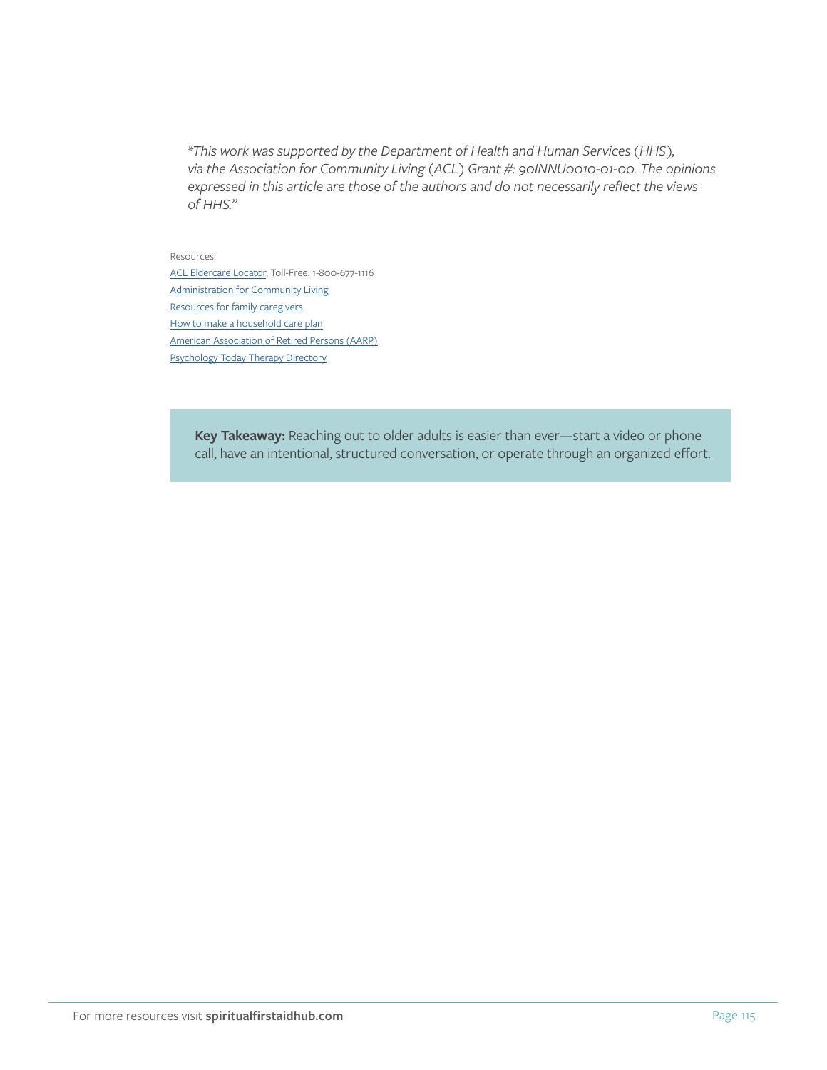*"This work was supported by the Department of Health and Human Services (HHS), via the Association for Community Living (ACL) Grant #: 90INNU0010-01-00. The opinions expressed in this article are those of the authors and do not necessarily reflect the views of HHS."*

Resources:
ACL Eldercare Locator, Toll-Free: 1-800-677-1116
Administration for Community Living
Resources for family caregivers
How to make a household care plan
American Association of Retired Persons (AARP)
Psychology Today Therapy Directory

**Key Takeaway:** Reaching out to older adults is easier than ever—start a video or phone call, have an intentional, structured conversation, or operate through an organized effort.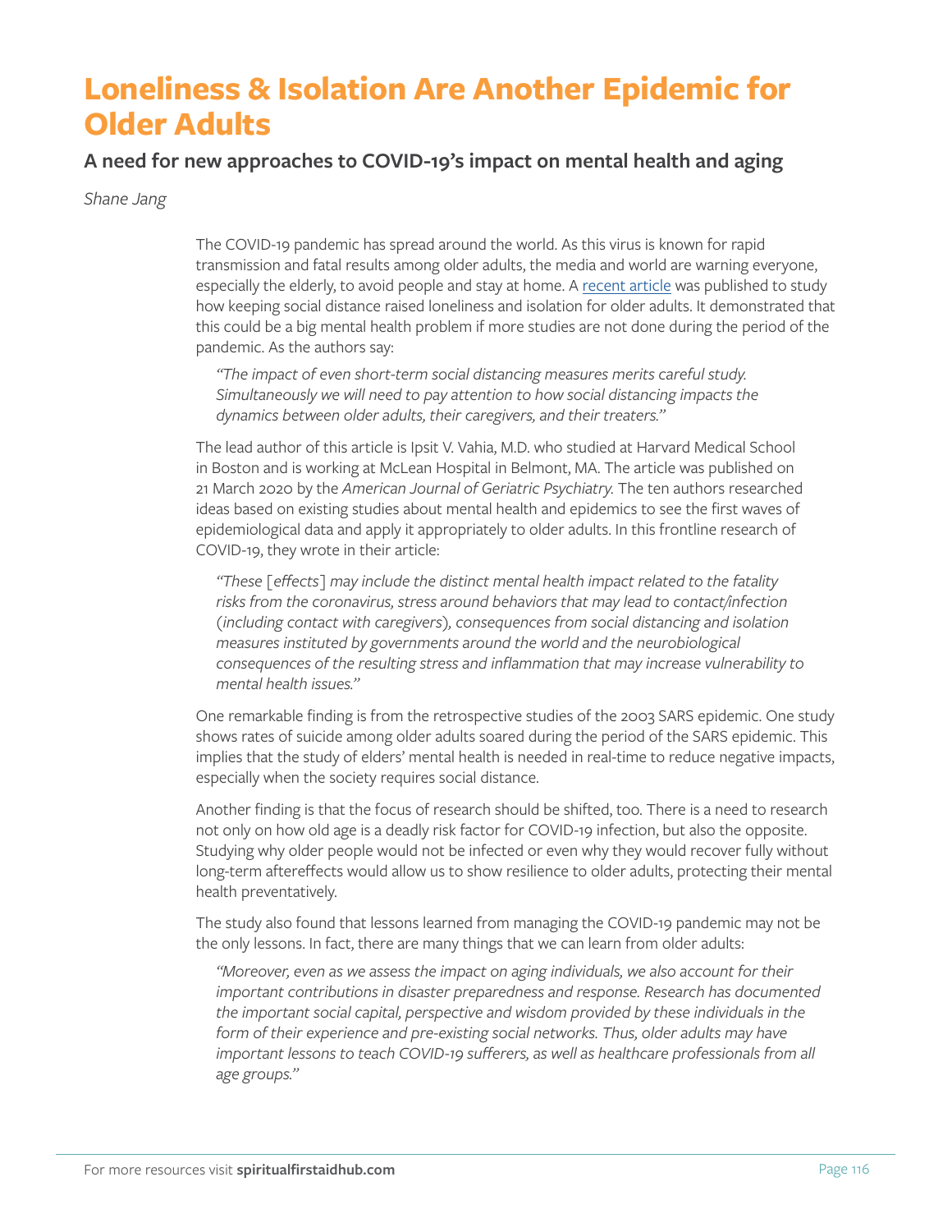# Loneliness & Isolation Are Another Epidemic for Older Adults

## A need for new approaches to COVID-19's impact on mental health and aging

*Shane Jang*

The COVID-19 pandemic has spread around the world. As this virus is known for rapid transmission and fatal results among older adults, the media and world are warning everyone, especially the elderly, to avoid people and stay at home. A recent article was published to study how keeping social distance raised loneliness and isolation for older adults. It demonstrated that this could be a big mental health problem if more studies are not done during the period of the pandemic. As the authors say:

> *"The impact of even short-term social distancing measures merits careful study. Simultaneously we will need to pay attention to how social distancing impacts the dynamics between older adults, their caregivers, and their treaters."*

The lead author of this article is Ipsit V. Vahia, M.D. who studied at Harvard Medical School in Boston and is working at McLean Hospital in Belmont, MA. The article was published on 21 March 2020 by the *American Journal of Geriatric Psychiatry.* The ten authors researched ideas based on existing studies about mental health and epidemics to see the first waves of epidemiological data and apply it appropriately to older adults. In this frontline research of COVID-19, they wrote in their article:

> *"These [effects] may include the distinct mental health impact related to the fatality risks from the coronavirus, stress around behaviors that may lead to contact/infection (including contact with caregivers), consequences from social distancing and isolation measures instituted by governments around the world and the neurobiological consequences of the resulting stress and inflammation that may increase vulnerability to mental health issues."*

One remarkable finding is from the retrospective studies of the 2003 SARS epidemic. One study shows rates of suicide among older adults soared during the period of the SARS epidemic. This implies that the study of elders' mental health is needed in real-time to reduce negative impacts, especially when the society requires social distance.

Another finding is that the focus of research should be shifted, too. There is a need to research not only on how old age is a deadly risk factor for COVID-19 infection, but also the opposite. Studying why older people would not be infected or even why they would recover fully without long-term aftereffects would allow us to show resilience to older adults, protecting their mental health preventatively.

The study also found that lessons learned from managing the COVID-19 pandemic may not be the only lessons. In fact, there are many things that we can learn from older adults:

> *"Moreover, even as we assess the impact on aging individuals, we also account for their important contributions in disaster preparedness and response. Research has documented the important social capital, perspective and wisdom provided by these individuals in the form of their experience and pre-existing social networks. Thus, older adults may have important lessons to teach COVID-19 sufferers, as well as healthcare professionals from all age groups."*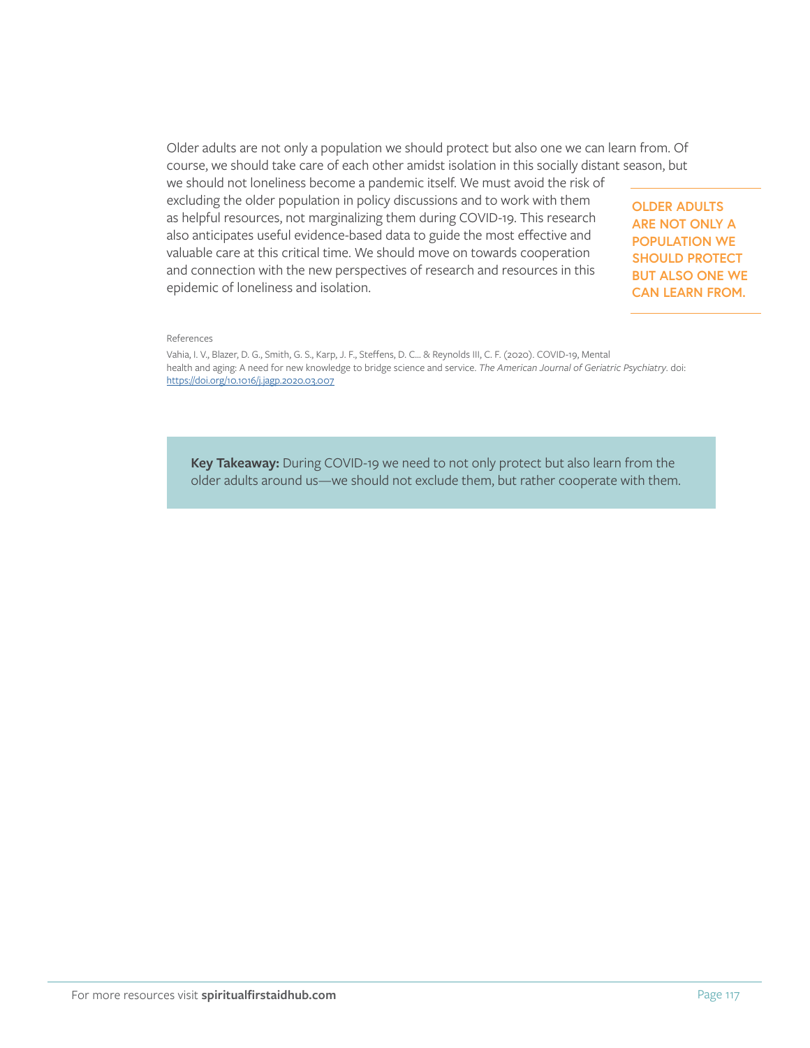Older adults are not only a population we should protect but also one we can learn from. Of course, we should take care of each other amidst isolation in this socially distant season, but we should not loneliness become a pandemic itself. We must avoid the risk of excluding the older population in policy discussions and to work with them as helpful resources, not marginalizing them during COVID-19. This research also anticipates useful evidence-based data to guide the most effective and valuable care at this critical time. We should move on towards cooperation and connection with the new perspectives of research and resources in this epidemic of loneliness and isolation.

**OLDER ADULTS ARE NOT ONLY A POPULATION WE SHOULD PROTECT BUT ALSO ONE WE CAN LEARN FROM.**

References

Vahia, I. V., Blazer, D. G., Smith, G. S., Karp, J. F., Steffens, D. C... & Reynolds III, C. F. (2020). COVID-19, Mental health and aging: A need for new knowledge to bridge science and service. *The American Journal of Geriatric Psychiatry*. doi: https://doi.org/10.1016/j.jagp.2020.03.007

**Key Takeaway:** During COVID-19 we need to not only protect but also learn from the older adults around us—we should not exclude them, but rather cooperate with them.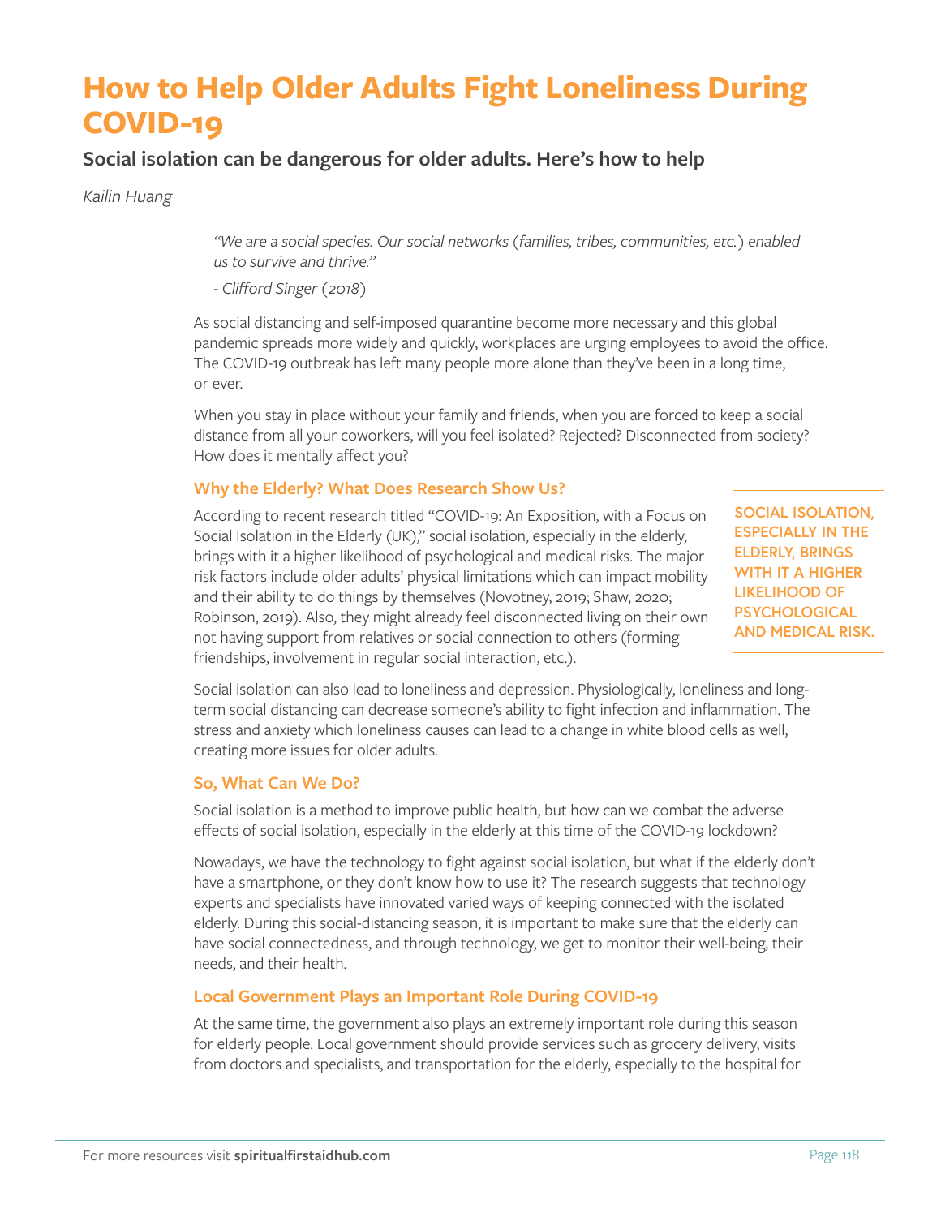# How to Help Older Adults Fight Loneliness During COVID-19

## Social isolation can be dangerous for older adults. Here's how to help

*Kailin Huang*

> *"We are a social species. Our social networks (families, tribes, communities, etc.) enabled us to survive and thrive."*
>
> *- Clifford Singer (2018)*

As social distancing and self-imposed quarantine become more necessary and this global pandemic spreads more widely and quickly, workplaces are urging employees to avoid the office. The COVID-19 outbreak has left many people more alone than they've been in a long time, or ever.

When you stay in place without your family and friends, when you are forced to keep a social distance from all your coworkers, will you feel isolated? Rejected? Disconnected from society? How does it mentally affect you?

### Why the Elderly? What Does Research Show Us?

According to recent research titled "COVID-19: An Exposition, with a Focus on Social Isolation in the Elderly (UK)," social isolation, especially in the elderly, brings with it a higher likelihood of psychological and medical risks. The major risk factors include older adults' physical limitations which can impact mobility and their ability to do things by themselves (Novotney, 2019; Shaw, 2020; Robinson, 2019). Also, they might already feel disconnected living on their own not having support from relatives or social connection to others (forming friendships, involvement in regular social interaction, etc.).

> **SOCIAL ISOLATION, ESPECIALLY IN THE ELDERLY, BRINGS WITH IT A HIGHER LIKELIHOOD OF PSYCHOLOGICAL AND MEDICAL RISK.**

Social isolation can also lead to loneliness and depression. Physiologically, loneliness and long-term social distancing can decrease someone's ability to fight infection and inflammation. The stress and anxiety which loneliness causes can lead to a change in white blood cells as well, creating more issues for older adults.

### So, What Can We Do?

Social isolation is a method to improve public health, but how can we combat the adverse effects of social isolation, especially in the elderly at this time of the COVID-19 lockdown?

Nowadays, we have the technology to fight against social isolation, but what if the elderly don't have a smartphone, or they don't know how to use it? The research suggests that technology experts and specialists have innovated varied ways of keeping connected with the isolated elderly. During this social-distancing season, it is important to make sure that the elderly can have social connectedness, and through technology, we get to monitor their well-being, their needs, and their health.

### Local Government Plays an Important Role During COVID-19

At the same time, the government also plays an extremely important role during this season for elderly people. Local government should provide services such as grocery delivery, visits from doctors and specialists, and transportation for the elderly, especially to the hospital for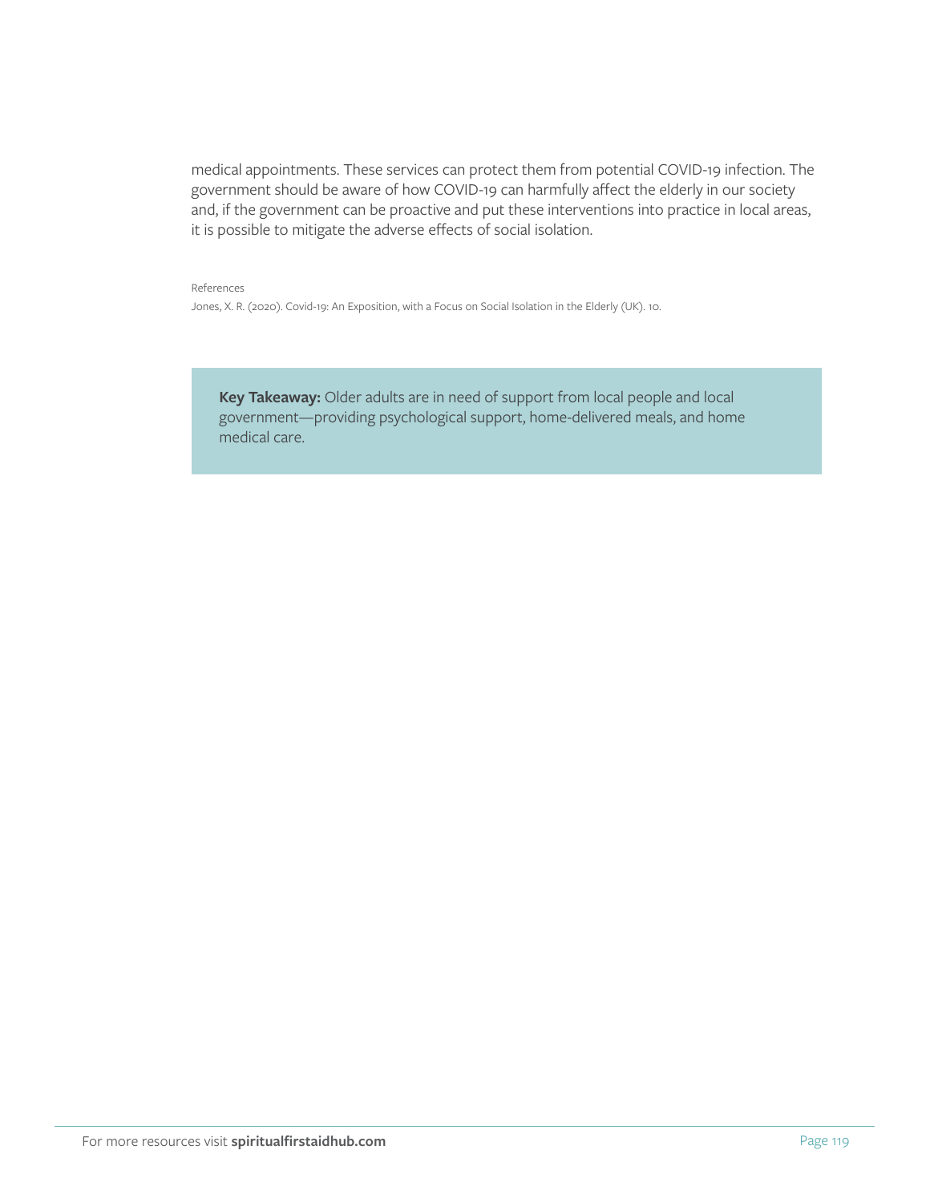medical appointments. These services can protect them from potential COVID-19 infection. The government should be aware of how COVID-19 can harmfully affect the elderly in our society and, if the government can be proactive and put these interventions into practice in local areas, it is possible to mitigate the adverse effects of social isolation.

References

Jones, X. R. (2020). Covid-19: An Exposition, with a Focus on Social Isolation in the Elderly (UK). 10.

**Key Takeaway:** Older adults are in need of support from local people and local government—providing psychological support, home-delivered meals, and home medical care.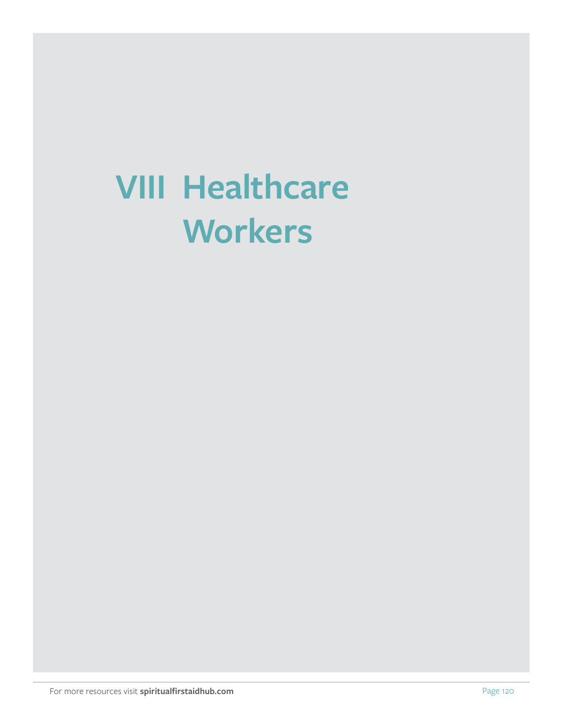# VIII Healthcare Workers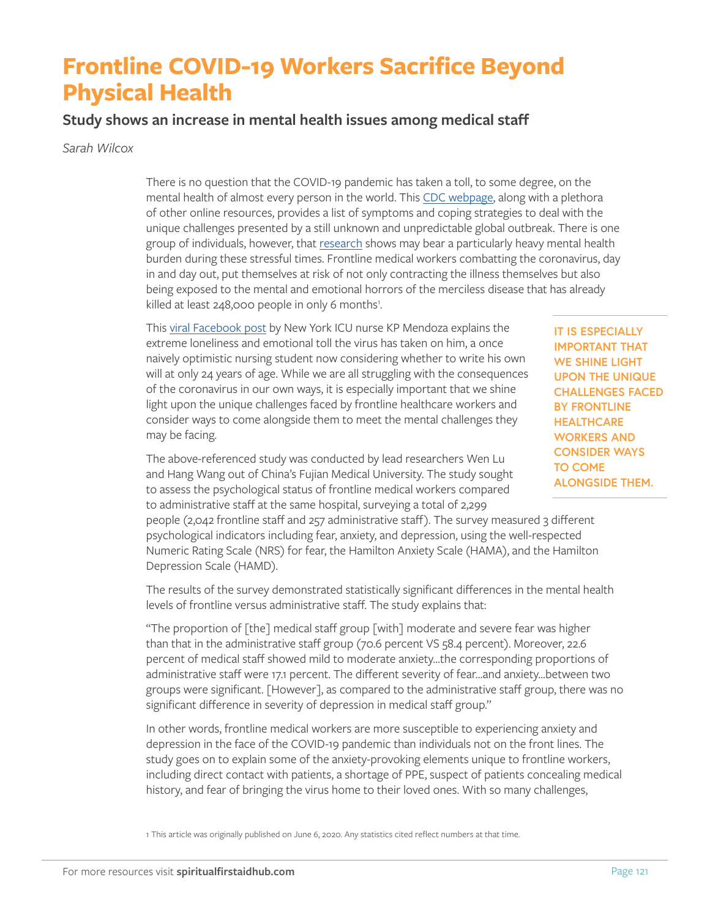# Frontline COVID-19 Workers Sacrifice Beyond Physical Health

## Study shows an increase in mental health issues among medical staff

*Sarah Wilcox*

There is no question that the COVID-19 pandemic has taken a toll, to some degree, on the mental health of almost every person in the world. This CDC webpage, along with a plethora of other online resources, provides a list of symptoms and coping strategies to deal with the unique challenges presented by a still unknown and unpredictable global outbreak. There is one group of individuals, however, that research shows may bear a particularly heavy mental health burden during these stressful times. Frontline medical workers combatting the coronavirus, day in and day out, put themselves at risk of not only contracting the illness themselves but also being exposed to the mental and emotional horrors of the merciless disease that has already killed at least 248,000 people in only 6 months[1].

This viral Facebook post by New York ICU nurse KP Mendoza explains the extreme loneliness and emotional toll the virus has taken on him, a once naively optimistic nursing student now considering whether to write his own will at only 24 years of age. While we are all struggling with the consequences of the coronavirus in our own ways, it is especially important that we shine light upon the unique challenges faced by frontline healthcare workers and consider ways to come alongside them to meet the mental challenges they may be facing.

**IT IS ESPECIALLY IMPORTANT THAT WE SHINE LIGHT UPON THE UNIQUE CHALLENGES FACED BY FRONTLINE HEALTHCARE WORKERS AND CONSIDER WAYS TO COME ALONGSIDE THEM.**

The above-referenced study was conducted by lead researchers Wen Lu and Hang Wang out of China's Fujian Medical University. The study sought to assess the psychological status of frontline medical workers compared to administrative staff at the same hospital, surveying a total of 2,299 people (2,042 frontline staff and 257 administrative staff). The survey measured 3 different psychological indicators including fear, anxiety, and depression, using the well-respected Numeric Rating Scale (NRS) for fear, the Hamilton Anxiety Scale (HAMA), and the Hamilton Depression Scale (HAMD).

The results of the survey demonstrated statistically significant differences in the mental health levels of frontline versus administrative staff. The study explains that:

"The proportion of [the] medical staff group [with] moderate and severe fear was higher than that in the administrative staff group (70.6 percent VS 58.4 percent). Moreover, 22.6 percent of medical staff showed mild to moderate anxiety...the corresponding proportions of administrative staff were 17.1 percent. The different severity of fear...and anxiety...between two groups were significant. [However], as compared to the administrative staff group, there was no significant difference in severity of depression in medical staff group."

In other words, frontline medical workers are more susceptible to experiencing anxiety and depression in the face of the COVID-19 pandemic than individuals not on the front lines. The study goes on to explain some of the anxiety-provoking elements unique to frontline workers, including direct contact with patients, a shortage of PPE, suspect of patients concealing medical history, and fear of bringing the virus home to their loved ones. With so many challenges,

[1] This article was originally published on June 6, 2020. Any statistics cited reflect numbers at that time.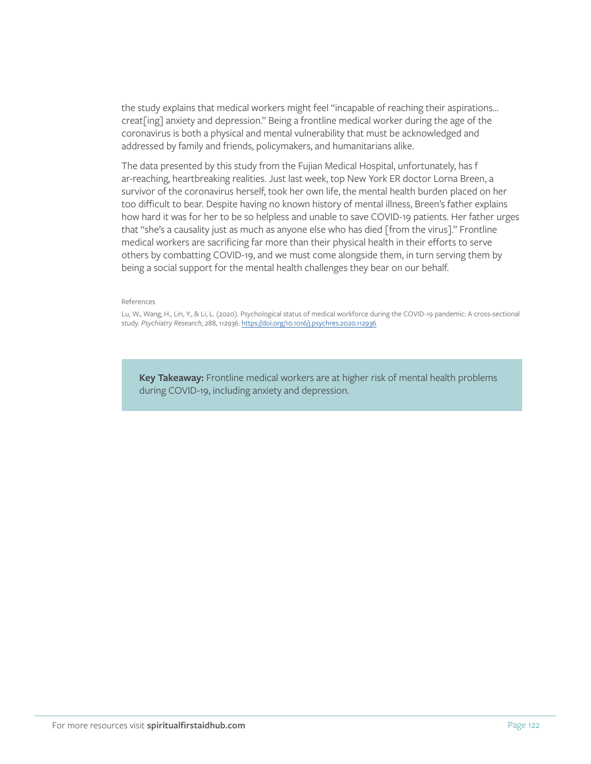the study explains that medical workers might feel "incapable of reaching their aspirations… creat[ing] anxiety and depression." Being a frontline medical worker during the age of the coronavirus is both a physical and mental vulnerability that must be acknowledged and addressed by family and friends, policymakers, and humanitarians alike.

The data presented by this study from the Fujian Medical Hospital, unfortunately, has f ar-reaching, heartbreaking realities. Just last week, top New York ER doctor Lorna Breen, a survivor of the coronavirus herself, took her own life, the mental health burden placed on her too difficult to bear. Despite having no known history of mental illness, Breen's father explains how hard it was for her to be so helpless and unable to save COVID-19 patients. Her father urges that "she's a causality just as much as anyone else who has died [from the virus]." Frontline medical workers are sacrificing far more than their physical health in their efforts to serve others by combatting COVID-19, and we must come alongside them, in turn serving them by being a social support for the mental health challenges they bear on our behalf.

References

Lu, W., Wang, H., Lin, Y., & Li, L. (2020). Psychological status of medical workforce during the COVID-19 pandemic: A cross-sectional study. *Psychiatry Research*, 288, 112936. https://doi.org/10.1016/j.psychres.2020.112936

**Key Takeaway:** Frontline medical workers are at higher risk of mental health problems during COVID-19, including anxiety and depression.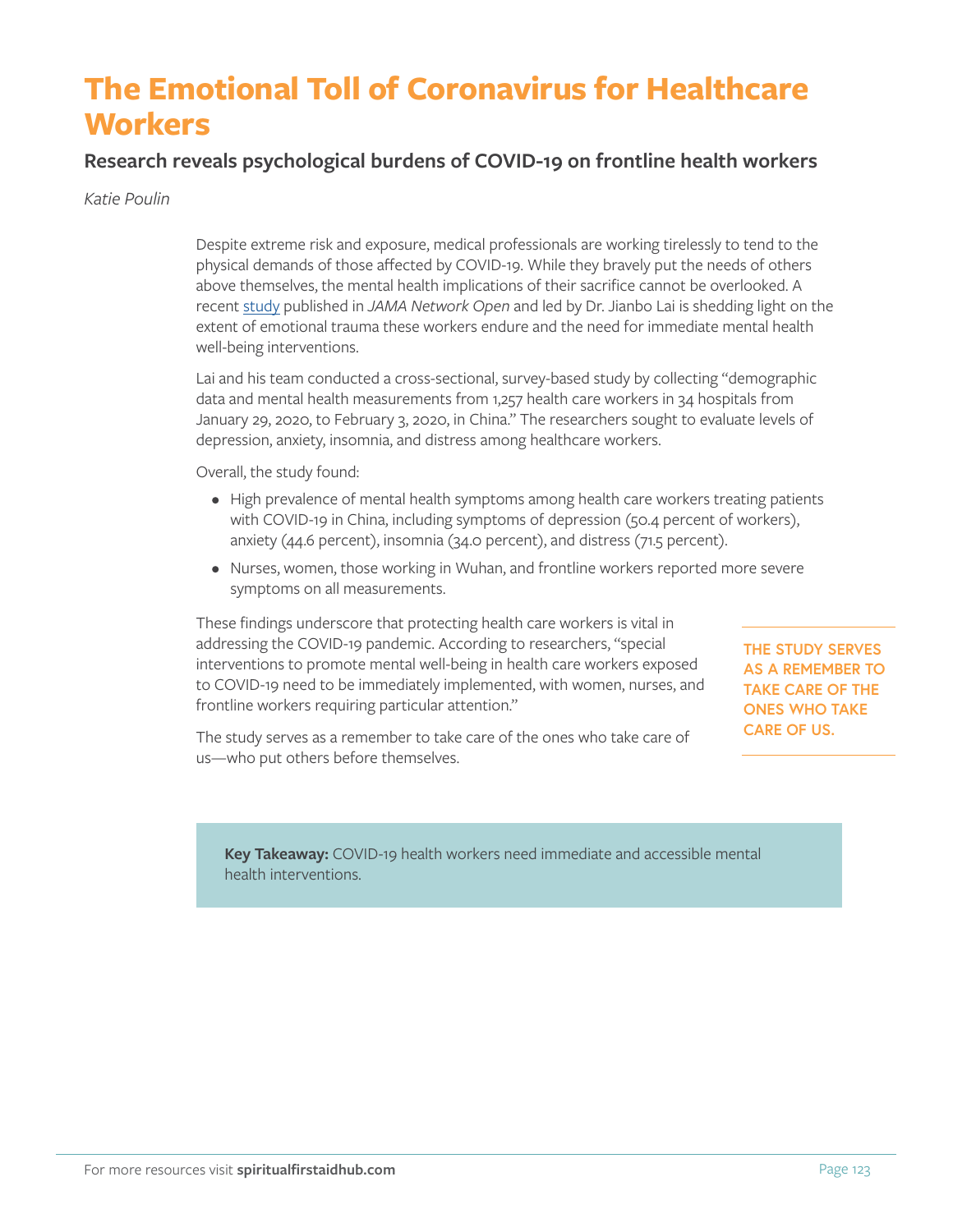# The Emotional Toll of Coronavirus for Healthcare Workers

## Research reveals psychological burdens of COVID-19 on frontline health workers

*Katie Poulin*

Despite extreme risk and exposure, medical professionals are working tirelessly to tend to the physical demands of those affected by COVID-19. While they bravely put the needs of others above themselves, the mental health implications of their sacrifice cannot be overlooked. A recent study published in *JAMA Network Open* and led by Dr. Jianbo Lai is shedding light on the extent of emotional trauma these workers endure and the need for immediate mental health well-being interventions.

Lai and his team conducted a cross-sectional, survey-based study by collecting "demographic data and mental health measurements from 1,257 health care workers in 34 hospitals from January 29, 2020, to February 3, 2020, in China." The researchers sought to evaluate levels of depression, anxiety, insomnia, and distress among healthcare workers.

Overall, the study found:

- High prevalence of mental health symptoms among health care workers treating patients with COVID-19 in China, including symptoms of depression (50.4 percent of workers), anxiety (44.6 percent), insomnia (34.0 percent), and distress (71.5 percent).
- Nurses, women, those working in Wuhan, and frontline workers reported more severe symptoms on all measurements.

These findings underscore that protecting health care workers is vital in addressing the COVID-19 pandemic. According to researchers, "special interventions to promote mental well-being in health care workers exposed to COVID-19 need to be immediately implemented, with women, nurses, and frontline workers requiring particular attention."

The study serves as a remember to take care of the ones who take care of us—who put others before themselves.

**THE STUDY SERVES AS A REMEMBER TO TAKE CARE OF THE ONES WHO TAKE CARE OF US.**

**Key Takeaway:** COVID-19 health workers need immediate and accessible mental health interventions.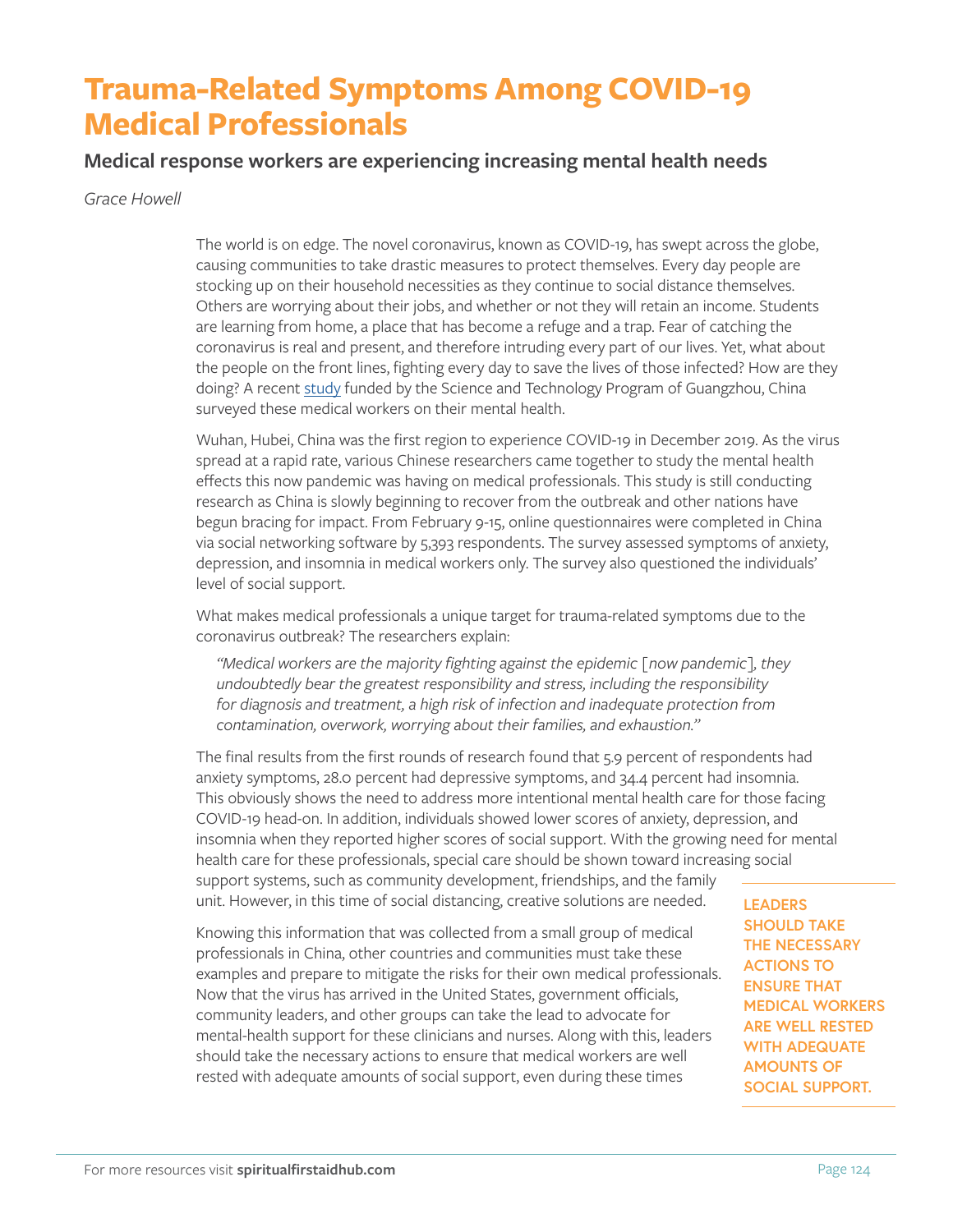# Trauma-Related Symptoms Among COVID-19 Medical Professionals

## Medical response workers are experiencing increasing mental health needs

*Grace Howell*

The world is on edge. The novel coronavirus, known as COVID-19, has swept across the globe, causing communities to take drastic measures to protect themselves. Every day people are stocking up on their household necessities as they continue to social distance themselves. Others are worrying about their jobs, and whether or not they will retain an income. Students are learning from home, a place that has become a refuge and a trap. Fear of catching the coronavirus is real and present, and therefore intruding every part of our lives. Yet, what about the people on the front lines, fighting every day to save the lives of those infected? How are they doing? A recent study funded by the Science and Technology Program of Guangzhou, China surveyed these medical workers on their mental health.

Wuhan, Hubei, China was the first region to experience COVID-19 in December 2019. As the virus spread at a rapid rate, various Chinese researchers came together to study the mental health effects this now pandemic was having on medical professionals. This study is still conducting research as China is slowly beginning to recover from the outbreak and other nations have begun bracing for impact. From February 9-15, online questionnaires were completed in China via social networking software by 5,393 respondents. The survey assessed symptoms of anxiety, depression, and insomnia in medical workers only. The survey also questioned the individuals' level of social support.

What makes medical professionals a unique target for trauma-related symptoms due to the coronavirus outbreak? The researchers explain:

> *"Medical workers are the majority fighting against the epidemic [now pandemic], they undoubtedly bear the greatest responsibility and stress, including the responsibility for diagnosis and treatment, a high risk of infection and inadequate protection from contamination, overwork, worrying about their families, and exhaustion."*

The final results from the first rounds of research found that 5.9 percent of respondents had anxiety symptoms, 28.0 percent had depressive symptoms, and 34.4 percent had insomnia. This obviously shows the need to address more intentional mental health care for those facing COVID-19 head-on. In addition, individuals showed lower scores of anxiety, depression, and insomnia when they reported higher scores of social support. With the growing need for mental health care for these professionals, special care should be shown toward increasing social support systems, such as community development, friendships, and the family unit. However, in this time of social distancing, creative solutions are needed.

Knowing this information that was collected from a small group of medical professionals in China, other countries and communities must take these examples and prepare to mitigate the risks for their own medical professionals. Now that the virus has arrived in the United States, government officials, community leaders, and other groups can take the lead to advocate for mental-health support for these clinicians and nurses. Along with this, leaders should take the necessary actions to ensure that medical workers are well rested with adequate amounts of social support, even during these times

**LEADERS SHOULD TAKE THE NECESSARY ACTIONS TO ENSURE THAT MEDICAL WORKERS ARE WELL RESTED WITH ADEQUATE AMOUNTS OF SOCIAL SUPPORT.**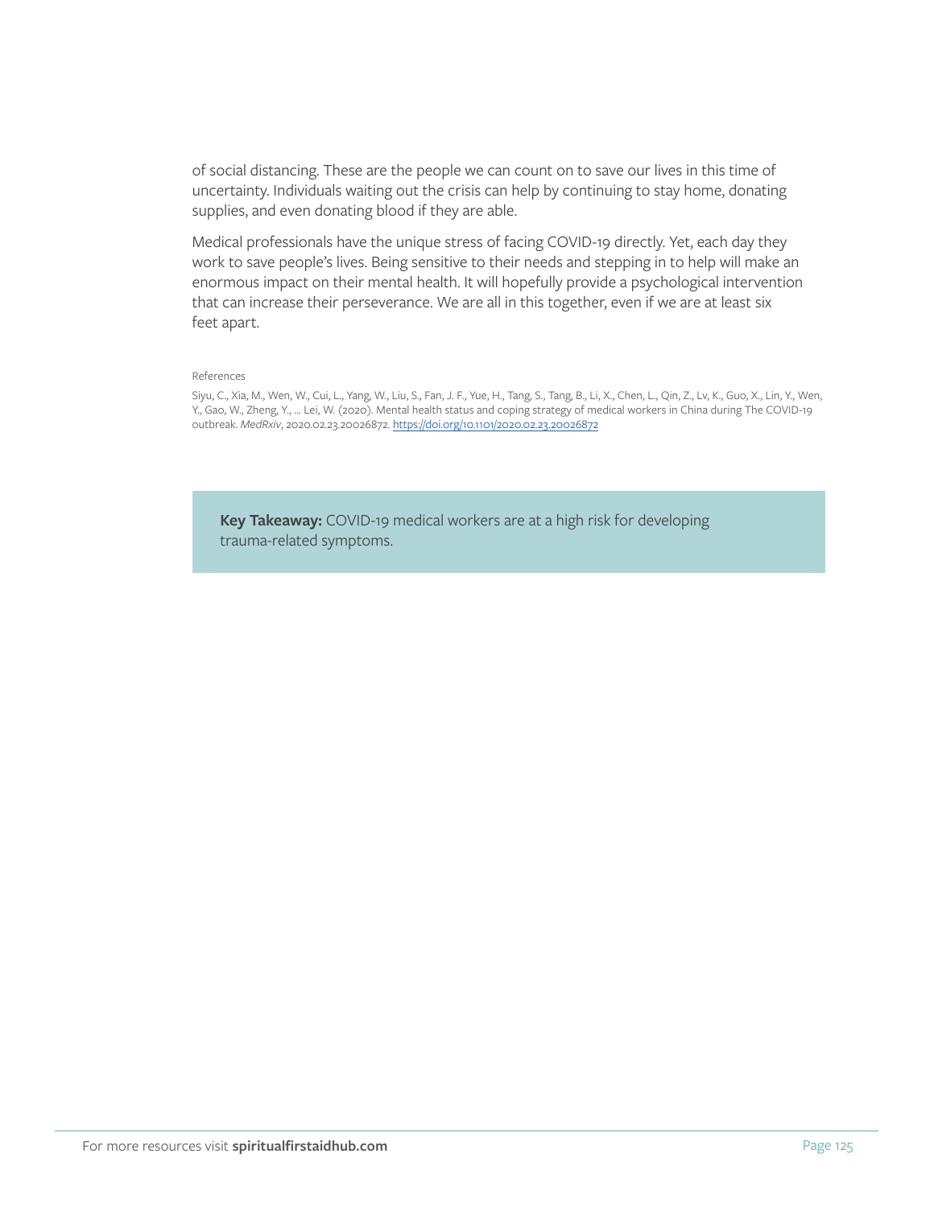of social distancing. These are the people we can count on to save our lives in this time of uncertainty. Individuals waiting out the crisis can help by continuing to stay home, donating supplies, and even donating blood if they are able.

Medical professionals have the unique stress of facing COVID-19 directly. Yet, each day they work to save people's lives. Being sensitive to their needs and stepping in to help will make an enormous impact on their mental health. It will hopefully provide a psychological intervention that can increase their perseverance. We are all in this together, even if we are at least six feet apart.

References

Siyu, C., Xia, M., Wen, W., Cui, L., Yang, W., Liu, S., Fan, J. F., Yue, H., Tang, S., Tang, B., Li, X., Chen, L., Qin, Z., Lv, K., Guo, X., Lin, Y., Wen, Y., Gao, W., Zheng, Y., ... Lei, W. (2020). Mental health status and coping strategy of medical workers in China during The COVID-19 outbreak. *MedRxiv*, 2020.02.23.20026872. https://doi.org/10.1101/2020.02.23.20026872

**Key Takeaway:** COVID-19 medical workers are at a high risk for developing trauma-related symptoms.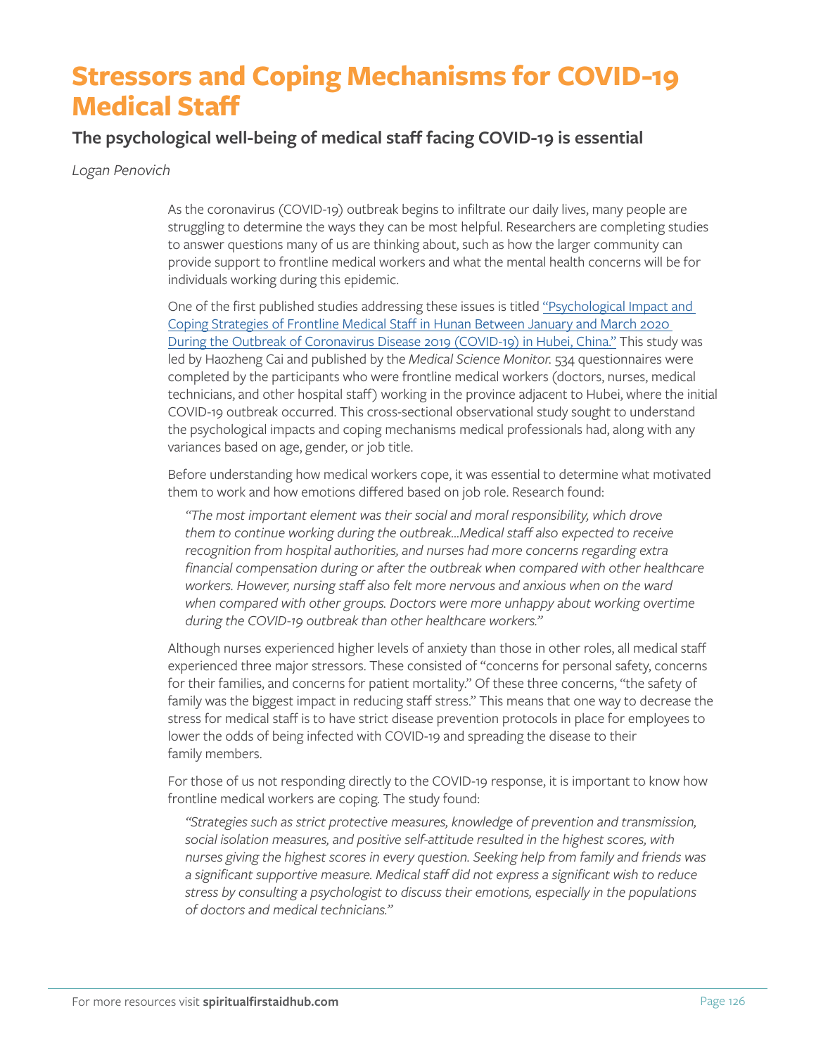# Stressors and Coping Mechanisms for COVID-19 Medical Staff

## The psychological well-being of medical staff facing COVID-19 is essential

*Logan Penovich*

As the coronavirus (COVID-19) outbreak begins to infiltrate our daily lives, many people are struggling to determine the ways they can be most helpful. Researchers are completing studies to answer questions many of us are thinking about, such as how the larger community can provide support to frontline medical workers and what the mental health concerns will be for individuals working during this epidemic.

One of the first published studies addressing these issues is titled "Psychological Impact and Coping Strategies of Frontline Medical Staff in Hunan Between January and March 2020 During the Outbreak of Coronavirus Disease 2019 (COVID-19) in Hubei, China." This study was led by Haozheng Cai and published by the *Medical Science Monitor*. 534 questionnaires were completed by the participants who were frontline medical workers (doctors, nurses, medical technicians, and other hospital staff) working in the province adjacent to Hubei, where the initial COVID-19 outbreak occurred. This cross-sectional observational study sought to understand the psychological impacts and coping mechanisms medical professionals had, along with any variances based on age, gender, or job title.

Before understanding how medical workers cope, it was essential to determine what motivated them to work and how emotions differed based on job role. Research found:

> *"The most important element was their social and moral responsibility, which drove them to continue working during the outbreak...Medical staff also expected to receive recognition from hospital authorities, and nurses had more concerns regarding extra financial compensation during or after the outbreak when compared with other healthcare workers. However, nursing staff also felt more nervous and anxious when on the ward when compared with other groups. Doctors were more unhappy about working overtime during the COVID-19 outbreak than other healthcare workers."*

Although nurses experienced higher levels of anxiety than those in other roles, all medical staff experienced three major stressors. These consisted of "concerns for personal safety, concerns for their families, and concerns for patient mortality." Of these three concerns, "the safety of family was the biggest impact in reducing staff stress." This means that one way to decrease the stress for medical staff is to have strict disease prevention protocols in place for employees to lower the odds of being infected with COVID-19 and spreading the disease to their family members.

For those of us not responding directly to the COVID-19 response, it is important to know how frontline medical workers are coping. The study found:

> *"Strategies such as strict protective measures, knowledge of prevention and transmission, social isolation measures, and positive self-attitude resulted in the highest scores, with nurses giving the highest scores in every question. Seeking help from family and friends was a significant supportive measure. Medical staff did not express a significant wish to reduce stress by consulting a psychologist to discuss their emotions, especially in the populations of doctors and medical technicians."*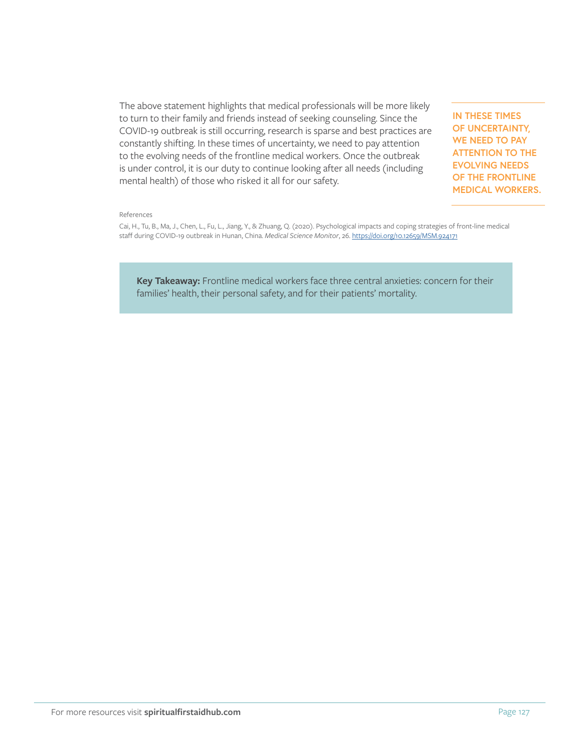The above statement highlights that medical professionals will be more likely to turn to their family and friends instead of seeking counseling. Since the COVID-19 outbreak is still occurring, research is sparse and best practices are constantly shifting. In these times of uncertainty, we need to pay attention to the evolving needs of the frontline medical workers. Once the outbreak is under control, it is our duty to continue looking after all needs (including mental health) of those who risked it all for our safety.

**IN THESE TIMES OF UNCERTAINTY, WE NEED TO PAY ATTENTION TO THE EVOLVING NEEDS OF THE FRONTLINE MEDICAL WORKERS.**

References

Cai, H., Tu, B., Ma, J., Chen, L., Fu, L., Jiang, Y., & Zhuang, Q. (2020). Psychological impacts and coping strategies of front-line medical staff during COVID-19 outbreak in Hunan, China. *Medical Science Monitor*, 26. https://doi.org/10.12659/MSM.924171

**Key Takeaway:** Frontline medical workers face three central anxieties: concern for their families' health, their personal safety, and for their patients' mortality.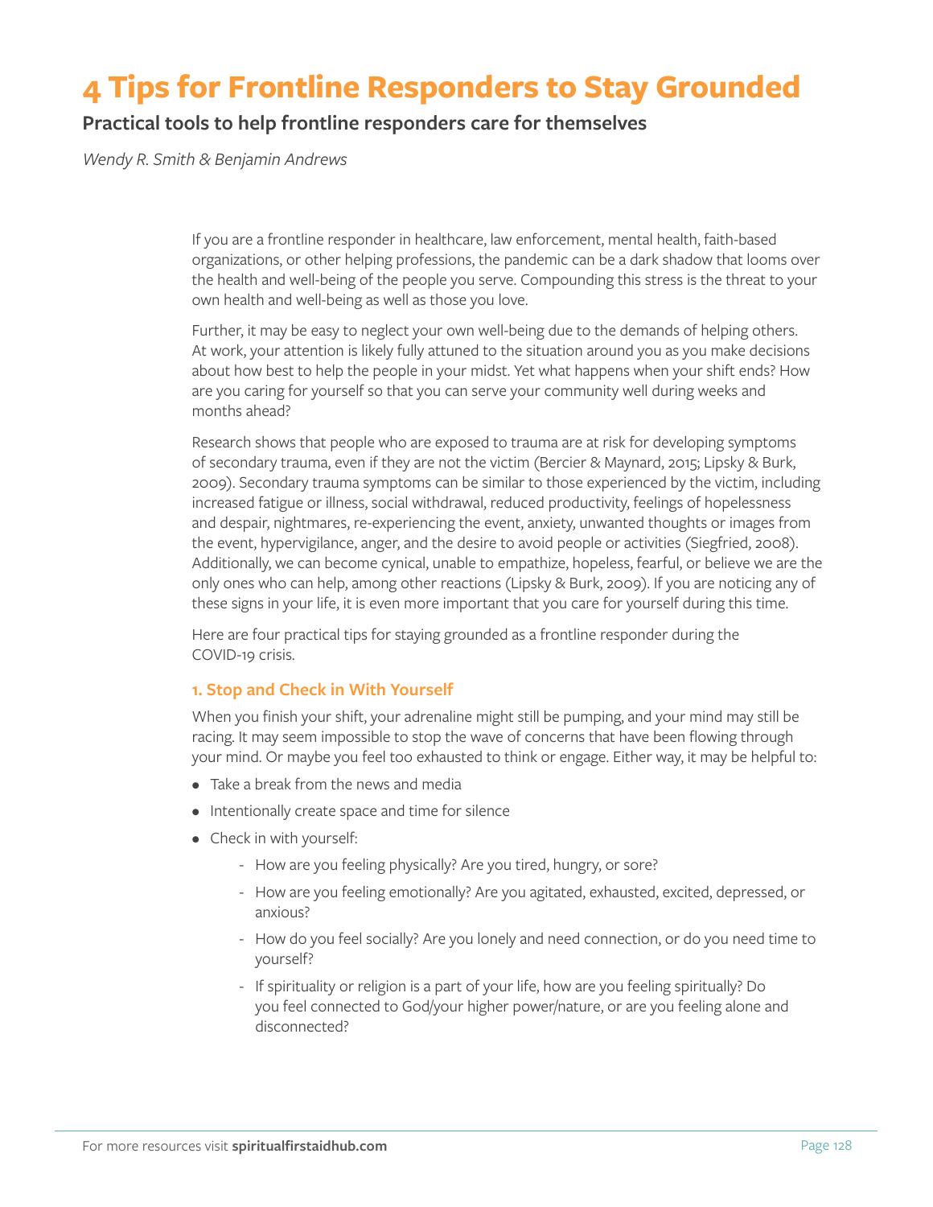# 4 Tips for Frontline Responders to Stay Grounded

## Practical tools to help frontline responders care for themselves

*Wendy R. Smith & Benjamin Andrews*

If you are a frontline responder in healthcare, law enforcement, mental health, faith-based organizations, or other helping professions, the pandemic can be a dark shadow that looms over the health and well-being of the people you serve. Compounding this stress is the threat to your own health and well-being as well as those you love.

Further, it may be easy to neglect your own well-being due to the demands of helping others. At work, your attention is likely fully attuned to the situation around you as you make decisions about how best to help the people in your midst. Yet what happens when your shift ends? How are you caring for yourself so that you can serve your community well during weeks and months ahead?

Research shows that people who are exposed to trauma are at risk for developing symptoms of secondary trauma, even if they are not the victim (Bercier & Maynard, 2015; Lipsky & Burk, 2009). Secondary trauma symptoms can be similar to those experienced by the victim, including increased fatigue or illness, social withdrawal, reduced productivity, feelings of hopelessness and despair, nightmares, re-experiencing the event, anxiety, unwanted thoughts or images from the event, hypervigilance, anger, and the desire to avoid people or activities (Siegfried, 2008). Additionally, we can become cynical, unable to empathize, hopeless, fearful, or believe we are the only ones who can help, among other reactions (Lipsky & Burk, 2009). If you are noticing any of these signs in your life, it is even more important that you care for yourself during this time.

Here are four practical tips for staying grounded as a frontline responder during the COVID-19 crisis.

### 1. Stop and Check in With Yourself

When you finish your shift, your adrenaline might still be pumping, and your mind may still be racing. It may seem impossible to stop the wave of concerns that have been flowing through your mind. Or maybe you feel too exhausted to think or engage. Either way, it may be helpful to:

- Take a break from the news and media
- Intentionally create space and time for silence
- Check in with yourself:
    - How are you feeling physically? Are you tired, hungry, or sore?
    - How are you feeling emotionally? Are you agitated, exhausted, excited, depressed, or anxious?
    - How do you feel socially? Are you lonely and need connection, or do you need time to yourself?
    - If spirituality or religion is a part of your life, how are you feeling spiritually? Do you feel connected to God/your higher power/nature, or are you feeling alone and disconnected?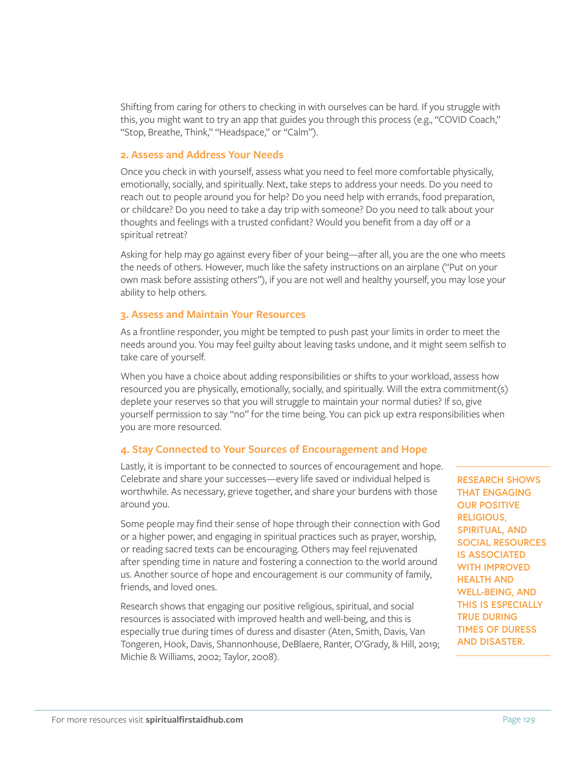Shifting from caring for others to checking in with ourselves can be hard. If you struggle with this, you might want to try an app that guides you through this process (e.g., "COVID Coach," "Stop, Breathe, Think," "Headspace," or "Calm").

### 2. Assess and Address Your Needs

Once you check in with yourself, assess what you need to feel more comfortable physically, emotionally, socially, and spiritually. Next, take steps to address your needs. Do you need to reach out to people around you for help? Do you need help with errands, food preparation, or childcare? Do you need to take a day trip with someone? Do you need to talk about your thoughts and feelings with a trusted confidant? Would you benefit from a day off or a spiritual retreat?

Asking for help may go against every fiber of your being—after all, you are the one who meets the needs of others. However, much like the safety instructions on an airplane ("Put on your own mask before assisting others"), if you are not well and healthy yourself, you may lose your ability to help others.

### 3. Assess and Maintain Your Resources

As a frontline responder, you might be tempted to push past your limits in order to meet the needs around you. You may feel guilty about leaving tasks undone, and it might seem selfish to take care of yourself.

When you have a choice about adding responsibilities or shifts to your workload, assess how resourced you are physically, emotionally, socially, and spiritually. Will the extra commitment(s) deplete your reserves so that you will struggle to maintain your normal duties? If so, give yourself permission to say "no" for the time being. You can pick up extra responsibilities when you are more resourced.

### 4. Stay Connected to Your Sources of Encouragement and Hope

Lastly, it is important to be connected to sources of encouragement and hope. Celebrate and share your successes—every life saved or individual helped is worthwhile. As necessary, grieve together, and share your burdens with those around you.

Some people may find their sense of hope through their connection with God or a higher power, and engaging in spiritual practices such as prayer, worship, or reading sacred texts can be encouraging. Others may feel rejuvenated after spending time in nature and fostering a connection to the world around us. Another source of hope and encouragement is our community of family, friends, and loved ones.

Research shows that engaging our positive religious, spiritual, and social resources is associated with improved health and well-being, and this is especially true during times of duress and disaster (Aten, Smith, Davis, Van Tongeren, Hook, Davis, Shannonhouse, DeBlaere, Ranter, O'Grady, & Hill, 2019; Michie & Williams, 2002; Taylor, 2008).

> **RESEARCH SHOWS THAT ENGAGING OUR POSITIVE RELIGIOUS, SPIRITUAL, AND SOCIAL RESOURCES IS ASSOCIATED WITH IMPROVED HEALTH AND WELL-BEING, AND THIS IS ESPECIALLY TRUE DURING TIMES OF DURESS AND DISASTER.**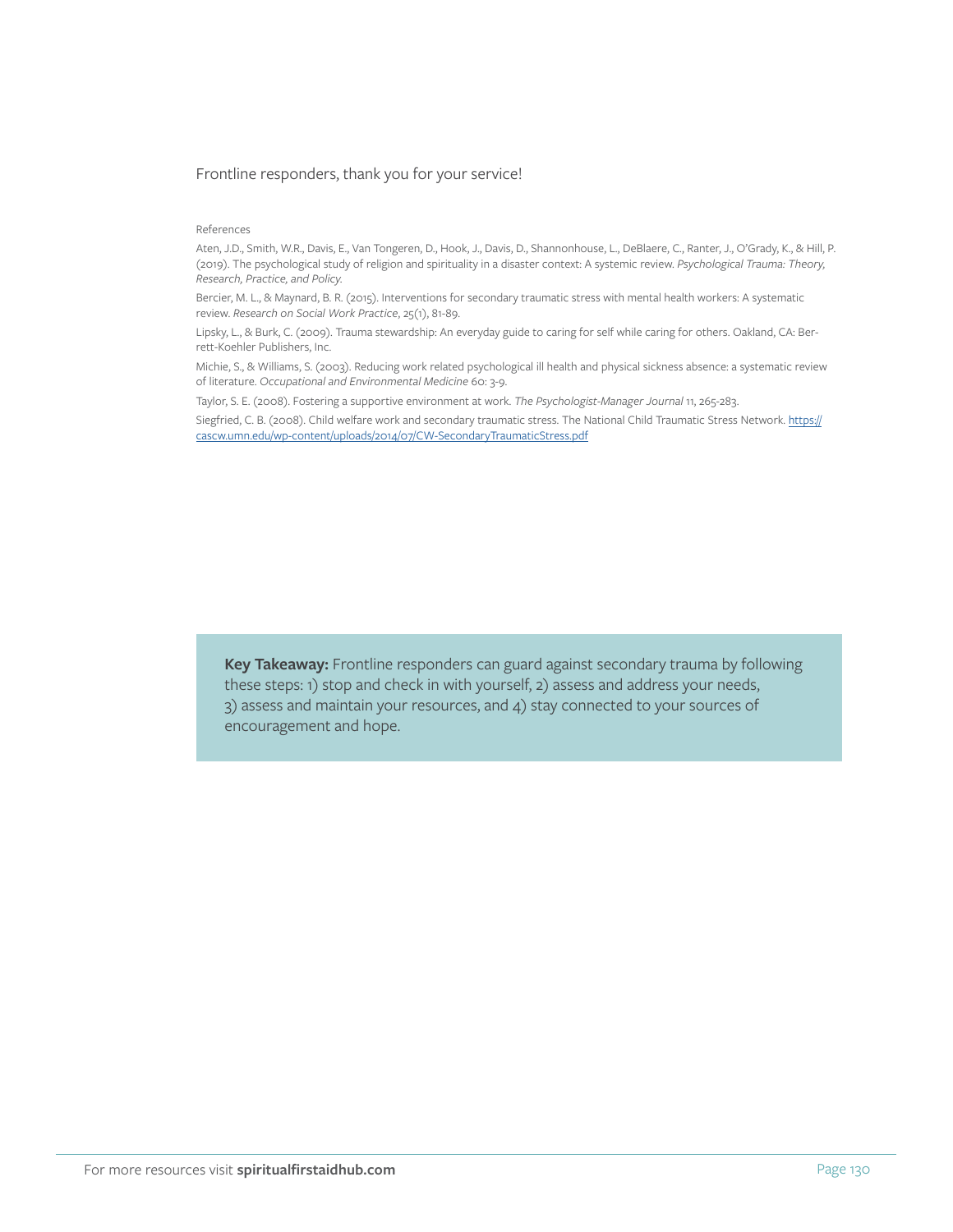Frontline responders, thank you for your service!

References

Aten, J.D., Smith, W.R., Davis, E., Van Tongeren, D., Hook, J., Davis, D., Shannonhouse, L., DeBlaere, C., Ranter, J., O'Grady, K., & Hill, P. (2019). The psychological study of religion and spirituality in a disaster context: A systemic review. *Psychological Trauma: Theory, Research, Practice, and Policy.*

Bercier, M. L., & Maynard, B. R. (2015). Interventions for secondary traumatic stress with mental health workers: A systematic review. *Research on Social Work Practice*, 25(1), 81-89.

Lipsky, L., & Burk, C. (2009). Trauma stewardship: An everyday guide to caring for self while caring for others. Oakland, CA: Berrett-Koehler Publishers, Inc.

Michie, S., & Williams, S. (2003). Reducing work related psychological ill health and physical sickness absence: a systematic review of literature. *Occupational and Environmental Medicine* 60: 3-9.

Taylor, S. E. (2008). Fostering a supportive environment at work. *The Psychologist-Manager Journal* 11, 265-283.

Siegfried, C. B. (2008). Child welfare work and secondary traumatic stress. The National Child Traumatic Stress Network. https://cascw.umn.edu/wp-content/uploads/2014/07/CW-SecondaryTraumaticStress.pdf

**Key Takeaway:** Frontline responders can guard against secondary trauma by following these steps: 1) stop and check in with yourself, 2) assess and address your needs, 3) assess and maintain your resources, and 4) stay connected to your sources of encouragement and hope.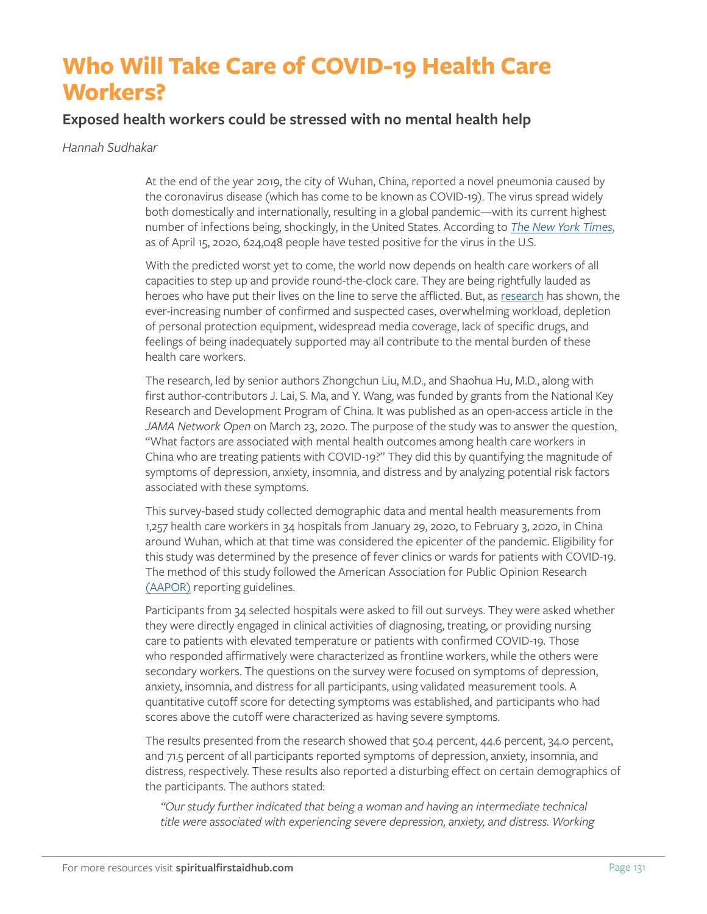# Who Will Take Care of COVID-19 Health Care Workers?

## Exposed health workers could be stressed with no mental health help

*Hannah Sudhakar*

At the end of the year 2019, the city of Wuhan, China, reported a novel pneumonia caused by the coronavirus disease (which has come to be known as COVID-19). The virus spread widely both domestically and internationally, resulting in a global pandemic—with its current highest number of infections being, shockingly, in the United States. According to *The New York Times*, as of April 15, 2020, 624,048 people have tested positive for the virus in the U.S.

With the predicted worst yet to come, the world now depends on health care workers of all capacities to step up and provide round-the-clock care. They are being rightfully lauded as heroes who have put their lives on the line to serve the afflicted. But, as research has shown, the ever-increasing number of confirmed and suspected cases, overwhelming workload, depletion of personal protection equipment, widespread media coverage, lack of specific drugs, and feelings of being inadequately supported may all contribute to the mental burden of these health care workers.

The research, led by senior authors Zhongchun Liu, M.D., and Shaohua Hu, M.D., along with first author-contributors J. Lai, S. Ma, and Y. Wang, was funded by grants from the National Key Research and Development Program of China. It was published as an open-access article in the *JAMA Network Open* on March 23, 2020. The purpose of the study was to answer the question, "What factors are associated with mental health outcomes among health care workers in China who are treating patients with COVID-19?" They did this by quantifying the magnitude of symptoms of depression, anxiety, insomnia, and distress and by analyzing potential risk factors associated with these symptoms.

This survey-based study collected demographic data and mental health measurements from 1,257 health care workers in 34 hospitals from January 29, 2020, to February 3, 2020, in China around Wuhan, which at that time was considered the epicenter of the pandemic. Eligibility for this study was determined by the presence of fever clinics or wards for patients with COVID-19. The method of this study followed the American Association for Public Opinion Research (AAPOR) reporting guidelines.

Participants from 34 selected hospitals were asked to fill out surveys. They were asked whether they were directly engaged in clinical activities of diagnosing, treating, or providing nursing care to patients with elevated temperature or patients with confirmed COVID-19. Those who responded affirmatively were characterized as frontline workers, while the others were secondary workers. The questions on the survey were focused on symptoms of depression, anxiety, insomnia, and distress for all participants, using validated measurement tools. A quantitative cutoff score for detecting symptoms was established, and participants who had scores above the cutoff were characterized as having severe symptoms.

The results presented from the research showed that 50.4 percent, 44.6 percent, 34.0 percent, and 71.5 percent of all participants reported symptoms of depression, anxiety, insomnia, and distress, respectively. These results also reported a disturbing effect on certain demographics of the participants. The authors stated:

> *"Our study further indicated that being a woman and having an intermediate technical title were associated with experiencing severe depression, anxiety, and distress. Working*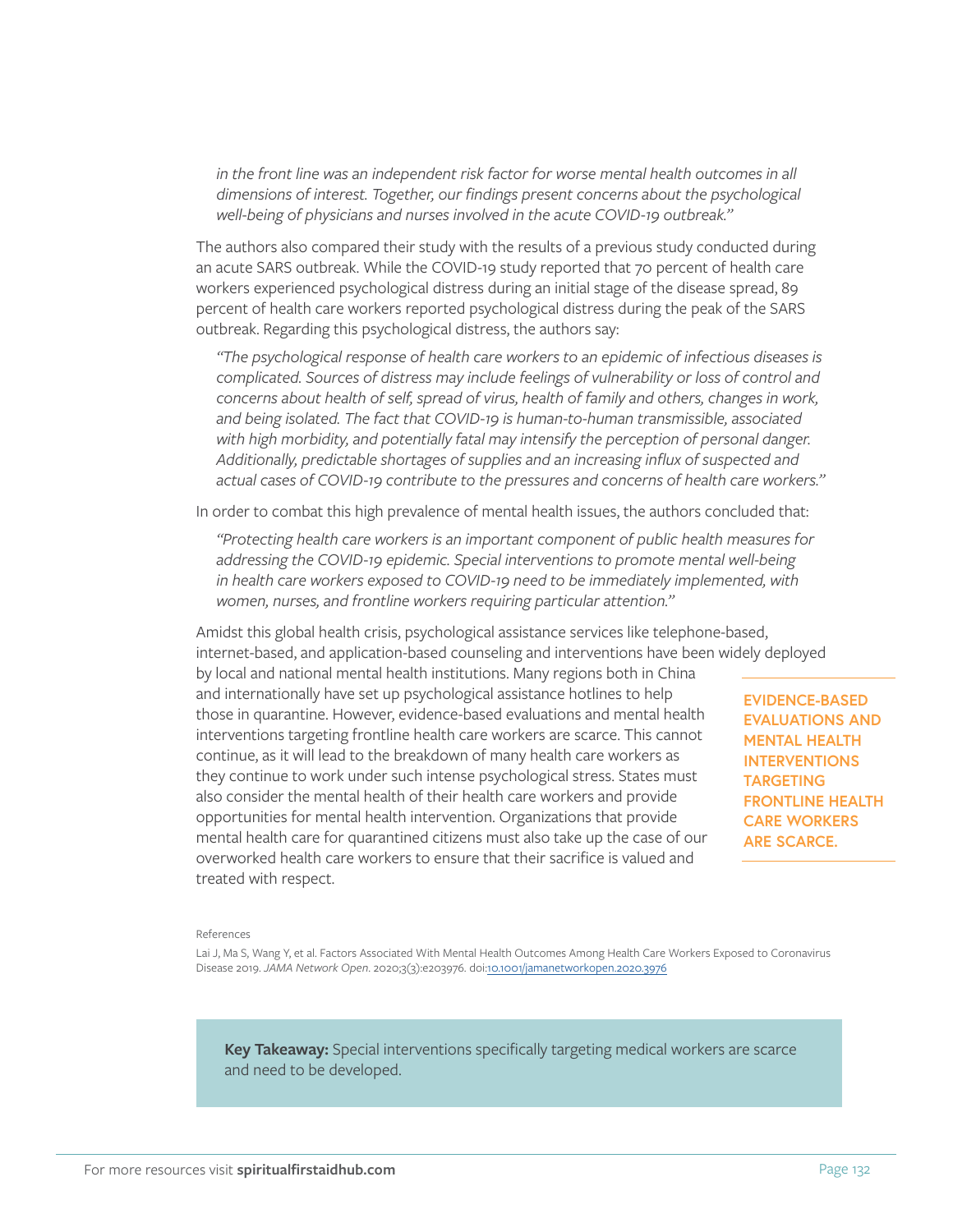> *in the front line was an independent risk factor for worse mental health outcomes in all dimensions of interest. Together, our findings present concerns about the psychological well-being of physicians and nurses involved in the acute COVID-19 outbreak."*

The authors also compared their study with the results of a previous study conducted during an acute SARS outbreak. While the COVID-19 study reported that 70 percent of health care workers experienced psychological distress during an initial stage of the disease spread, 89 percent of health care workers reported psychological distress during the peak of the SARS outbreak. Regarding this psychological distress, the authors say:

> *"The psychological response of health care workers to an epidemic of infectious diseases is complicated. Sources of distress may include feelings of vulnerability or loss of control and concerns about health of self, spread of virus, health of family and others, changes in work, and being isolated. The fact that COVID-19 is human-to-human transmissible, associated with high morbidity, and potentially fatal may intensify the perception of personal danger. Additionally, predictable shortages of supplies and an increasing influx of suspected and actual cases of COVID-19 contribute to the pressures and concerns of health care workers."*

In order to combat this high prevalence of mental health issues, the authors concluded that:

> *"Protecting health care workers is an important component of public health measures for addressing the COVID-19 epidemic. Special interventions to promote mental well-being in health care workers exposed to COVID-19 need to be immediately implemented, with women, nurses, and frontline workers requiring particular attention."*

Amidst this global health crisis, psychological assistance services like telephone-based, internet-based, and application-based counseling and interventions have been widely deployed by local and national mental health institutions. Many regions both in China and internationally have set up psychological assistance hotlines to help those in quarantine. However, evidence-based evaluations and mental health interventions targeting frontline health care workers are scarce. This cannot continue, as it will lead to the breakdown of many health care workers as they continue to work under such intense psychological stress. States must also consider the mental health of their health care workers and provide opportunities for mental health intervention. Organizations that provide mental health care for quarantined citizens must also take up the case of our overworked health care workers to ensure that their sacrifice is valued and treated with respect.

**EVIDENCE-BASED EVALUATIONS AND MENTAL HEALTH INTERVENTIONS TARGETING FRONTLINE HEALTH CARE WORKERS ARE SCARCE.**

References

Lai J, Ma S, Wang Y, et al. Factors Associated With Mental Health Outcomes Among Health Care Workers Exposed to Coronavirus Disease 2019. *JAMA Network Open*. 2020;3(3):e203976. doi:10.1001/jamanetworkopen.2020.3976

**Key Takeaway:** Special interventions specifically targeting medical workers are scarce and need to be developed.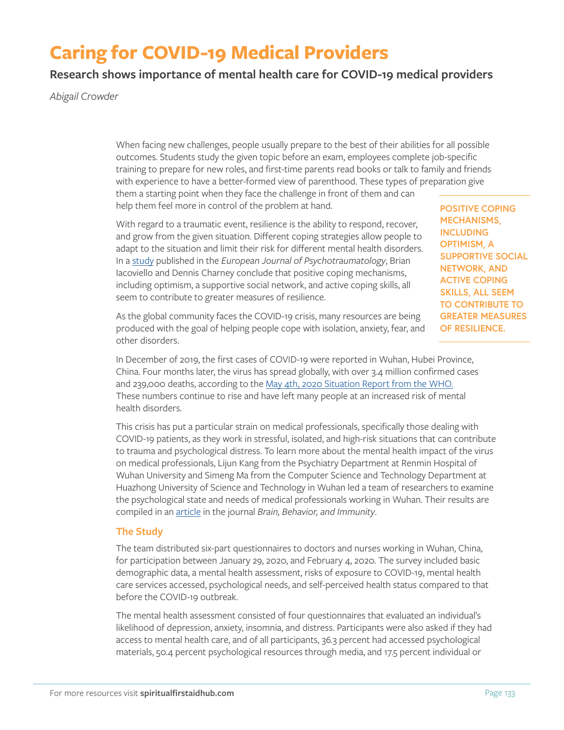# Caring for COVID-19 Medical Providers

## Research shows importance of mental health care for COVID-19 medical providers

*Abigail Crowder*

When facing new challenges, people usually prepare to the best of their abilities for all possible outcomes. Students study the given topic before an exam, employees complete job-specific training to prepare for new roles, and first-time parents read books or talk to family and friends with experience to have a better-formed view of parenthood. These types of preparation give them a starting point when they face the challenge in front of them and can help them feel more in control of the problem at hand.

With regard to a traumatic event, resilience is the ability to respond, recover, and grow from the given situation. Different coping strategies allow people to adapt to the situation and limit their risk for different mental health disorders. In a study published in the *European Journal of Psychotraumatology*, Brian Iacoviello and Dennis Charney conclude that positive coping mechanisms, including optimism, a supportive social network, and active coping skills, all seem to contribute to greater measures of resilience.

**POSITIVE COPING MECHANISMS, INCLUDING OPTIMISM, A SUPPORTIVE SOCIAL NETWORK, AND ACTIVE COPING SKILLS, ALL SEEM TO CONTRIBUTE TO GREATER MEASURES OF RESILIENCE.**

As the global community faces the COVID-19 crisis, many resources are being produced with the goal of helping people cope with isolation, anxiety, fear, and other disorders.

In December of 2019, the first cases of COVID-19 were reported in Wuhan, Hubei Province, China. Four months later, the virus has spread globally, with over 3.4 million confirmed cases and 239,000 deaths, according to the May 4th, 2020 Situation Report from the WHO. These numbers continue to rise and have left many people at an increased risk of mental health disorders.

This crisis has put a particular strain on medical professionals, specifically those dealing with COVID-19 patients, as they work in stressful, isolated, and high-risk situations that can contribute to trauma and psychological distress. To learn more about the mental health impact of the virus on medical professionals, Lijun Kang from the Psychiatry Department at Renmin Hospital of Wuhan University and Simeng Ma from the Computer Science and Technology Department at Huazhong University of Science and Technology in Wuhan led a team of researchers to examine the psychological state and needs of medical professionals working in Wuhan. Their results are compiled in an article in the journal *Brain, Behavior, and Immunity*.

### The Study

The team distributed six-part questionnaires to doctors and nurses working in Wuhan, China, for participation between January 29, 2020, and February 4, 2020. The survey included basic demographic data, a mental health assessment, risks of exposure to COVID-19, mental health care services accessed, psychological needs, and self-perceived health status compared to that before the COVID-19 outbreak.

The mental health assessment consisted of four questionnaires that evaluated an individual's likelihood of depression, anxiety, insomnia, and distress. Participants were also asked if they had access to mental health care, and of all participants, 36.3 percent had accessed psychological materials, 50.4 percent psychological resources through media, and 17.5 percent individual or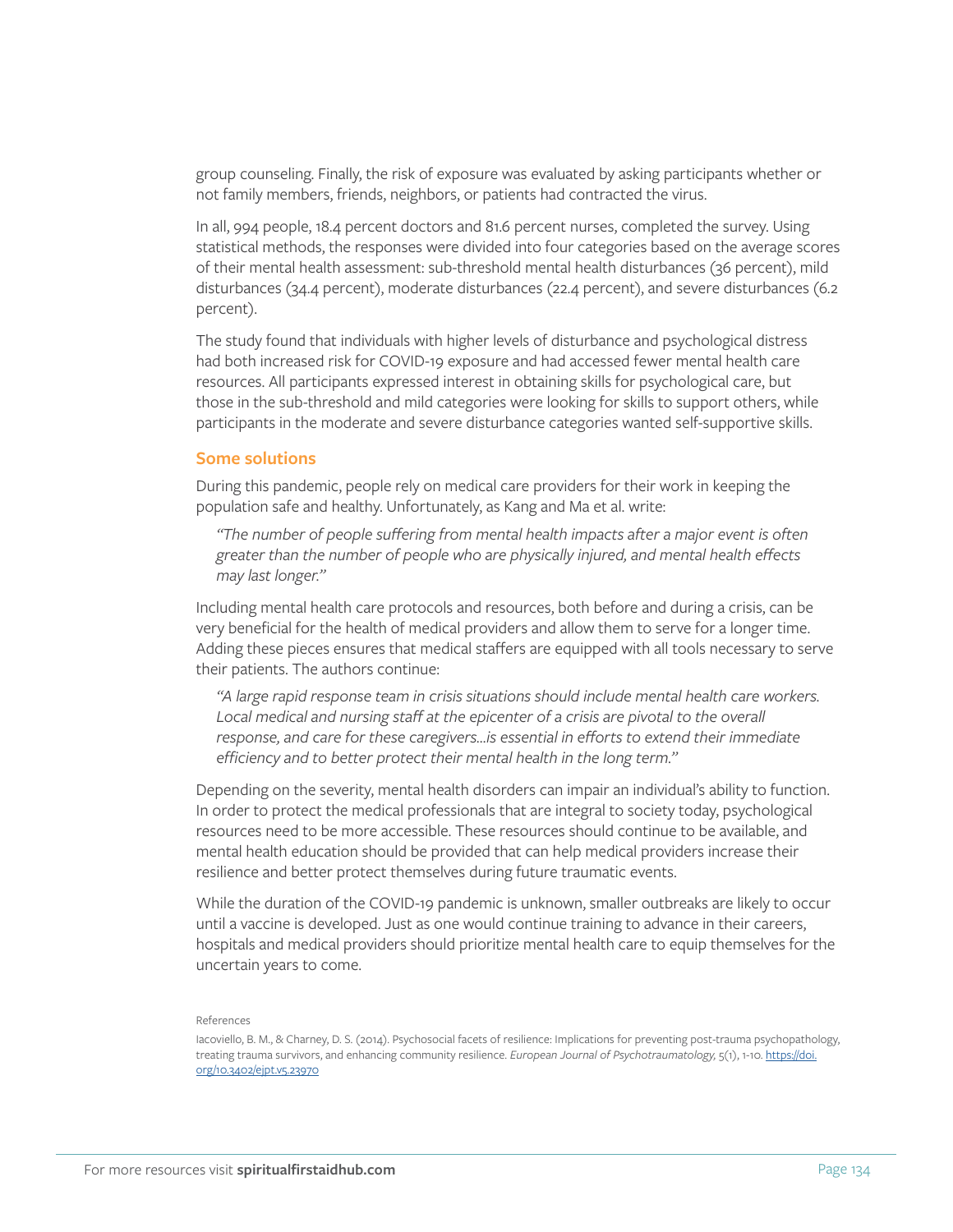group counseling. Finally, the risk of exposure was evaluated by asking participants whether or not family members, friends, neighbors, or patients had contracted the virus.

In all, 994 people, 18.4 percent doctors and 81.6 percent nurses, completed the survey. Using statistical methods, the responses were divided into four categories based on the average scores of their mental health assessment: sub-threshold mental health disturbances (36 percent), mild disturbances (34.4 percent), moderate disturbances (22.4 percent), and severe disturbances (6.2 percent).

The study found that individuals with higher levels of disturbance and psychological distress had both increased risk for COVID-19 exposure and had accessed fewer mental health care resources. All participants expressed interest in obtaining skills for psychological care, but those in the sub-threshold and mild categories were looking for skills to support others, while participants in the moderate and severe disturbance categories wanted self-supportive skills.

## Some solutions

During this pandemic, people rely on medical care providers for their work in keeping the population safe and healthy. Unfortunately, as Kang and Ma et al. write:

> *"The number of people suffering from mental health impacts after a major event is often greater than the number of people who are physically injured, and mental health effects may last longer."*

Including mental health care protocols and resources, both before and during a crisis, can be very beneficial for the health of medical providers and allow them to serve for a longer time. Adding these pieces ensures that medical staffers are equipped with all tools necessary to serve their patients. The authors continue:

> *"A large rapid response team in crisis situations should include mental health care workers. Local medical and nursing staff at the epicenter of a crisis are pivotal to the overall response, and care for these caregivers...is essential in efforts to extend their immediate efficiency and to better protect their mental health in the long term."*

Depending on the severity, mental health disorders can impair an individual's ability to function. In order to protect the medical professionals that are integral to society today, psychological resources need to be more accessible. These resources should continue to be available, and mental health education should be provided that can help medical providers increase their resilience and better protect themselves during future traumatic events.

While the duration of the COVID-19 pandemic is unknown, smaller outbreaks are likely to occur until a vaccine is developed. Just as one would continue training to advance in their careers, hospitals and medical providers should prioritize mental health care to equip themselves for the uncertain years to come.

References

Iacoviello, B. M., & Charney, D. S. (2014). Psychosocial facets of resilience: Implications for preventing post-trauma psychopathology, treating trauma survivors, and enhancing community resilience. *European Journal of Psychotraumatology*, 5(1), 1-10. https://doi.org/10.3402/ejpt.v5.23970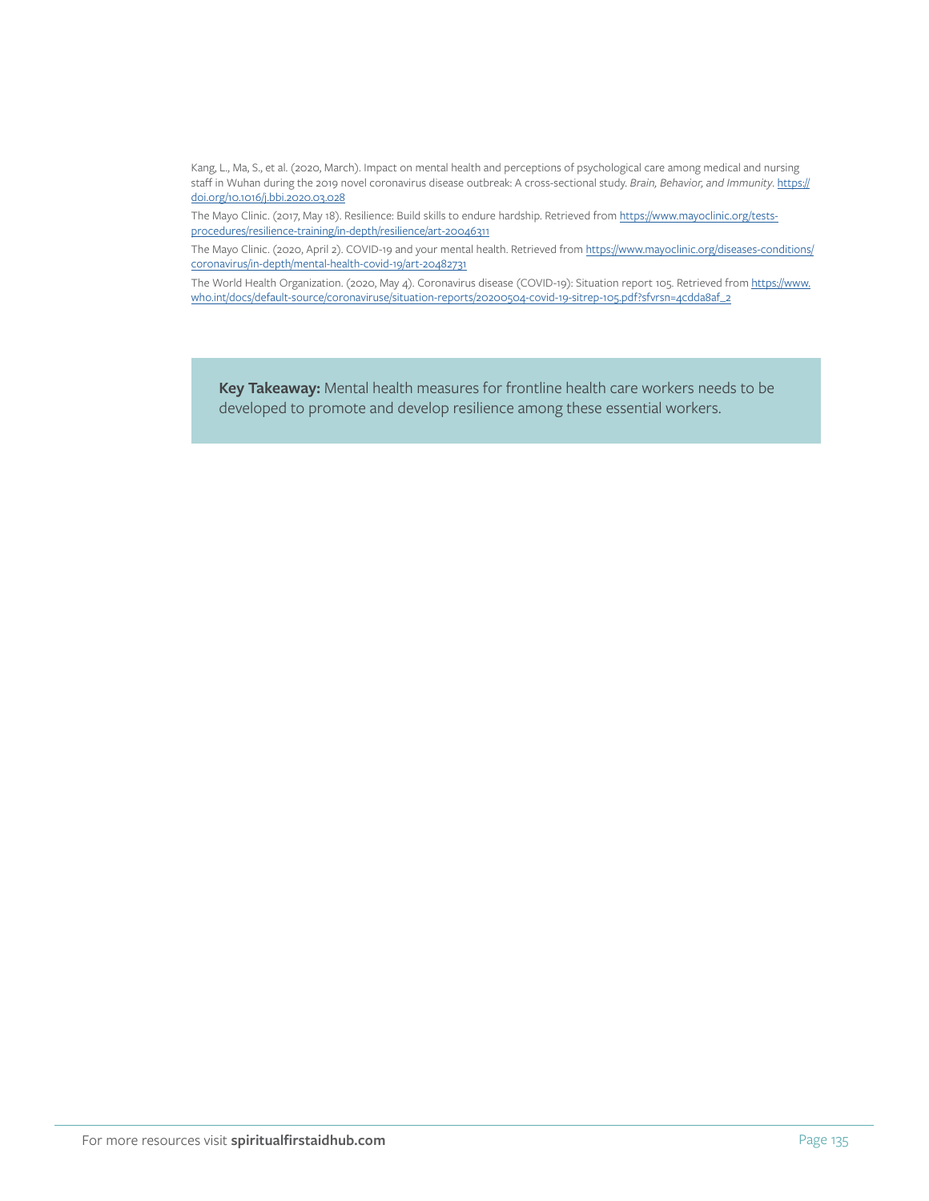Kang, L., Ma, S., et al. (2020, March). Impact on mental health and perceptions of psychological care among medical and nursing staff in Wuhan during the 2019 novel coronavirus disease outbreak: A cross-sectional study. *Brain, Behavior, and Immunity*. https://doi.org/10.1016/j.bbi.2020.03.028

The Mayo Clinic. (2017, May 18). Resilience: Build skills to endure hardship. Retrieved from https://www.mayoclinic.org/tests-procedures/resilience-training/in-depth/resilience/art-20046311

The Mayo Clinic. (2020, April 2). COVID-19 and your mental health. Retrieved from https://www.mayoclinic.org/diseases-conditions/coronavirus/in-depth/mental-health-covid-19/art-20482731

The World Health Organization. (2020, May 4). Coronavirus disease (COVID-19): Situation report 105. Retrieved from https://www.who.int/docs/default-source/coronaviruse/situation-reports/20200504-covid-19-sitrep-105.pdf?sfvrsn=4cdda8af_2

**Key Takeaway:** Mental health measures for frontline health care workers needs to be developed to promote and develop resilience among these essential workers.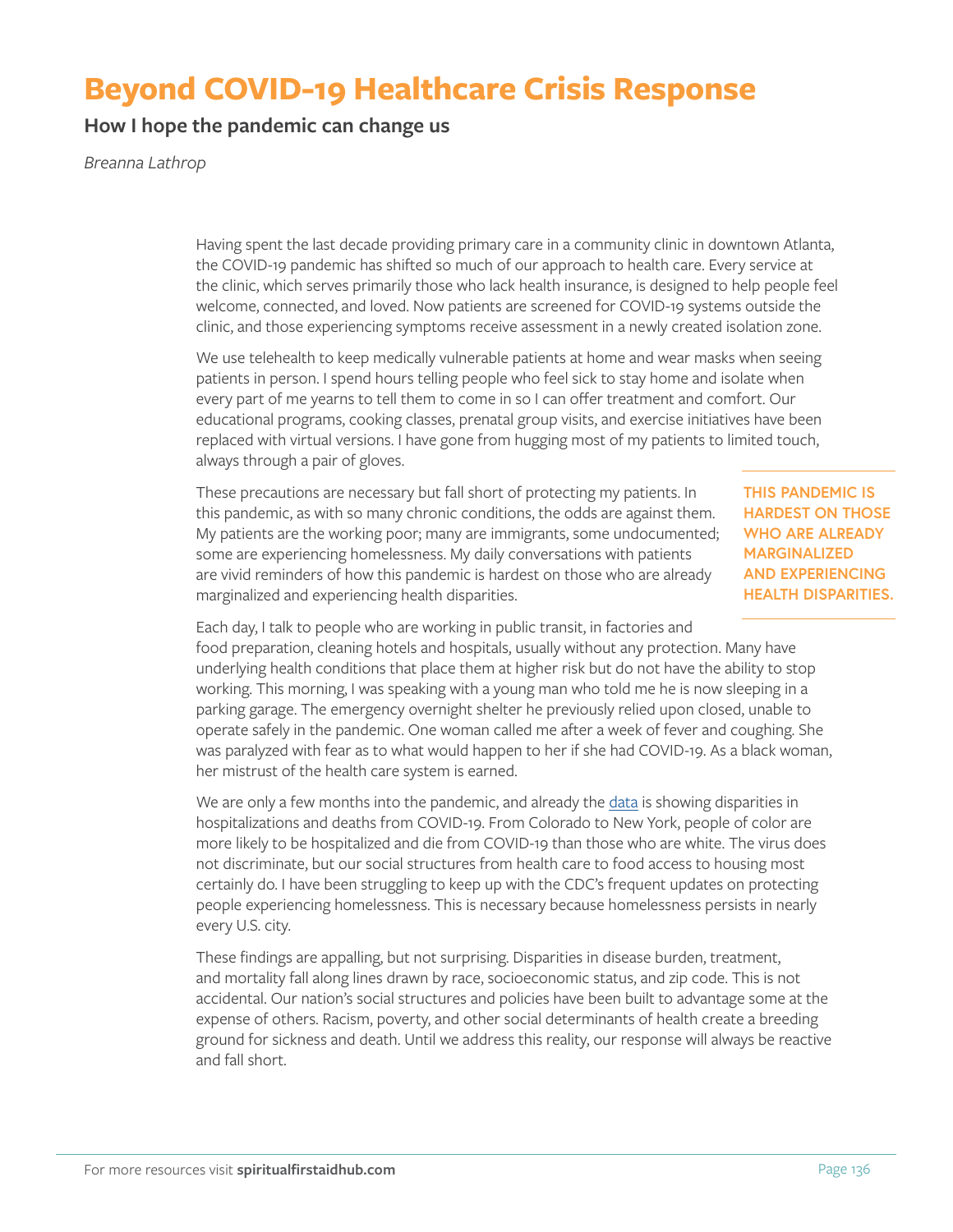# Beyond COVID-19 Healthcare Crisis Response

## How I hope the pandemic can change us

*Breanna Lathrop*

Having spent the last decade providing primary care in a community clinic in downtown Atlanta, the COVID-19 pandemic has shifted so much of our approach to health care. Every service at the clinic, which serves primarily those who lack health insurance, is designed to help people feel welcome, connected, and loved. Now patients are screened for COVID-19 systems outside the clinic, and those experiencing symptoms receive assessment in a newly created isolation zone.

We use telehealth to keep medically vulnerable patients at home and wear masks when seeing patients in person. I spend hours telling people who feel sick to stay home and isolate when every part of me yearns to tell them to come in so I can offer treatment and comfort. Our educational programs, cooking classes, prenatal group visits, and exercise initiatives have been replaced with virtual versions. I have gone from hugging most of my patients to limited touch, always through a pair of gloves.

These precautions are necessary but fall short of protecting my patients. In this pandemic, as with so many chronic conditions, the odds are against them. My patients are the working poor; many are immigrants, some undocumented; some are experiencing homelessness. My daily conversations with patients are vivid reminders of how this pandemic is hardest on those who are already marginalized and experiencing health disparities.

**THIS PANDEMIC IS HARDEST ON THOSE WHO ARE ALREADY MARGINALIZED AND EXPERIENCING HEALTH DISPARITIES.**

Each day, I talk to people who are working in public transit, in factories and food preparation, cleaning hotels and hospitals, usually without any protection. Many have underlying health conditions that place them at higher risk but do not have the ability to stop working. This morning, I was speaking with a young man who told me he is now sleeping in a parking garage. The emergency overnight shelter he previously relied upon closed, unable to operate safely in the pandemic. One woman called me after a week of fever and coughing. She was paralyzed with fear as to what would happen to her if she had COVID-19. As a black woman, her mistrust of the health care system is earned.

We are only a few months into the pandemic, and already the data is showing disparities in hospitalizations and deaths from COVID-19. From Colorado to New York, people of color are more likely to be hospitalized and die from COVID-19 than those who are white. The virus does not discriminate, but our social structures from health care to food access to housing most certainly do. I have been struggling to keep up with the CDC's frequent updates on protecting people experiencing homelessness. This is necessary because homelessness persists in nearly every U.S. city.

These findings are appalling, but not surprising. Disparities in disease burden, treatment, and mortality fall along lines drawn by race, socioeconomic status, and zip code. This is not accidental. Our nation's social structures and policies have been built to advantage some at the expense of others. Racism, poverty, and other social determinants of health create a breeding ground for sickness and death. Until we address this reality, our response will always be reactive and fall short.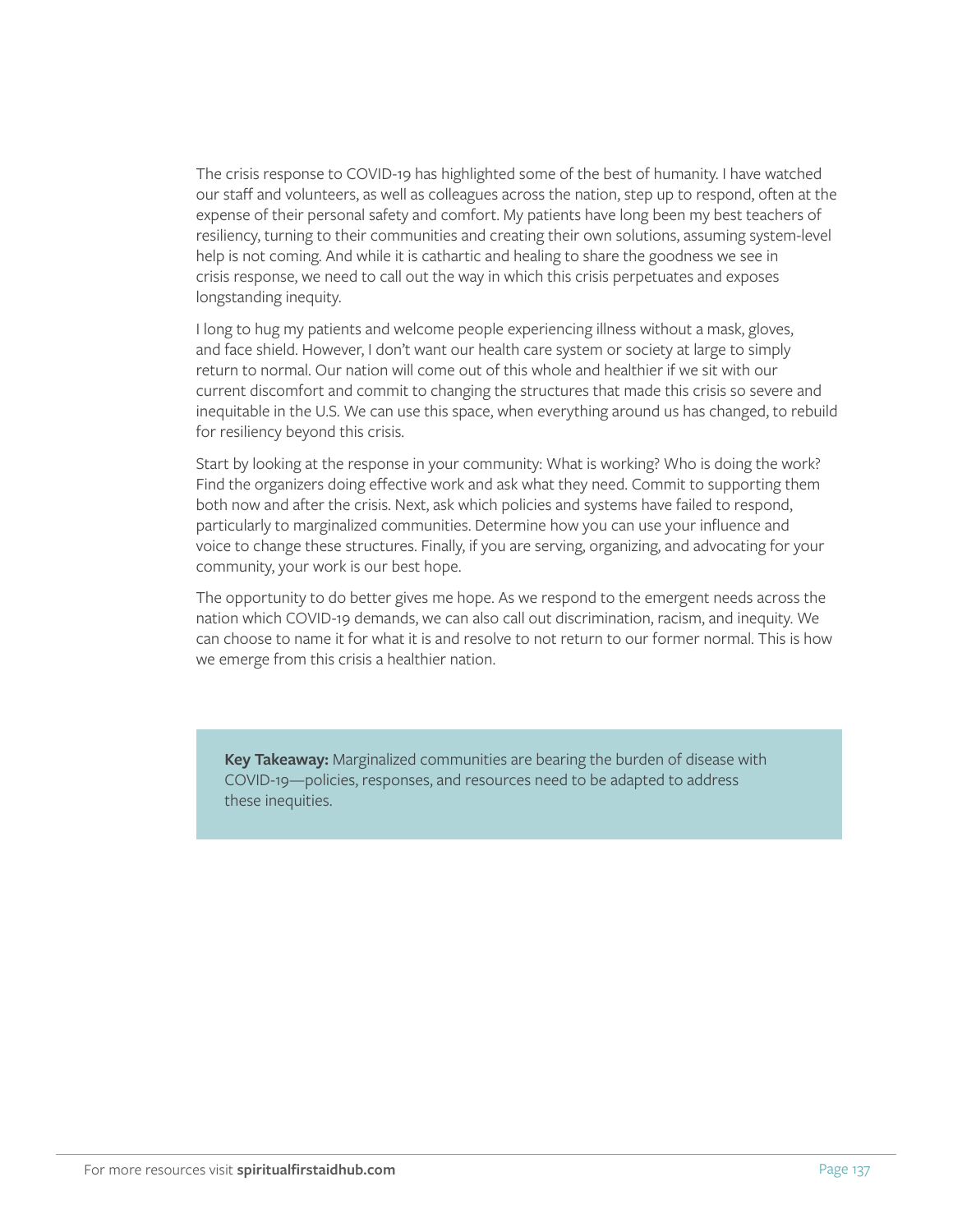The crisis response to COVID-19 has highlighted some of the best of humanity. I have watched our staff and volunteers, as well as colleagues across the nation, step up to respond, often at the expense of their personal safety and comfort. My patients have long been my best teachers of resiliency, turning to their communities and creating their own solutions, assuming system-level help is not coming. And while it is cathartic and healing to share the goodness we see in crisis response, we need to call out the way in which this crisis perpetuates and exposes longstanding inequity.

I long to hug my patients and welcome people experiencing illness without a mask, gloves, and face shield. However, I don't want our health care system or society at large to simply return to normal. Our nation will come out of this whole and healthier if we sit with our current discomfort and commit to changing the structures that made this crisis so severe and inequitable in the U.S. We can use this space, when everything around us has changed, to rebuild for resiliency beyond this crisis.

Start by looking at the response in your community: What is working? Who is doing the work? Find the organizers doing effective work and ask what they need. Commit to supporting them both now and after the crisis. Next, ask which policies and systems have failed to respond, particularly to marginalized communities. Determine how you can use your influence and voice to change these structures. Finally, if you are serving, organizing, and advocating for your community, your work is our best hope.

The opportunity to do better gives me hope. As we respond to the emergent needs across the nation which COVID-19 demands, we can also call out discrimination, racism, and inequity. We can choose to name it for what it is and resolve to not return to our former normal. This is how we emerge from this crisis a healthier nation.

**Key Takeaway:** Marginalized communities are bearing the burden of disease with COVID-19—policies, responses, and resources need to be adapted to address these inequities.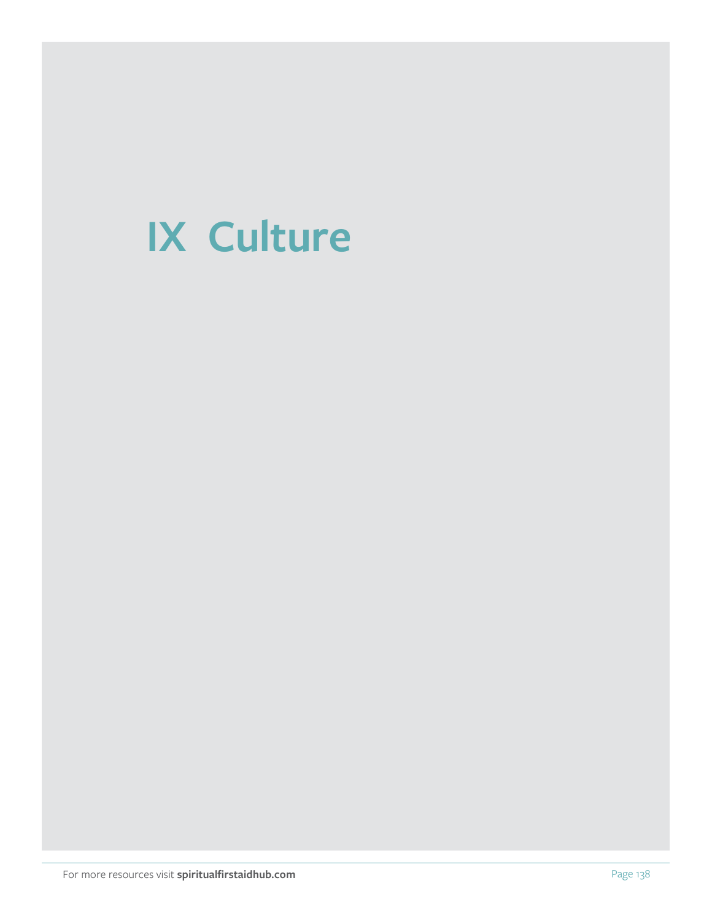# IX Culture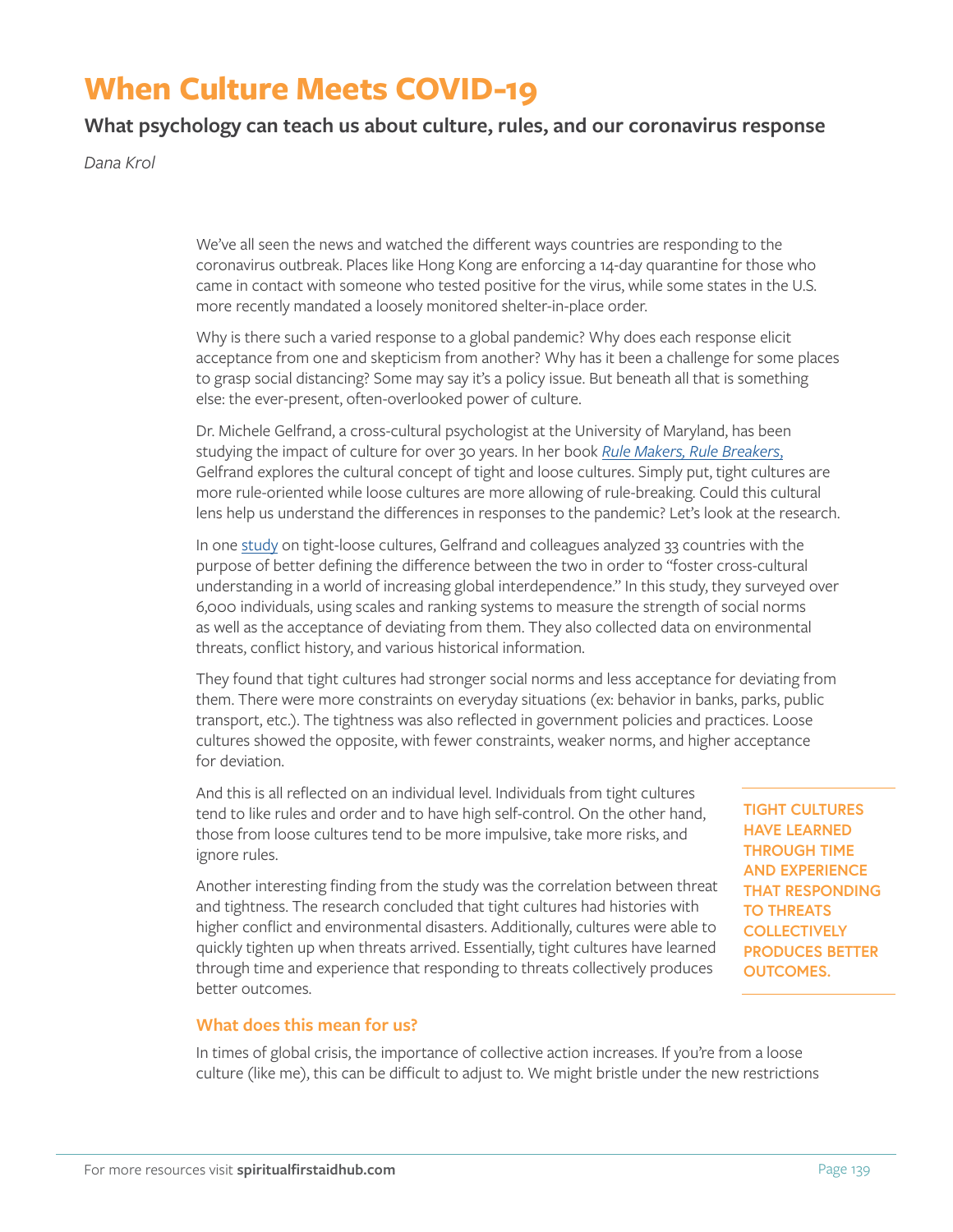# When Culture Meets COVID-19

## What psychology can teach us about culture, rules, and our coronavirus response

*Dana Krol*

We've all seen the news and watched the different ways countries are responding to the coronavirus outbreak. Places like Hong Kong are enforcing a 14-day quarantine for those who came in contact with someone who tested positive for the virus, while some states in the U.S. more recently mandated a loosely monitored shelter-in-place order.

Why is there such a varied response to a global pandemic? Why does each response elicit acceptance from one and skepticism from another? Why has it been a challenge for some places to grasp social distancing? Some may say it's a policy issue. But beneath all that is something else: the ever-present, often-overlooked power of culture.

Dr. Michele Gelfrand, a cross-cultural psychologist at the University of Maryland, has been studying the impact of culture for over 30 years. In her book *Rule Makers, Rule Breakers,* Gelfrand explores the cultural concept of tight and loose cultures. Simply put, tight cultures are more rule-oriented while loose cultures are more allowing of rule-breaking. Could this cultural lens help us understand the differences in responses to the pandemic? Let's look at the research.

In one study on tight-loose cultures, Gelfrand and colleagues analyzed 33 countries with the purpose of better defining the difference between the two in order to "foster cross-cultural understanding in a world of increasing global interdependence." In this study, they surveyed over 6,000 individuals, using scales and ranking systems to measure the strength of social norms as well as the acceptance of deviating from them. They also collected data on environmental threats, conflict history, and various historical information.

They found that tight cultures had stronger social norms and less acceptance for deviating from them. There were more constraints on everyday situations (ex: behavior in banks, parks, public transport, etc.). The tightness was also reflected in government policies and practices. Loose cultures showed the opposite, with fewer constraints, weaker norms, and higher acceptance for deviation.

And this is all reflected on an individual level. Individuals from tight cultures tend to like rules and order and to have high self-control. On the other hand, those from loose cultures tend to be more impulsive, take more risks, and ignore rules.

Another interesting finding from the study was the correlation between threat and tightness. The research concluded that tight cultures had histories with higher conflict and environmental disasters. Additionally, cultures were able to quickly tighten up when threats arrived. Essentially, tight cultures have learned through time and experience that responding to threats collectively produces better outcomes.

**TIGHT CULTURES HAVE LEARNED THROUGH TIME AND EXPERIENCE THAT RESPONDING TO THREATS COLLECTIVELY PRODUCES BETTER OUTCOMES.**

### What does this mean for us?

In times of global crisis, the importance of collective action increases. If you're from a loose culture (like me), this can be difficult to adjust to. We might bristle under the new restrictions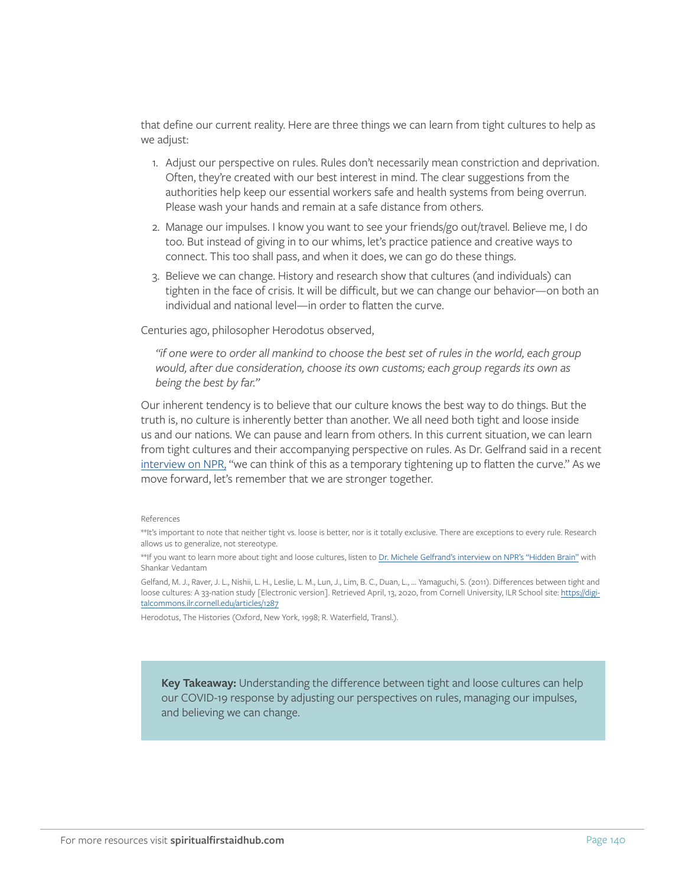that define our current reality. Here are three things we can learn from tight cultures to help as we adjust:

1. Adjust our perspective on rules. Rules don't necessarily mean constriction and deprivation. Often, they're created with our best interest in mind. The clear suggestions from the authorities help keep our essential workers safe and health systems from being overrun. Please wash your hands and remain at a safe distance from others.
2. Manage our impulses. I know you want to see your friends/go out/travel. Believe me, I do too. But instead of giving in to our whims, let's practice patience and creative ways to connect. This too shall pass, and when it does, we can go do these things.
3. Believe we can change. History and research show that cultures (and individuals) can tighten in the face of crisis. It will be difficult, but we can change our behavior—on both an individual and national level—in order to flatten the curve.

Centuries ago, philosopher Herodotus observed,

> *"if one were to order all mankind to choose the best set of rules in the world, each group would, after due consideration, choose its own customs; each group regards its own as being the best by far."*

Our inherent tendency is to believe that our culture knows the best way to do things. But the truth is, no culture is inherently better than another. We all need both tight and loose inside us and our nations. We can pause and learn from others. In this current situation, we can learn from tight cultures and their accompanying perspective on rules. As Dr. Gelfrand said in a recent interview on NPR, "we can think of this as a temporary tightening up to flatten the curve." As we move forward, let's remember that we are stronger together.

References

**It's important to note that neither tight vs. loose is better, nor is it totally exclusive. There are exceptions to every rule. Research allows us to generalize, not stereotype.

**If you want to learn more about tight and loose cultures, listen to Dr. Michele Gelfrand's interview on NPR's "Hidden Brain" with Shankar Vedantam

Gelfand, M. J., Raver, J. L., Nishii, L. H., Leslie, L. M., Lun, J., Lim, B. C., Duan, L., ... Yamaguchi, S. (2011). Differences between tight and loose cultures: A 33-nation study [Electronic version]. Retrieved April, 13, 2020, from Cornell University, ILR School site: https://digitalcommons.ilr.cornell.edu/articles/1287

Herodotus, The Histories (Oxford, New York, 1998; R. Waterfield, Transl.).

**Key Takeaway:** Understanding the difference between tight and loose cultures can help our COVID-19 response by adjusting our perspectives on rules, managing our impulses, and believing we can change.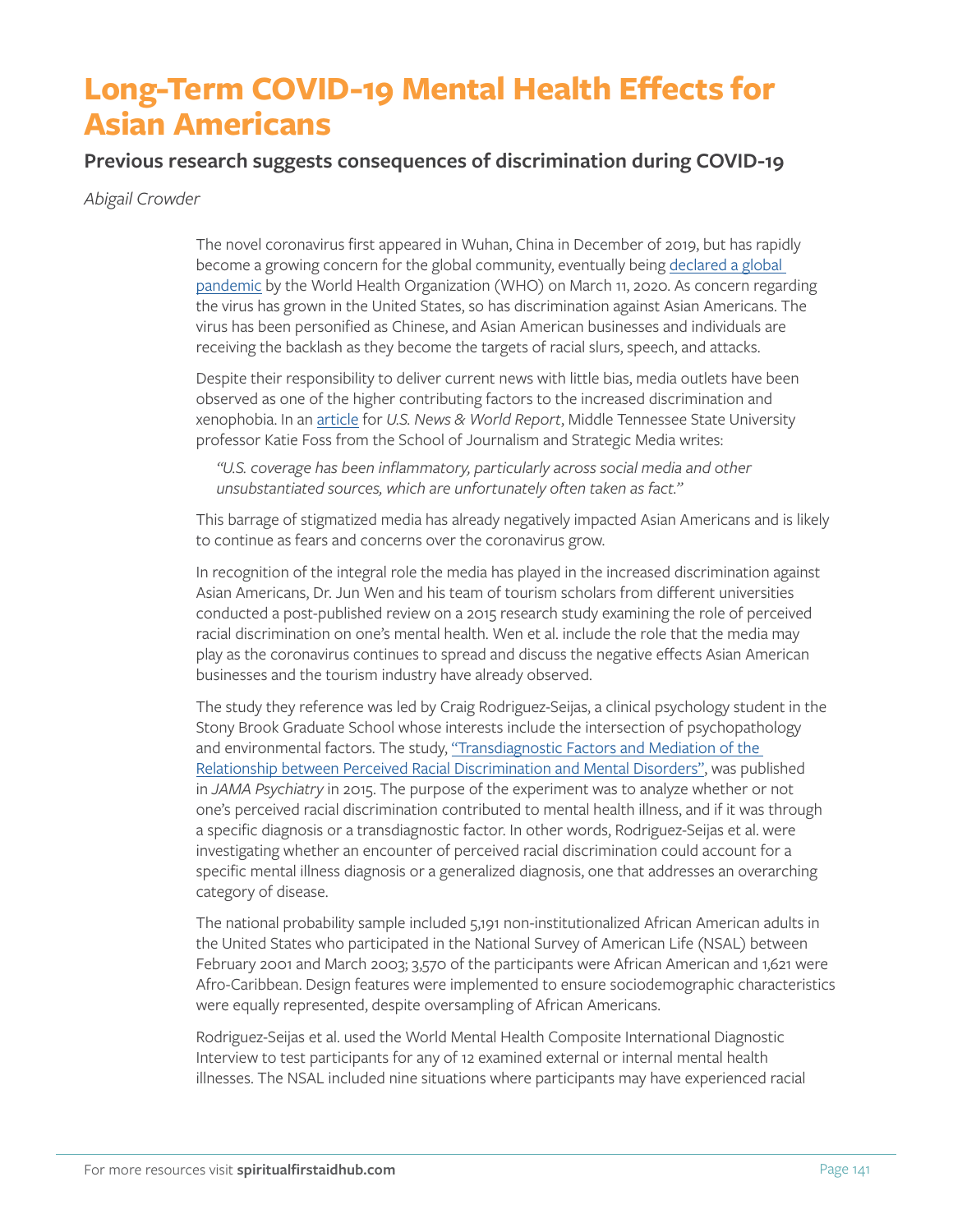# Long-Term COVID-19 Mental Health Effects for Asian Americans

## Previous research suggests consequences of discrimination during COVID-19

*Abigail Crowder*

The novel coronavirus first appeared in Wuhan, China in December of 2019, but has rapidly become a growing concern for the global community, eventually being [declared a global pandemic]() by the World Health Organization (WHO) on March 11, 2020. As concern regarding the virus has grown in the United States, so has discrimination against Asian Americans. The virus has been personified as Chinese, and Asian American businesses and individuals are receiving the backlash as they become the targets of racial slurs, speech, and attacks.

Despite their responsibility to deliver current news with little bias, media outlets have been observed as one of the higher contributing factors to the increased discrimination and xenophobia. In an [article]() for *U.S. News & World Report*, Middle Tennessee State University professor Katie Foss from the School of Journalism and Strategic Media writes:

> *"U.S. coverage has been inflammatory, particularly across social media and other unsubstantiated sources, which are unfortunately often taken as fact."*

This barrage of stigmatized media has already negatively impacted Asian Americans and is likely to continue as fears and concerns over the coronavirus grow.

In recognition of the integral role the media has played in the increased discrimination against Asian Americans, Dr. Jun Wen and his team of tourism scholars from different universities conducted a post-published review on a 2015 research study examining the role of perceived racial discrimination on one's mental health. Wen et al. include the role that the media may play as the coronavirus continues to spread and discuss the negative effects Asian American businesses and the tourism industry have already observed.

The study they reference was led by Craig Rodriguez-Seijas, a clinical psychology student in the Stony Brook Graduate School whose interests include the intersection of psychopathology and environmental factors. The study, ["Transdiagnostic Factors and Mediation of the Relationship between Perceived Racial Discrimination and Mental Disorders"](), was published in *JAMA Psychiatry* in 2015. The purpose of the experiment was to analyze whether or not one's perceived racial discrimination contributed to mental health illness, and if it was through a specific diagnosis or a transdiagnostic factor. In other words, Rodriguez-Seijas et al. were investigating whether an encounter of perceived racial discrimination could account for a specific mental illness diagnosis or a generalized diagnosis, one that addresses an overarching category of disease.

The national probability sample included 5,191 non-institutionalized African American adults in the United States who participated in the National Survey of American Life (NSAL) between February 2001 and March 2003; 3,570 of the participants were African American and 1,621 were Afro-Caribbean. Design features were implemented to ensure sociodemographic characteristics were equally represented, despite oversampling of African Americans.

Rodriguez-Seijas et al. used the World Mental Health Composite International Diagnostic Interview to test participants for any of 12 examined external or internal mental health illnesses. The NSAL included nine situations where participants may have experienced racial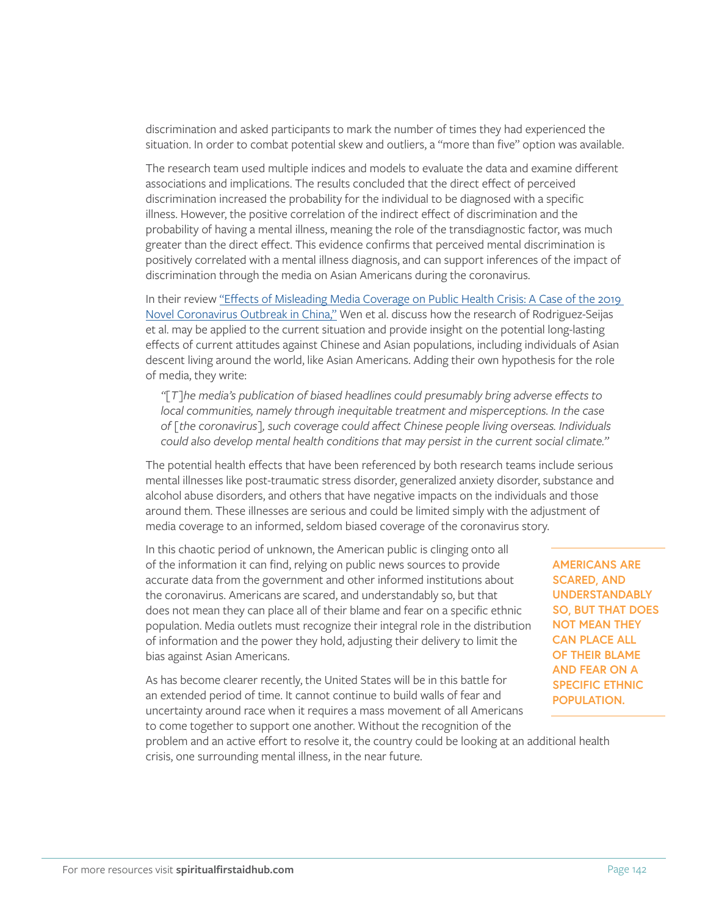discrimination and asked participants to mark the number of times they had experienced the situation. In order to combat potential skew and outliers, a "more than five" option was available.

The research team used multiple indices and models to evaluate the data and examine different associations and implications. The results concluded that the direct effect of perceived discrimination increased the probability for the individual to be diagnosed with a specific illness. However, the positive correlation of the indirect effect of discrimination and the probability of having a mental illness, meaning the role of the transdiagnostic factor, was much greater than the direct effect. This evidence confirms that perceived mental discrimination is positively correlated with a mental illness diagnosis, and can support inferences of the impact of discrimination through the media on Asian Americans during the coronavirus.

In their review "Effects of Misleading Media Coverage on Public Health Crisis: A Case of the 2019 Novel Coronavirus Outbreak in China," Wen et al. discuss how the research of Rodriguez-Seijas et al. may be applied to the current situation and provide insight on the potential long-lasting effects of current attitudes against Chinese and Asian populations, including individuals of Asian descent living around the world, like Asian Americans. Adding their own hypothesis for the role of media, they write:

> *"[T]he media's publication of biased headlines could presumably bring adverse effects to local communities, namely through inequitable treatment and misperceptions. In the case of [the coronavirus], such coverage could affect Chinese people living overseas. Individuals could also develop mental health conditions that may persist in the current social climate."*

The potential health effects that have been referenced by both research teams include serious mental illnesses like post-traumatic stress disorder, generalized anxiety disorder, substance and alcohol abuse disorders, and others that have negative impacts on the individuals and those around them. These illnesses are serious and could be limited simply with the adjustment of media coverage to an informed, seldom biased coverage of the coronavirus story.

In this chaotic period of unknown, the American public is clinging onto all of the information it can find, relying on public news sources to provide accurate data from the government and other informed institutions about the coronavirus. Americans are scared, and understandably so, but that does not mean they can place all of their blame and fear on a specific ethnic population. Media outlets must recognize their integral role in the distribution of information and the power they hold, adjusting their delivery to limit the bias against Asian Americans.

**AMERICANS ARE SCARED, AND UNDERSTANDABLY SO, BUT THAT DOES NOT MEAN THEY CAN PLACE ALL OF THEIR BLAME AND FEAR ON A SPECIFIC ETHNIC POPULATION.**

As has become clearer recently, the United States will be in this battle for an extended period of time. It cannot continue to build walls of fear and uncertainty around race when it requires a mass movement of all Americans to come together to support one another. Without the recognition of the problem and an active effort to resolve it, the country could be looking at an additional health crisis, one surrounding mental illness, in the near future.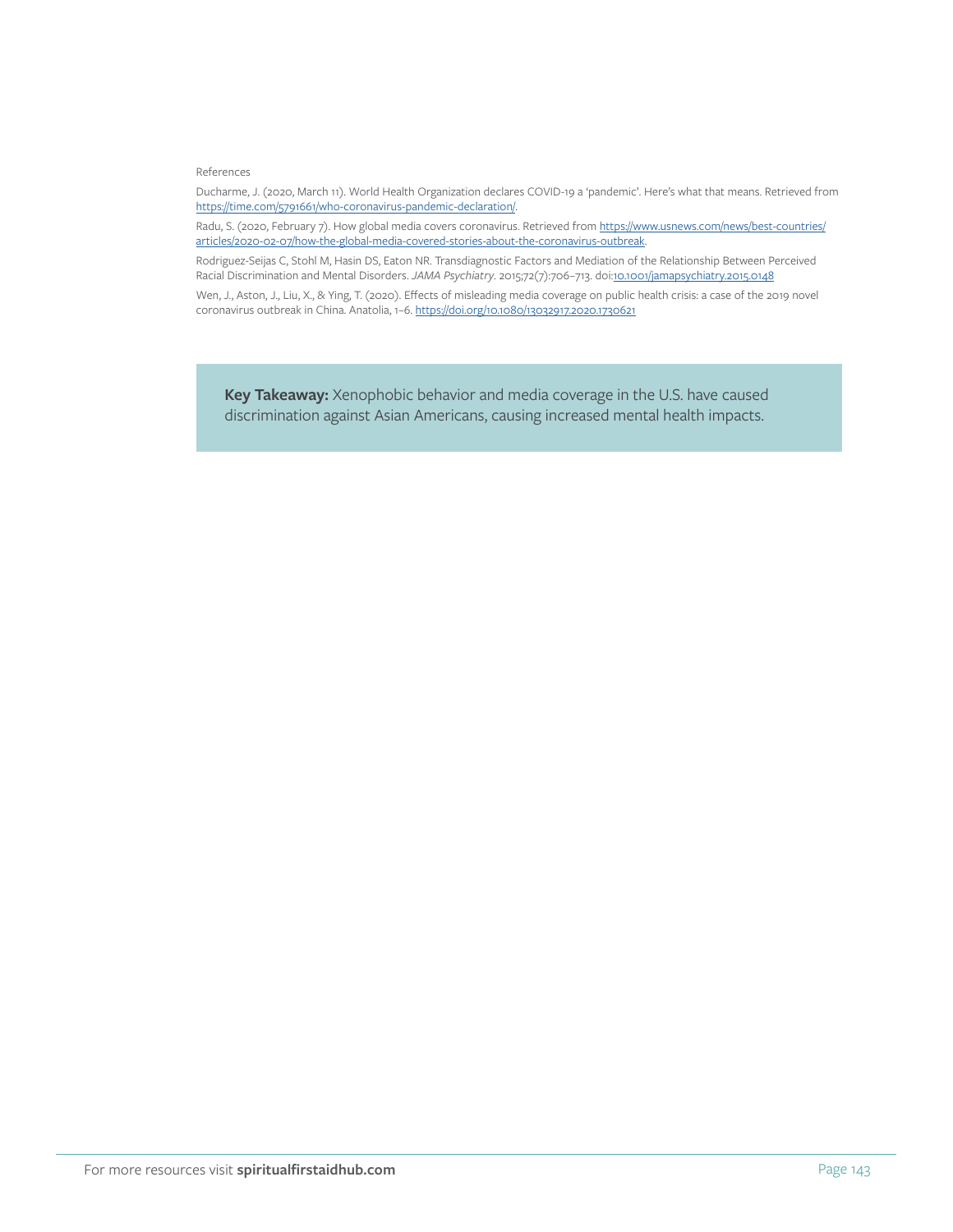References

Ducharme, J. (2020, March 11). World Health Organization declares COVID-19 a 'pandemic'. Here's what that means. Retrieved from https://time.com/5791661/who-coronavirus-pandemic-declaration/.

Radu, S. (2020, February 7). How global media covers coronavirus. Retrieved from https://www.usnews.com/news/best-countries/articles/2020-02-07/how-the-global-media-covered-stories-about-the-coronavirus-outbreak.

Rodriguez-Seijas C, Stohl M, Hasin DS, Eaton NR. Transdiagnostic Factors and Mediation of the Relationship Between Perceived Racial Discrimination and Mental Disorders. *JAMA Psychiatry*. 2015;72(7):706–713. doi:10.1001/jamapsychiatry.2015.0148

Wen, J., Aston, J., Liu, X., & Ying, T. (2020). Effects of misleading media coverage on public health crisis: a case of the 2019 novel coronavirus outbreak in China. Anatolia, 1–6. https://doi.org/10.1080/13032917.2020.1730621

**Key Takeaway:** Xenophobic behavior and media coverage in the U.S. have caused discrimination against Asian Americans, causing increased mental health impacts.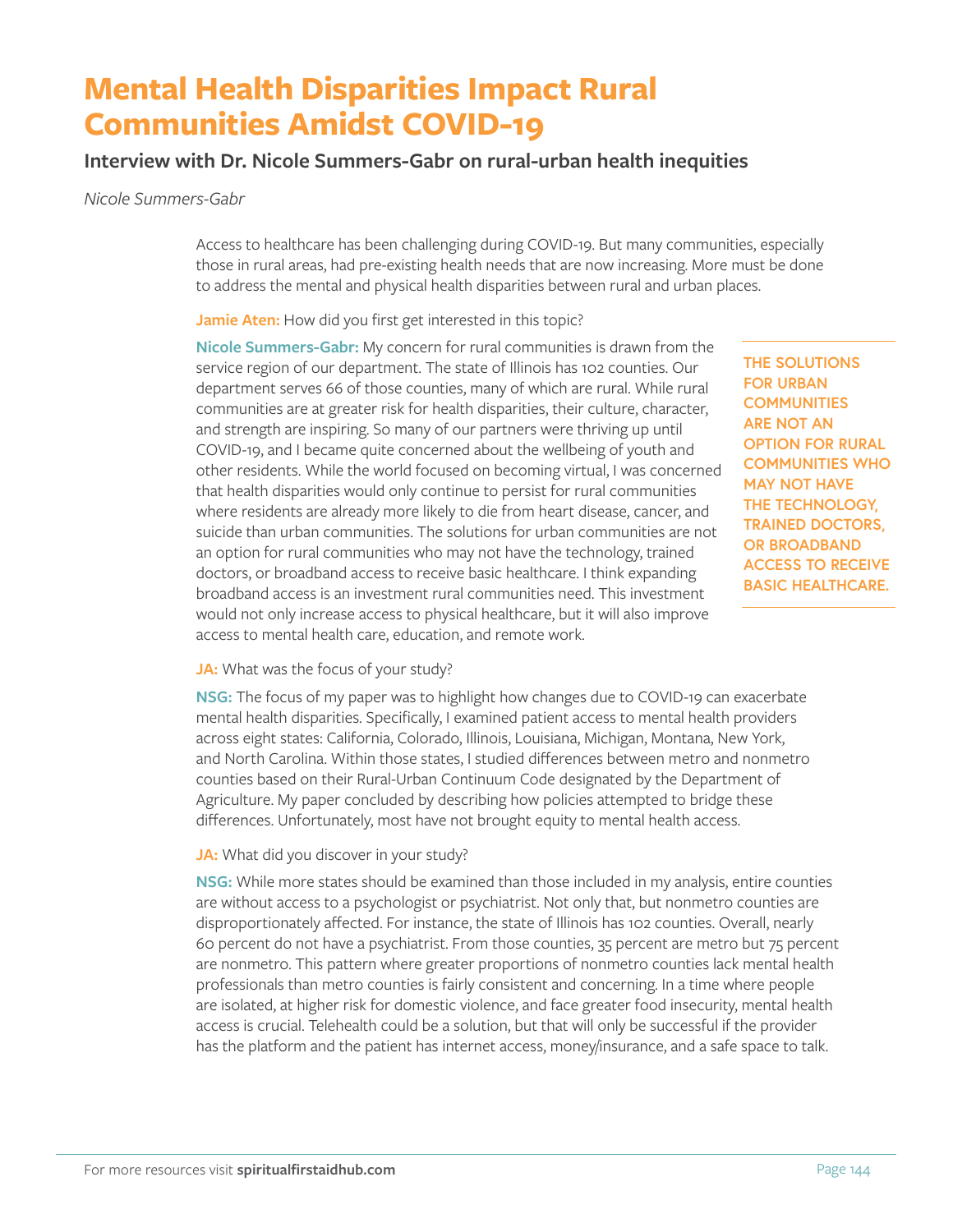# Mental Health Disparities Impact Rural Communities Amidst COVID-19

## Interview with Dr. Nicole Summers-Gabr on rural-urban health inequities

*Nicole Summers-Gabr*

Access to healthcare has been challenging during COVID-19. But many communities, especially those in rural areas, had pre-existing health needs that are now increasing. More must be done to address the mental and physical health disparities between rural and urban places.

**Jamie Aten:** How did you first get interested in this topic?

**Nicole Summers-Gabr:** My concern for rural communities is drawn from the service region of our department. The state of Illinois has 102 counties. Our department serves 66 of those counties, many of which are rural. While rural communities are at greater risk for health disparities, their culture, character, and strength are inspiring. So many of our partners were thriving up until COVID-19, and I became quite concerned about the wellbeing of youth and other residents. While the world focused on becoming virtual, I was concerned that health disparities would only continue to persist for rural communities where residents are already more likely to die from heart disease, cancer, and suicide than urban communities. The solutions for urban communities are not an option for rural communities who may not have the technology, trained doctors, or broadband access to receive basic healthcare. I think expanding broadband access is an investment rural communities need. This investment would not only increase access to physical healthcare, but it will also improve access to mental health care, education, and remote work.

**THE SOLUTIONS FOR URBAN COMMUNITIES ARE NOT AN OPTION FOR RURAL COMMUNITIES WHO MAY NOT HAVE THE TECHNOLOGY, TRAINED DOCTORS, OR BROADBAND ACCESS TO RECEIVE BASIC HEALTHCARE.**

**JA:** What was the focus of your study?

**NSG:** The focus of my paper was to highlight how changes due to COVID-19 can exacerbate mental health disparities. Specifically, I examined patient access to mental health providers across eight states: California, Colorado, Illinois, Louisiana, Michigan, Montana, New York, and North Carolina. Within those states, I studied differences between metro and nonmetro counties based on their Rural-Urban Continuum Code designated by the Department of Agriculture. My paper concluded by describing how policies attempted to bridge these differences. Unfortunately, most have not brought equity to mental health access.

**JA:** What did you discover in your study?

**NSG:** While more states should be examined than those included in my analysis, entire counties are without access to a psychologist or psychiatrist. Not only that, but nonmetro counties are disproportionately affected. For instance, the state of Illinois has 102 counties. Overall, nearly 60 percent do not have a psychiatrist. From those counties, 35 percent are metro but 75 percent are nonmetro. This pattern where greater proportions of nonmetro counties lack mental health professionals than metro counties is fairly consistent and concerning. In a time where people are isolated, at higher risk for domestic violence, and face greater food insecurity, mental health access is crucial. Telehealth could be a solution, but that will only be successful if the provider has the platform and the patient has internet access, money/insurance, and a safe space to talk.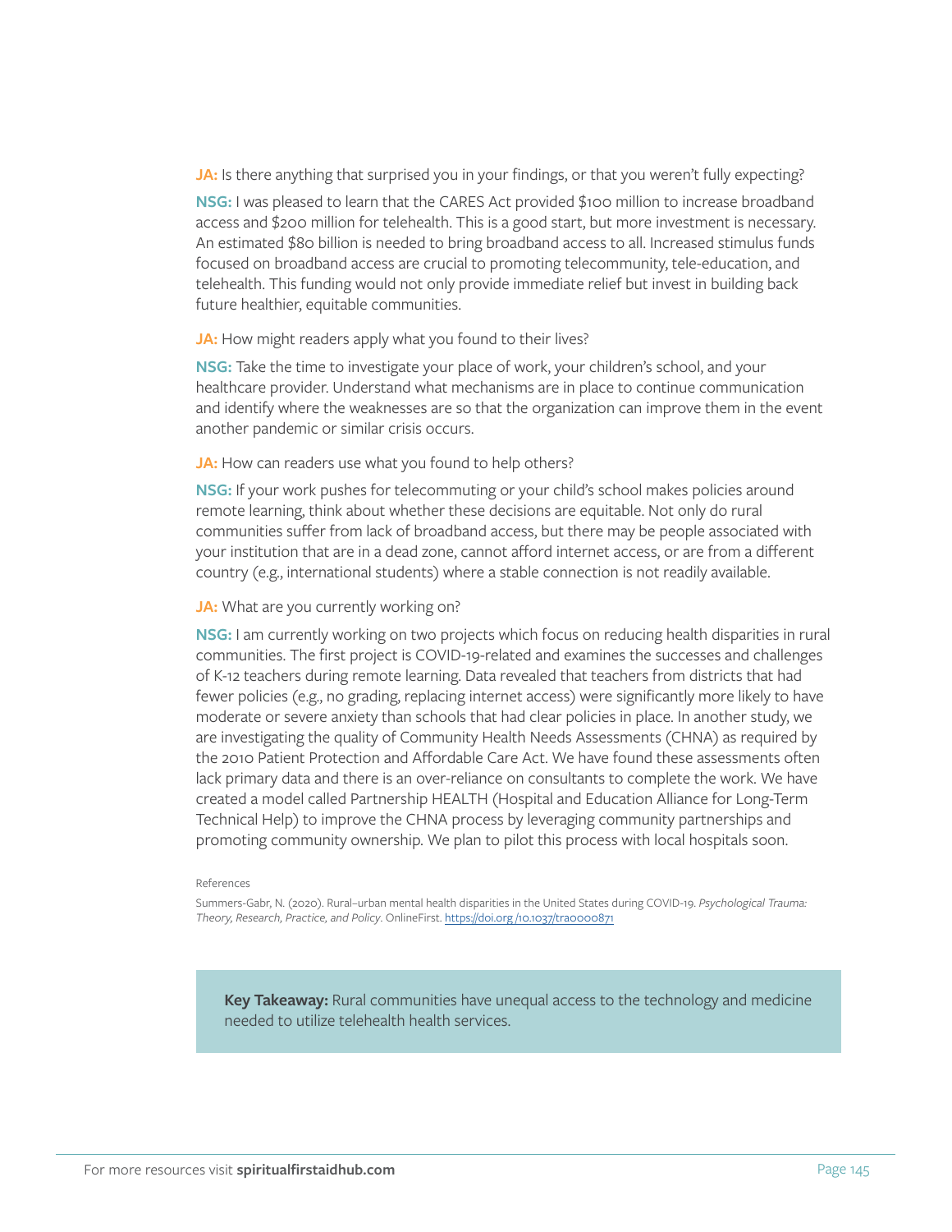**JA:** Is there anything that surprised you in your findings, or that you weren't fully expecting?

**NSG:** I was pleased to learn that the CARES Act provided $100 million to increase broadband access and $200 million for telehealth. This is a good start, but more investment is necessary. An estimated $80 billion is needed to bring broadband access to all. Increased stimulus funds focused on broadband access are crucial to promoting telecommunity, tele-education, and telehealth. This funding would not only provide immediate relief but invest in building back future healthier, equitable communities.

**JA:** How might readers apply what you found to their lives?

**NSG:** Take the time to investigate your place of work, your children's school, and your healthcare provider. Understand what mechanisms are in place to continue communication and identify where the weaknesses are so that the organization can improve them in the event another pandemic or similar crisis occurs.

**JA:** How can readers use what you found to help others?

**NSG:** If your work pushes for telecommuting or your child's school makes policies around remote learning, think about whether these decisions are equitable. Not only do rural communities suffer from lack of broadband access, but there may be people associated with your institution that are in a dead zone, cannot afford internet access, or are from a different country (e.g., international students) where a stable connection is not readily available.

**JA:** What are you currently working on?

**NSG:** I am currently working on two projects which focus on reducing health disparities in rural communities. The first project is COVID-19-related and examines the successes and challenges of K-12 teachers during remote learning. Data revealed that teachers from districts that had fewer policies (e.g., no grading, replacing internet access) were significantly more likely to have moderate or severe anxiety than schools that had clear policies in place. In another study, we are investigating the quality of Community Health Needs Assessments (CHNA) as required by the 2010 Patient Protection and Affordable Care Act. We have found these assessments often lack primary data and there is an over-reliance on consultants to complete the work. We have created a model called Partnership HEALTH (Hospital and Education Alliance for Long-Term Technical Help) to improve the CHNA process by leveraging community partnerships and promoting community ownership. We plan to pilot this process with local hospitals soon.

References

Summers-Gabr, N. (2020). Rural–urban mental health disparities in the United States during COVID-19. *Psychological Trauma: Theory, Research, Practice, and Policy*. OnlineFirst. https://doi.org/10.1037/tra0000871

**Key Takeaway:** Rural communities have unequal access to the technology and medicine needed to utilize telehealth health services.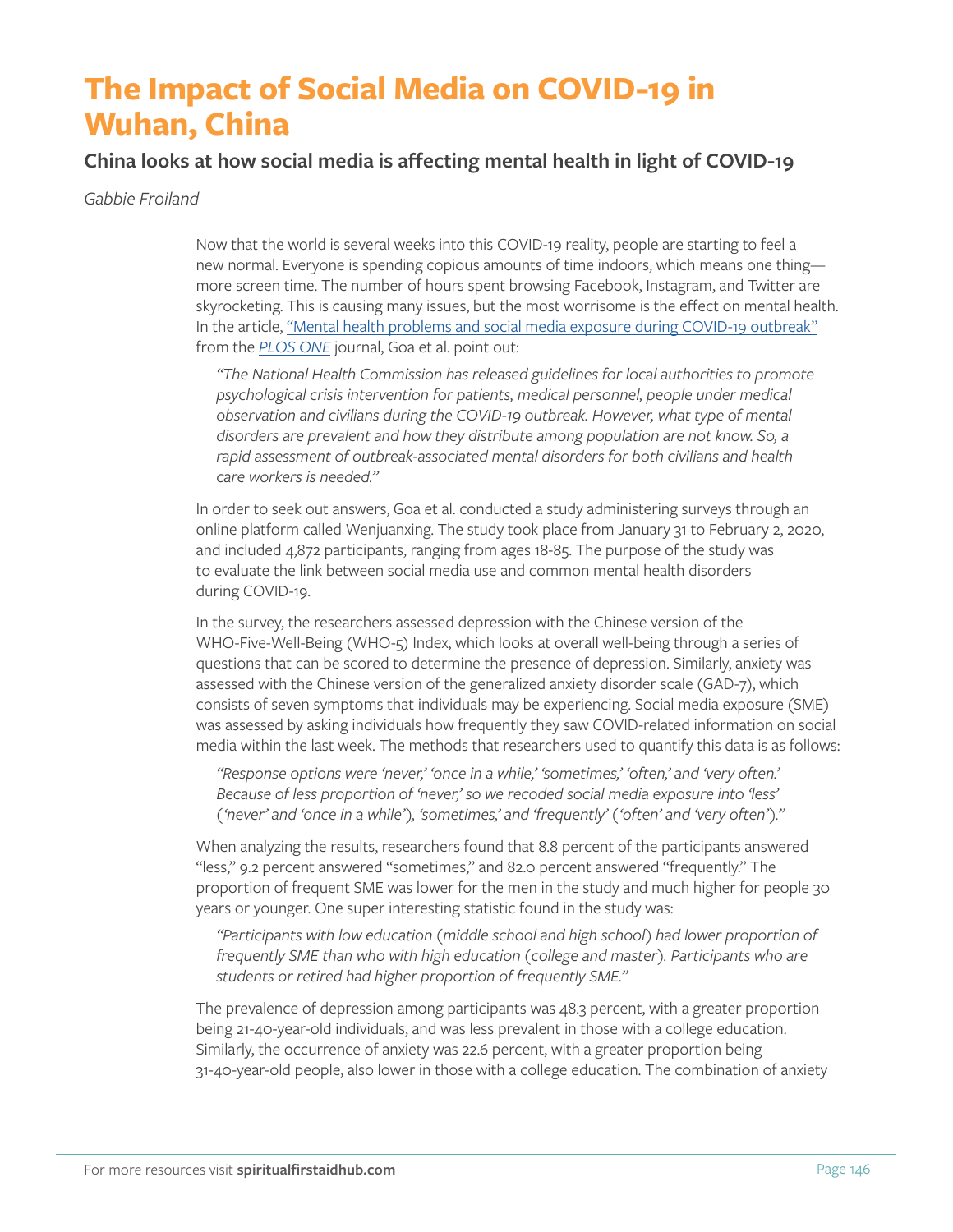# The Impact of Social Media on COVID-19 in Wuhan, China

## China looks at how social media is affecting mental health in light of COVID-19

*Gabbie Froiland*

Now that the world is several weeks into this COVID-19 reality, people are starting to feel a new normal. Everyone is spending copious amounts of time indoors, which means one thing—more screen time. The number of hours spent browsing Facebook, Instagram, and Twitter are skyrocketing. This is causing many issues, but the most worrisome is the effect on mental health. In the article, "Mental health problems and social media exposure during COVID-19 outbreak" from the *PLOS ONE* journal, Goa et al. point out:

> *"The National Health Commission has released guidelines for local authorities to promote psychological crisis intervention for patients, medical personnel, people under medical observation and civilians during the COVID-19 outbreak. However, what type of mental disorders are prevalent and how they distribute among population are not know. So, a rapid assessment of outbreak-associated mental disorders for both civilians and health care workers is needed."*

In order to seek out answers, Goa et al. conducted a study administering surveys through an online platform called Wenjuanxing. The study took place from January 31 to February 2, 2020, and included 4,872 participants, ranging from ages 18-85. The purpose of the study was to evaluate the link between social media use and common mental health disorders during COVID-19.

In the survey, the researchers assessed depression with the Chinese version of the WHO-Five-Well-Being (WHO-5) Index, which looks at overall well-being through a series of questions that can be scored to determine the presence of depression. Similarly, anxiety was assessed with the Chinese version of the generalized anxiety disorder scale (GAD-7), which consists of seven symptoms that individuals may be experiencing. Social media exposure (SME) was assessed by asking individuals how frequently they saw COVID-related information on social media within the last week. The methods that researchers used to quantify this data is as follows:

> *"Response options were 'never,' 'once in a while,' 'sometimes,' 'often,' and 'very often.' Because of less proportion of 'never,' so we recoded social media exposure into 'less' ('never' and 'once in a while'), 'sometimes,' and 'frequently' ('often' and 'very often')."*

When analyzing the results, researchers found that 8.8 percent of the participants answered "less," 9.2 percent answered "sometimes," and 82.0 percent answered "frequently." The proportion of frequent SME was lower for the men in the study and much higher for people 30 years or younger. One super interesting statistic found in the study was:

> *"Participants with low education (middle school and high school) had lower proportion of frequently SME than who with high education (college and master). Participants who are students or retired had higher proportion of frequently SME."*

The prevalence of depression among participants was 48.3 percent, with a greater proportion being 21-40-year-old individuals, and was less prevalent in those with a college education. Similarly, the occurrence of anxiety was 22.6 percent, with a greater proportion being 31-40-year-old people, also lower in those with a college education. The combination of anxiety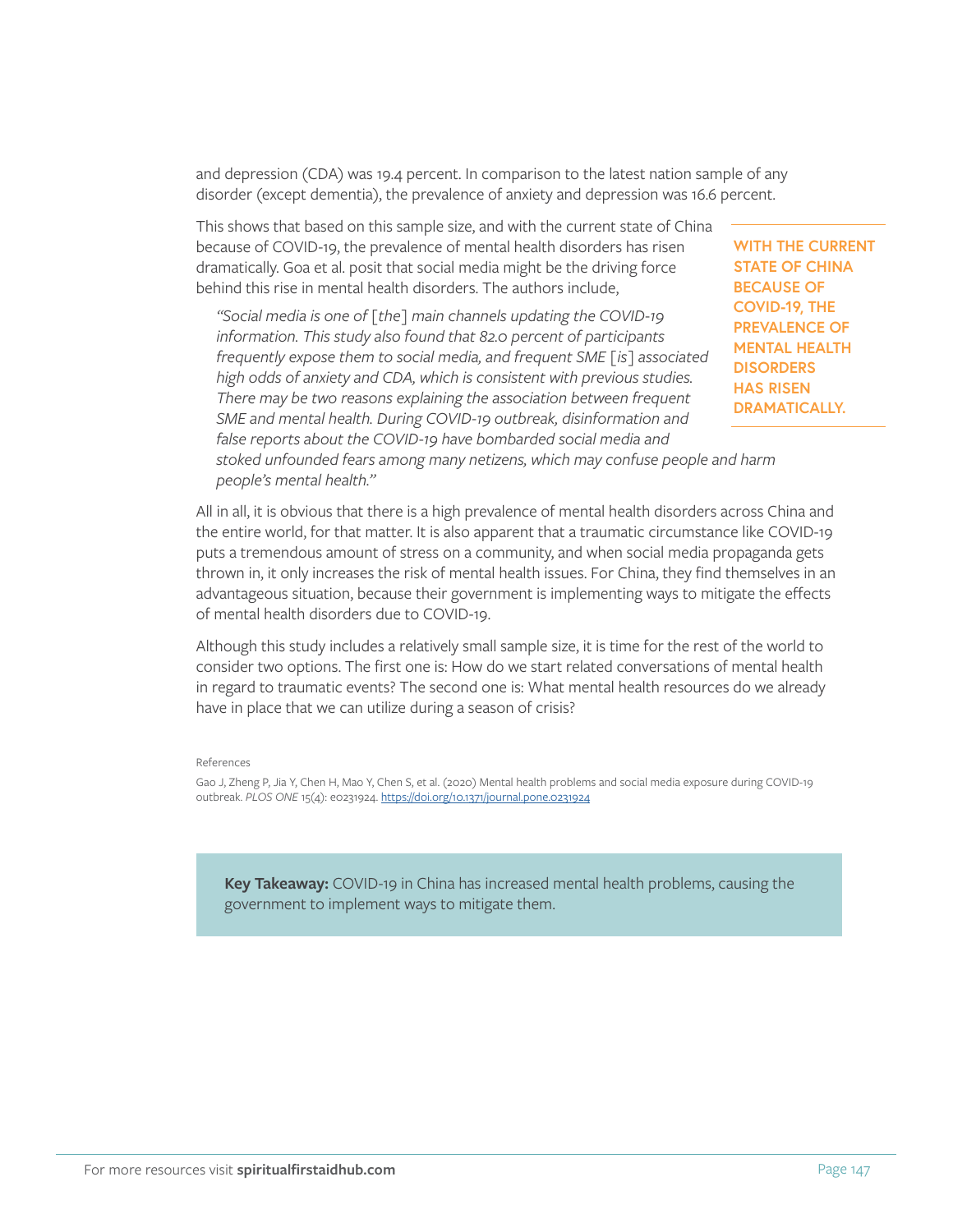and depression (CDA) was 19.4 percent. In comparison to the latest nation sample of any disorder (except dementia), the prevalence of anxiety and depression was 16.6 percent.

This shows that based on this sample size, and with the current state of China because of COVID-19, the prevalence of mental health disorders has risen dramatically. Goa et al. posit that social media might be the driving force behind this rise in mental health disorders. The authors include,

> *"Social media is one of* [*the*] *main channels updating the COVID-19 information. This study also found that 82.0 percent of participants frequently expose them to social media, and frequent SME* [*is*] *associated high odds of anxiety and CDA, which is consistent with previous studies. There may be two reasons explaining the association between frequent SME and mental health. During COVID-19 outbreak, disinformation and false reports about the COVID-19 have bombarded social media and stoked unfounded fears among many netizens, which may confuse people and harm people's mental health."*

**WITH THE CURRENT STATE OF CHINA BECAUSE OF COVID-19, THE PREVALENCE OF MENTAL HEALTH DISORDERS HAS RISEN DRAMATICALLY.**

All in all, it is obvious that there is a high prevalence of mental health disorders across China and the entire world, for that matter. It is also apparent that a traumatic circumstance like COVID-19 puts a tremendous amount of stress on a community, and when social media propaganda gets thrown in, it only increases the risk of mental health issues. For China, they find themselves in an advantageous situation, because their government is implementing ways to mitigate the effects of mental health disorders due to COVID-19.

Although this study includes a relatively small sample size, it is time for the rest of the world to consider two options. The first one is: How do we start related conversations of mental health in regard to traumatic events? The second one is: What mental health resources do we already have in place that we can utilize during a season of crisis?

References

Gao J, Zheng P, Jia Y, Chen H, Mao Y, Chen S, et al. (2020) Mental health problems and social media exposure during COVID-19 outbreak. *PLOS ONE* 15(4): e0231924. https://doi.org/10.1371/journal.pone.0231924

**Key Takeaway:** COVID-19 in China has increased mental health problems, causing the government to implement ways to mitigate them.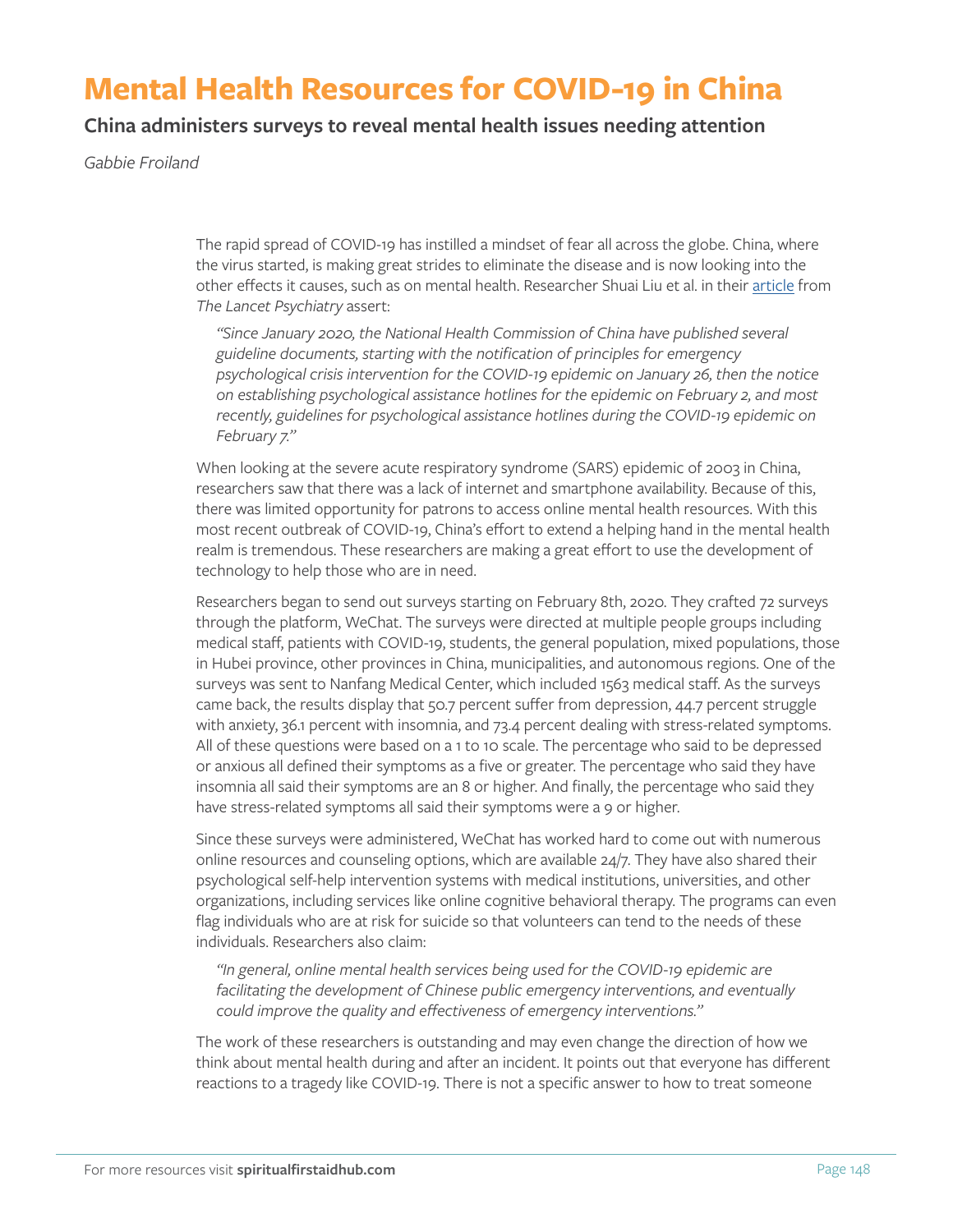# Mental Health Resources for COVID-19 in China

## China administers surveys to reveal mental health issues needing attention

*Gabbie Froiland*

The rapid spread of COVID-19 has instilled a mindset of fear all across the globe. China, where the virus started, is making great strides to eliminate the disease and is now looking into the other effects it causes, such as on mental health. Researcher Shuai Liu et al. in their article from *The Lancet Psychiatry* assert:

> *"Since January 2020, the National Health Commission of China have published several guideline documents, starting with the notification of principles for emergency psychological crisis intervention for the COVID-19 epidemic on January 26, then the notice on establishing psychological assistance hotlines for the epidemic on February 2, and most recently, guidelines for psychological assistance hotlines during the COVID-19 epidemic on February 7."*

When looking at the severe acute respiratory syndrome (SARS) epidemic of 2003 in China, researchers saw that there was a lack of internet and smartphone availability. Because of this, there was limited opportunity for patrons to access online mental health resources. With this most recent outbreak of COVID-19, China's effort to extend a helping hand in the mental health realm is tremendous. These researchers are making a great effort to use the development of technology to help those who are in need.

Researchers began to send out surveys starting on February 8th, 2020. They crafted 72 surveys through the platform, WeChat. The surveys were directed at multiple people groups including medical staff, patients with COVID-19, students, the general population, mixed populations, those in Hubei province, other provinces in China, municipalities, and autonomous regions. One of the surveys was sent to Nanfang Medical Center, which included 1563 medical staff. As the surveys came back, the results display that 50.7 percent suffer from depression, 44.7 percent struggle with anxiety, 36.1 percent with insomnia, and 73.4 percent dealing with stress-related symptoms. All of these questions were based on a 1 to 10 scale. The percentage who said to be depressed or anxious all defined their symptoms as a five or greater. The percentage who said they have insomnia all said their symptoms are an 8 or higher. And finally, the percentage who said they have stress-related symptoms all said their symptoms were a 9 or higher.

Since these surveys were administered, WeChat has worked hard to come out with numerous online resources and counseling options, which are available 24/7. They have also shared their psychological self-help intervention systems with medical institutions, universities, and other organizations, including services like online cognitive behavioral therapy. The programs can even flag individuals who are at risk for suicide so that volunteers can tend to the needs of these individuals. Researchers also claim:

> *"In general, online mental health services being used for the COVID-19 epidemic are facilitating the development of Chinese public emergency interventions, and eventually could improve the quality and effectiveness of emergency interventions."*

The work of these researchers is outstanding and may even change the direction of how we think about mental health during and after an incident. It points out that everyone has different reactions to a tragedy like COVID-19. There is not a specific answer to how to treat someone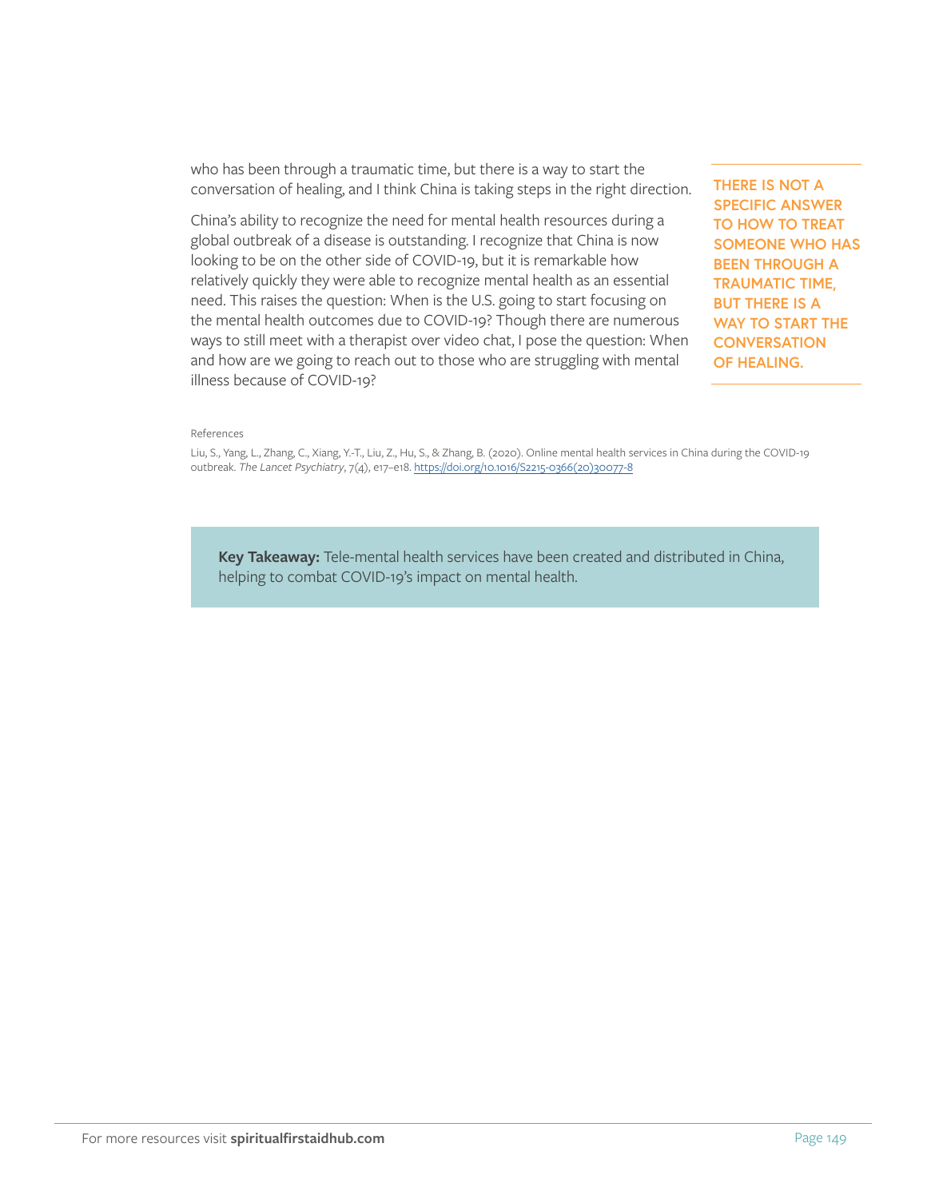who has been through a traumatic time, but there is a way to start the conversation of healing, and I think China is taking steps in the right direction.

> **THERE IS NOT A SPECIFIC ANSWER TO HOW TO TREAT SOMEONE WHO HAS BEEN THROUGH A TRAUMATIC TIME, BUT THERE IS A WAY TO START THE CONVERSATION OF HEALING.**

China's ability to recognize the need for mental health resources during a global outbreak of a disease is outstanding. I recognize that China is now looking to be on the other side of COVID-19, but it is remarkable how relatively quickly they were able to recognize mental health as an essential need. This raises the question: When is the U.S. going to start focusing on the mental health outcomes due to COVID-19? Though there are numerous ways to still meet with a therapist over video chat, I pose the question: When and how are we going to reach out to those who are struggling with mental illness because of COVID-19?

References

Liu, S., Yang, L., Zhang, C., Xiang, Y.-T., Liu, Z., Hu, S., & Zhang, B. (2020). Online mental health services in China during the COVID-19 outbreak. *The Lancet Psychiatry*, 7(4), e17–e18. https://doi.org/10.1016/S2215-0366(20)30077-8

**Key Takeaway:** Tele-mental health services have been created and distributed in China, helping to combat COVID-19's impact on mental health.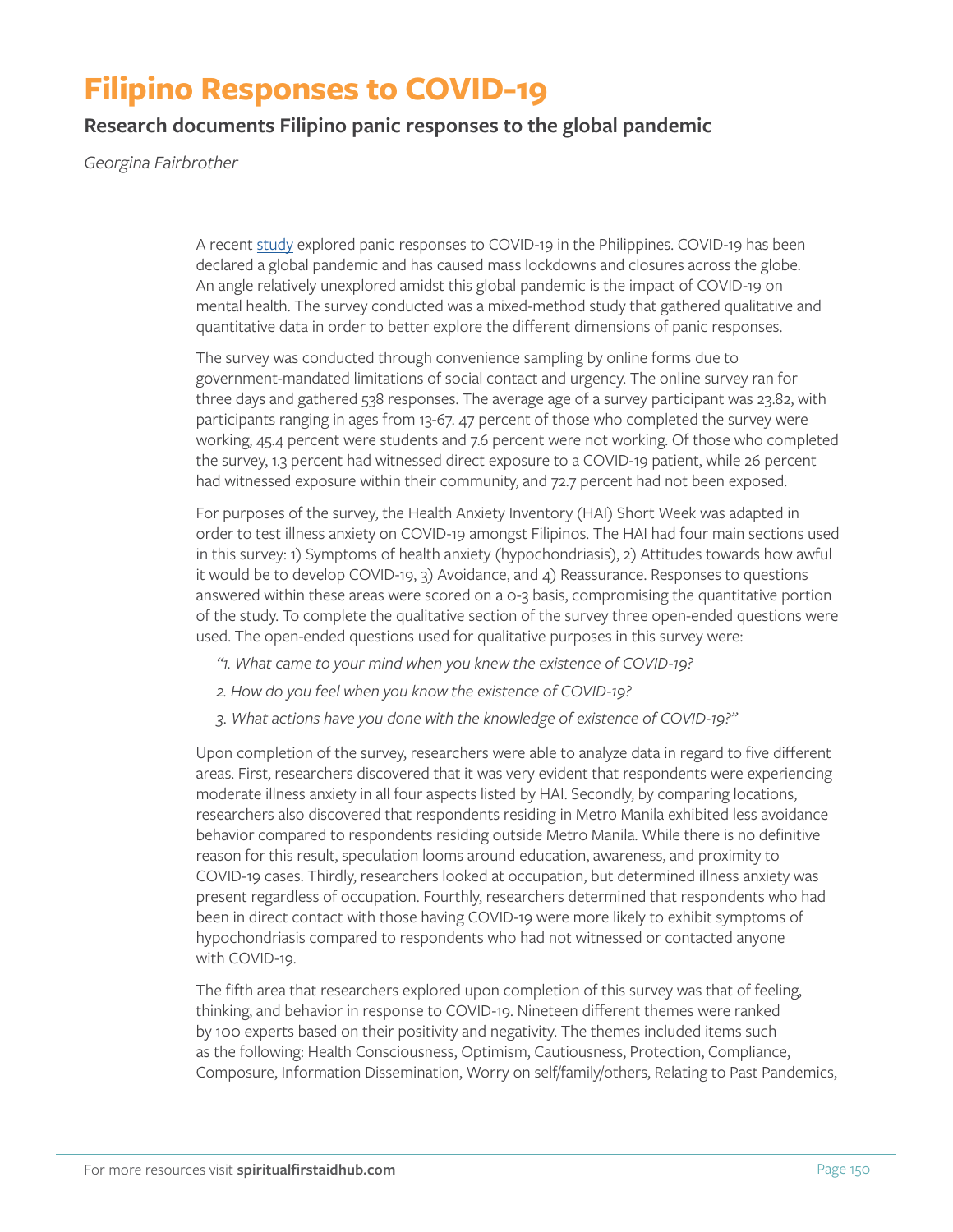# Filipino Responses to COVID-19

## Research documents Filipino panic responses to the global pandemic

*Georgina Fairbrother*

A recent study explored panic responses to COVID-19 in the Philippines. COVID-19 has been declared a global pandemic and has caused mass lockdowns and closures across the globe. An angle relatively unexplored amidst this global pandemic is the impact of COVID-19 on mental health. The survey conducted was a mixed-method study that gathered qualitative and quantitative data in order to better explore the different dimensions of panic responses.

The survey was conducted through convenience sampling by online forms due to government-mandated limitations of social contact and urgency. The online survey ran for three days and gathered 538 responses. The average age of a survey participant was 23.82, with participants ranging in ages from 13-67. 47 percent of those who completed the survey were working, 45.4 percent were students and 7.6 percent were not working. Of those who completed the survey, 1.3 percent had witnessed direct exposure to a COVID-19 patient, while 26 percent had witnessed exposure within their community, and 72.7 percent had not been exposed.

For purposes of the survey, the Health Anxiety Inventory (HAI) Short Week was adapted in order to test illness anxiety on COVID-19 amongst Filipinos. The HAI had four main sections used in this survey: 1) Symptoms of health anxiety (hypochondriasis), 2) Attitudes towards how awful it would be to develop COVID-19, 3) Avoidance, and 4) Reassurance. Responses to questions answered within these areas were scored on a 0-3 basis, compromising the quantitative portion of the study. To complete the qualitative section of the survey three open-ended questions were used. The open-ended questions used for qualitative purposes in this survey were:

*"1. What came to your mind when you knew the existence of COVID-19?*

*2. How do you feel when you know the existence of COVID-19?*

*3. What actions have you done with the knowledge of existence of COVID-19?"*

Upon completion of the survey, researchers were able to analyze data in regard to five different areas. First, researchers discovered that it was very evident that respondents were experiencing moderate illness anxiety in all four aspects listed by HAI. Secondly, by comparing locations, researchers also discovered that respondents residing in Metro Manila exhibited less avoidance behavior compared to respondents residing outside Metro Manila. While there is no definitive reason for this result, speculation looms around education, awareness, and proximity to COVID-19 cases. Thirdly, researchers looked at occupation, but determined illness anxiety was present regardless of occupation. Fourthly, researchers determined that respondents who had been in direct contact with those having COVID-19 were more likely to exhibit symptoms of hypochondriasis compared to respondents who had not witnessed or contacted anyone with COVID-19.

The fifth area that researchers explored upon completion of this survey was that of feeling, thinking, and behavior in response to COVID-19. Nineteen different themes were ranked by 100 experts based on their positivity and negativity. The themes included items such as the following: Health Consciousness, Optimism, Cautiousness, Protection, Compliance, Composure, Information Dissemination, Worry on self/family/others, Relating to Past Pandemics,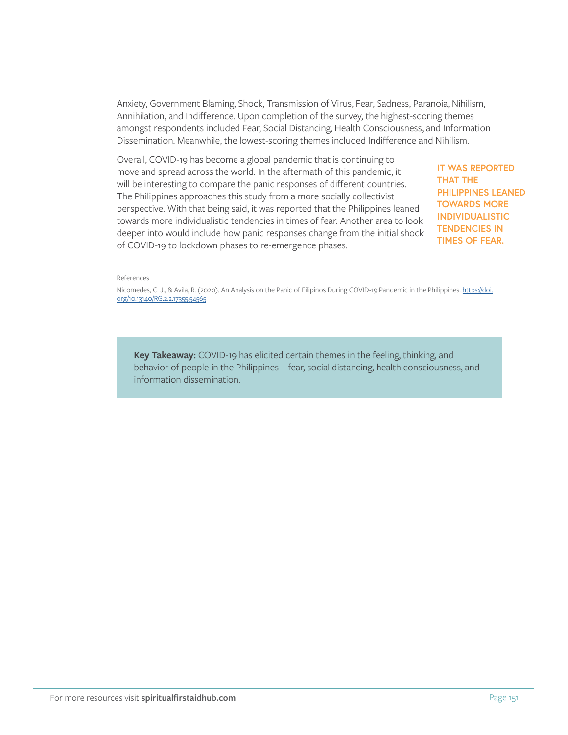Anxiety, Government Blaming, Shock, Transmission of Virus, Fear, Sadness, Paranoia, Nihilism, Annihilation, and Indifference. Upon completion of the survey, the highest-scoring themes amongst respondents included Fear, Social Distancing, Health Consciousness, and Information Dissemination. Meanwhile, the lowest-scoring themes included Indifference and Nihilism.

Overall, COVID-19 has become a global pandemic that is continuing to move and spread across the world. In the aftermath of this pandemic, it will be interesting to compare the panic responses of different countries. The Philippines approaches this study from a more socially collectivist perspective. With that being said, it was reported that the Philippines leaned towards more individualistic tendencies in times of fear. Another area to look deeper into would include how panic responses change from the initial shock of COVID-19 to lockdown phases to re-emergence phases.

**IT WAS REPORTED THAT THE PHILIPPINES LEANED TOWARDS MORE INDIVIDUALISTIC TENDENCIES IN TIMES OF FEAR.**

References

Nicomedes, C. J., & Avila, R. (2020). An Analysis on the Panic of Filipinos During COVID-19 Pandemic in the Philippines. https://doi.org/10.13140/RG.2.2.17355.54565

**Key Takeaway:** COVID-19 has elicited certain themes in the feeling, thinking, and behavior of people in the Philippines—fear, social distancing, health consciousness, and information dissemination.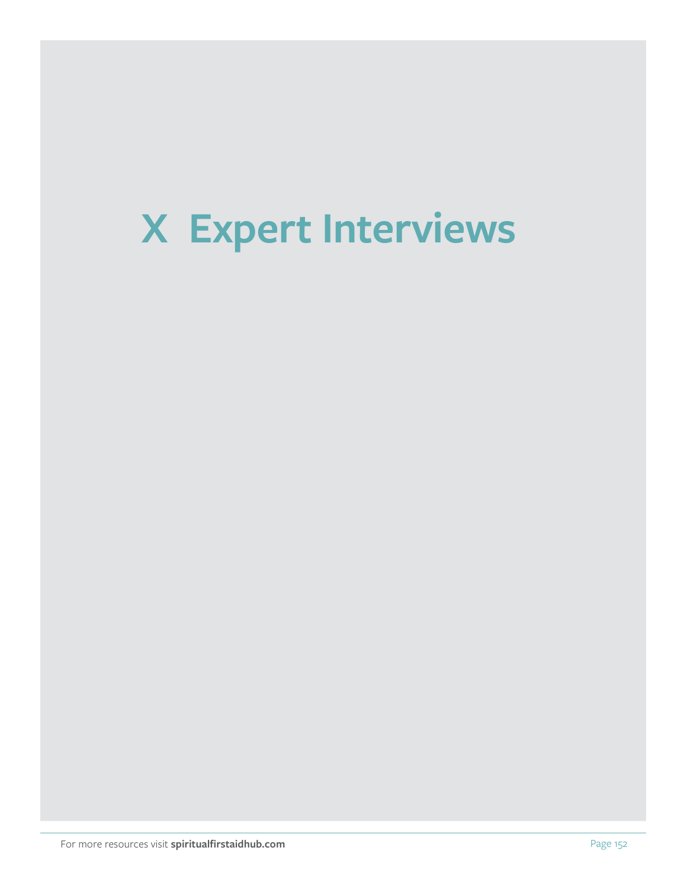# X Expert Interviews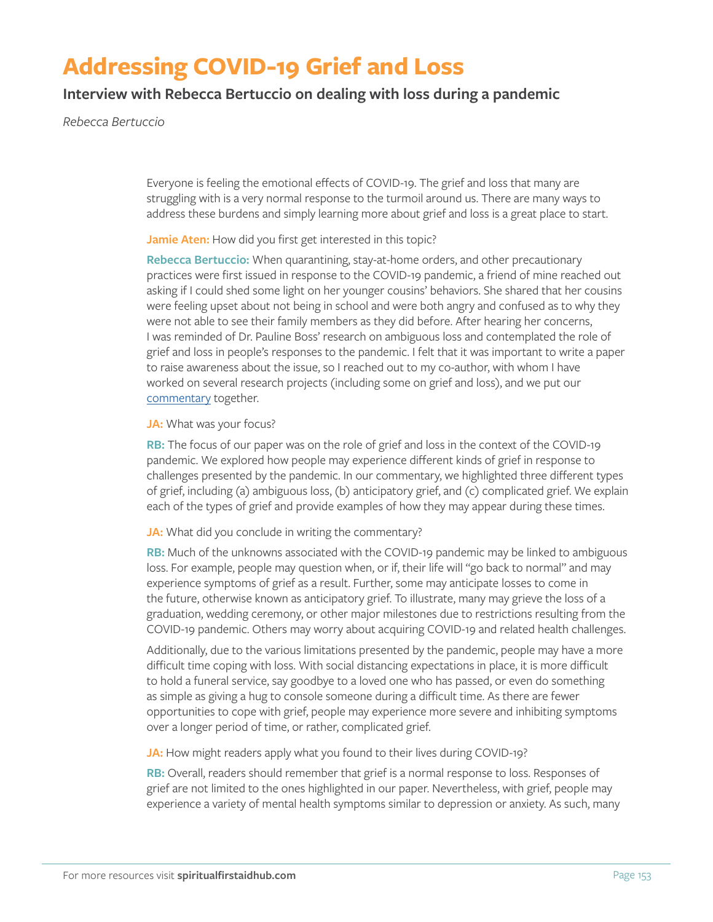# Addressing COVID-19 Grief and Loss

## Interview with Rebecca Bertuccio on dealing with loss during a pandemic

*Rebecca Bertuccio*

Everyone is feeling the emotional effects of COVID-19. The grief and loss that many are struggling with is a very normal response to the turmoil around us. There are many ways to address these burdens and simply learning more about grief and loss is a great place to start.

**Jamie Aten:** How did you first get interested in this topic?

**Rebecca Bertuccio:** When quarantining, stay-at-home orders, and other precautionary practices were first issued in response to the COVID-19 pandemic, a friend of mine reached out asking if I could shed some light on her younger cousins' behaviors. She shared that her cousins were feeling upset about not being in school and were both angry and confused as to why they were not able to see their family members as they did before. After hearing her concerns, I was reminded of Dr. Pauline Boss' research on ambiguous loss and contemplated the role of grief and loss in people's responses to the pandemic. I felt that it was important to write a paper to raise awareness about the issue, so I reached out to my co-author, with whom I have worked on several research projects (including some on grief and loss), and we put our commentary together.

**JA:** What was your focus?

**RB:** The focus of our paper was on the role of grief and loss in the context of the COVID-19 pandemic. We explored how people may experience different kinds of grief in response to challenges presented by the pandemic. In our commentary, we highlighted three different types of grief, including (a) ambiguous loss, (b) anticipatory grief, and (c) complicated grief. We explain each of the types of grief and provide examples of how they may appear during these times.

**JA:** What did you conclude in writing the commentary?

**RB:** Much of the unknowns associated with the COVID-19 pandemic may be linked to ambiguous loss. For example, people may question when, or if, their life will "go back to normal" and may experience symptoms of grief as a result. Further, some may anticipate losses to come in the future, otherwise known as anticipatory grief. To illustrate, many may grieve the loss of a graduation, wedding ceremony, or other major milestones due to restrictions resulting from the COVID-19 pandemic. Others may worry about acquiring COVID-19 and related health challenges.

Additionally, due to the various limitations presented by the pandemic, people may have a more difficult time coping with loss. With social distancing expectations in place, it is more difficult to hold a funeral service, say goodbye to a loved one who has passed, or even do something as simple as giving a hug to console someone during a difficult time. As there are fewer opportunities to cope with grief, people may experience more severe and inhibiting symptoms over a longer period of time, or rather, complicated grief.

**JA:** How might readers apply what you found to their lives during COVID-19?

**RB:** Overall, readers should remember that grief is a normal response to loss. Responses of grief are not limited to the ones highlighted in our paper. Nevertheless, with grief, people may experience a variety of mental health symptoms similar to depression or anxiety. As such, many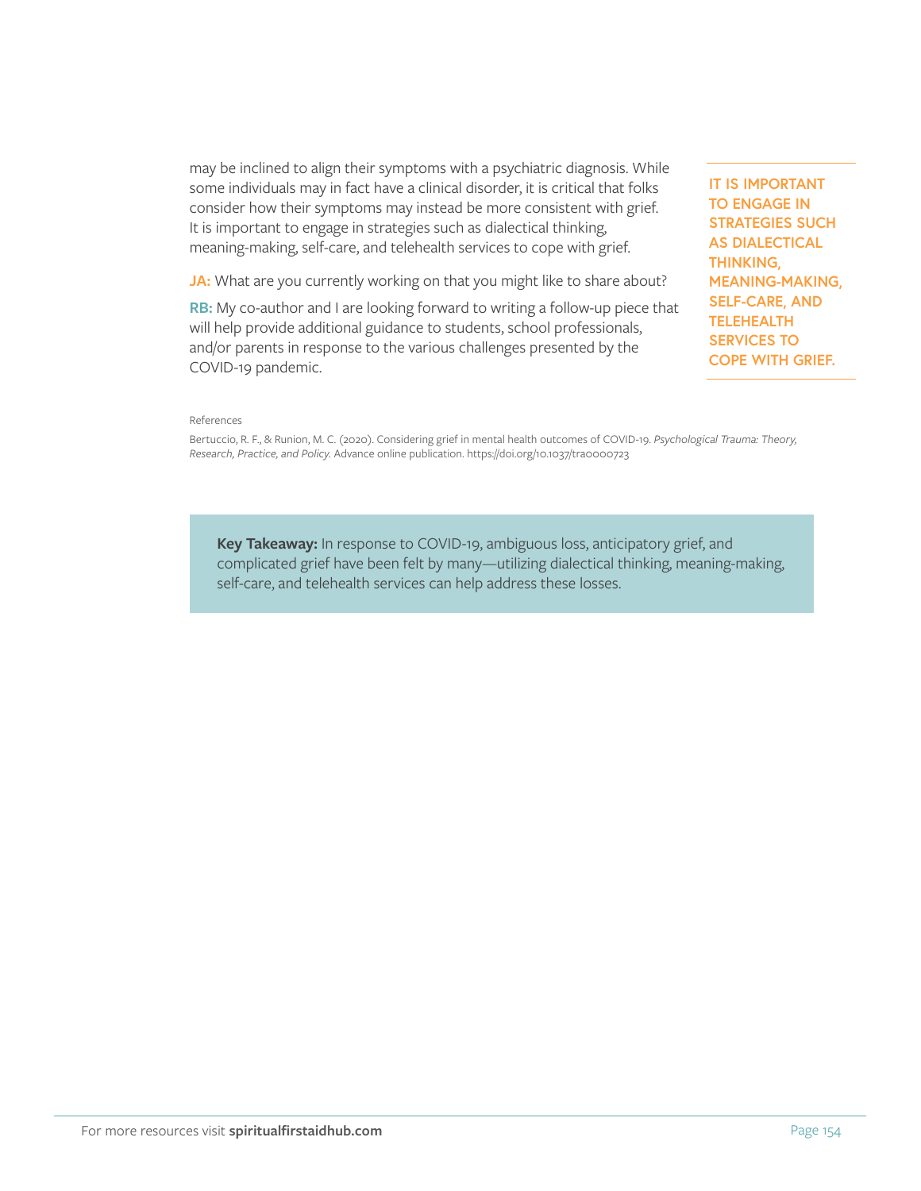may be inclined to align their symptoms with a psychiatric diagnosis. While some individuals may in fact have a clinical disorder, it is critical that folks consider how their symptoms may instead be more consistent with grief. It is important to engage in strategies such as dialectical thinking, meaning-making, self-care, and telehealth services to cope with grief.

> **IT IS IMPORTANT TO ENGAGE IN STRATEGIES SUCH AS DIALECTICAL THINKING, MEANING-MAKING, SELF-CARE, AND TELEHEALTH SERVICES TO COPE WITH GRIEF.**

**JA:** What are you currently working on that you might like to share about?

**RB:** My co-author and I are looking forward to writing a follow-up piece that will help provide additional guidance to students, school professionals, and/or parents in response to the various challenges presented by the COVID-19 pandemic.

References

Bertuccio, R. F., & Runion, M. C. (2020). Considering grief in mental health outcomes of COVID-19. *Psychological Trauma: Theory, Research, Practice, and Policy.* Advance online publication. https://doi.org/10.1037/tra0000723

**Key Takeaway:** In response to COVID-19, ambiguous loss, anticipatory grief, and complicated grief have been felt by many—utilizing dialectical thinking, meaning-making, self-care, and telehealth services can help address these losses.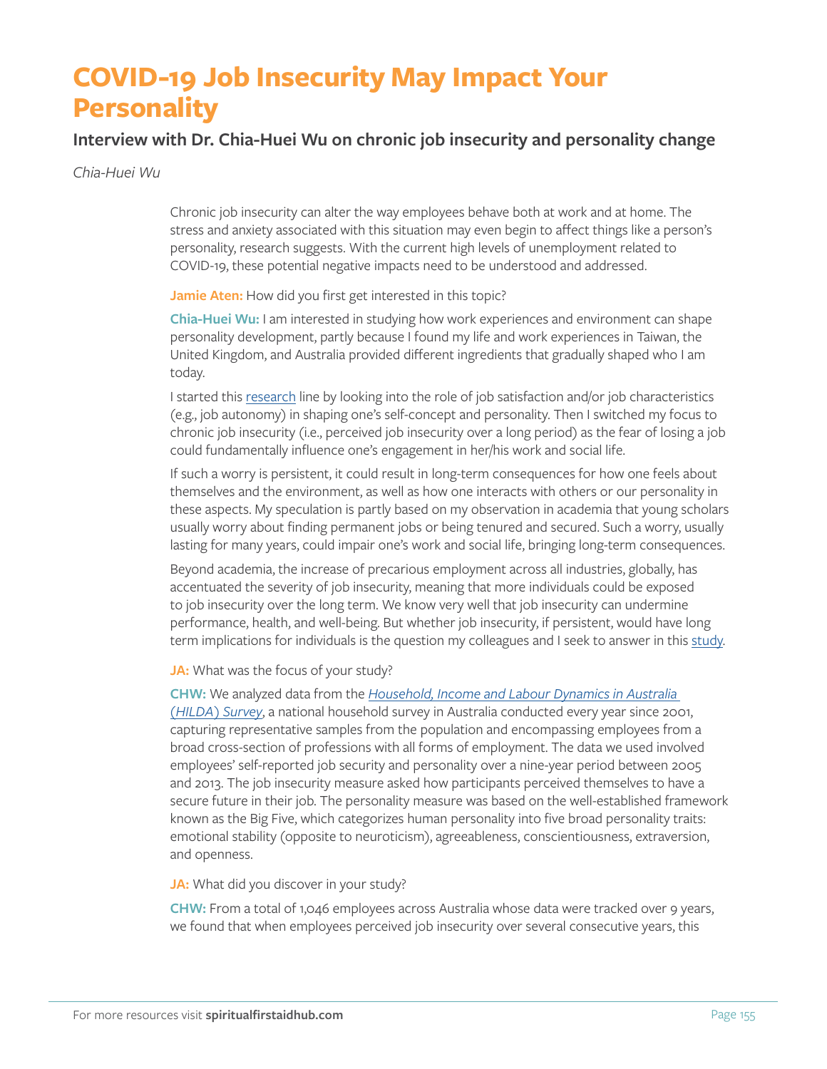# COVID-19 Job Insecurity May Impact Your Personality

## Interview with Dr. Chia-Huei Wu on chronic job insecurity and personality change

*Chia-Huei Wu*

Chronic job insecurity can alter the way employees behave both at work and at home. The stress and anxiety associated with this situation may even begin to affect things like a person's personality, research suggests. With the current high levels of unemployment related to COVID-19, these potential negative impacts need to be understood and addressed.

**Jamie Aten:** How did you first get interested in this topic?

**Chia-Huei Wu:** I am interested in studying how work experiences and environment can shape personality development, partly because I found my life and work experiences in Taiwan, the United Kingdom, and Australia provided different ingredients that gradually shaped who I am today.

I started this research line by looking into the role of job satisfaction and/or job characteristics (e.g., job autonomy) in shaping one's self-concept and personality. Then I switched my focus to chronic job insecurity (i.e., perceived job insecurity over a long period) as the fear of losing a job could fundamentally influence one's engagement in her/his work and social life.

If such a worry is persistent, it could result in long-term consequences for how one feels about themselves and the environment, as well as how one interacts with others or our personality in these aspects. My speculation is partly based on my observation in academia that young scholars usually worry about finding permanent jobs or being tenured and secured. Such a worry, usually lasting for many years, could impair one's work and social life, bringing long-term consequences.

Beyond academia, the increase of precarious employment across all industries, globally, has accentuated the severity of job insecurity, meaning that more individuals could be exposed to job insecurity over the long term. We know very well that job insecurity can undermine performance, health, and well-being. But whether job insecurity, if persistent, would have long term implications for individuals is the question my colleagues and I seek to answer in this study.

**JA:** What was the focus of your study?

**CHW:** We analyzed data from the *Household, Income and Labour Dynamics in Australia (HILDA) Survey*, a national household survey in Australia conducted every year since 2001, capturing representative samples from the population and encompassing employees from a broad cross-section of professions with all forms of employment. The data we used involved employees' self-reported job security and personality over a nine-year period between 2005 and 2013. The job insecurity measure asked how participants perceived themselves to have a secure future in their job. The personality measure was based on the well-established framework known as the Big Five, which categorizes human personality into five broad personality traits: emotional stability (opposite to neuroticism), agreeableness, conscientiousness, extraversion, and openness.

**JA:** What did you discover in your study?

**CHW:** From a total of 1,046 employees across Australia whose data were tracked over 9 years, we found that when employees perceived job insecurity over several consecutive years, this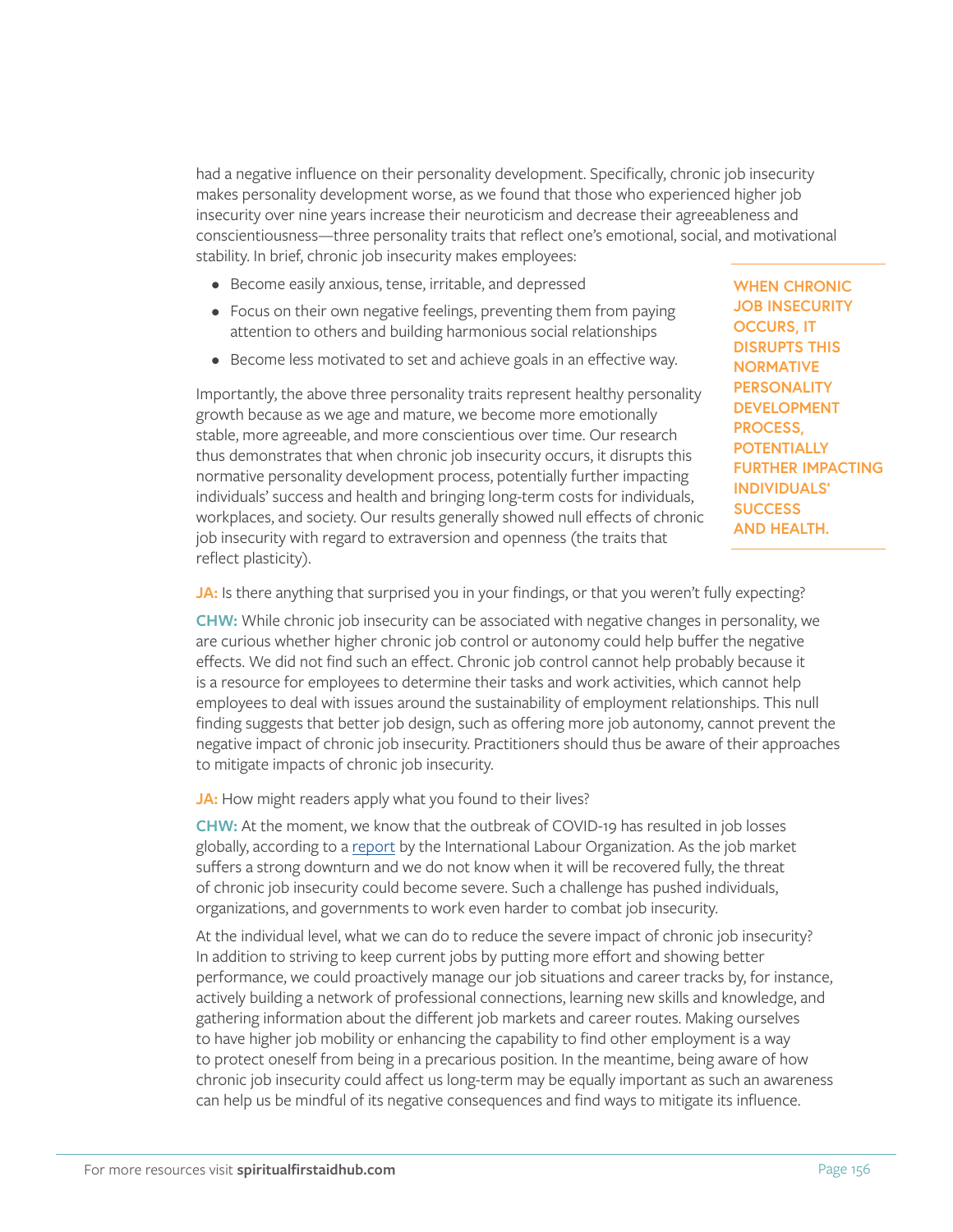had a negative influence on their personality development. Specifically, chronic job insecurity makes personality development worse, as we found that those who experienced higher job insecurity over nine years increase their neuroticism and decrease their agreeableness and conscientiousness—three personality traits that reflect one's emotional, social, and motivational stability. In brief, chronic job insecurity makes employees:

- Become easily anxious, tense, irritable, and depressed
- Focus on their own negative feelings, preventing them from paying attention to others and building harmonious social relationships
- Become less motivated to set and achieve goals in an effective way.

Importantly, the above three personality traits represent healthy personality growth because as we age and mature, we become more emotionally stable, more agreeable, and more conscientious over time. Our research thus demonstrates that when chronic job insecurity occurs, it disrupts this normative personality development process, potentially further impacting individuals' success and health and bringing long-term costs for individuals, workplaces, and society. Our results generally showed null effects of chronic job insecurity with regard to extraversion and openness (the traits that reflect plasticity).

**WHEN CHRONIC JOB INSECURITY OCCURS, IT DISRUPTS THIS NORMATIVE PERSONALITY DEVELOPMENT PROCESS, POTENTIALLY FURTHER IMPACTING INDIVIDUALS' SUCCESS AND HEALTH.**

**JA:** Is there anything that surprised you in your findings, or that you weren't fully expecting?

**CHW:** While chronic job insecurity can be associated with negative changes in personality, we are curious whether higher chronic job control or autonomy could help buffer the negative effects. We did not find such an effect. Chronic job control cannot help probably because it is a resource for employees to determine their tasks and work activities, which cannot help employees to deal with issues around the sustainability of employment relationships. This null finding suggests that better job design, such as offering more job autonomy, cannot prevent the negative impact of chronic job insecurity. Practitioners should thus be aware of their approaches to mitigate impacts of chronic job insecurity.

**JA:** How might readers apply what you found to their lives?

**CHW:** At the moment, we know that the outbreak of COVID-19 has resulted in job losses globally, according to a report by the International Labour Organization. As the job market suffers a strong downturn and we do not know when it will be recovered fully, the threat of chronic job insecurity could become severe. Such a challenge has pushed individuals, organizations, and governments to work even harder to combat job insecurity.

At the individual level, what we can do to reduce the severe impact of chronic job insecurity? In addition to striving to keep current jobs by putting more effort and showing better performance, we could proactively manage our job situations and career tracks by, for instance, actively building a network of professional connections, learning new skills and knowledge, and gathering information about the different job markets and career routes. Making ourselves to have higher job mobility or enhancing the capability to find other employment is a way to protect oneself from being in a precarious position. In the meantime, being aware of how chronic job insecurity could affect us long-term may be equally important as such an awareness can help us be mindful of its negative consequences and find ways to mitigate its influence.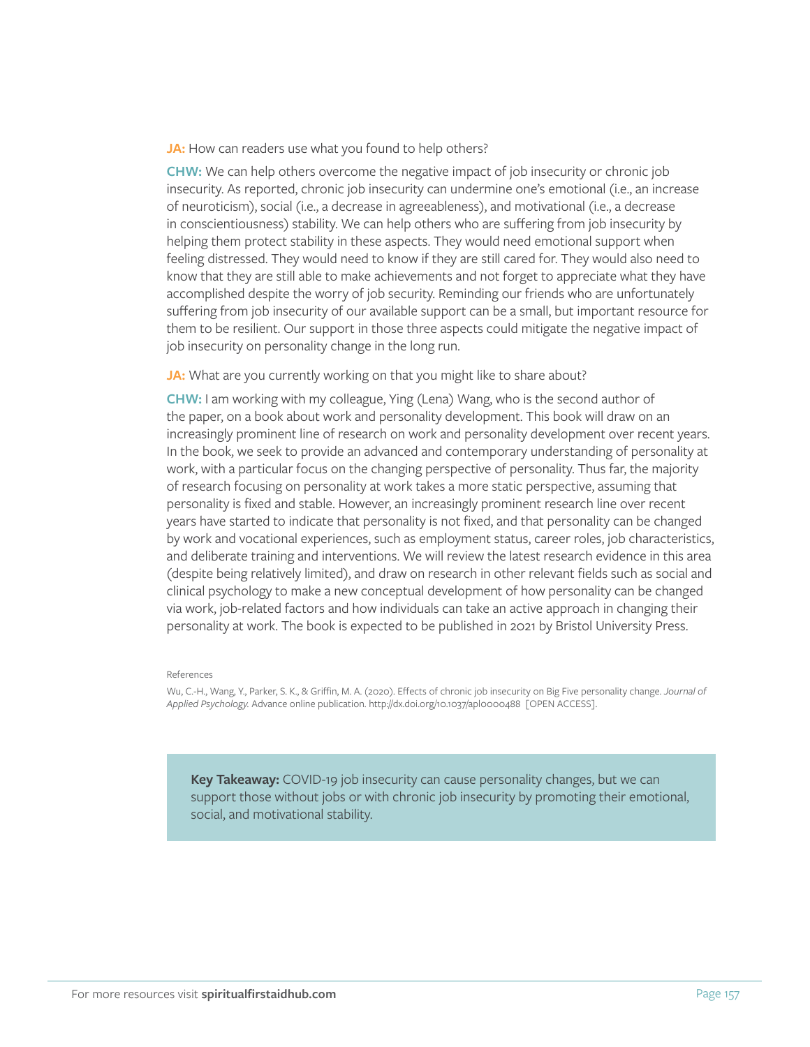**JA:** How can readers use what you found to help others?

**CHW:** We can help others overcome the negative impact of job insecurity or chronic job insecurity. As reported, chronic job insecurity can undermine one's emotional (i.e., an increase of neuroticism), social (i.e., a decrease in agreeableness), and motivational (i.e., a decrease in conscientiousness) stability. We can help others who are suffering from job insecurity by helping them protect stability in these aspects. They would need emotional support when feeling distressed. They would need to know if they are still cared for. They would also need to know that they are still able to make achievements and not forget to appreciate what they have accomplished despite the worry of job security. Reminding our friends who are unfortunately suffering from job insecurity of our available support can be a small, but important resource for them to be resilient. Our support in those three aspects could mitigate the negative impact of job insecurity on personality change in the long run.

**JA:** What are you currently working on that you might like to share about?

**CHW:** I am working with my colleague, Ying (Lena) Wang, who is the second author of the paper, on a book about work and personality development. This book will draw on an increasingly prominent line of research on work and personality development over recent years. In the book, we seek to provide an advanced and contemporary understanding of personality at work, with a particular focus on the changing perspective of personality. Thus far, the majority of research focusing on personality at work takes a more static perspective, assuming that personality is fixed and stable. However, an increasingly prominent research line over recent years have started to indicate that personality is not fixed, and that personality can be changed by work and vocational experiences, such as employment status, career roles, job characteristics, and deliberate training and interventions. We will review the latest research evidence in this area (despite being relatively limited), and draw on research in other relevant fields such as social and clinical psychology to make a new conceptual development of how personality can be changed via work, job-related factors and how individuals can take an active approach in changing their personality at work. The book is expected to be published in 2021 by Bristol University Press.

References

Wu, C.-H., Wang, Y., Parker, S. K., & Griffin, M. A. (2020). Effects of chronic job insecurity on Big Five personality change. *Journal of Applied Psychology.* Advance online publication. http://dx.doi.org/10.1037/apl0000488 [OPEN ACCESS].

**Key Takeaway:** COVID-19 job insecurity can cause personality changes, but we can support those without jobs or with chronic job insecurity by promoting their emotional, social, and motivational stability.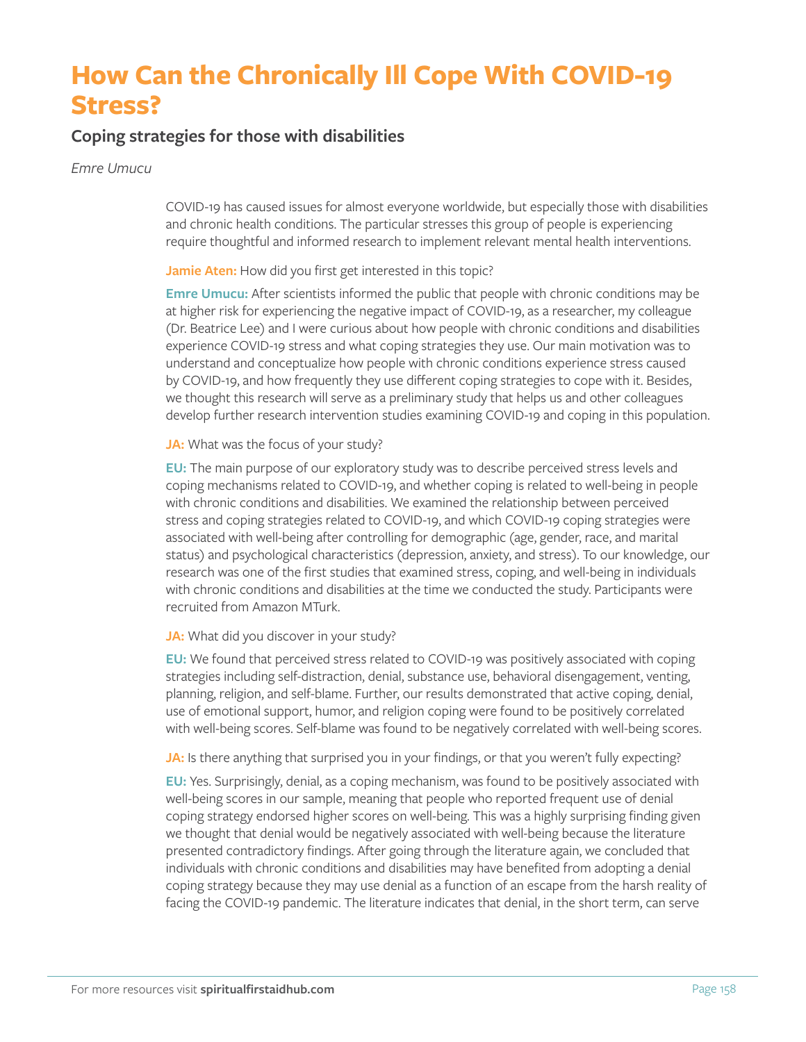# How Can the Chronically Ill Cope With COVID-19 Stress?

## Coping strategies for those with disabilities

*Emre Umucu*

COVID-19 has caused issues for almost everyone worldwide, but especially those with disabilities and chronic health conditions. The particular stresses this group of people is experiencing require thoughtful and informed research to implement relevant mental health interventions.

**Jamie Aten:** How did you first get interested in this topic?

**Emre Umucu:** After scientists informed the public that people with chronic conditions may be at higher risk for experiencing the negative impact of COVID-19, as a researcher, my colleague (Dr. Beatrice Lee) and I were curious about how people with chronic conditions and disabilities experience COVID-19 stress and what coping strategies they use. Our main motivation was to understand and conceptualize how people with chronic conditions experience stress caused by COVID-19, and how frequently they use different coping strategies to cope with it. Besides, we thought this research will serve as a preliminary study that helps us and other colleagues develop further research intervention studies examining COVID-19 and coping in this population.

**JA:** What was the focus of your study?

**EU:** The main purpose of our exploratory study was to describe perceived stress levels and coping mechanisms related to COVID-19, and whether coping is related to well-being in people with chronic conditions and disabilities. We examined the relationship between perceived stress and coping strategies related to COVID-19, and which COVID-19 coping strategies were associated with well-being after controlling for demographic (age, gender, race, and marital status) and psychological characteristics (depression, anxiety, and stress). To our knowledge, our research was one of the first studies that examined stress, coping, and well-being in individuals with chronic conditions and disabilities at the time we conducted the study. Participants were recruited from Amazon MTurk.

**JA:** What did you discover in your study?

**EU:** We found that perceived stress related to COVID-19 was positively associated with coping strategies including self-distraction, denial, substance use, behavioral disengagement, venting, planning, religion, and self-blame. Further, our results demonstrated that active coping, denial, use of emotional support, humor, and religion coping were found to be positively correlated with well-being scores. Self-blame was found to be negatively correlated with well-being scores.

**JA:** Is there anything that surprised you in your findings, or that you weren't fully expecting?

**EU:** Yes. Surprisingly, denial, as a coping mechanism, was found to be positively associated with well-being scores in our sample, meaning that people who reported frequent use of denial coping strategy endorsed higher scores on well-being. This was a highly surprising finding given we thought that denial would be negatively associated with well-being because the literature presented contradictory findings. After going through the literature again, we concluded that individuals with chronic conditions and disabilities may have benefited from adopting a denial coping strategy because they may use denial as a function of an escape from the harsh reality of facing the COVID-19 pandemic. The literature indicates that denial, in the short term, can serve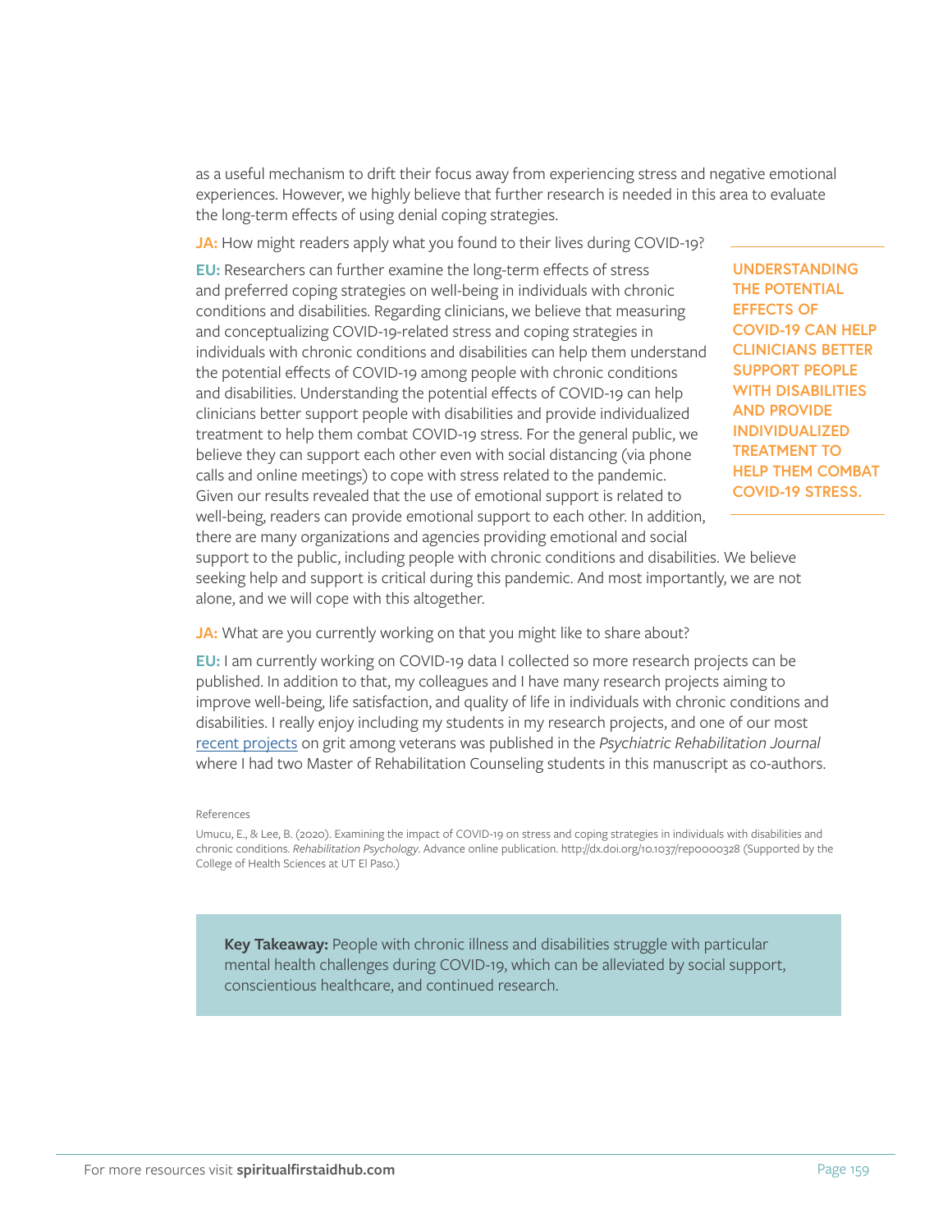as a useful mechanism to drift their focus away from experiencing stress and negative emotional experiences. However, we highly believe that further research is needed in this area to evaluate the long-term effects of using denial coping strategies.

**JA:** How might readers apply what you found to their lives during COVID-19?

**EU:** Researchers can further examine the long-term effects of stress and preferred coping strategies on well-being in individuals with chronic conditions and disabilities. Regarding clinicians, we believe that measuring and conceptualizing COVID-19-related stress and coping strategies in individuals with chronic conditions and disabilities can help them understand the potential effects of COVID-19 among people with chronic conditions and disabilities. Understanding the potential effects of COVID-19 can help clinicians better support people with disabilities and provide individualized treatment to help them combat COVID-19 stress. For the general public, we believe they can support each other even with social distancing (via phone calls and online meetings) to cope with stress related to the pandemic. Given our results revealed that the use of emotional support is related to well-being, readers can provide emotional support to each other. In addition, there are many organizations and agencies providing emotional and social support to the public, including people with chronic conditions and disabilities. We believe seeking help and support is critical during this pandemic. And most importantly, we are not alone, and we will cope with this altogether.

**UNDERSTANDING THE POTENTIAL EFFECTS OF COVID-19 CAN HELP CLINICIANS BETTER SUPPORT PEOPLE WITH DISABILITIES AND PROVIDE INDIVIDUALIZED TREATMENT TO HELP THEM COMBAT COVID-19 STRESS.**

**JA:** What are you currently working on that you might like to share about?

**EU:** I am currently working on COVID-19 data I collected so more research projects can be published. In addition to that, my colleagues and I have many research projects aiming to improve well-being, life satisfaction, and quality of life in individuals with chronic conditions and disabilities. I really enjoy including my students in my research projects, and one of our most recent projects on grit among veterans was published in the *Psychiatric Rehabilitation Journal* where I had two Master of Rehabilitation Counseling students in this manuscript as co-authors.

References

Umucu, E., & Lee, B. (2020). Examining the impact of COVID-19 on stress and coping strategies in individuals with disabilities and chronic conditions. *Rehabilitation Psychology*. Advance online publication. http://dx.doi.org/10.1037/rep0000328 (Supported by the College of Health Sciences at UT El Paso.)

**Key Takeaway:** People with chronic illness and disabilities struggle with particular mental health challenges during COVID-19, which can be alleviated by social support, conscientious healthcare, and continued research.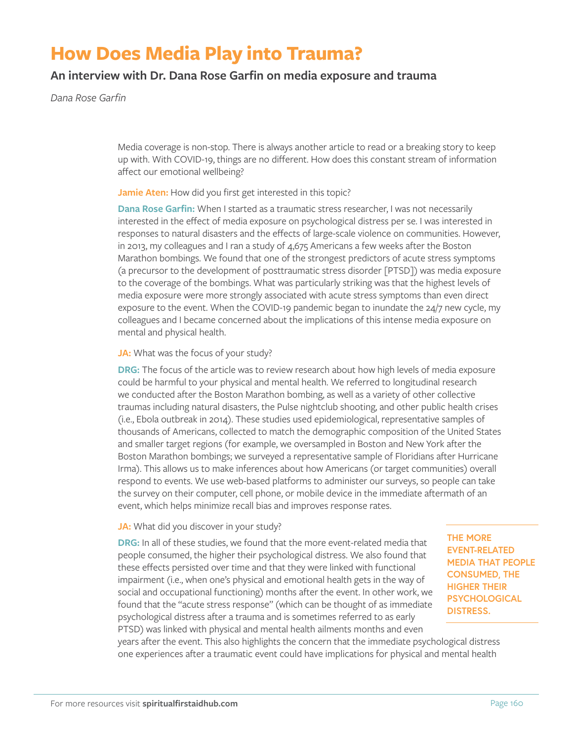# How Does Media Play into Trauma?

## An interview with Dr. Dana Rose Garfin on media exposure and trauma

*Dana Rose Garfin*

Media coverage is non-stop. There is always another article to read or a breaking story to keep up with. With COVID-19, things are no different. How does this constant stream of information affect our emotional wellbeing?

**Jamie Aten:** How did you first get interested in this topic?

**Dana Rose Garfin:** When I started as a traumatic stress researcher, I was not necessarily interested in the effect of media exposure on psychological distress per se. I was interested in responses to natural disasters and the effects of large-scale violence on communities. However, in 2013, my colleagues and I ran a study of 4,675 Americans a few weeks after the Boston Marathon bombings. We found that one of the strongest predictors of acute stress symptoms (a precursor to the development of posttraumatic stress disorder [PTSD]) was media exposure to the coverage of the bombings. What was particularly striking was that the highest levels of media exposure were more strongly associated with acute stress symptoms than even direct exposure to the event. When the COVID-19 pandemic began to inundate the 24/7 new cycle, my colleagues and I became concerned about the implications of this intense media exposure on mental and physical health.

**JA:** What was the focus of your study?

**DRG:** The focus of the article was to review research about how high levels of media exposure could be harmful to your physical and mental health. We referred to longitudinal research we conducted after the Boston Marathon bombing, as well as a variety of other collective traumas including natural disasters, the Pulse nightclub shooting, and other public health crises (i.e., Ebola outbreak in 2014). These studies used epidemiological, representative samples of thousands of Americans, collected to match the demographic composition of the United States and smaller target regions (for example, we oversampled in Boston and New York after the Boston Marathon bombings; we surveyed a representative sample of Floridians after Hurricane Irma). This allows us to make inferences about how Americans (or target communities) overall respond to events. We use web-based platforms to administer our surveys, so people can take the survey on their computer, cell phone, or mobile device in the immediate aftermath of an event, which helps minimize recall bias and improves response rates.

**JA:** What did you discover in your study?

**DRG:** In all of these studies, we found that the more event-related media that people consumed, the higher their psychological distress. We also found that these effects persisted over time and that they were linked with functional impairment (i.e., when one's physical and emotional health gets in the way of social and occupational functioning) months after the event. In other work, we found that the "acute stress response" (which can be thought of as immediate psychological distress after a trauma and is sometimes referred to as early PTSD) was linked with physical and mental health ailments months and even years after the event. This also highlights the concern that the immediate psychological distress one experiences after a traumatic event could have implications for physical and mental health

**THE MORE EVENT-RELATED MEDIA THAT PEOPLE CONSUMED, THE HIGHER THEIR PSYCHOLOGICAL DISTRESS.**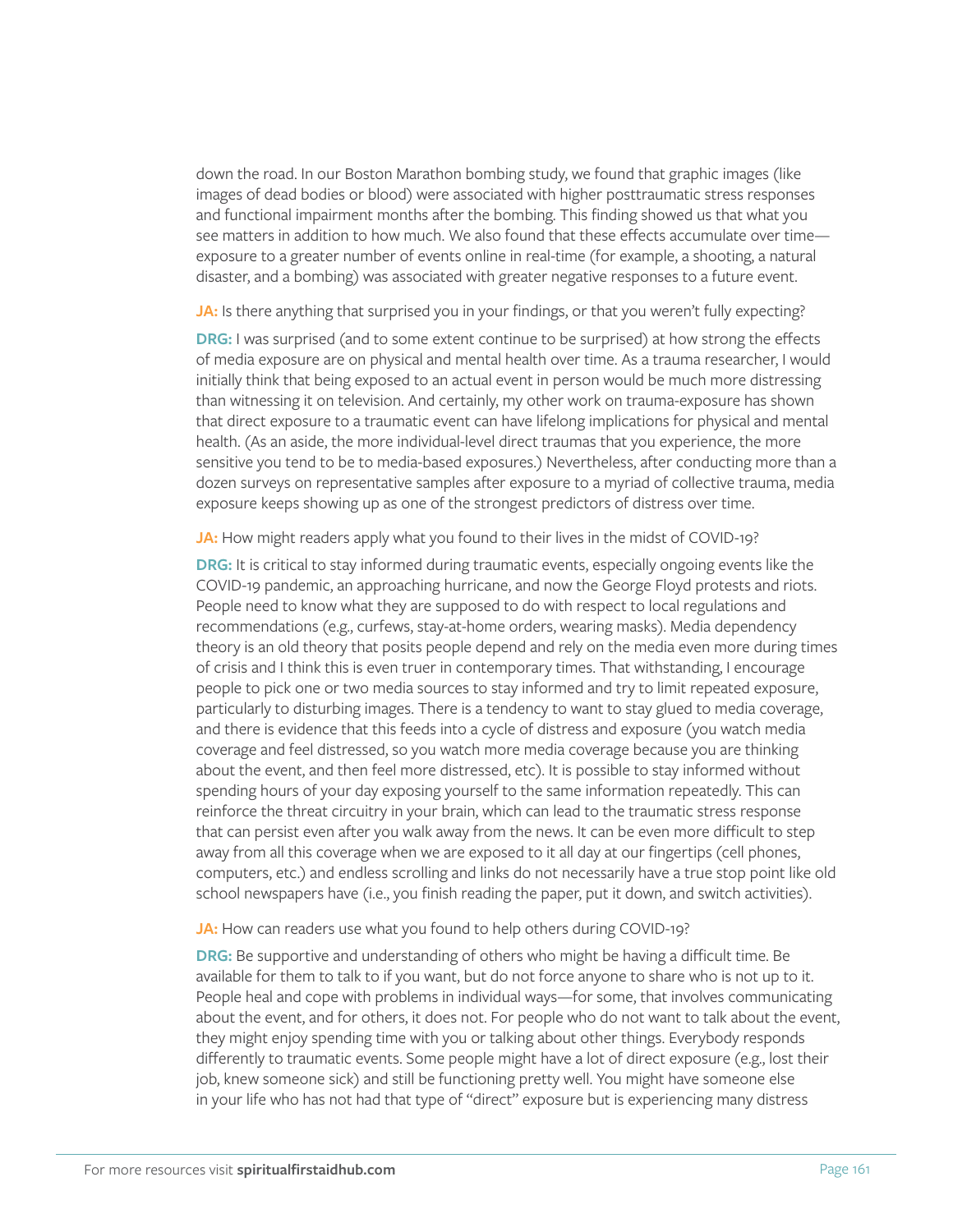down the road. In our Boston Marathon bombing study, we found that graphic images (like images of dead bodies or blood) were associated with higher posttraumatic stress responses and functional impairment months after the bombing. This finding showed us that what you see matters in addition to how much. We also found that these effects accumulate over time—exposure to a greater number of events online in real-time (for example, a shooting, a natural disaster, and a bombing) was associated with greater negative responses to a future event.

**JA:** Is there anything that surprised you in your findings, or that you weren't fully expecting?

**DRG:** I was surprised (and to some extent continue to be surprised) at how strong the effects of media exposure are on physical and mental health over time. As a trauma researcher, I would initially think that being exposed to an actual event in person would be much more distressing than witnessing it on television. And certainly, my other work on trauma-exposure has shown that direct exposure to a traumatic event can have lifelong implications for physical and mental health. (As an aside, the more individual-level direct traumas that you experience, the more sensitive you tend to be to media-based exposures.) Nevertheless, after conducting more than a dozen surveys on representative samples after exposure to a myriad of collective trauma, media exposure keeps showing up as one of the strongest predictors of distress over time.

**JA:** How might readers apply what you found to their lives in the midst of COVID-19?

**DRG:** It is critical to stay informed during traumatic events, especially ongoing events like the COVID-19 pandemic, an approaching hurricane, and now the George Floyd protests and riots. People need to know what they are supposed to do with respect to local regulations and recommendations (e.g., curfews, stay-at-home orders, wearing masks). Media dependency theory is an old theory that posits people depend and rely on the media even more during times of crisis and I think this is even truer in contemporary times. That withstanding, I encourage people to pick one or two media sources to stay informed and try to limit repeated exposure, particularly to disturbing images. There is a tendency to want to stay glued to media coverage, and there is evidence that this feeds into a cycle of distress and exposure (you watch media coverage and feel distressed, so you watch more media coverage because you are thinking about the event, and then feel more distressed, etc). It is possible to stay informed without spending hours of your day exposing yourself to the same information repeatedly. This can reinforce the threat circuitry in your brain, which can lead to the traumatic stress response that can persist even after you walk away from the news. It can be even more difficult to step away from all this coverage when we are exposed to it all day at our fingertips (cell phones, computers, etc.) and endless scrolling and links do not necessarily have a true stop point like old school newspapers have (i.e., you finish reading the paper, put it down, and switch activities).

**JA:** How can readers use what you found to help others during COVID-19?

**DRG:** Be supportive and understanding of others who might be having a difficult time. Be available for them to talk to if you want, but do not force anyone to share who is not up to it. People heal and cope with problems in individual ways—for some, that involves communicating about the event, and for others, it does not. For people who do not want to talk about the event, they might enjoy spending time with you or talking about other things. Everybody responds differently to traumatic events. Some people might have a lot of direct exposure (e.g., lost their job, knew someone sick) and still be functioning pretty well. You might have someone else in your life who has not had that type of "direct" exposure but is experiencing many distress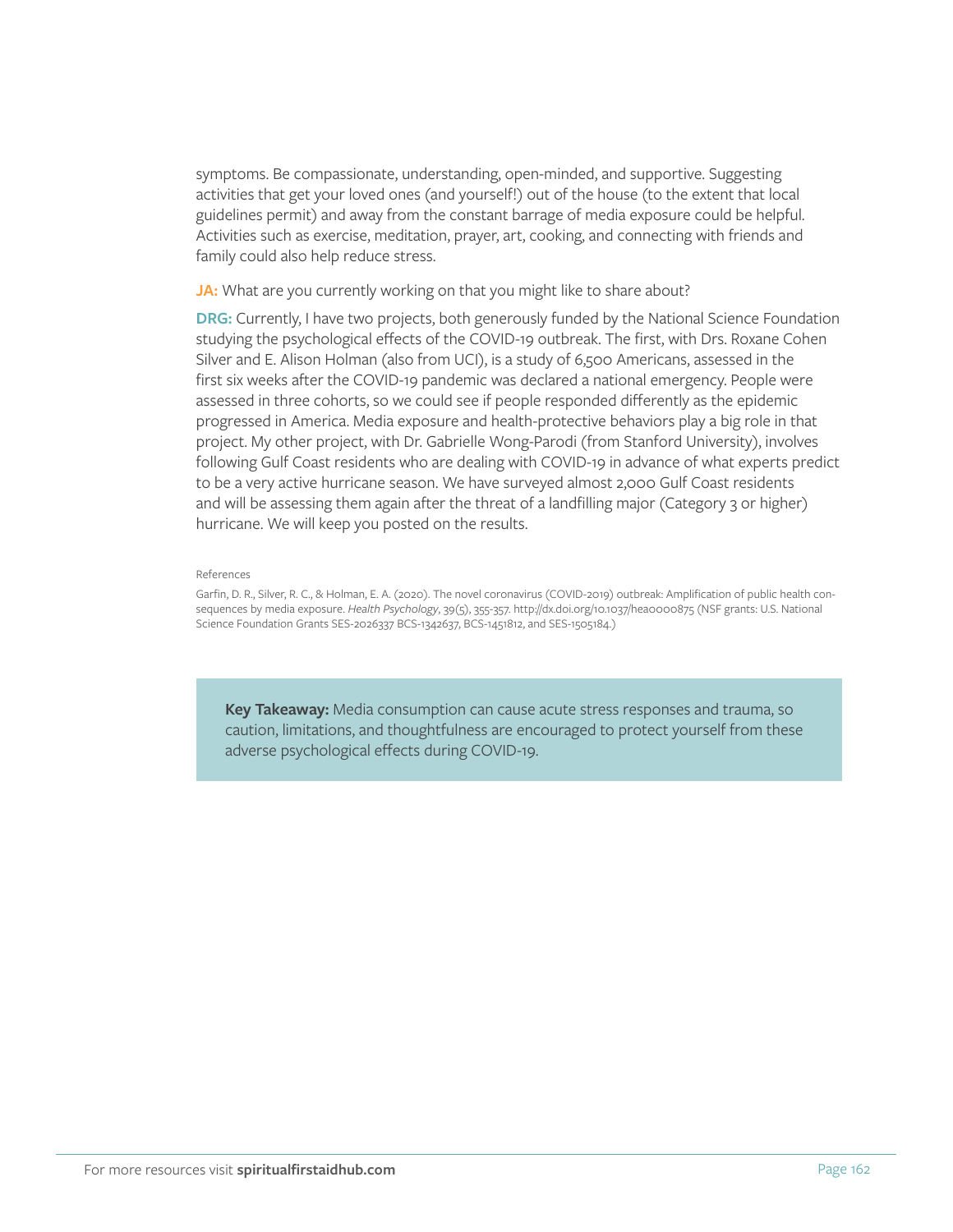symptoms. Be compassionate, understanding, open-minded, and supportive. Suggesting activities that get your loved ones (and yourself!) out of the house (to the extent that local guidelines permit) and away from the constant barrage of media exposure could be helpful. Activities such as exercise, meditation, prayer, art, cooking, and connecting with friends and family could also help reduce stress.

**JA:** What are you currently working on that you might like to share about?

**DRG:** Currently, I have two projects, both generously funded by the National Science Foundation studying the psychological effects of the COVID-19 outbreak. The first, with Drs. Roxane Cohen Silver and E. Alison Holman (also from UCI), is a study of 6,500 Americans, assessed in the first six weeks after the COVID-19 pandemic was declared a national emergency. People were assessed in three cohorts, so we could see if people responded differently as the epidemic progressed in America. Media exposure and health-protective behaviors play a big role in that project. My other project, with Dr. Gabrielle Wong-Parodi (from Stanford University), involves following Gulf Coast residents who are dealing with COVID-19 in advance of what experts predict to be a very active hurricane season. We have surveyed almost 2,000 Gulf Coast residents and will be assessing them again after the threat of a landfilling major (Category 3 or higher) hurricane. We will keep you posted on the results.

References

Garfin, D. R., Silver, R. C., & Holman, E. A. (2020). The novel coronavirus (COVID-2019) outbreak: Amplification of public health consequences by media exposure. *Health Psychology*, 39(5), 355-357. http://dx.doi.org/10.1037/hea0000875 (NSF grants: U.S. National Science Foundation Grants SES-2026337 BCS-1342637, BCS-1451812, and SES-1505184.)

**Key Takeaway:** Media consumption can cause acute stress responses and trauma, so caution, limitations, and thoughtfulness are encouraged to protect yourself from these adverse psychological effects during COVID-19.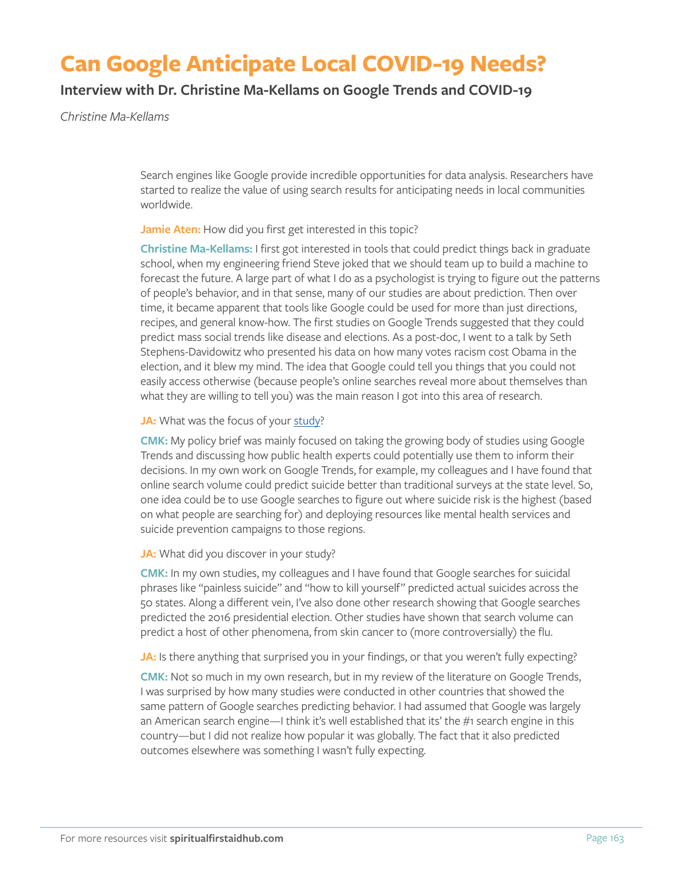# Can Google Anticipate Local COVID-19 Needs?

## Interview with Dr. Christine Ma-Kellams on Google Trends and COVID-19

*Christine Ma-Kellams*

Search engines like Google provide incredible opportunities for data analysis. Researchers have started to realize the value of using search results for anticipating needs in local communities worldwide.

**Jamie Aten:** How did you first get interested in this topic?

**Christine Ma-Kellams:** I first got interested in tools that could predict things back in graduate school, when my engineering friend Steve joked that we should team up to build a machine to forecast the future. A large part of what I do as a psychologist is trying to figure out the patterns of people's behavior, and in that sense, many of our studies are about prediction. Then over time, it became apparent that tools like Google could be used for more than just directions, recipes, and general know-how. The first studies on Google Trends suggested that they could predict mass social trends like disease and elections. As a post-doc, I went to a talk by Seth Stephens-Davidowitz who presented his data on how many votes racism cost Obama in the election, and it blew my mind. The idea that Google could tell you things that you could not easily access otherwise (because people's online searches reveal more about themselves than what they are willing to tell you) was the main reason I got into this area of research.

**JA:** What was the focus of your study?

**CMK:** My policy brief was mainly focused on taking the growing body of studies using Google Trends and discussing how public health experts could potentially use them to inform their decisions. In my own work on Google Trends, for example, my colleagues and I have found that online search volume could predict suicide better than traditional surveys at the state level. So, one idea could be to use Google searches to figure out where suicide risk is the highest (based on what people are searching for) and deploying resources like mental health services and suicide prevention campaigns to those regions.

**JA:** What did you discover in your study?

**CMK:** In my own studies, my colleagues and I have found that Google searches for suicidal phrases like "painless suicide" and "how to kill yourself" predicted actual suicides across the 50 states. Along a different vein, I've also done other research showing that Google searches predicted the 2016 presidential election. Other studies have shown that search volume can predict a host of other phenomena, from skin cancer to (more controversially) the flu.

**JA:** Is there anything that surprised you in your findings, or that you weren't fully expecting?

**CMK:** Not so much in my own research, but in my review of the literature on Google Trends, I was surprised by how many studies were conducted in other countries that showed the same pattern of Google searches predicting behavior. I had assumed that Google was largely an American search engine—I think it's well established that its' the #1 search engine in this country—but I did not realize how popular it was globally. The fact that it also predicted outcomes elsewhere was something I wasn't fully expecting.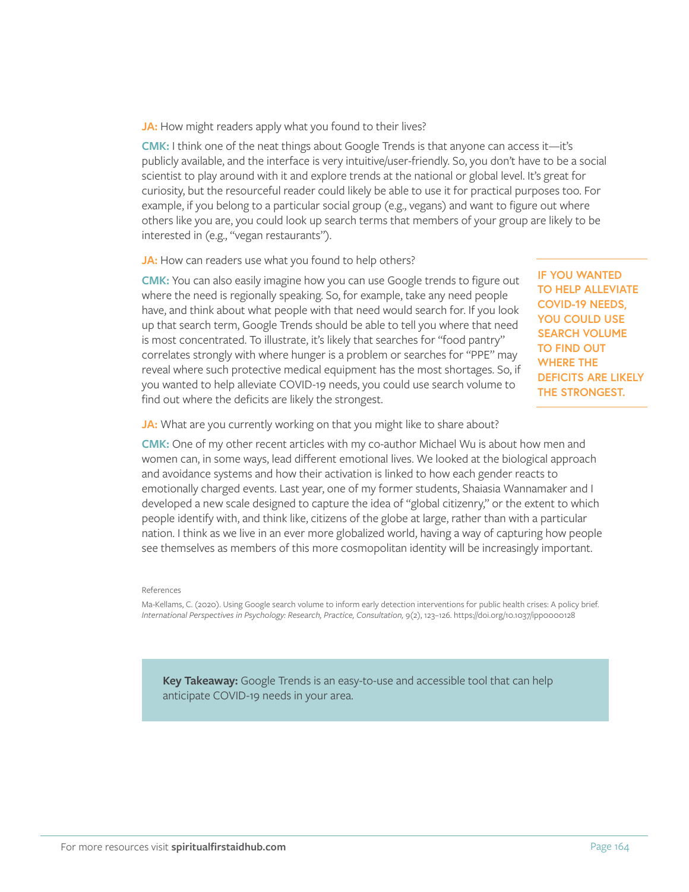**JA:** How might readers apply what you found to their lives?

**CMK:** I think one of the neat things about Google Trends is that anyone can access it—it's publicly available, and the interface is very intuitive/user-friendly. So, you don't have to be a social scientist to play around with it and explore trends at the national or global level. It's great for curiosity, but the resourceful reader could likely be able to use it for practical purposes too. For example, if you belong to a particular social group (e.g., vegans) and want to figure out where others like you are, you could look up search terms that members of your group are likely to be interested in (e.g., "vegan restaurants").

**JA:** How can readers use what you found to help others?

**CMK:** You can also easily imagine how you can use Google trends to figure out where the need is regionally speaking. So, for example, take any need people have, and think about what people with that need would search for. If you look up that search term, Google Trends should be able to tell you where that need is most concentrated. To illustrate, it's likely that searches for "food pantry" correlates strongly with where hunger is a problem or searches for "PPE" may reveal where such protective medical equipment has the most shortages. So, if you wanted to help alleviate COVID-19 needs, you could use search volume to find out where the deficits are likely the strongest.

**IF YOU WANTED TO HELP ALLEVIATE COVID-19 NEEDS, YOU COULD USE SEARCH VOLUME TO FIND OUT WHERE THE DEFICITS ARE LIKELY THE STRONGEST.**

**JA:** What are you currently working on that you might like to share about?

**CMK:** One of my other recent articles with my co-author Michael Wu is about how men and women can, in some ways, lead different emotional lives. We looked at the biological approach and avoidance systems and how their activation is linked to how each gender reacts to emotionally charged events. Last year, one of my former students, Shaiasia Wannamaker and I developed a new scale designed to capture the idea of "global citizenry," or the extent to which people identify with, and think like, citizens of the globe at large, rather than with a particular nation. I think as we live in an ever more globalized world, having a way of capturing how people see themselves as members of this more cosmopolitan identity will be increasingly important.

References

Ma-Kellams, C. (2020). Using Google search volume to inform early detection interventions for public health crises: A policy brief. *International Perspectives in Psychology: Research, Practice, Consultation,* 9(2), 123–126. https://doi.org/10.1037/ipp0000128

**Key Takeaway:** Google Trends is an easy-to-use and accessible tool that can help anticipate COVID-19 needs in your area.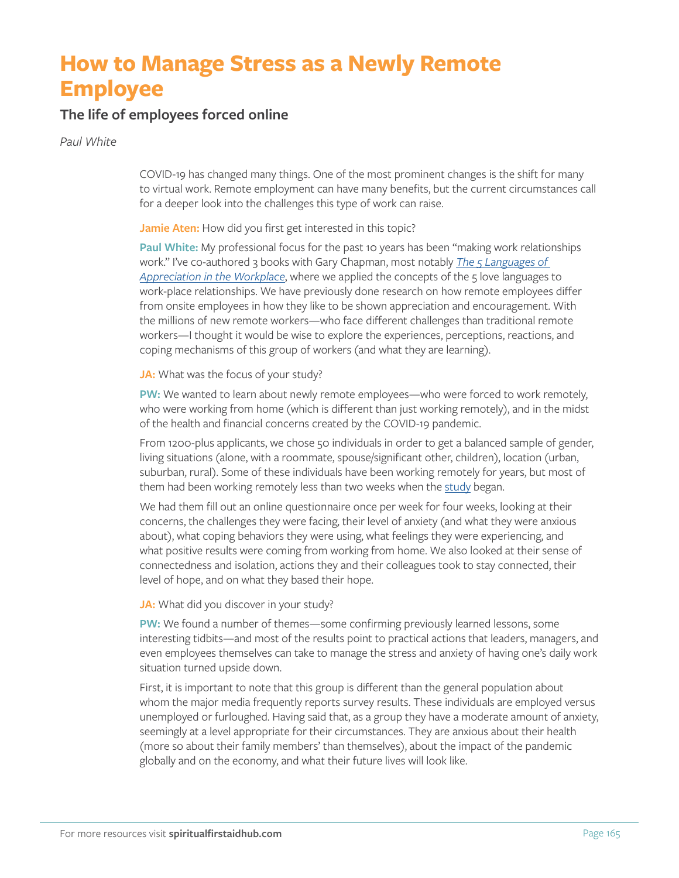# How to Manage Stress as a Newly Remote Employee

## The life of employees forced online

*Paul White*

COVID-19 has changed many things. One of the most prominent changes is the shift for many to virtual work. Remote employment can have many benefits, but the current circumstances call for a deeper look into the challenges this type of work can raise.

**Jamie Aten:** How did you first get interested in this topic?

**Paul White:** My professional focus for the past 10 years has been "making work relationships work." I've co-authored 3 books with Gary Chapman, most notably *The 5 Languages of Appreciation in the Workplace*, where we applied the concepts of the 5 love languages to work-place relationships. We have previously done research on how remote employees differ from onsite employees in how they like to be shown appreciation and encouragement. With the millions of new remote workers—who face different challenges than traditional remote workers—I thought it would be wise to explore the experiences, perceptions, reactions, and coping mechanisms of this group of workers (and what they are learning).

**JA:** What was the focus of your study?

**PW:** We wanted to learn about newly remote employees—who were forced to work remotely, who were working from home (which is different than just working remotely), and in the midst of the health and financial concerns created by the COVID-19 pandemic.

From 1200-plus applicants, we chose 50 individuals in order to get a balanced sample of gender, living situations (alone, with a roommate, spouse/significant other, children), location (urban, suburban, rural). Some of these individuals have been working remotely for years, but most of them had been working remotely less than two weeks when the study began.

We had them fill out an online questionnaire once per week for four weeks, looking at their concerns, the challenges they were facing, their level of anxiety (and what they were anxious about), what coping behaviors they were using, what feelings they were experiencing, and what positive results were coming from working from home. We also looked at their sense of connectedness and isolation, actions they and their colleagues took to stay connected, their level of hope, and on what they based their hope.

**JA:** What did you discover in your study?

**PW:** We found a number of themes—some confirming previously learned lessons, some interesting tidbits—and most of the results point to practical actions that leaders, managers, and even employees themselves can take to manage the stress and anxiety of having one's daily work situation turned upside down.

First, it is important to note that this group is different than the general population about whom the major media frequently reports survey results. These individuals are employed versus unemployed or furloughed. Having said that, as a group they have a moderate amount of anxiety, seemingly at a level appropriate for their circumstances. They are anxious about their health (more so about their family members' than themselves), about the impact of the pandemic globally and on the economy, and what their future lives will look like.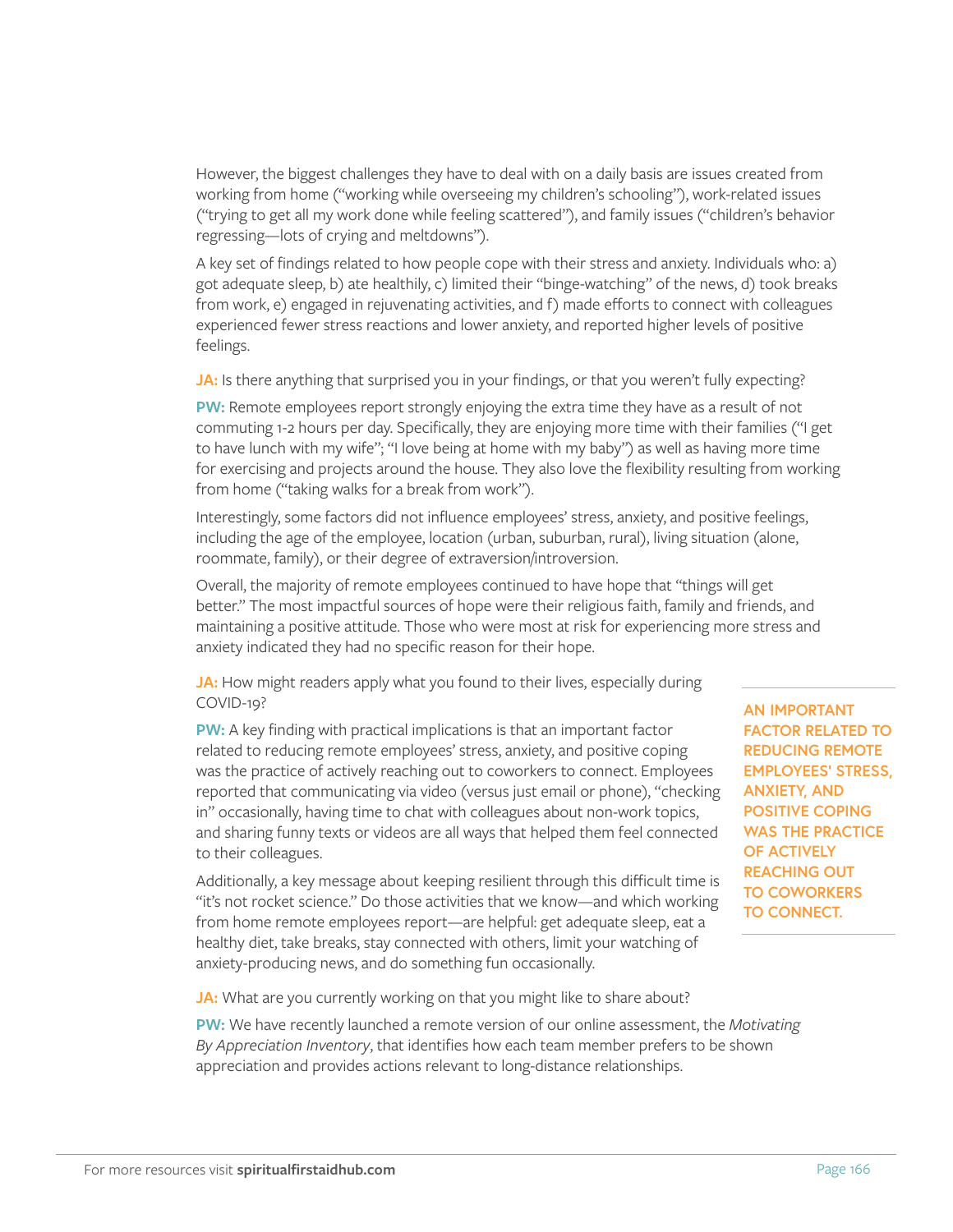However, the biggest challenges they have to deal with on a daily basis are issues created from working from home ("working while overseeing my children's schooling"), work-related issues ("trying to get all my work done while feeling scattered"), and family issues ("children's behavior regressing—lots of crying and meltdowns").

A key set of findings related to how people cope with their stress and anxiety. Individuals who: a) got adequate sleep, b) ate healthily, c) limited their "binge-watching" of the news, d) took breaks from work, e) engaged in rejuvenating activities, and f) made efforts to connect with colleagues experienced fewer stress reactions and lower anxiety, and reported higher levels of positive feelings.

**JA:** Is there anything that surprised you in your findings, or that you weren't fully expecting?

**PW:** Remote employees report strongly enjoying the extra time they have as a result of not commuting 1-2 hours per day. Specifically, they are enjoying more time with their families ("I get to have lunch with my wife"; "I love being at home with my baby") as well as having more time for exercising and projects around the house. They also love the flexibility resulting from working from home ("taking walks for a break from work").

Interestingly, some factors did not influence employees' stress, anxiety, and positive feelings, including the age of the employee, location (urban, suburban, rural), living situation (alone, roommate, family), or their degree of extraversion/introversion.

Overall, the majority of remote employees continued to have hope that "things will get better." The most impactful sources of hope were their religious faith, family and friends, and maintaining a positive attitude. Those who were most at risk for experiencing more stress and anxiety indicated they had no specific reason for their hope.

**JA:** How might readers apply what you found to their lives, especially during COVID-19?

**PW:** A key finding with practical implications is that an important factor related to reducing remote employees' stress, anxiety, and positive coping was the practice of actively reaching out to coworkers to connect. Employees reported that communicating via video (versus just email or phone), "checking in" occasionally, having time to chat with colleagues about non-work topics, and sharing funny texts or videos are all ways that helped them feel connected to their colleagues.

**AN IMPORTANT FACTOR RELATED TO REDUCING REMOTE EMPLOYEES' STRESS, ANXIETY, AND POSITIVE COPING WAS THE PRACTICE OF ACTIVELY REACHING OUT TO COWORKERS TO CONNECT.**

Additionally, a key message about keeping resilient through this difficult time is "it's not rocket science." Do those activities that we know—and which working from home remote employees report—are helpful: get adequate sleep, eat a healthy diet, take breaks, stay connected with others, limit your watching of anxiety-producing news, and do something fun occasionally.

**JA:** What are you currently working on that you might like to share about?

**PW:** We have recently launched a remote version of our online assessment, the *Motivating By Appreciation Inventory*, that identifies how each team member prefers to be shown appreciation and provides actions relevant to long-distance relationships.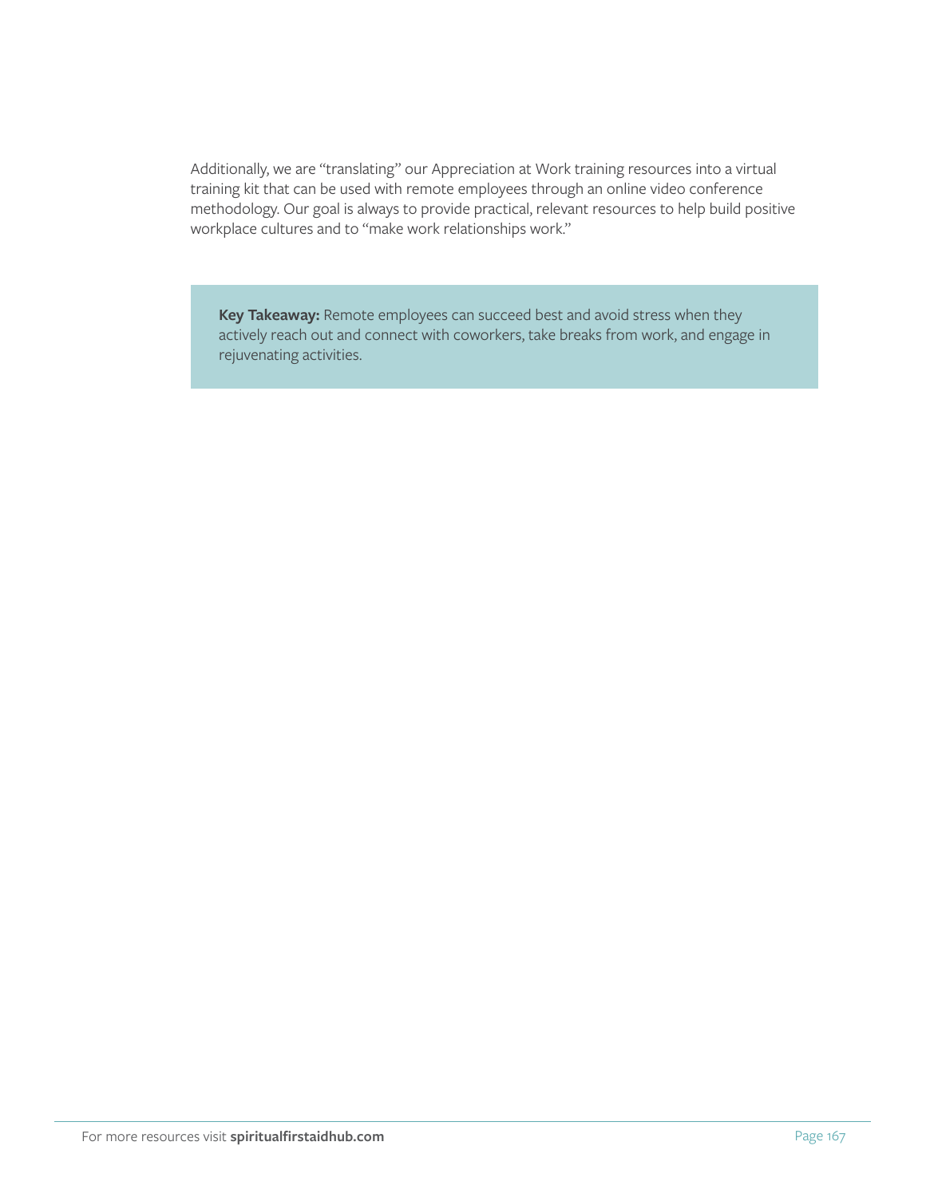Additionally, we are "translating" our Appreciation at Work training resources into a virtual training kit that can be used with remote employees through an online video conference methodology. Our goal is always to provide practical, relevant resources to help build positive workplace cultures and to "make work relationships work."

> **Key Takeaway:** Remote employees can succeed best and avoid stress when they actively reach out and connect with coworkers, take breaks from work, and engage in rejuvenating activities.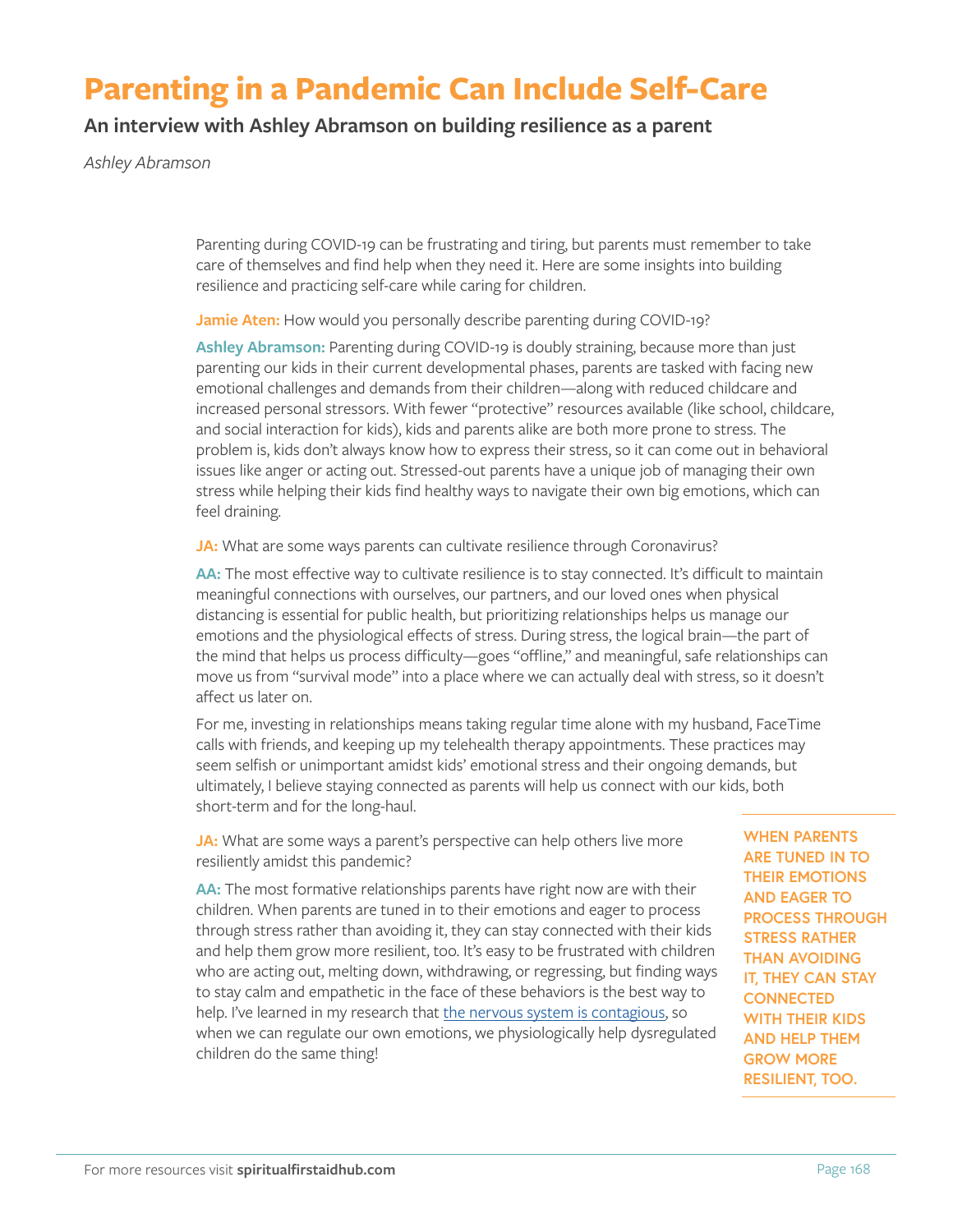# Parenting in a Pandemic Can Include Self-Care

## An interview with Ashley Abramson on building resilience as a parent

*Ashley Abramson*

Parenting during COVID-19 can be frustrating and tiring, but parents must remember to take care of themselves and find help when they need it. Here are some insights into building resilience and practicing self-care while caring for children.

**Jamie Aten:** How would you personally describe parenting during COVID-19?

**Ashley Abramson:** Parenting during COVID-19 is doubly straining, because more than just parenting our kids in their current developmental phases, parents are tasked with facing new emotional challenges and demands from their children—along with reduced childcare and increased personal stressors. With fewer "protective" resources available (like school, childcare, and social interaction for kids), kids and parents alike are both more prone to stress. The problem is, kids don't always know how to express their stress, so it can come out in behavioral issues like anger or acting out. Stressed-out parents have a unique job of managing their own stress while helping their kids find healthy ways to navigate their own big emotions, which can feel draining.

**JA:** What are some ways parents can cultivate resilience through Coronavirus?

**AA:** The most effective way to cultivate resilience is to stay connected. It's difficult to maintain meaningful connections with ourselves, our partners, and our loved ones when physical distancing is essential for public health, but prioritizing relationships helps us manage our emotions and the physiological effects of stress. During stress, the logical brain—the part of the mind that helps us process difficulty—goes "offline," and meaningful, safe relationships can move us from "survival mode" into a place where we can actually deal with stress, so it doesn't affect us later on.

For me, investing in relationships means taking regular time alone with my husband, FaceTime calls with friends, and keeping up my telehealth therapy appointments. These practices may seem selfish or unimportant amidst kids' emotional stress and their ongoing demands, but ultimately, I believe staying connected as parents will help us connect with our kids, both short-term and for the long-haul.

**JA:** What are some ways a parent's perspective can help others live more resiliently amidst this pandemic?

**AA:** The most formative relationships parents have right now are with their children. When parents are tuned in to their emotions and eager to process through stress rather than avoiding it, they can stay connected with their kids and help them grow more resilient, too. It's easy to be frustrated with children who are acting out, melting down, withdrawing, or regressing, but finding ways to stay calm and empathetic in the face of these behaviors is the best way to help. I've learned in my research that [the nervous system is contagious](), so when we can regulate our own emotions, we physiologically help dysregulated children do the same thing!

**WHEN PARENTS ARE TUNED IN TO THEIR EMOTIONS AND EAGER TO PROCESS THROUGH STRESS RATHER THAN AVOIDING IT, THEY CAN STAY CONNECTED WITH THEIR KIDS AND HELP THEM GROW MORE RESILIENT, TOO.**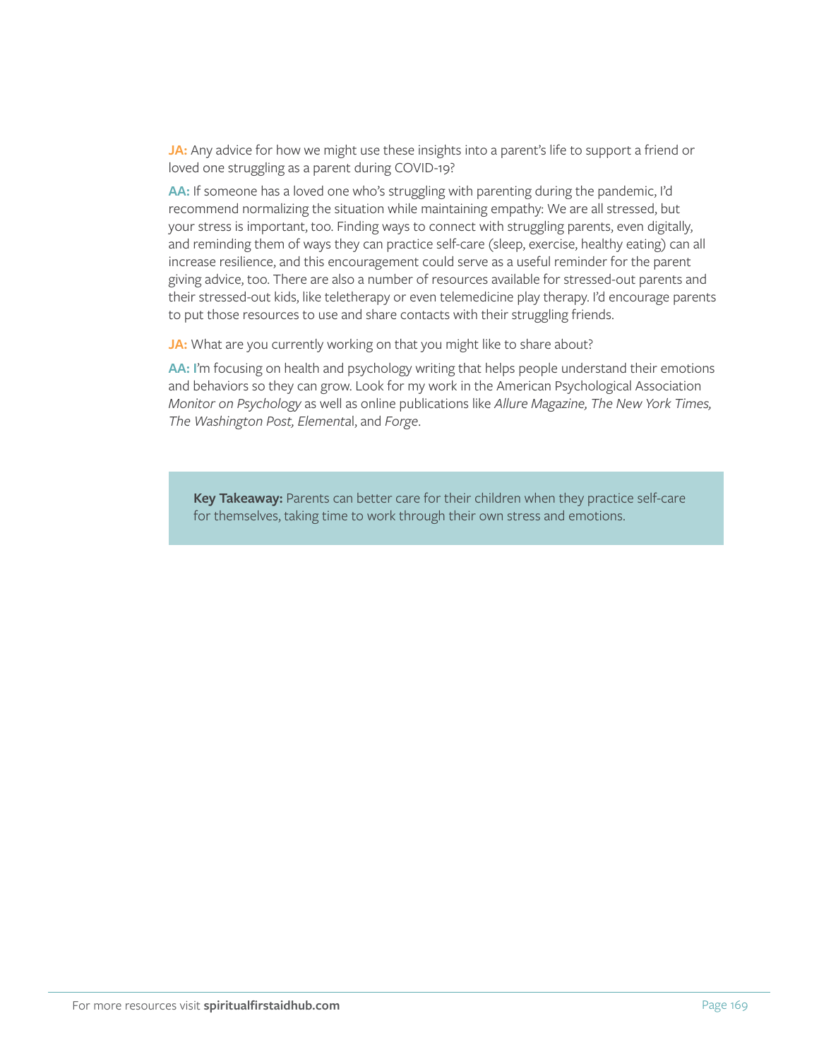**JA:** Any advice for how we might use these insights into a parent's life to support a friend or loved one struggling as a parent during COVID-19?

**AA:** If someone has a loved one who's struggling with parenting during the pandemic, I'd recommend normalizing the situation while maintaining empathy: We are all stressed, but your stress is important, too. Finding ways to connect with struggling parents, even digitally, and reminding them of ways they can practice self-care (sleep, exercise, healthy eating) can all increase resilience, and this encouragement could serve as a useful reminder for the parent giving advice, too. There are also a number of resources available for stressed-out parents and their stressed-out kids, like teletherapy or even telemedicine play therapy. I'd encourage parents to put those resources to use and share contacts with their struggling friends.

**JA:** What are you currently working on that you might like to share about?

**AA:** I'm focusing on health and psychology writing that helps people understand their emotions and behaviors so they can grow. Look for my work in the American Psychological Association *Monitor on Psychology* as well as online publications like *Allure Magazine, The New York Times, The Washington Post, Elemental*, and *Forge*.

> **Key Takeaway:** Parents can better care for their children when they practice self-care for themselves, taking time to work through their own stress and emotions.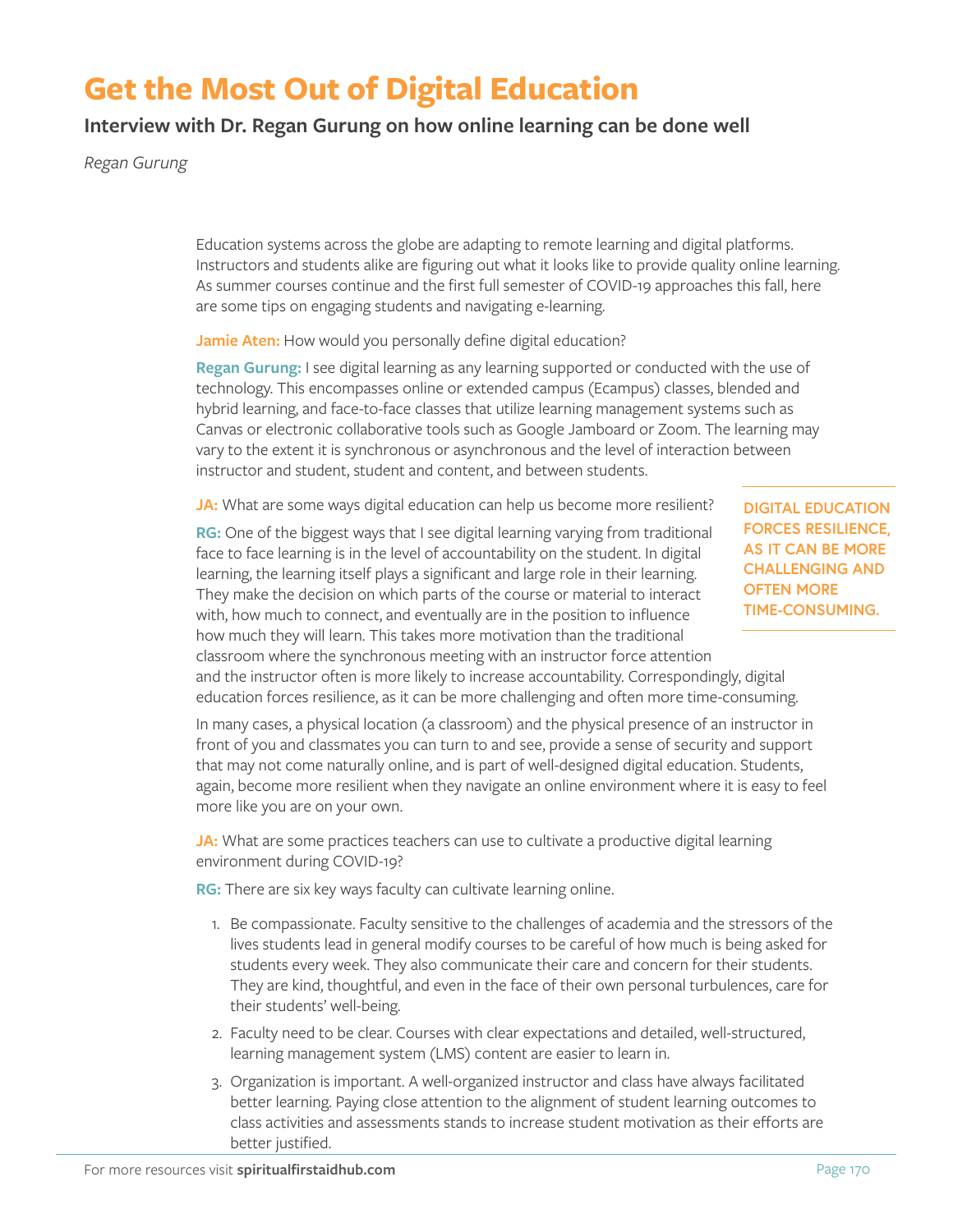# Get the Most Out of Digital Education

## Interview with Dr. Regan Gurung on how online learning can be done well

*Regan Gurung*

Education systems across the globe are adapting to remote learning and digital platforms. Instructors and students alike are figuring out what it looks like to provide quality online learning. As summer courses continue and the first full semester of COVID-19 approaches this fall, here are some tips on engaging students and navigating e-learning.

**Jamie Aten:** How would you personally define digital education?

**Regan Gurung:** I see digital learning as any learning supported or conducted with the use of technology. This encompasses online or extended campus (Ecampus) classes, blended and hybrid learning, and face-to-face classes that utilize learning management systems such as Canvas or electronic collaborative tools such as Google Jamboard or Zoom. The learning may vary to the extent it is synchronous or asynchronous and the level of interaction between instructor and student, student and content, and between students.

**JA:** What are some ways digital education can help us become more resilient?

**RG:** One of the biggest ways that I see digital learning varying from traditional face to face learning is in the level of accountability on the student. In digital learning, the learning itself plays a significant and large role in their learning. They make the decision on which parts of the course or material to interact with, how much to connect, and eventually are in the position to influence how much they will learn. This takes more motivation than the traditional classroom where the synchronous meeting with an instructor force attention and the instructor often is more likely to increase accountability. Correspondingly, digital education forces resilience, as it can be more challenging and often more time-consuming.

> **DIGITAL EDUCATION FORCES RESILIENCE, AS IT CAN BE MORE CHALLENGING AND OFTEN MORE TIME-CONSUMING.**

In many cases, a physical location (a classroom) and the physical presence of an instructor in front of you and classmates you can turn to and see, provide a sense of security and support that may not come naturally online, and is part of well-designed digital education. Students, again, become more resilient when they navigate an online environment where it is easy to feel more like you are on your own.

**JA:** What are some practices teachers can use to cultivate a productive digital learning environment during COVID-19?

**RG:** There are six key ways faculty can cultivate learning online.

1. Be compassionate. Faculty sensitive to the challenges of academia and the stressors of the lives students lead in general modify courses to be careful of how much is being asked for students every week. They also communicate their care and concern for their students. They are kind, thoughtful, and even in the face of their own personal turbulences, care for their students' well-being.
2. Faculty need to be clear. Courses with clear expectations and detailed, well-structured, learning management system (LMS) content are easier to learn in.
3. Organization is important. A well-organized instructor and class have always facilitated better learning. Paying close attention to the alignment of student learning outcomes to class activities and assessments stands to increase student motivation as their efforts are better justified.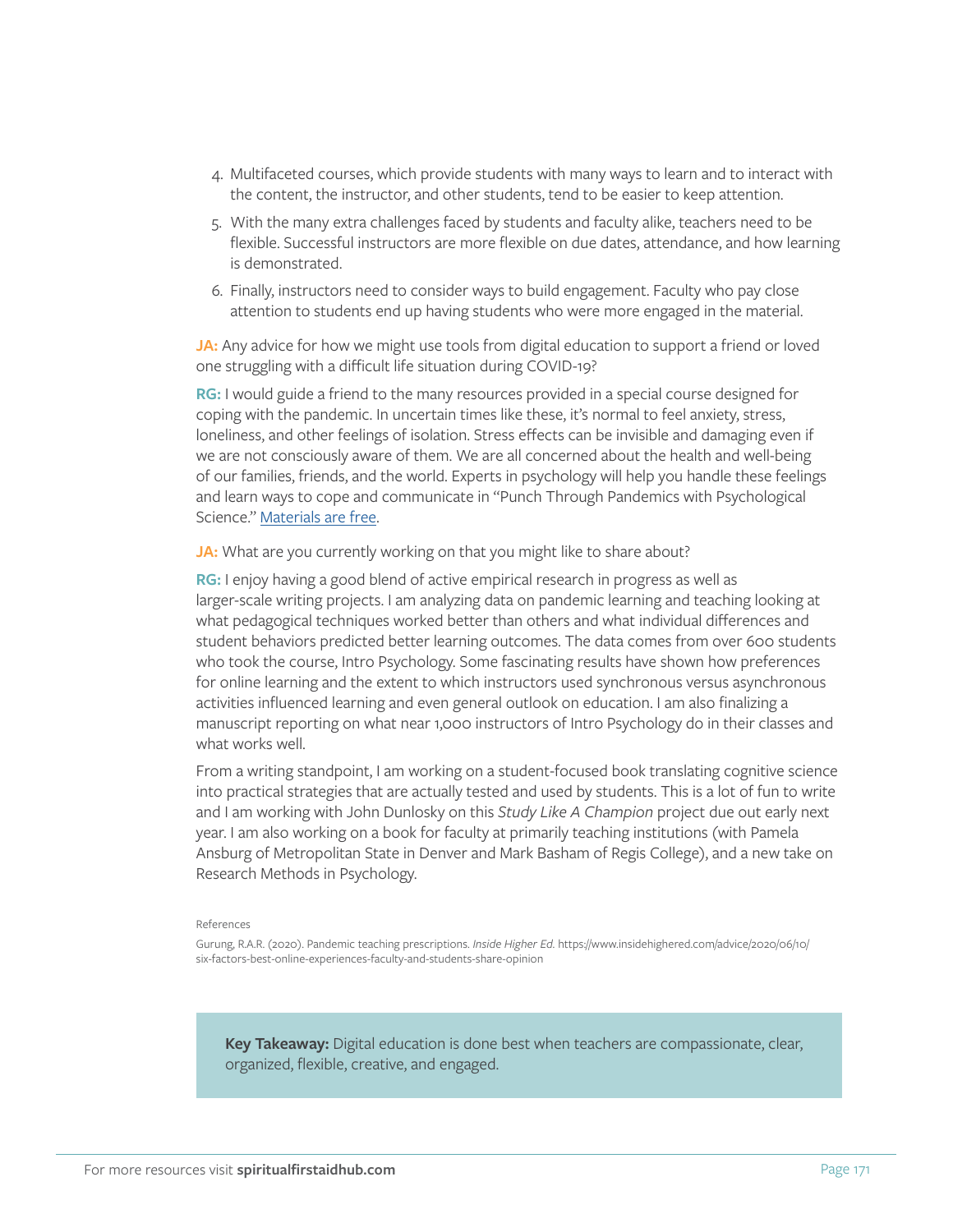4. Multifaceted courses, which provide students with many ways to learn and to interact with the content, the instructor, and other students, tend to be easier to keep attention.
5. With the many extra challenges faced by students and faculty alike, teachers need to be flexible. Successful instructors are more flexible on due dates, attendance, and how learning is demonstrated.
6. Finally, instructors need to consider ways to build engagement. Faculty who pay close attention to students end up having students who were more engaged in the material.

**JA:** Any advice for how we might use tools from digital education to support a friend or loved one struggling with a difficult life situation during COVID-19?

**RG:** I would guide a friend to the many resources provided in a special course designed for coping with the pandemic. In uncertain times like these, it's normal to feel anxiety, stress, loneliness, and other feelings of isolation. Stress effects can be invisible and damaging even if we are not consciously aware of them. We are all concerned about the health and well-being of our families, friends, and the world. Experts in psychology will help you handle these feelings and learn ways to cope and communicate in "Punch Through Pandemics with Psychological Science." Materials are free.

**JA:** What are you currently working on that you might like to share about?

**RG:** I enjoy having a good blend of active empirical research in progress as well as larger-scale writing projects. I am analyzing data on pandemic learning and teaching looking at what pedagogical techniques worked better than others and what individual differences and student behaviors predicted better learning outcomes. The data comes from over 600 students who took the course, Intro Psychology. Some fascinating results have shown how preferences for online learning and the extent to which instructors used synchronous versus asynchronous activities influenced learning and even general outlook on education. I am also finalizing a manuscript reporting on what near 1,000 instructors of Intro Psychology do in their classes and what works well.

From a writing standpoint, I am working on a student-focused book translating cognitive science into practical strategies that are actually tested and used by students. This is a lot of fun to write and I am working with John Dunlosky on this *Study Like A Champion* project due out early next year. I am also working on a book for faculty at primarily teaching institutions (with Pamela Ansburg of Metropolitan State in Denver and Mark Basham of Regis College), and a new take on Research Methods in Psychology.

References

Gurung, R.A.R. (2020). Pandemic teaching prescriptions. *Inside Higher Ed.* https://www.insidehighered.com/advice/2020/06/10/six-factors-best-online-experiences-faculty-and-students-share-opinion

**Key Takeaway:** Digital education is done best when teachers are compassionate, clear, organized, flexible, creative, and engaged.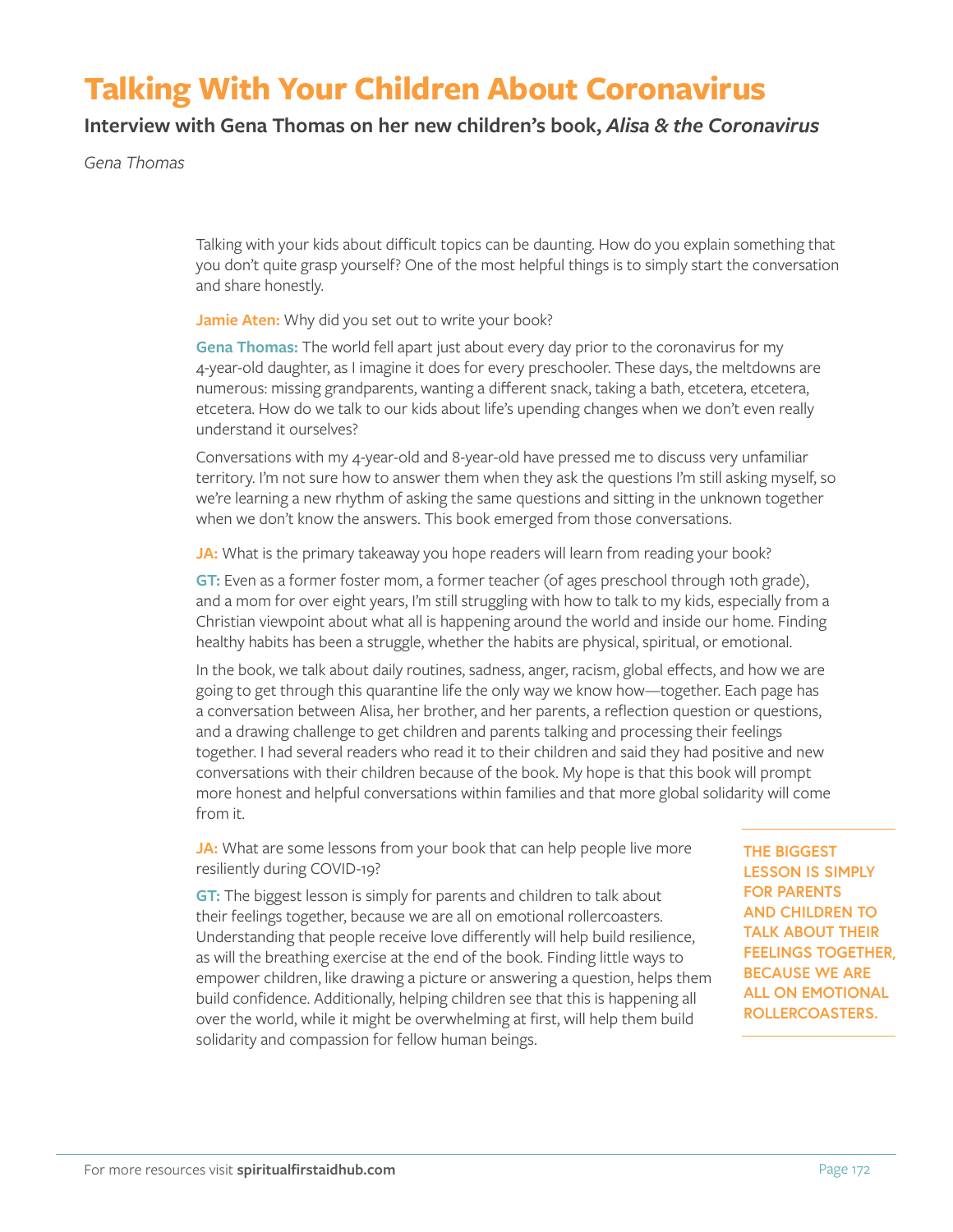# Talking With Your Children About Coronavirus

## Interview with Gena Thomas on her new children's book, *Alisa & the Coronavirus*

*Gena Thomas*

Talking with your kids about difficult topics can be daunting. How do you explain something that you don't quite grasp yourself? One of the most helpful things is to simply start the conversation and share honestly.

**Jamie Aten:** Why did you set out to write your book?

**Gena Thomas:** The world fell apart just about every day prior to the coronavirus for my 4-year-old daughter, as I imagine it does for every preschooler. These days, the meltdowns are numerous: missing grandparents, wanting a different snack, taking a bath, etcetera, etcetera, etcetera. How do we talk to our kids about life's upending changes when we don't even really understand it ourselves?

Conversations with my 4-year-old and 8-year-old have pressed me to discuss very unfamiliar territory. I'm not sure how to answer them when they ask the questions I'm still asking myself, so we're learning a new rhythm of asking the same questions and sitting in the unknown together when we don't know the answers. This book emerged from those conversations.

**JA:** What is the primary takeaway you hope readers will learn from reading your book?

**GT:** Even as a former foster mom, a former teacher (of ages preschool through 10th grade), and a mom for over eight years, I'm still struggling with how to talk to my kids, especially from a Christian viewpoint about what all is happening around the world and inside our home. Finding healthy habits has been a struggle, whether the habits are physical, spiritual, or emotional.

In the book, we talk about daily routines, sadness, anger, racism, global effects, and how we are going to get through this quarantine life the only way we know how—together. Each page has a conversation between Alisa, her brother, and her parents, a reflection question or questions, and a drawing challenge to get children and parents talking and processing their feelings together. I had several readers who read it to their children and said they had positive and new conversations with their children because of the book. My hope is that this book will prompt more honest and helpful conversations within families and that more global solidarity will come from it.

**JA:** What are some lessons from your book that can help people live more resiliently during COVID-19?

**GT:** The biggest lesson is simply for parents and children to talk about their feelings together, because we are all on emotional rollercoasters. Understanding that people receive love differently will help build resilience, as will the breathing exercise at the end of the book. Finding little ways to empower children, like drawing a picture or answering a question, helps them build confidence. Additionally, helping children see that this is happening all over the world, while it might be overwhelming at first, will help them build solidarity and compassion for fellow human beings.

**THE BIGGEST LESSON IS SIMPLY FOR PARENTS AND CHILDREN TO TALK ABOUT THEIR FEELINGS TOGETHER, BECAUSE WE ARE ALL ON EMOTIONAL ROLLERCOASTERS.**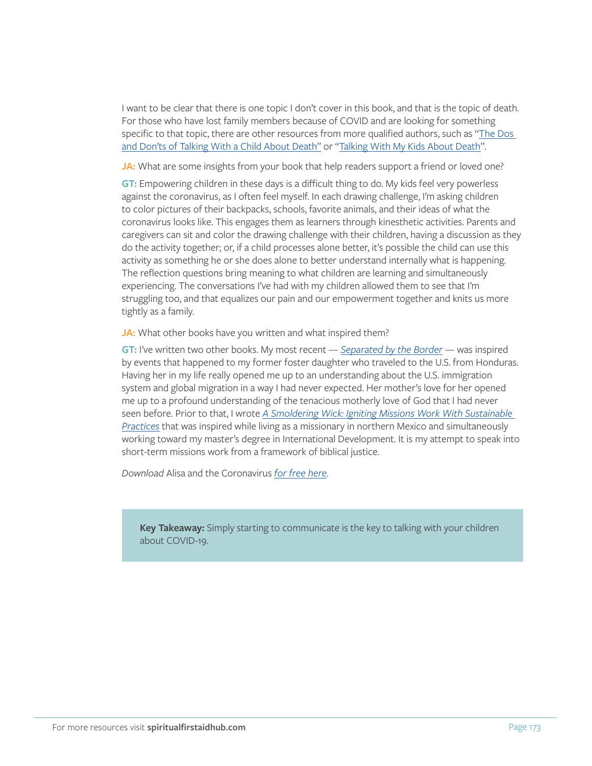I want to be clear that there is one topic I don't cover in this book, and that is the topic of death. For those who have lost family members because of COVID and are looking for something specific to that topic, there are other resources from more qualified authors, such as "The Dos and Don'ts of Talking With a Child About Death" or "Talking With My Kids About Death".

**JA:** What are some insights from your book that help readers support a friend or loved one?

**GT:** Empowering children in these days is a difficult thing to do. My kids feel very powerless against the coronavirus, as I often feel myself. In each drawing challenge, I'm asking children to color pictures of their backpacks, schools, favorite animals, and their ideas of what the coronavirus looks like. This engages them as learners through kinesthetic activities. Parents and caregivers can sit and color the drawing challenge with their children, having a discussion as they do the activity together; or, if a child processes alone better, it's possible the child can use this activity as something he or she does alone to better understand internally what is happening. The reflection questions bring meaning to what children are learning and simultaneously experiencing. The conversations I've had with my children allowed them to see that I'm struggling too, and that equalizes our pain and our empowerment together and knits us more tightly as a family.

**JA:** What other books have you written and what inspired them?

**GT:** I've written two other books. My most recent — *Separated by the Border* — was inspired by events that happened to my former foster daughter who traveled to the U.S. from Honduras. Having her in my life really opened me up to an understanding about the U.S. immigration system and global migration in a way I had never expected. Her mother's love for her opened me up to a profound understanding of the tenacious motherly love of God that I had never seen before. Prior to that, I wrote *A Smoldering Wick: Igniting Missions Work With Sustainable Practices* that was inspired while living as a missionary in northern Mexico and simultaneously working toward my master's degree in International Development. It is my attempt to speak into short-term missions work from a framework of biblical justice.

*Download* Alisa and the Coronavirus *for free here*.

> **Key Takeaway:** Simply starting to communicate is the key to talking with your children about COVID-19.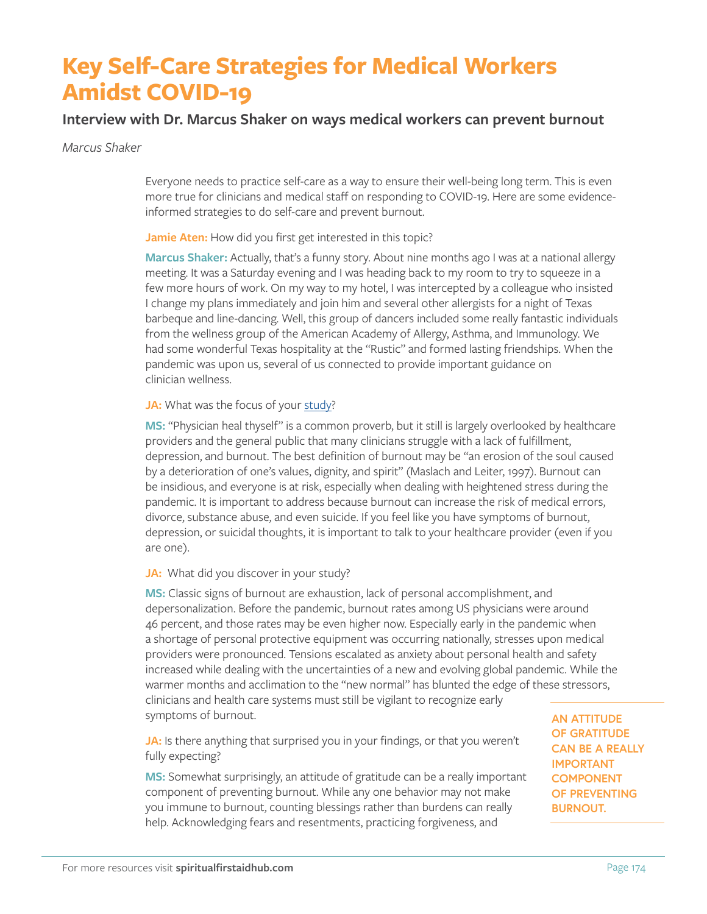# Key Self-Care Strategies for Medical Workers Amidst COVID-19

## Interview with Dr. Marcus Shaker on ways medical workers can prevent burnout

*Marcus Shaker*

Everyone needs to practice self-care as a way to ensure their well-being long term. This is even more true for clinicians and medical staff on responding to COVID-19. Here are some evidence-informed strategies to do self-care and prevent burnout.

**Jamie Aten:** How did you first get interested in this topic?

**Marcus Shaker:** Actually, that's a funny story. About nine months ago I was at a national allergy meeting. It was a Saturday evening and I was heading back to my room to try to squeeze in a few more hours of work. On my way to my hotel, I was intercepted by a colleague who insisted I change my plans immediately and join him and several other allergists for a night of Texas barbeque and line-dancing. Well, this group of dancers included some really fantastic individuals from the wellness group of the American Academy of Allergy, Asthma, and Immunology. We had some wonderful Texas hospitality at the "Rustic" and formed lasting friendships. When the pandemic was upon us, several of us connected to provide important guidance on clinician wellness.

**JA:** What was the focus of your study?

**MS:** "Physician heal thyself" is a common proverb, but it still is largely overlooked by healthcare providers and the general public that many clinicians struggle with a lack of fulfillment, depression, and burnout. The best definition of burnout may be "an erosion of the soul caused by a deterioration of one's values, dignity, and spirit" (Maslach and Leiter, 1997). Burnout can be insidious, and everyone is at risk, especially when dealing with heightened stress during the pandemic. It is important to address because burnout can increase the risk of medical errors, divorce, substance abuse, and even suicide. If you feel like you have symptoms of burnout, depression, or suicidal thoughts, it is important to talk to your healthcare provider (even if you are one).

**JA:** What did you discover in your study?

**MS:** Classic signs of burnout are exhaustion, lack of personal accomplishment, and depersonalization. Before the pandemic, burnout rates among US physicians were around 46 percent, and those rates may be even higher now. Especially early in the pandemic when a shortage of personal protective equipment was occurring nationally, stresses upon medical providers were pronounced. Tensions escalated as anxiety about personal health and safety increased while dealing with the uncertainties of a new and evolving global pandemic. While the warmer months and acclimation to the "new normal" has blunted the edge of these stressors, clinicians and health care systems must still be vigilant to recognize early symptoms of burnout.

**JA:** Is there anything that surprised you in your findings, or that you weren't fully expecting?

**MS:** Somewhat surprisingly, an attitude of gratitude can be a really important component of preventing burnout. While any one behavior may not make you immune to burnout, counting blessings rather than burdens can really help. Acknowledging fears and resentments, practicing forgiveness, and

**AN ATTITUDE OF GRATITUDE CAN BE A REALLY IMPORTANT COMPONENT OF PREVENTING BURNOUT.**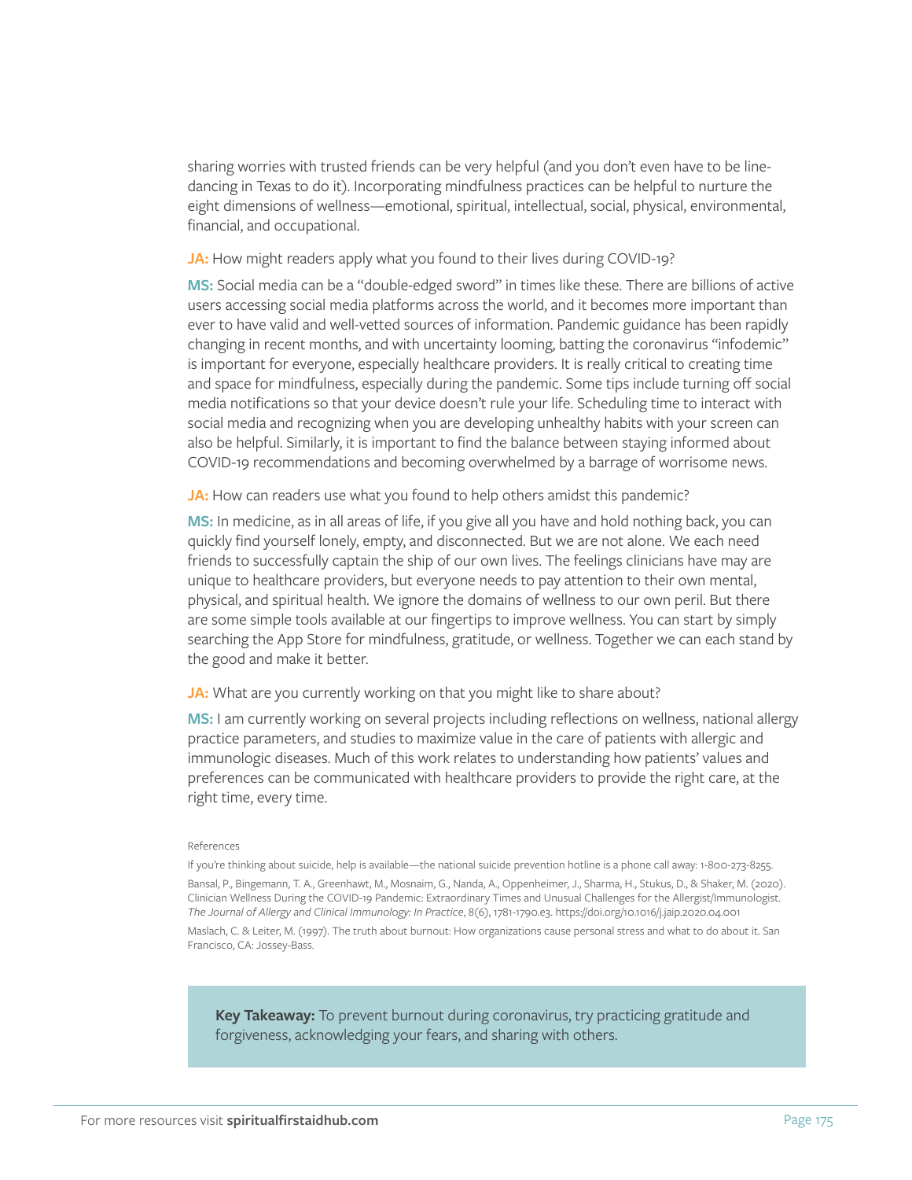sharing worries with trusted friends can be very helpful (and you don't even have to be line-dancing in Texas to do it). Incorporating mindfulness practices can be helpful to nurture the eight dimensions of wellness—emotional, spiritual, intellectual, social, physical, environmental, financial, and occupational.

**JA:** How might readers apply what you found to their lives during COVID-19?

**MS:** Social media can be a "double-edged sword" in times like these. There are billions of active users accessing social media platforms across the world, and it becomes more important than ever to have valid and well-vetted sources of information. Pandemic guidance has been rapidly changing in recent months, and with uncertainty looming, batting the coronavirus "infodemic" is important for everyone, especially healthcare providers. It is really critical to creating time and space for mindfulness, especially during the pandemic. Some tips include turning off social media notifications so that your device doesn't rule your life. Scheduling time to interact with social media and recognizing when you are developing unhealthy habits with your screen can also be helpful. Similarly, it is important to find the balance between staying informed about COVID-19 recommendations and becoming overwhelmed by a barrage of worrisome news.

**JA:** How can readers use what you found to help others amidst this pandemic?

**MS:** In medicine, as in all areas of life, if you give all you have and hold nothing back, you can quickly find yourself lonely, empty, and disconnected. But we are not alone. We each need friends to successfully captain the ship of our own lives. The feelings clinicians have may are unique to healthcare providers, but everyone needs to pay attention to their own mental, physical, and spiritual health. We ignore the domains of wellness to our own peril. But there are some simple tools available at our fingertips to improve wellness. You can start by simply searching the App Store for mindfulness, gratitude, or wellness. Together we can each stand by the good and make it better.

**JA:** What are you currently working on that you might like to share about?

**MS:** I am currently working on several projects including reflections on wellness, national allergy practice parameters, and studies to maximize value in the care of patients with allergic and immunologic diseases. Much of this work relates to understanding how patients' values and preferences can be communicated with healthcare providers to provide the right care, at the right time, every time.

References

If you're thinking about suicide, help is available—the national suicide prevention hotline is a phone call away: 1-800-273-8255.

Bansal, P., Bingemann, T. A., Greenhawt, M., Mosnaim, G., Nanda, A., Oppenheimer, J., Sharma, H., Stukus, D., & Shaker, M. (2020). Clinician Wellness During the COVID-19 Pandemic: Extraordinary Times and Unusual Challenges for the Allergist/Immunologist. *The Journal of Allergy and Clinical Immunology: In Practice*, 8(6), 1781-1790.e3. https://doi.org/10.1016/j.jaip.2020.04.001

Maslach, C. & Leiter, M. (1997). The truth about burnout: How organizations cause personal stress and what to do about it. San Francisco, CA: Jossey-Bass.

**Key Takeaway:** To prevent burnout during coronavirus, try practicing gratitude and forgiveness, acknowledging your fears, and sharing with others.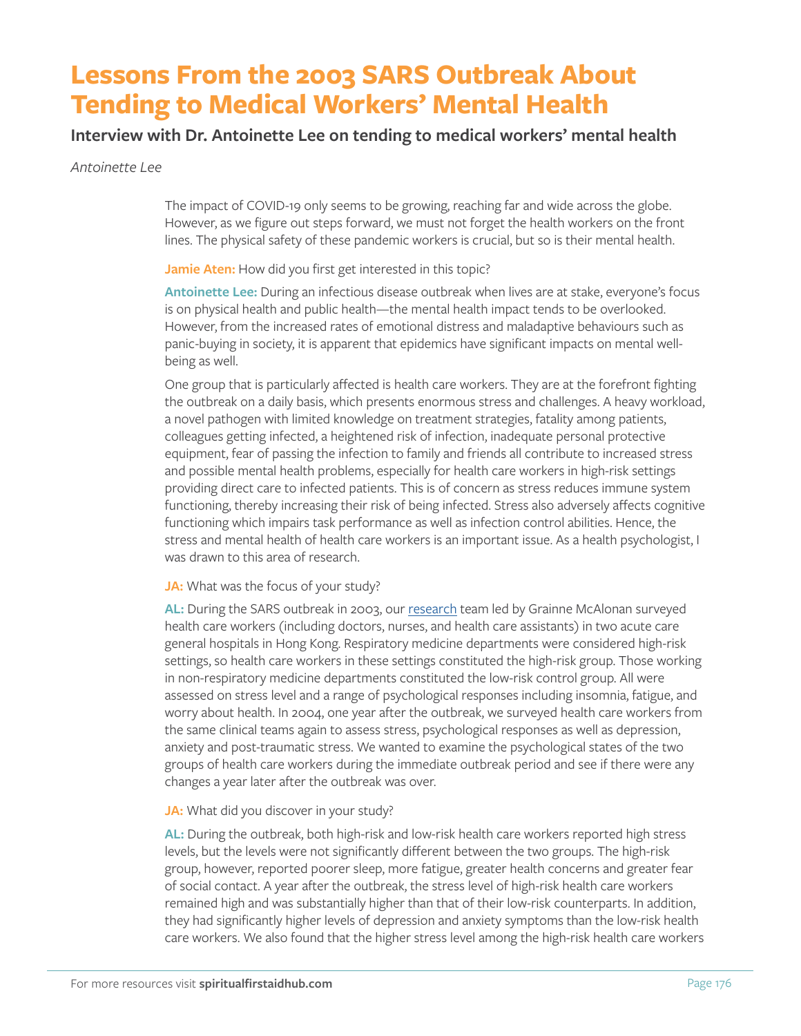# Lessons From the 2003 SARS Outbreak About Tending to Medical Workers' Mental Health

## Interview with Dr. Antoinette Lee on tending to medical workers' mental health

*Antoinette Lee*

The impact of COVID-19 only seems to be growing, reaching far and wide across the globe. However, as we figure out steps forward, we must not forget the health workers on the front lines. The physical safety of these pandemic workers is crucial, but so is their mental health.

**Jamie Aten:** How did you first get interested in this topic?

**Antoinette Lee:** During an infectious disease outbreak when lives are at stake, everyone's focus is on physical health and public health—the mental health impact tends to be overlooked. However, from the increased rates of emotional distress and maladaptive behaviours such as panic-buying in society, it is apparent that epidemics have significant impacts on mental well-being as well.

One group that is particularly affected is health care workers. They are at the forefront fighting the outbreak on a daily basis, which presents enormous stress and challenges. A heavy workload, a novel pathogen with limited knowledge on treatment strategies, fatality among patients, colleagues getting infected, a heightened risk of infection, inadequate personal protective equipment, fear of passing the infection to family and friends all contribute to increased stress and possible mental health problems, especially for health care workers in high-risk settings providing direct care to infected patients. This is of concern as stress reduces immune system functioning, thereby increasing their risk of being infected. Stress also adversely affects cognitive functioning which impairs task performance as well as infection control abilities. Hence, the stress and mental health of health care workers is an important issue. As a health psychologist, I was drawn to this area of research.

**JA:** What was the focus of your study?

**AL:** During the SARS outbreak in 2003, our research team led by Grainne McAlonan surveyed health care workers (including doctors, nurses, and health care assistants) in two acute care general hospitals in Hong Kong. Respiratory medicine departments were considered high-risk settings, so health care workers in these settings constituted the high-risk group. Those working in non-respiratory medicine departments constituted the low-risk control group. All were assessed on stress level and a range of psychological responses including insomnia, fatigue, and worry about health. In 2004, one year after the outbreak, we surveyed health care workers from the same clinical teams again to assess stress, psychological responses as well as depression, anxiety and post-traumatic stress. We wanted to examine the psychological states of the two groups of health care workers during the immediate outbreak period and see if there were any changes a year later after the outbreak was over.

**JA:** What did you discover in your study?

**AL:** During the outbreak, both high-risk and low-risk health care workers reported high stress levels, but the levels were not significantly different between the two groups. The high-risk group, however, reported poorer sleep, more fatigue, greater health concerns and greater fear of social contact. A year after the outbreak, the stress level of high-risk health care workers remained high and was substantially higher than that of their low-risk counterparts. In addition, they had significantly higher levels of depression and anxiety symptoms than the low-risk health care workers. We also found that the higher stress level among the high-risk health care workers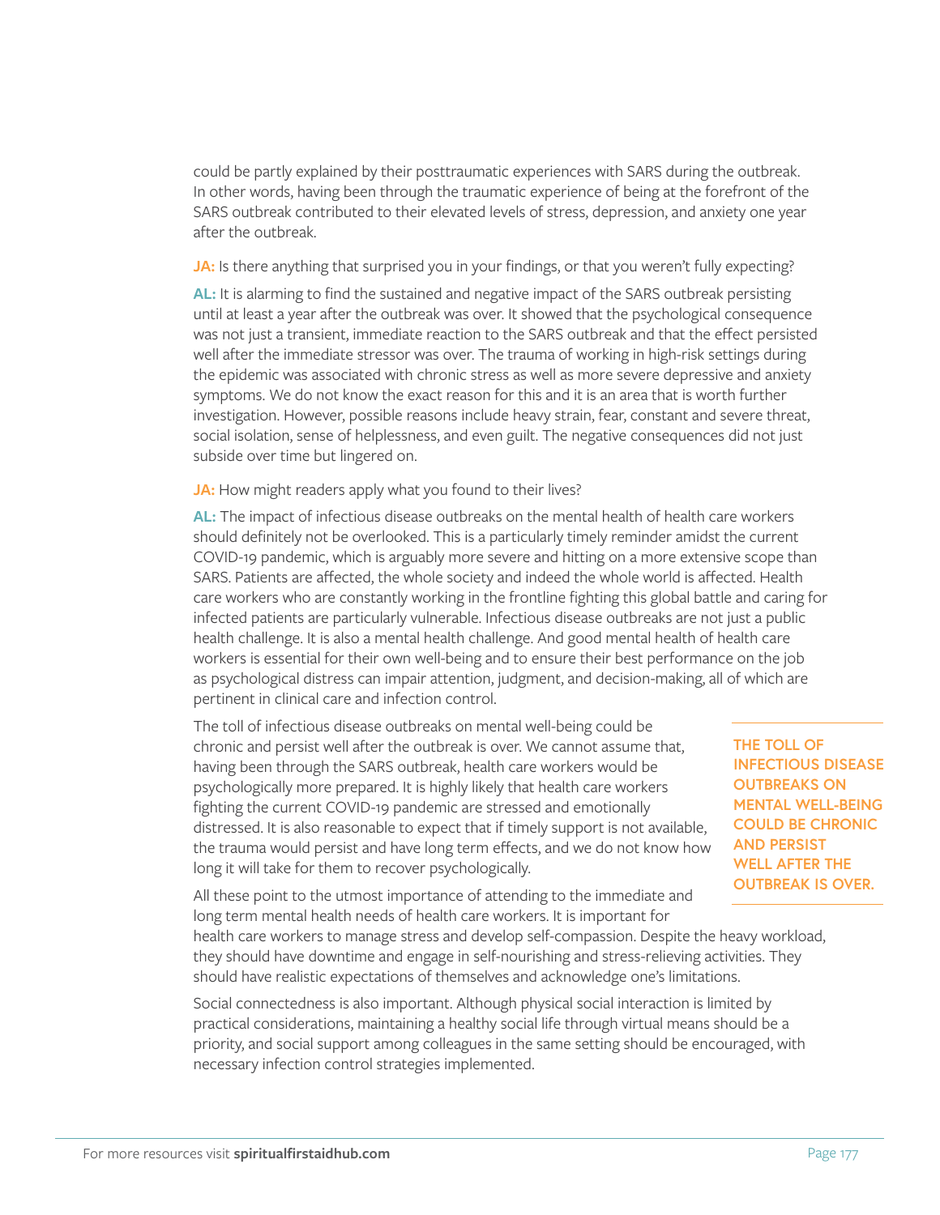could be partly explained by their posttraumatic experiences with SARS during the outbreak. In other words, having been through the traumatic experience of being at the forefront of the SARS outbreak contributed to their elevated levels of stress, depression, and anxiety one year after the outbreak.

**JA:** Is there anything that surprised you in your findings, or that you weren't fully expecting?

**AL:** It is alarming to find the sustained and negative impact of the SARS outbreak persisting until at least a year after the outbreak was over. It showed that the psychological consequence was not just a transient, immediate reaction to the SARS outbreak and that the effect persisted well after the immediate stressor was over. The trauma of working in high-risk settings during the epidemic was associated with chronic stress as well as more severe depressive and anxiety symptoms. We do not know the exact reason for this and it is an area that is worth further investigation. However, possible reasons include heavy strain, fear, constant and severe threat, social isolation, sense of helplessness, and even guilt. The negative consequences did not just subside over time but lingered on.

**JA:** How might readers apply what you found to their lives?

**AL:** The impact of infectious disease outbreaks on the mental health of health care workers should definitely not be overlooked. This is a particularly timely reminder amidst the current COVID-19 pandemic, which is arguably more severe and hitting on a more extensive scope than SARS. Patients are affected, the whole society and indeed the whole world is affected. Health care workers who are constantly working in the frontline fighting this global battle and caring for infected patients are particularly vulnerable. Infectious disease outbreaks are not just a public health challenge. It is also a mental health challenge. And good mental health of health care workers is essential for their own well-being and to ensure their best performance on the job as psychological distress can impair attention, judgment, and decision-making, all of which are pertinent in clinical care and infection control.

The toll of infectious disease outbreaks on mental well-being could be chronic and persist well after the outbreak is over. We cannot assume that, having been through the SARS outbreak, health care workers would be psychologically more prepared. It is highly likely that health care workers fighting the current COVID-19 pandemic are stressed and emotionally distressed. It is also reasonable to expect that if timely support is not available, the trauma would persist and have long term effects, and we do not know how long it will take for them to recover psychologically.

**THE TOLL OF INFECTIOUS DISEASE OUTBREAKS ON MENTAL WELL-BEING COULD BE CHRONIC AND PERSIST WELL AFTER THE OUTBREAK IS OVER.**

All these point to the utmost importance of attending to the immediate and long term mental health needs of health care workers. It is important for health care workers to manage stress and develop self-compassion. Despite the heavy workload, they should have downtime and engage in self-nourishing and stress-relieving activities. They should have realistic expectations of themselves and acknowledge one's limitations.

Social connectedness is also important. Although physical social interaction is limited by practical considerations, maintaining a healthy social life through virtual means should be a priority, and social support among colleagues in the same setting should be encouraged, with necessary infection control strategies implemented.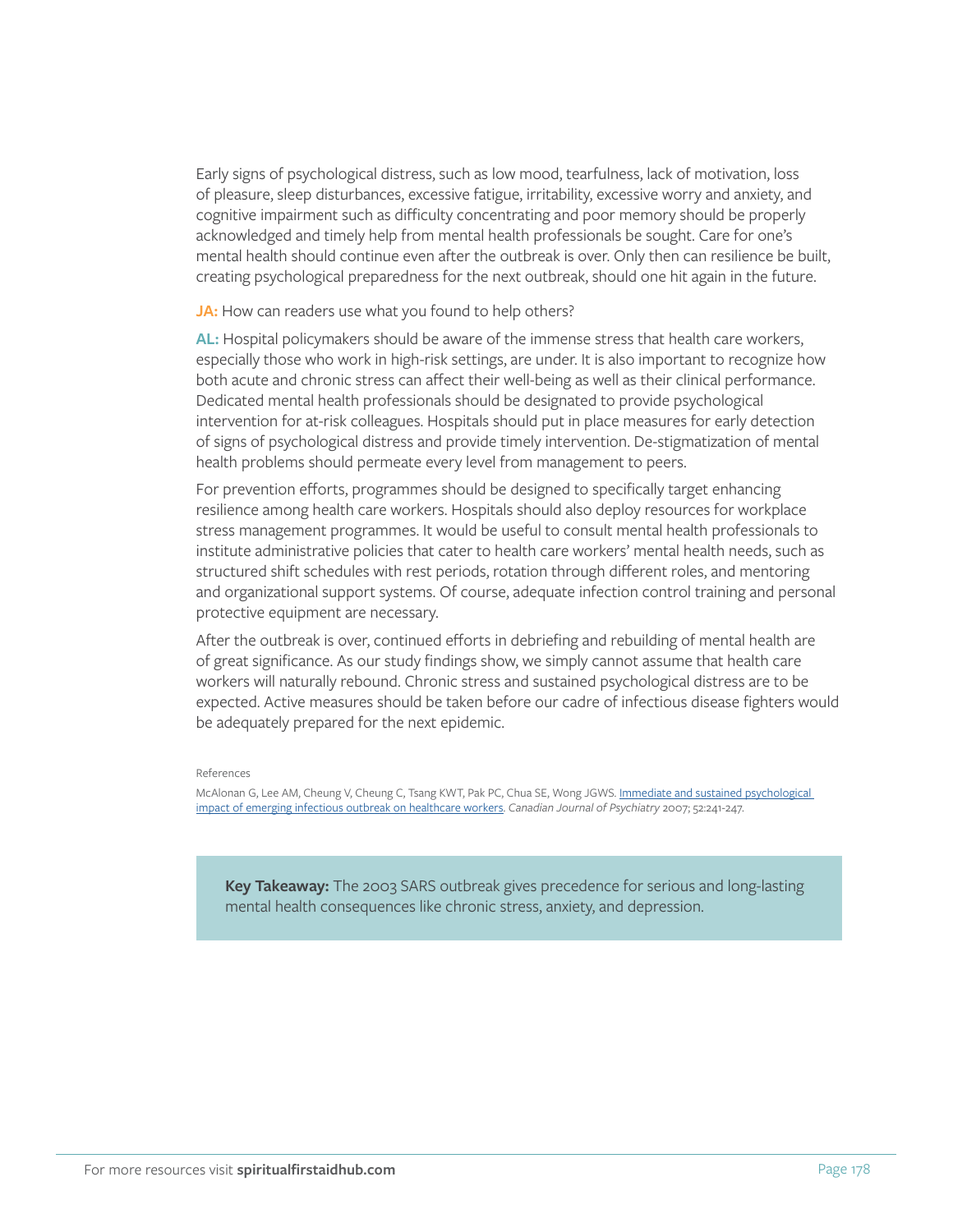Early signs of psychological distress, such as low mood, tearfulness, lack of motivation, loss of pleasure, sleep disturbances, excessive fatigue, irritability, excessive worry and anxiety, and cognitive impairment such as difficulty concentrating and poor memory should be properly acknowledged and timely help from mental health professionals be sought. Care for one's mental health should continue even after the outbreak is over. Only then can resilience be built, creating psychological preparedness for the next outbreak, should one hit again in the future.

**JA:** How can readers use what you found to help others?

**AL:** Hospital policymakers should be aware of the immense stress that health care workers, especially those who work in high-risk settings, are under. It is also important to recognize how both acute and chronic stress can affect their well-being as well as their clinical performance. Dedicated mental health professionals should be designated to provide psychological intervention for at-risk colleagues. Hospitals should put in place measures for early detection of signs of psychological distress and provide timely intervention. De-stigmatization of mental health problems should permeate every level from management to peers.

For prevention efforts, programmes should be designed to specifically target enhancing resilience among health care workers. Hospitals should also deploy resources for workplace stress management programmes. It would be useful to consult mental health professionals to institute administrative policies that cater to health care workers' mental health needs, such as structured shift schedules with rest periods, rotation through different roles, and mentoring and organizational support systems. Of course, adequate infection control training and personal protective equipment are necessary.

After the outbreak is over, continued efforts in debriefing and rebuilding of mental health are of great significance. As our study findings show, we simply cannot assume that health care workers will naturally rebound. Chronic stress and sustained psychological distress are to be expected. Active measures should be taken before our cadre of infectious disease fighters would be adequately prepared for the next epidemic.

References

McAlonan G, Lee AM, Cheung V, Cheung C, Tsang KWT, Pak PC, Chua SE, Wong JGWS. Immediate and sustained psychological impact of emerging infectious outbreak on healthcare workers. *Canadian Journal of Psychiatry* 2007; 52:241-247.

**Key Takeaway:** The 2003 SARS outbreak gives precedence for serious and long-lasting mental health consequences like chronic stress, anxiety, and depression.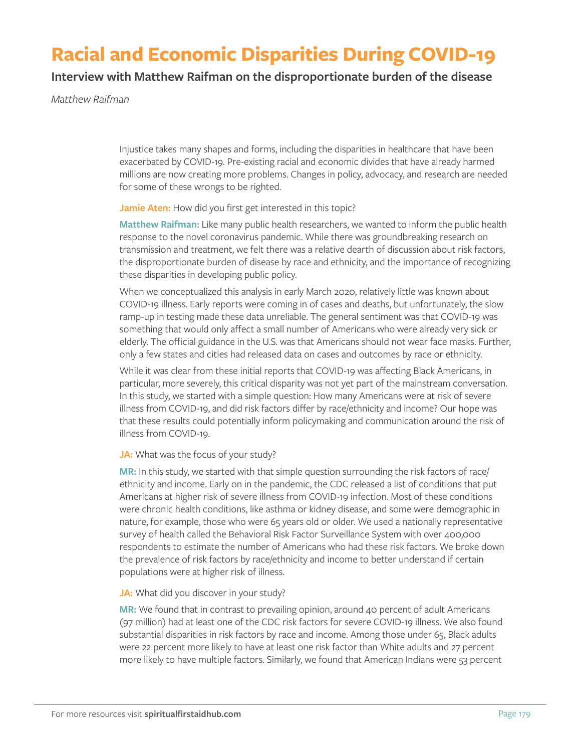# Racial and Economic Disparities During COVID-19

## Interview with Matthew Raifman on the disproportionate burden of the disease

*Matthew Raifman*

Injustice takes many shapes and forms, including the disparities in healthcare that have been exacerbated by COVID-19. Pre-existing racial and economic divides that have already harmed millions are now creating more problems. Changes in policy, advocacy, and research are needed for some of these wrongs to be righted.

**Jamie Aten:** How did you first get interested in this topic?

**Matthew Raifman:** Like many public health researchers, we wanted to inform the public health response to the novel coronavirus pandemic. While there was groundbreaking research on transmission and treatment, we felt there was a relative dearth of discussion about risk factors, the disproportionate burden of disease by race and ethnicity, and the importance of recognizing these disparities in developing public policy.

When we conceptualized this analysis in early March 2020, relatively little was known about COVID-19 illness. Early reports were coming in of cases and deaths, but unfortunately, the slow ramp-up in testing made these data unreliable. The general sentiment was that COVID-19 was something that would only affect a small number of Americans who were already very sick or elderly. The official guidance in the U.S. was that Americans should not wear face masks. Further, only a few states and cities had released data on cases and outcomes by race or ethnicity.

While it was clear from these initial reports that COVID-19 was affecting Black Americans, in particular, more severely, this critical disparity was not yet part of the mainstream conversation. In this study, we started with a simple question: How many Americans were at risk of severe illness from COVID-19, and did risk factors differ by race/ethnicity and income? Our hope was that these results could potentially inform policymaking and communication around the risk of illness from COVID-19.

**JA:** What was the focus of your study?

**MR:** In this study, we started with that simple question surrounding the risk factors of race/ethnicity and income. Early on in the pandemic, the CDC released a list of conditions that put Americans at higher risk of severe illness from COVID-19 infection. Most of these conditions were chronic health conditions, like asthma or kidney disease, and some were demographic in nature, for example, those who were 65 years old or older. We used a nationally representative survey of health called the Behavioral Risk Factor Surveillance System with over 400,000 respondents to estimate the number of Americans who had these risk factors. We broke down the prevalence of risk factors by race/ethnicity and income to better understand if certain populations were at higher risk of illness.

**JA:** What did you discover in your study?

**MR:** We found that in contrast to prevailing opinion, around 40 percent of adult Americans (97 million) had at least one of the CDC risk factors for severe COVID-19 illness. We also found substantial disparities in risk factors by race and income. Among those under 65, Black adults were 22 percent more likely to have at least one risk factor than White adults and 27 percent more likely to have multiple factors. Similarly, we found that American Indians were 53 percent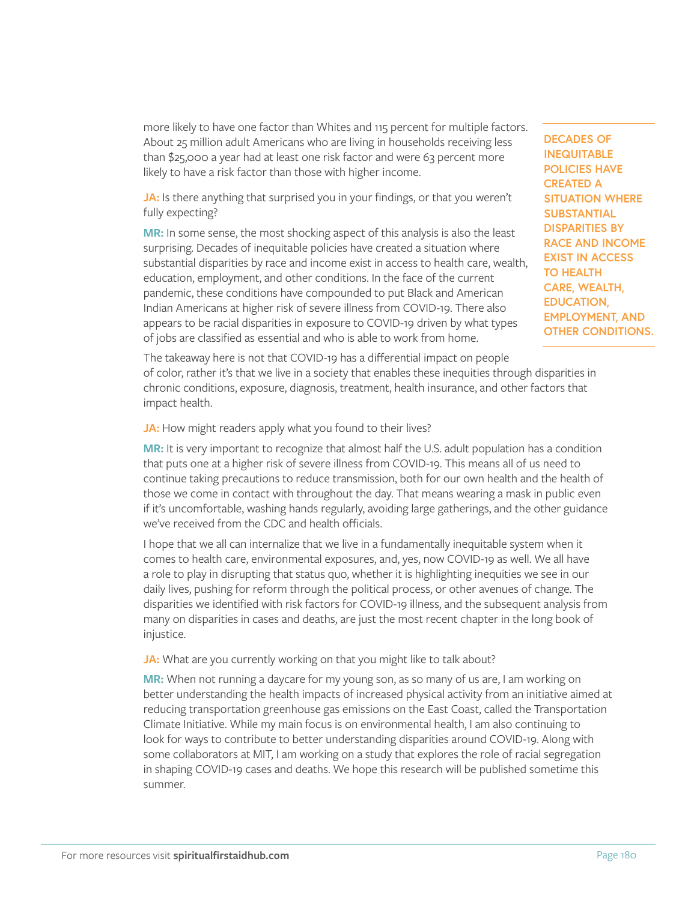more likely to have one factor than Whites and 115 percent for multiple factors. About 25 million adult Americans who are living in households receiving less than $25,000 a year had at least one risk factor and were 63 percent more likely to have a risk factor than those with higher income.

**JA:** Is there anything that surprised you in your findings, or that you weren't fully expecting?

**MR:** In some sense, the most shocking aspect of this analysis is also the least surprising. Decades of inequitable policies have created a situation where substantial disparities by race and income exist in access to health care, wealth, education, employment, and other conditions. In the face of the current pandemic, these conditions have compounded to put Black and American Indian Americans at higher risk of severe illness from COVID-19. There also appears to be racial disparities in exposure to COVID-19 driven by what types of jobs are classified as essential and who is able to work from home.

**DECADES OF INEQUITABLE POLICIES HAVE CREATED A SITUATION WHERE SUBSTANTIAL DISPARITIES BY RACE AND INCOME EXIST IN ACCESS TO HEALTH CARE, WEALTH, EDUCATION, EMPLOYMENT, AND OTHER CONDITIONS.**

The takeaway here is not that COVID-19 has a differential impact on people of color, rather it's that we live in a society that enables these inequities through disparities in chronic conditions, exposure, diagnosis, treatment, health insurance, and other factors that impact health.

**JA:** How might readers apply what you found to their lives?

**MR:** It is very important to recognize that almost half the U.S. adult population has a condition that puts one at a higher risk of severe illness from COVID-19. This means all of us need to continue taking precautions to reduce transmission, both for our own health and the health of those we come in contact with throughout the day. That means wearing a mask in public even if it's uncomfortable, washing hands regularly, avoiding large gatherings, and the other guidance we've received from the CDC and health officials.

I hope that we all can internalize that we live in a fundamentally inequitable system when it comes to health care, environmental exposures, and, yes, now COVID-19 as well. We all have a role to play in disrupting that status quo, whether it is highlighting inequities we see in our daily lives, pushing for reform through the political process, or other avenues of change. The disparities we identified with risk factors for COVID-19 illness, and the subsequent analysis from many on disparities in cases and deaths, are just the most recent chapter in the long book of injustice.

**JA:** What are you currently working on that you might like to talk about?

**MR:** When not running a daycare for my young son, as so many of us are, I am working on better understanding the health impacts of increased physical activity from an initiative aimed at reducing transportation greenhouse gas emissions on the East Coast, called the Transportation Climate Initiative. While my main focus is on environmental health, I am also continuing to look for ways to contribute to better understanding disparities around COVID-19. Along with some collaborators at MIT, I am working on a study that explores the role of racial segregation in shaping COVID-19 cases and deaths. We hope this research will be published sometime this summer.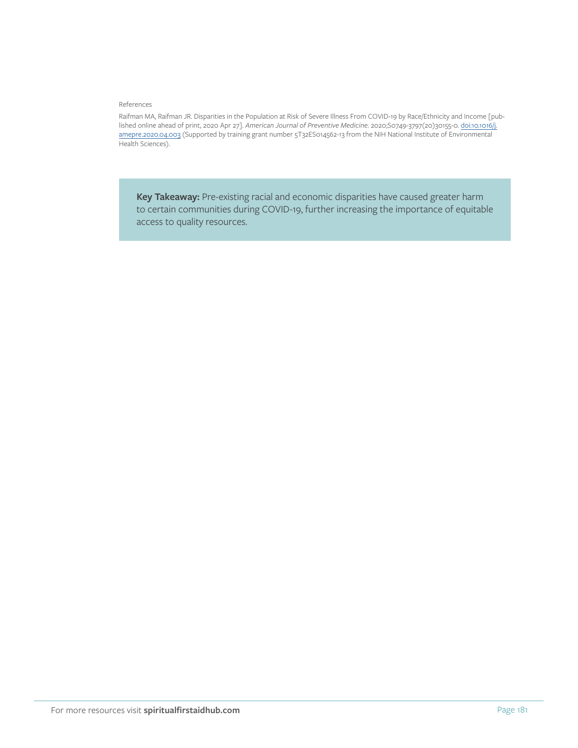References

Raifman MA, Raifman JR. Disparities in the Population at Risk of Severe Illness From COVID-19 by Race/Ethnicity and Income [published online ahead of print, 2020 Apr 27]. *American Journal of Preventive Medicine*. 2020;S0749-3797(20)30155-0. doi:10.1016/j.amepre.2020.04.003 (Supported by training grant number 5T32ES014562-13 from the NIH National Institute of Environmental Health Sciences).

**Key Takeaway:** Pre-existing racial and economic disparities have caused greater harm to certain communities during COVID-19, further increasing the importance of equitable access to quality resources.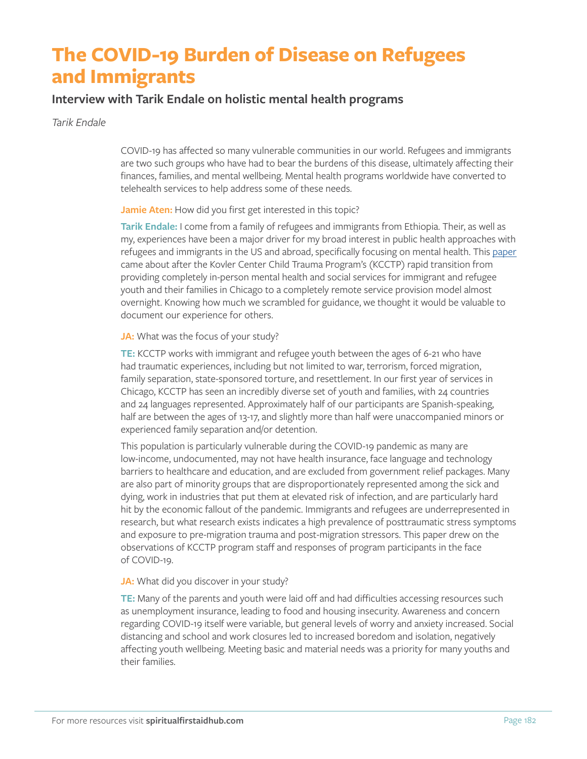# The COVID-19 Burden of Disease on Refugees and Immigrants

## Interview with Tarik Endale on holistic mental health programs

*Tarik Endale*

COVID-19 has affected so many vulnerable communities in our world. Refugees and immigrants are two such groups who have had to bear the burdens of this disease, ultimately affecting their finances, families, and mental wellbeing. Mental health programs worldwide have converted to telehealth services to help address some of these needs.

**Jamie Aten:** How did you first get interested in this topic?

**Tarik Endale:** I come from a family of refugees and immigrants from Ethiopia. Their, as well as my, experiences have been a major driver for my broad interest in public health approaches with refugees and immigrants in the US and abroad, specifically focusing on mental health. This paper came about after the Kovler Center Child Trauma Program's (KCCTP) rapid transition from providing completely in-person mental health and social services for immigrant and refugee youth and their families in Chicago to a completely remote service provision model almost overnight. Knowing how much we scrambled for guidance, we thought it would be valuable to document our experience for others.

**JA:** What was the focus of your study?

**TE:** KCCTP works with immigrant and refugee youth between the ages of 6-21 who have had traumatic experiences, including but not limited to war, terrorism, forced migration, family separation, state-sponsored torture, and resettlement. In our first year of services in Chicago, KCCTP has seen an incredibly diverse set of youth and families, with 24 countries and 24 languages represented. Approximately half of our participants are Spanish-speaking, half are between the ages of 13-17, and slightly more than half were unaccompanied minors or experienced family separation and/or detention.

This population is particularly vulnerable during the COVID-19 pandemic as many are low-income, undocumented, may not have health insurance, face language and technology barriers to healthcare and education, and are excluded from government relief packages. Many are also part of minority groups that are disproportionately represented among the sick and dying, work in industries that put them at elevated risk of infection, and are particularly hard hit by the economic fallout of the pandemic. Immigrants and refugees are underrepresented in research, but what research exists indicates a high prevalence of posttraumatic stress symptoms and exposure to pre-migration trauma and post-migration stressors. This paper drew on the observations of KCCTP program staff and responses of program participants in the face of COVID-19.

**JA:** What did you discover in your study?

**TE:** Many of the parents and youth were laid off and had difficulties accessing resources such as unemployment insurance, leading to food and housing insecurity. Awareness and concern regarding COVID-19 itself were variable, but general levels of worry and anxiety increased. Social distancing and school and work closures led to increased boredom and isolation, negatively affecting youth wellbeing. Meeting basic and material needs was a priority for many youths and their families.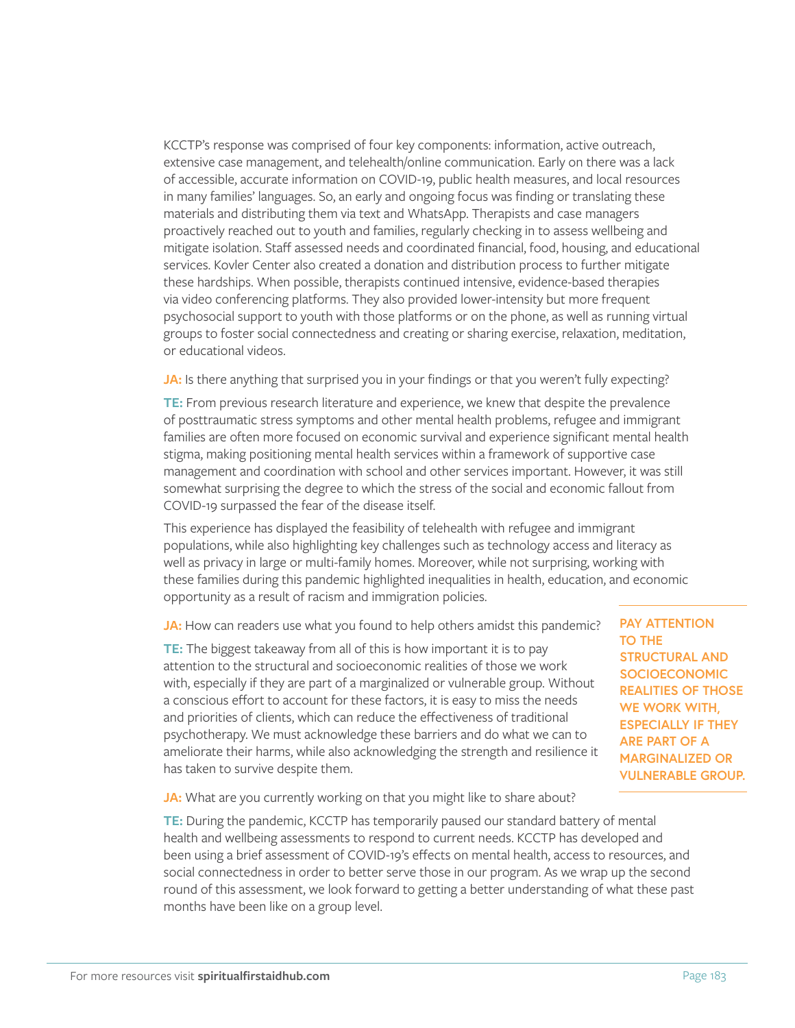KCCTP's response was comprised of four key components: information, active outreach, extensive case management, and telehealth/online communication. Early on there was a lack of accessible, accurate information on COVID-19, public health measures, and local resources in many families' languages. So, an early and ongoing focus was finding or translating these materials and distributing them via text and WhatsApp. Therapists and case managers proactively reached out to youth and families, regularly checking in to assess wellbeing and mitigate isolation. Staff assessed needs and coordinated financial, food, housing, and educational services. Kovler Center also created a donation and distribution process to further mitigate these hardships. When possible, therapists continued intensive, evidence-based therapies via video conferencing platforms. They also provided lower-intensity but more frequent psychosocial support to youth with those platforms or on the phone, as well as running virtual groups to foster social connectedness and creating or sharing exercise, relaxation, meditation, or educational videos.

**JA:** Is there anything that surprised you in your findings or that you weren't fully expecting?

**TE:** From previous research literature and experience, we knew that despite the prevalence of posttraumatic stress symptoms and other mental health problems, refugee and immigrant families are often more focused on economic survival and experience significant mental health stigma, making positioning mental health services within a framework of supportive case management and coordination with school and other services important. However, it was still somewhat surprising the degree to which the stress of the social and economic fallout from COVID-19 surpassed the fear of the disease itself.

This experience has displayed the feasibility of telehealth with refugee and immigrant populations, while also highlighting key challenges such as technology access and literacy as well as privacy in large or multi-family homes. Moreover, while not surprising, working with these families during this pandemic highlighted inequalities in health, education, and economic opportunity as a result of racism and immigration policies.

**JA:** How can readers use what you found to help others amidst this pandemic?

**TE:** The biggest takeaway from all of this is how important it is to pay attention to the structural and socioeconomic realities of those we work with, especially if they are part of a marginalized or vulnerable group. Without a conscious effort to account for these factors, it is easy to miss the needs and priorities of clients, which can reduce the effectiveness of traditional psychotherapy. We must acknowledge these barriers and do what we can to ameliorate their harms, while also acknowledging the strength and resilience it has taken to survive despite them.

> **PAY ATTENTION TO THE STRUCTURAL AND SOCIOECONOMIC REALITIES OF THOSE WE WORK WITH, ESPECIALLY IF THEY ARE PART OF A MARGINALIZED OR VULNERABLE GROUP.**

**JA:** What are you currently working on that you might like to share about?

**TE:** During the pandemic, KCCTP has temporarily paused our standard battery of mental health and wellbeing assessments to respond to current needs. KCCTP has developed and been using a brief assessment of COVID-19's effects on mental health, access to resources, and social connectedness in order to better serve those in our program. As we wrap up the second round of this assessment, we look forward to getting a better understanding of what these past months have been like on a group level.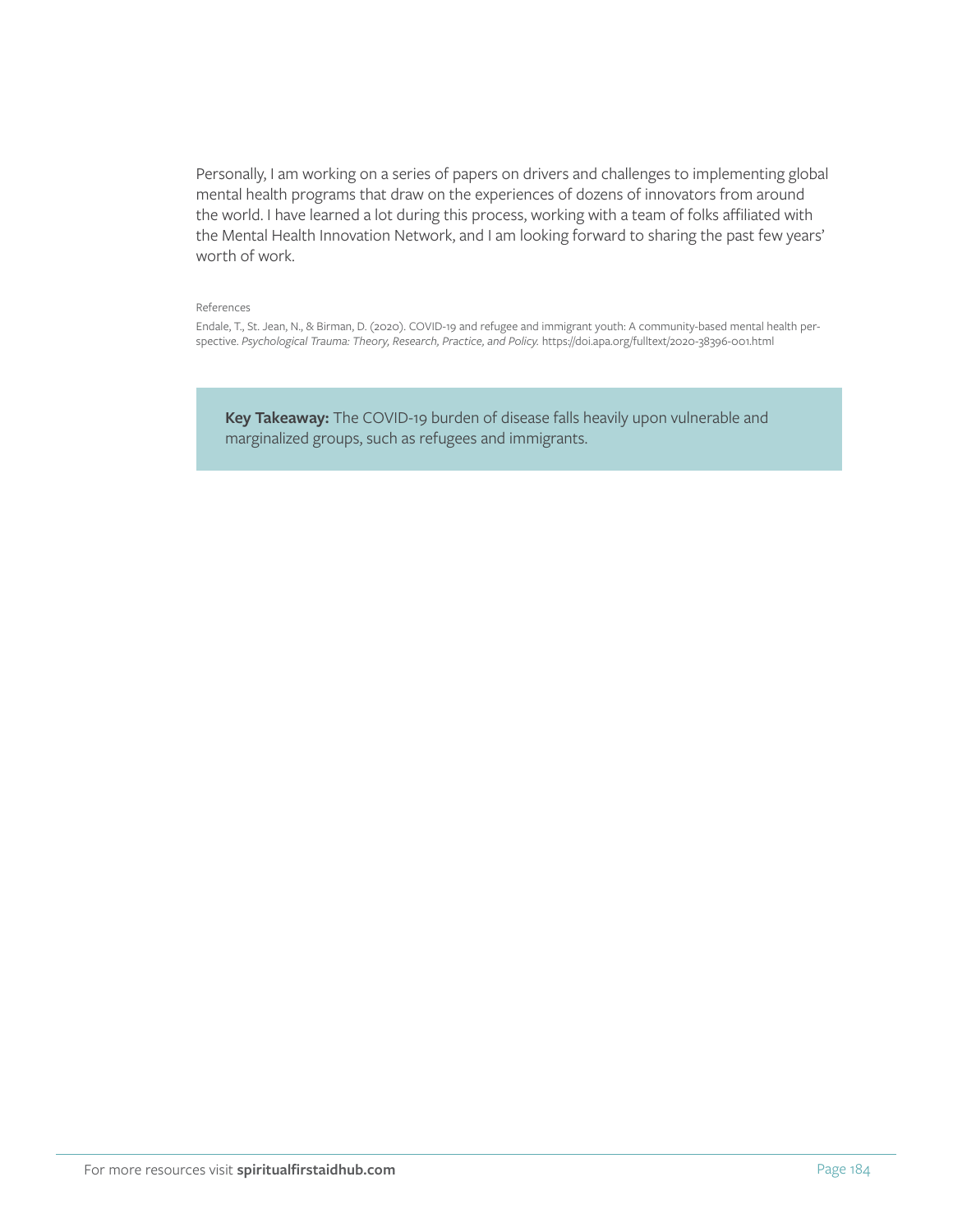Personally, I am working on a series of papers on drivers and challenges to implementing global mental health programs that draw on the experiences of dozens of innovators from around the world. I have learned a lot during this process, working with a team of folks affiliated with the Mental Health Innovation Network, and I am looking forward to sharing the past few years' worth of work.

References

Endale, T., St. Jean, N., & Birman, D. (2020). COVID-19 and refugee and immigrant youth: A community-based mental health perspective. *Psychological Trauma: Theory, Research, Practice, and Policy.* https://doi.apa.org/fulltext/2020-38396-001.html

**Key Takeaway:** The COVID-19 burden of disease falls heavily upon vulnerable and marginalized groups, such as refugees and immigrants.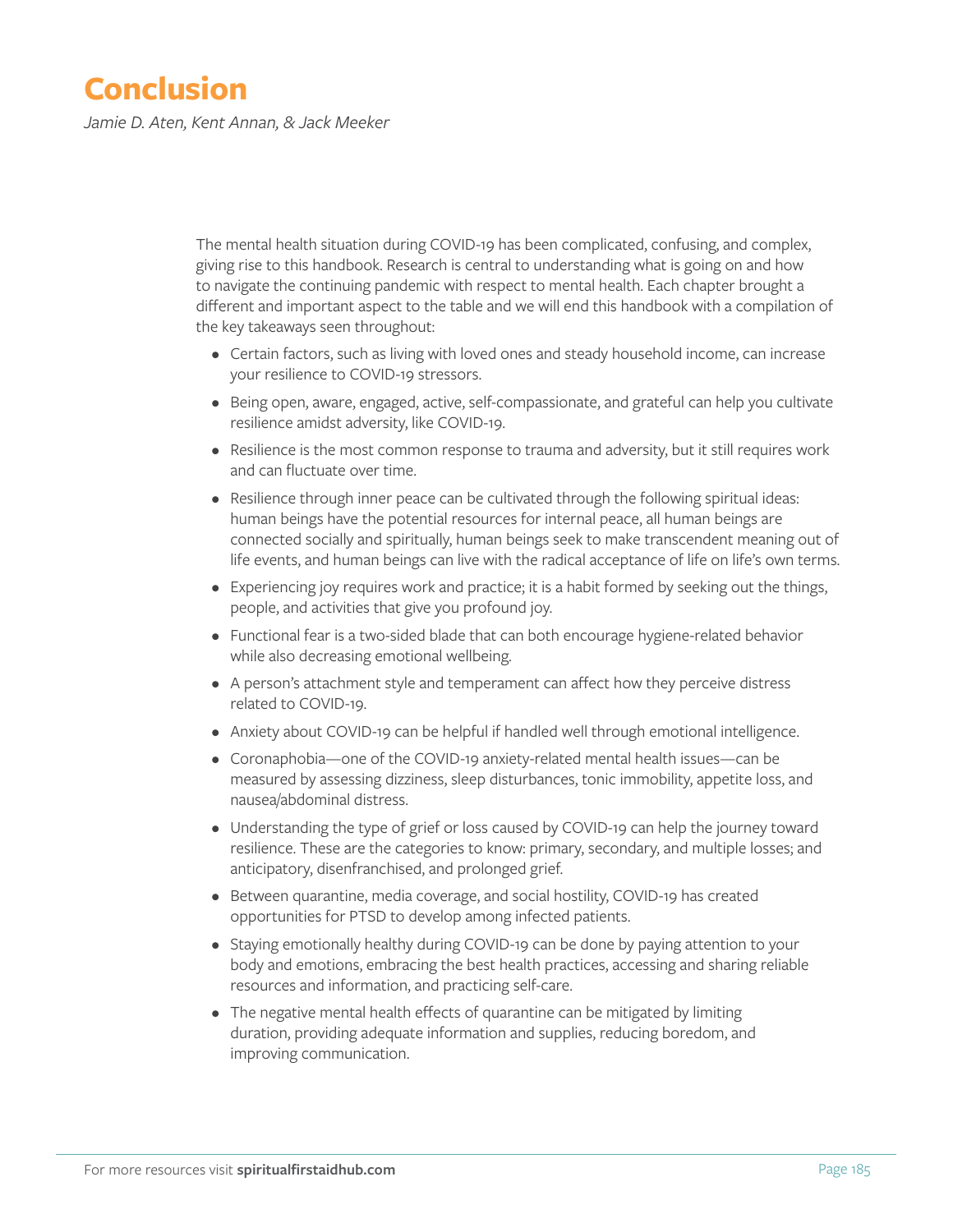# Conclusion

*Jamie D. Aten, Kent Annan, & Jack Meeker*

The mental health situation during COVID-19 has been complicated, confusing, and complex, giving rise to this handbook. Research is central to understanding what is going on and how to navigate the continuing pandemic with respect to mental health. Each chapter brought a different and important aspect to the table and we will end this handbook with a compilation of the key takeaways seen throughout:

- Certain factors, such as living with loved ones and steady household income, can increase your resilience to COVID-19 stressors.
- Being open, aware, engaged, active, self-compassionate, and grateful can help you cultivate resilience amidst adversity, like COVID-19.
- Resilience is the most common response to trauma and adversity, but it still requires work and can fluctuate over time.
- Resilience through inner peace can be cultivated through the following spiritual ideas: human beings have the potential resources for internal peace, all human beings are connected socially and spiritually, human beings seek to make transcendent meaning out of life events, and human beings can live with the radical acceptance of life on life's own terms.
- Experiencing joy requires work and practice; it is a habit formed by seeking out the things, people, and activities that give you profound joy.
- Functional fear is a two-sided blade that can both encourage hygiene-related behavior while also decreasing emotional wellbeing.
- A person's attachment style and temperament can affect how they perceive distress related to COVID-19.
- Anxiety about COVID-19 can be helpful if handled well through emotional intelligence.
- Coronaphobia—one of the COVID-19 anxiety-related mental health issues—can be measured by assessing dizziness, sleep disturbances, tonic immobility, appetite loss, and nausea/abdominal distress.
- Understanding the type of grief or loss caused by COVID-19 can help the journey toward resilience. These are the categories to know: primary, secondary, and multiple losses; and anticipatory, disenfranchised, and prolonged grief.
- Between quarantine, media coverage, and social hostility, COVID-19 has created opportunities for PTSD to develop among infected patients.
- Staying emotionally healthy during COVID-19 can be done by paying attention to your body and emotions, embracing the best health practices, accessing and sharing reliable resources and information, and practicing self-care.
- The negative mental health effects of quarantine can be mitigated by limiting duration, providing adequate information and supplies, reducing boredom, and improving communication.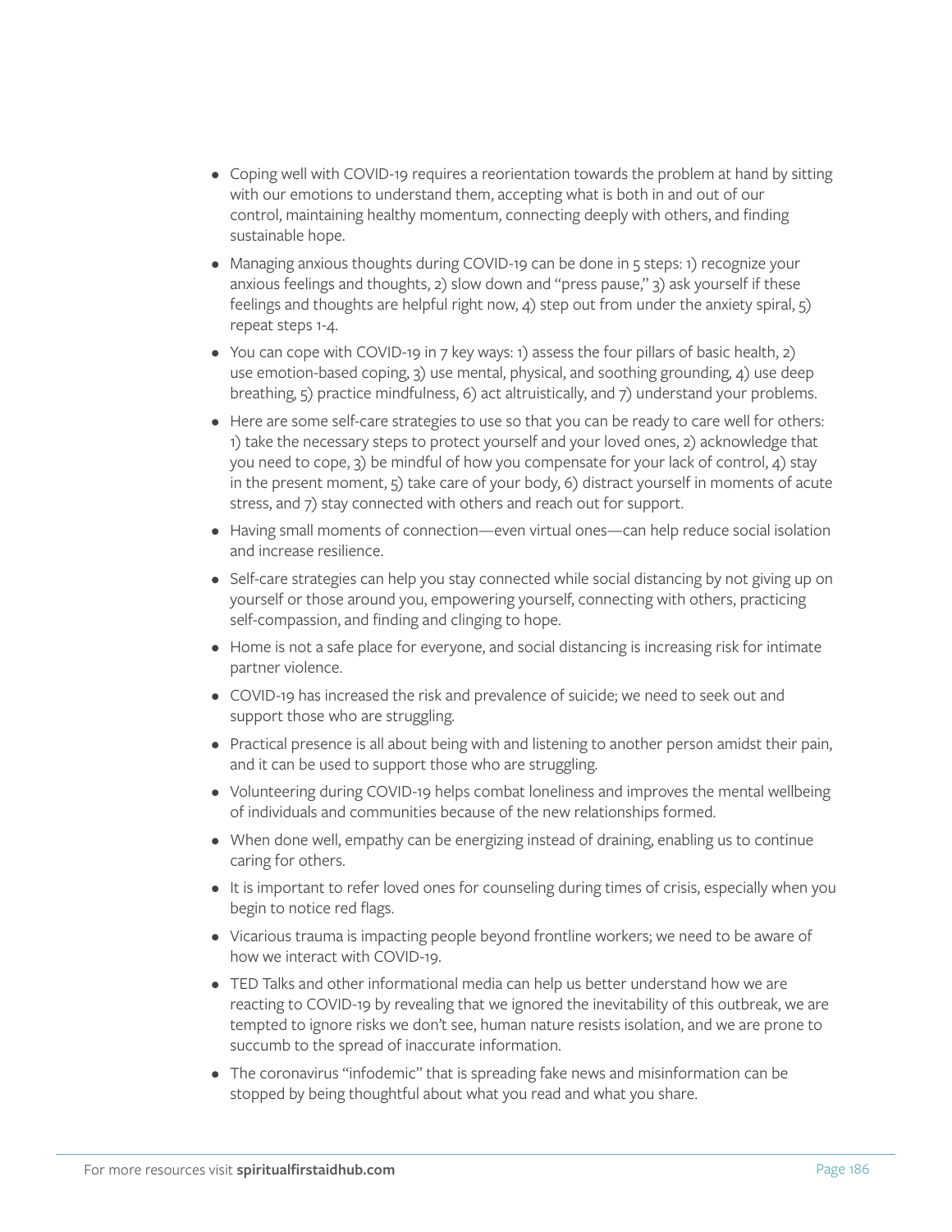- Coping well with COVID-19 requires a reorientation towards the problem at hand by sitting with our emotions to understand them, accepting what is both in and out of our control, maintaining healthy momentum, connecting deeply with others, and finding sustainable hope.
- Managing anxious thoughts during COVID-19 can be done in 5 steps: 1) recognize your anxious feelings and thoughts, 2) slow down and "press pause," 3) ask yourself if these feelings and thoughts are helpful right now, 4) step out from under the anxiety spiral, 5) repeat steps 1-4.
- You can cope with COVID-19 in 7 key ways: 1) assess the four pillars of basic health, 2) use emotion-based coping, 3) use mental, physical, and soothing grounding, 4) use deep breathing, 5) practice mindfulness, 6) act altruistically, and 7) understand your problems.
- Here are some self-care strategies to use so that you can be ready to care well for others: 1) take the necessary steps to protect yourself and your loved ones, 2) acknowledge that you need to cope, 3) be mindful of how you compensate for your lack of control, 4) stay in the present moment, 5) take care of your body, 6) distract yourself in moments of acute stress, and 7) stay connected with others and reach out for support.
- Having small moments of connection—even virtual ones—can help reduce social isolation and increase resilience.
- Self-care strategies can help you stay connected while social distancing by not giving up on yourself or those around you, empowering yourself, connecting with others, practicing self-compassion, and finding and clinging to hope.
- Home is not a safe place for everyone, and social distancing is increasing risk for intimate partner violence.
- COVID-19 has increased the risk and prevalence of suicide; we need to seek out and support those who are struggling.
- Practical presence is all about being with and listening to another person amidst their pain, and it can be used to support those who are struggling.
- Volunteering during COVID-19 helps combat loneliness and improves the mental wellbeing of individuals and communities because of the new relationships formed.
- When done well, empathy can be energizing instead of draining, enabling us to continue caring for others.
- It is important to refer loved ones for counseling during times of crisis, especially when you begin to notice red flags.
- Vicarious trauma is impacting people beyond frontline workers; we need to be aware of how we interact with COVID-19.
- TED Talks and other informational media can help us better understand how we are reacting to COVID-19 by revealing that we ignored the inevitability of this outbreak, we are tempted to ignore risks we don't see, human nature resists isolation, and we are prone to succumb to the spread of inaccurate information.
- The coronavirus "infodemic" that is spreading fake news and misinformation can be stopped by being thoughtful about what you read and what you share.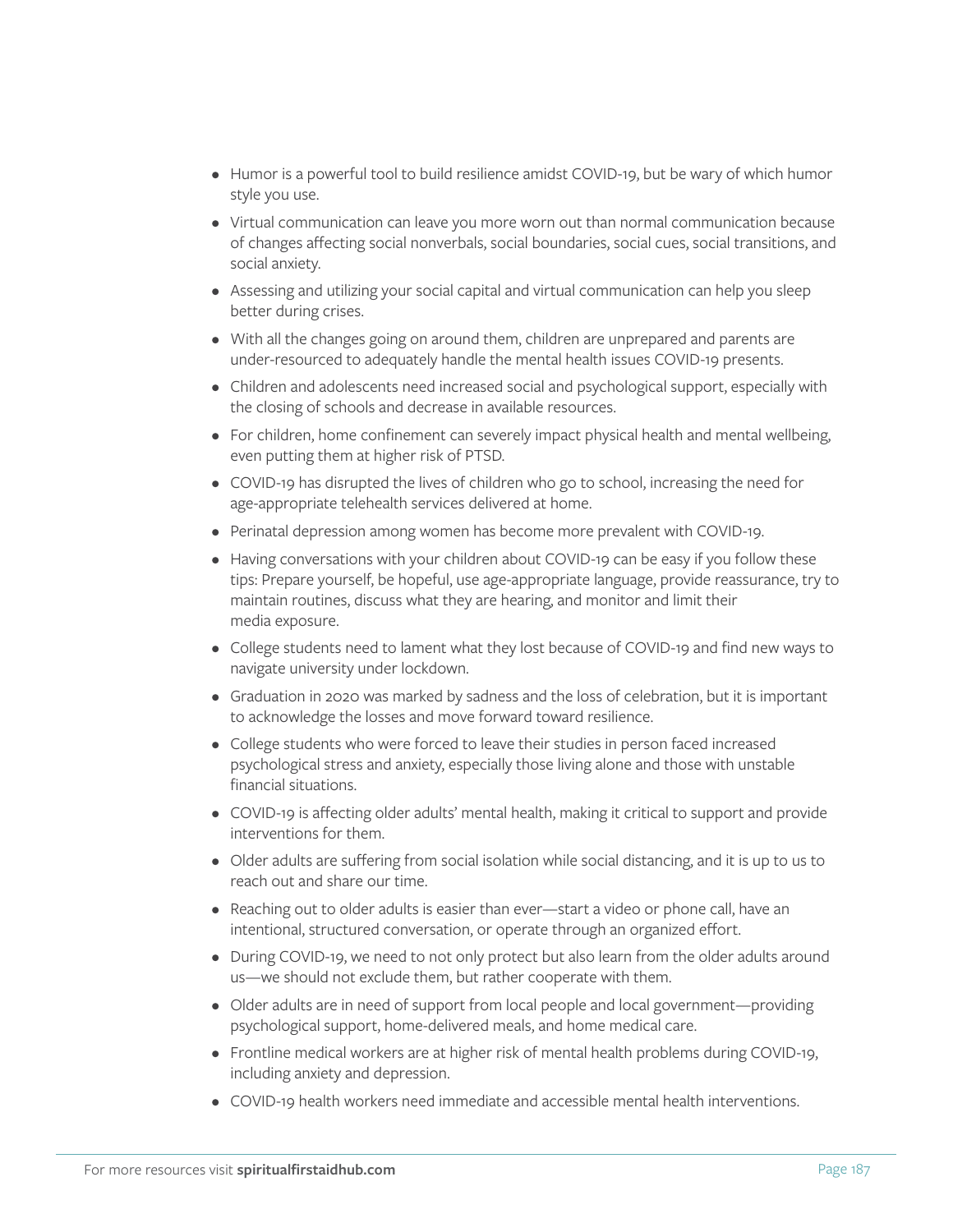- Humor is a powerful tool to build resilience amidst COVID-19, but be wary of which humor style you use.
- Virtual communication can leave you more worn out than normal communication because of changes affecting social nonverbals, social boundaries, social cues, social transitions, and social anxiety.
- Assessing and utilizing your social capital and virtual communication can help you sleep better during crises.
- With all the changes going on around them, children are unprepared and parents are under-resourced to adequately handle the mental health issues COVID-19 presents.
- Children and adolescents need increased social and psychological support, especially with the closing of schools and decrease in available resources.
- For children, home confinement can severely impact physical health and mental wellbeing, even putting them at higher risk of PTSD.
- COVID-19 has disrupted the lives of children who go to school, increasing the need for age-appropriate telehealth services delivered at home.
- Perinatal depression among women has become more prevalent with COVID-19.
- Having conversations with your children about COVID-19 can be easy if you follow these tips: Prepare yourself, be hopeful, use age-appropriate language, provide reassurance, try to maintain routines, discuss what they are hearing, and monitor and limit their media exposure.
- College students need to lament what they lost because of COVID-19 and find new ways to navigate university under lockdown.
- Graduation in 2020 was marked by sadness and the loss of celebration, but it is important to acknowledge the losses and move forward toward resilience.
- College students who were forced to leave their studies in person faced increased psychological stress and anxiety, especially those living alone and those with unstable financial situations.
- COVID-19 is affecting older adults' mental health, making it critical to support and provide interventions for them.
- Older adults are suffering from social isolation while social distancing, and it is up to us to reach out and share our time.
- Reaching out to older adults is easier than ever—start a video or phone call, have an intentional, structured conversation, or operate through an organized effort.
- During COVID-19, we need to not only protect but also learn from the older adults around us—we should not exclude them, but rather cooperate with them.
- Older adults are in need of support from local people and local government—providing psychological support, home-delivered meals, and home medical care.
- Frontline medical workers are at higher risk of mental health problems during COVID-19, including anxiety and depression.
- COVID-19 health workers need immediate and accessible mental health interventions.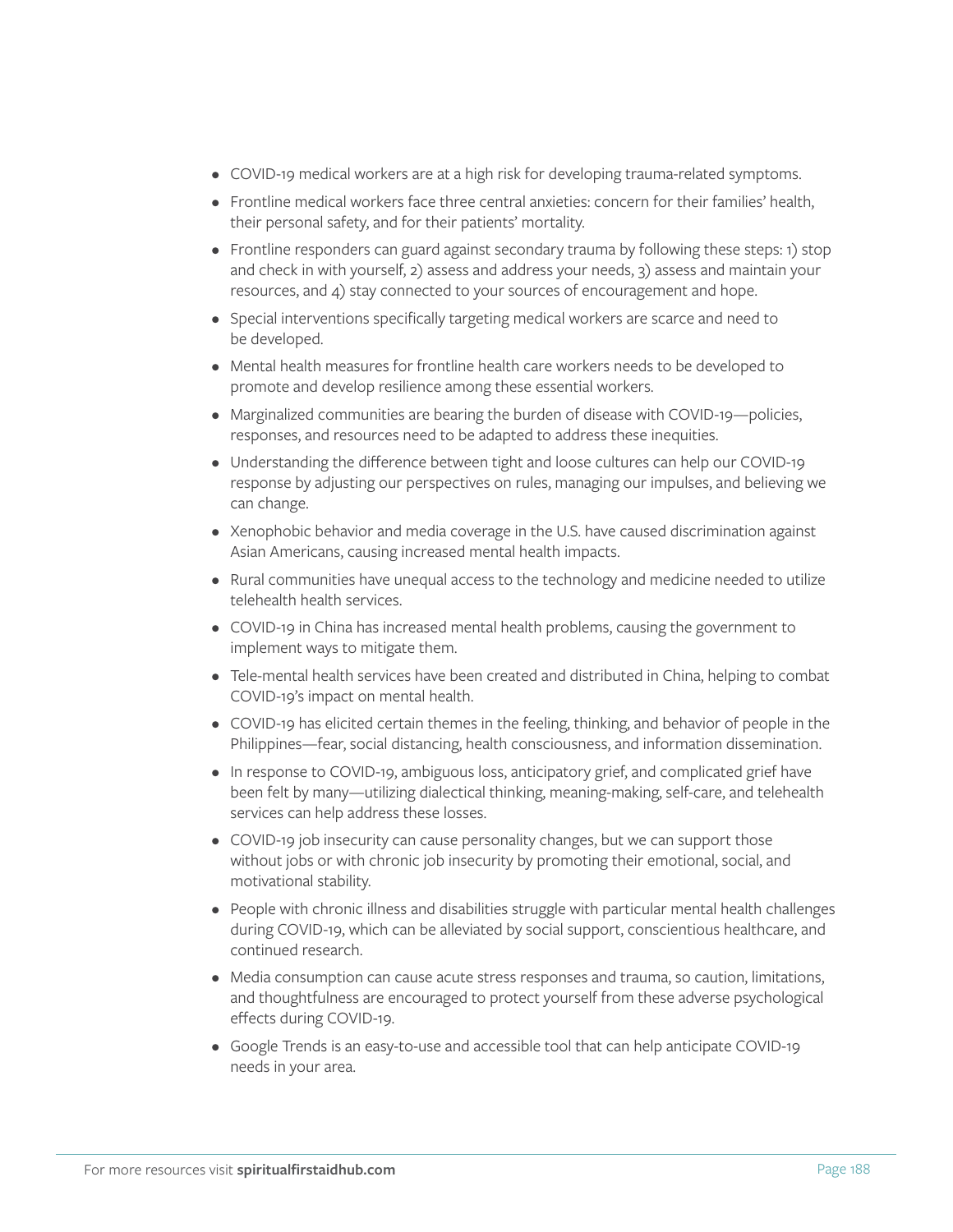- COVID-19 medical workers are at a high risk for developing trauma-related symptoms.
- Frontline medical workers face three central anxieties: concern for their families' health, their personal safety, and for their patients' mortality.
- Frontline responders can guard against secondary trauma by following these steps: 1) stop and check in with yourself, 2) assess and address your needs, 3) assess and maintain your resources, and 4) stay connected to your sources of encouragement and hope.
- Special interventions specifically targeting medical workers are scarce and need to be developed.
- Mental health measures for frontline health care workers needs to be developed to promote and develop resilience among these essential workers.
- Marginalized communities are bearing the burden of disease with COVID-19—policies, responses, and resources need to be adapted to address these inequities.
- Understanding the difference between tight and loose cultures can help our COVID-19 response by adjusting our perspectives on rules, managing our impulses, and believing we can change.
- Xenophobic behavior and media coverage in the U.S. have caused discrimination against Asian Americans, causing increased mental health impacts.
- Rural communities have unequal access to the technology and medicine needed to utilize telehealth health services.
- COVID-19 in China has increased mental health problems, causing the government to implement ways to mitigate them.
- Tele-mental health services have been created and distributed in China, helping to combat COVID-19's impact on mental health.
- COVID-19 has elicited certain themes in the feeling, thinking, and behavior of people in the Philippines—fear, social distancing, health consciousness, and information dissemination.
- In response to COVID-19, ambiguous loss, anticipatory grief, and complicated grief have been felt by many—utilizing dialectical thinking, meaning-making, self-care, and telehealth services can help address these losses.
- COVID-19 job insecurity can cause personality changes, but we can support those without jobs or with chronic job insecurity by promoting their emotional, social, and motivational stability.
- People with chronic illness and disabilities struggle with particular mental health challenges during COVID-19, which can be alleviated by social support, conscientious healthcare, and continued research.
- Media consumption can cause acute stress responses and trauma, so caution, limitations, and thoughtfulness are encouraged to protect yourself from these adverse psychological effects during COVID-19.
- Google Trends is an easy-to-use and accessible tool that can help anticipate COVID-19 needs in your area.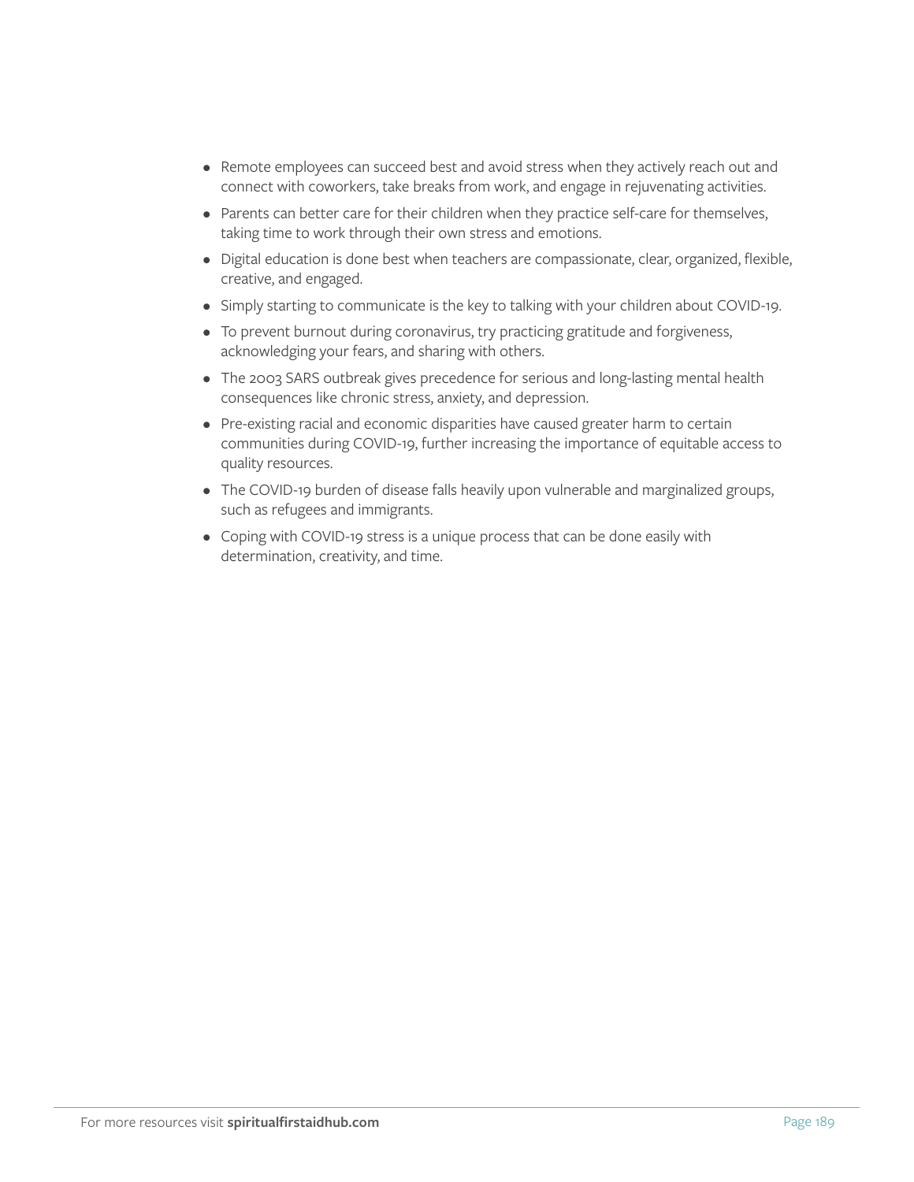- Remote employees can succeed best and avoid stress when they actively reach out and connect with coworkers, take breaks from work, and engage in rejuvenating activities.
- Parents can better care for their children when they practice self-care for themselves, taking time to work through their own stress and emotions.
- Digital education is done best when teachers are compassionate, clear, organized, flexible, creative, and engaged.
- Simply starting to communicate is the key to talking with your children about COVID-19.
- To prevent burnout during coronavirus, try practicing gratitude and forgiveness, acknowledging your fears, and sharing with others.
- The 2003 SARS outbreak gives precedence for serious and long-lasting mental health consequences like chronic stress, anxiety, and depression.
- Pre-existing racial and economic disparities have caused greater harm to certain communities during COVID-19, further increasing the importance of equitable access to quality resources.
- The COVID-19 burden of disease falls heavily upon vulnerable and marginalized groups, such as refugees and immigrants.
- Coping with COVID-19 stress is a unique process that can be done easily with determination, creativity, and time.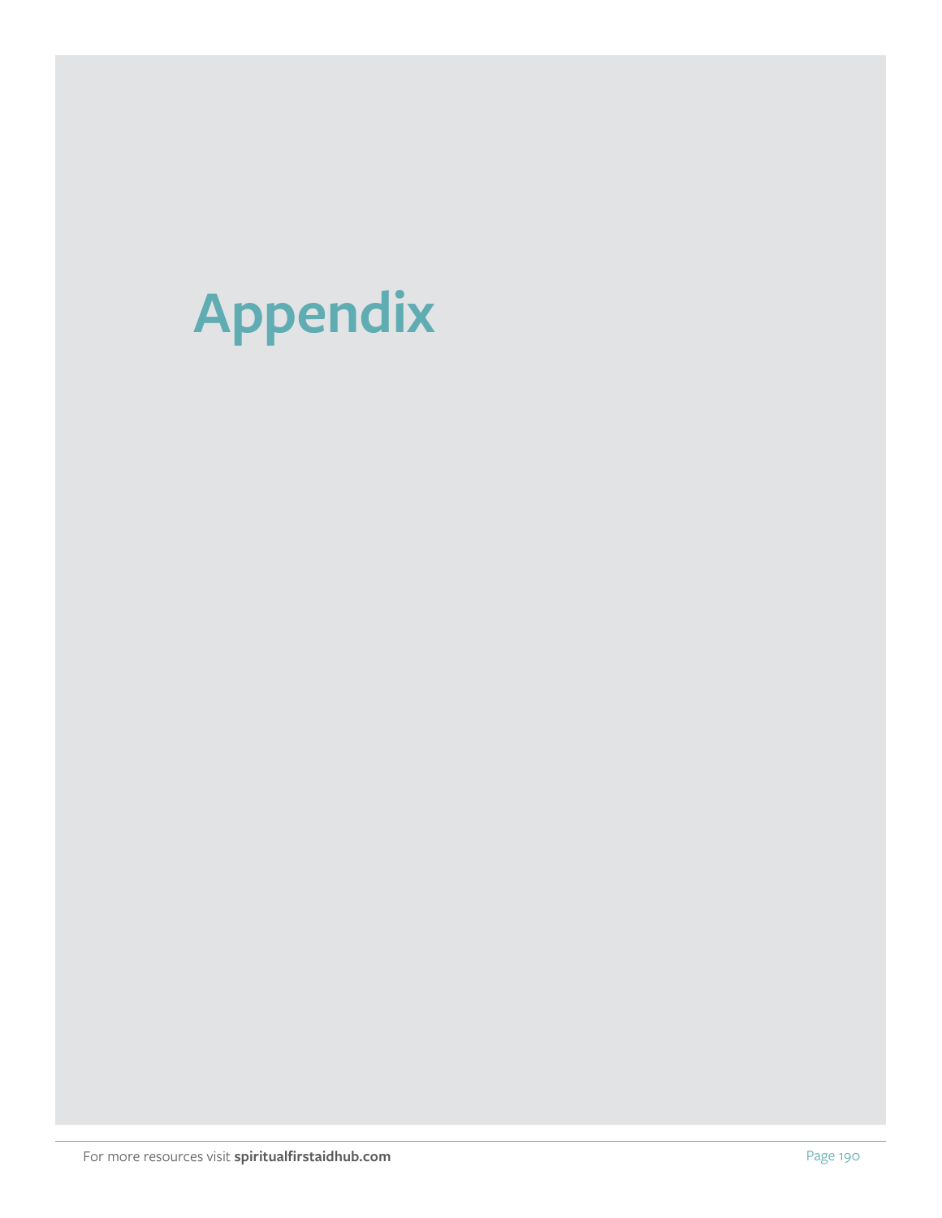# Appendix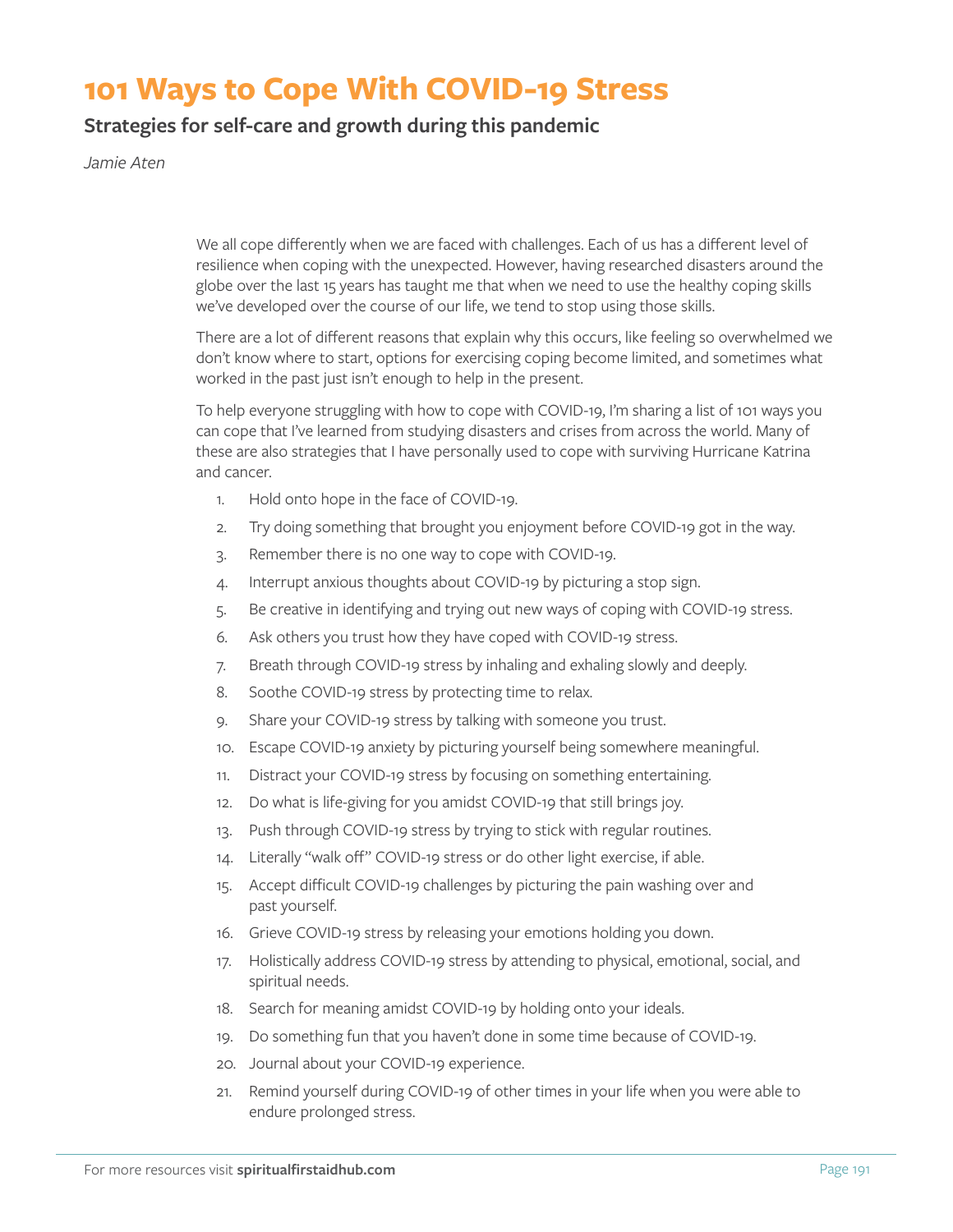# 101 Ways to Cope With COVID-19 Stress

## Strategies for self-care and growth during this pandemic

*Jamie Aten*

We all cope differently when we are faced with challenges. Each of us has a different level of resilience when coping with the unexpected. However, having researched disasters around the globe over the last 15 years has taught me that when we need to use the healthy coping skills we've developed over the course of our life, we tend to stop using those skills.

There are a lot of different reasons that explain why this occurs, like feeling so overwhelmed we don't know where to start, options for exercising coping become limited, and sometimes what worked in the past just isn't enough to help in the present.

To help everyone struggling with how to cope with COVID-19, I'm sharing a list of 101 ways you can cope that I've learned from studying disasters and crises from across the world. Many of these are also strategies that I have personally used to cope with surviving Hurricane Katrina and cancer.

1. Hold onto hope in the face of COVID-19.
2. Try doing something that brought you enjoyment before COVID-19 got in the way.
3. Remember there is no one way to cope with COVID-19.
4. Interrupt anxious thoughts about COVID-19 by picturing a stop sign.
5. Be creative in identifying and trying out new ways of coping with COVID-19 stress.
6. Ask others you trust how they have coped with COVID-19 stress.
7. Breath through COVID-19 stress by inhaling and exhaling slowly and deeply.
8. Soothe COVID-19 stress by protecting time to relax.
9. Share your COVID-19 stress by talking with someone you trust.
10. Escape COVID-19 anxiety by picturing yourself being somewhere meaningful.
11. Distract your COVID-19 stress by focusing on something entertaining.
12. Do what is life-giving for you amidst COVID-19 that still brings joy.
13. Push through COVID-19 stress by trying to stick with regular routines.
14. Literally "walk off" COVID-19 stress or do other light exercise, if able.
15. Accept difficult COVID-19 challenges by picturing the pain washing over and past yourself.
16. Grieve COVID-19 stress by releasing your emotions holding you down.
17. Holistically address COVID-19 stress by attending to physical, emotional, social, and spiritual needs.
18. Search for meaning amidst COVID-19 by holding onto your ideals.
19. Do something fun that you haven't done in some time because of COVID-19.
20. Journal about your COVID-19 experience.
21. Remind yourself during COVID-19 of other times in your life when you were able to endure prolonged stress.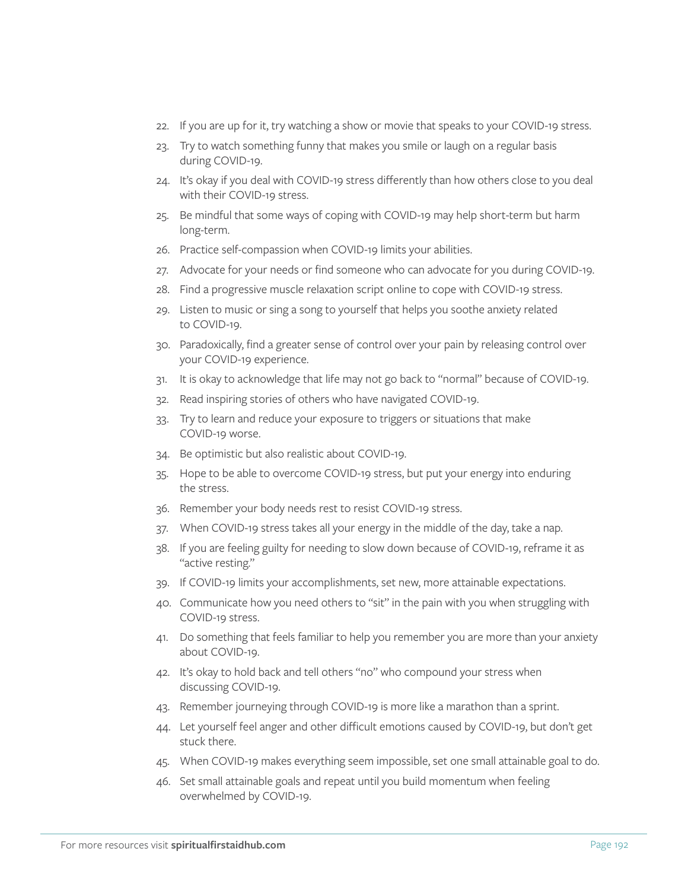22. If you are up for it, try watching a show or movie that speaks to your COVID-19 stress.
23. Try to watch something funny that makes you smile or laugh on a regular basis during COVID-19.
24. It's okay if you deal with COVID-19 stress differently than how others close to you deal with their COVID-19 stress.
25. Be mindful that some ways of coping with COVID-19 may help short-term but harm long-term.
26. Practice self-compassion when COVID-19 limits your abilities.
27. Advocate for your needs or find someone who can advocate for you during COVID-19.
28. Find a progressive muscle relaxation script online to cope with COVID-19 stress.
29. Listen to music or sing a song to yourself that helps you soothe anxiety related to COVID-19.
30. Paradoxically, find a greater sense of control over your pain by releasing control over your COVID-19 experience.
31. It is okay to acknowledge that life may not go back to "normal" because of COVID-19.
32. Read inspiring stories of others who have navigated COVID-19.
33. Try to learn and reduce your exposure to triggers or situations that make COVID-19 worse.
34. Be optimistic but also realistic about COVID-19.
35. Hope to be able to overcome COVID-19 stress, but put your energy into enduring the stress.
36. Remember your body needs rest to resist COVID-19 stress.
37. When COVID-19 stress takes all your energy in the middle of the day, take a nap.
38. If you are feeling guilty for needing to slow down because of COVID-19, reframe it as "active resting."
39. If COVID-19 limits your accomplishments, set new, more attainable expectations.
40. Communicate how you need others to "sit" in the pain with you when struggling with COVID-19 stress.
41. Do something that feels familiar to help you remember you are more than your anxiety about COVID-19.
42. It's okay to hold back and tell others "no" who compound your stress when discussing COVID-19.
43. Remember journeying through COVID-19 is more like a marathon than a sprint.
44. Let yourself feel anger and other difficult emotions caused by COVID-19, but don't get stuck there.
45. When COVID-19 makes everything seem impossible, set one small attainable goal to do.
46. Set small attainable goals and repeat until you build momentum when feeling overwhelmed by COVID-19.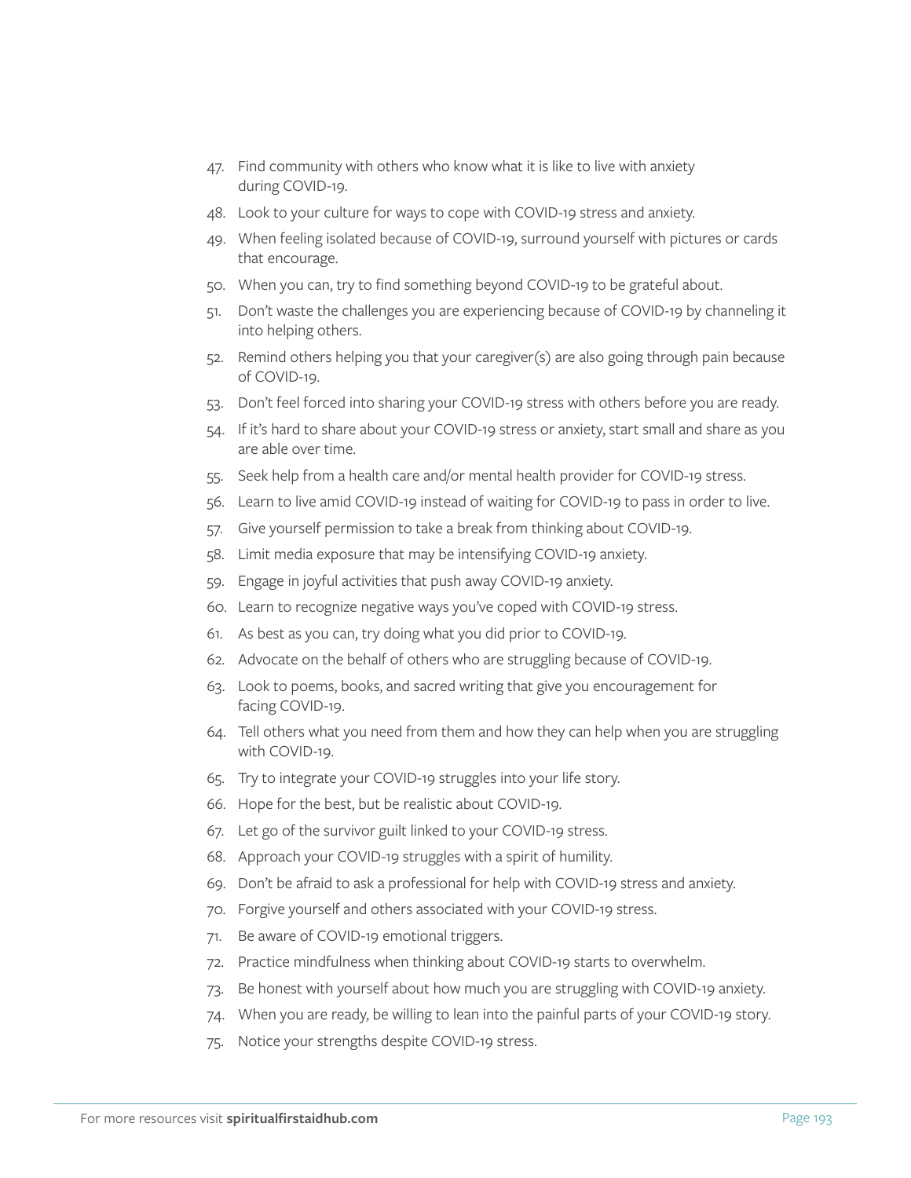47. Find community with others who know what it is like to live with anxiety during COVID-19.
48. Look to your culture for ways to cope with COVID-19 stress and anxiety.
49. When feeling isolated because of COVID-19, surround yourself with pictures or cards that encourage.
50. When you can, try to find something beyond COVID-19 to be grateful about.
51. Don't waste the challenges you are experiencing because of COVID-19 by channeling it into helping others.
52. Remind others helping you that your caregiver(s) are also going through pain because of COVID-19.
53. Don't feel forced into sharing your COVID-19 stress with others before you are ready.
54. If it's hard to share about your COVID-19 stress or anxiety, start small and share as you are able over time.
55. Seek help from a health care and/or mental health provider for COVID-19 stress.
56. Learn to live amid COVID-19 instead of waiting for COVID-19 to pass in order to live.
57. Give yourself permission to take a break from thinking about COVID-19.
58. Limit media exposure that may be intensifying COVID-19 anxiety.
59. Engage in joyful activities that push away COVID-19 anxiety.
60. Learn to recognize negative ways you've coped with COVID-19 stress.
61. As best as you can, try doing what you did prior to COVID-19.
62. Advocate on the behalf of others who are struggling because of COVID-19.
63. Look to poems, books, and sacred writing that give you encouragement for facing COVID-19.
64. Tell others what you need from them and how they can help when you are struggling with COVID-19.
65. Try to integrate your COVID-19 struggles into your life story.
66. Hope for the best, but be realistic about COVID-19.
67. Let go of the survivor guilt linked to your COVID-19 stress.
68. Approach your COVID-19 struggles with a spirit of humility.
69. Don't be afraid to ask a professional for help with COVID-19 stress and anxiety.
70. Forgive yourself and others associated with your COVID-19 stress.
71. Be aware of COVID-19 emotional triggers.
72. Practice mindfulness when thinking about COVID-19 starts to overwhelm.
73. Be honest with yourself about how much you are struggling with COVID-19 anxiety.
74. When you are ready, be willing to lean into the painful parts of your COVID-19 story.
75. Notice your strengths despite COVID-19 stress.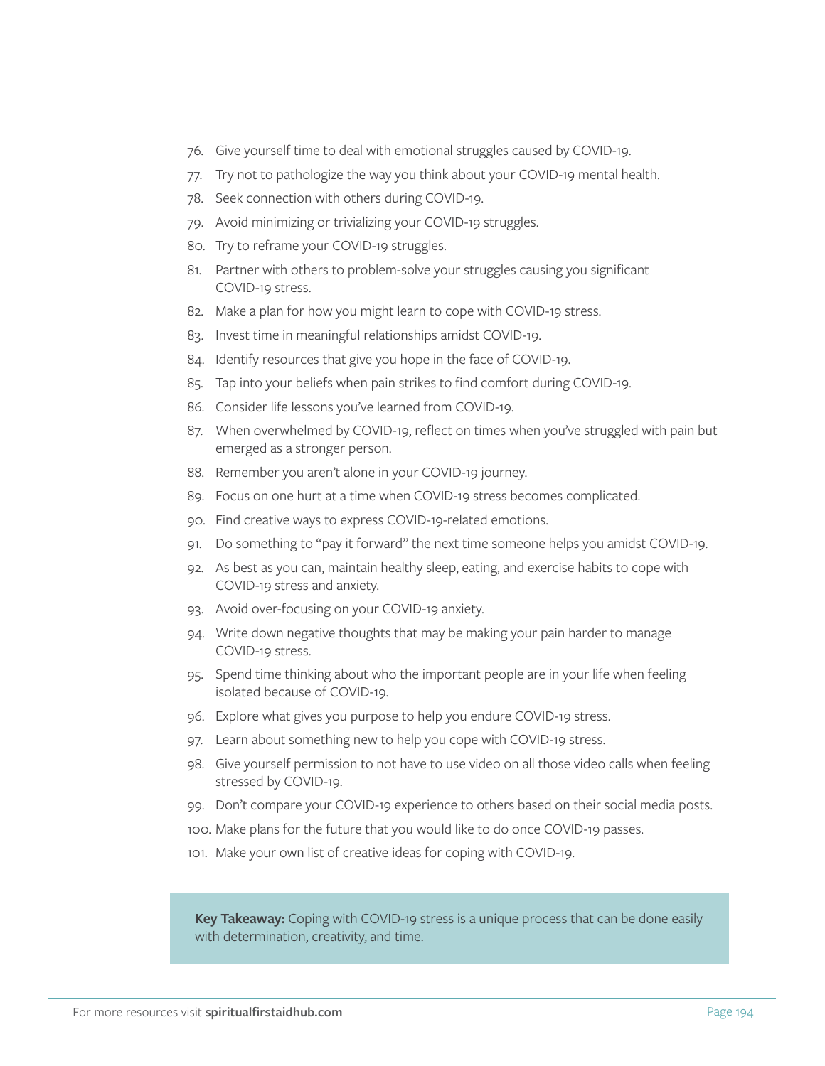76. Give yourself time to deal with emotional struggles caused by COVID-19.
77. Try not to pathologize the way you think about your COVID-19 mental health.
78. Seek connection with others during COVID-19.
79. Avoid minimizing or trivializing your COVID-19 struggles.
80. Try to reframe your COVID-19 struggles.
81. Partner with others to problem-solve your struggles causing you significant COVID-19 stress.
82. Make a plan for how you might learn to cope with COVID-19 stress.
83. Invest time in meaningful relationships amidst COVID-19.
84. Identify resources that give you hope in the face of COVID-19.
85. Tap into your beliefs when pain strikes to find comfort during COVID-19.
86. Consider life lessons you've learned from COVID-19.
87. When overwhelmed by COVID-19, reflect on times when you've struggled with pain but emerged as a stronger person.
88. Remember you aren't alone in your COVID-19 journey.
89. Focus on one hurt at a time when COVID-19 stress becomes complicated.
90. Find creative ways to express COVID-19-related emotions.
91. Do something to "pay it forward" the next time someone helps you amidst COVID-19.
92. As best as you can, maintain healthy sleep, eating, and exercise habits to cope with COVID-19 stress and anxiety.
93. Avoid over-focusing on your COVID-19 anxiety.
94. Write down negative thoughts that may be making your pain harder to manage COVID-19 stress.
95. Spend time thinking about who the important people are in your life when feeling isolated because of COVID-19.
96. Explore what gives you purpose to help you endure COVID-19 stress.
97. Learn about something new to help you cope with COVID-19 stress.
98. Give yourself permission to not have to use video on all those video calls when feeling stressed by COVID-19.
99. Don't compare your COVID-19 experience to others based on their social media posts.
100. Make plans for the future that you would like to do once COVID-19 passes.
101. Make your own list of creative ideas for coping with COVID-19.

**Key Takeaway:** Coping with COVID-19 stress is a unique process that can be done easily with determination, creativity, and time.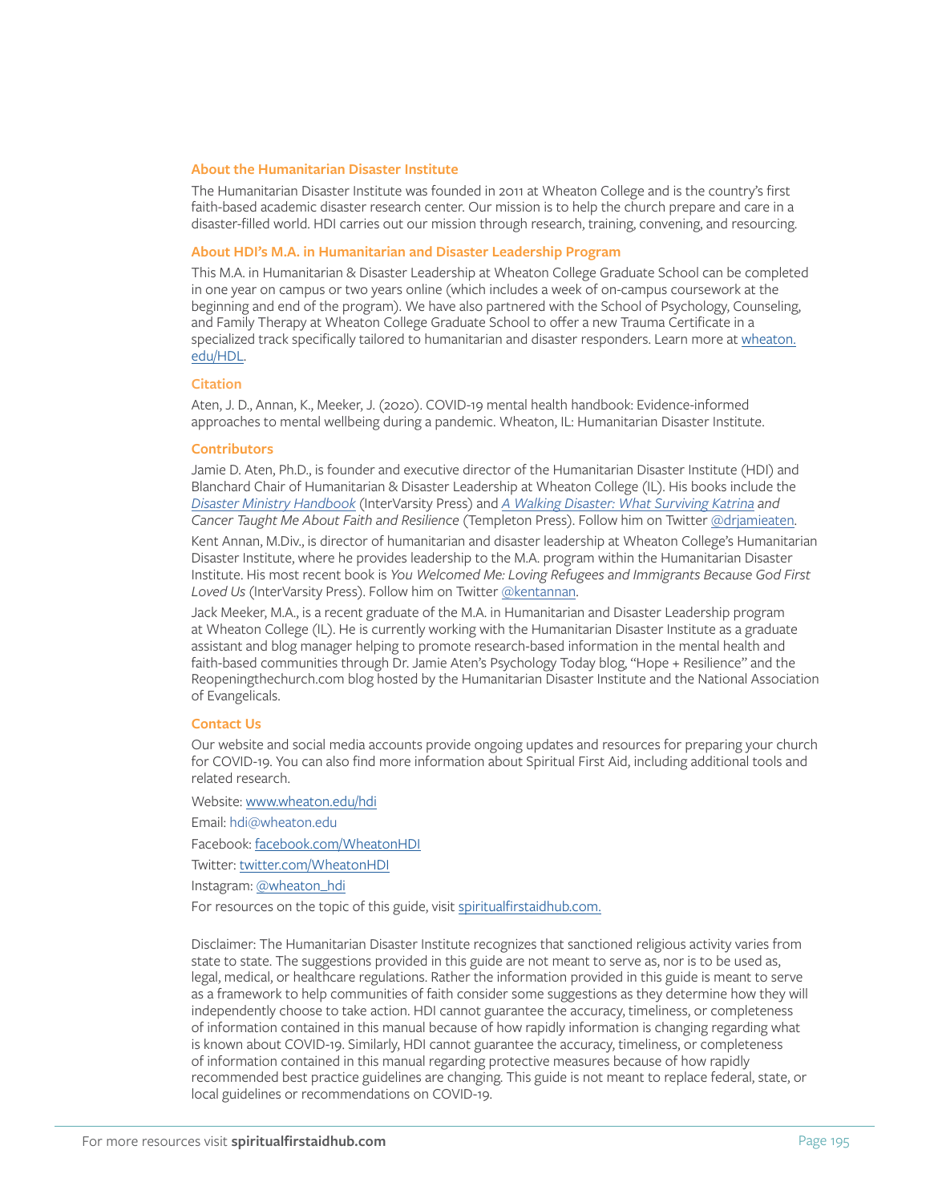## About the Humanitarian Disaster Institute

The Humanitarian Disaster Institute was founded in 2011 at Wheaton College and is the country's first faith-based academic disaster research center. Our mission is to help the church prepare and care in a disaster-filled world. HDI carries out our mission through research, training, convening, and resourcing.

## About HDI's M.A. in Humanitarian and Disaster Leadership Program

This M.A. in Humanitarian & Disaster Leadership at Wheaton College Graduate School can be completed in one year on campus or two years online (which includes a week of on-campus coursework at the beginning and end of the program). We have also partnered with the School of Psychology, Counseling, and Family Therapy at Wheaton College Graduate School to offer a new Trauma Certificate in a specialized track specifically tailored to humanitarian and disaster responders. Learn more at [wheaton.edu/HDL](wheaton.edu/HDL).

## Citation

Aten, J. D., Annan, K., Meeker, J. (2020). COVID-19 mental health handbook: Evidence-informed approaches to mental wellbeing during a pandemic. Wheaton, IL: Humanitarian Disaster Institute.

## Contributors

Jamie D. Aten, Ph.D., is founder and executive director of the Humanitarian Disaster Institute (HDI) and Blanchard Chair of Humanitarian & Disaster Leadership at Wheaton College (IL). His books include the *Disaster Ministry Handbook* (InterVarsity Press) and *A Walking Disaster: What Surviving Katrina and Cancer Taught Me About Faith and Resilience* (Templeton Press). Follow him on Twitter @drjamieaten.

Kent Annan, M.Div., is director of humanitarian and disaster leadership at Wheaton College's Humanitarian Disaster Institute, where he provides leadership to the M.A. program within the Humanitarian Disaster Institute. His most recent book is *You Welcomed Me: Loving Refugees and Immigrants Because God First Loved Us* (InterVarsity Press). Follow him on Twitter @kentannan.

Jack Meeker, M.A., is a recent graduate of the M.A. in Humanitarian and Disaster Leadership program at Wheaton College (IL). He is currently working with the Humanitarian Disaster Institute as a graduate assistant and blog manager helping to promote research-based information in the mental health and faith-based communities through Dr. Jamie Aten's Psychology Today blog, "Hope + Resilience" and the Reopeningthechurch.com blog hosted by the Humanitarian Disaster Institute and the National Association of Evangelicals.

## Contact Us

Our website and social media accounts provide ongoing updates and resources for preparing your church for COVID-19. You can also find more information about Spiritual First Aid, including additional tools and related research.

Website: www.wheaton.edu/hdi

Email: hdi@wheaton.edu

Facebook: facebook.com/WheatonHDI

Twitter: twitter.com/WheatonHDI

Instagram: @wheaton_hdi

For resources on the topic of this guide, visit spiritualfirstaidhub.com.

Disclaimer: The Humanitarian Disaster Institute recognizes that sanctioned religious activity varies from state to state. The suggestions provided in this guide are not meant to serve as, nor is to be used as, legal, medical, or healthcare regulations. Rather the information provided in this guide is meant to serve as a framework to help communities of faith consider some suggestions as they determine how they will independently choose to take action. HDI cannot guarantee the accuracy, timeliness, or completeness of information contained in this manual because of how rapidly information is changing regarding what is known about COVID-19. Similarly, HDI cannot guarantee the accuracy, timeliness, or completeness of information contained in this manual regarding protective measures because of how rapidly recommended best practice guidelines are changing. This guide is not meant to replace federal, state, or local guidelines or recommendations on COVID-19.